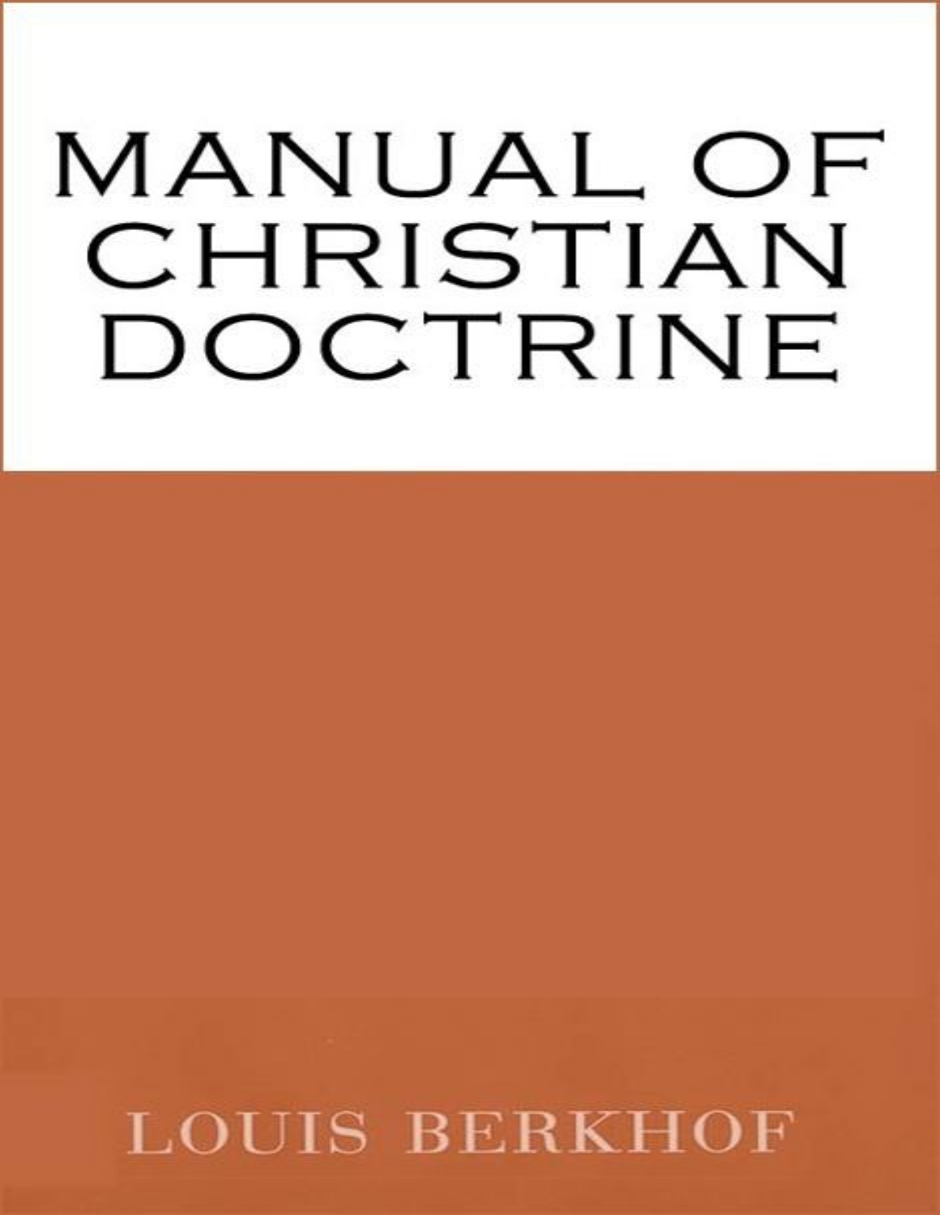# MANUAL OF CHRISTIAN DOCTRINE

LOUIS BERKHOF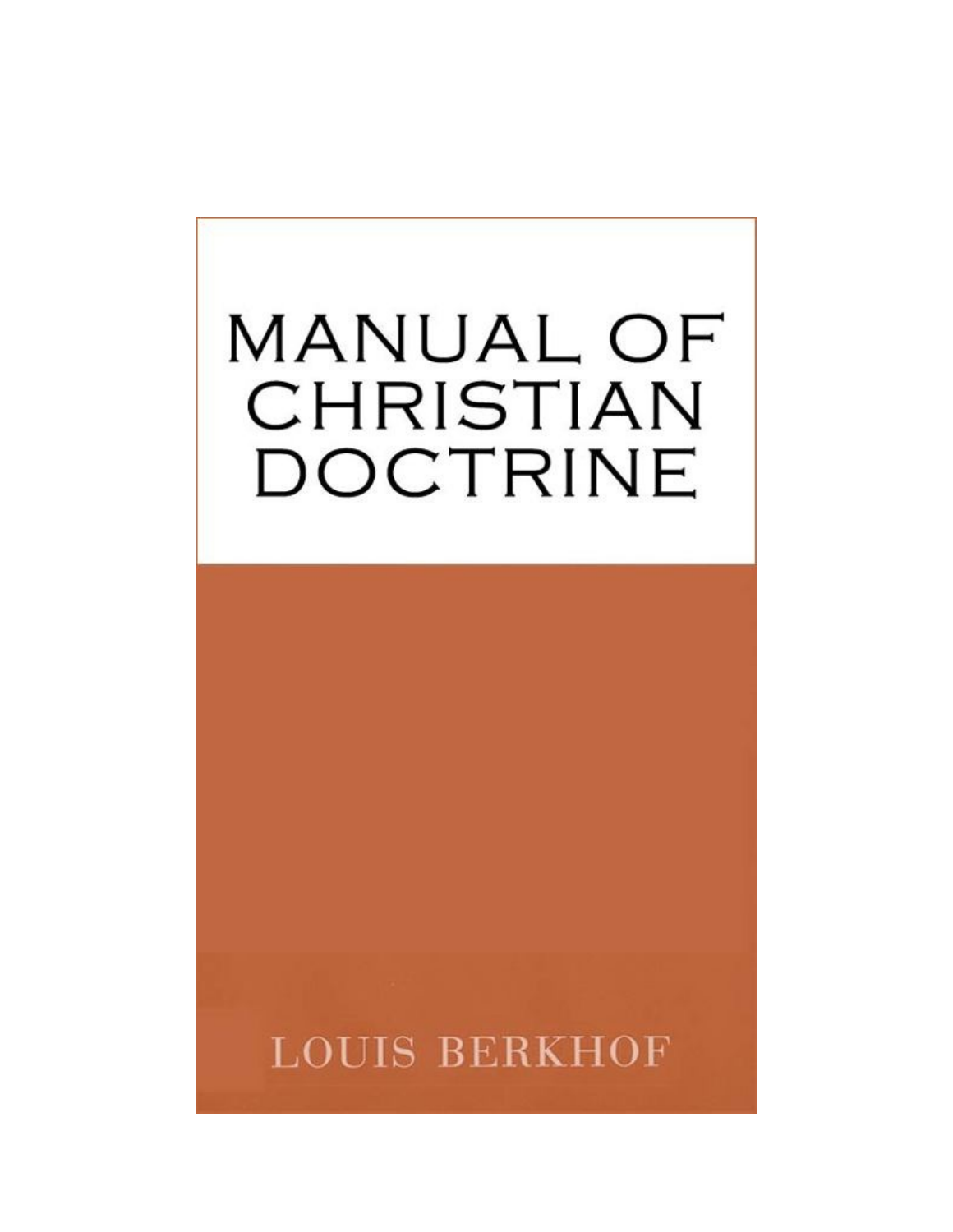# MANUAL OF CHRISTIAN DOCTRINE

LOUIS BERKHOF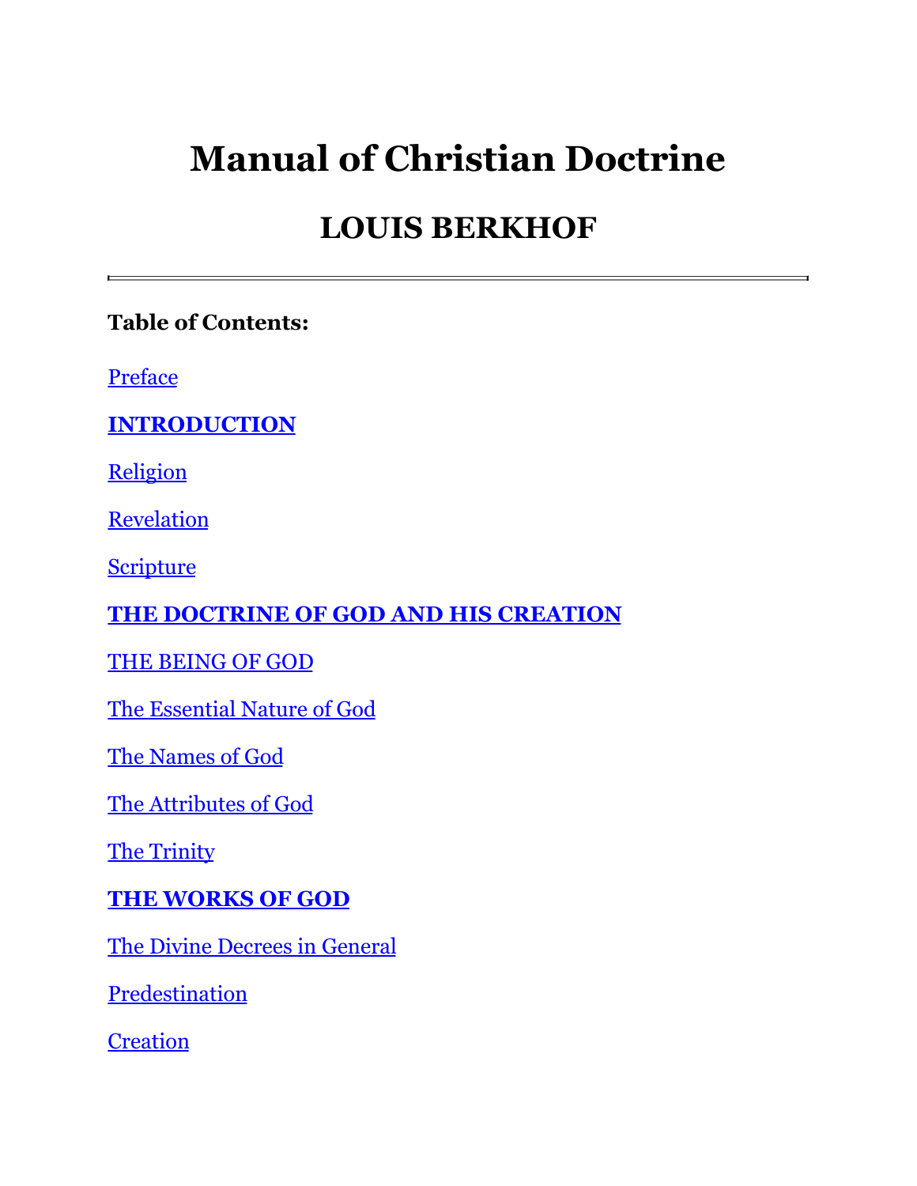# Manual of Christian Doctrine

## LOUIS BERKHOF

---

**Table of Contents:**

Preface

**INTRODUCTION**

Religion

Revelation

Scripture

**THE DOCTRINE OF GOD AND HIS CREATION**

THE BEING OF GOD

The Essential Nature of God

The Names of God

The Attributes of God

The Trinity

**THE WORKS OF GOD**

The Divine Decrees in General

Predestination

Creation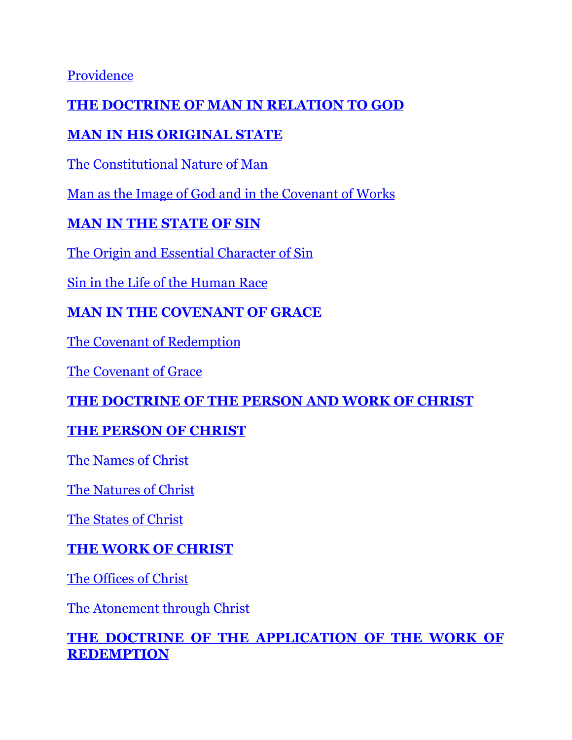Providence

**THE DOCTRINE OF MAN IN RELATION TO GOD**

**MAN IN HIS ORIGINAL STATE**

The Constitutional Nature of Man

Man as the Image of God and in the Covenant of Works

**MAN IN THE STATE OF SIN**

The Origin and Essential Character of Sin

Sin in the Life of the Human Race

**MAN IN THE COVENANT OF GRACE**

The Covenant of Redemption

The Covenant of Grace

**THE DOCTRINE OF THE PERSON AND WORK OF CHRIST**

**THE PERSON OF CHRIST**

The Names of Christ

The Natures of Christ

The States of Christ

**THE WORK OF CHRIST**

The Offices of Christ

The Atonement through Christ

**THE DOCTRINE OF THE APPLICATION OF THE WORK OF REDEMPTION**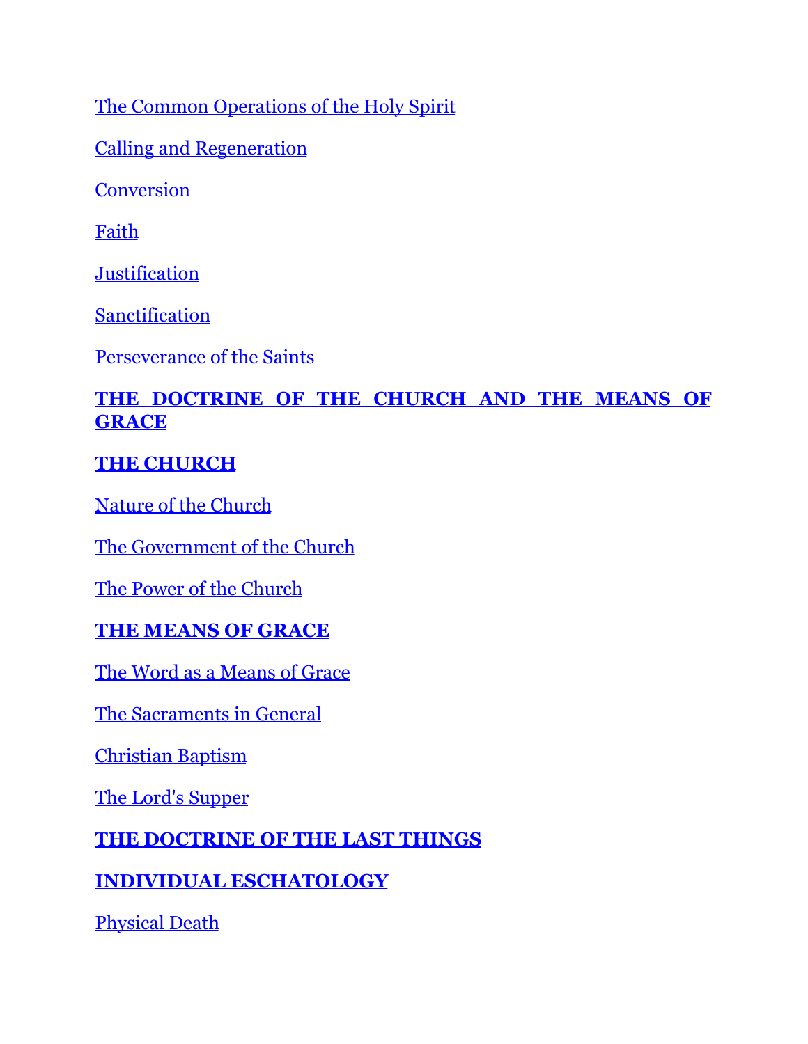The Common Operations of the Holy Spirit

Calling and Regeneration

Conversion

Faith

Justification

Sanctification

Perseverance of the Saints

**THE DOCTRINE OF THE CHURCH AND THE MEANS OF GRACE**

**THE CHURCH**

Nature of the Church

The Government of the Church

The Power of the Church

**THE MEANS OF GRACE**

The Word as a Means of Grace

The Sacraments in General

Christian Baptism

The Lord's Supper

**THE DOCTRINE OF THE LAST THINGS**

**INDIVIDUAL ESCHATOLOGY**

Physical Death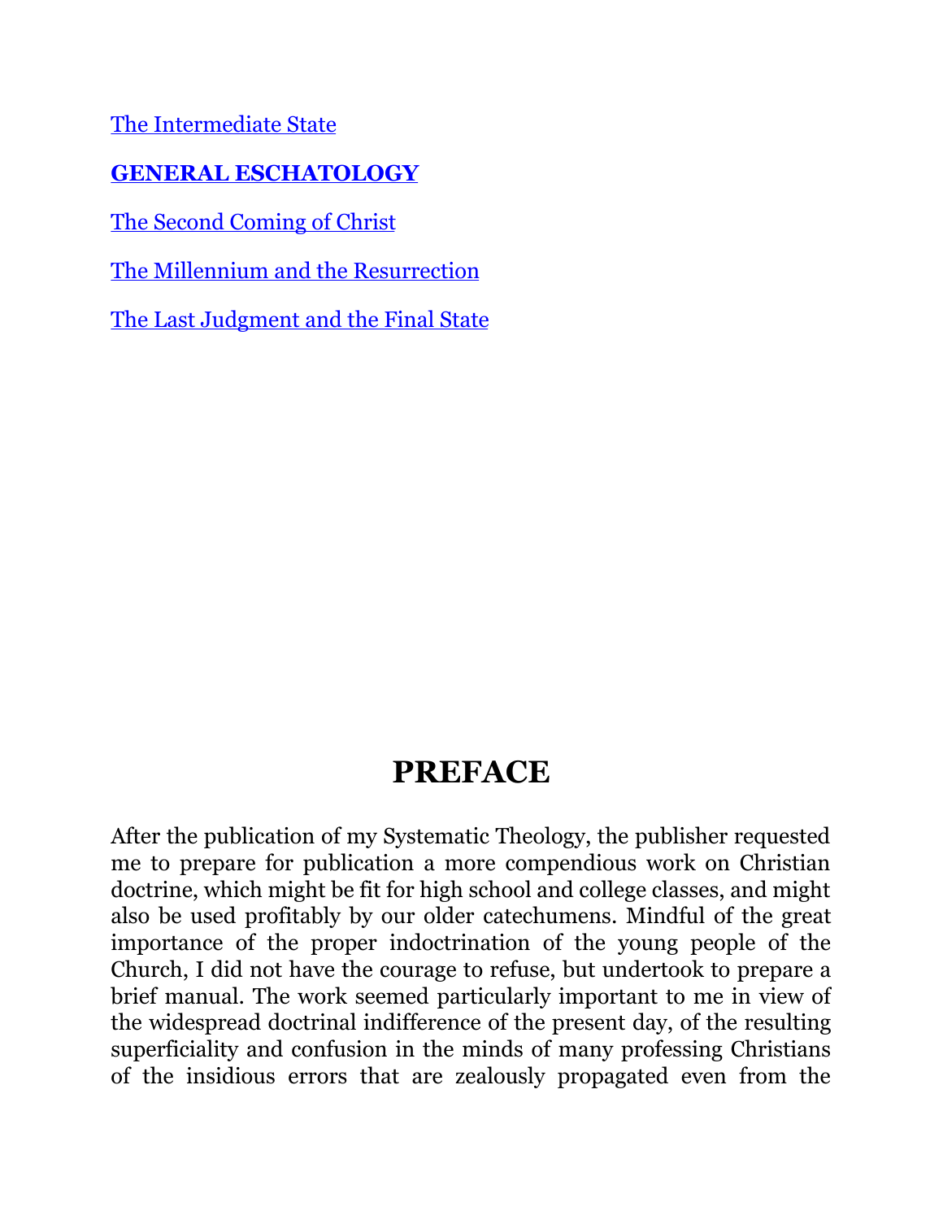[The Intermediate State]

**[GENERAL ESCHATOLOGY]**

[The Second Coming of Christ]

[The Millennium and the Resurrection]

[The Last Judgment and the Final State]

# PREFACE

After the publication of my Systematic Theology, the publisher requested me to prepare for publication a more compendious work on Christian doctrine, which might be fit for high school and college classes, and might also be used profitably by our older catechumens. Mindful of the great importance of the proper indoctrination of the young people of the Church, I did not have the courage to refuse, but undertook to prepare a brief manual. The work seemed particularly important to me in view of the widespread doctrinal indifference of the present day, of the resulting superficiality and confusion in the minds of many professing Christians of the insidious errors that are zealously propagated even from the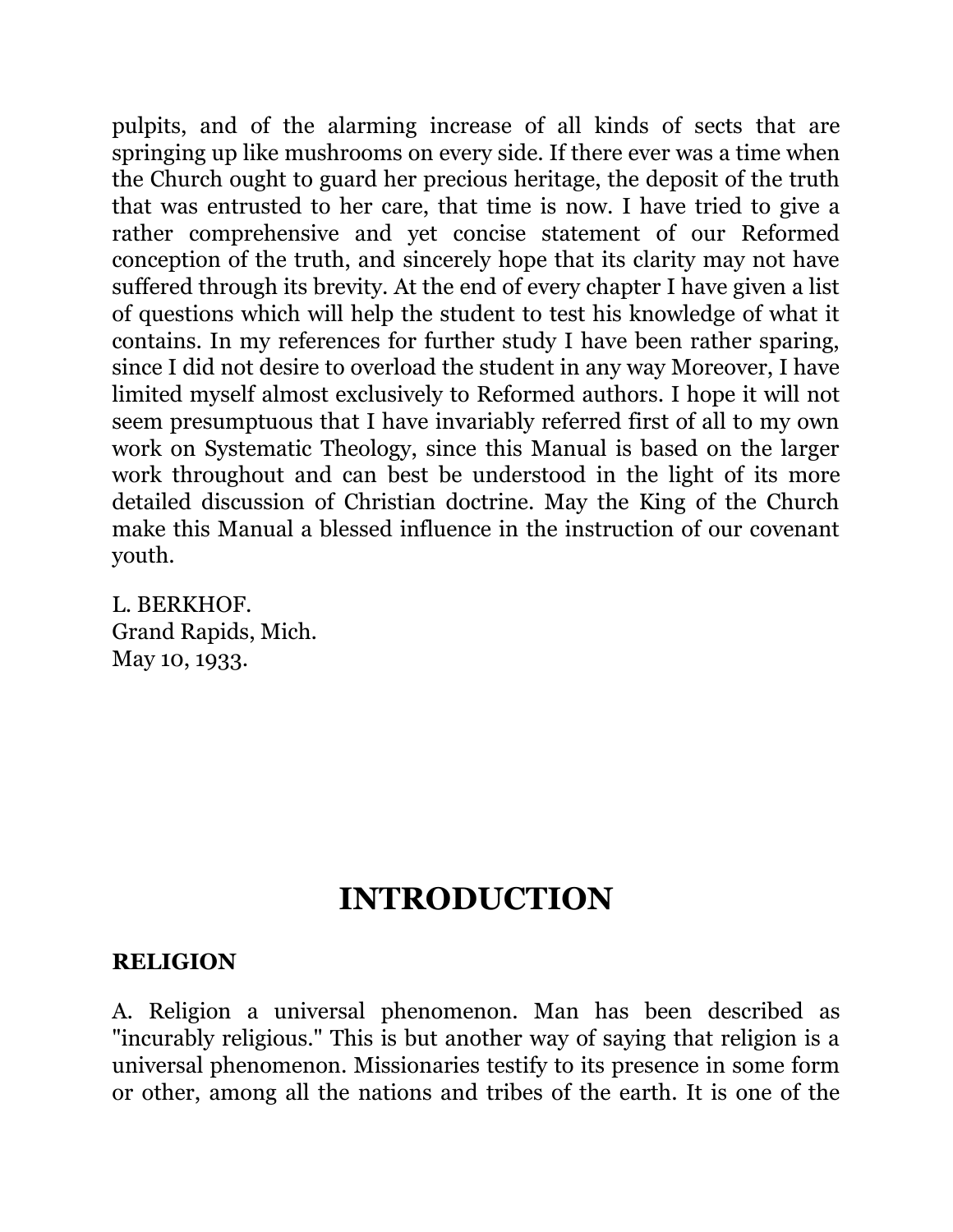pulpits, and of the alarming increase of all kinds of sects that are springing up like mushrooms on every side. If there ever was a time when the Church ought to guard her precious heritage, the deposit of the truth that was entrusted to her care, that time is now. I have tried to give a rather comprehensive and yet concise statement of our Reformed conception of the truth, and sincerely hope that its clarity may not have suffered through its brevity. At the end of every chapter I have given a list of questions which will help the student to test his knowledge of what it contains. In my references for further study I have been rather sparing, since I did not desire to overload the student in any way Moreover, I have limited myself almost exclusively to Reformed authors. I hope it will not seem presumptuous that I have invariably referred first of all to my own work on Systematic Theology, since this Manual is based on the larger work throughout and can best be understood in the light of its more detailed discussion of Christian doctrine. May the King of the Church make this Manual a blessed influence in the instruction of our covenant youth.

L. BERKHOF.
Grand Rapids, Mich.
May 10, 1933.

# INTRODUCTION

**RELIGION**

A. Religion a universal phenomenon. Man has been described as "incurably religious." This is but another way of saying that religion is a universal phenomenon. Missionaries testify to its presence in some form or other, among all the nations and tribes of the earth. It is one of the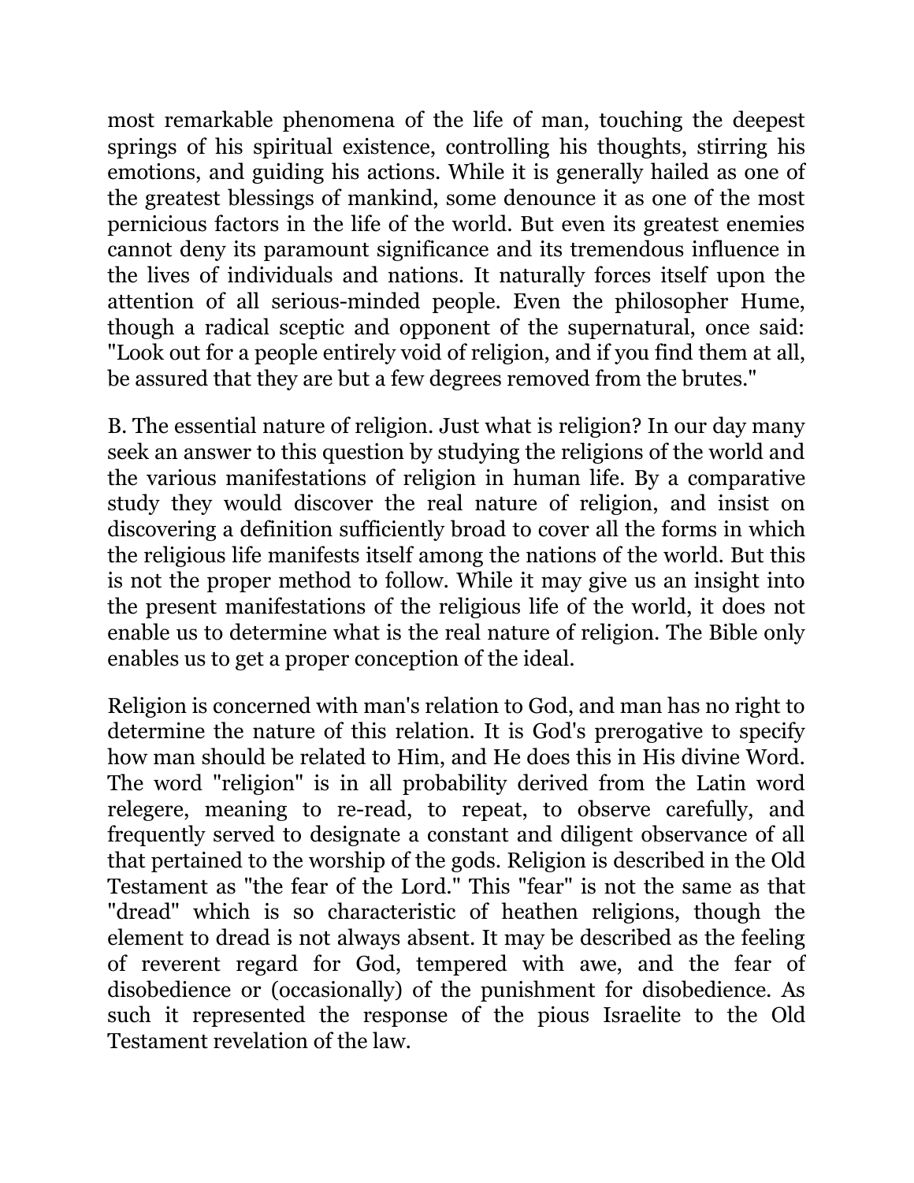most remarkable phenomena of the life of man, touching the deepest springs of his spiritual existence, controlling his thoughts, stirring his emotions, and guiding his actions. While it is generally hailed as one of the greatest blessings of mankind, some denounce it as one of the most pernicious factors in the life of the world. But even its greatest enemies cannot deny its paramount significance and its tremendous influence in the lives of individuals and nations. It naturally forces itself upon the attention of all serious-minded people. Even the philosopher Hume, though a radical sceptic and opponent of the supernatural, once said: "Look out for a people entirely void of religion, and if you find them at all, be assured that they are but a few degrees removed from the brutes."

B. The essential nature of religion. Just what is religion? In our day many seek an answer to this question by studying the religions of the world and the various manifestations of religion in human life. By a comparative study they would discover the real nature of religion, and insist on discovering a definition sufficiently broad to cover all the forms in which the religious life manifests itself among the nations of the world. But this is not the proper method to follow. While it may give us an insight into the present manifestations of the religious life of the world, it does not enable us to determine what is the real nature of religion. The Bible only enables us to get a proper conception of the ideal.

Religion is concerned with man's relation to God, and man has no right to determine the nature of this relation. It is God's prerogative to specify how man should be related to Him, and He does this in His divine Word. The word "religion" is in all probability derived from the Latin word relegere, meaning to re-read, to repeat, to observe carefully, and frequently served to designate a constant and diligent observance of all that pertained to the worship of the gods. Religion is described in the Old Testament as "the fear of the Lord." This "fear" is not the same as that "dread" which is so characteristic of heathen religions, though the element to dread is not always absent. It may be described as the feeling of reverent regard for God, tempered with awe, and the fear of disobedience or (occasionally) of the punishment for disobedience. As such it represented the response of the pious Israelite to the Old Testament revelation of the law.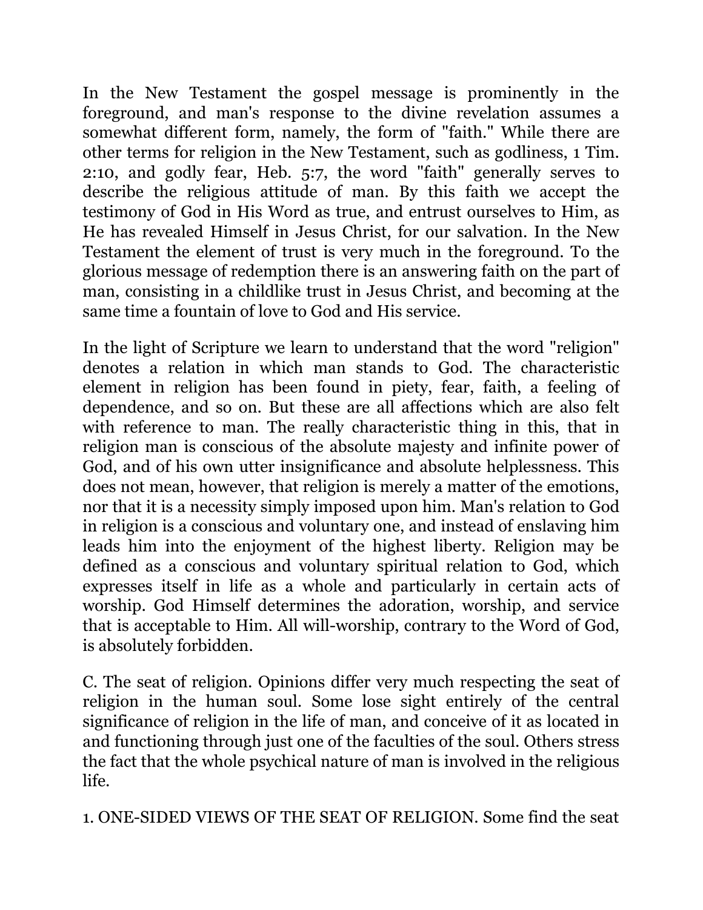In the New Testament the gospel message is prominently in the foreground, and man's response to the divine revelation assumes a somewhat different form, namely, the form of "faith." While there are other terms for religion in the New Testament, such as godliness, 1 Tim. 2:10, and godly fear, Heb. 5:7, the word "faith" generally serves to describe the religious attitude of man. By this faith we accept the testimony of God in His Word as true, and entrust ourselves to Him, as He has revealed Himself in Jesus Christ, for our salvation. In the New Testament the element of trust is very much in the foreground. To the glorious message of redemption there is an answering faith on the part of man, consisting in a childlike trust in Jesus Christ, and becoming at the same time a fountain of love to God and His service.

In the light of Scripture we learn to understand that the word "religion" denotes a relation in which man stands to God. The characteristic element in religion has been found in piety, fear, faith, a feeling of dependence, and so on. But these are all affections which are also felt with reference to man. The really characteristic thing in this, that in religion man is conscious of the absolute majesty and infinite power of God, and of his own utter insignificance and absolute helplessness. This does not mean, however, that religion is merely a matter of the emotions, nor that it is a necessity simply imposed upon him. Man's relation to God in religion is a conscious and voluntary one, and instead of enslaving him leads him into the enjoyment of the highest liberty. Religion may be defined as a conscious and voluntary spiritual relation to God, which expresses itself in life as a whole and particularly in certain acts of worship. God Himself determines the adoration, worship, and service that is acceptable to Him. All will-worship, contrary to the Word of God, is absolutely forbidden.

C. The seat of religion. Opinions differ very much respecting the seat of religion in the human soul. Some lose sight entirely of the central significance of religion in the life of man, and conceive of it as located in and functioning through just one of the faculties of the soul. Others stress the fact that the whole psychical nature of man is involved in the religious life.

1. ONE-SIDED VIEWS OF THE SEAT OF RELIGION. Some find the seat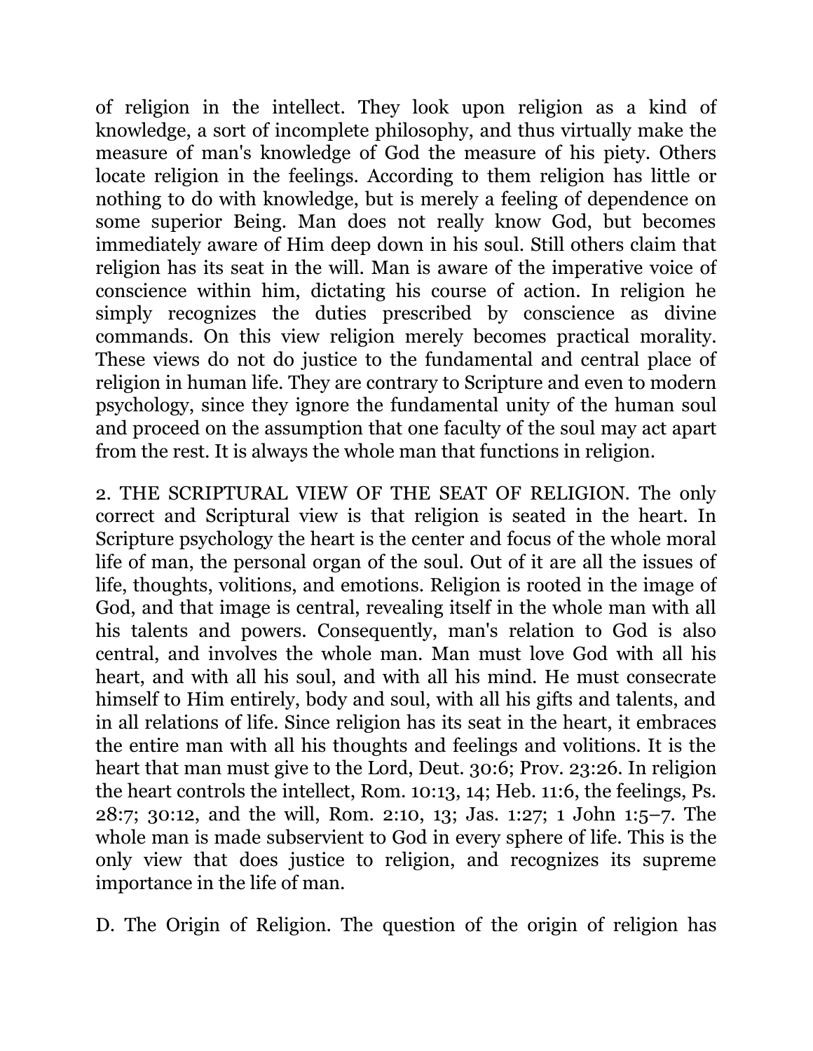of religion in the intellect. They look upon religion as a kind of knowledge, a sort of incomplete philosophy, and thus virtually make the measure of man's knowledge of God the measure of his piety. Others locate religion in the feelings. According to them religion has little or nothing to do with knowledge, but is merely a feeling of dependence on some superior Being. Man does not really know God, but becomes immediately aware of Him deep down in his soul. Still others claim that religion has its seat in the will. Man is aware of the imperative voice of conscience within him, dictating his course of action. In religion he simply recognizes the duties prescribed by conscience as divine commands. On this view religion merely becomes practical morality. These views do not do justice to the fundamental and central place of religion in human life. They are contrary to Scripture and even to modern psychology, since they ignore the fundamental unity of the human soul and proceed on the assumption that one faculty of the soul may act apart from the rest. It is always the whole man that functions in religion.

2. THE SCRIPTURAL VIEW OF THE SEAT OF RELIGION. The only correct and Scriptural view is that religion is seated in the heart. In Scripture psychology the heart is the center and focus of the whole moral life of man, the personal organ of the soul. Out of it are all the issues of life, thoughts, volitions, and emotions. Religion is rooted in the image of God, and that image is central, revealing itself in the whole man with all his talents and powers. Consequently, man's relation to God is also central, and involves the whole man. Man must love God with all his heart, and with all his soul, and with all his mind. He must consecrate himself to Him entirely, body and soul, with all his gifts and talents, and in all relations of life. Since religion has its seat in the heart, it embraces the entire man with all his thoughts and feelings and volitions. It is the heart that man must give to the Lord, Deut. 30:6; Prov. 23:26. In religion the heart controls the intellect, Rom. 10:13, 14; Heb. 11:6, the feelings, Ps. 28:7; 30:12, and the will, Rom. 2:10, 13; Jas. 1:27; 1 John 1:5–7. The whole man is made subservient to God in every sphere of life. This is the only view that does justice to religion, and recognizes its supreme importance in the life of man.

D. The Origin of Religion. The question of the origin of religion has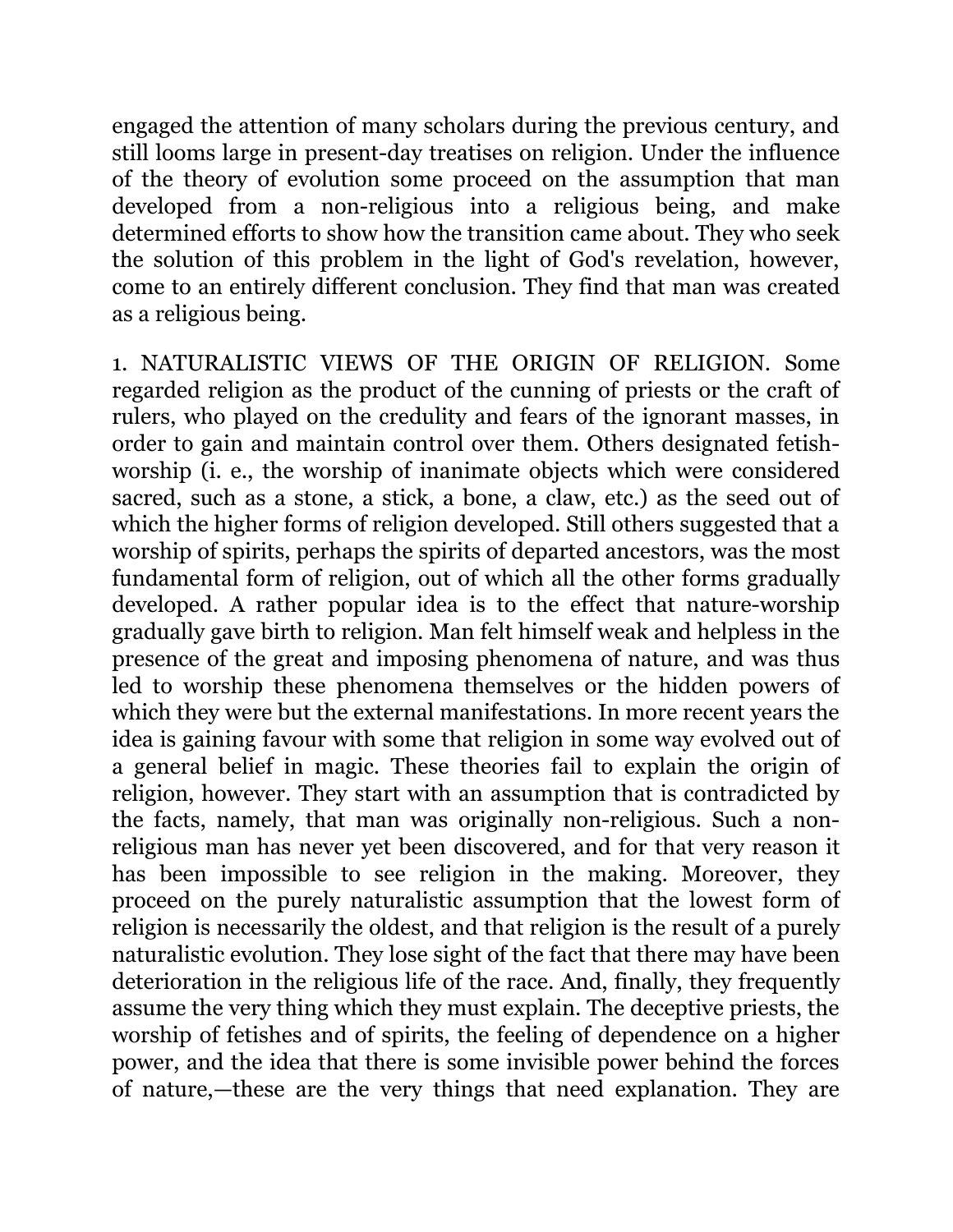engaged the attention of many scholars during the previous century, and still looms large in present-day treatises on religion. Under the influence of the theory of evolution some proceed on the assumption that man developed from a non-religious into a religious being, and make determined efforts to show how the transition came about. They who seek the solution of this problem in the light of God's revelation, however, come to an entirely different conclusion. They find that man was created as a religious being.

1. NATURALISTIC VIEWS OF THE ORIGIN OF RELIGION. Some regarded religion as the product of the cunning of priests or the craft of rulers, who played on the credulity and fears of the ignorant masses, in order to gain and maintain control over them. Others designated fetish-worship (i. e., the worship of inanimate objects which were considered sacred, such as a stone, a stick, a bone, a claw, etc.) as the seed out of which the higher forms of religion developed. Still others suggested that a worship of spirits, perhaps the spirits of departed ancestors, was the most fundamental form of religion, out of which all the other forms gradually developed. A rather popular idea is to the effect that nature-worship gradually gave birth to religion. Man felt himself weak and helpless in the presence of the great and imposing phenomena of nature, and was thus led to worship these phenomena themselves or the hidden powers of which they were but the external manifestations. In more recent years the idea is gaining favour with some that religion in some way evolved out of a general belief in magic. These theories fail to explain the origin of religion, however. They start with an assumption that is contradicted by the facts, namely, that man was originally non-religious. Such a non-religious man has never yet been discovered, and for that very reason it has been impossible to see religion in the making. Moreover, they proceed on the purely naturalistic assumption that the lowest form of religion is necessarily the oldest, and that religion is the result of a purely naturalistic evolution. They lose sight of the fact that there may have been deterioration in the religious life of the race. And, finally, they frequently assume the very thing which they must explain. The deceptive priests, the worship of fetishes and of spirits, the feeling of dependence on a higher power, and the idea that there is some invisible power behind the forces of nature,—these are the very things that need explanation. They are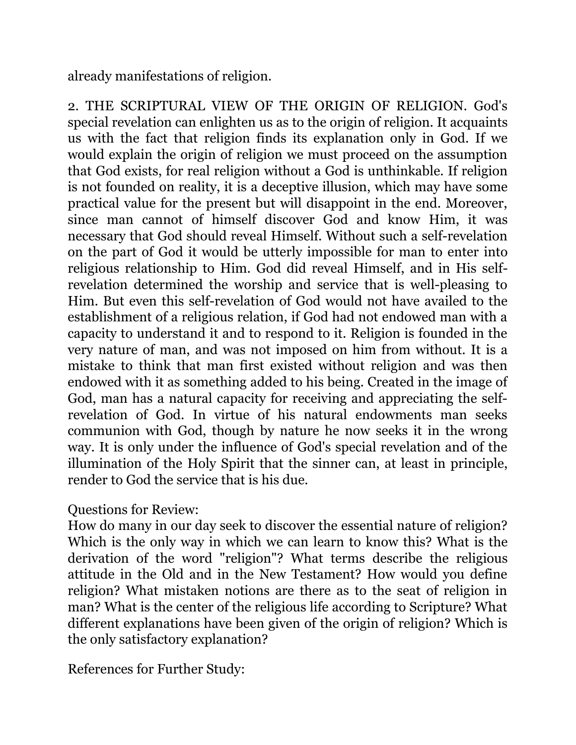already manifestations of religion.

2. THE SCRIPTURAL VIEW OF THE ORIGIN OF RELIGION. God's special revelation can enlighten us as to the origin of religion. It acquaints us with the fact that religion finds its explanation only in God. If we would explain the origin of religion we must proceed on the assumption that God exists, for real religion without a God is unthinkable. If religion is not founded on reality, it is a deceptive illusion, which may have some practical value for the present but will disappoint in the end. Moreover, since man cannot of himself discover God and know Him, it was necessary that God should reveal Himself. Without such a self-revelation on the part of God it would be utterly impossible for man to enter into religious relationship to Him. God did reveal Himself, and in His self-revelation determined the worship and service that is well-pleasing to Him. But even this self-revelation of God would not have availed to the establishment of a religious relation, if God had not endowed man with a capacity to understand it and to respond to it. Religion is founded in the very nature of man, and was not imposed on him from without. It is a mistake to think that man first existed without religion and was then endowed with it as something added to his being. Created in the image of God, man has a natural capacity for receiving and appreciating the self-revelation of God. In virtue of his natural endowments man seeks communion with God, though by nature he now seeks it in the wrong way. It is only under the influence of God's special revelation and of the illumination of the Holy Spirit that the sinner can, at least in principle, render to God the service that is his due.

Questions for Review:
How do many in our day seek to discover the essential nature of religion? Which is the only way in which we can learn to know this? What is the derivation of the word "religion"? What terms describe the religious attitude in the Old and in the New Testament? How would you define religion? What mistaken notions are there as to the seat of religion in man? What is the center of the religious life according to Scripture? What different explanations have been given of the origin of religion? Which is the only satisfactory explanation?

References for Further Study: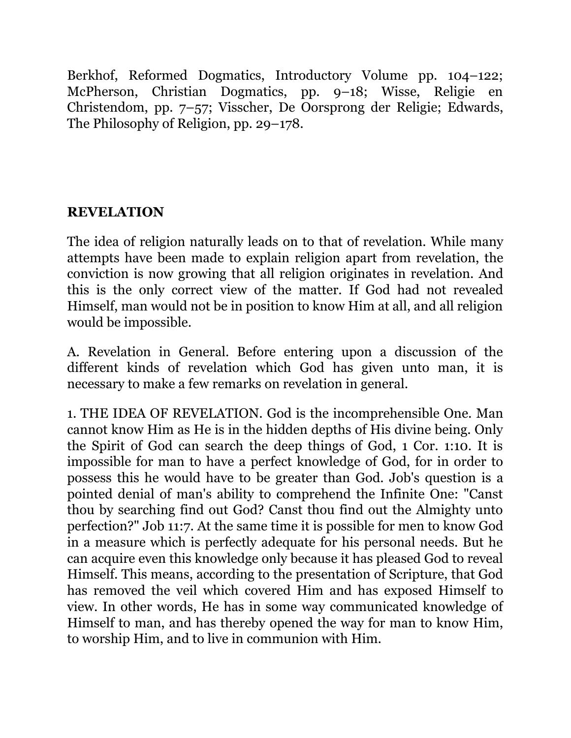Berkhof, Reformed Dogmatics, Introductory Volume pp. 104–122; McPherson, Christian Dogmatics, pp. 9–18; Wisse, Religie en Christendom, pp. 7–57; Visscher, De Oorsprong der Religie; Edwards, The Philosophy of Religion, pp. 29–178.

## REVELATION

The idea of religion naturally leads on to that of revelation. While many attempts have been made to explain religion apart from revelation, the conviction is now growing that all religion originates in revelation. And this is the only correct view of the matter. If God had not revealed Himself, man would not be in position to know Him at all, and all religion would be impossible.

A. Revelation in General. Before entering upon a discussion of the different kinds of revelation which God has given unto man, it is necessary to make a few remarks on revelation in general.

1. THE IDEA OF REVELATION. God is the incomprehensible One. Man cannot know Him as He is in the hidden depths of His divine being. Only the Spirit of God can search the deep things of God, 1 Cor. 1:10. It is impossible for man to have a perfect knowledge of God, for in order to possess this he would have to be greater than God. Job's question is a pointed denial of man's ability to comprehend the Infinite One: "Canst thou by searching find out God? Canst thou find out the Almighty unto perfection?" Job 11:7. At the same time it is possible for men to know God in a measure which is perfectly adequate for his personal needs. But he can acquire even this knowledge only because it has pleased God to reveal Himself. This means, according to the presentation of Scripture, that God has removed the veil which covered Him and has exposed Himself to view. In other words, He has in some way communicated knowledge of Himself to man, and has thereby opened the way for man to know Him, to worship Him, and to live in communion with Him.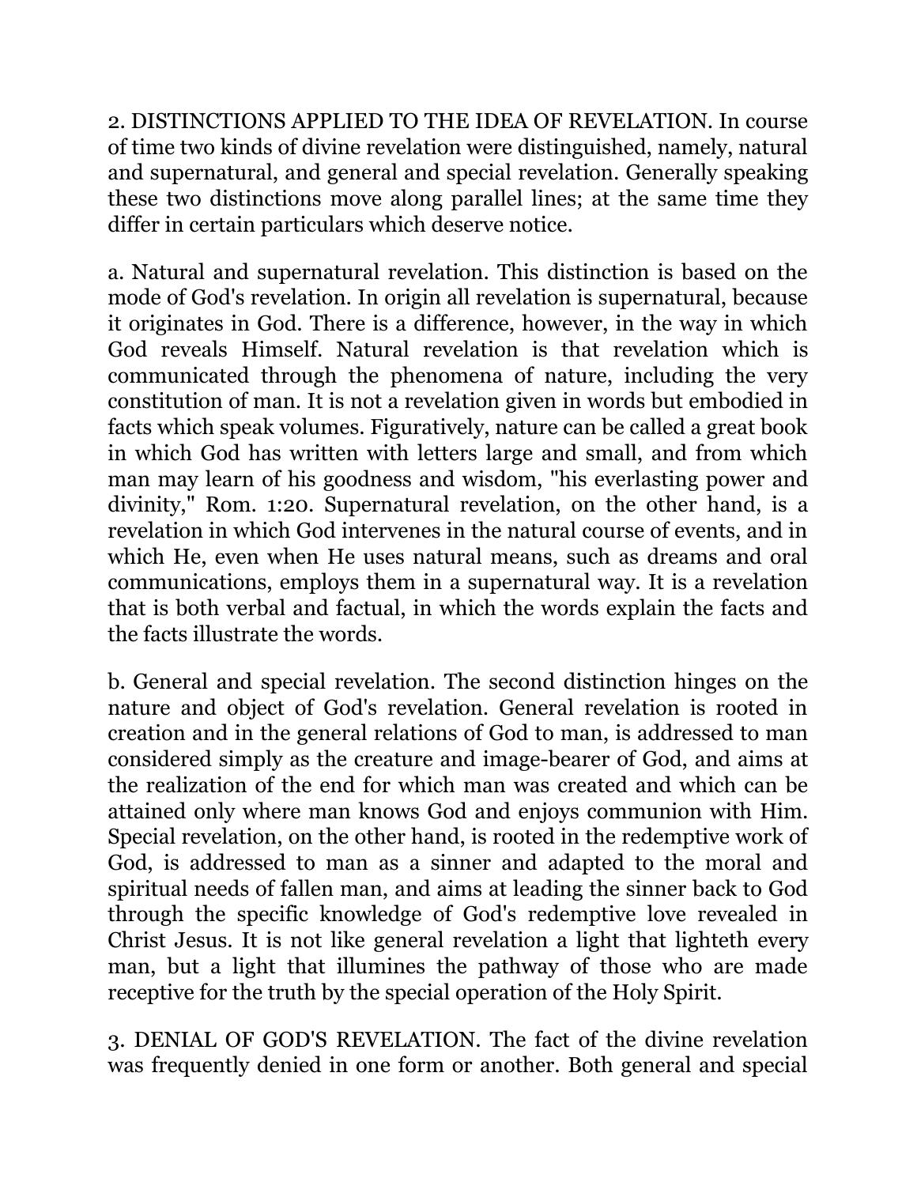2. DISTINCTIONS APPLIED TO THE IDEA OF REVELATION. In course of time two kinds of divine revelation were distinguished, namely, natural and supernatural, and general and special revelation. Generally speaking these two distinctions move along parallel lines; at the same time they differ in certain particulars which deserve notice.

a. Natural and supernatural revelation. This distinction is based on the mode of God's revelation. In origin all revelation is supernatural, because it originates in God. There is a difference, however, in the way in which God reveals Himself. Natural revelation is that revelation which is communicated through the phenomena of nature, including the very constitution of man. It is not a revelation given in words but embodied in facts which speak volumes. Figuratively, nature can be called a great book in which God has written with letters large and small, and from which man may learn of his goodness and wisdom, "his everlasting power and divinity," Rom. 1:20. Supernatural revelation, on the other hand, is a revelation in which God intervenes in the natural course of events, and in which He, even when He uses natural means, such as dreams and oral communications, employs them in a supernatural way. It is a revelation that is both verbal and factual, in which the words explain the facts and the facts illustrate the words.

b. General and special revelation. The second distinction hinges on the nature and object of God's revelation. General revelation is rooted in creation and in the general relations of God to man, is addressed to man considered simply as the creature and image-bearer of God, and aims at the realization of the end for which man was created and which can be attained only where man knows God and enjoys communion with Him. Special revelation, on the other hand, is rooted in the redemptive work of God, is addressed to man as a sinner and adapted to the moral and spiritual needs of fallen man, and aims at leading the sinner back to God through the specific knowledge of God's redemptive love revealed in Christ Jesus. It is not like general revelation a light that lighteth every man, but a light that illumines the pathway of those who are made receptive for the truth by the special operation of the Holy Spirit.

3. DENIAL OF GOD'S REVELATION. The fact of the divine revelation was frequently denied in one form or another. Both general and special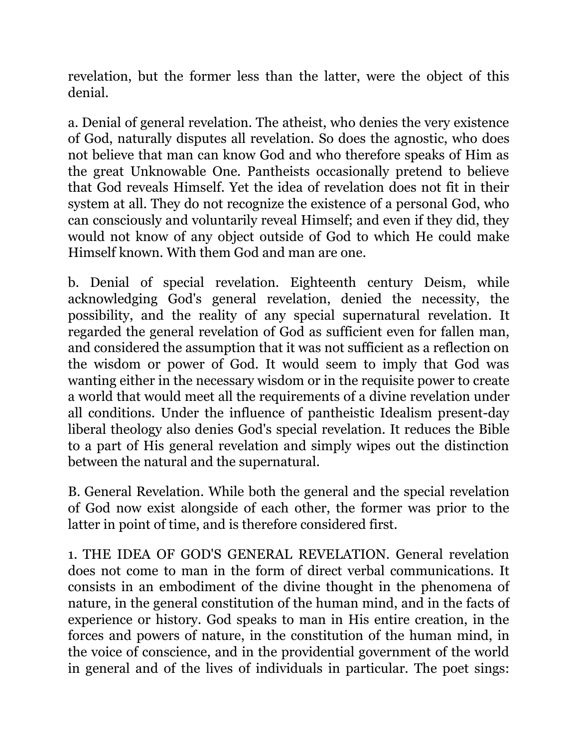revelation, but the former less than the latter, were the object of this denial.

a. Denial of general revelation. The atheist, who denies the very existence of God, naturally disputes all revelation. So does the agnostic, who does not believe that man can know God and who therefore speaks of Him as the great Unknowable One. Pantheists occasionally pretend to believe that God reveals Himself. Yet the idea of revelation does not fit in their system at all. They do not recognize the existence of a personal God, who can consciously and voluntarily reveal Himself; and even if they did, they would not know of any object outside of God to which He could make Himself known. With them God and man are one.

b. Denial of special revelation. Eighteenth century Deism, while acknowledging God's general revelation, denied the necessity, the possibility, and the reality of any special supernatural revelation. It regarded the general revelation of God as sufficient even for fallen man, and considered the assumption that it was not sufficient as a reflection on the wisdom or power of God. It would seem to imply that God was wanting either in the necessary wisdom or in the requisite power to create a world that would meet all the requirements of a divine revelation under all conditions. Under the influence of pantheistic Idealism present-day liberal theology also denies God's special revelation. It reduces the Bible to a part of His general revelation and simply wipes out the distinction between the natural and the supernatural.

B. General Revelation. While both the general and the special revelation of God now exist alongside of each other, the former was prior to the latter in point of time, and is therefore considered first.

1. THE IDEA OF GOD'S GENERAL REVELATION. General revelation does not come to man in the form of direct verbal communications. It consists in an embodiment of the divine thought in the phenomena of nature, in the general constitution of the human mind, and in the facts of experience or history. God speaks to man in His entire creation, in the forces and powers of nature, in the constitution of the human mind, in the voice of conscience, and in the providential government of the world in general and of the lives of individuals in particular. The poet sings: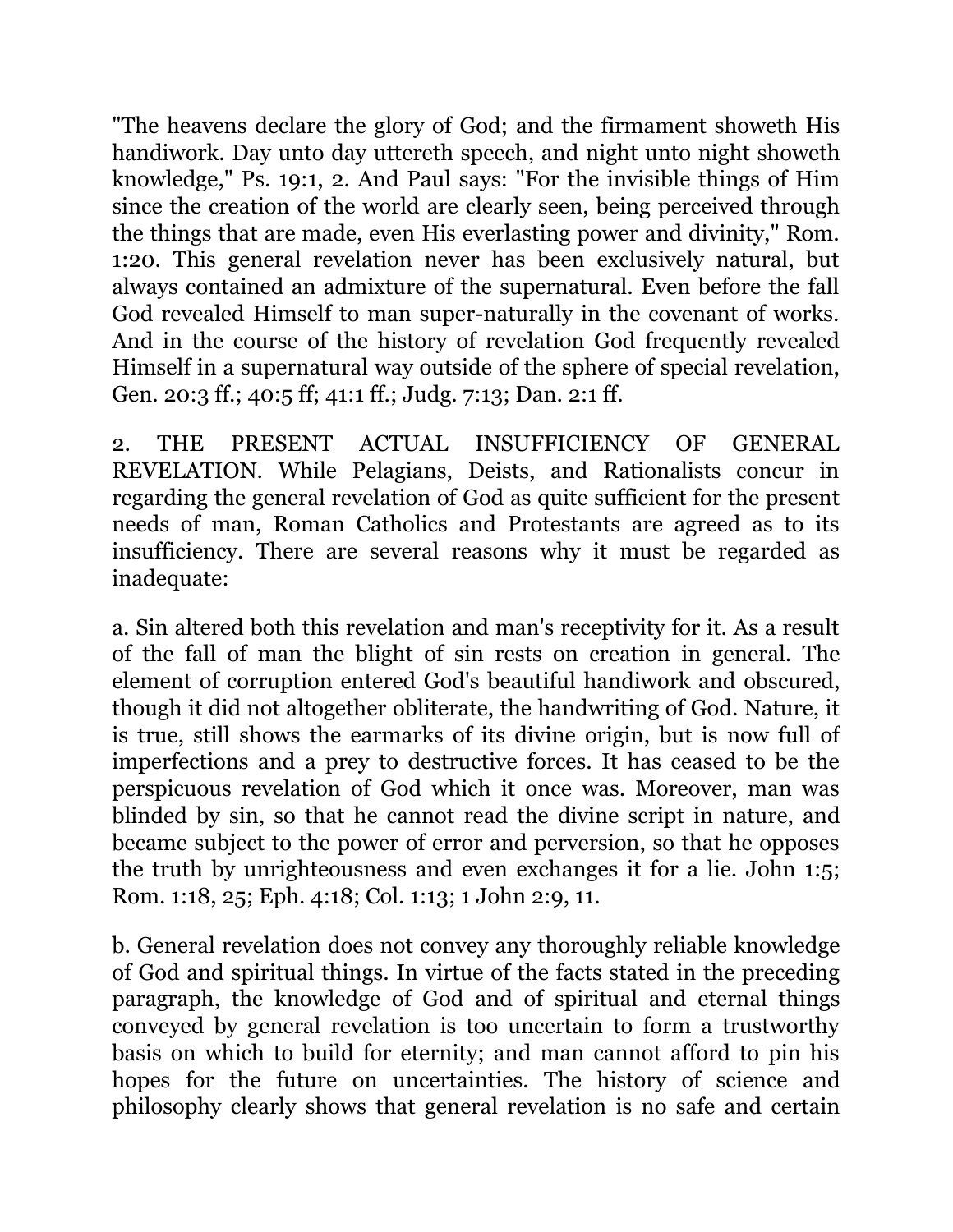"The heavens declare the glory of God; and the firmament showeth His handiwork. Day unto day uttereth speech, and night unto night showeth knowledge," Ps. 19:1, 2. And Paul says: "For the invisible things of Him since the creation of the world are clearly seen, being perceived through the things that are made, even His everlasting power and divinity," Rom. 1:20. This general revelation never has been exclusively natural, but always contained an admixture of the supernatural. Even before the fall God revealed Himself to man super-naturally in the covenant of works. And in the course of the history of revelation God frequently revealed Himself in a supernatural way outside of the sphere of special revelation, Gen. 20:3 ff.; 40:5 ff; 41:1 ff.; Judg. 7:13; Dan. 2:1 ff.

2. THE PRESENT ACTUAL INSUFFICIENCY OF GENERAL REVELATION. While Pelagians, Deists, and Rationalists concur in regarding the general revelation of God as quite sufficient for the present needs of man, Roman Catholics and Protestants are agreed as to its insufficiency. There are several reasons why it must be regarded as inadequate:

a. Sin altered both this revelation and man's receptivity for it. As a result of the fall of man the blight of sin rests on creation in general. The element of corruption entered God's beautiful handiwork and obscured, though it did not altogether obliterate, the handwriting of God. Nature, it is true, still shows the earmarks of its divine origin, but is now full of imperfections and a prey to destructive forces. It has ceased to be the perspicuous revelation of God which it once was. Moreover, man was blinded by sin, so that he cannot read the divine script in nature, and became subject to the power of error and perversion, so that he opposes the truth by unrighteousness and even exchanges it for a lie. John 1:5; Rom. 1:18, 25; Eph. 4:18; Col. 1:13; 1 John 2:9, 11.

b. General revelation does not convey any thoroughly reliable knowledge of God and spiritual things. In virtue of the facts stated in the preceding paragraph, the knowledge of God and of spiritual and eternal things conveyed by general revelation is too uncertain to form a trustworthy basis on which to build for eternity; and man cannot afford to pin his hopes for the future on uncertainties. The history of science and philosophy clearly shows that general revelation is no safe and certain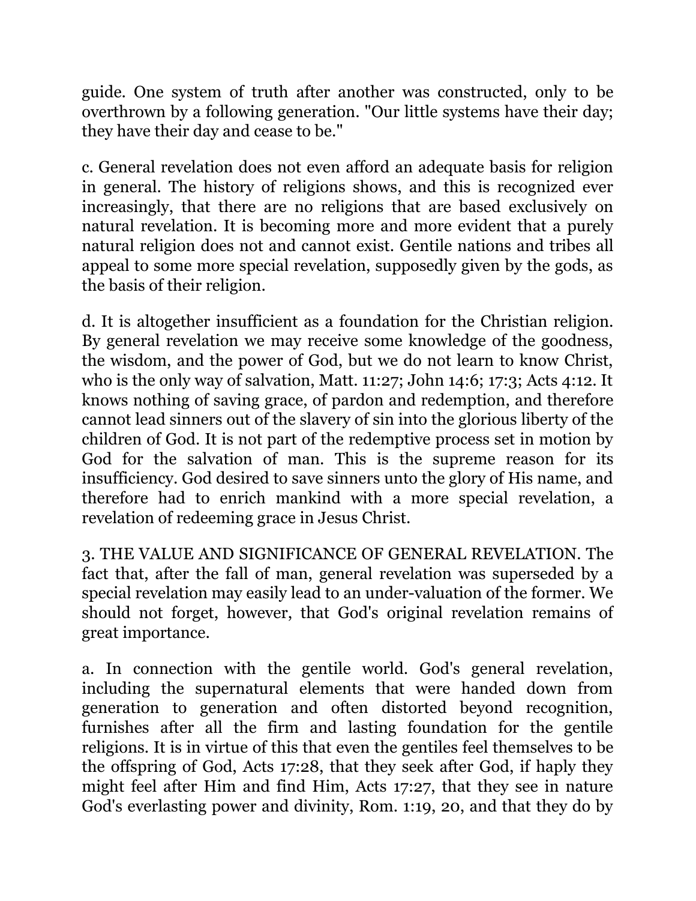guide. One system of truth after another was constructed, only to be overthrown by a following generation. "Our little systems have their day; they have their day and cease to be."

c. General revelation does not even afford an adequate basis for religion in general. The history of religions shows, and this is recognized ever increasingly, that there are no religions that are based exclusively on natural revelation. It is becoming more and more evident that a purely natural religion does not and cannot exist. Gentile nations and tribes all appeal to some more special revelation, supposedly given by the gods, as the basis of their religion.

d. It is altogether insufficient as a foundation for the Christian religion. By general revelation we may receive some knowledge of the goodness, the wisdom, and the power of God, but we do not learn to know Christ, who is the only way of salvation, Matt. 11:27; John 14:6; 17:3; Acts 4:12. It knows nothing of saving grace, of pardon and redemption, and therefore cannot lead sinners out of the slavery of sin into the glorious liberty of the children of God. It is not part of the redemptive process set in motion by God for the salvation of man. This is the supreme reason for its insufficiency. God desired to save sinners unto the glory of His name, and therefore had to enrich mankind with a more special revelation, a revelation of redeeming grace in Jesus Christ.

3. THE VALUE AND SIGNIFICANCE OF GENERAL REVELATION. The fact that, after the fall of man, general revelation was superseded by a special revelation may easily lead to an under-valuation of the former. We should not forget, however, that God's original revelation remains of great importance.

a. In connection with the gentile world. God's general revelation, including the supernatural elements that were handed down from generation to generation and often distorted beyond recognition, furnishes after all the firm and lasting foundation for the gentile religions. It is in virtue of this that even the gentiles feel themselves to be the offspring of God, Acts 17:28, that they seek after God, if haply they might feel after Him and find Him, Acts 17:27, that they see in nature God's everlasting power and divinity, Rom. 1:19, 20, and that they do by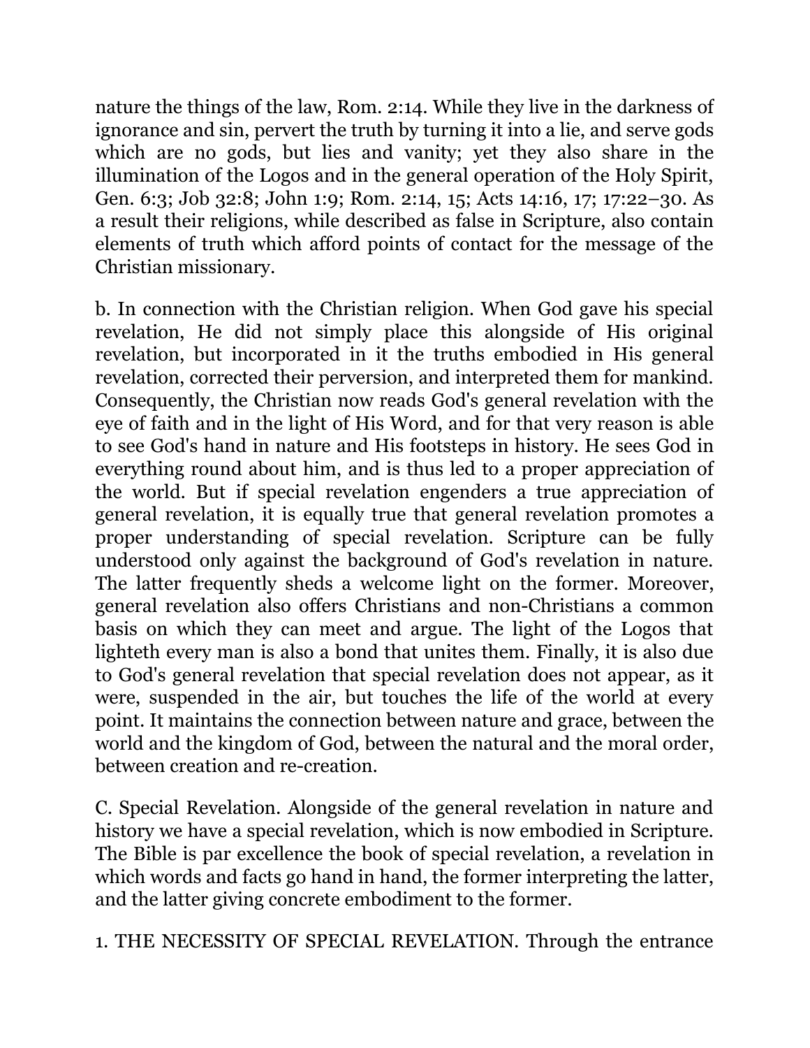nature the things of the law, Rom. 2:14. While they live in the darkness of ignorance and sin, pervert the truth by turning it into a lie, and serve gods which are no gods, but lies and vanity; yet they also share in the illumination of the Logos and in the general operation of the Holy Spirit, Gen. 6:3; Job 32:8; John 1:9; Rom. 2:14, 15; Acts 14:16, 17; 17:22–30. As a result their religions, while described as false in Scripture, also contain elements of truth which afford points of contact for the message of the Christian missionary.

b. In connection with the Christian religion. When God gave his special revelation, He did not simply place this alongside of His original revelation, but incorporated in it the truths embodied in His general revelation, corrected their perversion, and interpreted them for mankind. Consequently, the Christian now reads God's general revelation with the eye of faith and in the light of His Word, and for that very reason is able to see God's hand in nature and His footsteps in history. He sees God in everything round about him, and is thus led to a proper appreciation of the world. But if special revelation engenders a true appreciation of general revelation, it is equally true that general revelation promotes a proper understanding of special revelation. Scripture can be fully understood only against the background of God's revelation in nature. The latter frequently sheds a welcome light on the former. Moreover, general revelation also offers Christians and non-Christians a common basis on which they can meet and argue. The light of the Logos that lighteth every man is also a bond that unites them. Finally, it is also due to God's general revelation that special revelation does not appear, as it were, suspended in the air, but touches the life of the world at every point. It maintains the connection between nature and grace, between the world and the kingdom of God, between the natural and the moral order, between creation and re-creation.

C. Special Revelation. Alongside of the general revelation in nature and history we have a special revelation, which is now embodied in Scripture. The Bible is par excellence the book of special revelation, a revelation in which words and facts go hand in hand, the former interpreting the latter, and the latter giving concrete embodiment to the former.

1. THE NECESSITY OF SPECIAL REVELATION. Through the entrance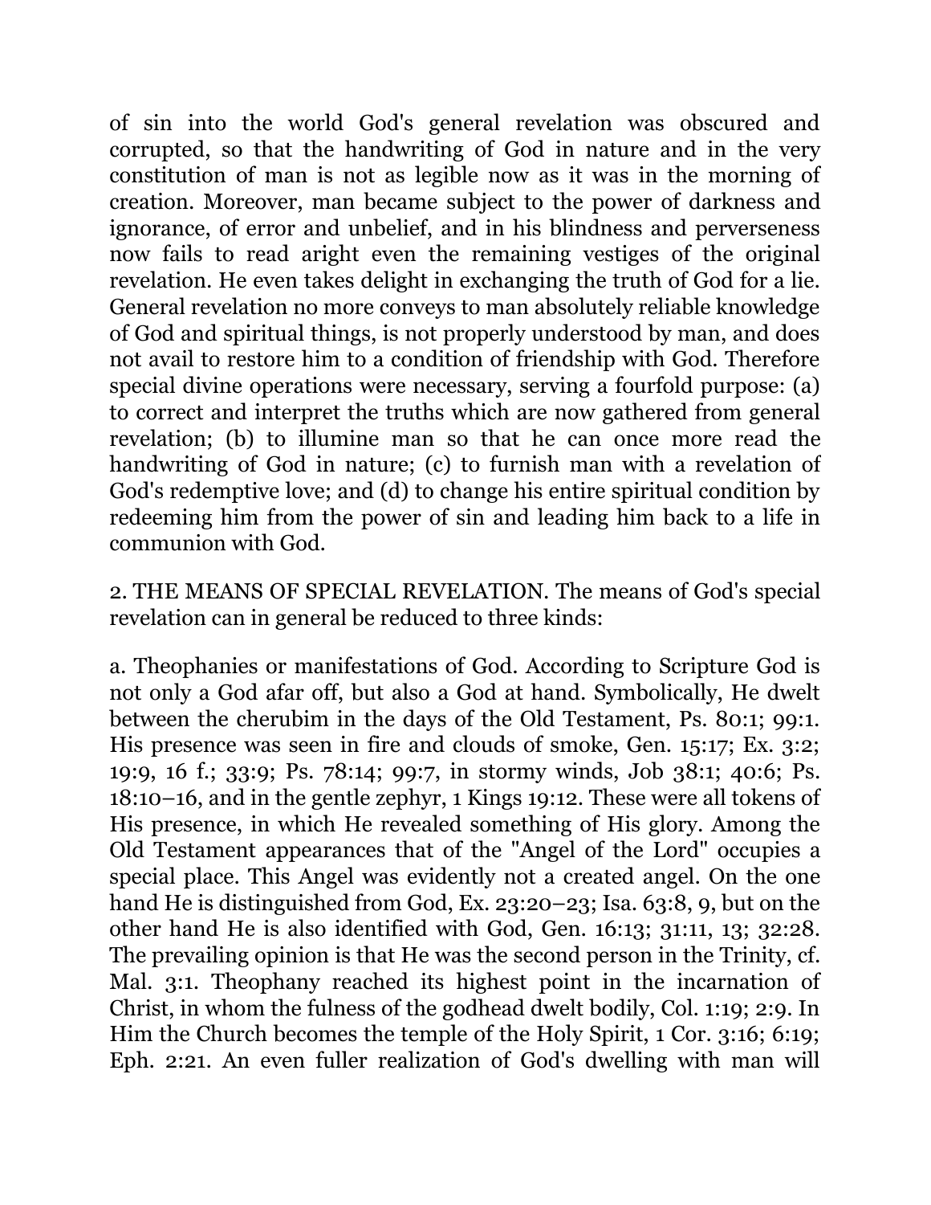of sin into the world God's general revelation was obscured and corrupted, so that the handwriting of God in nature and in the very constitution of man is not as legible now as it was in the morning of creation. Moreover, man became subject to the power of darkness and ignorance, of error and unbelief, and in his blindness and perverseness now fails to read aright even the remaining vestiges of the original revelation. He even takes delight in exchanging the truth of God for a lie. General revelation no more conveys to man absolutely reliable knowledge of God and spiritual things, is not properly understood by man, and does not avail to restore him to a condition of friendship with God. Therefore special divine operations were necessary, serving a fourfold purpose: (a) to correct and interpret the truths which are now gathered from general revelation; (b) to illumine man so that he can once more read the handwriting of God in nature; (c) to furnish man with a revelation of God's redemptive love; and (d) to change his entire spiritual condition by redeeming him from the power of sin and leading him back to a life in communion with God.

2. THE MEANS OF SPECIAL REVELATION. The means of God's special revelation can in general be reduced to three kinds:

a. Theophanies or manifestations of God. According to Scripture God is not only a God afar off, but also a God at hand. Symbolically, He dwelt between the cherubim in the days of the Old Testament, Ps. 80:1; 99:1. His presence was seen in fire and clouds of smoke, Gen. 15:17; Ex. 3:2; 19:9, 16 f.; 33:9; Ps. 78:14; 99:7, in stormy winds, Job 38:1; 40:6; Ps. 18:10–16, and in the gentle zephyr, 1 Kings 19:12. These were all tokens of His presence, in which He revealed something of His glory. Among the Old Testament appearances that of the "Angel of the Lord" occupies a special place. This Angel was evidently not a created angel. On the one hand He is distinguished from God, Ex. 23:20–23; Isa. 63:8, 9, but on the other hand He is also identified with God, Gen. 16:13; 31:11, 13; 32:28. The prevailing opinion is that He was the second person in the Trinity, cf. Mal. 3:1. Theophany reached its highest point in the incarnation of Christ, in whom the fulness of the godhead dwelt bodily, Col. 1:19; 2:9. In Him the Church becomes the temple of the Holy Spirit, 1 Cor. 3:16; 6:19; Eph. 2:21. An even fuller realization of God's dwelling with man will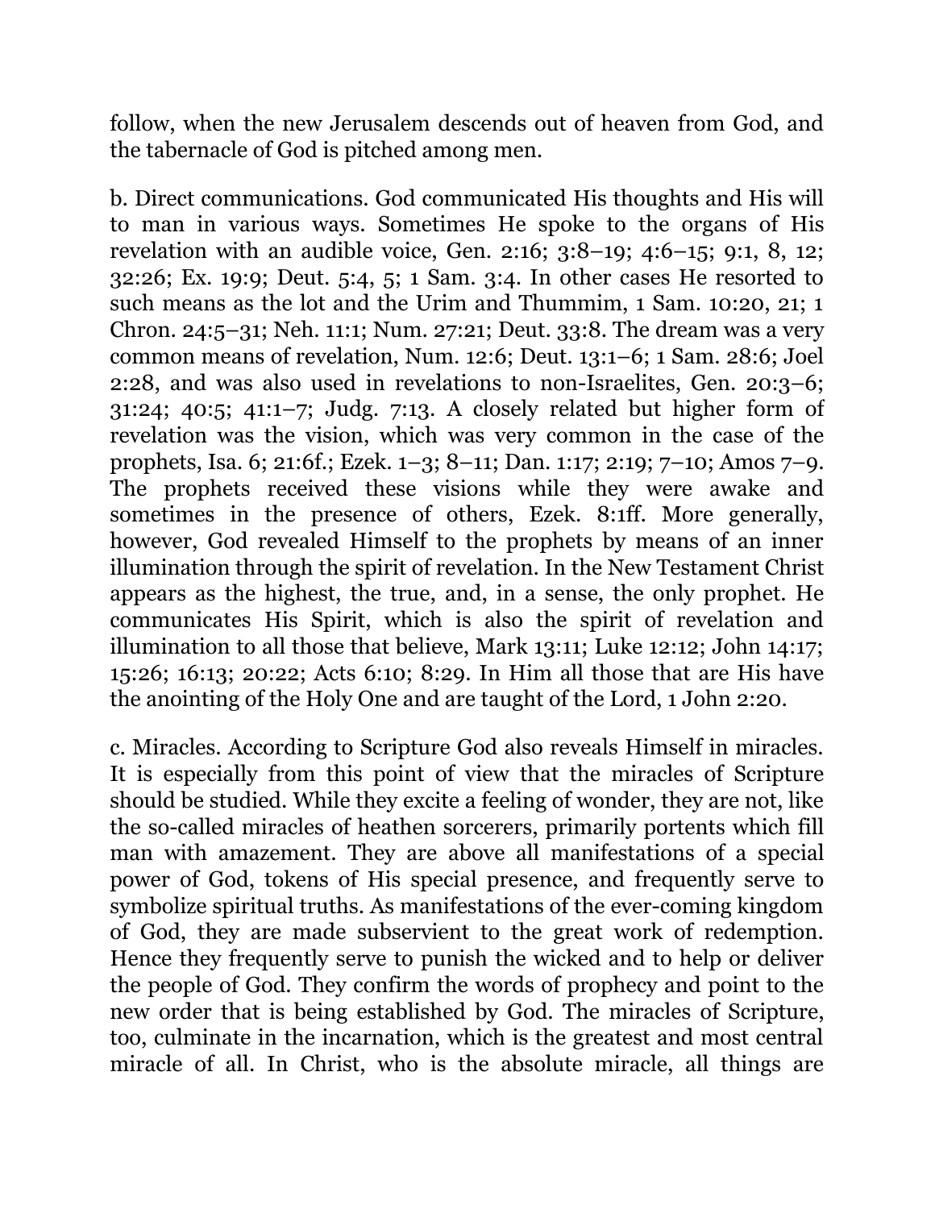follow, when the new Jerusalem descends out of heaven from God, and the tabernacle of God is pitched among men.

b. Direct communications. God communicated His thoughts and His will to man in various ways. Sometimes He spoke to the organs of His revelation with an audible voice, Gen. 2:16; 3:8–19; 4:6–15; 9:1, 8, 12; 32:26; Ex. 19:9; Deut. 5:4, 5; 1 Sam. 3:4. In other cases He resorted to such means as the lot and the Urim and Thummim, 1 Sam. 10:20, 21; 1 Chron. 24:5–31; Neh. 11:1; Num. 27:21; Deut. 33:8. The dream was a very common means of revelation, Num. 12:6; Deut. 13:1–6; 1 Sam. 28:6; Joel 2:28, and was also used in revelations to non-Israelites, Gen. 20:3–6; 31:24; 40:5; 41:1–7; Judg. 7:13. A closely related but higher form of revelation was the vision, which was very common in the case of the prophets, Isa. 6; 21:6f.; Ezek. 1–3; 8–11; Dan. 1:17; 2:19; 7–10; Amos 7–9. The prophets received these visions while they were awake and sometimes in the presence of others, Ezek. 8:1ff. More generally, however, God revealed Himself to the prophets by means of an inner illumination through the spirit of revelation. In the New Testament Christ appears as the highest, the true, and, in a sense, the only prophet. He communicates His Spirit, which is also the spirit of revelation and illumination to all those that believe, Mark 13:11; Luke 12:12; John 14:17; 15:26; 16:13; 20:22; Acts 6:10; 8:29. In Him all those that are His have the anointing of the Holy One and are taught of the Lord, 1 John 2:20.

c. Miracles. According to Scripture God also reveals Himself in miracles. It is especially from this point of view that the miracles of Scripture should be studied. While they excite a feeling of wonder, they are not, like the so-called miracles of heathen sorcerers, primarily portents which fill man with amazement. They are above all manifestations of a special power of God, tokens of His special presence, and frequently serve to symbolize spiritual truths. As manifestations of the ever-coming kingdom of God, they are made subservient to the great work of redemption. Hence they frequently serve to punish the wicked and to help or deliver the people of God. They confirm the words of prophecy and point to the new order that is being established by God. The miracles of Scripture, too, culminate in the incarnation, which is the greatest and most central miracle of all. In Christ, who is the absolute miracle, all things are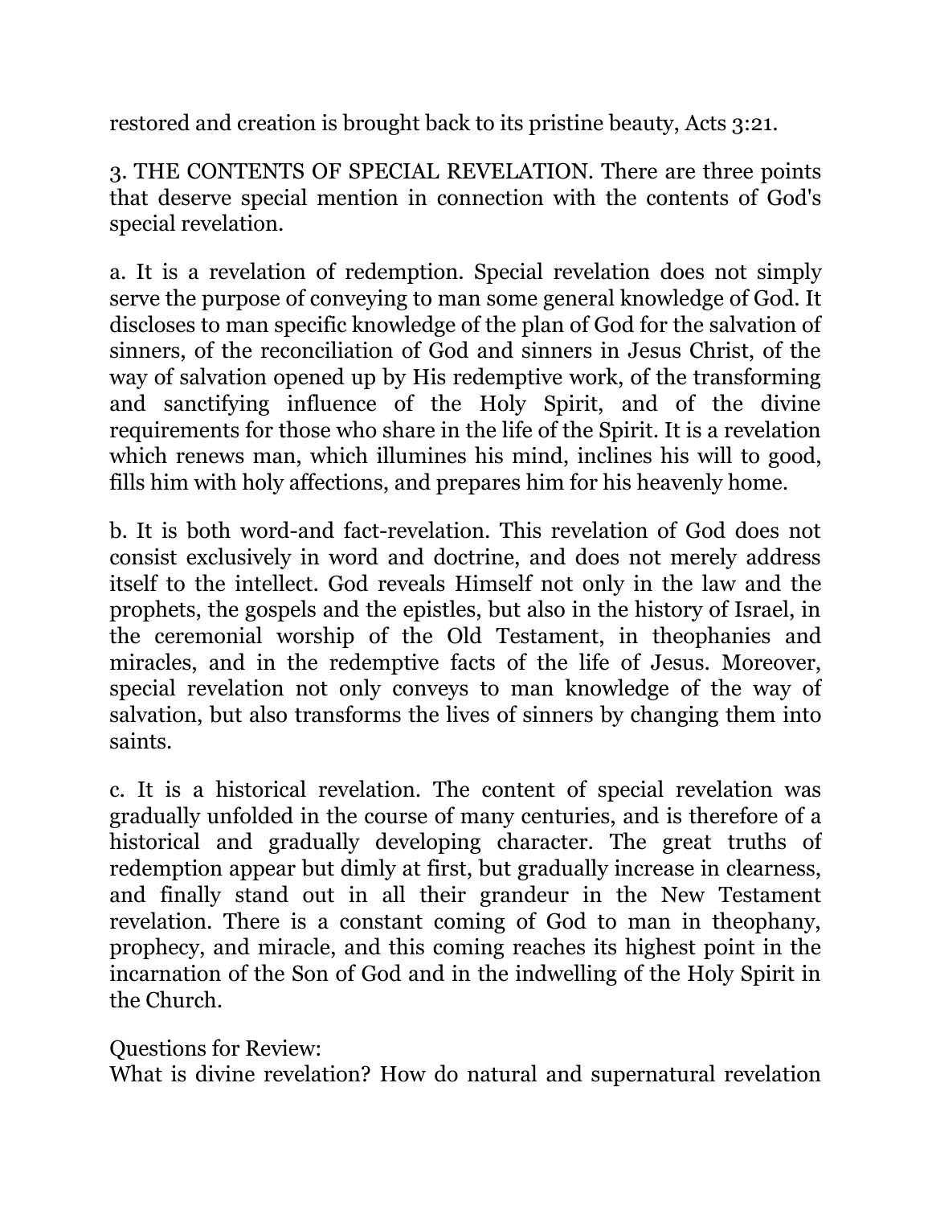restored and creation is brought back to its pristine beauty, Acts 3:21.

3. THE CONTENTS OF SPECIAL REVELATION. There are three points that deserve special mention in connection with the contents of God's special revelation.

a. It is a revelation of redemption. Special revelation does not simply serve the purpose of conveying to man some general knowledge of God. It discloses to man specific knowledge of the plan of God for the salvation of sinners, of the reconciliation of God and sinners in Jesus Christ, of the way of salvation opened up by His redemptive work, of the transforming and sanctifying influence of the Holy Spirit, and of the divine requirements for those who share in the life of the Spirit. It is a revelation which renews man, which illumines his mind, inclines his will to good, fills him with holy affections, and prepares him for his heavenly home.

b. It is both word-and fact-revelation. This revelation of God does not consist exclusively in word and doctrine, and does not merely address itself to the intellect. God reveals Himself not only in the law and the prophets, the gospels and the epistles, but also in the history of Israel, in the ceremonial worship of the Old Testament, in theophanies and miracles, and in the redemptive facts of the life of Jesus. Moreover, special revelation not only conveys to man knowledge of the way of salvation, but also transforms the lives of sinners by changing them into saints.

c. It is a historical revelation. The content of special revelation was gradually unfolded in the course of many centuries, and is therefore of a historical and gradually developing character. The great truths of redemption appear but dimly at first, but gradually increase in clearness, and finally stand out in all their grandeur in the New Testament revelation. There is a constant coming of God to man in theophany, prophecy, and miracle, and this coming reaches its highest point in the incarnation of the Son of God and in the indwelling of the Holy Spirit in the Church.

Questions for Review:
What is divine revelation? How do natural and supernatural revelation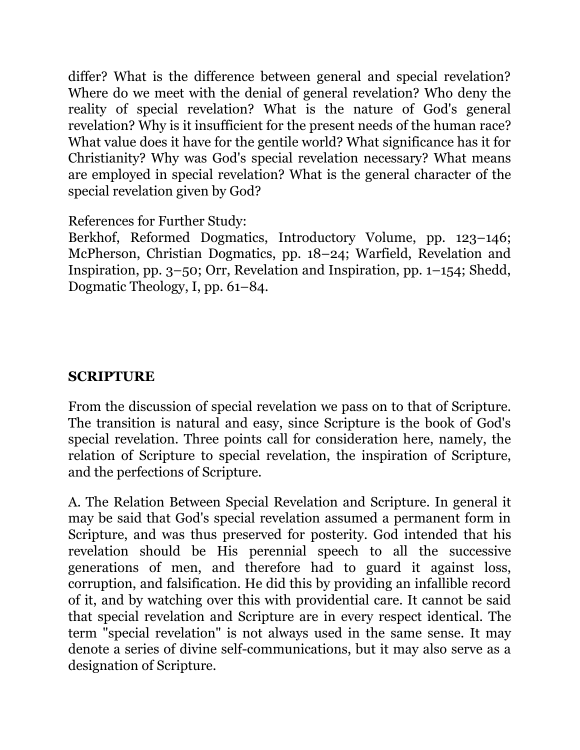differ? What is the difference between general and special revelation? Where do we meet with the denial of general revelation? Who deny the reality of special revelation? What is the nature of God's general revelation? Why is it insufficient for the present needs of the human race? What value does it have for the gentile world? What significance has it for Christianity? Why was God's special revelation necessary? What means are employed in special revelation? What is the general character of the special revelation given by God?

References for Further Study:
Berkhof, Reformed Dogmatics, Introductory Volume, pp. 123–146; McPherson, Christian Dogmatics, pp. 18–24; Warfield, Revelation and Inspiration, pp. 3–50; Orr, Revelation and Inspiration, pp. 1–154; Shedd, Dogmatic Theology, I, pp. 61–84.

## SCRIPTURE

From the discussion of special revelation we pass on to that of Scripture. The transition is natural and easy, since Scripture is the book of God's special revelation. Three points call for consideration here, namely, the relation of Scripture to special revelation, the inspiration of Scripture, and the perfections of Scripture.

A. The Relation Between Special Revelation and Scripture. In general it may be said that God's special revelation assumed a permanent form in Scripture, and was thus preserved for posterity. God intended that his revelation should be His perennial speech to all the successive generations of men, and therefore had to guard it against loss, corruption, and falsification. He did this by providing an infallible record of it, and by watching over this with providential care. It cannot be said that special revelation and Scripture are in every respect identical. The term "special revelation" is not always used in the same sense. It may denote a series of divine self-communications, but it may also serve as a designation of Scripture.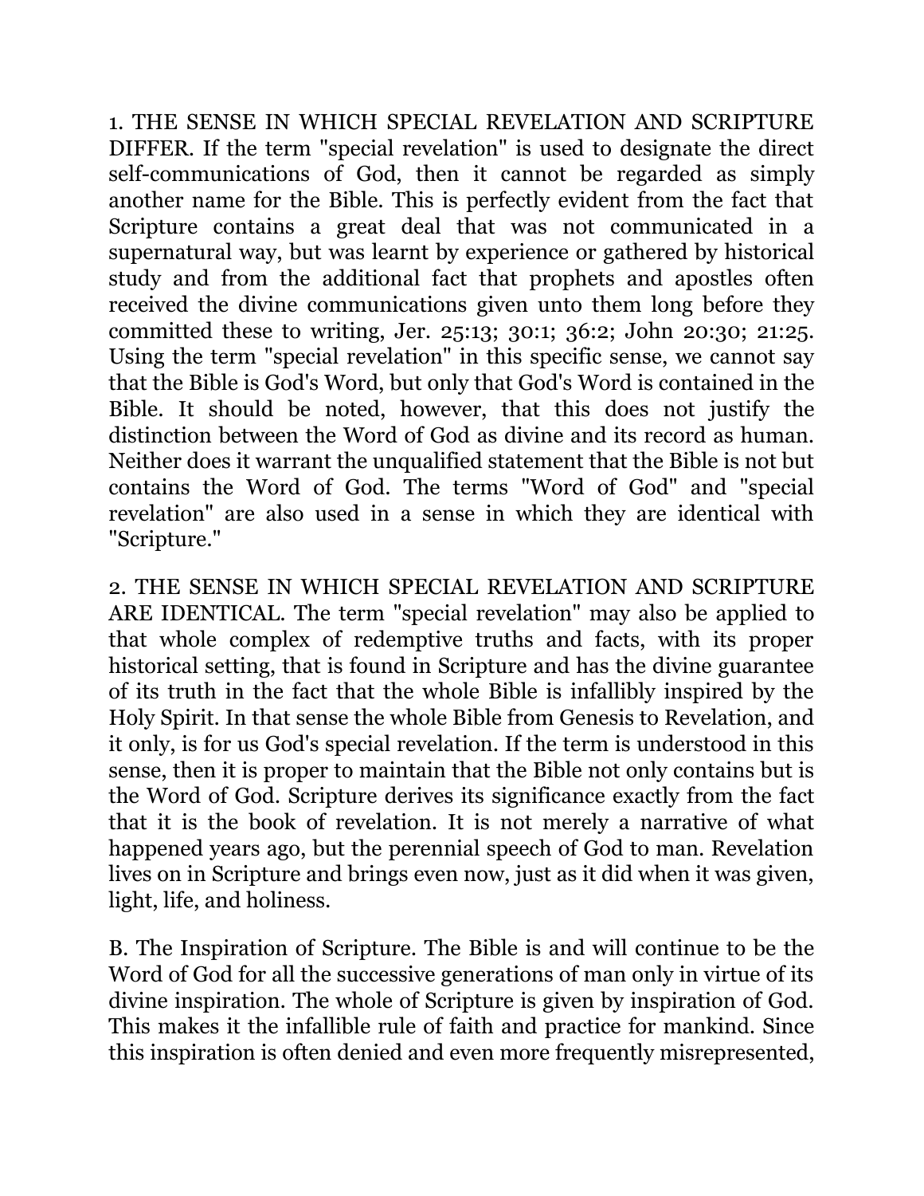1. THE SENSE IN WHICH SPECIAL REVELATION AND SCRIPTURE DIFFER. If the term "special revelation" is used to designate the direct self-communications of God, then it cannot be regarded as simply another name for the Bible. This is perfectly evident from the fact that Scripture contains a great deal that was not communicated in a supernatural way, but was learnt by experience or gathered by historical study and from the additional fact that prophets and apostles often received the divine communications given unto them long before they committed these to writing, Jer. 25:13; 30:1; 36:2; John 20:30; 21:25. Using the term "special revelation" in this specific sense, we cannot say that the Bible is God's Word, but only that God's Word is contained in the Bible. It should be noted, however, that this does not justify the distinction between the Word of God as divine and its record as human. Neither does it warrant the unqualified statement that the Bible is not but contains the Word of God. The terms "Word of God" and "special revelation" are also used in a sense in which they are identical with "Scripture."

2. THE SENSE IN WHICH SPECIAL REVELATION AND SCRIPTURE ARE IDENTICAL. The term "special revelation" may also be applied to that whole complex of redemptive truths and facts, with its proper historical setting, that is found in Scripture and has the divine guarantee of its truth in the fact that the whole Bible is infallibly inspired by the Holy Spirit. In that sense the whole Bible from Genesis to Revelation, and it only, is for us God's special revelation. If the term is understood in this sense, then it is proper to maintain that the Bible not only contains but is the Word of God. Scripture derives its significance exactly from the fact that it is the book of revelation. It is not merely a narrative of what happened years ago, but the perennial speech of God to man. Revelation lives on in Scripture and brings even now, just as it did when it was given, light, life, and holiness.

B. The Inspiration of Scripture. The Bible is and will continue to be the Word of God for all the successive generations of man only in virtue of its divine inspiration. The whole of Scripture is given by inspiration of God. This makes it the infallible rule of faith and practice for mankind. Since this inspiration is often denied and even more frequently misrepresented,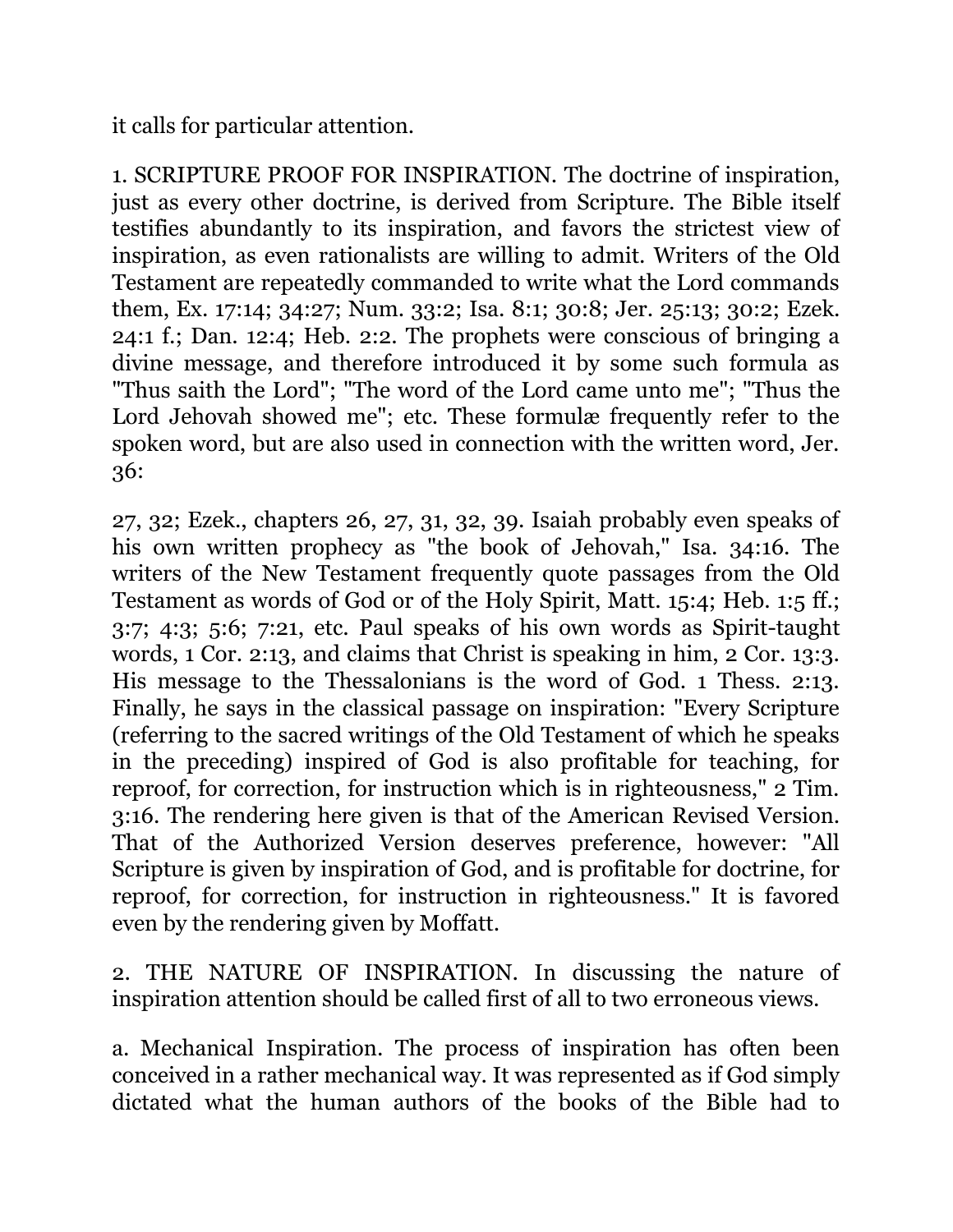it calls for particular attention.

1. SCRIPTURE PROOF FOR INSPIRATION. The doctrine of inspiration, just as every other doctrine, is derived from Scripture. The Bible itself testifies abundantly to its inspiration, and favors the strictest view of inspiration, as even rationalists are willing to admit. Writers of the Old Testament are repeatedly commanded to write what the Lord commands them, Ex. 17:14; 34:27; Num. 33:2; Isa. 8:1; 30:8; Jer. 25:13; 30:2; Ezek. 24:1 f.; Dan. 12:4; Heb. 2:2. The prophets were conscious of bringing a divine message, and therefore introduced it by some such formula as "Thus saith the Lord"; "The word of the Lord came unto me"; "Thus the Lord Jehovah showed me"; etc. These formulæ frequently refer to the spoken word, but are also used in connection with the written word, Jer. 36:

27, 32; Ezek., chapters 26, 27, 31, 32, 39. Isaiah probably even speaks of his own written prophecy as "the book of Jehovah," Isa. 34:16. The writers of the New Testament frequently quote passages from the Old Testament as words of God or of the Holy Spirit, Matt. 15:4; Heb. 1:5 ff.; 3:7; 4:3; 5:6; 7:21, etc. Paul speaks of his own words as Spirit-taught words, 1 Cor. 2:13, and claims that Christ is speaking in him, 2 Cor. 13:3. His message to the Thessalonians is the word of God. 1 Thess. 2:13. Finally, he says in the classical passage on inspiration: "Every Scripture (referring to the sacred writings of the Old Testament of which he speaks in the preceding) inspired of God is also profitable for teaching, for reproof, for correction, for instruction which is in righteousness," 2 Tim. 3:16. The rendering here given is that of the American Revised Version. That of the Authorized Version deserves preference, however: "All Scripture is given by inspiration of God, and is profitable for doctrine, for reproof, for correction, for instruction in righteousness." It is favored even by the rendering given by Moffatt.

2. THE NATURE OF INSPIRATION. In discussing the nature of inspiration attention should be called first of all to two erroneous views.

a. Mechanical Inspiration. The process of inspiration has often been conceived in a rather mechanical way. It was represented as if God simply dictated what the human authors of the books of the Bible had to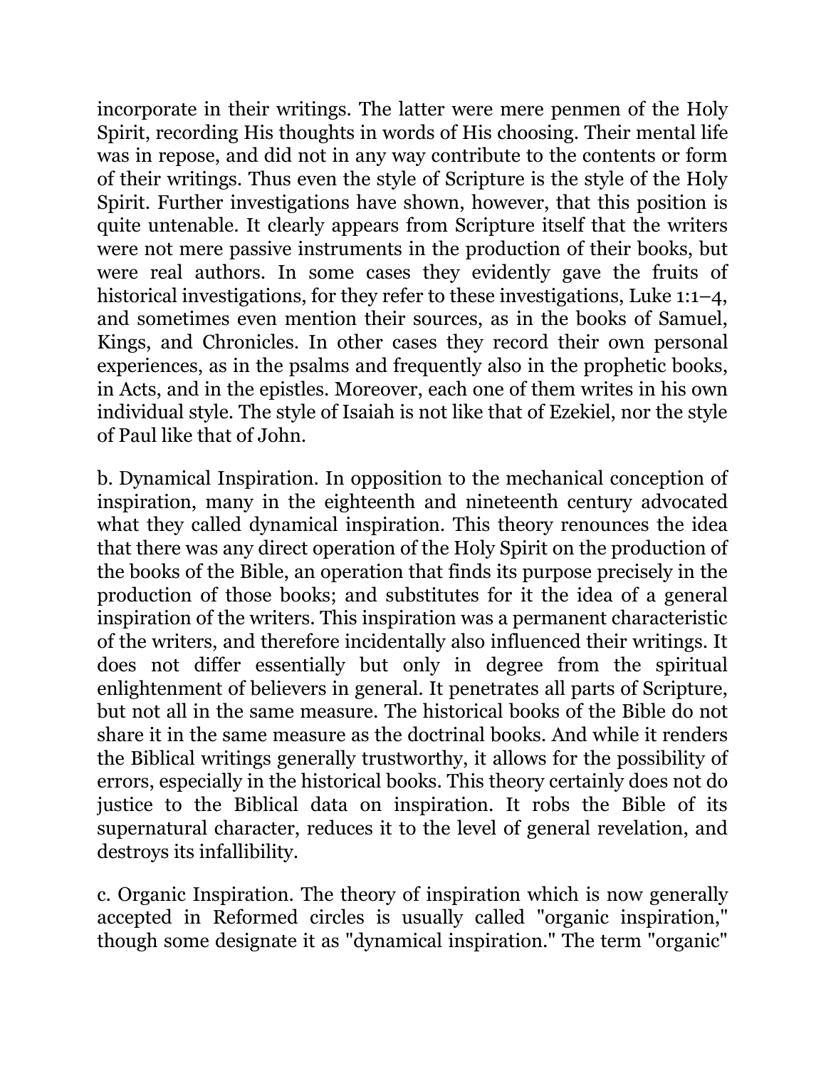incorporate in their writings. The latter were mere penmen of the Holy Spirit, recording His thoughts in words of His choosing. Their mental life was in repose, and did not in any way contribute to the contents or form of their writings. Thus even the style of Scripture is the style of the Holy Spirit. Further investigations have shown, however, that this position is quite untenable. It clearly appears from Scripture itself that the writers were not mere passive instruments in the production of their books, but were real authors. In some cases they evidently gave the fruits of historical investigations, for they refer to these investigations, Luke 1:1–4, and sometimes even mention their sources, as in the books of Samuel, Kings, and Chronicles. In other cases they record their own personal experiences, as in the psalms and frequently also in the prophetic books, in Acts, and in the epistles. Moreover, each one of them writes in his own individual style. The style of Isaiah is not like that of Ezekiel, nor the style of Paul like that of John.

b. Dynamical Inspiration. In opposition to the mechanical conception of inspiration, many in the eighteenth and nineteenth century advocated what they called dynamical inspiration. This theory renounces the idea that there was any direct operation of the Holy Spirit on the production of the books of the Bible, an operation that finds its purpose precisely in the production of those books; and substitutes for it the idea of a general inspiration of the writers. This inspiration was a permanent characteristic of the writers, and therefore incidentally also influenced their writings. It does not differ essentially but only in degree from the spiritual enlightenment of believers in general. It penetrates all parts of Scripture, but not all in the same measure. The historical books of the Bible do not share it in the same measure as the doctrinal books. And while it renders the Biblical writings generally trustworthy, it allows for the possibility of errors, especially in the historical books. This theory certainly does not do justice to the Biblical data on inspiration. It robs the Bible of its supernatural character, reduces it to the level of general revelation, and destroys its infallibility.

c. Organic Inspiration. The theory of inspiration which is now generally accepted in Reformed circles is usually called "organic inspiration," though some designate it as "dynamical inspiration." The term "organic"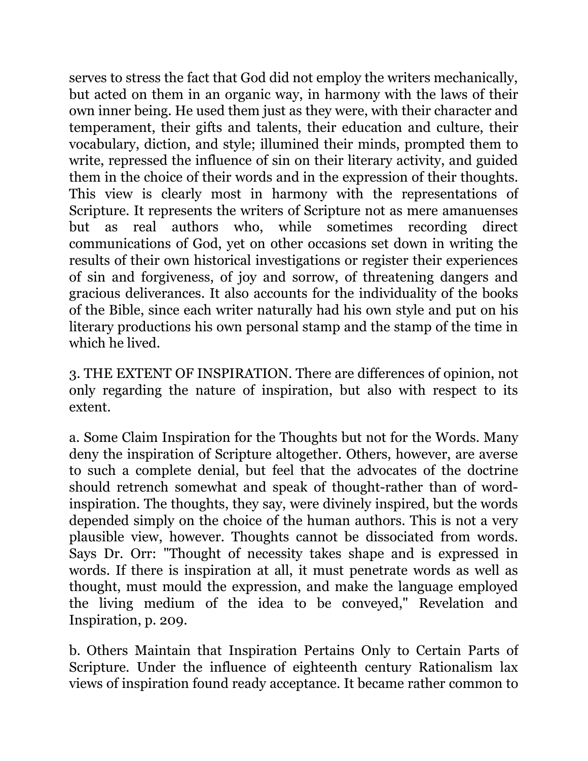serves to stress the fact that God did not employ the writers mechanically, but acted on them in an organic way, in harmony with the laws of their own inner being. He used them just as they were, with their character and temperament, their gifts and talents, their education and culture, their vocabulary, diction, and style; illumined their minds, prompted them to write, repressed the influence of sin on their literary activity, and guided them in the choice of their words and in the expression of their thoughts. This view is clearly most in harmony with the representations of Scripture. It represents the writers of Scripture not as mere amanuenses but as real authors who, while sometimes recording direct communications of God, yet on other occasions set down in writing the results of their own historical investigations or register their experiences of sin and forgiveness, of joy and sorrow, of threatening dangers and gracious deliverances. It also accounts for the individuality of the books of the Bible, since each writer naturally had his own style and put on his literary productions his own personal stamp and the stamp of the time in which he lived.

3. THE EXTENT OF INSPIRATION. There are differences of opinion, not only regarding the nature of inspiration, but also with respect to its extent.

a. Some Claim Inspiration for the Thoughts but not for the Words. Many deny the inspiration of Scripture altogether. Others, however, are averse to such a complete denial, but feel that the advocates of the doctrine should retrench somewhat and speak of thought-rather than of word-inspiration. The thoughts, they say, were divinely inspired, but the words depended simply on the choice of the human authors. This is not a very plausible view, however. Thoughts cannot be dissociated from words. Says Dr. Orr: "Thought of necessity takes shape and is expressed in words. If there is inspiration at all, it must penetrate words as well as thought, must mould the expression, and make the language employed the living medium of the idea to be conveyed," Revelation and Inspiration, p. 209.

b. Others Maintain that Inspiration Pertains Only to Certain Parts of Scripture. Under the influence of eighteenth century Rationalism lax views of inspiration found ready acceptance. It became rather common to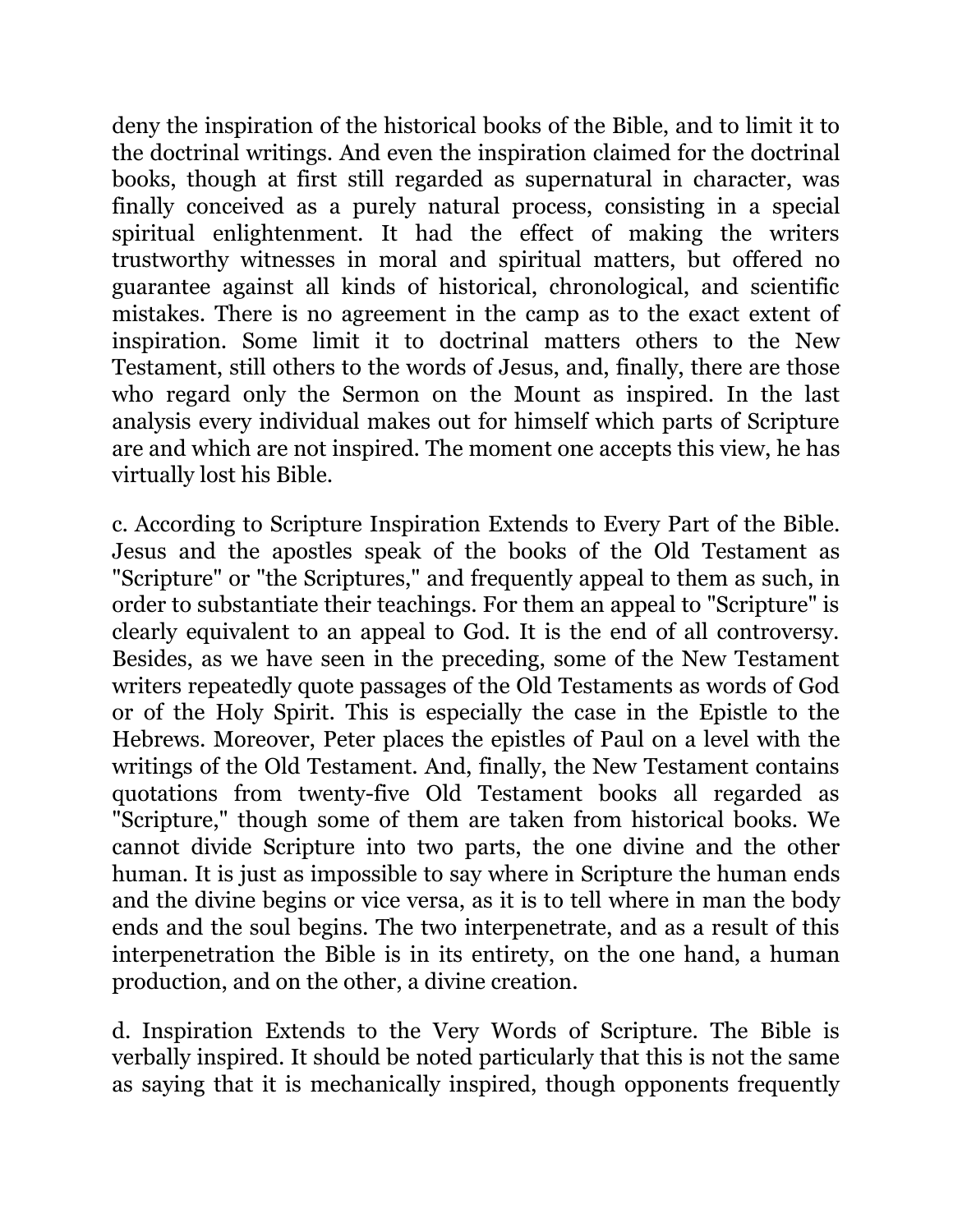deny the inspiration of the historical books of the Bible, and to limit it to the doctrinal writings. And even the inspiration claimed for the doctrinal books, though at first still regarded as supernatural in character, was finally conceived as a purely natural process, consisting in a special spiritual enlightenment. It had the effect of making the writers trustworthy witnesses in moral and spiritual matters, but offered no guarantee against all kinds of historical, chronological, and scientific mistakes. There is no agreement in the camp as to the exact extent of inspiration. Some limit it to doctrinal matters others to the New Testament, still others to the words of Jesus, and, finally, there are those who regard only the Sermon on the Mount as inspired. In the last analysis every individual makes out for himself which parts of Scripture are and which are not inspired. The moment one accepts this view, he has virtually lost his Bible.

c. According to Scripture Inspiration Extends to Every Part of the Bible. Jesus and the apostles speak of the books of the Old Testament as "Scripture" or "the Scriptures," and frequently appeal to them as such, in order to substantiate their teachings. For them an appeal to "Scripture" is clearly equivalent to an appeal to God. It is the end of all controversy. Besides, as we have seen in the preceding, some of the New Testament writers repeatedly quote passages of the Old Testaments as words of God or of the Holy Spirit. This is especially the case in the Epistle to the Hebrews. Moreover, Peter places the epistles of Paul on a level with the writings of the Old Testament. And, finally, the New Testament contains quotations from twenty-five Old Testament books all regarded as "Scripture," though some of them are taken from historical books. We cannot divide Scripture into two parts, the one divine and the other human. It is just as impossible to say where in Scripture the human ends and the divine begins or vice versa, as it is to tell where in man the body ends and the soul begins. The two interpenetrate, and as a result of this interpenetration the Bible is in its entirety, on the one hand, a human production, and on the other, a divine creation.

d. Inspiration Extends to the Very Words of Scripture. The Bible is verbally inspired. It should be noted particularly that this is not the same as saying that it is mechanically inspired, though opponents frequently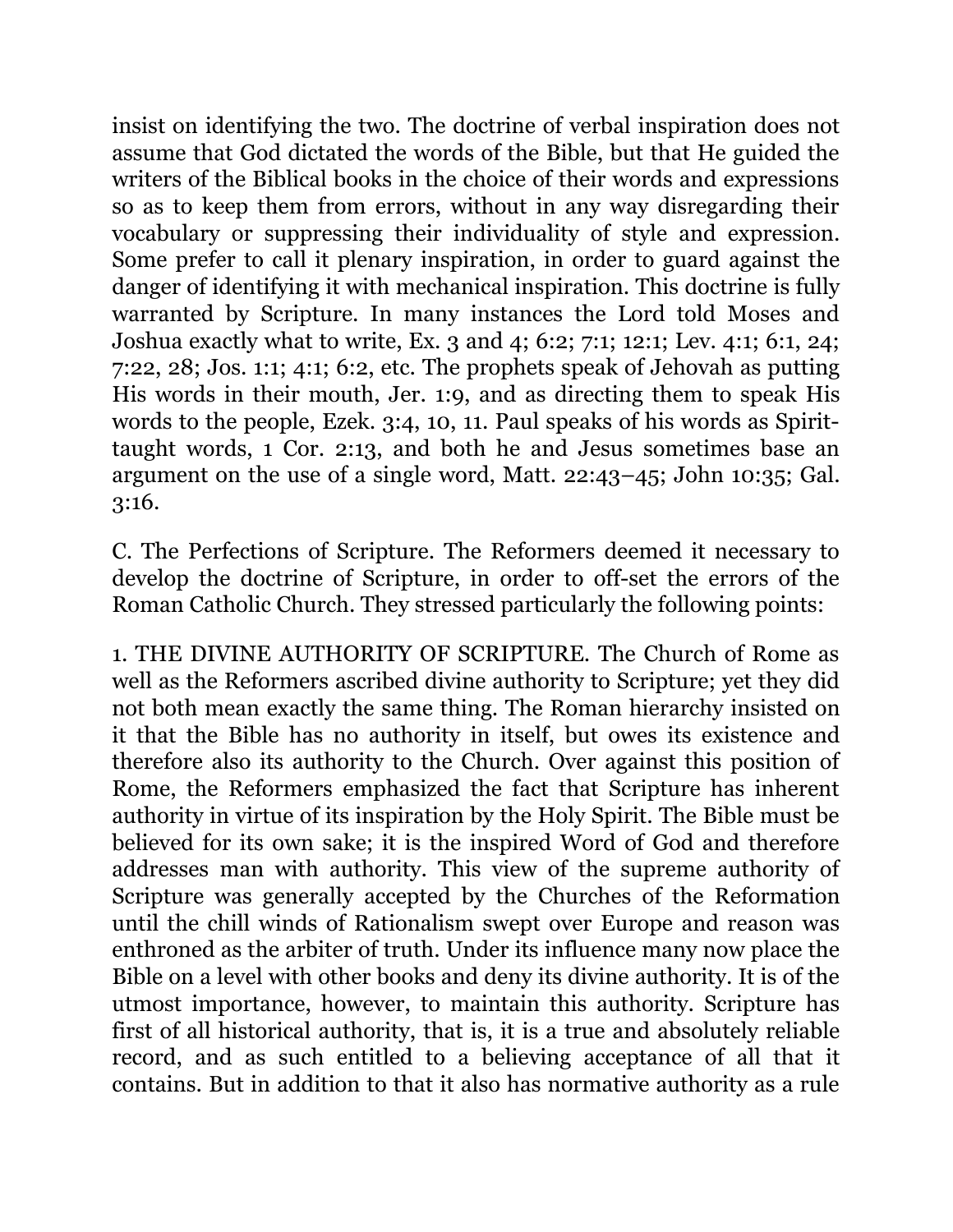insist on identifying the two. The doctrine of verbal inspiration does not assume that God dictated the words of the Bible, but that He guided the writers of the Biblical books in the choice of their words and expressions so as to keep them from errors, without in any way disregarding their vocabulary or suppressing their individuality of style and expression. Some prefer to call it plenary inspiration, in order to guard against the danger of identifying it with mechanical inspiration. This doctrine is fully warranted by Scripture. In many instances the Lord told Moses and Joshua exactly what to write, Ex. 3 and 4; 6:2; 7:1; 12:1; Lev. 4:1; 6:1, 24; 7:22, 28; Jos. 1:1; 4:1; 6:2, etc. The prophets speak of Jehovah as putting His words in their mouth, Jer. 1:9, and as directing them to speak His words to the people, Ezek. 3:4, 10, 11. Paul speaks of his words as Spirit-taught words, 1 Cor. 2:13, and both he and Jesus sometimes base an argument on the use of a single word, Matt. 22:43–45; John 10:35; Gal. 3:16.

C. The Perfections of Scripture. The Reformers deemed it necessary to develop the doctrine of Scripture, in order to off-set the errors of the Roman Catholic Church. They stressed particularly the following points:

1. THE DIVINE AUTHORITY OF SCRIPTURE. The Church of Rome as well as the Reformers ascribed divine authority to Scripture; yet they did not both mean exactly the same thing. The Roman hierarchy insisted on it that the Bible has no authority in itself, but owes its existence and therefore also its authority to the Church. Over against this position of Rome, the Reformers emphasized the fact that Scripture has inherent authority in virtue of its inspiration by the Holy Spirit. The Bible must be believed for its own sake; it is the inspired Word of God and therefore addresses man with authority. This view of the supreme authority of Scripture was generally accepted by the Churches of the Reformation until the chill winds of Rationalism swept over Europe and reason was enthroned as the arbiter of truth. Under its influence many now place the Bible on a level with other books and deny its divine authority. It is of the utmost importance, however, to maintain this authority. Scripture has first of all historical authority, that is, it is a true and absolutely reliable record, and as such entitled to a believing acceptance of all that it contains. But in addition to that it also has normative authority as a rule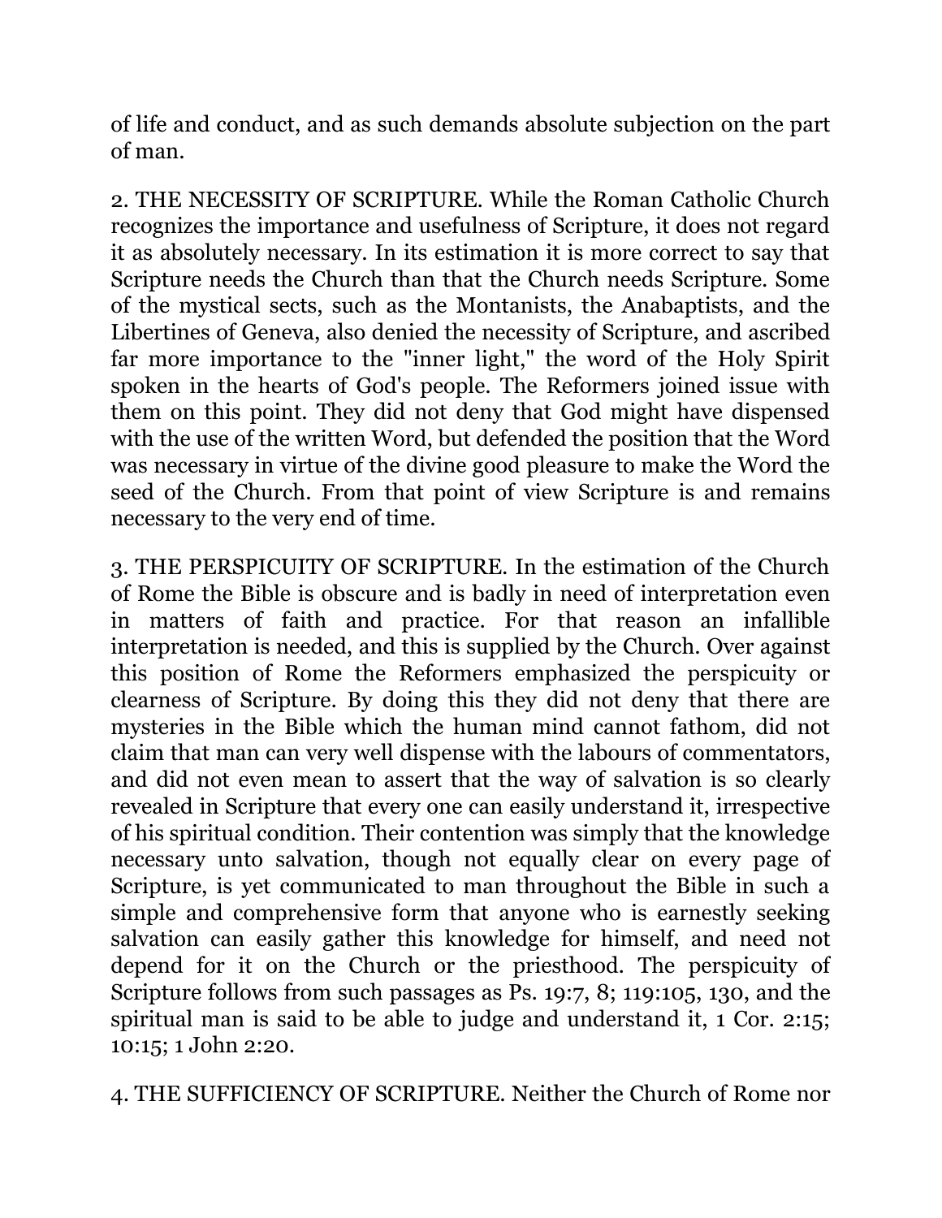of life and conduct, and as such demands absolute subjection on the part of man.

2. THE NECESSITY OF SCRIPTURE. While the Roman Catholic Church recognizes the importance and usefulness of Scripture, it does not regard it as absolutely necessary. In its estimation it is more correct to say that Scripture needs the Church than that the Church needs Scripture. Some of the mystical sects, such as the Montanists, the Anabaptists, and the Libertines of Geneva, also denied the necessity of Scripture, and ascribed far more importance to the "inner light," the word of the Holy Spirit spoken in the hearts of God's people. The Reformers joined issue with them on this point. They did not deny that God might have dispensed with the use of the written Word, but defended the position that the Word was necessary in virtue of the divine good pleasure to make the Word the seed of the Church. From that point of view Scripture is and remains necessary to the very end of time.

3. THE PERSPICUITY OF SCRIPTURE. In the estimation of the Church of Rome the Bible is obscure and is badly in need of interpretation even in matters of faith and practice. For that reason an infallible interpretation is needed, and this is supplied by the Church. Over against this position of Rome the Reformers emphasized the perspicuity or clearness of Scripture. By doing this they did not deny that there are mysteries in the Bible which the human mind cannot fathom, did not claim that man can very well dispense with the labours of commentators, and did not even mean to assert that the way of salvation is so clearly revealed in Scripture that every one can easily understand it, irrespective of his spiritual condition. Their contention was simply that the knowledge necessary unto salvation, though not equally clear on every page of Scripture, is yet communicated to man throughout the Bible in such a simple and comprehensive form that anyone who is earnestly seeking salvation can easily gather this knowledge for himself, and need not depend for it on the Church or the priesthood. The perspicuity of Scripture follows from such passages as Ps. 19:7, 8; 119:105, 130, and the spiritual man is said to be able to judge and understand it, 1 Cor. 2:15; 10:15; 1 John 2:20.

4. THE SUFFICIENCY OF SCRIPTURE. Neither the Church of Rome nor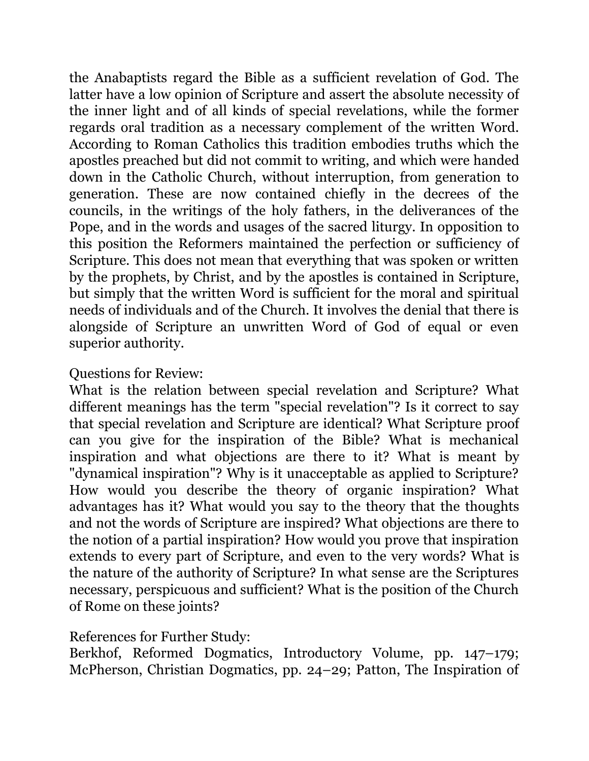the Anabaptists regard the Bible as a sufficient revelation of God. The latter have a low opinion of Scripture and assert the absolute necessity of the inner light and of all kinds of special revelations, while the former regards oral tradition as a necessary complement of the written Word. According to Roman Catholics this tradition embodies truths which the apostles preached but did not commit to writing, and which were handed down in the Catholic Church, without interruption, from generation to generation. These are now contained chiefly in the decrees of the councils, in the writings of the holy fathers, in the deliverances of the Pope, and in the words and usages of the sacred liturgy. In opposition to this position the Reformers maintained the perfection or sufficiency of Scripture. This does not mean that everything that was spoken or written by the prophets, by Christ, and by the apostles is contained in Scripture, but simply that the written Word is sufficient for the moral and spiritual needs of individuals and of the Church. It involves the denial that there is alongside of Scripture an unwritten Word of God of equal or even superior authority.

Questions for Review:
What is the relation between special revelation and Scripture? What different meanings has the term "special revelation"? Is it correct to say that special revelation and Scripture are identical? What Scripture proof can you give for the inspiration of the Bible? What is mechanical inspiration and what objections are there to it? What is meant by "dynamical inspiration"? Why is it unacceptable as applied to Scripture? How would you describe the theory of organic inspiration? What advantages has it? What would you say to the theory that the thoughts and not the words of Scripture are inspired? What objections are there to the notion of a partial inspiration? How would you prove that inspiration extends to every part of Scripture, and even to the very words? What is the nature of the authority of Scripture? In what sense are the Scriptures necessary, perspicuous and sufficient? What is the position of the Church of Rome on these joints?

References for Further Study:
Berkhof, Reformed Dogmatics, Introductory Volume, pp. 147–179; McPherson, Christian Dogmatics, pp. 24–29; Patton, The Inspiration of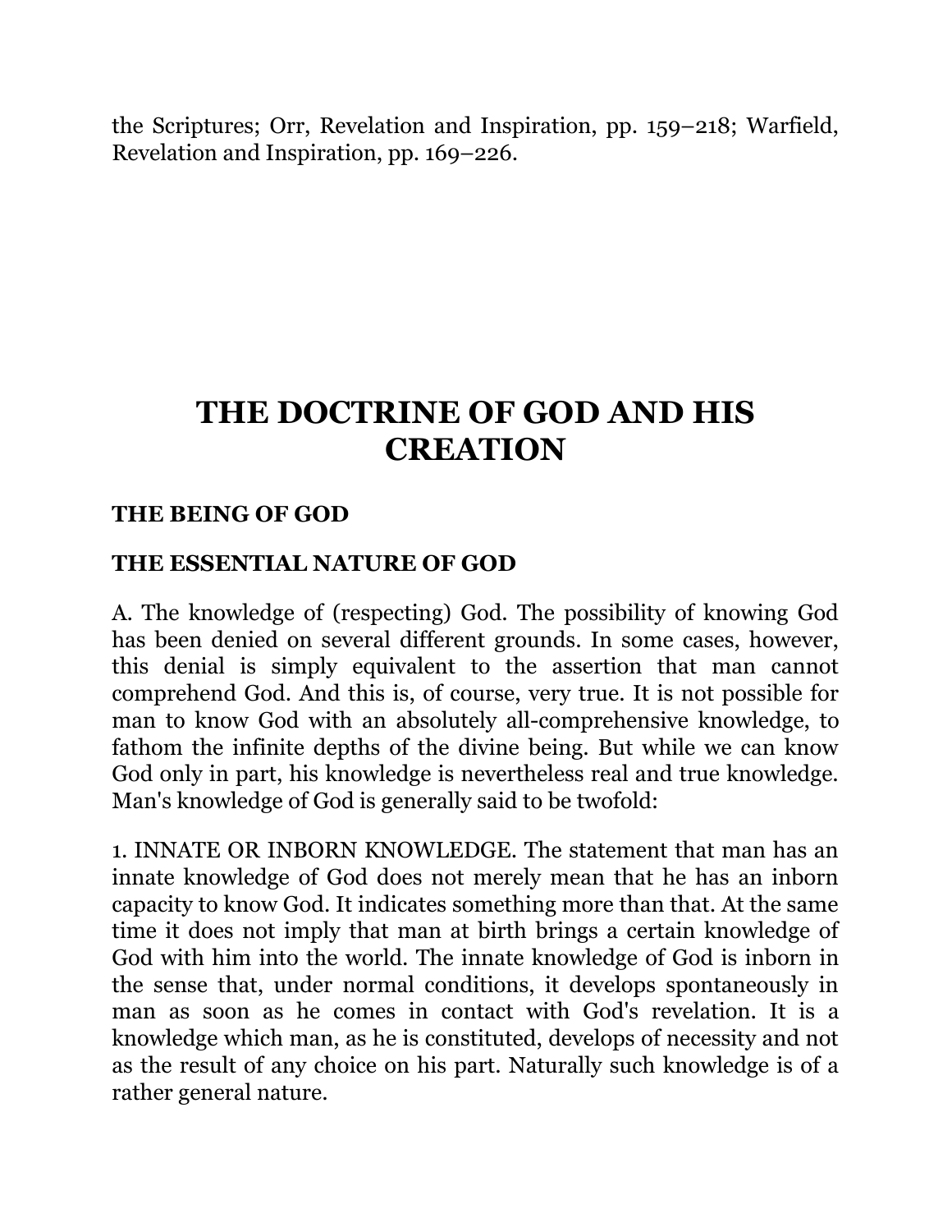the Scriptures; Orr, Revelation and Inspiration, pp. 159–218; Warfield, Revelation and Inspiration, pp. 169–226.

# THE DOCTRINE OF GOD AND HIS CREATION

## THE BEING OF GOD

### THE ESSENTIAL NATURE OF GOD

A. The knowledge of (respecting) God. The possibility of knowing God has been denied on several different grounds. In some cases, however, this denial is simply equivalent to the assertion that man cannot comprehend God. And this is, of course, very true. It is not possible for man to know God with an absolutely all-comprehensive knowledge, to fathom the infinite depths of the divine being. But while we can know God only in part, his knowledge is nevertheless real and true knowledge. Man's knowledge of God is generally said to be twofold:

1. INNATE OR INBORN KNOWLEDGE. The statement that man has an innate knowledge of God does not merely mean that he has an inborn capacity to know God. It indicates something more than that. At the same time it does not imply that man at birth brings a certain knowledge of God with him into the world. The innate knowledge of God is inborn in the sense that, under normal conditions, it develops spontaneously in man as soon as he comes in contact with God's revelation. It is a knowledge which man, as he is constituted, develops of necessity and not as the result of any choice on his part. Naturally such knowledge is of a rather general nature.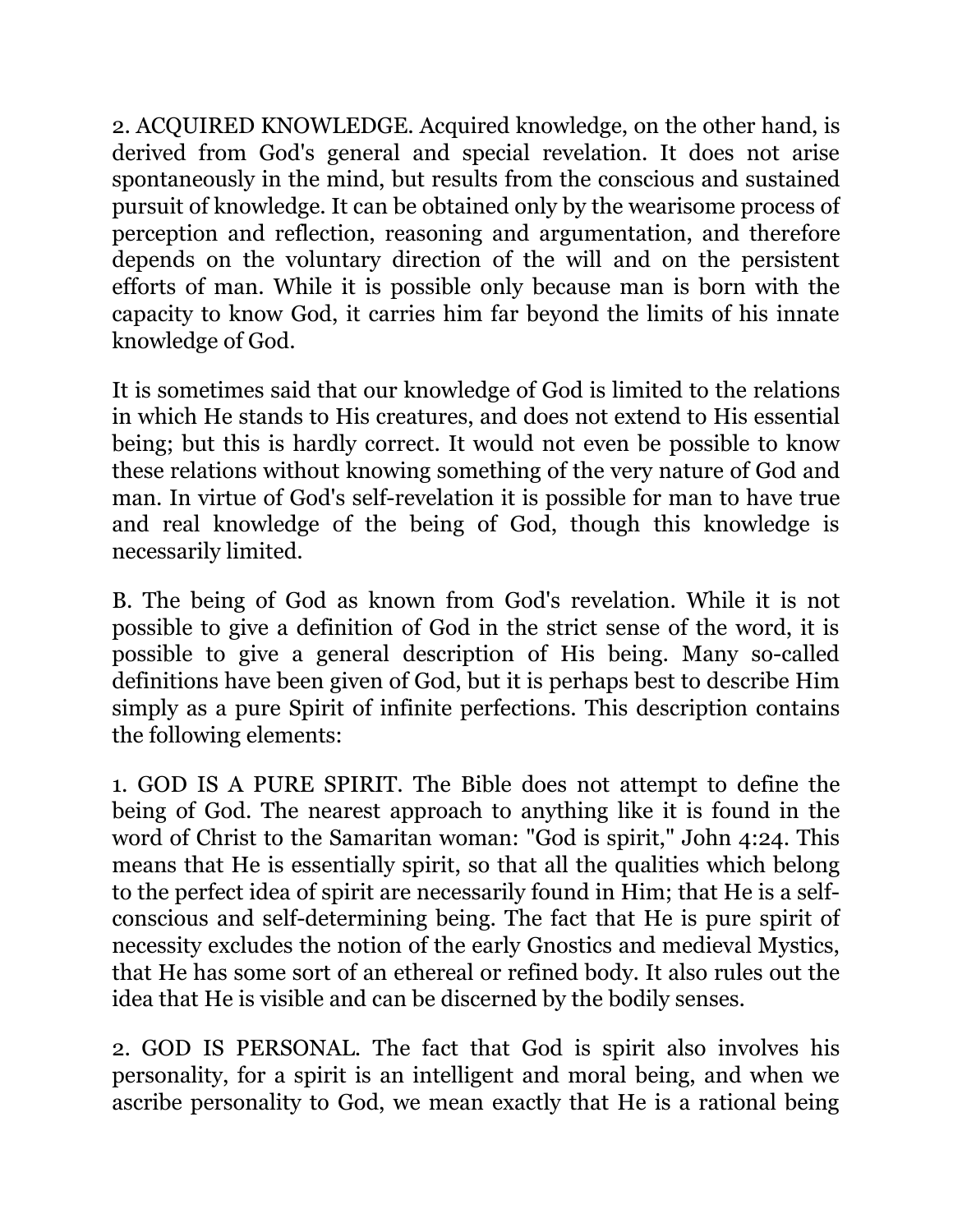2. ACQUIRED KNOWLEDGE. Acquired knowledge, on the other hand, is derived from God's general and special revelation. It does not arise spontaneously in the mind, but results from the conscious and sustained pursuit of knowledge. It can be obtained only by the wearisome process of perception and reflection, reasoning and argumentation, and therefore depends on the voluntary direction of the will and on the persistent efforts of man. While it is possible only because man is born with the capacity to know God, it carries him far beyond the limits of his innate knowledge of God.

It is sometimes said that our knowledge of God is limited to the relations in which He stands to His creatures, and does not extend to His essential being; but this is hardly correct. It would not even be possible to know these relations without knowing something of the very nature of God and man. In virtue of God's self-revelation it is possible for man to have true and real knowledge of the being of God, though this knowledge is necessarily limited.

B. The being of God as known from God's revelation. While it is not possible to give a definition of God in the strict sense of the word, it is possible to give a general description of His being. Many so-called definitions have been given of God, but it is perhaps best to describe Him simply as a pure Spirit of infinite perfections. This description contains the following elements:

1. GOD IS A PURE SPIRIT. The Bible does not attempt to define the being of God. The nearest approach to anything like it is found in the word of Christ to the Samaritan woman: "God is spirit," John 4:24. This means that He is essentially spirit, so that all the qualities which belong to the perfect idea of spirit are necessarily found in Him; that He is a self-conscious and self-determining being. The fact that He is pure spirit of necessity excludes the notion of the early Gnostics and medieval Mystics, that He has some sort of an ethereal or refined body. It also rules out the idea that He is visible and can be discerned by the bodily senses.

2. GOD IS PERSONAL. The fact that God is spirit also involves his personality, for a spirit is an intelligent and moral being, and when we ascribe personality to God, we mean exactly that He is a rational being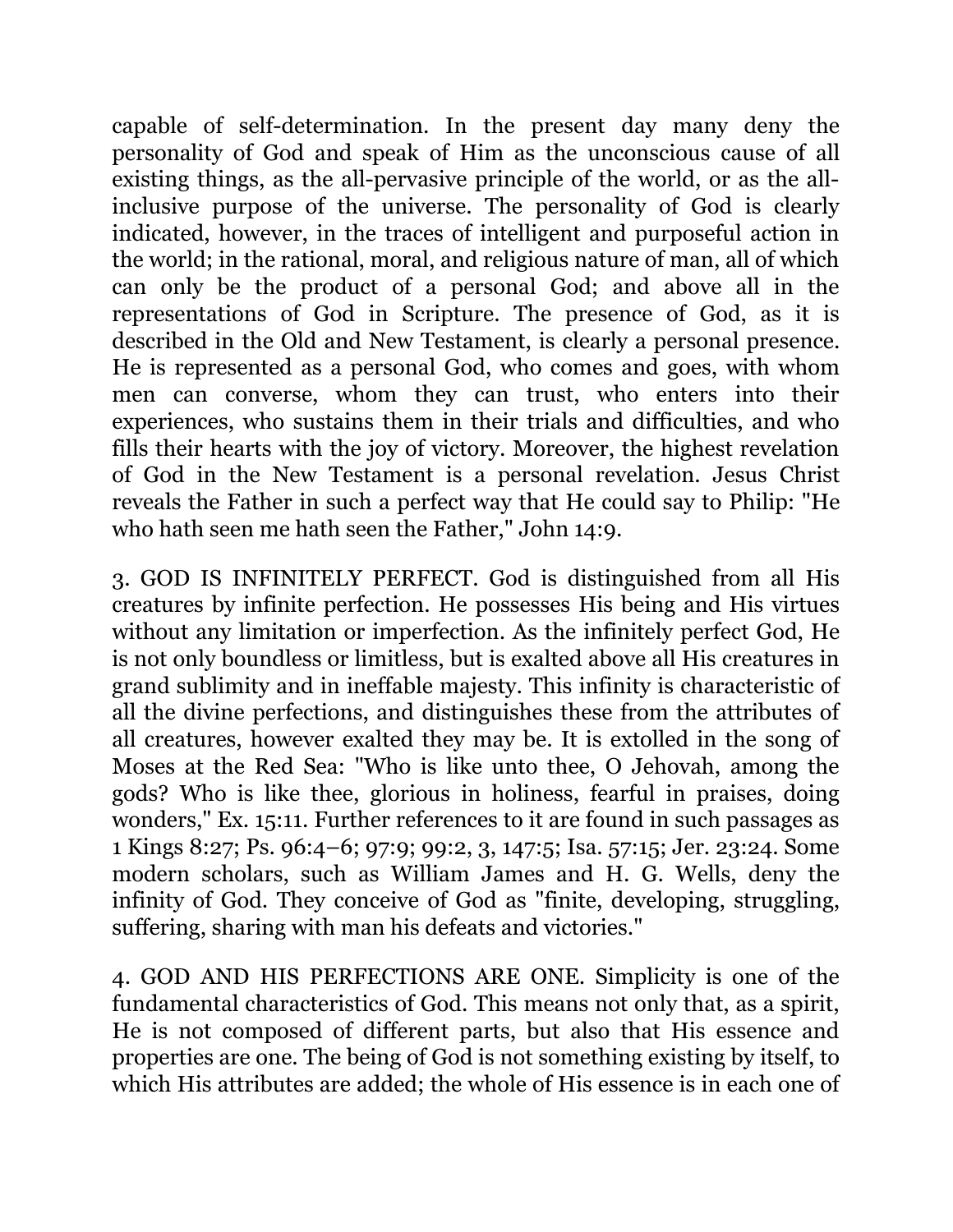capable of self-determination. In the present day many deny the personality of God and speak of Him as the unconscious cause of all existing things, as the all-pervasive principle of the world, or as the all-inclusive purpose of the universe. The personality of God is clearly indicated, however, in the traces of intelligent and purposeful action in the world; in the rational, moral, and religious nature of man, all of which can only be the product of a personal God; and above all in the representations of God in Scripture. The presence of God, as it is described in the Old and New Testament, is clearly a personal presence. He is represented as a personal God, who comes and goes, with whom men can converse, whom they can trust, who enters into their experiences, who sustains them in their trials and difficulties, and who fills their hearts with the joy of victory. Moreover, the highest revelation of God in the New Testament is a personal revelation. Jesus Christ reveals the Father in such a perfect way that He could say to Philip: "He who hath seen me hath seen the Father," John 14:9.

3. GOD IS INFINITELY PERFECT. God is distinguished from all His creatures by infinite perfection. He possesses His being and His virtues without any limitation or imperfection. As the infinitely perfect God, He is not only boundless or limitless, but is exalted above all His creatures in grand sublimity and in ineffable majesty. This infinity is characteristic of all the divine perfections, and distinguishes these from the attributes of all creatures, however exalted they may be. It is extolled in the song of Moses at the Red Sea: "Who is like unto thee, O Jehovah, among the gods? Who is like thee, glorious in holiness, fearful in praises, doing wonders," Ex. 15:11. Further references to it are found in such passages as 1 Kings 8:27; Ps. 96:4–6; 97:9; 99:2, 3, 147:5; Isa. 57:15; Jer. 23:24. Some modern scholars, such as William James and H. G. Wells, deny the infinity of God. They conceive of God as "finite, developing, struggling, suffering, sharing with man his defeats and victories."

4. GOD AND HIS PERFECTIONS ARE ONE. Simplicity is one of the fundamental characteristics of God. This means not only that, as a spirit, He is not composed of different parts, but also that His essence and properties are one. The being of God is not something existing by itself, to which His attributes are added; the whole of His essence is in each one of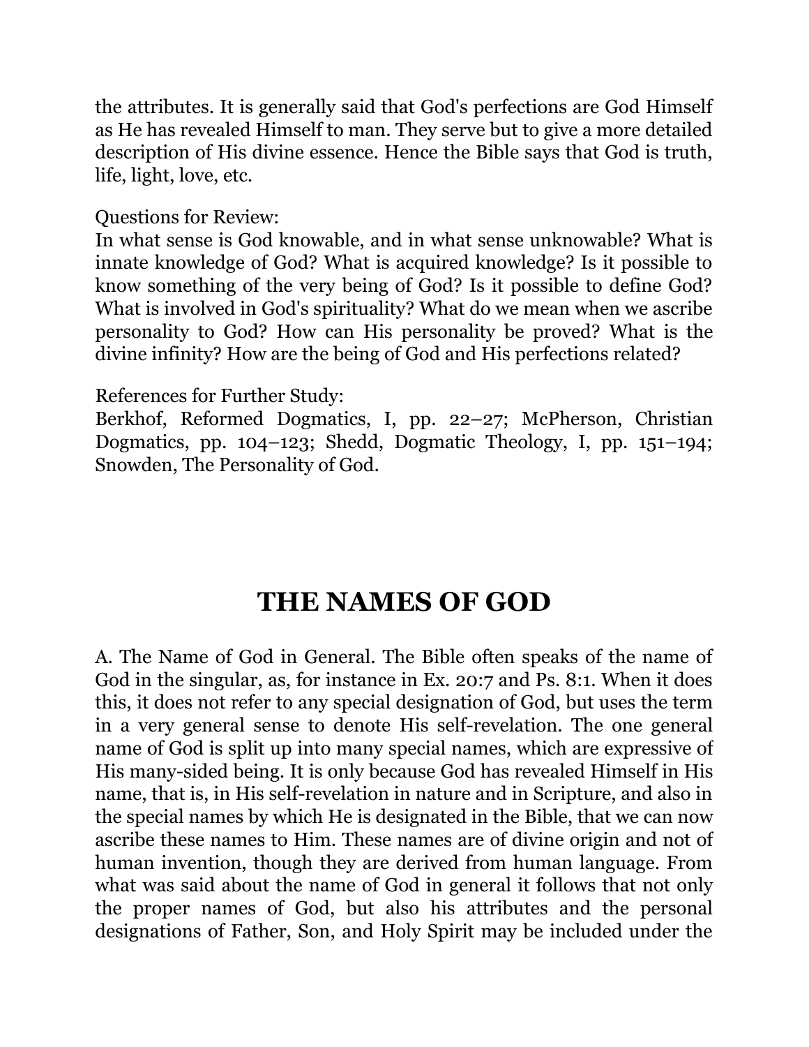the attributes. It is generally said that God's perfections are God Himself as He has revealed Himself to man. They serve but to give a more detailed description of His divine essence. Hence the Bible says that God is truth, life, light, love, etc.

Questions for Review:
In what sense is God knowable, and in what sense unknowable? What is innate knowledge of God? What is acquired knowledge? Is it possible to know something of the very being of God? Is it possible to define God? What is involved in God's spirituality? What do we mean when we ascribe personality to God? How can His personality be proved? What is the divine infinity? How are the being of God and His perfections related?

References for Further Study:
Berkhof, Reformed Dogmatics, I, pp. 22–27; McPherson, Christian Dogmatics, pp. 104–123; Shedd, Dogmatic Theology, I, pp. 151–194; Snowden, The Personality of God.

# THE NAMES OF GOD

A. The Name of God in General. The Bible often speaks of the name of God in the singular, as, for instance in Ex. 20:7 and Ps. 8:1. When it does this, it does not refer to any special designation of God, but uses the term in a very general sense to denote His self-revelation. The one general name of God is split up into many special names, which are expressive of His many-sided being. It is only because God has revealed Himself in His name, that is, in His self-revelation in nature and in Scripture, and also in the special names by which He is designated in the Bible, that we can now ascribe these names to Him. These names are of divine origin and not of human invention, though they are derived from human language. From what was said about the name of God in general it follows that not only the proper names of God, but also his attributes and the personal designations of Father, Son, and Holy Spirit may be included under the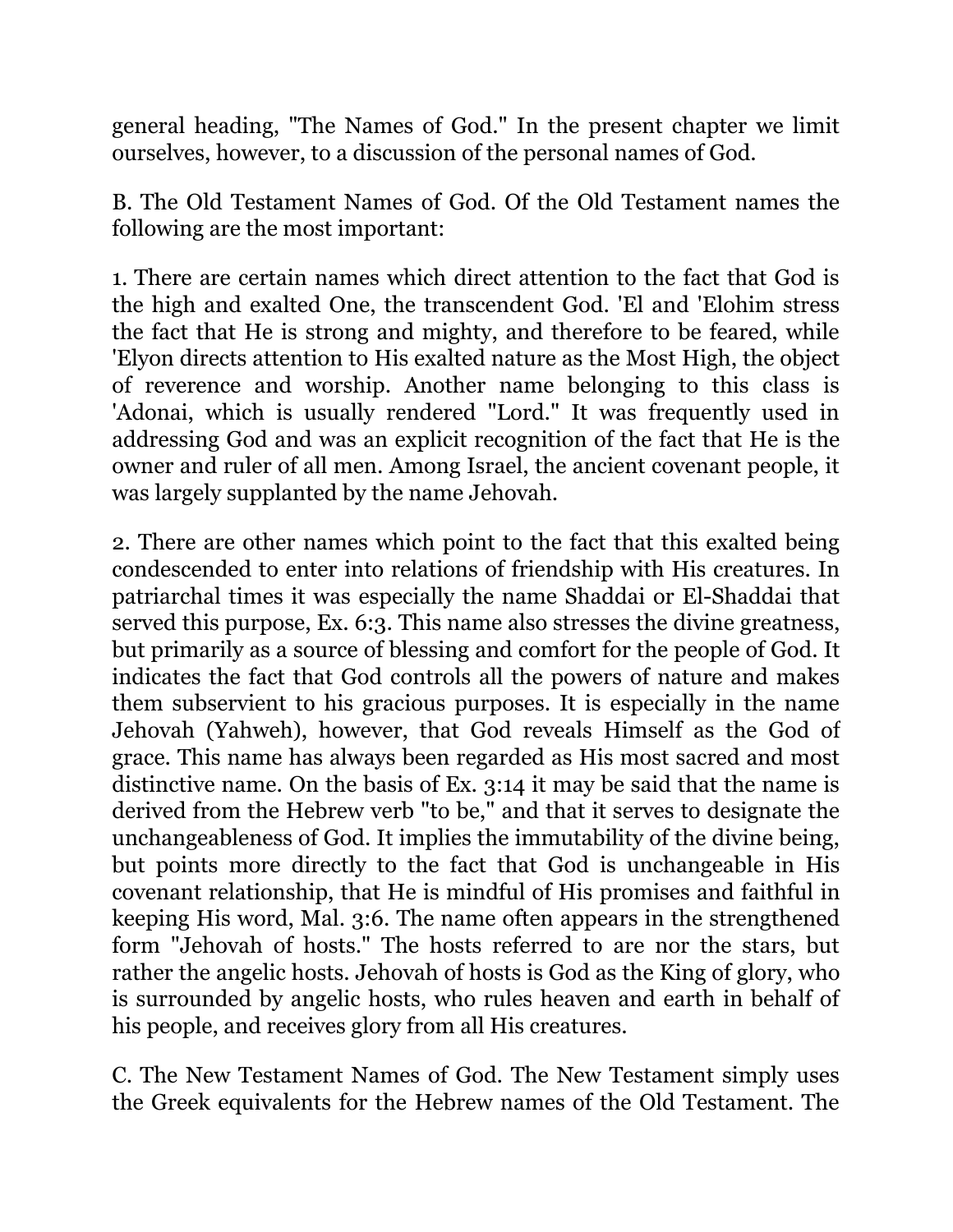general heading, "The Names of God." In the present chapter we limit ourselves, however, to a discussion of the personal names of God.

B. The Old Testament Names of God. Of the Old Testament names the following are the most important:

1. There are certain names which direct attention to the fact that God is the high and exalted One, the transcendent God. 'El and 'Elohim stress the fact that He is strong and mighty, and therefore to be feared, while 'Elyon directs attention to His exalted nature as the Most High, the object of reverence and worship. Another name belonging to this class is 'Adonai, which is usually rendered "Lord." It was frequently used in addressing God and was an explicit recognition of the fact that He is the owner and ruler of all men. Among Israel, the ancient covenant people, it was largely supplanted by the name Jehovah.

2. There are other names which point to the fact that this exalted being condescended to enter into relations of friendship with His creatures. In patriarchal times it was especially the name Shaddai or El-Shaddai that served this purpose, Ex. 6:3. This name also stresses the divine greatness, but primarily as a source of blessing and comfort for the people of God. It indicates the fact that God controls all the powers of nature and makes them subservient to his gracious purposes. It is especially in the name Jehovah (Yahweh), however, that God reveals Himself as the God of grace. This name has always been regarded as His most sacred and most distinctive name. On the basis of Ex. 3:14 it may be said that the name is derived from the Hebrew verb "to be," and that it serves to designate the unchangeableness of God. It implies the immutability of the divine being, but points more directly to the fact that God is unchangeable in His covenant relationship, that He is mindful of His promises and faithful in keeping His word, Mal. 3:6. The name often appears in the strengthened form "Jehovah of hosts." The hosts referred to are nor the stars, but rather the angelic hosts. Jehovah of hosts is God as the King of glory, who is surrounded by angelic hosts, who rules heaven and earth in behalf of his people, and receives glory from all His creatures.

C. The New Testament Names of God. The New Testament simply uses the Greek equivalents for the Hebrew names of the Old Testament. The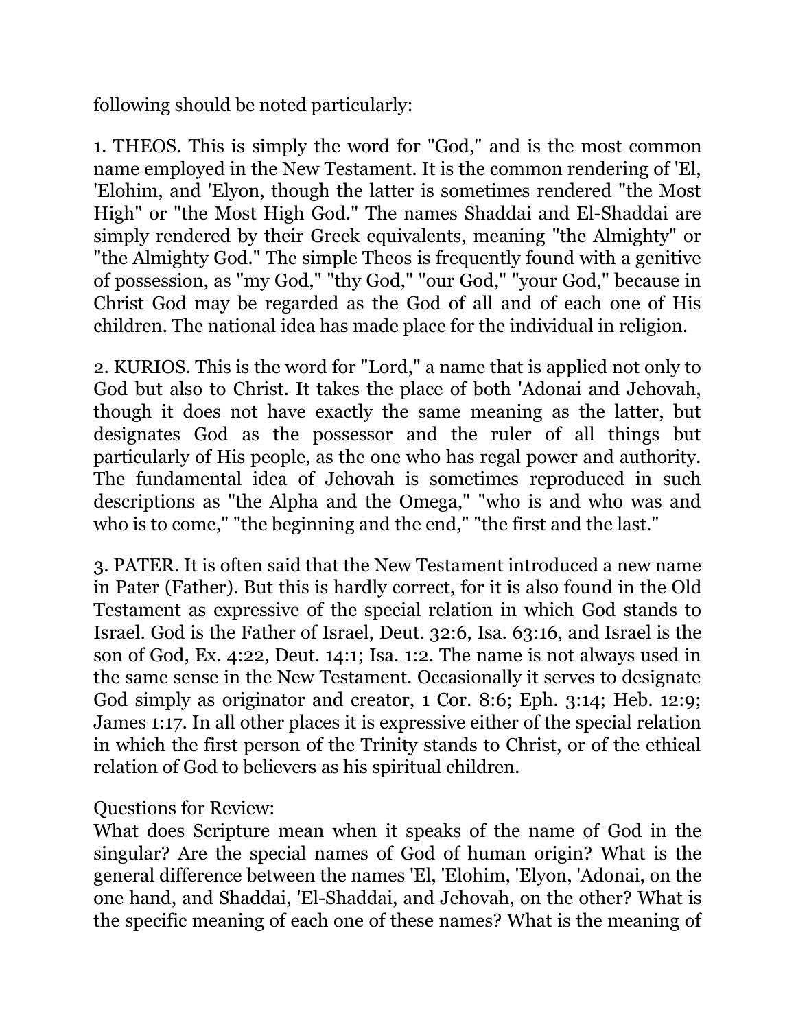following should be noted particularly:

1. THEOS. This is simply the word for "God," and is the most common name employed in the New Testament. It is the common rendering of 'El, 'Elohim, and 'Elyon, though the latter is sometimes rendered "the Most High" or "the Most High God." The names Shaddai and El-Shaddai are simply rendered by their Greek equivalents, meaning "the Almighty" or "the Almighty God." The simple Theos is frequently found with a genitive of possession, as "my God," "thy God," "our God," "your God," because in Christ God may be regarded as the God of all and of each one of His children. The national idea has made place for the individual in religion.

2. KURIOS. This is the word for "Lord," a name that is applied not only to God but also to Christ. It takes the place of both 'Adonai and Jehovah, though it does not have exactly the same meaning as the latter, but designates God as the possessor and the ruler of all things but particularly of His people, as the one who has regal power and authority. The fundamental idea of Jehovah is sometimes reproduced in such descriptions as "the Alpha and the Omega," "who is and who was and who is to come," "the beginning and the end," "the first and the last."

3. PATER. It is often said that the New Testament introduced a new name in Pater (Father). But this is hardly correct, for it is also found in the Old Testament as expressive of the special relation in which God stands to Israel. God is the Father of Israel, Deut. 32:6, Isa. 63:16, and Israel is the son of God, Ex. 4:22, Deut. 14:1; Isa. 1:2. The name is not always used in the same sense in the New Testament. Occasionally it serves to designate God simply as originator and creator, 1 Cor. 8:6; Eph. 3:14; Heb. 12:9; James 1:17. In all other places it is expressive either of the special relation in which the first person of the Trinity stands to Christ, or of the ethical relation of God to believers as his spiritual children.

Questions for Review:
What does Scripture mean when it speaks of the name of God in the singular? Are the special names of God of human origin? What is the general difference between the names 'El, 'Elohim, 'Elyon, 'Adonai, on the one hand, and Shaddai, 'El-Shaddai, and Jehovah, on the other? What is the specific meaning of each one of these names? What is the meaning of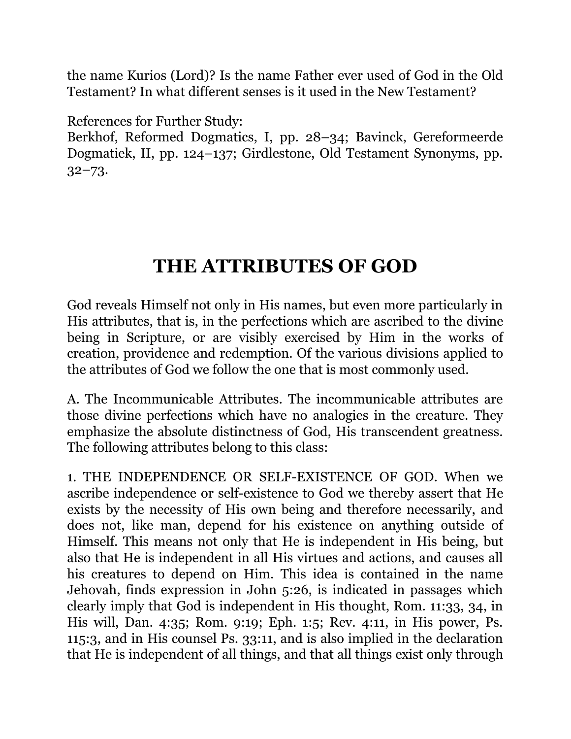the name Kurios (Lord)? Is the name Father ever used of God in the Old Testament? In what different senses is it used in the New Testament?

References for Further Study:
Berkhof, Reformed Dogmatics, I, pp. 28–34; Bavinck, Gereformeerde Dogmatiek, II, pp. 124–137; Girdlestone, Old Testament Synonyms, pp. 32–73.

# THE ATTRIBUTES OF GOD

God reveals Himself not only in His names, but even more particularly in His attributes, that is, in the perfections which are ascribed to the divine being in Scripture, or are visibly exercised by Him in the works of creation, providence and redemption. Of the various divisions applied to the attributes of God we follow the one that is most commonly used.

A. The Incommunicable Attributes. The incommunicable attributes are those divine perfections which have no analogies in the creature. They emphasize the absolute distinctness of God, His transcendent greatness. The following attributes belong to this class:

1. THE INDEPENDENCE OR SELF-EXISTENCE OF GOD. When we ascribe independence or self-existence to God we thereby assert that He exists by the necessity of His own being and therefore necessarily, and does not, like man, depend for his existence on anything outside of Himself. This means not only that He is independent in His being, but also that He is independent in all His virtues and actions, and causes all his creatures to depend on Him. This idea is contained in the name Jehovah, finds expression in John 5:26, is indicated in passages which clearly imply that God is independent in His thought, Rom. 11:33, 34, in His will, Dan. 4:35; Rom. 9:19; Eph. 1:5; Rev. 4:11, in His power, Ps. 115:3, and in His counsel Ps. 33:11, and is also implied in the declaration that He is independent of all things, and that all things exist only through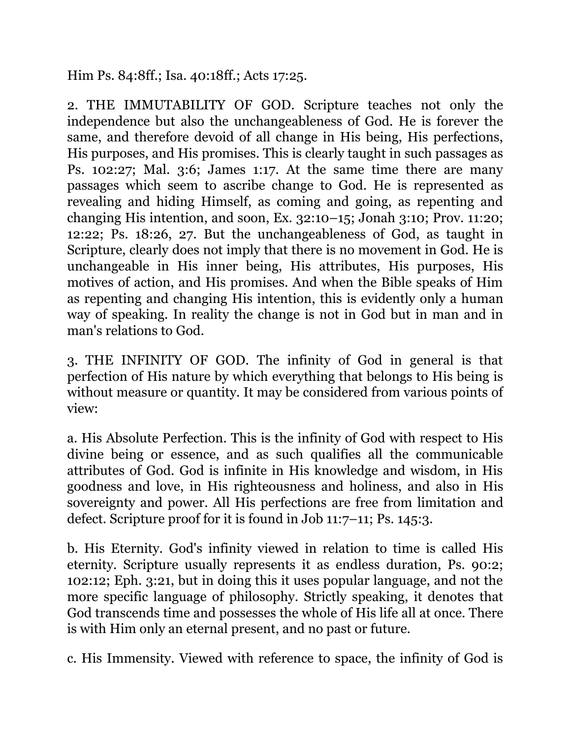Him Ps. 84:8ff.; Isa. 40:18ff.; Acts 17:25.

2. THE IMMUTABILITY OF GOD. Scripture teaches not only the independence but also the unchangeableness of God. He is forever the same, and therefore devoid of all change in His being, His perfections, His purposes, and His promises. This is clearly taught in such passages as Ps. 102:27; Mal. 3:6; James 1:17. At the same time there are many passages which seem to ascribe change to God. He is represented as revealing and hiding Himself, as coming and going, as repenting and changing His intention, and soon, Ex. 32:10–15; Jonah 3:10; Prov. 11:20; 12:22; Ps. 18:26, 27. But the unchangeableness of God, as taught in Scripture, clearly does not imply that there is no movement in God. He is unchangeable in His inner being, His attributes, His purposes, His motives of action, and His promises. And when the Bible speaks of Him as repenting and changing His intention, this is evidently only a human way of speaking. In reality the change is not in God but in man and in man's relations to God.

3. THE INFINITY OF GOD. The infinity of God in general is that perfection of His nature by which everything that belongs to His being is without measure or quantity. It may be considered from various points of view:

a. His Absolute Perfection. This is the infinity of God with respect to His divine being or essence, and as such qualifies all the communicable attributes of God. God is infinite in His knowledge and wisdom, in His goodness and love, in His righteousness and holiness, and also in His sovereignty and power. All His perfections are free from limitation and defect. Scripture proof for it is found in Job 11:7–11; Ps. 145:3.

b. His Eternity. God's infinity viewed in relation to time is called His eternity. Scripture usually represents it as endless duration, Ps. 90:2; 102:12; Eph. 3:21, but in doing this it uses popular language, and not the more specific language of philosophy. Strictly speaking, it denotes that God transcends time and possesses the whole of His life all at once. There is with Him only an eternal present, and no past or future.

c. His Immensity. Viewed with reference to space, the infinity of God is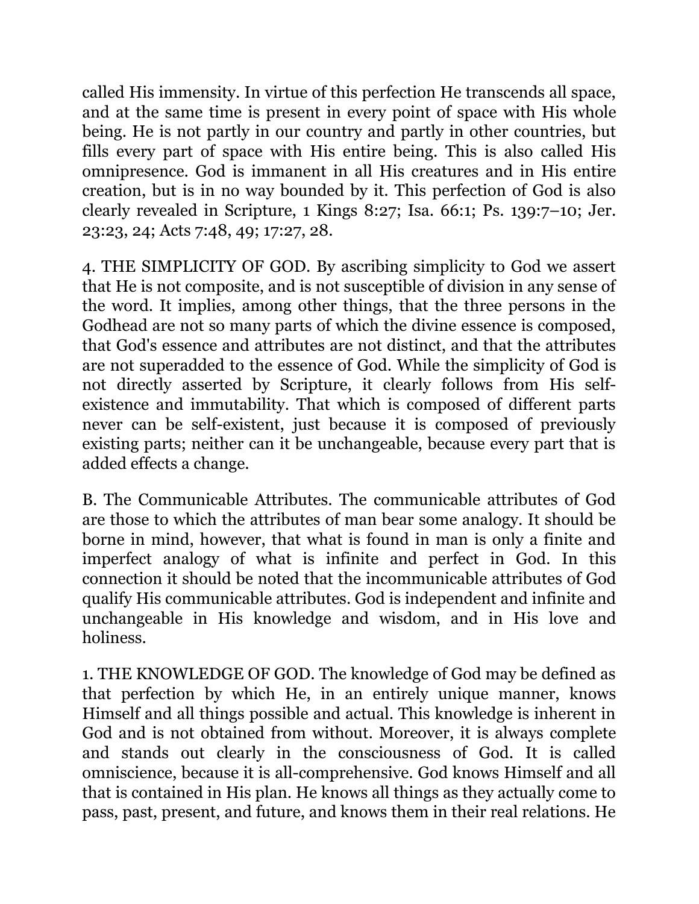called His immensity. In virtue of this perfection He transcends all space, and at the same time is present in every point of space with His whole being. He is not partly in our country and partly in other countries, but fills every part of space with His entire being. This is also called His omnipresence. God is immanent in all His creatures and in His entire creation, but is in no way bounded by it. This perfection of God is also clearly revealed in Scripture, 1 Kings 8:27; Isa. 66:1; Ps. 139:7–10; Jer. 23:23, 24; Acts 7:48, 49; 17:27, 28.

4. THE SIMPLICITY OF GOD. By ascribing simplicity to God we assert that He is not composite, and is not susceptible of division in any sense of the word. It implies, among other things, that the three persons in the Godhead are not so many parts of which the divine essence is composed, that God's essence and attributes are not distinct, and that the attributes are not superadded to the essence of God. While the simplicity of God is not directly asserted by Scripture, it clearly follows from His self-existence and immutability. That which is composed of different parts never can be self-existent, just because it is composed of previously existing parts; neither can it be unchangeable, because every part that is added effects a change.

B. The Communicable Attributes. The communicable attributes of God are those to which the attributes of man bear some analogy. It should be borne in mind, however, that what is found in man is only a finite and imperfect analogy of what is infinite and perfect in God. In this connection it should be noted that the incommunicable attributes of God qualify His communicable attributes. God is independent and infinite and unchangeable in His knowledge and wisdom, and in His love and holiness.

1. THE KNOWLEDGE OF GOD. The knowledge of God may be defined as that perfection by which He, in an entirely unique manner, knows Himself and all things possible and actual. This knowledge is inherent in God and is not obtained from without. Moreover, it is always complete and stands out clearly in the consciousness of God. It is called omniscience, because it is all-comprehensive. God knows Himself and all that is contained in His plan. He knows all things as they actually come to pass, past, present, and future, and knows them in their real relations. He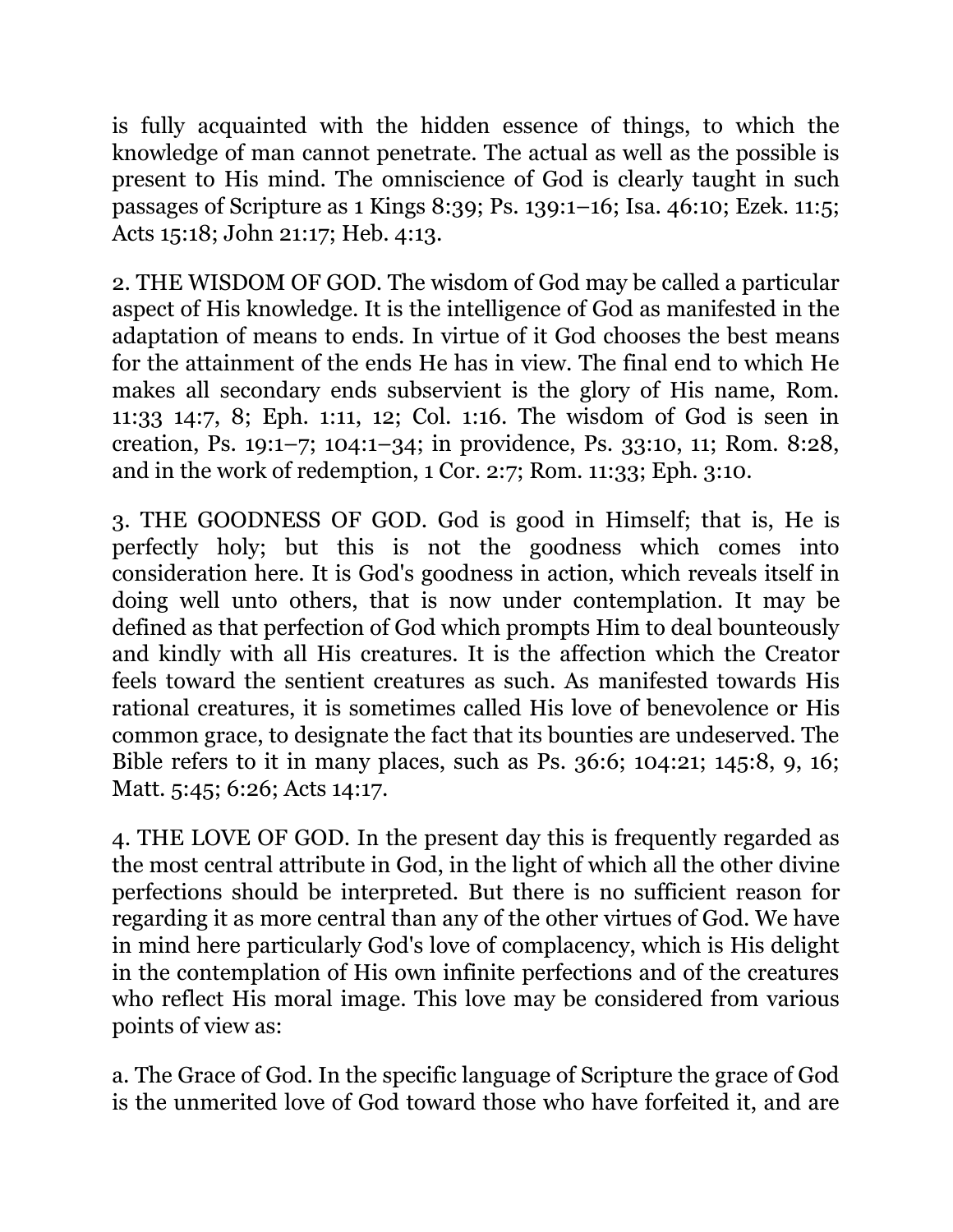is fully acquainted with the hidden essence of things, to which the knowledge of man cannot penetrate. The actual as well as the possible is present to His mind. The omniscience of God is clearly taught in such passages of Scripture as 1 Kings 8:39; Ps. 139:1–16; Isa. 46:10; Ezek. 11:5; Acts 15:18; John 21:17; Heb. 4:13.

2. THE WISDOM OF GOD. The wisdom of God may be called a particular aspect of His knowledge. It is the intelligence of God as manifested in the adaptation of means to ends. In virtue of it God chooses the best means for the attainment of the ends He has in view. The final end to which He makes all secondary ends subservient is the glory of His name, Rom. 11:33 14:7, 8; Eph. 1:11, 12; Col. 1:16. The wisdom of God is seen in creation, Ps. 19:1–7; 104:1–34; in providence, Ps. 33:10, 11; Rom. 8:28, and in the work of redemption, 1 Cor. 2:7; Rom. 11:33; Eph. 3:10.

3. THE GOODNESS OF GOD. God is good in Himself; that is, He is perfectly holy; but this is not the goodness which comes into consideration here. It is God's goodness in action, which reveals itself in doing well unto others, that is now under contemplation. It may be defined as that perfection of God which prompts Him to deal bounteously and kindly with all His creatures. It is the affection which the Creator feels toward the sentient creatures as such. As manifested towards His rational creatures, it is sometimes called His love of benevolence or His common grace, to designate the fact that its bounties are undeserved. The Bible refers to it in many places, such as Ps. 36:6; 104:21; 145:8, 9, 16; Matt. 5:45; 6:26; Acts 14:17.

4. THE LOVE OF GOD. In the present day this is frequently regarded as the most central attribute in God, in the light of which all the other divine perfections should be interpreted. But there is no sufficient reason for regarding it as more central than any of the other virtues of God. We have in mind here particularly God's love of complacency, which is His delight in the contemplation of His own infinite perfections and of the creatures who reflect His moral image. This love may be considered from various points of view as:

a. The Grace of God. In the specific language of Scripture the grace of God is the unmerited love of God toward those who have forfeited it, and are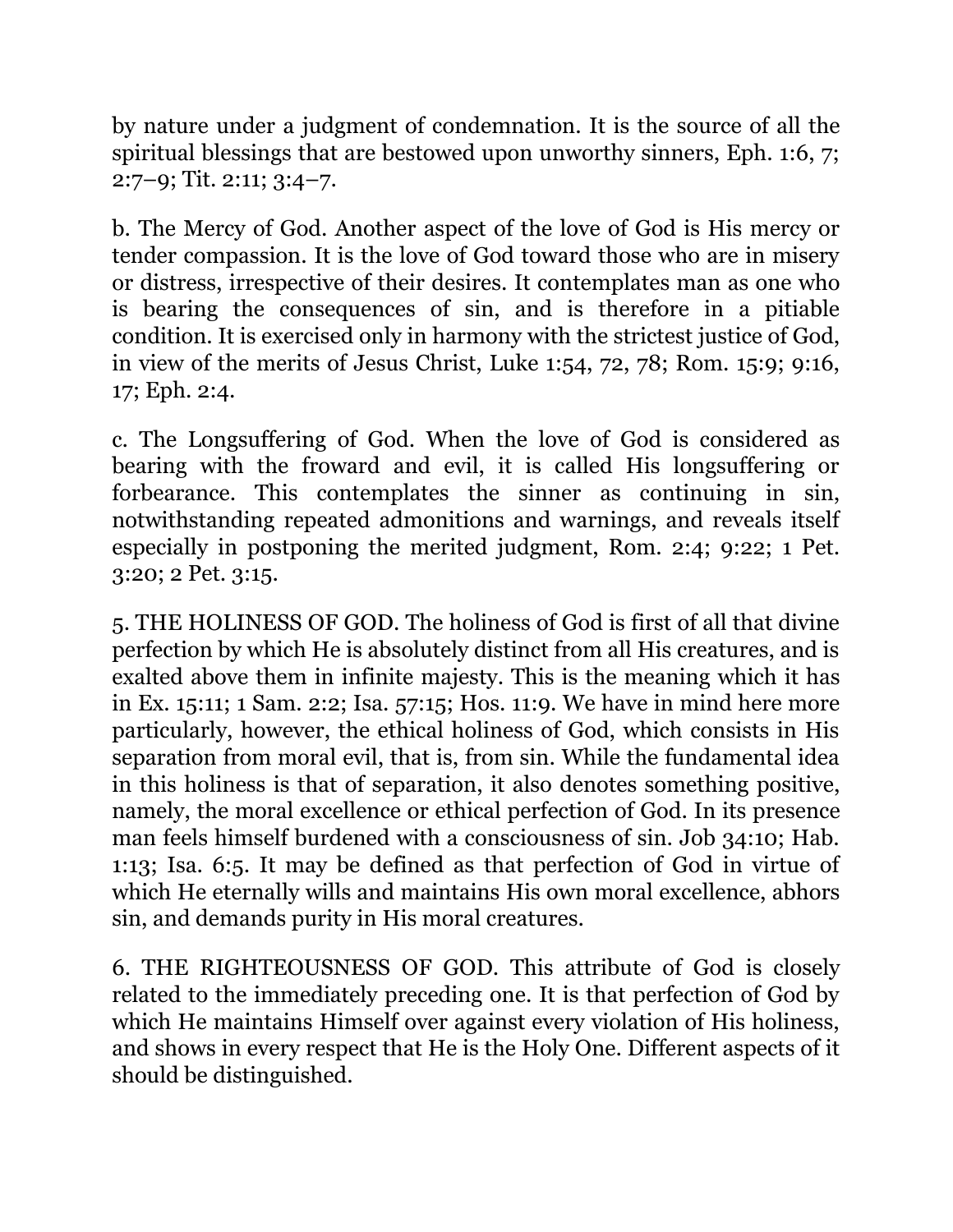by nature under a judgment of condemnation. It is the source of all the spiritual blessings that are bestowed upon unworthy sinners, Eph. 1:6, 7; 2:7–9; Tit. 2:11; 3:4–7.

b. The Mercy of God. Another aspect of the love of God is His mercy or tender compassion. It is the love of God toward those who are in misery or distress, irrespective of their desires. It contemplates man as one who is bearing the consequences of sin, and is therefore in a pitiable condition. It is exercised only in harmony with the strictest justice of God, in view of the merits of Jesus Christ, Luke 1:54, 72, 78; Rom. 15:9; 9:16, 17; Eph. 2:4.

c. The Longsuffering of God. When the love of God is considered as bearing with the froward and evil, it is called His longsuffering or forbearance. This contemplates the sinner as continuing in sin, notwithstanding repeated admonitions and warnings, and reveals itself especially in postponing the merited judgment, Rom. 2:4; 9:22; 1 Pet. 3:20; 2 Pet. 3:15.

5. THE HOLINESS OF GOD. The holiness of God is first of all that divine perfection by which He is absolutely distinct from all His creatures, and is exalted above them in infinite majesty. This is the meaning which it has in Ex. 15:11; 1 Sam. 2:2; Isa. 57:15; Hos. 11:9. We have in mind here more particularly, however, the ethical holiness of God, which consists in His separation from moral evil, that is, from sin. While the fundamental idea in this holiness is that of separation, it also denotes something positive, namely, the moral excellence or ethical perfection of God. In its presence man feels himself burdened with a consciousness of sin. Job 34:10; Hab. 1:13; Isa. 6:5. It may be defined as that perfection of God in virtue of which He eternally wills and maintains His own moral excellence, abhors sin, and demands purity in His moral creatures.

6. THE RIGHTEOUSNESS OF GOD. This attribute of God is closely related to the immediately preceding one. It is that perfection of God by which He maintains Himself over against every violation of His holiness, and shows in every respect that He is the Holy One. Different aspects of it should be distinguished.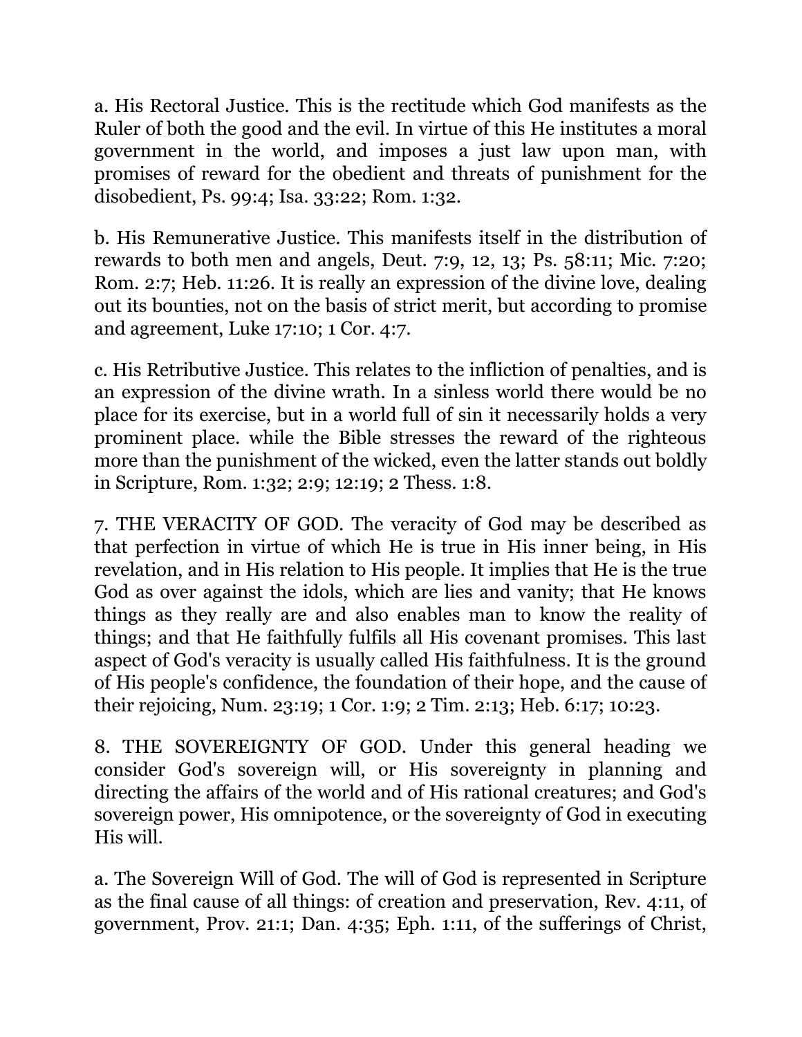a. His Rectoral Justice. This is the rectitude which God manifests as the Ruler of both the good and the evil. In virtue of this He institutes a moral government in the world, and imposes a just law upon man, with promises of reward for the obedient and threats of punishment for the disobedient, Ps. 99:4; Isa. 33:22; Rom. 1:32.

b. His Remunerative Justice. This manifests itself in the distribution of rewards to both men and angels, Deut. 7:9, 12, 13; Ps. 58:11; Mic. 7:20; Rom. 2:7; Heb. 11:26. It is really an expression of the divine love, dealing out its bounties, not on the basis of strict merit, but according to promise and agreement, Luke 17:10; 1 Cor. 4:7.

c. His Retributive Justice. This relates to the infliction of penalties, and is an expression of the divine wrath. In a sinless world there would be no place for its exercise, but in a world full of sin it necessarily holds a very prominent place. while the Bible stresses the reward of the righteous more than the punishment of the wicked, even the latter stands out boldly in Scripture, Rom. 1:32; 2:9; 12:19; 2 Thess. 1:8.

7. THE VERACITY OF GOD. The veracity of God may be described as that perfection in virtue of which He is true in His inner being, in His revelation, and in His relation to His people. It implies that He is the true God as over against the idols, which are lies and vanity; that He knows things as they really are and also enables man to know the reality of things; and that He faithfully fulfils all His covenant promises. This last aspect of God's veracity is usually called His faithfulness. It is the ground of His people's confidence, the foundation of their hope, and the cause of their rejoicing, Num. 23:19; 1 Cor. 1:9; 2 Tim. 2:13; Heb. 6:17; 10:23.

8. THE SOVEREIGNTY OF GOD. Under this general heading we consider God's sovereign will, or His sovereignty in planning and directing the affairs of the world and of His rational creatures; and God's sovereign power, His omnipotence, or the sovereignty of God in executing His will.

a. The Sovereign Will of God. The will of God is represented in Scripture as the final cause of all things: of creation and preservation, Rev. 4:11, of government, Prov. 21:1; Dan. 4:35; Eph. 1:11, of the sufferings of Christ,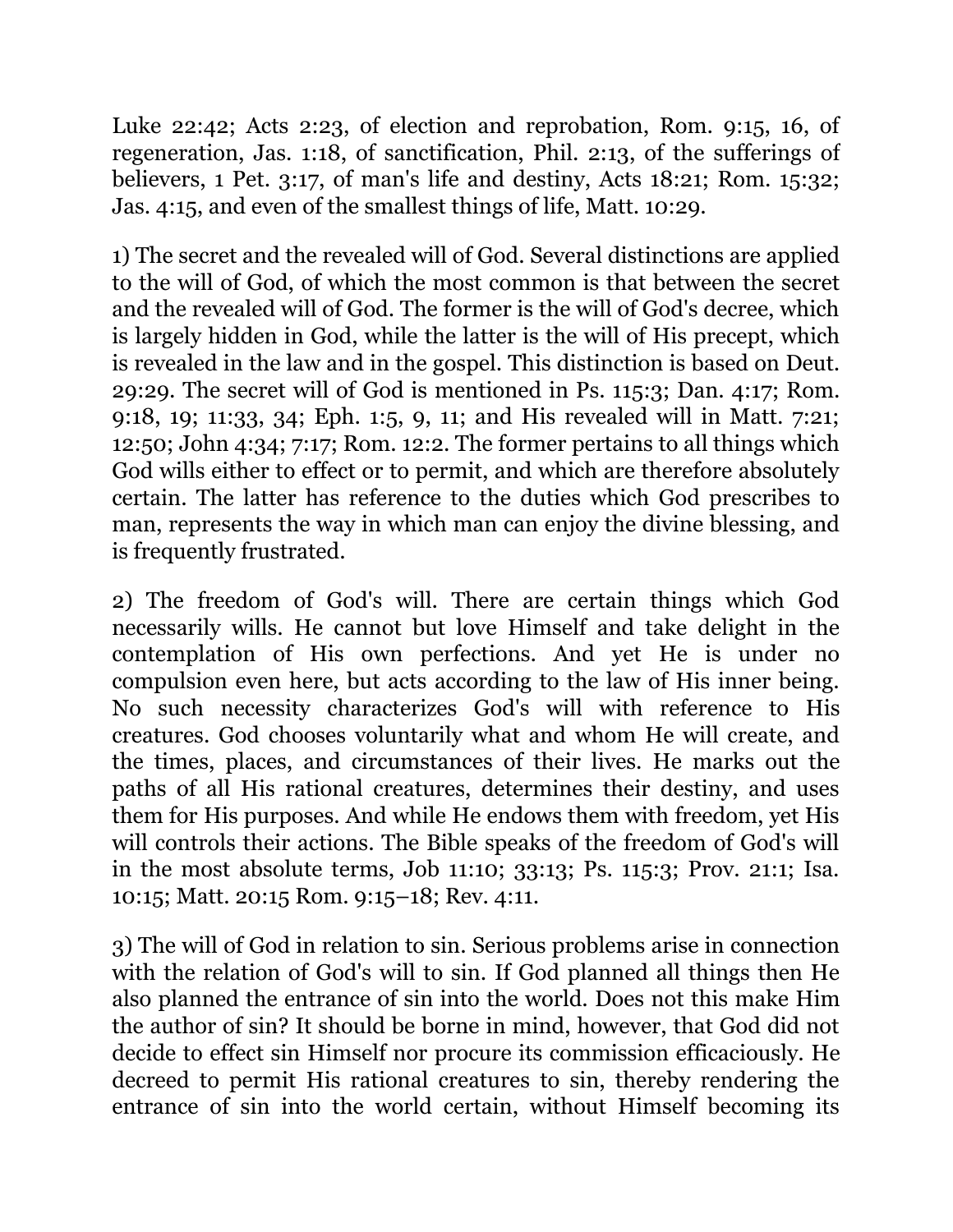Luke 22:42; Acts 2:23, of election and reprobation, Rom. 9:15, 16, of regeneration, Jas. 1:18, of sanctification, Phil. 2:13, of the sufferings of believers, 1 Pet. 3:17, of man's life and destiny, Acts 18:21; Rom. 15:32; Jas. 4:15, and even of the smallest things of life, Matt. 10:29.

1) The secret and the revealed will of God. Several distinctions are applied to the will of God, of which the most common is that between the secret and the revealed will of God. The former is the will of God's decree, which is largely hidden in God, while the latter is the will of His precept, which is revealed in the law and in the gospel. This distinction is based on Deut. 29:29. The secret will of God is mentioned in Ps. 115:3; Dan. 4:17; Rom. 9:18, 19; 11:33, 34; Eph. 1:5, 9, 11; and His revealed will in Matt. 7:21; 12:50; John 4:34; 7:17; Rom. 12:2. The former pertains to all things which God wills either to effect or to permit, and which are therefore absolutely certain. The latter has reference to the duties which God prescribes to man, represents the way in which man can enjoy the divine blessing, and is frequently frustrated.

2) The freedom of God's will. There are certain things which God necessarily wills. He cannot but love Himself and take delight in the contemplation of His own perfections. And yet He is under no compulsion even here, but acts according to the law of His inner being. No such necessity characterizes God's will with reference to His creatures. God chooses voluntarily what and whom He will create, and the times, places, and circumstances of their lives. He marks out the paths of all His rational creatures, determines their destiny, and uses them for His purposes. And while He endows them with freedom, yet His will controls their actions. The Bible speaks of the freedom of God's will in the most absolute terms, Job 11:10; 33:13; Ps. 115:3; Prov. 21:1; Isa. 10:15; Matt. 20:15 Rom. 9:15–18; Rev. 4:11.

3) The will of God in relation to sin. Serious problems arise in connection with the relation of God's will to sin. If God planned all things then He also planned the entrance of sin into the world. Does not this make Him the author of sin? It should be borne in mind, however, that God did not decide to effect sin Himself nor procure its commission efficaciously. He decreed to permit His rational creatures to sin, thereby rendering the entrance of sin into the world certain, without Himself becoming its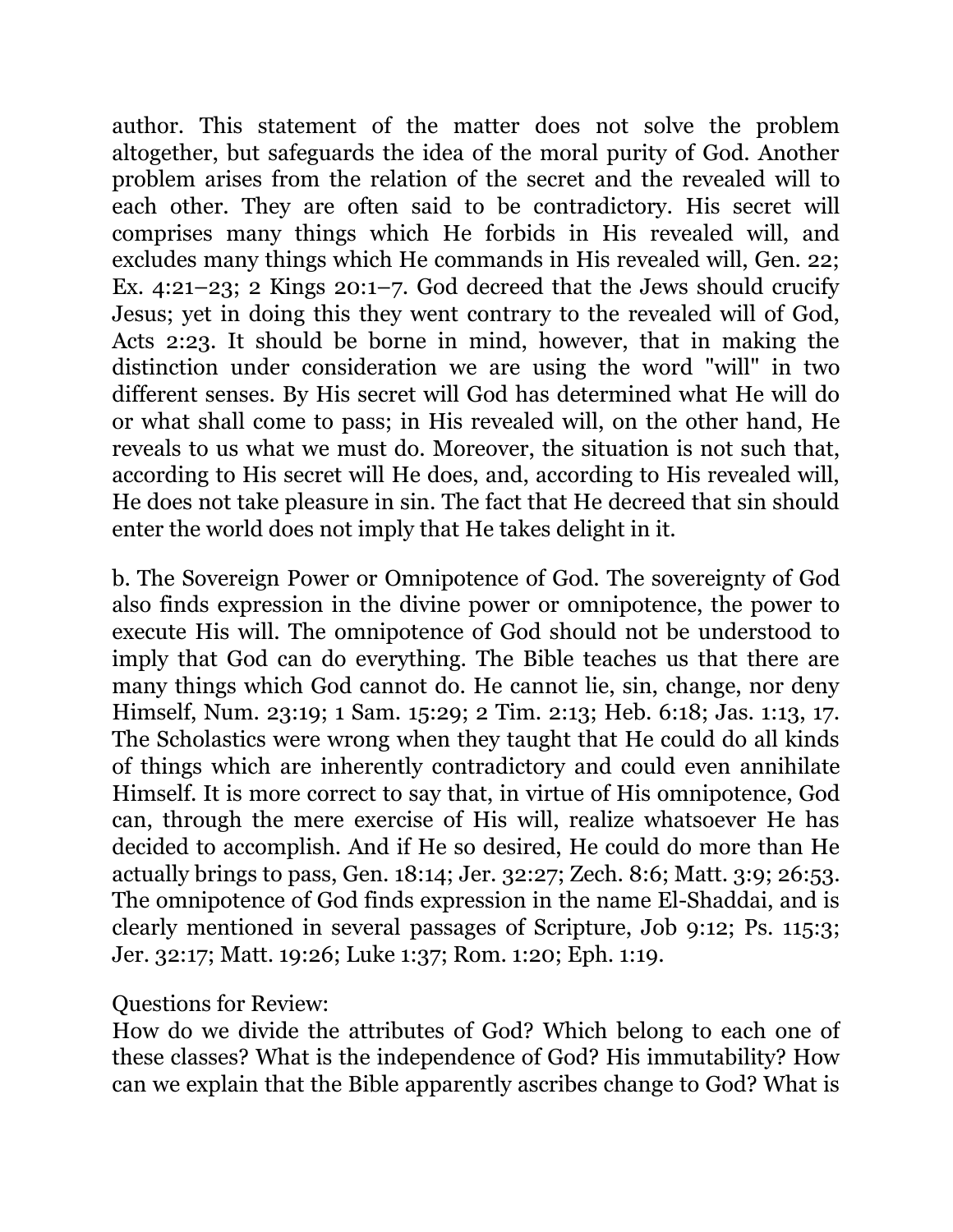author. This statement of the matter does not solve the problem altogether, but safeguards the idea of the moral purity of God. Another problem arises from the relation of the secret and the revealed will to each other. They are often said to be contradictory. His secret will comprises many things which He forbids in His revealed will, and excludes many things which He commands in His revealed will, Gen. 22; Ex. 4:21–23; 2 Kings 20:1–7. God decreed that the Jews should crucify Jesus; yet in doing this they went contrary to the revealed will of God, Acts 2:23. It should be borne in mind, however, that in making the distinction under consideration we are using the word "will" in two different senses. By His secret will God has determined what He will do or what shall come to pass; in His revealed will, on the other hand, He reveals to us what we must do. Moreover, the situation is not such that, according to His secret will He does, and, according to His revealed will, He does not take pleasure in sin. The fact that He decreed that sin should enter the world does not imply that He takes delight in it.

b. The Sovereign Power or Omnipotence of God. The sovereignty of God also finds expression in the divine power or omnipotence, the power to execute His will. The omnipotence of God should not be understood to imply that God can do everything. The Bible teaches us that there are many things which God cannot do. He cannot lie, sin, change, nor deny Himself, Num. 23:19; 1 Sam. 15:29; 2 Tim. 2:13; Heb. 6:18; Jas. 1:13, 17. The Scholastics were wrong when they taught that He could do all kinds of things which are inherently contradictory and could even annihilate Himself. It is more correct to say that, in virtue of His omnipotence, God can, through the mere exercise of His will, realize whatsoever He has decided to accomplish. And if He so desired, He could do more than He actually brings to pass, Gen. 18:14; Jer. 32:27; Zech. 8:6; Matt. 3:9; 26:53. The omnipotence of God finds expression in the name El-Shaddai, and is clearly mentioned in several passages of Scripture, Job 9:12; Ps. 115:3; Jer. 32:17; Matt. 19:26; Luke 1:37; Rom. 1:20; Eph. 1:19.

Questions for Review:
How do we divide the attributes of God? Which belong to each one of these classes? What is the independence of God? His immutability? How can we explain that the Bible apparently ascribes change to God? What is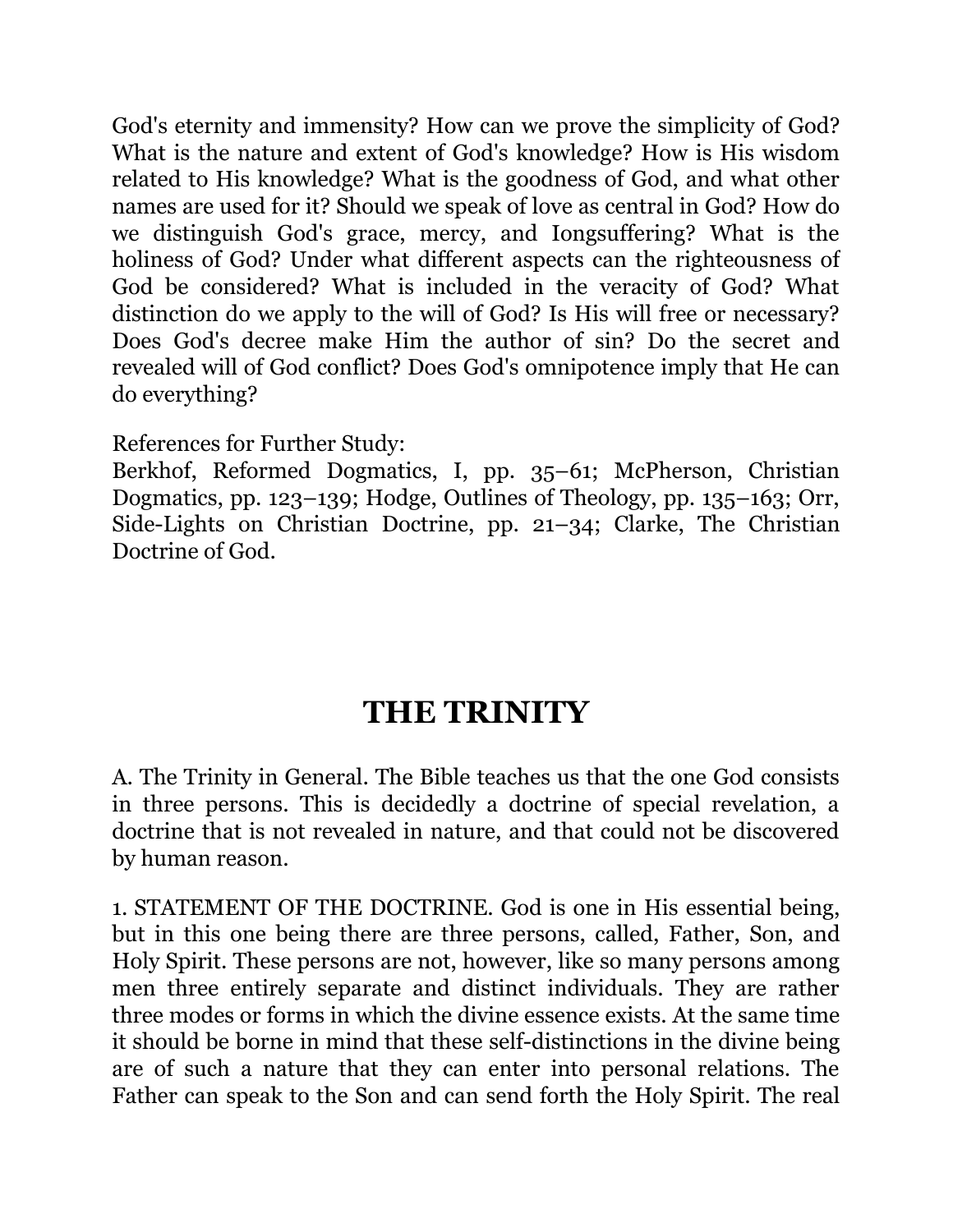God's eternity and immensity? How can we prove the simplicity of God? What is the nature and extent of God's knowledge? How is His wisdom related to His knowledge? What is the goodness of God, and what other names are used for it? Should we speak of love as central in God? How do we distinguish God's grace, mercy, and Iongsuffering? What is the holiness of God? Under what different aspects can the righteousness of God be considered? What is included in the veracity of God? What distinction do we apply to the will of God? Is His will free or necessary? Does God's decree make Him the author of sin? Do the secret and revealed will of God conflict? Does God's omnipotence imply that He can do everything?

References for Further Study:
Berkhof, Reformed Dogmatics, I, pp. 35–61; McPherson, Christian Dogmatics, pp. 123–139; Hodge, Outlines of Theology, pp. 135–163; Orr, Side-Lights on Christian Doctrine, pp. 21–34; Clarke, The Christian Doctrine of God.

# THE TRINITY

A. The Trinity in General. The Bible teaches us that the one God consists in three persons. This is decidedly a doctrine of special revelation, a doctrine that is not revealed in nature, and that could not be discovered by human reason.

1. STATEMENT OF THE DOCTRINE. God is one in His essential being, but in this one being there are three persons, called, Father, Son, and Holy Spirit. These persons are not, however, like so many persons among men three entirely separate and distinct individuals. They are rather three modes or forms in which the divine essence exists. At the same time it should be borne in mind that these self-distinctions in the divine being are of such a nature that they can enter into personal relations. The Father can speak to the Son and can send forth the Holy Spirit. The real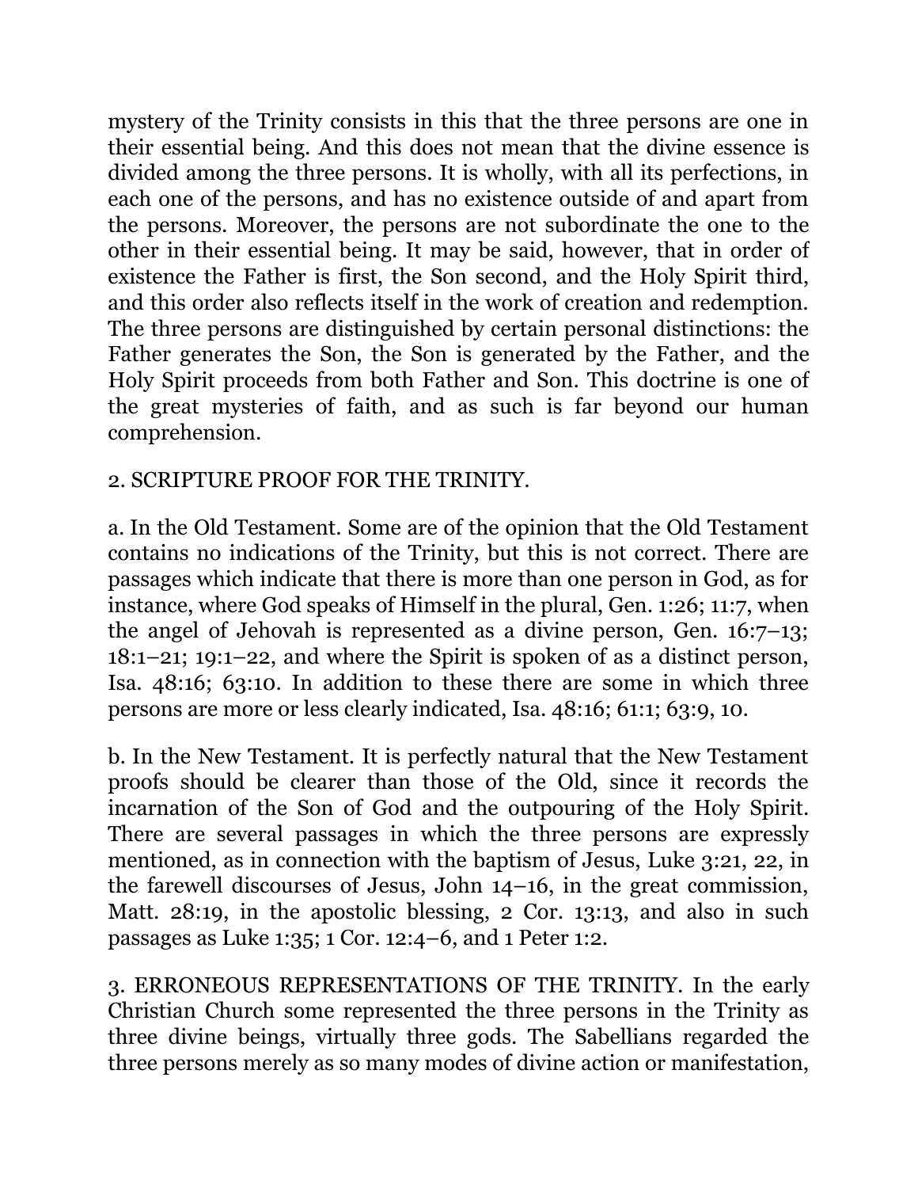mystery of the Trinity consists in this that the three persons are one in their essential being. And this does not mean that the divine essence is divided among the three persons. It is wholly, with all its perfections, in each one of the persons, and has no existence outside of and apart from the persons. Moreover, the persons are not subordinate the one to the other in their essential being. It may be said, however, that in order of existence the Father is first, the Son second, and the Holy Spirit third, and this order also reflects itself in the work of creation and redemption. The three persons are distinguished by certain personal distinctions: the Father generates the Son, the Son is generated by the Father, and the Holy Spirit proceeds from both Father and Son. This doctrine is one of the great mysteries of faith, and as such is far beyond our human comprehension.

2. SCRIPTURE PROOF FOR THE TRINITY.

a. In the Old Testament. Some are of the opinion that the Old Testament contains no indications of the Trinity, but this is not correct. There are passages which indicate that there is more than one person in God, as for instance, where God speaks of Himself in the plural, Gen. 1:26; 11:7, when the angel of Jehovah is represented as a divine person, Gen. 16:7–13; 18:1–21; 19:1–22, and where the Spirit is spoken of as a distinct person, Isa. 48:16; 63:10. In addition to these there are some in which three persons are more or less clearly indicated, Isa. 48:16; 61:1; 63:9, 10.

b. In the New Testament. It is perfectly natural that the New Testament proofs should be clearer than those of the Old, since it records the incarnation of the Son of God and the outpouring of the Holy Spirit. There are several passages in which the three persons are expressly mentioned, as in connection with the baptism of Jesus, Luke 3:21, 22, in the farewell discourses of Jesus, John 14–16, in the great commission, Matt. 28:19, in the apostolic blessing, 2 Cor. 13:13, and also in such passages as Luke 1:35; 1 Cor. 12:4–6, and 1 Peter 1:2.

3. ERRONEOUS REPRESENTATIONS OF THE TRINITY. In the early Christian Church some represented the three persons in the Trinity as three divine beings, virtually three gods. The Sabellians regarded the three persons merely as so many modes of divine action or manifestation,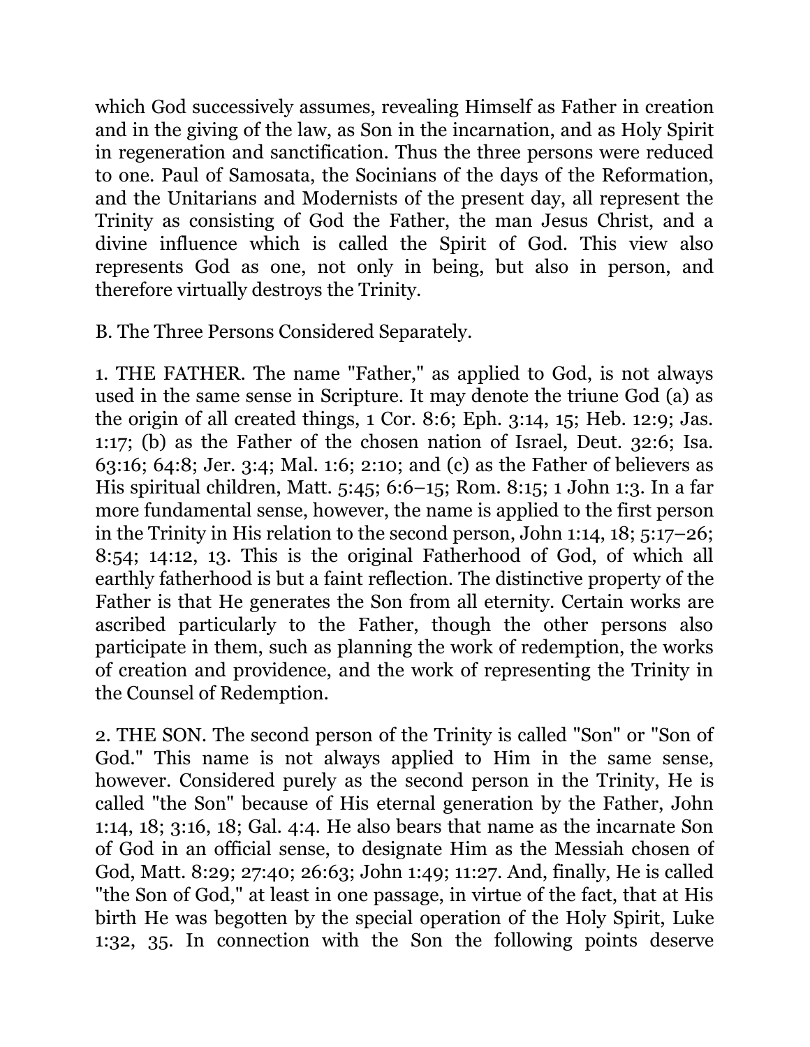which God successively assumes, revealing Himself as Father in creation and in the giving of the law, as Son in the incarnation, and as Holy Spirit in regeneration and sanctification. Thus the three persons were reduced to one. Paul of Samosata, the Socinians of the days of the Reformation, and the Unitarians and Modernists of the present day, all represent the Trinity as consisting of God the Father, the man Jesus Christ, and a divine influence which is called the Spirit of God. This view also represents God as one, not only in being, but also in person, and therefore virtually destroys the Trinity.

B. The Three Persons Considered Separately.

1. THE FATHER. The name "Father," as applied to God, is not always used in the same sense in Scripture. It may denote the triune God (a) as the origin of all created things, 1 Cor. 8:6; Eph. 3:14, 15; Heb. 12:9; Jas. 1:17; (b) as the Father of the chosen nation of Israel, Deut. 32:6; Isa. 63:16; 64:8; Jer. 3:4; Mal. 1:6; 2:10; and (c) as the Father of believers as His spiritual children, Matt. 5:45; 6:6–15; Rom. 8:15; 1 John 1:3. In a far more fundamental sense, however, the name is applied to the first person in the Trinity in His relation to the second person, John 1:14, 18; 5:17–26; 8:54; 14:12, 13. This is the original Fatherhood of God, of which all earthly fatherhood is but a faint reflection. The distinctive property of the Father is that He generates the Son from all eternity. Certain works are ascribed particularly to the Father, though the other persons also participate in them, such as planning the work of redemption, the works of creation and providence, and the work of representing the Trinity in the Counsel of Redemption.

2. THE SON. The second person of the Trinity is called "Son" or "Son of God." This name is not always applied to Him in the same sense, however. Considered purely as the second person in the Trinity, He is called "the Son" because of His eternal generation by the Father, John 1:14, 18; 3:16, 18; Gal. 4:4. He also bears that name as the incarnate Son of God in an official sense, to designate Him as the Messiah chosen of God, Matt. 8:29; 27:40; 26:63; John 1:49; 11:27. And, finally, He is called "the Son of God," at least in one passage, in virtue of the fact, that at His birth He was begotten by the special operation of the Holy Spirit, Luke 1:32, 35. In connection with the Son the following points deserve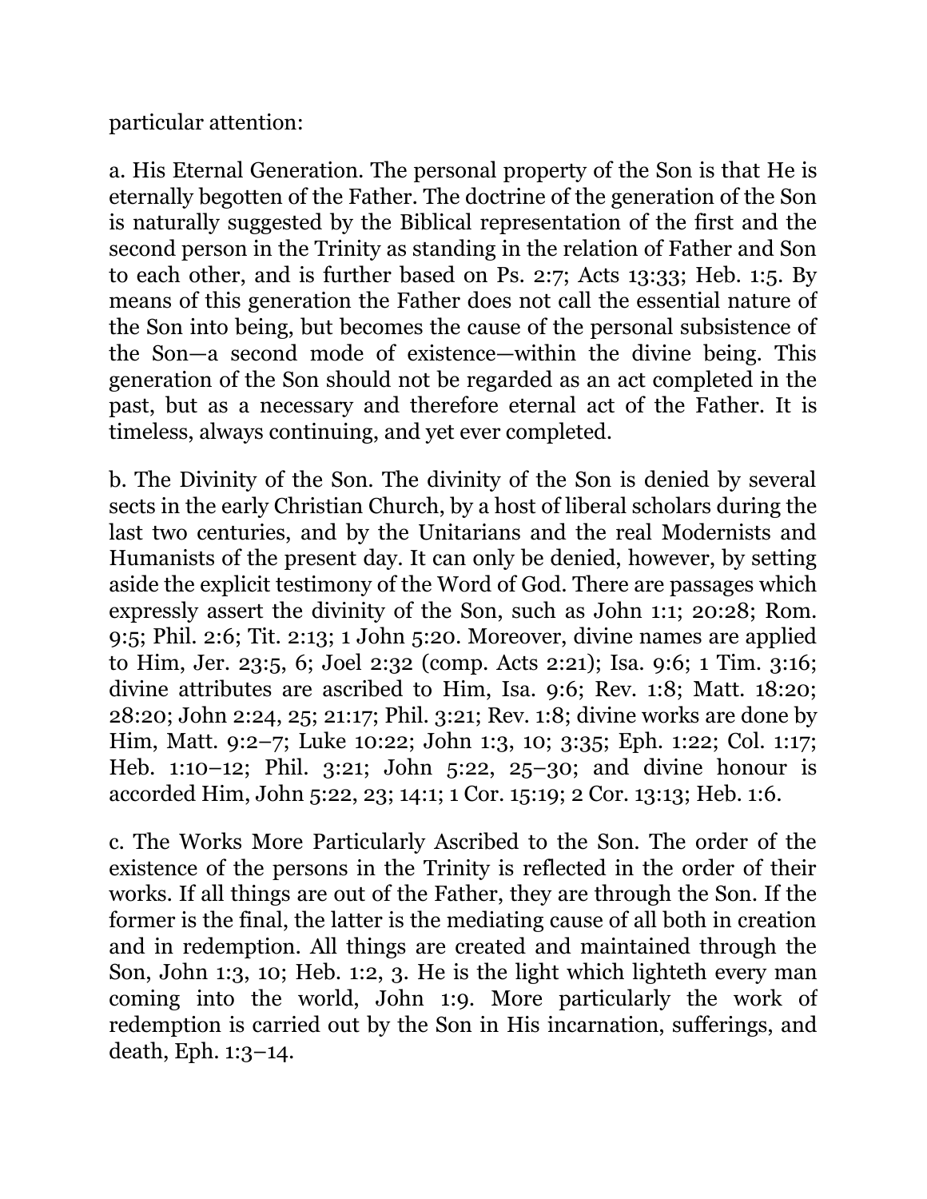particular attention:

a. His Eternal Generation. The personal property of the Son is that He is eternally begotten of the Father. The doctrine of the generation of the Son is naturally suggested by the Biblical representation of the first and the second person in the Trinity as standing in the relation of Father and Son to each other, and is further based on Ps. 2:7; Acts 13:33; Heb. 1:5. By means of this generation the Father does not call the essential nature of the Son into being, but becomes the cause of the personal subsistence of the Son—a second mode of existence—within the divine being. This generation of the Son should not be regarded as an act completed in the past, but as a necessary and therefore eternal act of the Father. It is timeless, always continuing, and yet ever completed.

b. The Divinity of the Son. The divinity of the Son is denied by several sects in the early Christian Church, by a host of liberal scholars during the last two centuries, and by the Unitarians and the real Modernists and Humanists of the present day. It can only be denied, however, by setting aside the explicit testimony of the Word of God. There are passages which expressly assert the divinity of the Son, such as John 1:1; 20:28; Rom. 9:5; Phil. 2:6; Tit. 2:13; 1 John 5:20. Moreover, divine names are applied to Him, Jer. 23:5, 6; Joel 2:32 (comp. Acts 2:21); Isa. 9:6; 1 Tim. 3:16; divine attributes are ascribed to Him, Isa. 9:6; Rev. 1:8; Matt. 18:20; 28:20; John 2:24, 25; 21:17; Phil. 3:21; Rev. 1:8; divine works are done by Him, Matt. 9:2–7; Luke 10:22; John 1:3, 10; 3:35; Eph. 1:22; Col. 1:17; Heb. 1:10–12; Phil. 3:21; John 5:22, 25–30; and divine honour is accorded Him, John 5:22, 23; 14:1; 1 Cor. 15:19; 2 Cor. 13:13; Heb. 1:6.

c. The Works More Particularly Ascribed to the Son. The order of the existence of the persons in the Trinity is reflected in the order of their works. If all things are out of the Father, they are through the Son. If the former is the final, the latter is the mediating cause of all both in creation and in redemption. All things are created and maintained through the Son, John 1:3, 10; Heb. 1:2, 3. He is the light which lighteth every man coming into the world, John 1:9. More particularly the work of redemption is carried out by the Son in His incarnation, sufferings, and death, Eph. 1:3–14.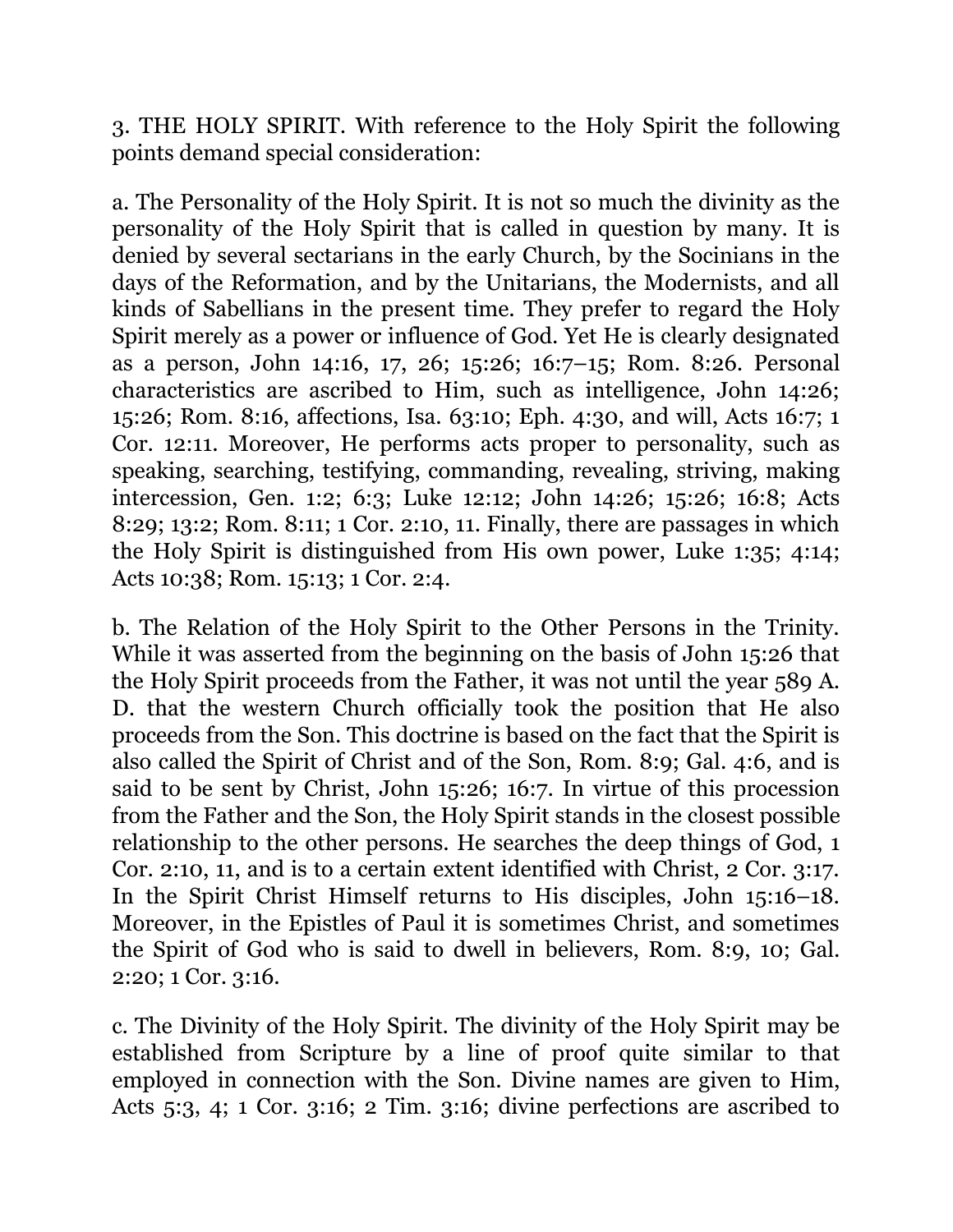3. THE HOLY SPIRIT. With reference to the Holy Spirit the following points demand special consideration:

a. The Personality of the Holy Spirit. It is not so much the divinity as the personality of the Holy Spirit that is called in question by many. It is denied by several sectarians in the early Church, by the Socinians in the days of the Reformation, and by the Unitarians, the Modernists, and all kinds of Sabellians in the present time. They prefer to regard the Holy Spirit merely as a power or influence of God. Yet He is clearly designated as a person, John 14:16, 17, 26; 15:26; 16:7–15; Rom. 8:26. Personal characteristics are ascribed to Him, such as intelligence, John 14:26; 15:26; Rom. 8:16, affections, Isa. 63:10; Eph. 4:30, and will, Acts 16:7; 1 Cor. 12:11. Moreover, He performs acts proper to personality, such as speaking, searching, testifying, commanding, revealing, striving, making intercession, Gen. 1:2; 6:3; Luke 12:12; John 14:26; 15:26; 16:8; Acts 8:29; 13:2; Rom. 8:11; 1 Cor. 2:10, 11. Finally, there are passages in which the Holy Spirit is distinguished from His own power, Luke 1:35; 4:14; Acts 10:38; Rom. 15:13; 1 Cor. 2:4.

b. The Relation of the Holy Spirit to the Other Persons in the Trinity. While it was asserted from the beginning on the basis of John 15:26 that the Holy Spirit proceeds from the Father, it was not until the year 589 A. D. that the western Church officially took the position that He also proceeds from the Son. This doctrine is based on the fact that the Spirit is also called the Spirit of Christ and of the Son, Rom. 8:9; Gal. 4:6, and is said to be sent by Christ, John 15:26; 16:7. In virtue of this procession from the Father and the Son, the Holy Spirit stands in the closest possible relationship to the other persons. He searches the deep things of God, 1 Cor. 2:10, 11, and is to a certain extent identified with Christ, 2 Cor. 3:17. In the Spirit Christ Himself returns to His disciples, John 15:16–18. Moreover, in the Epistles of Paul it is sometimes Christ, and sometimes the Spirit of God who is said to dwell in believers, Rom. 8:9, 10; Gal. 2:20; 1 Cor. 3:16.

c. The Divinity of the Holy Spirit. The divinity of the Holy Spirit may be established from Scripture by a line of proof quite similar to that employed in connection with the Son. Divine names are given to Him, Acts 5:3, 4; 1 Cor. 3:16; 2 Tim. 3:16; divine perfections are ascribed to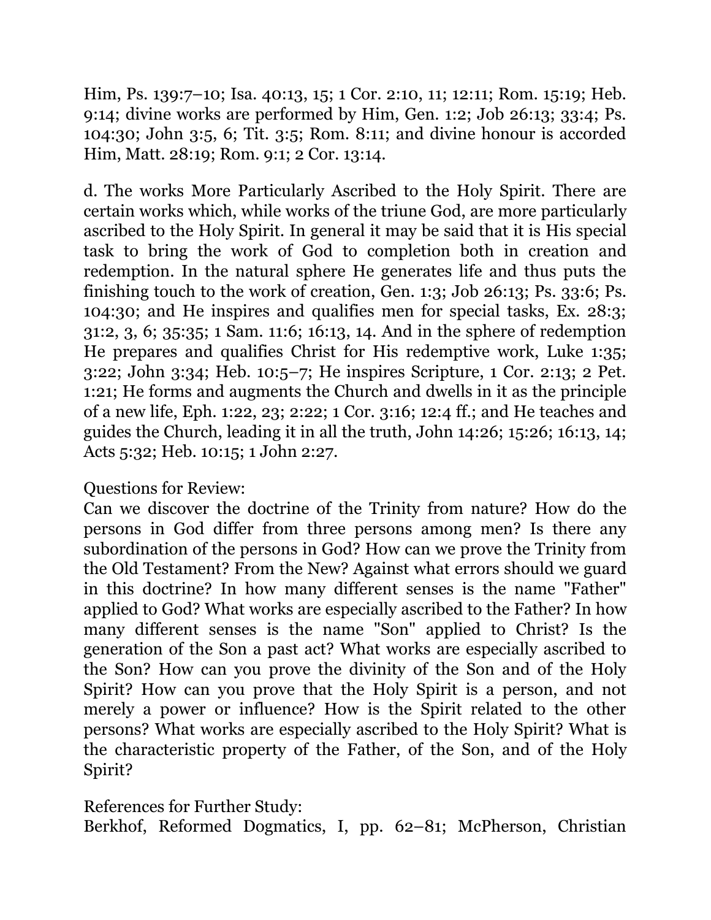Him, Ps. 139:7–10; Isa. 40:13, 15; 1 Cor. 2:10, 11; 12:11; Rom. 15:19; Heb. 9:14; divine works are performed by Him, Gen. 1:2; Job 26:13; 33:4; Ps. 104:30; John 3:5, 6; Tit. 3:5; Rom. 8:11; and divine honour is accorded Him, Matt. 28:19; Rom. 9:1; 2 Cor. 13:14.

d. The works More Particularly Ascribed to the Holy Spirit. There are certain works which, while works of the triune God, are more particularly ascribed to the Holy Spirit. In general it may be said that it is His special task to bring the work of God to completion both in creation and redemption. In the natural sphere He generates life and thus puts the finishing touch to the work of creation, Gen. 1:3; Job 26:13; Ps. 33:6; Ps. 104:30; and He inspires and qualifies men for special tasks, Ex. 28:3; 31:2, 3, 6; 35:35; 1 Sam. 11:6; 16:13, 14. And in the sphere of redemption He prepares and qualifies Christ for His redemptive work, Luke 1:35; 3:22; John 3:34; Heb. 10:5–7; He inspires Scripture, 1 Cor. 2:13; 2 Pet. 1:21; He forms and augments the Church and dwells in it as the principle of a new life, Eph. 1:22, 23; 2:22; 1 Cor. 3:16; 12:4 ff.; and He teaches and guides the Church, leading it in all the truth, John 14:26; 15:26; 16:13, 14; Acts 5:32; Heb. 10:15; 1 John 2:27.

Questions for Review:
Can we discover the doctrine of the Trinity from nature? How do the persons in God differ from three persons among men? Is there any subordination of the persons in God? How can we prove the Trinity from the Old Testament? From the New? Against what errors should we guard in this doctrine? In how many different senses is the name "Father" applied to God? What works are especially ascribed to the Father? In how many different senses is the name "Son" applied to Christ? Is the generation of the Son a past act? What works are especially ascribed to the Son? How can you prove the divinity of the Son and of the Holy Spirit? How can you prove that the Holy Spirit is a person, and not merely a power or influence? How is the Spirit related to the other persons? What works are especially ascribed to the Holy Spirit? What is the characteristic property of the Father, of the Son, and of the Holy Spirit?

References for Further Study:
Berkhof, Reformed Dogmatics, I, pp. 62–81; McPherson, Christian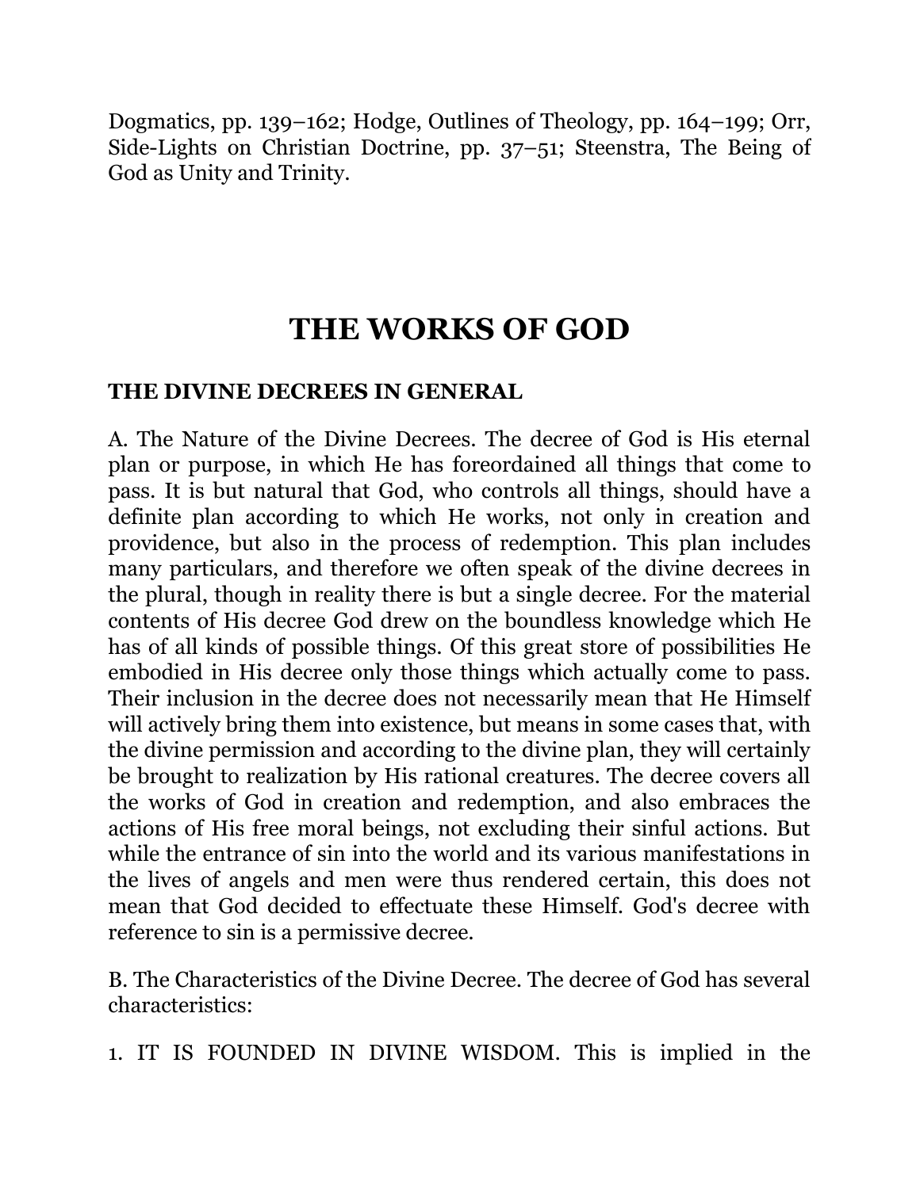Dogmatics, pp. 139–162; Hodge, Outlines of Theology, pp. 164–199; Orr, Side-Lights on Christian Doctrine, pp. 37–51; Steenstra, The Being of God as Unity and Trinity.

# THE WORKS OF GOD

### THE DIVINE DECREES IN GENERAL

A. The Nature of the Divine Decrees. The decree of God is His eternal plan or purpose, in which He has foreordained all things that come to pass. It is but natural that God, who controls all things, should have a definite plan according to which He works, not only in creation and providence, but also in the process of redemption. This plan includes many particulars, and therefore we often speak of the divine decrees in the plural, though in reality there is but a single decree. For the material contents of His decree God drew on the boundless knowledge which He has of all kinds of possible things. Of this great store of possibilities He embodied in His decree only those things which actually come to pass. Their inclusion in the decree does not necessarily mean that He Himself will actively bring them into existence, but means in some cases that, with the divine permission and according to the divine plan, they will certainly be brought to realization by His rational creatures. The decree covers all the works of God in creation and redemption, and also embraces the actions of His free moral beings, not excluding their sinful actions. But while the entrance of sin into the world and its various manifestations in the lives of angels and men were thus rendered certain, this does not mean that God decided to effectuate these Himself. God's decree with reference to sin is a permissive decree.

B. The Characteristics of the Divine Decree. The decree of God has several characteristics:

1. IT IS FOUNDED IN DIVINE WISDOM. This is implied in the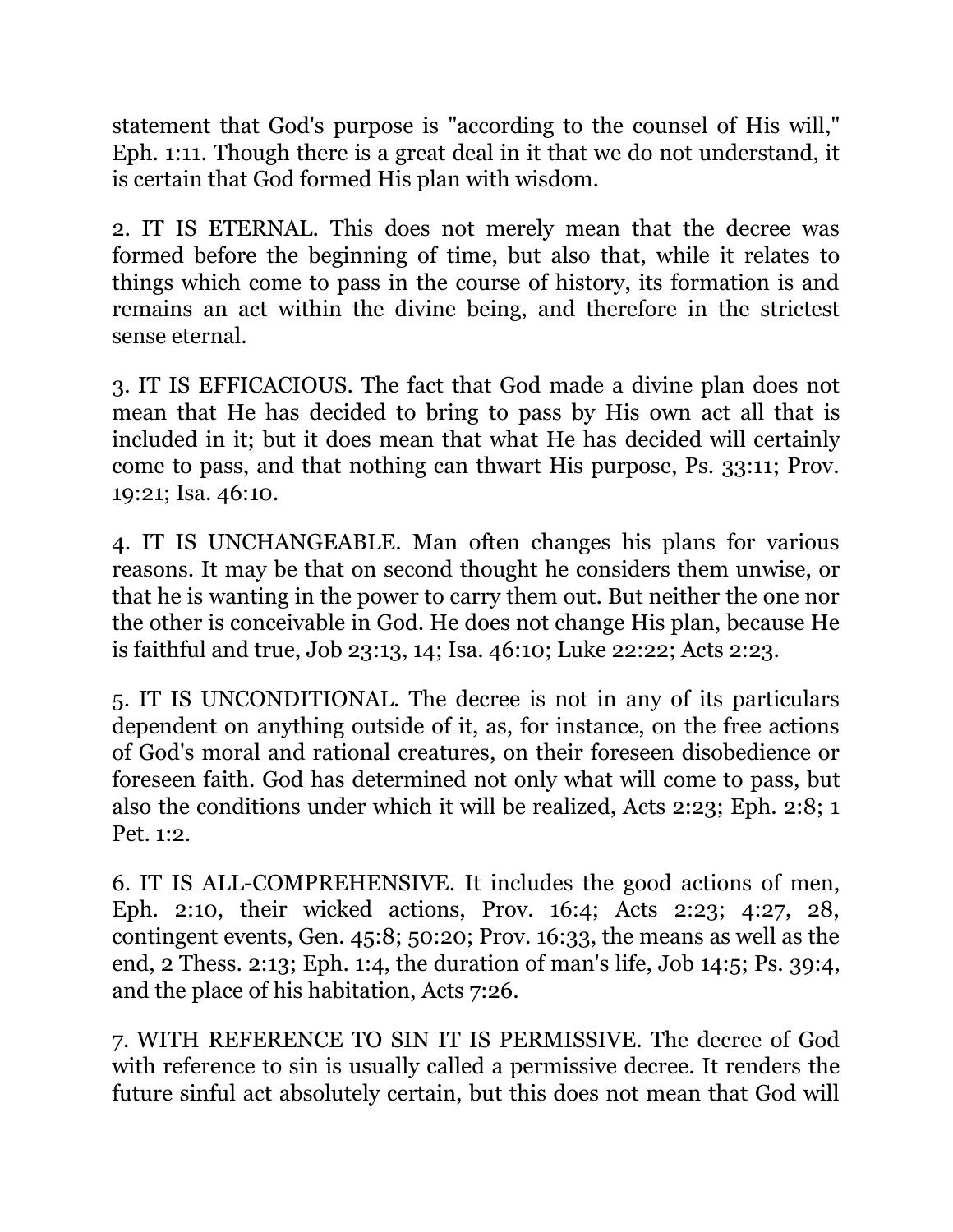statement that God's purpose is "according to the counsel of His will," Eph. 1:11. Though there is a great deal in it that we do not understand, it is certain that God formed His plan with wisdom.

2. IT IS ETERNAL. This does not merely mean that the decree was formed before the beginning of time, but also that, while it relates to things which come to pass in the course of history, its formation is and remains an act within the divine being, and therefore in the strictest sense eternal.

3. IT IS EFFICACIOUS. The fact that God made a divine plan does not mean that He has decided to bring to pass by His own act all that is included in it; but it does mean that what He has decided will certainly come to pass, and that nothing can thwart His purpose, Ps. 33:11; Prov. 19:21; Isa. 46:10.

4. IT IS UNCHANGEABLE. Man often changes his plans for various reasons. It may be that on second thought he considers them unwise, or that he is wanting in the power to carry them out. But neither the one nor the other is conceivable in God. He does not change His plan, because He is faithful and true, Job 23:13, 14; Isa. 46:10; Luke 22:22; Acts 2:23.

5. IT IS UNCONDITIONAL. The decree is not in any of its particulars dependent on anything outside of it, as, for instance, on the free actions of God's moral and rational creatures, on their foreseen disobedience or foreseen faith. God has determined not only what will come to pass, but also the conditions under which it will be realized, Acts 2:23; Eph. 2:8; 1 Pet. 1:2.

6. IT IS ALL-COMPREHENSIVE. It includes the good actions of men, Eph. 2:10, their wicked actions, Prov. 16:4; Acts 2:23; 4:27, 28, contingent events, Gen. 45:8; 50:20; Prov. 16:33, the means as well as the end, 2 Thess. 2:13; Eph. 1:4, the duration of man's life, Job 14:5; Ps. 39:4, and the place of his habitation, Acts 7:26.

7. WITH REFERENCE TO SIN IT IS PERMISSIVE. The decree of God with reference to sin is usually called a permissive decree. It renders the future sinful act absolutely certain, but this does not mean that God will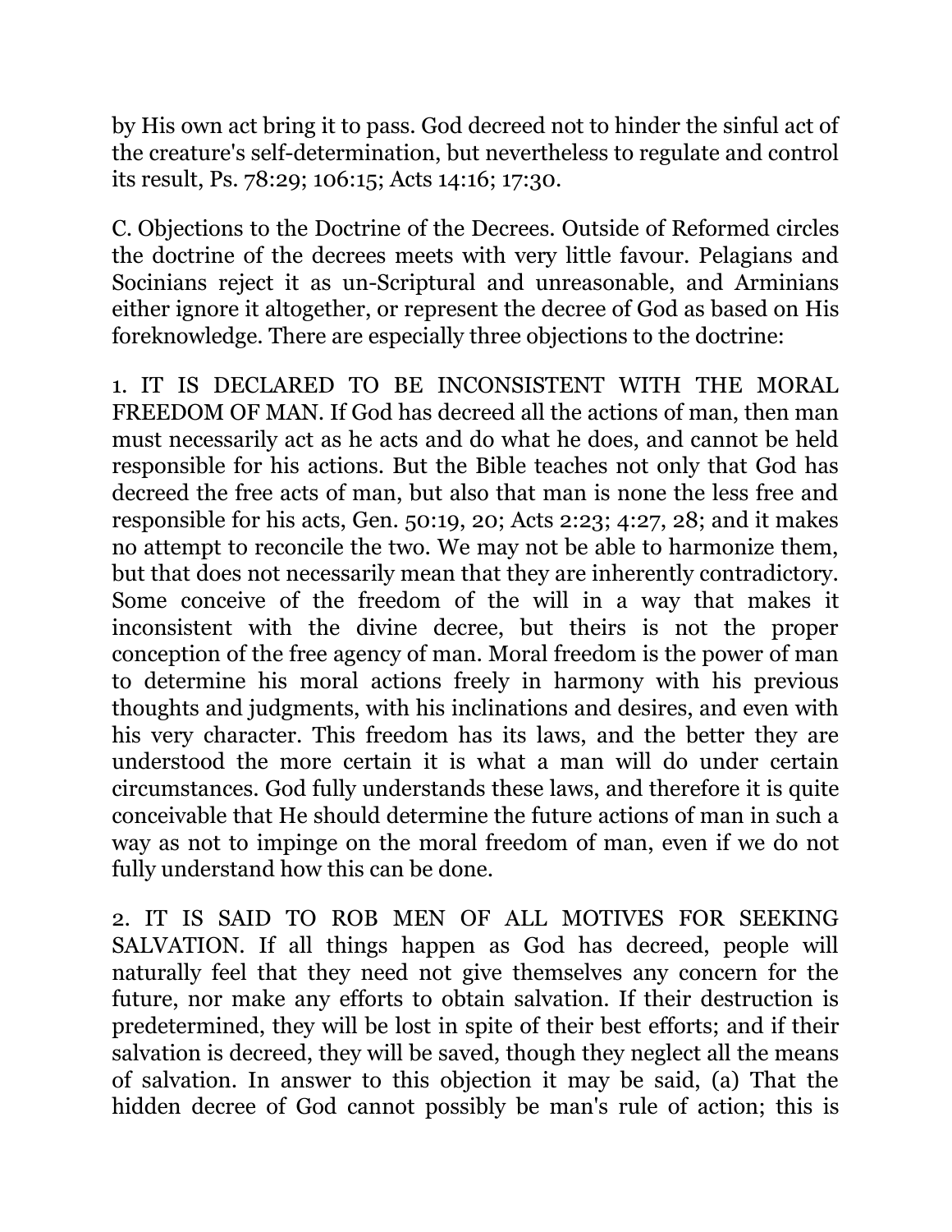by His own act bring it to pass. God decreed not to hinder the sinful act of the creature's self-determination, but nevertheless to regulate and control its result, Ps. 78:29; 106:15; Acts 14:16; 17:30.

C. Objections to the Doctrine of the Decrees. Outside of Reformed circles the doctrine of the decrees meets with very little favour. Pelagians and Socinians reject it as un-Scriptural and unreasonable, and Arminians either ignore it altogether, or represent the decree of God as based on His foreknowledge. There are especially three objections to the doctrine:

1. IT IS DECLARED TO BE INCONSISTENT WITH THE MORAL FREEDOM OF MAN. If God has decreed all the actions of man, then man must necessarily act as he acts and do what he does, and cannot be held responsible for his actions. But the Bible teaches not only that God has decreed the free acts of man, but also that man is none the less free and responsible for his acts, Gen. 50:19, 20; Acts 2:23; 4:27, 28; and it makes no attempt to reconcile the two. We may not be able to harmonize them, but that does not necessarily mean that they are inherently contradictory. Some conceive of the freedom of the will in a way that makes it inconsistent with the divine decree, but theirs is not the proper conception of the free agency of man. Moral freedom is the power of man to determine his moral actions freely in harmony with his previous thoughts and judgments, with his inclinations and desires, and even with his very character. This freedom has its laws, and the better they are understood the more certain it is what a man will do under certain circumstances. God fully understands these laws, and therefore it is quite conceivable that He should determine the future actions of man in such a way as not to impinge on the moral freedom of man, even if we do not fully understand how this can be done.

2. IT IS SAID TO ROB MEN OF ALL MOTIVES FOR SEEKING SALVATION. If all things happen as God has decreed, people will naturally feel that they need not give themselves any concern for the future, nor make any efforts to obtain salvation. If their destruction is predetermined, they will be lost in spite of their best efforts; and if their salvation is decreed, they will be saved, though they neglect all the means of salvation. In answer to this objection it may be said, (a) That the hidden decree of God cannot possibly be man's rule of action; this is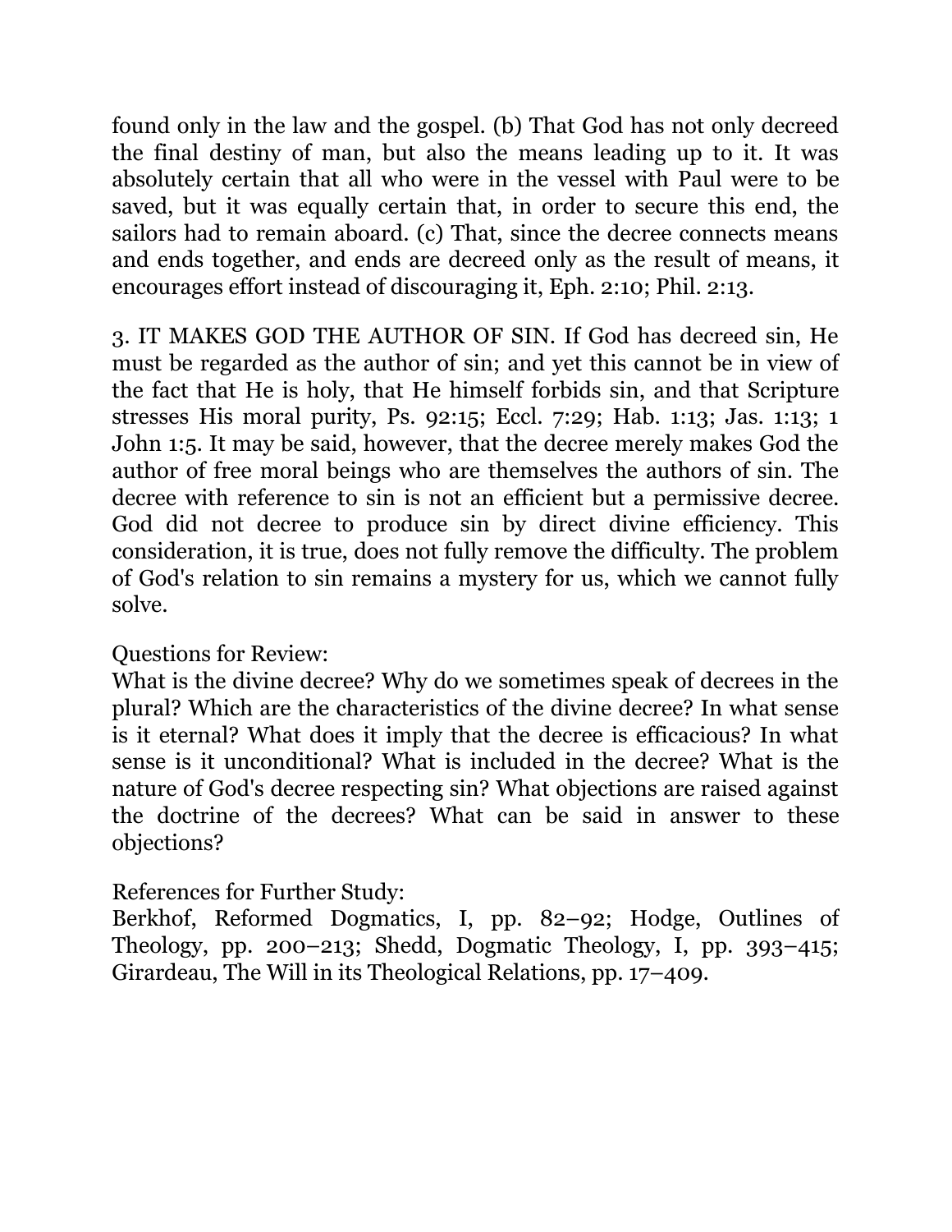found only in the law and the gospel. (b) That God has not only decreed the final destiny of man, but also the means leading up to it. It was absolutely certain that all who were in the vessel with Paul were to be saved, but it was equally certain that, in order to secure this end, the sailors had to remain aboard. (c) That, since the decree connects means and ends together, and ends are decreed only as the result of means, it encourages effort instead of discouraging it, Eph. 2:10; Phil. 2:13.

3. IT MAKES GOD THE AUTHOR OF SIN. If God has decreed sin, He must be regarded as the author of sin; and yet this cannot be in view of the fact that He is holy, that He himself forbids sin, and that Scripture stresses His moral purity, Ps. 92:15; Eccl. 7:29; Hab. 1:13; Jas. 1:13; 1 John 1:5. It may be said, however, that the decree merely makes God the author of free moral beings who are themselves the authors of sin. The decree with reference to sin is not an efficient but a permissive decree. God did not decree to produce sin by direct divine efficiency. This consideration, it is true, does not fully remove the difficulty. The problem of God's relation to sin remains a mystery for us, which we cannot fully solve.

Questions for Review:
What is the divine decree? Why do we sometimes speak of decrees in the plural? Which are the characteristics of the divine decree? In what sense is it eternal? What does it imply that the decree is efficacious? In what sense is it unconditional? What is included in the decree? What is the nature of God's decree respecting sin? What objections are raised against the doctrine of the decrees? What can be said in answer to these objections?

References for Further Study:
Berkhof, Reformed Dogmatics, I, pp. 82–92; Hodge, Outlines of Theology, pp. 200–213; Shedd, Dogmatic Theology, I, pp. 393–415; Girardeau, The Will in its Theological Relations, pp. 17–409.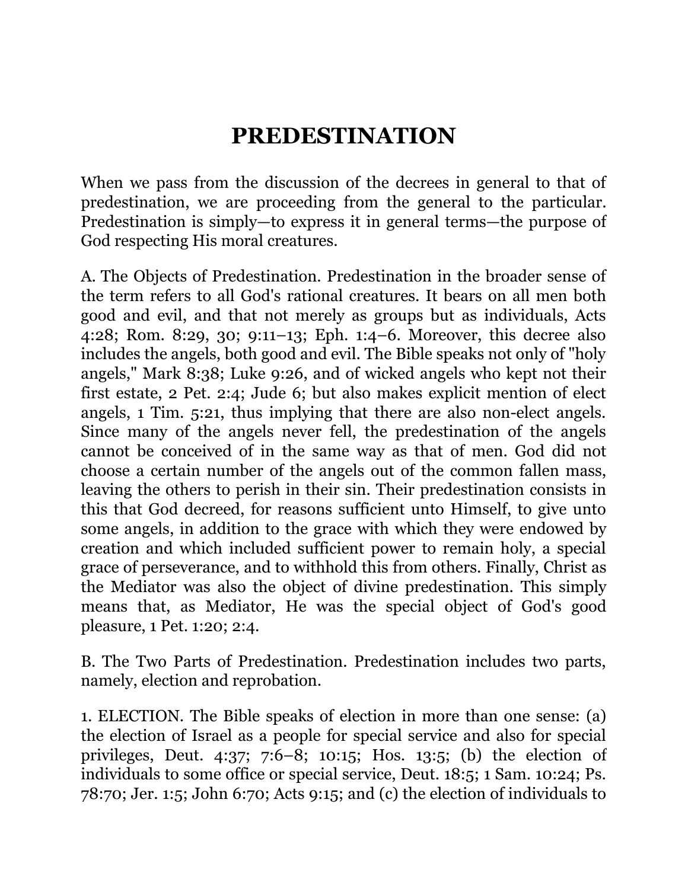# PREDESTINATION

When we pass from the discussion of the decrees in general to that of predestination, we are proceeding from the general to the particular. Predestination is simply—to express it in general terms—the purpose of God respecting His moral creatures.

A. The Objects of Predestination. Predestination in the broader sense of the term refers to all God's rational creatures. It bears on all men both good and evil, and that not merely as groups but as individuals, Acts 4:28; Rom. 8:29, 30; 9:11–13; Eph. 1:4–6. Moreover, this decree also includes the angels, both good and evil. The Bible speaks not only of "holy angels," Mark 8:38; Luke 9:26, and of wicked angels who kept not their first estate, 2 Pet. 2:4; Jude 6; but also makes explicit mention of elect angels, 1 Tim. 5:21, thus implying that there are also non-elect angels. Since many of the angels never fell, the predestination of the angels cannot be conceived of in the same way as that of men. God did not choose a certain number of the angels out of the common fallen mass, leaving the others to perish in their sin. Their predestination consists in this that God decreed, for reasons sufficient unto Himself, to give unto some angels, in addition to the grace with which they were endowed by creation and which included sufficient power to remain holy, a special grace of perseverance, and to withhold this from others. Finally, Christ as the Mediator was also the object of divine predestination. This simply means that, as Mediator, He was the special object of God's good pleasure, 1 Pet. 1:20; 2:4.

B. The Two Parts of Predestination. Predestination includes two parts, namely, election and reprobation.

1. ELECTION. The Bible speaks of election in more than one sense: (a) the election of Israel as a people for special service and also for special privileges, Deut. 4:37; 7:6–8; 10:15; Hos. 13:5; (b) the election of individuals to some office or special service, Deut. 18:5; 1 Sam. 10:24; Ps. 78:70; Jer. 1:5; John 6:70; Acts 9:15; and (c) the election of individuals to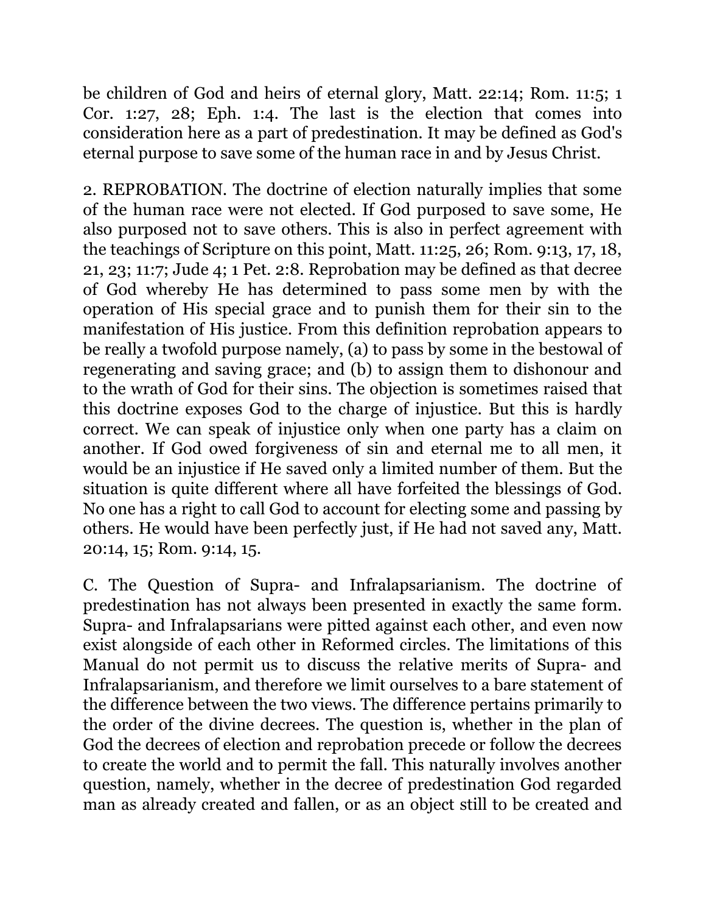be children of God and heirs of eternal glory, Matt. 22:14; Rom. 11:5; 1 Cor. 1:27, 28; Eph. 1:4. The last is the election that comes into consideration here as a part of predestination. It may be defined as God's eternal purpose to save some of the human race in and by Jesus Christ.

2. REPROBATION. The doctrine of election naturally implies that some of the human race were not elected. If God purposed to save some, He also purposed not to save others. This is also in perfect agreement with the teachings of Scripture on this point, Matt. 11:25, 26; Rom. 9:13, 17, 18, 21, 23; 11:7; Jude 4; 1 Pet. 2:8. Reprobation may be defined as that decree of God whereby He has determined to pass some men by with the operation of His special grace and to punish them for their sin to the manifestation of His justice. From this definition reprobation appears to be really a twofold purpose namely, (a) to pass by some in the bestowal of regenerating and saving grace; and (b) to assign them to dishonour and to the wrath of God for their sins. The objection is sometimes raised that this doctrine exposes God to the charge of injustice. But this is hardly correct. We can speak of injustice only when one party has a claim on another. If God owed forgiveness of sin and eternal me to all men, it would be an injustice if He saved only a limited number of them. But the situation is quite different where all have forfeited the blessings of God. No one has a right to call God to account for electing some and passing by others. He would have been perfectly just, if He had not saved any, Matt. 20:14, 15; Rom. 9:14, 15.

C. The Question of Supra- and Infralapsarianism. The doctrine of predestination has not always been presented in exactly the same form. Supra- and Infralapsarians were pitted against each other, and even now exist alongside of each other in Reformed circles. The limitations of this Manual do not permit us to discuss the relative merits of Supra- and Infralapsarianism, and therefore we limit ourselves to a bare statement of the difference between the two views. The difference pertains primarily to the order of the divine decrees. The question is, whether in the plan of God the decrees of election and reprobation precede or follow the decrees to create the world and to permit the fall. This naturally involves another question, namely, whether in the decree of predestination God regarded man as already created and fallen, or as an object still to be created and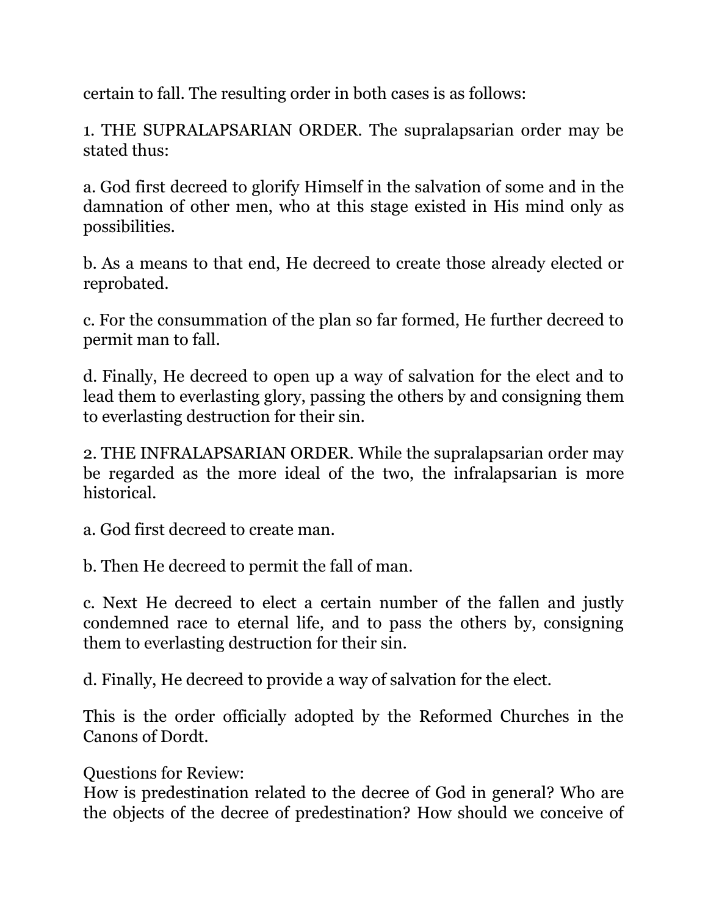certain to fall. The resulting order in both cases is as follows:

1. THE SUPRALAPSARIAN ORDER. The supralapsarian order may be stated thus:

a. God first decreed to glorify Himself in the salvation of some and in the damnation of other men, who at this stage existed in His mind only as possibilities.

b. As a means to that end, He decreed to create those already elected or reprobated.

c. For the consummation of the plan so far formed, He further decreed to permit man to fall.

d. Finally, He decreed to open up a way of salvation for the elect and to lead them to everlasting glory, passing the others by and consigning them to everlasting destruction for their sin.

2. THE INFRALAPSARIAN ORDER. While the supralapsarian order may be regarded as the more ideal of the two, the infralapsarian is more historical.

a. God first decreed to create man.

b. Then He decreed to permit the fall of man.

c. Next He decreed to elect a certain number of the fallen and justly condemned race to eternal life, and to pass the others by, consigning them to everlasting destruction for their sin.

d. Finally, He decreed to provide a way of salvation for the elect.

This is the order officially adopted by the Reformed Churches in the Canons of Dordt.

Questions for Review:
How is predestination related to the decree of God in general? Who are the objects of the decree of predestination? How should we conceive of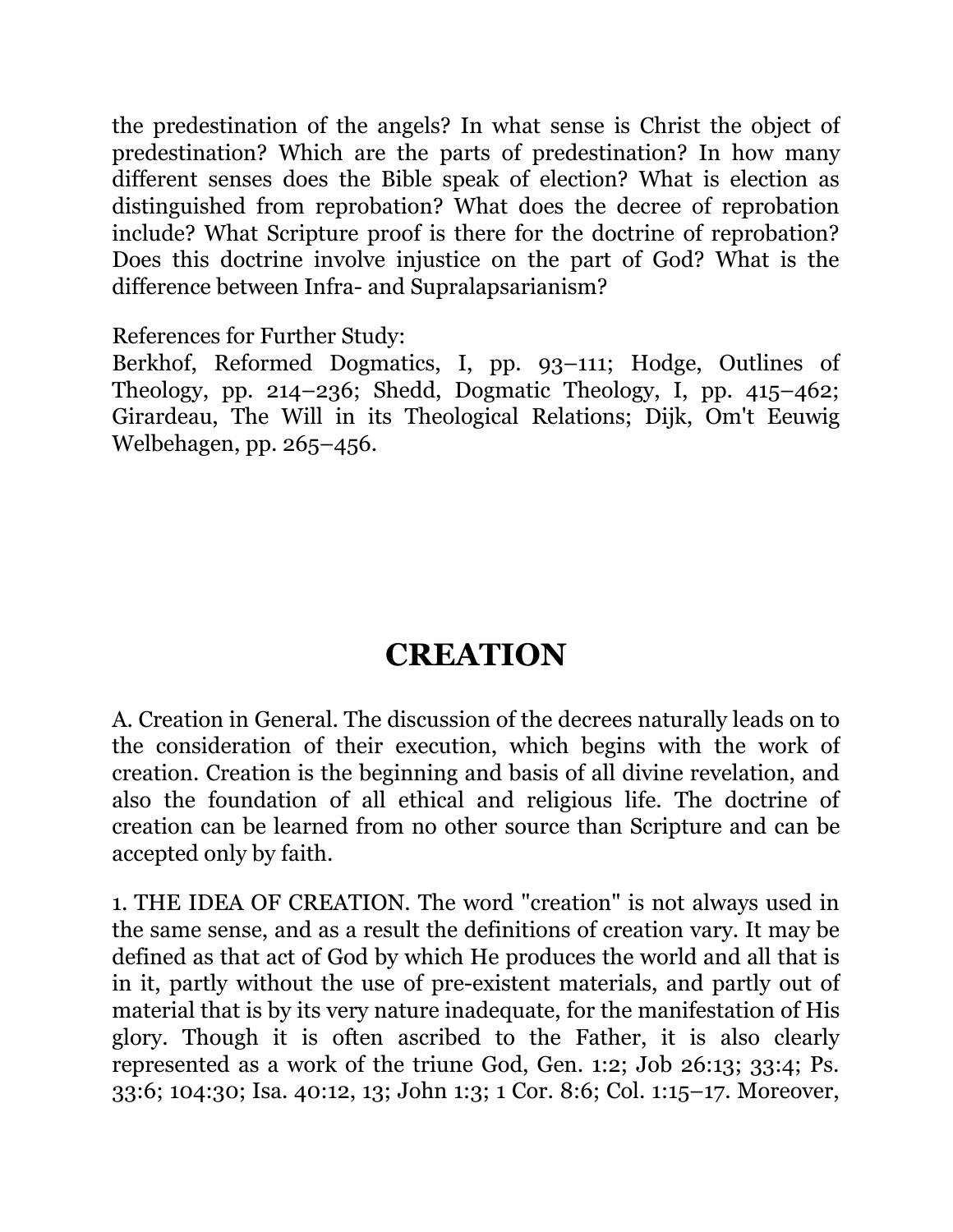the predestination of the angels? In what sense is Christ the object of predestination? Which are the parts of predestination? In how many different senses does the Bible speak of election? What is election as distinguished from reprobation? What does the decree of reprobation include? What Scripture proof is there for the doctrine of reprobation? Does this doctrine involve injustice on the part of God? What is the difference between Infra- and Supralapsarianism?

References for Further Study:
Berkhof, Reformed Dogmatics, I, pp. 93–111; Hodge, Outlines of Theology, pp. 214–236; Shedd, Dogmatic Theology, I, pp. 415–462; Girardeau, The Will in its Theological Relations; Dijk, Om't Eeuwig Welbehagen, pp. 265–456.

# CREATION

A. Creation in General. The discussion of the decrees naturally leads on to the consideration of their execution, which begins with the work of creation. Creation is the beginning and basis of all divine revelation, and also the foundation of all ethical and religious life. The doctrine of creation can be learned from no other source than Scripture and can be accepted only by faith.

1. THE IDEA OF CREATION. The word "creation" is not always used in the same sense, and as a result the definitions of creation vary. It may be defined as that act of God by which He produces the world and all that is in it, partly without the use of pre-existent materials, and partly out of material that is by its very nature inadequate, for the manifestation of His glory. Though it is often ascribed to the Father, it is also clearly represented as a work of the triune God, Gen. 1:2; Job 26:13; 33:4; Ps. 33:6; 104:30; Isa. 40:12, 13; John 1:3; 1 Cor. 8:6; Col. 1:15–17. Moreover,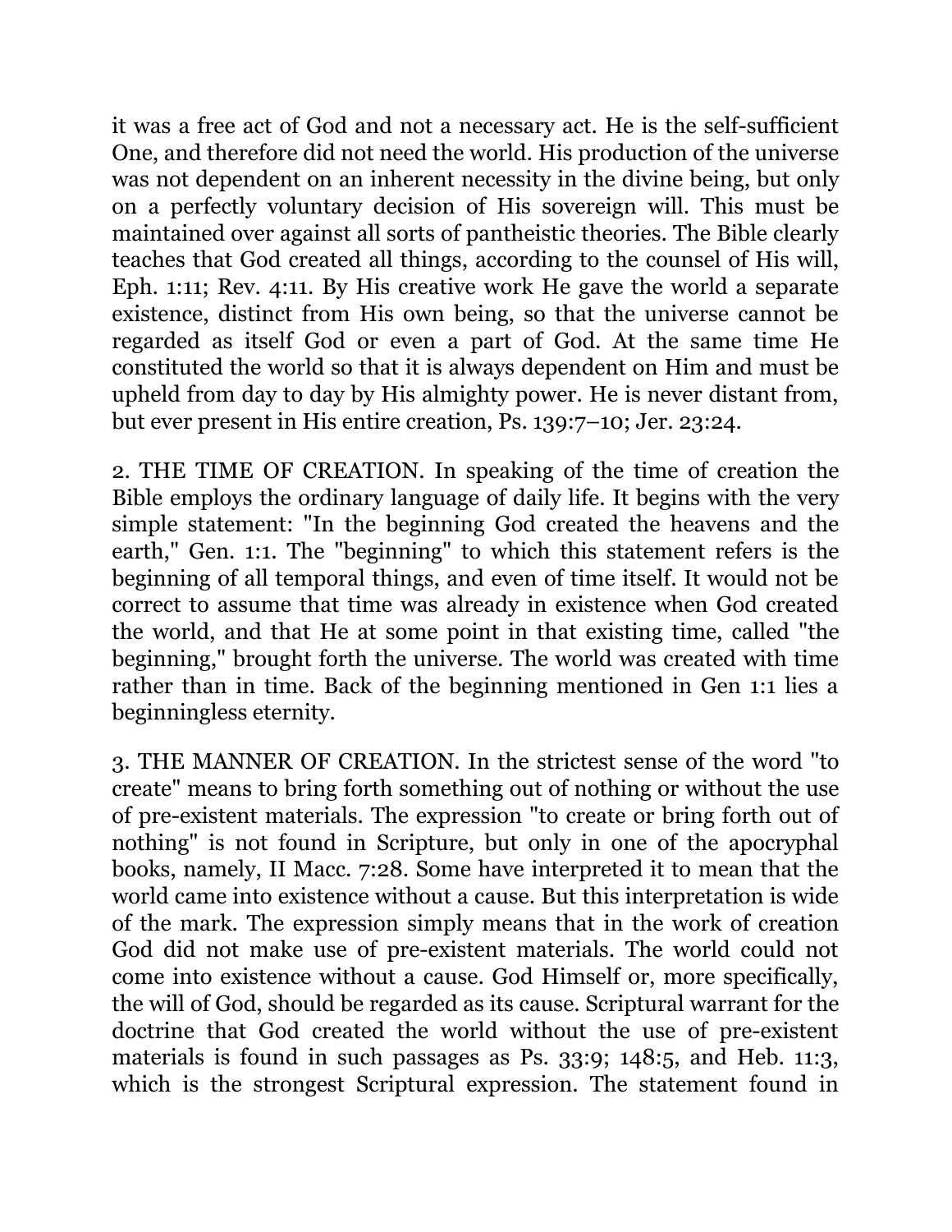it was a free act of God and not a necessary act. He is the self-sufficient One, and therefore did not need the world. His production of the universe was not dependent on an inherent necessity in the divine being, but only on a perfectly voluntary decision of His sovereign will. This must be maintained over against all sorts of pantheistic theories. The Bible clearly teaches that God created all things, according to the counsel of His will, Eph. 1:11; Rev. 4:11. By His creative work He gave the world a separate existence, distinct from His own being, so that the universe cannot be regarded as itself God or even a part of God. At the same time He constituted the world so that it is always dependent on Him and must be upheld from day to day by His almighty power. He is never distant from, but ever present in His entire creation, Ps. 139:7–10; Jer. 23:24.

2. THE TIME OF CREATION. In speaking of the time of creation the Bible employs the ordinary language of daily life. It begins with the very simple statement: "In the beginning God created the heavens and the earth," Gen. 1:1. The "beginning" to which this statement refers is the beginning of all temporal things, and even of time itself. It would not be correct to assume that time was already in existence when God created the world, and that He at some point in that existing time, called "the beginning," brought forth the universe. The world was created with time rather than in time. Back of the beginning mentioned in Gen 1:1 lies a beginningless eternity.

3. THE MANNER OF CREATION. In the strictest sense of the word "to create" means to bring forth something out of nothing or without the use of pre-existent materials. The expression "to create or bring forth out of nothing" is not found in Scripture, but only in one of the apocryphal books, namely, II Macc. 7:28. Some have interpreted it to mean that the world came into existence without a cause. But this interpretation is wide of the mark. The expression simply means that in the work of creation God did not make use of pre-existent materials. The world could not come into existence without a cause. God Himself or, more specifically, the will of God, should be regarded as its cause. Scriptural warrant for the doctrine that God created the world without the use of pre-existent materials is found in such passages as Ps. 33:9; 148:5, and Heb. 11:3, which is the strongest Scriptural expression. The statement found in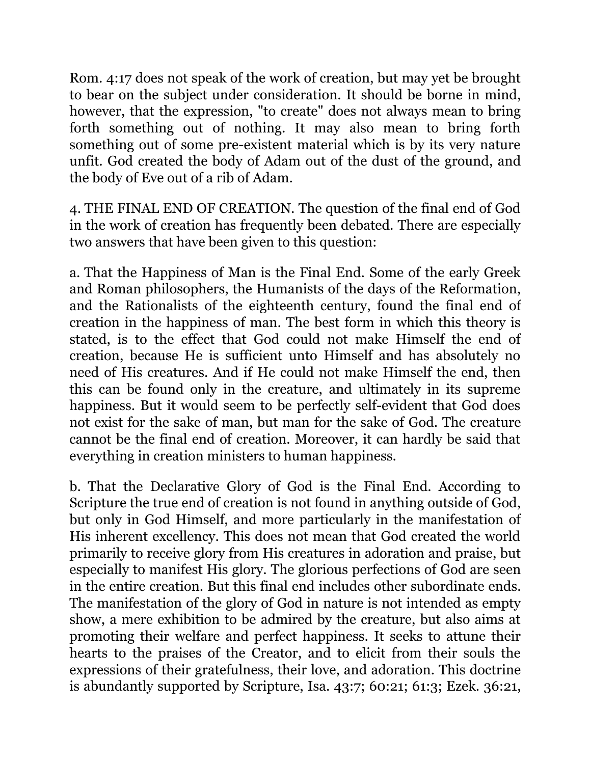Rom. 4:17 does not speak of the work of creation, but may yet be brought to bear on the subject under consideration. It should be borne in mind, however, that the expression, "to create" does not always mean to bring forth something out of nothing. It may also mean to bring forth something out of some pre-existent material which is by its very nature unfit. God created the body of Adam out of the dust of the ground, and the body of Eve out of a rib of Adam.

4. THE FINAL END OF CREATION. The question of the final end of God in the work of creation has frequently been debated. There are especially two answers that have been given to this question:

a. That the Happiness of Man is the Final End. Some of the early Greek and Roman philosophers, the Humanists of the days of the Reformation, and the Rationalists of the eighteenth century, found the final end of creation in the happiness of man. The best form in which this theory is stated, is to the effect that God could not make Himself the end of creation, because He is sufficient unto Himself and has absolutely no need of His creatures. And if He could not make Himself the end, then this can be found only in the creature, and ultimately in its supreme happiness. But it would seem to be perfectly self-evident that God does not exist for the sake of man, but man for the sake of God. The creature cannot be the final end of creation. Moreover, it can hardly be said that everything in creation ministers to human happiness.

b. That the Declarative Glory of God is the Final End. According to Scripture the true end of creation is not found in anything outside of God, but only in God Himself, and more particularly in the manifestation of His inherent excellency. This does not mean that God created the world primarily to receive glory from His creatures in adoration and praise, but especially to manifest His glory. The glorious perfections of God are seen in the entire creation. But this final end includes other subordinate ends. The manifestation of the glory of God in nature is not intended as empty show, a mere exhibition to be admired by the creature, but also aims at promoting their welfare and perfect happiness. It seeks to attune their hearts to the praises of the Creator, and to elicit from their souls the expressions of their gratefulness, their love, and adoration. This doctrine is abundantly supported by Scripture, Isa. 43:7; 60:21; 61:3; Ezek. 36:21,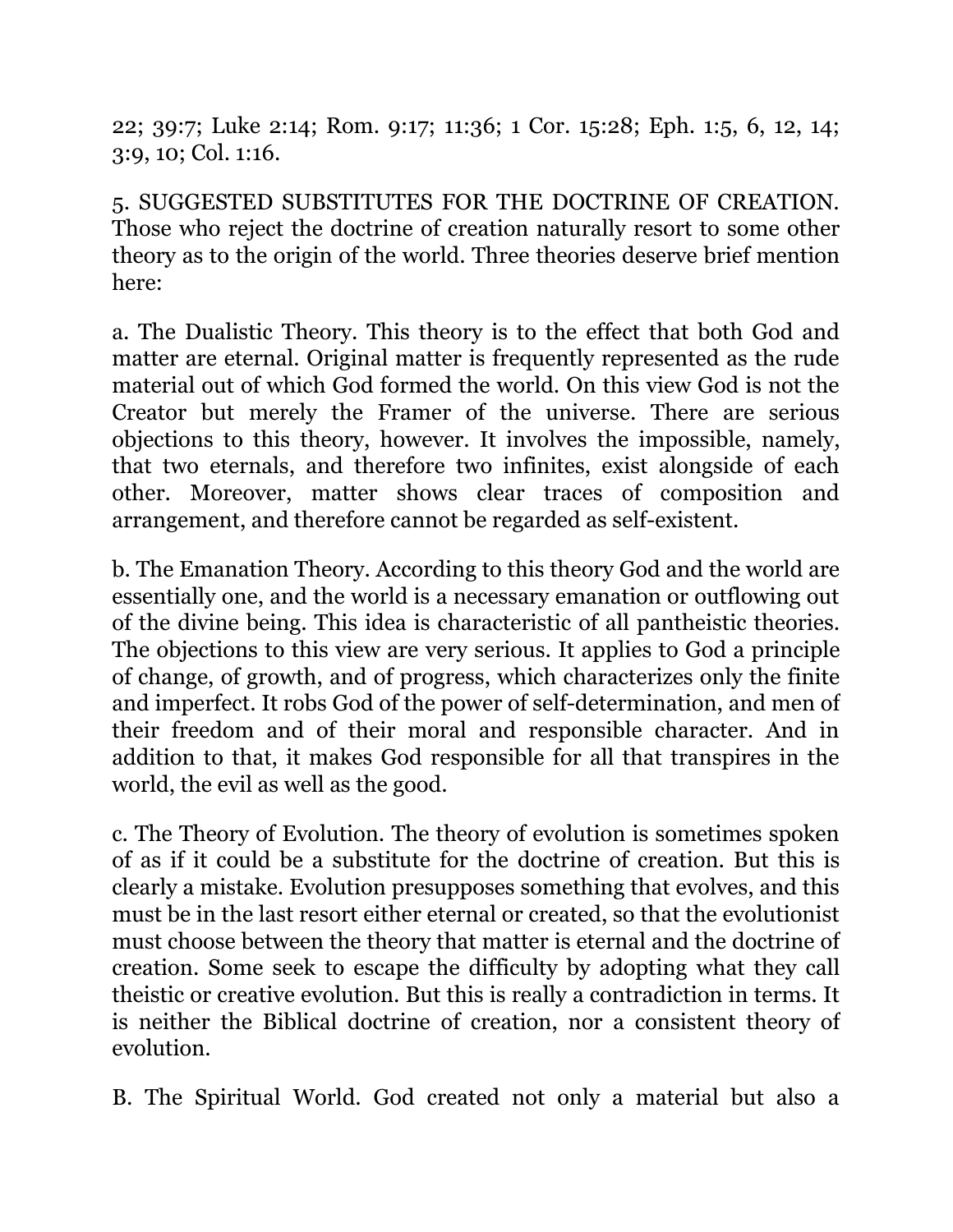22; 39:7; Luke 2:14; Rom. 9:17; 11:36; 1 Cor. 15:28; Eph. 1:5, 6, 12, 14; 3:9, 10; Col. 1:16.

5. SUGGESTED SUBSTITUTES FOR THE DOCTRINE OF CREATION. Those who reject the doctrine of creation naturally resort to some other theory as to the origin of the world. Three theories deserve brief mention here:

a. The Dualistic Theory. This theory is to the effect that both God and matter are eternal. Original matter is frequently represented as the rude material out of which God formed the world. On this view God is not the Creator but merely the Framer of the universe. There are serious objections to this theory, however. It involves the impossible, namely, that two eternals, and therefore two infinites, exist alongside of each other. Moreover, matter shows clear traces of composition and arrangement, and therefore cannot be regarded as self-existent.

b. The Emanation Theory. According to this theory God and the world are essentially one, and the world is a necessary emanation or outflowing out of the divine being. This idea is characteristic of all pantheistic theories. The objections to this view are very serious. It applies to God a principle of change, of growth, and of progress, which characterizes only the finite and imperfect. It robs God of the power of self-determination, and men of their freedom and of their moral and responsible character. And in addition to that, it makes God responsible for all that transpires in the world, the evil as well as the good.

c. The Theory of Evolution. The theory of evolution is sometimes spoken of as if it could be a substitute for the doctrine of creation. But this is clearly a mistake. Evolution presupposes something that evolves, and this must be in the last resort either eternal or created, so that the evolutionist must choose between the theory that matter is eternal and the doctrine of creation. Some seek to escape the difficulty by adopting what they call theistic or creative evolution. But this is really a contradiction in terms. It is neither the Biblical doctrine of creation, nor a consistent theory of evolution.

B. The Spiritual World. God created not only a material but also a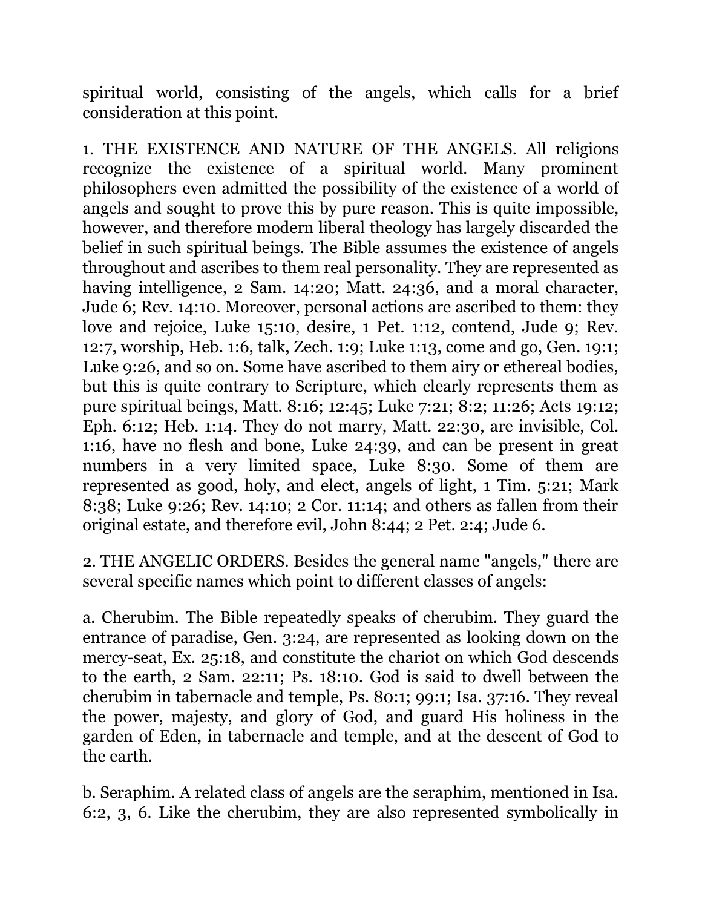spiritual world, consisting of the angels, which calls for a brief consideration at this point.

1. THE EXISTENCE AND NATURE OF THE ANGELS. All religions recognize the existence of a spiritual world. Many prominent philosophers even admitted the possibility of the existence of a world of angels and sought to prove this by pure reason. This is quite impossible, however, and therefore modern liberal theology has largely discarded the belief in such spiritual beings. The Bible assumes the existence of angels throughout and ascribes to them real personality. They are represented as having intelligence, 2 Sam. 14:20; Matt. 24:36, and a moral character, Jude 6; Rev. 14:10. Moreover, personal actions are ascribed to them: they love and rejoice, Luke 15:10, desire, 1 Pet. 1:12, contend, Jude 9; Rev. 12:7, worship, Heb. 1:6, talk, Zech. 1:9; Luke 1:13, come and go, Gen. 19:1; Luke 9:26, and so on. Some have ascribed to them airy or ethereal bodies, but this is quite contrary to Scripture, which clearly represents them as pure spiritual beings, Matt. 8:16; 12:45; Luke 7:21; 8:2; 11:26; Acts 19:12; Eph. 6:12; Heb. 1:14. They do not marry, Matt. 22:30, are invisible, Col. 1:16, have no flesh and bone, Luke 24:39, and can be present in great numbers in a very limited space, Luke 8:30. Some of them are represented as good, holy, and elect, angels of light, 1 Tim. 5:21; Mark 8:38; Luke 9:26; Rev. 14:10; 2 Cor. 11:14; and others as fallen from their original estate, and therefore evil, John 8:44; 2 Pet. 2:4; Jude 6.

2. THE ANGELIC ORDERS. Besides the general name "angels," there are several specific names which point to different classes of angels:

a. Cherubim. The Bible repeatedly speaks of cherubim. They guard the entrance of paradise, Gen. 3:24, are represented as looking down on the mercy-seat, Ex. 25:18, and constitute the chariot on which God descends to the earth, 2 Sam. 22:11; Ps. 18:10. God is said to dwell between the cherubim in tabernacle and temple, Ps. 80:1; 99:1; Isa. 37:16. They reveal the power, majesty, and glory of God, and guard His holiness in the garden of Eden, in tabernacle and temple, and at the descent of God to the earth.

b. Seraphim. A related class of angels are the seraphim, mentioned in Isa. 6:2, 3, 6. Like the cherubim, they are also represented symbolically in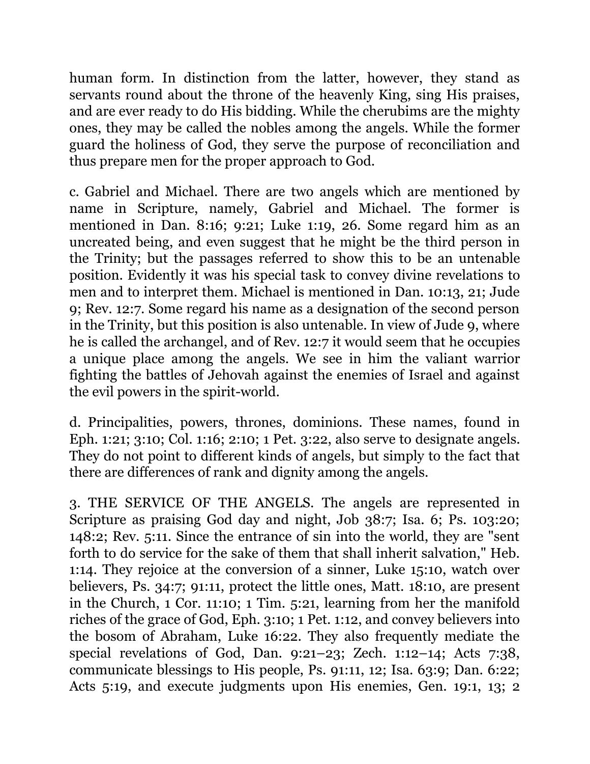human form. In distinction from the latter, however, they stand as servants round about the throne of the heavenly King, sing His praises, and are ever ready to do His bidding. While the cherubims are the mighty ones, they may be called the nobles among the angels. While the former guard the holiness of God, they serve the purpose of reconciliation and thus prepare men for the proper approach to God.

c. Gabriel and Michael. There are two angels which are mentioned by name in Scripture, namely, Gabriel and Michael. The former is mentioned in Dan. 8:16; 9:21; Luke 1:19, 26. Some regard him as an uncreated being, and even suggest that he might be the third person in the Trinity; but the passages referred to show this to be an untenable position. Evidently it was his special task to convey divine revelations to men and to interpret them. Michael is mentioned in Dan. 10:13, 21; Jude 9; Rev. 12:7. Some regard his name as a designation of the second person in the Trinity, but this position is also untenable. In view of Jude 9, where he is called the archangel, and of Rev. 12:7 it would seem that he occupies a unique place among the angels. We see in him the valiant warrior fighting the battles of Jehovah against the enemies of Israel and against the evil powers in the spirit-world.

d. Principalities, powers, thrones, dominions. These names, found in Eph. 1:21; 3:10; Col. 1:16; 2:10; 1 Pet. 3:22, also serve to designate angels. They do not point to different kinds of angels, but simply to the fact that there are differences of rank and dignity among the angels.

3. THE SERVICE OF THE ANGELS. The angels are represented in Scripture as praising God day and night, Job 38:7; Isa. 6; Ps. 103:20; 148:2; Rev. 5:11. Since the entrance of sin into the world, they are "sent forth to do service for the sake of them that shall inherit salvation," Heb. 1:14. They rejoice at the conversion of a sinner, Luke 15:10, watch over believers, Ps. 34:7; 91:11, protect the little ones, Matt. 18:10, are present in the Church, 1 Cor. 11:10; 1 Tim. 5:21, learning from her the manifold riches of the grace of God, Eph. 3:10; 1 Pet. 1:12, and convey believers into the bosom of Abraham, Luke 16:22. They also frequently mediate the special revelations of God, Dan. 9:21–23; Zech. 1:12–14; Acts 7:38, communicate blessings to His people, Ps. 91:11, 12; Isa. 63:9; Dan. 6:22; Acts 5:19, and execute judgments upon His enemies, Gen. 19:1, 13; 2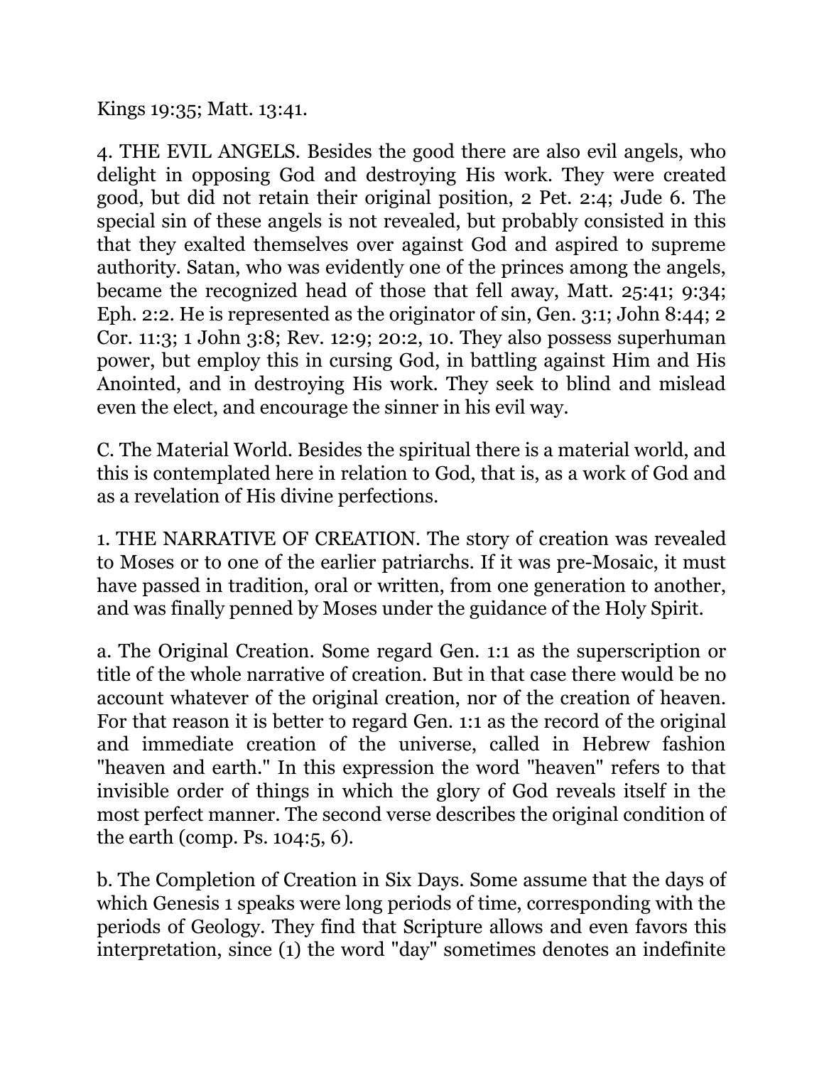Kings 19:35; Matt. 13:41.

4. THE EVIL ANGELS. Besides the good there are also evil angels, who delight in opposing God and destroying His work. They were created good, but did not retain their original position, 2 Pet. 2:4; Jude 6. The special sin of these angels is not revealed, but probably consisted in this that they exalted themselves over against God and aspired to supreme authority. Satan, who was evidently one of the princes among the angels, became the recognized head of those that fell away, Matt. 25:41; 9:34; Eph. 2:2. He is represented as the originator of sin, Gen. 3:1; John 8:44; 2 Cor. 11:3; 1 John 3:8; Rev. 12:9; 20:2, 10. They also possess superhuman power, but employ this in cursing God, in battling against Him and His Anointed, and in destroying His work. They seek to blind and mislead even the elect, and encourage the sinner in his evil way.

C. The Material World. Besides the spiritual there is a material world, and this is contemplated here in relation to God, that is, as a work of God and as a revelation of His divine perfections.

1. THE NARRATIVE OF CREATION. The story of creation was revealed to Moses or to one of the earlier patriarchs. If it was pre-Mosaic, it must have passed in tradition, oral or written, from one generation to another, and was finally penned by Moses under the guidance of the Holy Spirit.

a. The Original Creation. Some regard Gen. 1:1 as the superscription or title of the whole narrative of creation. But in that case there would be no account whatever of the original creation, nor of the creation of heaven. For that reason it is better to regard Gen. 1:1 as the record of the original and immediate creation of the universe, called in Hebrew fashion "heaven and earth." In this expression the word "heaven" refers to that invisible order of things in which the glory of God reveals itself in the most perfect manner. The second verse describes the original condition of the earth (comp. Ps. 104:5, 6).

b. The Completion of Creation in Six Days. Some assume that the days of which Genesis 1 speaks were long periods of time, corresponding with the periods of Geology. They find that Scripture allows and even favors this interpretation, since (1) the word "day" sometimes denotes an indefinite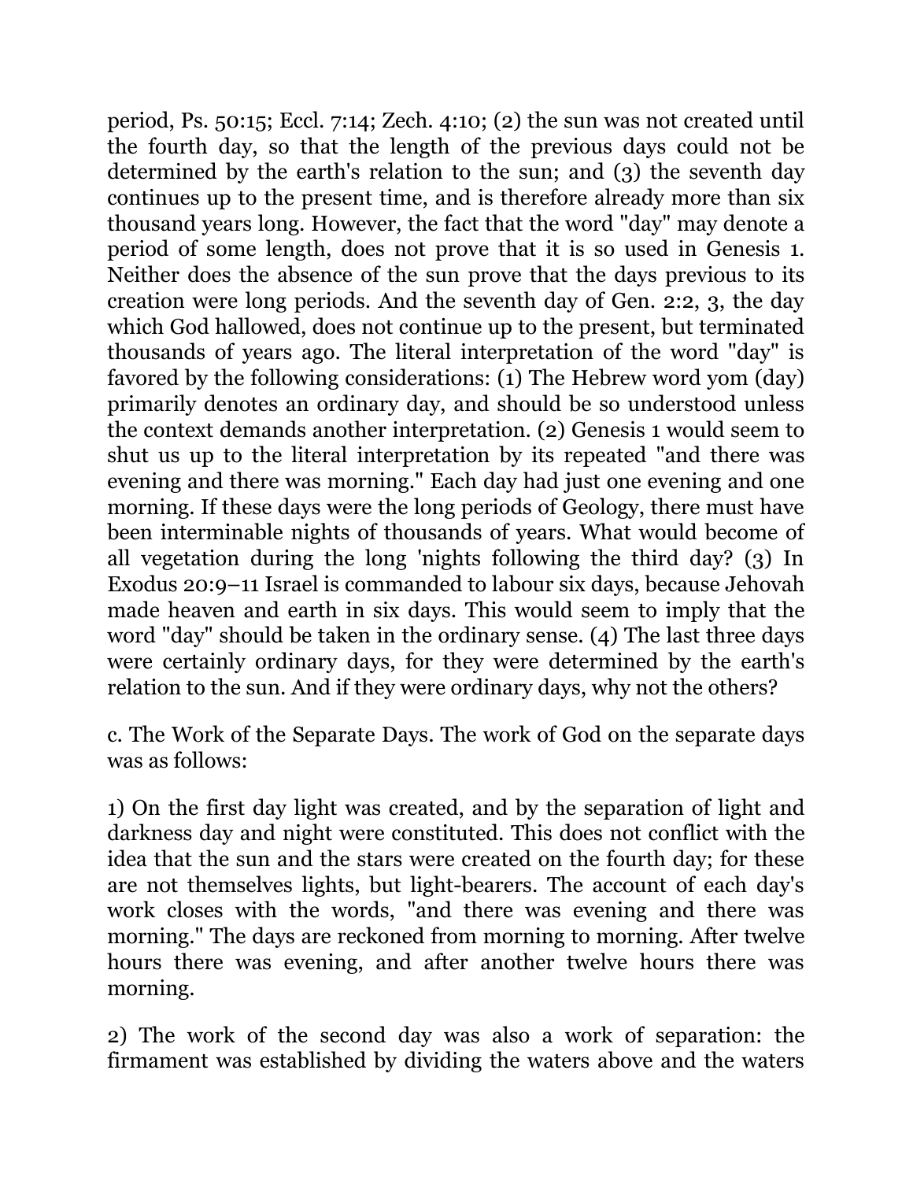period, Ps. 50:15; Eccl. 7:14; Zech. 4:10; (2) the sun was not created until the fourth day, so that the length of the previous days could not be determined by the earth's relation to the sun; and (3) the seventh day continues up to the present time, and is therefore already more than six thousand years long. However, the fact that the word "day" may denote a period of some length, does not prove that it is so used in Genesis 1. Neither does the absence of the sun prove that the days previous to its creation were long periods. And the seventh day of Gen. 2:2, 3, the day which God hallowed, does not continue up to the present, but terminated thousands of years ago. The literal interpretation of the word "day" is favored by the following considerations: (1) The Hebrew word yom (day) primarily denotes an ordinary day, and should be so understood unless the context demands another interpretation. (2) Genesis 1 would seem to shut us up to the literal interpretation by its repeated "and there was evening and there was morning." Each day had just one evening and one morning. If these days were the long periods of Geology, there must have been interminable nights of thousands of years. What would become of all vegetation during the long 'nights following the third day? (3) In Exodus 20:9–11 Israel is commanded to labour six days, because Jehovah made heaven and earth in six days. This would seem to imply that the word "day" should be taken in the ordinary sense. (4) The last three days were certainly ordinary days, for they were determined by the earth's relation to the sun. And if they were ordinary days, why not the others?

c. The Work of the Separate Days. The work of God on the separate days was as follows:

1) On the first day light was created, and by the separation of light and darkness day and night were constituted. This does not conflict with the idea that the sun and the stars were created on the fourth day; for these are not themselves lights, but light-bearers. The account of each day's work closes with the words, "and there was evening and there was morning." The days are reckoned from morning to morning. After twelve hours there was evening, and after another twelve hours there was morning.

2) The work of the second day was also a work of separation: the firmament was established by dividing the waters above and the waters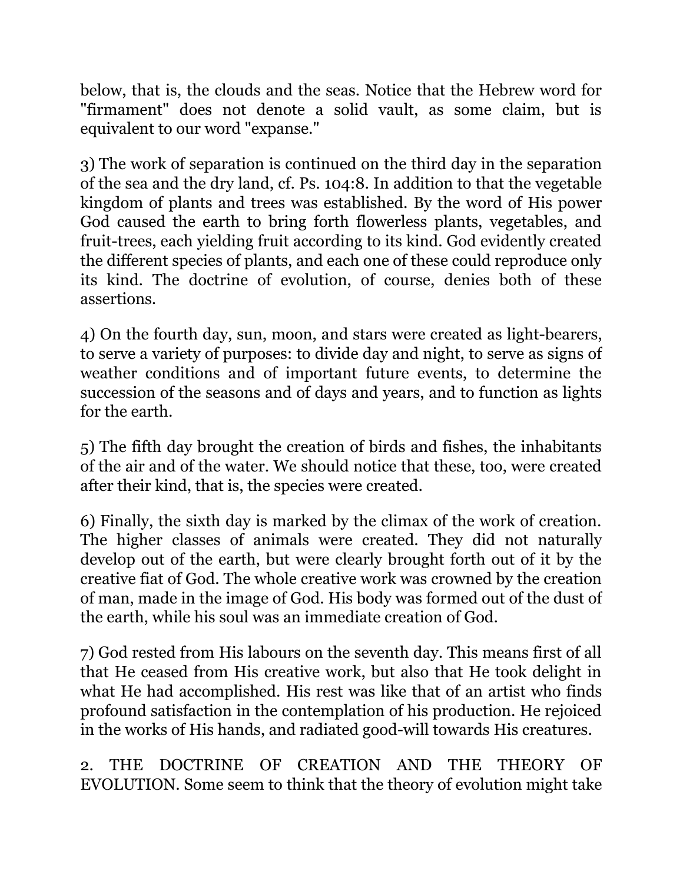below, that is, the clouds and the seas. Notice that the Hebrew word for "firmament" does not denote a solid vault, as some claim, but is equivalent to our word "expanse."

3) The work of separation is continued on the third day in the separation of the sea and the dry land, cf. Ps. 104:8. In addition to that the vegetable kingdom of plants and trees was established. By the word of His power God caused the earth to bring forth flowerless plants, vegetables, and fruit-trees, each yielding fruit according to its kind. God evidently created the different species of plants, and each one of these could reproduce only its kind. The doctrine of evolution, of course, denies both of these assertions.

4) On the fourth day, sun, moon, and stars were created as light-bearers, to serve a variety of purposes: to divide day and night, to serve as signs of weather conditions and of important future events, to determine the succession of the seasons and of days and years, and to function as lights for the earth.

5) The fifth day brought the creation of birds and fishes, the inhabitants of the air and of the water. We should notice that these, too, were created after their kind, that is, the species were created.

6) Finally, the sixth day is marked by the climax of the work of creation. The higher classes of animals were created. They did not naturally develop out of the earth, but were clearly brought forth out of it by the creative fiat of God. The whole creative work was crowned by the creation of man, made in the image of God. His body was formed out of the dust of the earth, while his soul was an immediate creation of God.

7) God rested from His labours on the seventh day. This means first of all that He ceased from His creative work, but also that He took delight in what He had accomplished. His rest was like that of an artist who finds profound satisfaction in the contemplation of his production. He rejoiced in the works of His hands, and radiated good-will towards His creatures.

2. THE DOCTRINE OF CREATION AND THE THEORY OF EVOLUTION. Some seem to think that the theory of evolution might take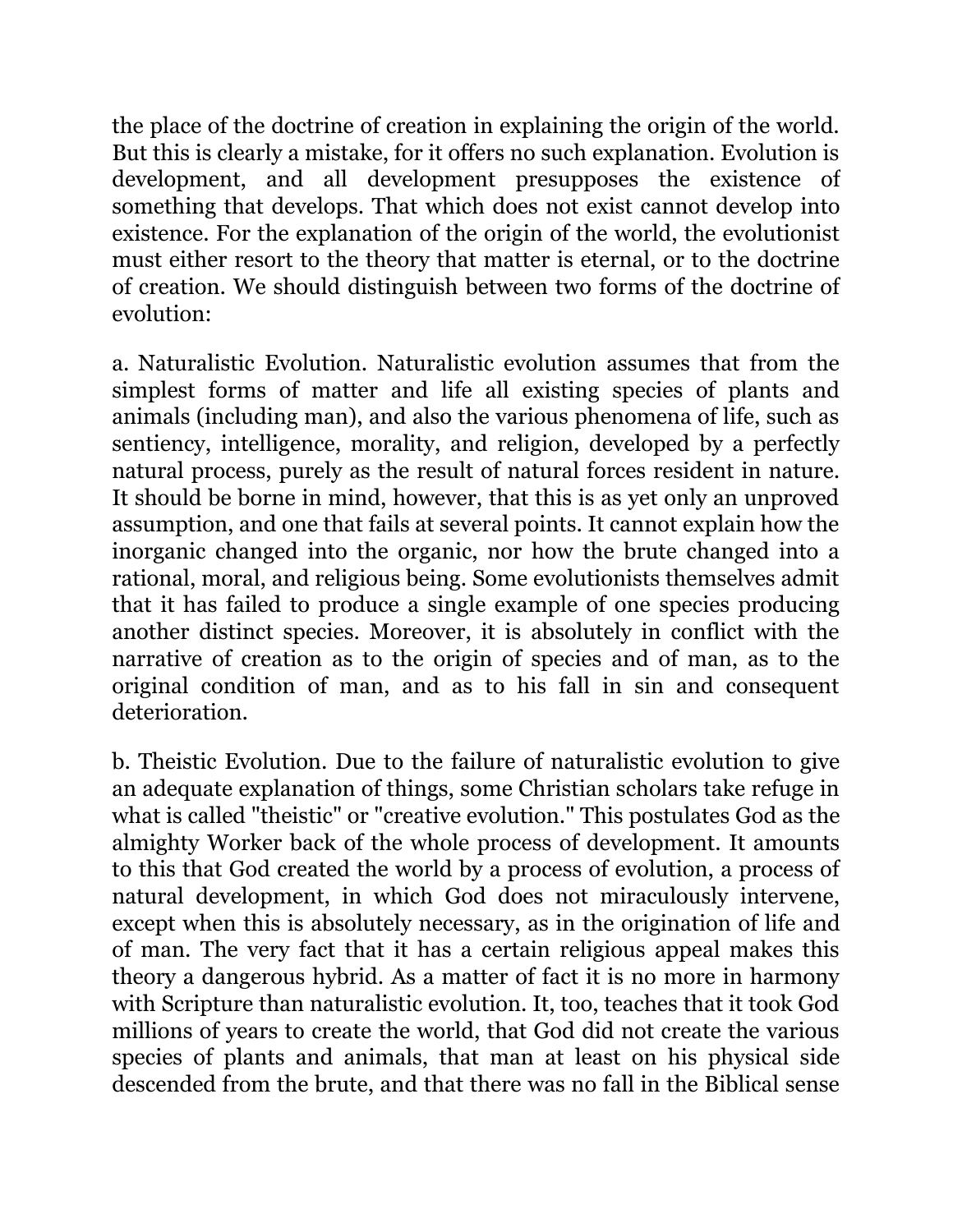the place of the doctrine of creation in explaining the origin of the world. But this is clearly a mistake, for it offers no such explanation. Evolution is development, and all development presupposes the existence of something that develops. That which does not exist cannot develop into existence. For the explanation of the origin of the world, the evolutionist must either resort to the theory that matter is eternal, or to the doctrine of creation. We should distinguish between two forms of the doctrine of evolution:

a. Naturalistic Evolution. Naturalistic evolution assumes that from the simplest forms of matter and life all existing species of plants and animals (including man), and also the various phenomena of life, such as sentiency, intelligence, morality, and religion, developed by a perfectly natural process, purely as the result of natural forces resident in nature. It should be borne in mind, however, that this is as yet only an unproved assumption, and one that fails at several points. It cannot explain how the inorganic changed into the organic, nor how the brute changed into a rational, moral, and religious being. Some evolutionists themselves admit that it has failed to produce a single example of one species producing another distinct species. Moreover, it is absolutely in conflict with the narrative of creation as to the origin of species and of man, as to the original condition of man, and as to his fall in sin and consequent deterioration.

b. Theistic Evolution. Due to the failure of naturalistic evolution to give an adequate explanation of things, some Christian scholars take refuge in what is called "theistic" or "creative evolution." This postulates God as the almighty Worker back of the whole process of development. It amounts to this that God created the world by a process of evolution, a process of natural development, in which God does not miraculously intervene, except when this is absolutely necessary, as in the origination of life and of man. The very fact that it has a certain religious appeal makes this theory a dangerous hybrid. As a matter of fact it is no more in harmony with Scripture than naturalistic evolution. It, too, teaches that it took God millions of years to create the world, that God did not create the various species of plants and animals, that man at least on his physical side descended from the brute, and that there was no fall in the Biblical sense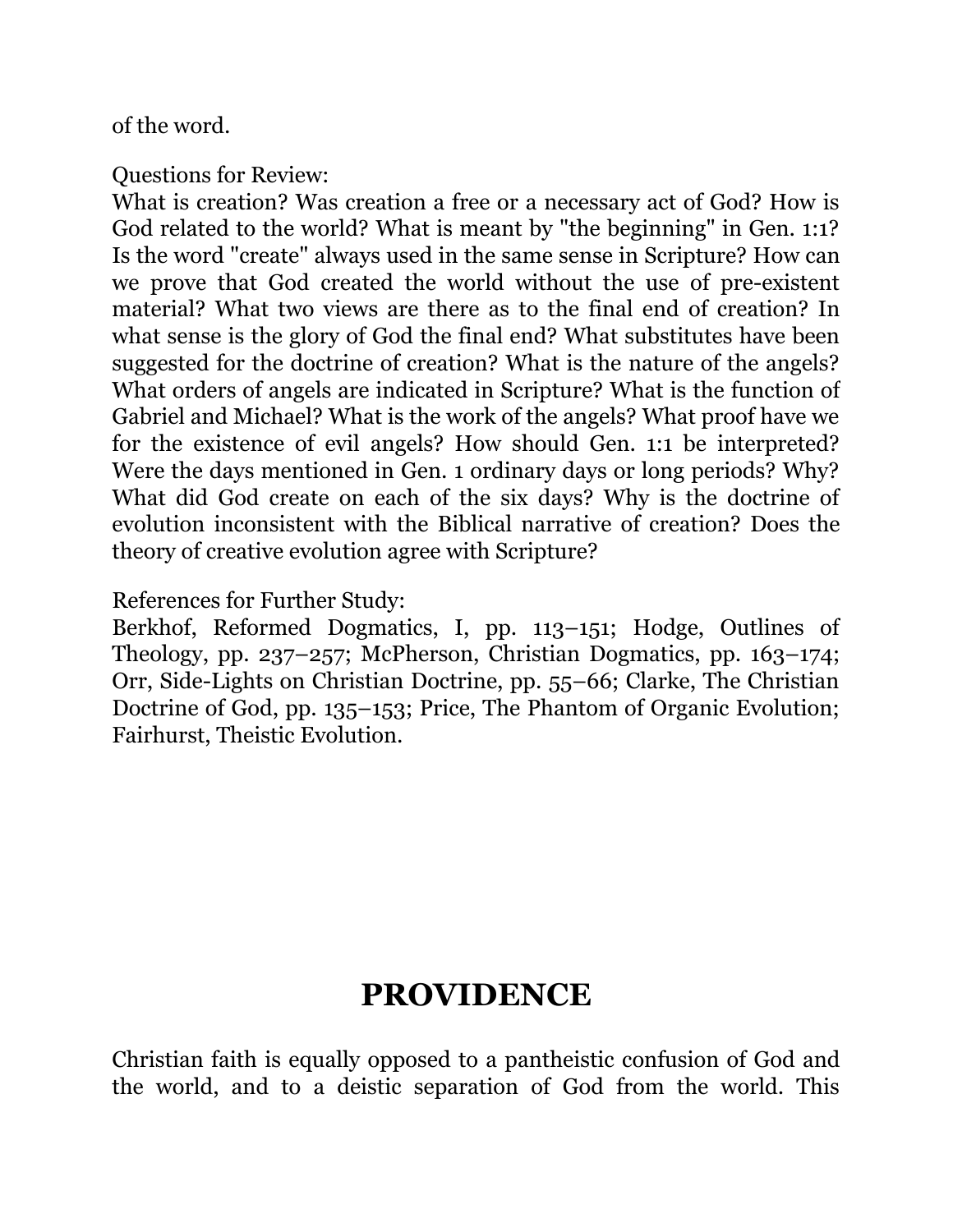of the word.

Questions for Review:
What is creation? Was creation a free or a necessary act of God? How is God related to the world? What is meant by "the beginning" in Gen. 1:1? Is the word "create" always used in the same sense in Scripture? How can we prove that God created the world without the use of pre-existent material? What two views are there as to the final end of creation? In what sense is the glory of God the final end? What substitutes have been suggested for the doctrine of creation? What is the nature of the angels? What orders of angels are indicated in Scripture? What is the function of Gabriel and Michael? What is the work of the angels? What proof have we for the existence of evil angels? How should Gen. 1:1 be interpreted? Were the days mentioned in Gen. 1 ordinary days or long periods? Why? What did God create on each of the six days? Why is the doctrine of evolution inconsistent with the Biblical narrative of creation? Does the theory of creative evolution agree with Scripture?

References for Further Study:
Berkhof, Reformed Dogmatics, I, pp. 113–151; Hodge, Outlines of Theology, pp. 237–257; McPherson, Christian Dogmatics, pp. 163–174; Orr, Side-Lights on Christian Doctrine, pp. 55–66; Clarke, The Christian Doctrine of God, pp. 135–153; Price, The Phantom of Organic Evolution; Fairhurst, Theistic Evolution.

# PROVIDENCE

Christian faith is equally opposed to a pantheistic confusion of God and the world, and to a deistic separation of God from the world. This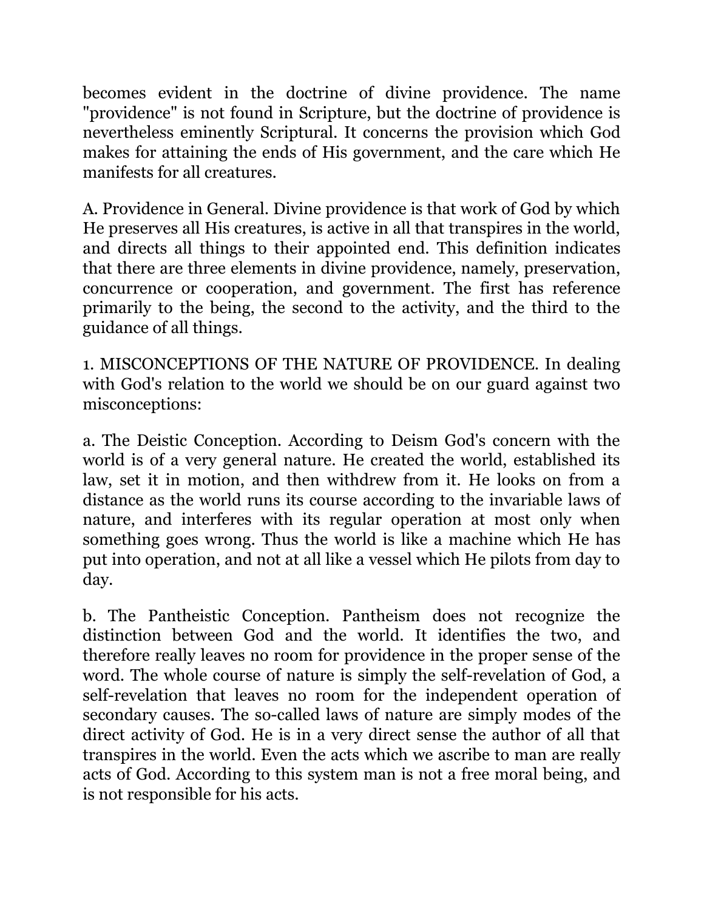becomes evident in the doctrine of divine providence. The name "providence" is not found in Scripture, but the doctrine of providence is nevertheless eminently Scriptural. It concerns the provision which God makes for attaining the ends of His government, and the care which He manifests for all creatures.

A. Providence in General. Divine providence is that work of God by which He preserves all His creatures, is active in all that transpires in the world, and directs all things to their appointed end. This definition indicates that there are three elements in divine providence, namely, preservation, concurrence or cooperation, and government. The first has reference primarily to the being, the second to the activity, and the third to the guidance of all things.

1. MISCONCEPTIONS OF THE NATURE OF PROVIDENCE. In dealing with God's relation to the world we should be on our guard against two misconceptions:

a. The Deistic Conception. According to Deism God's concern with the world is of a very general nature. He created the world, established its law, set it in motion, and then withdrew from it. He looks on from a distance as the world runs its course according to the invariable laws of nature, and interferes with its regular operation at most only when something goes wrong. Thus the world is like a machine which He has put into operation, and not at all like a vessel which He pilots from day to day.

b. The Pantheistic Conception. Pantheism does not recognize the distinction between God and the world. It identifies the two, and therefore really leaves no room for providence in the proper sense of the word. The whole course of nature is simply the self-revelation of God, a self-revelation that leaves no room for the independent operation of secondary causes. The so-called laws of nature are simply modes of the direct activity of God. He is in a very direct sense the author of all that transpires in the world. Even the acts which we ascribe to man are really acts of God. According to this system man is not a free moral being, and is not responsible for his acts.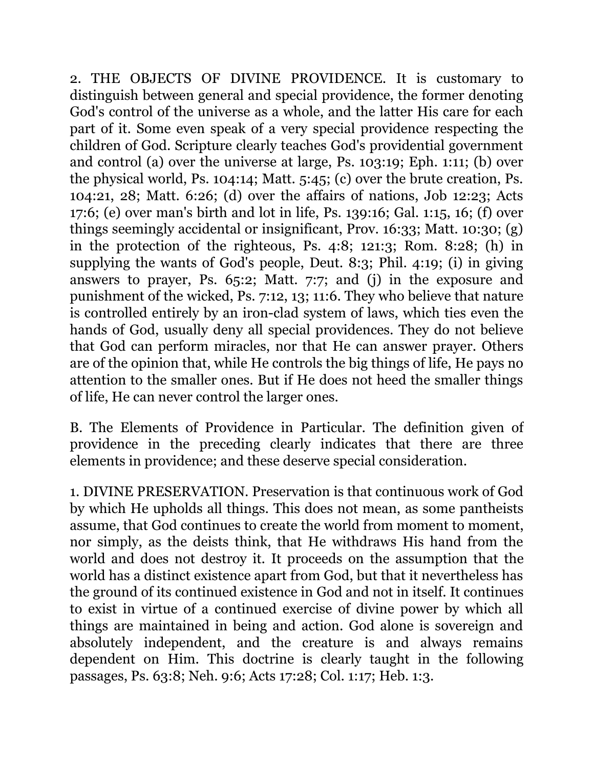2. THE OBJECTS OF DIVINE PROVIDENCE. It is customary to distinguish between general and special providence, the former denoting God's control of the universe as a whole, and the latter His care for each part of it. Some even speak of a very special providence respecting the children of God. Scripture clearly teaches God's providential government and control (a) over the universe at large, Ps. 103:19; Eph. 1:11; (b) over the physical world, Ps. 104:14; Matt. 5:45; (c) over the brute creation, Ps. 104:21, 28; Matt. 6:26; (d) over the affairs of nations, Job 12:23; Acts 17:6; (e) over man's birth and lot in life, Ps. 139:16; Gal. 1:15, 16; (f) over things seemingly accidental or insignificant, Prov. 16:33; Matt. 10:30; (g) in the protection of the righteous, Ps. 4:8; 121:3; Rom. 8:28; (h) in supplying the wants of God's people, Deut. 8:3; Phil. 4:19; (i) in giving answers to prayer, Ps. 65:2; Matt. 7:7; and (j) in the exposure and punishment of the wicked, Ps. 7:12, 13; 11:6. They who believe that nature is controlled entirely by an iron-clad system of laws, which ties even the hands of God, usually deny all special providences. They do not believe that God can perform miracles, nor that He can answer prayer. Others are of the opinion that, while He controls the big things of life, He pays no attention to the smaller ones. But if He does not heed the smaller things of life, He can never control the larger ones.

B. The Elements of Providence in Particular. The definition given of providence in the preceding clearly indicates that there are three elements in providence; and these deserve special consideration.

1. DIVINE PRESERVATION. Preservation is that continuous work of God by which He upholds all things. This does not mean, as some pantheists assume, that God continues to create the world from moment to moment, nor simply, as the deists think, that He withdraws His hand from the world and does not destroy it. It proceeds on the assumption that the world has a distinct existence apart from God, but that it nevertheless has the ground of its continued existence in God and not in itself. It continues to exist in virtue of a continued exercise of divine power by which all things are maintained in being and action. God alone is sovereign and absolutely independent, and the creature is and always remains dependent on Him. This doctrine is clearly taught in the following passages, Ps. 63:8; Neh. 9:6; Acts 17:28; Col. 1:17; Heb. 1:3.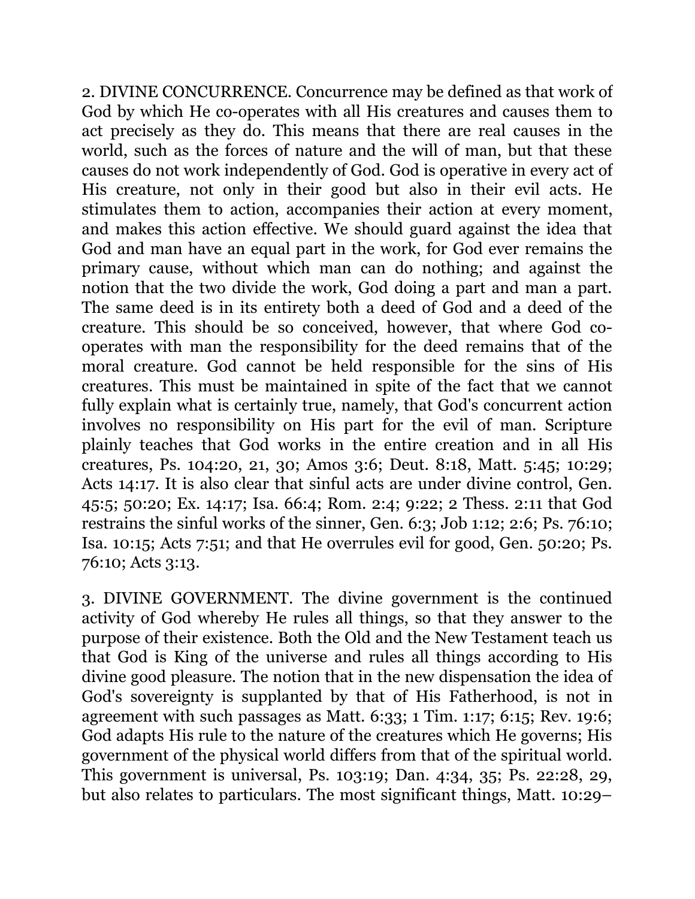2. DIVINE CONCURRENCE. Concurrence may be defined as that work of God by which He co-operates with all His creatures and causes them to act precisely as they do. This means that there are real causes in the world, such as the forces of nature and the will of man, but that these causes do not work independently of God. God is operative in every act of His creature, not only in their good but also in their evil acts. He stimulates them to action, accompanies their action at every moment, and makes this action effective. We should guard against the idea that God and man have an equal part in the work, for God ever remains the primary cause, without which man can do nothing; and against the notion that the two divide the work, God doing a part and man a part. The same deed is in its entirety both a deed of God and a deed of the creature. This should be so conceived, however, that where God co-operates with man the responsibility for the deed remains that of the moral creature. God cannot be held responsible for the sins of His creatures. This must be maintained in spite of the fact that we cannot fully explain what is certainly true, namely, that God's concurrent action involves no responsibility on His part for the evil of man. Scripture plainly teaches that God works in the entire creation and in all His creatures, Ps. 104:20, 21, 30; Amos 3:6; Deut. 8:18, Matt. 5:45; 10:29; Acts 14:17. It is also clear that sinful acts are under divine control, Gen. 45:5; 50:20; Ex. 14:17; Isa. 66:4; Rom. 2:4; 9:22; 2 Thess. 2:11 that God restrains the sinful works of the sinner, Gen. 6:3; Job 1:12; 2:6; Ps. 76:10; Isa. 10:15; Acts 7:51; and that He overrules evil for good, Gen. 50:20; Ps. 76:10; Acts 3:13.

3. DIVINE GOVERNMENT. The divine government is the continued activity of God whereby He rules all things, so that they answer to the purpose of their existence. Both the Old and the New Testament teach us that God is King of the universe and rules all things according to His divine good pleasure. The notion that in the new dispensation the idea of God's sovereignty is supplanted by that of His Fatherhood, is not in agreement with such passages as Matt. 6:33; 1 Tim. 1:17; 6:15; Rev. 19:6; God adapts His rule to the nature of the creatures which He governs; His government of the physical world differs from that of the spiritual world. This government is universal, Ps. 103:19; Dan. 4:34, 35; Ps. 22:28, 29, but also relates to particulars. The most significant things, Matt. 10:29–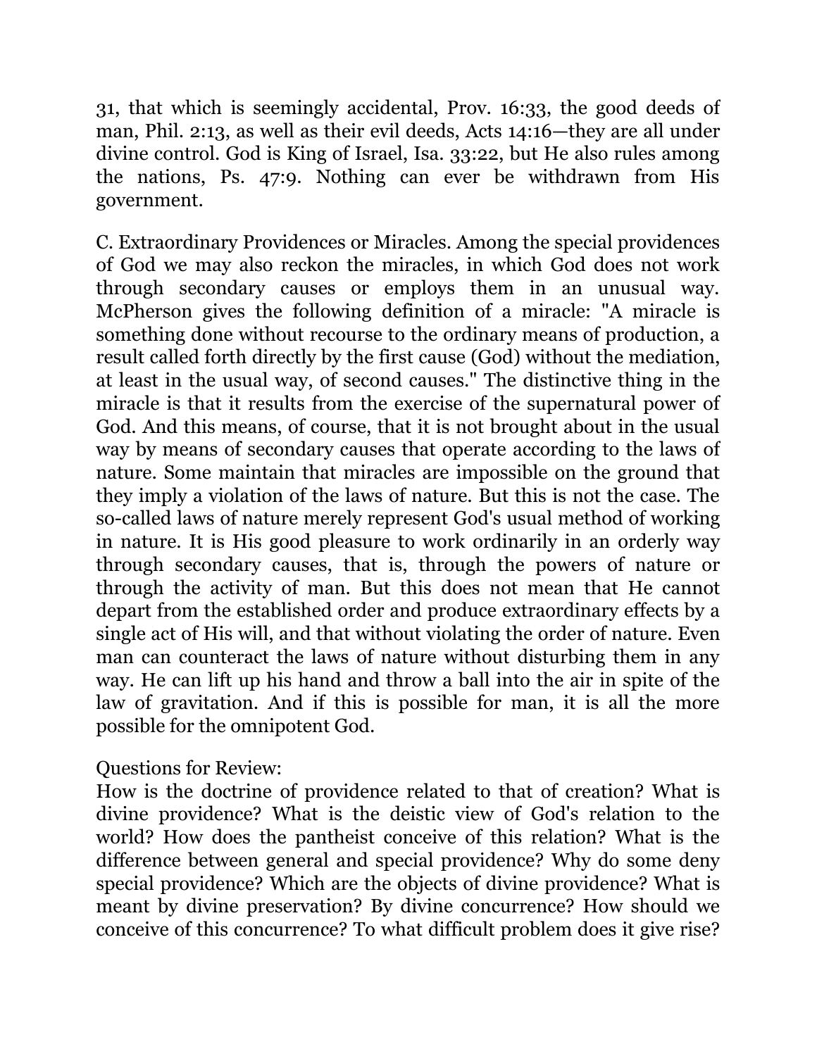31, that which is seemingly accidental, Prov. 16:33, the good deeds of man, Phil. 2:13, as well as their evil deeds, Acts 14:16—they are all under divine control. God is King of Israel, Isa. 33:22, but He also rules among the nations, Ps. 47:9. Nothing can ever be withdrawn from His government.

C. Extraordinary Providences or Miracles. Among the special providences of God we may also reckon the miracles, in which God does not work through secondary causes or employs them in an unusual way. McPherson gives the following definition of a miracle: "A miracle is something done without recourse to the ordinary means of production, a result called forth directly by the first cause (God) without the mediation, at least in the usual way, of second causes." The distinctive thing in the miracle is that it results from the exercise of the supernatural power of God. And this means, of course, that it is not brought about in the usual way by means of secondary causes that operate according to the laws of nature. Some maintain that miracles are impossible on the ground that they imply a violation of the laws of nature. But this is not the case. The so-called laws of nature merely represent God's usual method of working in nature. It is His good pleasure to work ordinarily in an orderly way through secondary causes, that is, through the powers of nature or through the activity of man. But this does not mean that He cannot depart from the established order and produce extraordinary effects by a single act of His will, and that without violating the order of nature. Even man can counteract the laws of nature without disturbing them in any way. He can lift up his hand and throw a ball into the air in spite of the law of gravitation. And if this is possible for man, it is all the more possible for the omnipotent God.

Questions for Review:
How is the doctrine of providence related to that of creation? What is divine providence? What is the deistic view of God's relation to the world? How does the pantheist conceive of this relation? What is the difference between general and special providence? Why do some deny special providence? Which are the objects of divine providence? What is meant by divine preservation? By divine concurrence? How should we conceive of this concurrence? To what difficult problem does it give rise?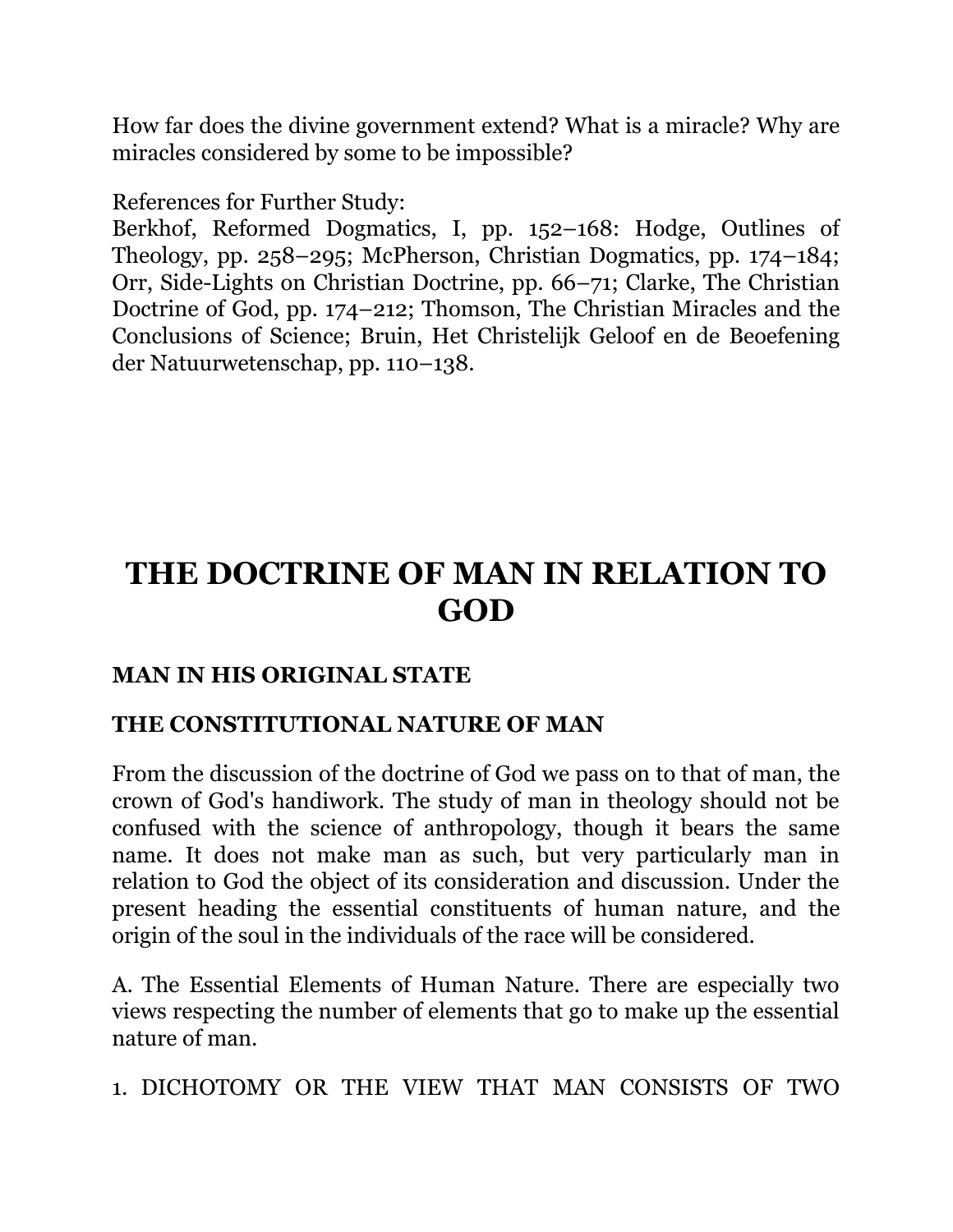How far does the divine government extend? What is a miracle? Why are miracles considered by some to be impossible?

References for Further Study:
Berkhof, Reformed Dogmatics, I, pp. 152–168: Hodge, Outlines of Theology, pp. 258–295; McPherson, Christian Dogmatics, pp. 174–184; Orr, Side-Lights on Christian Doctrine, pp. 66–71; Clarke, The Christian Doctrine of God, pp. 174–212; Thomson, The Christian Miracles and the Conclusions of Science; Bruin, Het Christelijk Geloof en de Beoefening der Natuurwetenschap, pp. 110–138.

# THE DOCTRINE OF MAN IN RELATION TO GOD

### MAN IN HIS ORIGINAL STATE

### THE CONSTITUTIONAL NATURE OF MAN

From the discussion of the doctrine of God we pass on to that of man, the crown of God's handiwork. The study of man in theology should not be confused with the science of anthropology, though it bears the same name. It does not make man as such, but very particularly man in relation to God the object of its consideration and discussion. Under the present heading the essential constituents of human nature, and the origin of the soul in the individuals of the race will be considered.

A. The Essential Elements of Human Nature. There are especially two views respecting the number of elements that go to make up the essential nature of man.

1. DICHOTOMY OR THE VIEW THAT MAN CONSISTS OF TWO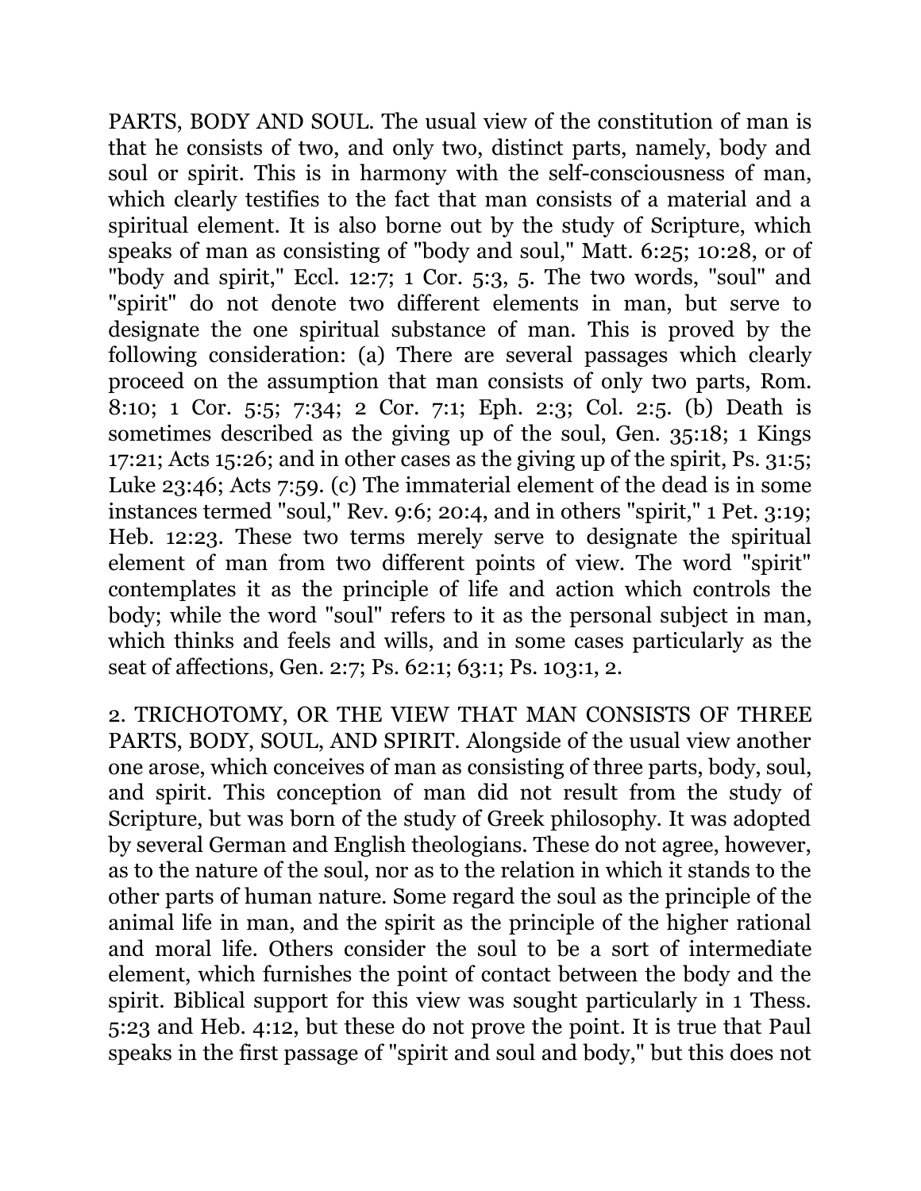PARTS, BODY AND SOUL. The usual view of the constitution of man is that he consists of two, and only two, distinct parts, namely, body and soul or spirit. This is in harmony with the self-consciousness of man, which clearly testifies to the fact that man consists of a material and a spiritual element. It is also borne out by the study of Scripture, which speaks of man as consisting of "body and soul," Matt. 6:25; 10:28, or of "body and spirit," Eccl. 12:7; 1 Cor. 5:3, 5. The two words, "soul" and "spirit" do not denote two different elements in man, but serve to designate the one spiritual substance of man. This is proved by the following consideration: (a) There are several passages which clearly proceed on the assumption that man consists of only two parts, Rom. 8:10; 1 Cor. 5:5; 7:34; 2 Cor. 7:1; Eph. 2:3; Col. 2:5. (b) Death is sometimes described as the giving up of the soul, Gen. 35:18; 1 Kings 17:21; Acts 15:26; and in other cases as the giving up of the spirit, Ps. 31:5; Luke 23:46; Acts 7:59. (c) The immaterial element of the dead is in some instances termed "soul," Rev. 9:6; 20:4, and in others "spirit," 1 Pet. 3:19; Heb. 12:23. These two terms merely serve to designate the spiritual element of man from two different points of view. The word "spirit" contemplates it as the principle of life and action which controls the body; while the word "soul" refers to it as the personal subject in man, which thinks and feels and wills, and in some cases particularly as the seat of affections, Gen. 2:7; Ps. 62:1; 63:1; Ps. 103:1, 2.

2. TRICHOTOMY, OR THE VIEW THAT MAN CONSISTS OF THREE PARTS, BODY, SOUL, AND SPIRIT. Alongside of the usual view another one arose, which conceives of man as consisting of three parts, body, soul, and spirit. This conception of man did not result from the study of Scripture, but was born of the study of Greek philosophy. It was adopted by several German and English theologians. These do not agree, however, as to the nature of the soul, nor as to the relation in which it stands to the other parts of human nature. Some regard the soul as the principle of the animal life in man, and the spirit as the principle of the higher rational and moral life. Others consider the soul to be a sort of intermediate element, which furnishes the point of contact between the body and the spirit. Biblical support for this view was sought particularly in 1 Thess. 5:23 and Heb. 4:12, but these do not prove the point. It is true that Paul speaks in the first passage of "spirit and soul and body," but this does not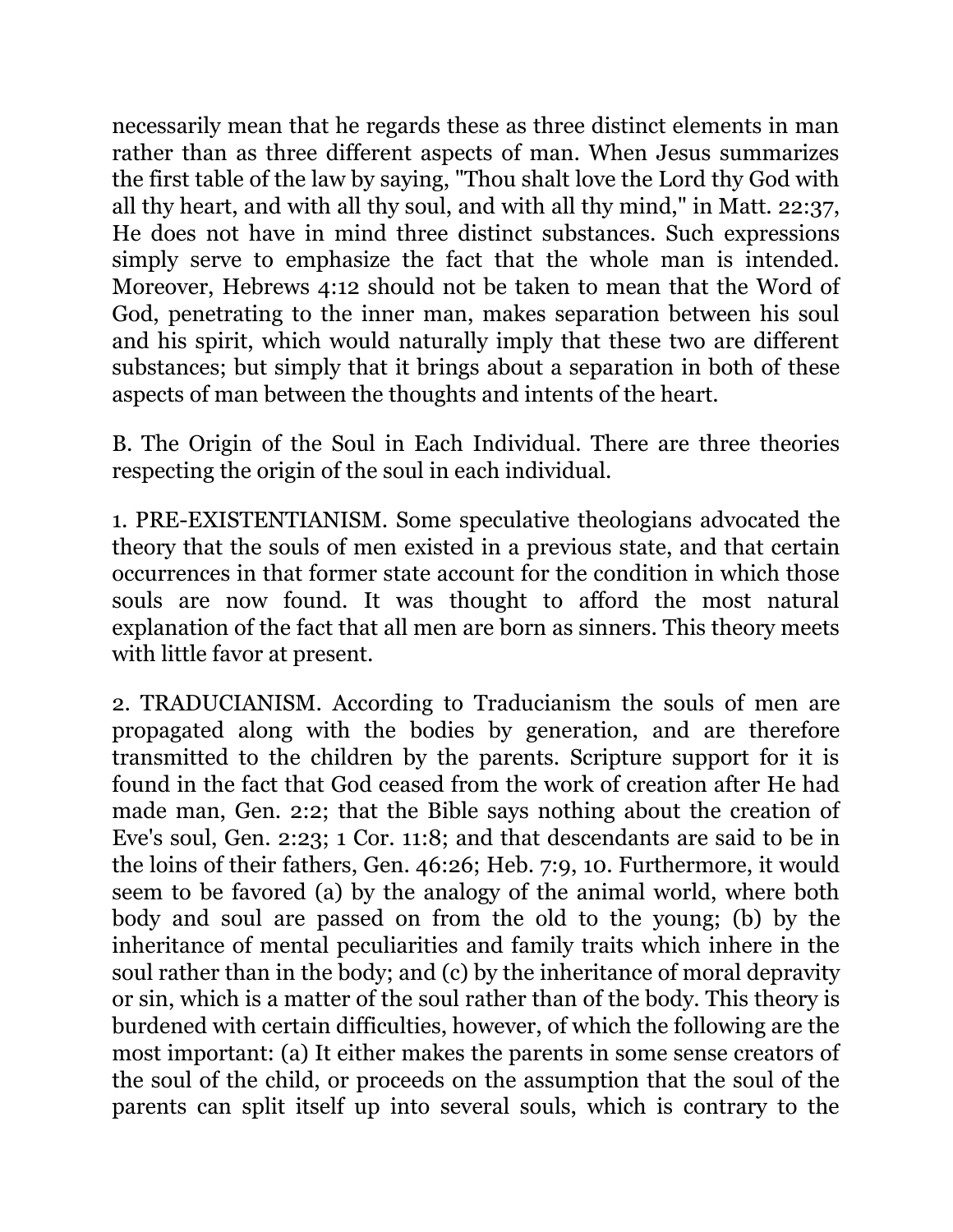necessarily mean that he regards these as three distinct elements in man rather than as three different aspects of man. When Jesus summarizes the first table of the law by saying, "Thou shalt love the Lord thy God with all thy heart, and with all thy soul, and with all thy mind," in Matt. 22:37, He does not have in mind three distinct substances. Such expressions simply serve to emphasize the fact that the whole man is intended. Moreover, Hebrews 4:12 should not be taken to mean that the Word of God, penetrating to the inner man, makes separation between his soul and his spirit, which would naturally imply that these two are different substances; but simply that it brings about a separation in both of these aspects of man between the thoughts and intents of the heart.

B. The Origin of the Soul in Each Individual. There are three theories respecting the origin of the soul in each individual.

1. PRE-EXISTENTIANISM. Some speculative theologians advocated the theory that the souls of men existed in a previous state, and that certain occurrences in that former state account for the condition in which those souls are now found. It was thought to afford the most natural explanation of the fact that all men are born as sinners. This theory meets with little favor at present.

2. TRADUCIANISM. According to Traducianism the souls of men are propagated along with the bodies by generation, and are therefore transmitted to the children by the parents. Scripture support for it is found in the fact that God ceased from the work of creation after He had made man, Gen. 2:2; that the Bible says nothing about the creation of Eve's soul, Gen. 2:23; 1 Cor. 11:8; and that descendants are said to be in the loins of their fathers, Gen. 46:26; Heb. 7:9, 10. Furthermore, it would seem to be favored (a) by the analogy of the animal world, where both body and soul are passed on from the old to the young; (b) by the inheritance of mental peculiarities and family traits which inhere in the soul rather than in the body; and (c) by the inheritance of moral depravity or sin, which is a matter of the soul rather than of the body. This theory is burdened with certain difficulties, however, of which the following are the most important: (a) It either makes the parents in some sense creators of the soul of the child, or proceeds on the assumption that the soul of the parents can split itself up into several souls, which is contrary to the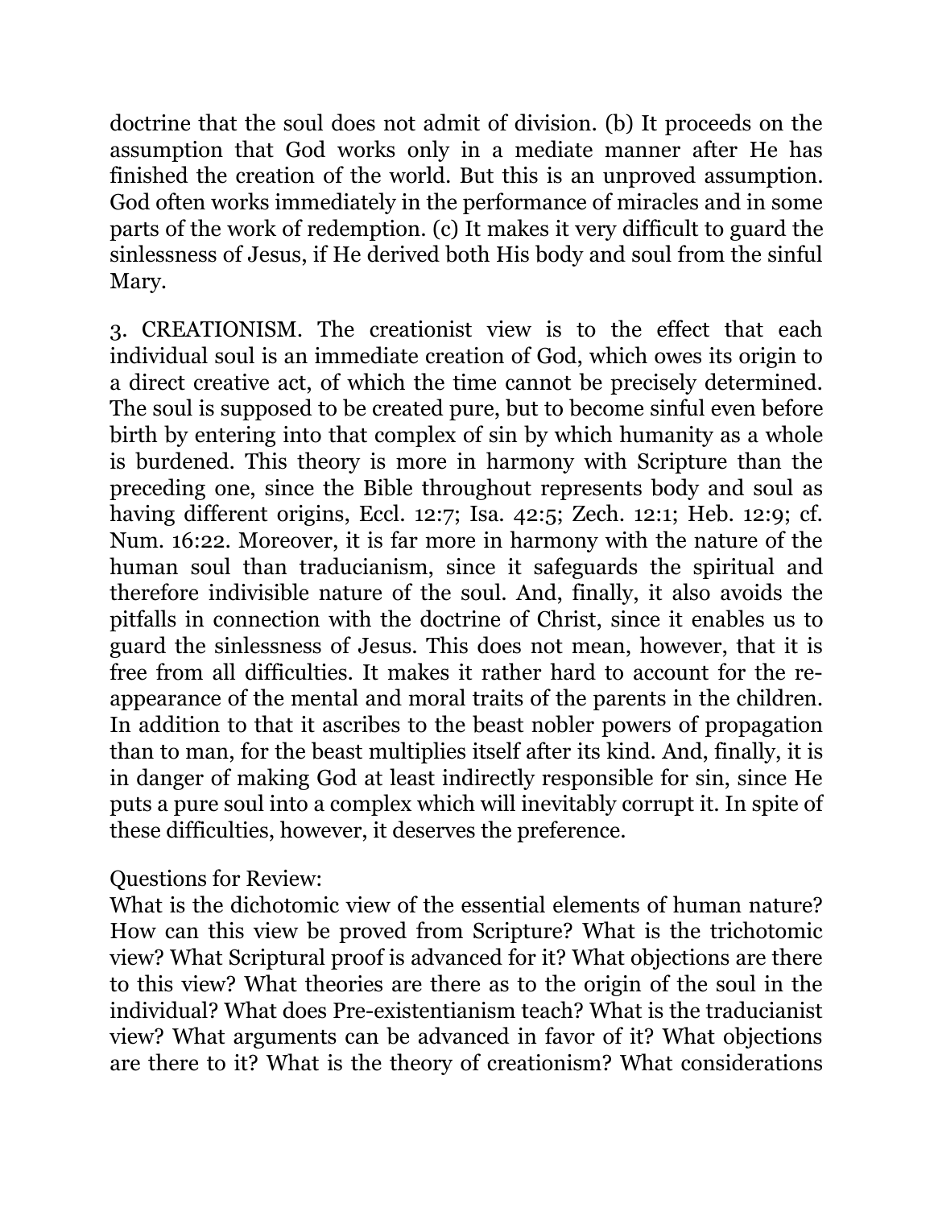doctrine that the soul does not admit of division. (b) It proceeds on the assumption that God works only in a mediate manner after He has finished the creation of the world. But this is an unproved assumption. God often works immediately in the performance of miracles and in some parts of the work of redemption. (c) It makes it very difficult to guard the sinlessness of Jesus, if He derived both His body and soul from the sinful Mary.

3. CREATIONISM. The creationist view is to the effect that each individual soul is an immediate creation of God, which owes its origin to a direct creative act, of which the time cannot be precisely determined. The soul is supposed to be created pure, but to become sinful even before birth by entering into that complex of sin by which humanity as a whole is burdened. This theory is more in harmony with Scripture than the preceding one, since the Bible throughout represents body and soul as having different origins, Eccl. 12:7; Isa. 42:5; Zech. 12:1; Heb. 12:9; cf. Num. 16:22. Moreover, it is far more in harmony with the nature of the human soul than traducianism, since it safeguards the spiritual and therefore indivisible nature of the soul. And, finally, it also avoids the pitfalls in connection with the doctrine of Christ, since it enables us to guard the sinlessness of Jesus. This does not mean, however, that it is free from all difficulties. It makes it rather hard to account for the re-appearance of the mental and moral traits of the parents in the children. In addition to that it ascribes to the beast nobler powers of propagation than to man, for the beast multiplies itself after its kind. And, finally, it is in danger of making God at least indirectly responsible for sin, since He puts a pure soul into a complex which will inevitably corrupt it. In spite of these difficulties, however, it deserves the preference.

Questions for Review:
What is the dichotomic view of the essential elements of human nature? How can this view be proved from Scripture? What is the trichotomic view? What Scriptural proof is advanced for it? What objections are there to this view? What theories are there as to the origin of the soul in the individual? What does Pre-existentianism teach? What is the traducianist view? What arguments can be advanced in favor of it? What objections are there to it? What is the theory of creationism? What considerations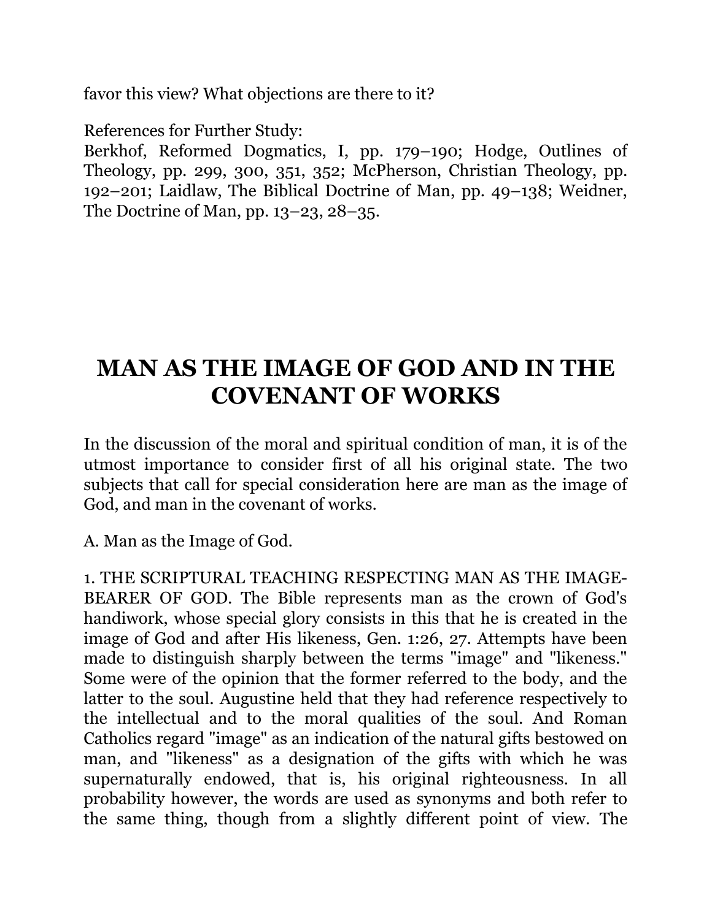favor this view? What objections are there to it?

References for Further Study:
Berkhof, Reformed Dogmatics, I, pp. 179–190; Hodge, Outlines of Theology, pp. 299, 300, 351, 352; McPherson, Christian Theology, pp. 192–201; Laidlaw, The Biblical Doctrine of Man, pp. 49–138; Weidner, The Doctrine of Man, pp. 13–23, 28–35.

# MAN AS THE IMAGE OF GOD AND IN THE COVENANT OF WORKS

In the discussion of the moral and spiritual condition of man, it is of the utmost importance to consider first of all his original state. The two subjects that call for special consideration here are man as the image of God, and man in the covenant of works.

A. Man as the Image of God.

1. THE SCRIPTURAL TEACHING RESPECTING MAN AS THE IMAGE-BEARER OF GOD. The Bible represents man as the crown of God's handiwork, whose special glory consists in this that he is created in the image of God and after His likeness, Gen. 1:26, 27. Attempts have been made to distinguish sharply between the terms "image" and "likeness." Some were of the opinion that the former referred to the body, and the latter to the soul. Augustine held that they had reference respectively to the intellectual and to the moral qualities of the soul. And Roman Catholics regard "image" as an indication of the natural gifts bestowed on man, and "likeness" as a designation of the gifts with which he was supernaturally endowed, that is, his original righteousness. In all probability however, the words are used as synonyms and both refer to the same thing, though from a slightly different point of view. The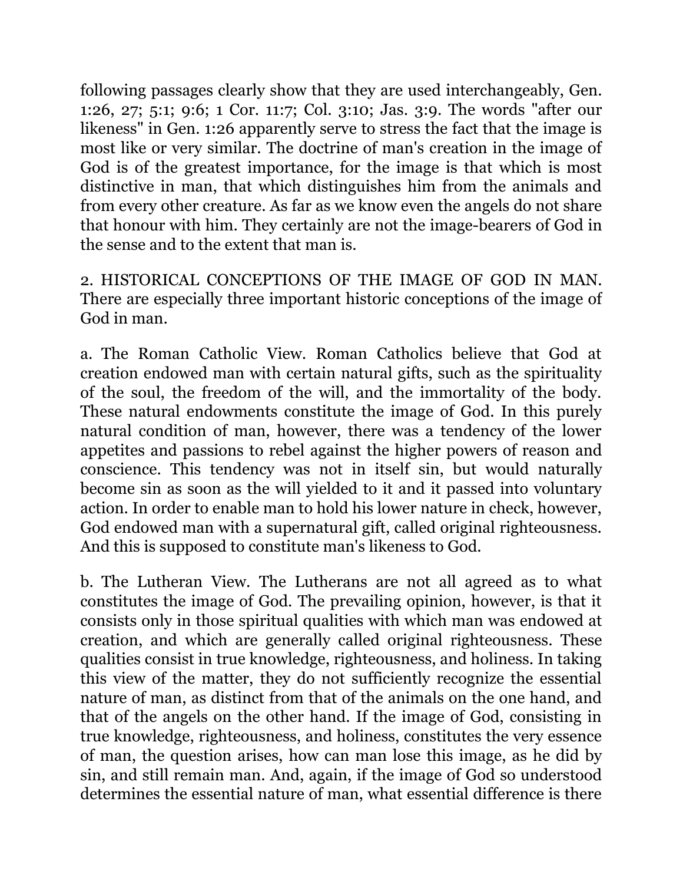following passages clearly show that they are used interchangeably, Gen. 1:26, 27; 5:1; 9:6; 1 Cor. 11:7; Col. 3:10; Jas. 3:9. The words "after our likeness" in Gen. 1:26 apparently serve to stress the fact that the image is most like or very similar. The doctrine of man's creation in the image of God is of the greatest importance, for the image is that which is most distinctive in man, that which distinguishes him from the animals and from every other creature. As far as we know even the angels do not share that honour with him. They certainly are not the image-bearers of God in the sense and to the extent that man is.

2. HISTORICAL CONCEPTIONS OF THE IMAGE OF GOD IN MAN. There are especially three important historic conceptions of the image of God in man.

a. The Roman Catholic View. Roman Catholics believe that God at creation endowed man with certain natural gifts, such as the spirituality of the soul, the freedom of the will, and the immortality of the body. These natural endowments constitute the image of God. In this purely natural condition of man, however, there was a tendency of the lower appetites and passions to rebel against the higher powers of reason and conscience. This tendency was not in itself sin, but would naturally become sin as soon as the will yielded to it and it passed into voluntary action. In order to enable man to hold his lower nature in check, however, God endowed man with a supernatural gift, called original righteousness. And this is supposed to constitute man's likeness to God.

b. The Lutheran View. The Lutherans are not all agreed as to what constitutes the image of God. The prevailing opinion, however, is that it consists only in those spiritual qualities with which man was endowed at creation, and which are generally called original righteousness. These qualities consist in true knowledge, righteousness, and holiness. In taking this view of the matter, they do not sufficiently recognize the essential nature of man, as distinct from that of the animals on the one hand, and that of the angels on the other hand. If the image of God, consisting in true knowledge, righteousness, and holiness, constitutes the very essence of man, the question arises, how can man lose this image, as he did by sin, and still remain man. And, again, if the image of God so understood determines the essential nature of man, what essential difference is there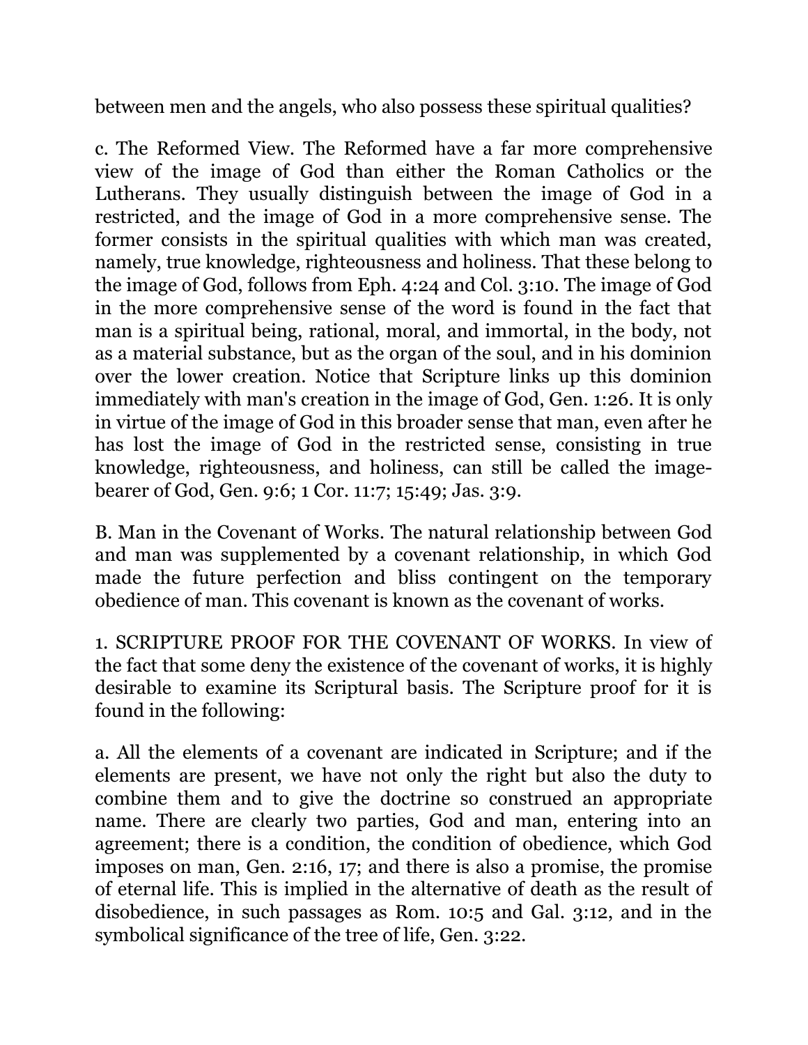between men and the angels, who also possess these spiritual qualities?

c. The Reformed View. The Reformed have a far more comprehensive view of the image of God than either the Roman Catholics or the Lutherans. They usually distinguish between the image of God in a restricted, and the image of God in a more comprehensive sense. The former consists in the spiritual qualities with which man was created, namely, true knowledge, righteousness and holiness. That these belong to the image of God, follows from Eph. 4:24 and Col. 3:10. The image of God in the more comprehensive sense of the word is found in the fact that man is a spiritual being, rational, moral, and immortal, in the body, not as a material substance, but as the organ of the soul, and in his dominion over the lower creation. Notice that Scripture links up this dominion immediately with man's creation in the image of God, Gen. 1:26. It is only in virtue of the image of God in this broader sense that man, even after he has lost the image of God in the restricted sense, consisting in true knowledge, righteousness, and holiness, can still be called the image-bearer of God, Gen. 9:6; 1 Cor. 11:7; 15:49; Jas. 3:9.

B. Man in the Covenant of Works. The natural relationship between God and man was supplemented by a covenant relationship, in which God made the future perfection and bliss contingent on the temporary obedience of man. This covenant is known as the covenant of works.

1. SCRIPTURE PROOF FOR THE COVENANT OF WORKS. In view of the fact that some deny the existence of the covenant of works, it is highly desirable to examine its Scriptural basis. The Scripture proof for it is found in the following:

a. All the elements of a covenant are indicated in Scripture; and if the elements are present, we have not only the right but also the duty to combine them and to give the doctrine so construed an appropriate name. There are clearly two parties, God and man, entering into an agreement; there is a condition, the condition of obedience, which God imposes on man, Gen. 2:16, 17; and there is also a promise, the promise of eternal life. This is implied in the alternative of death as the result of disobedience, in such passages as Rom. 10:5 and Gal. 3:12, and in the symbolical significance of the tree of life, Gen. 3:22.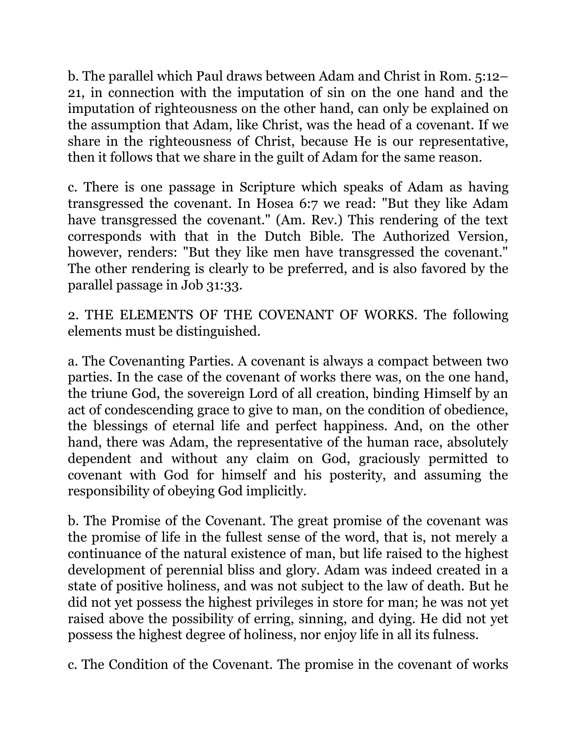b. The parallel which Paul draws between Adam and Christ in Rom. 5:12–21, in connection with the imputation of sin on the one hand and the imputation of righteousness on the other hand, can only be explained on the assumption that Adam, like Christ, was the head of a covenant. If we share in the righteousness of Christ, because He is our representative, then it follows that we share in the guilt of Adam for the same reason.

c. There is one passage in Scripture which speaks of Adam as having transgressed the covenant. In Hosea 6:7 we read: "But they like Adam have transgressed the covenant." (Am. Rev.) This rendering of the text corresponds with that in the Dutch Bible. The Authorized Version, however, renders: "But they like men have transgressed the covenant." The other rendering is clearly to be preferred, and is also favored by the parallel passage in Job 31:33.

2. THE ELEMENTS OF THE COVENANT OF WORKS. The following elements must be distinguished.

a. The Covenanting Parties. A covenant is always a compact between two parties. In the case of the covenant of works there was, on the one hand, the triune God, the sovereign Lord of all creation, binding Himself by an act of condescending grace to give to man, on the condition of obedience, the blessings of eternal life and perfect happiness. And, on the other hand, there was Adam, the representative of the human race, absolutely dependent and without any claim on God, graciously permitted to covenant with God for himself and his posterity, and assuming the responsibility of obeying God implicitly.

b. The Promise of the Covenant. The great promise of the covenant was the promise of life in the fullest sense of the word, that is, not merely a continuance of the natural existence of man, but life raised to the highest development of perennial bliss and glory. Adam was indeed created in a state of positive holiness, and was not subject to the law of death. But he did not yet possess the highest privileges in store for man; he was not yet raised above the possibility of erring, sinning, and dying. He did not yet possess the highest degree of holiness, nor enjoy life in all its fulness.

c. The Condition of the Covenant. The promise in the covenant of works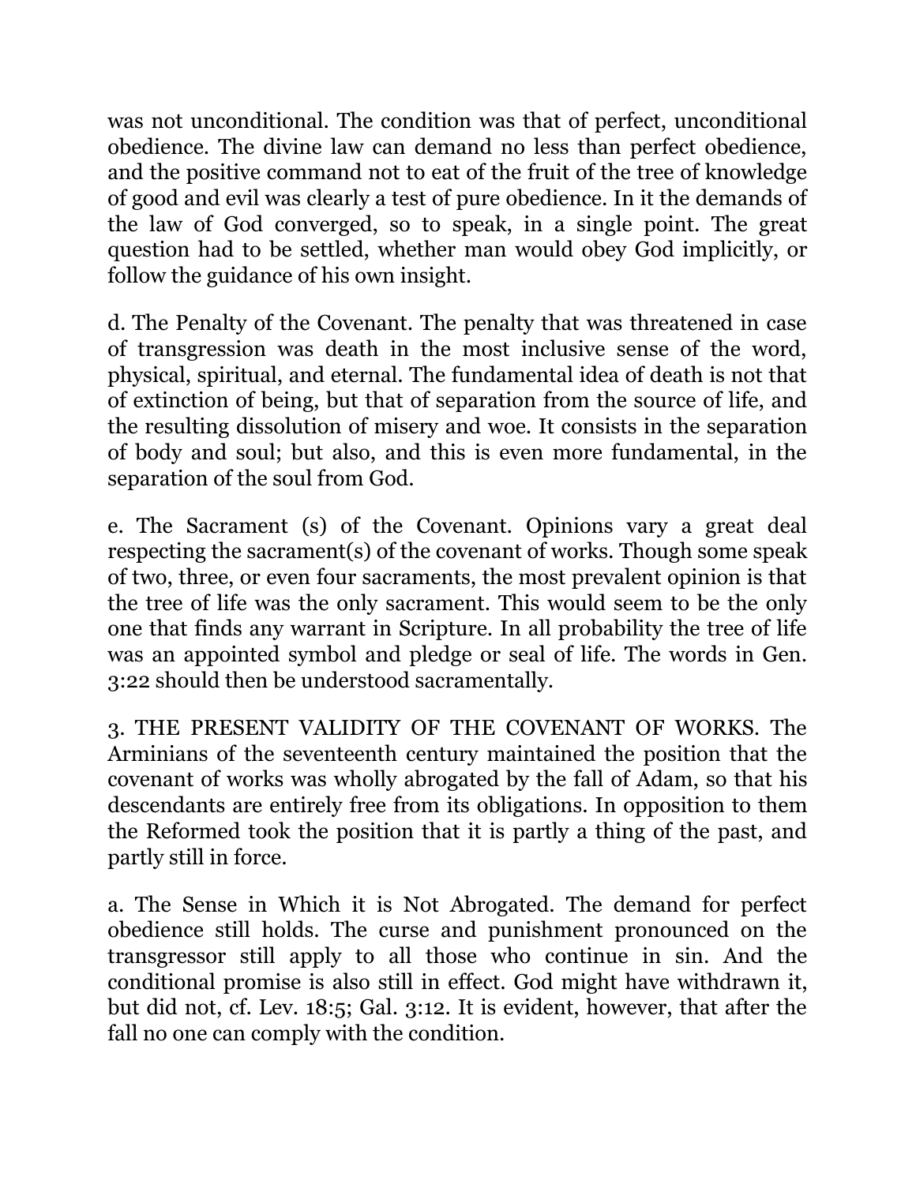was not unconditional. The condition was that of perfect, unconditional obedience. The divine law can demand no less than perfect obedience, and the positive command not to eat of the fruit of the tree of knowledge of good and evil was clearly a test of pure obedience. In it the demands of the law of God converged, so to speak, in a single point. The great question had to be settled, whether man would obey God implicitly, or follow the guidance of his own insight.

d. The Penalty of the Covenant. The penalty that was threatened in case of transgression was death in the most inclusive sense of the word, physical, spiritual, and eternal. The fundamental idea of death is not that of extinction of being, but that of separation from the source of life, and the resulting dissolution of misery and woe. It consists in the separation of body and soul; but also, and this is even more fundamental, in the separation of the soul from God.

e. The Sacrament (s) of the Covenant. Opinions vary a great deal respecting the sacrament(s) of the covenant of works. Though some speak of two, three, or even four sacraments, the most prevalent opinion is that the tree of life was the only sacrament. This would seem to be the only one that finds any warrant in Scripture. In all probability the tree of life was an appointed symbol and pledge or seal of life. The words in Gen. 3:22 should then be understood sacramentally.

3. THE PRESENT VALIDITY OF THE COVENANT OF WORKS. The Arminians of the seventeenth century maintained the position that the covenant of works was wholly abrogated by the fall of Adam, so that his descendants are entirely free from its obligations. In opposition to them the Reformed took the position that it is partly a thing of the past, and partly still in force.

a. The Sense in Which it is Not Abrogated. The demand for perfect obedience still holds. The curse and punishment pronounced on the transgressor still apply to all those who continue in sin. And the conditional promise is also still in effect. God might have withdrawn it, but did not, cf. Lev. 18:5; Gal. 3:12. It is evident, however, that after the fall no one can comply with the condition.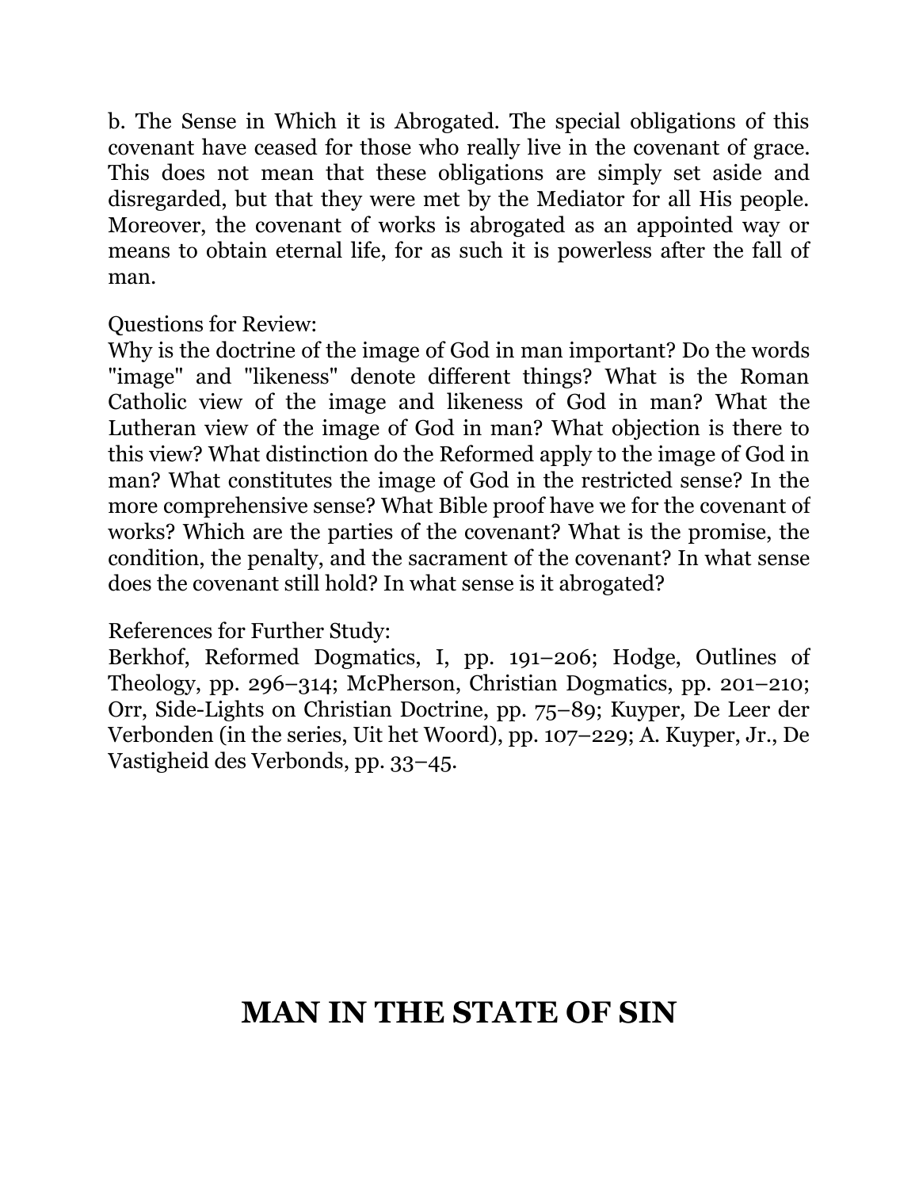b. The Sense in Which it is Abrogated. The special obligations of this covenant have ceased for those who really live in the covenant of grace. This does not mean that these obligations are simply set aside and disregarded, but that they were met by the Mediator for all His people. Moreover, the covenant of works is abrogated as an appointed way or means to obtain eternal life, for as such it is powerless after the fall of man.

Questions for Review:
Why is the doctrine of the image of God in man important? Do the words "image" and "likeness" denote different things? What is the Roman Catholic view of the image and likeness of God in man? What the Lutheran view of the image of God in man? What objection is there to this view? What distinction do the Reformed apply to the image of God in man? What constitutes the image of God in the restricted sense? In the more comprehensive sense? What Bible proof have we for the covenant of works? Which are the parties of the covenant? What is the promise, the condition, the penalty, and the sacrament of the covenant? In what sense does the covenant still hold? In what sense is it abrogated?

References for Further Study:
Berkhof, Reformed Dogmatics, I, pp. 191–206; Hodge, Outlines of Theology, pp. 296–314; McPherson, Christian Dogmatics, pp. 201–210; Orr, Side-Lights on Christian Doctrine, pp. 75–89; Kuyper, De Leer der Verbonden (in the series, Uit het Woord), pp. 107–229; A. Kuyper, Jr., De Vastigheid des Verbonds, pp. 33–45.

# MAN IN THE STATE OF SIN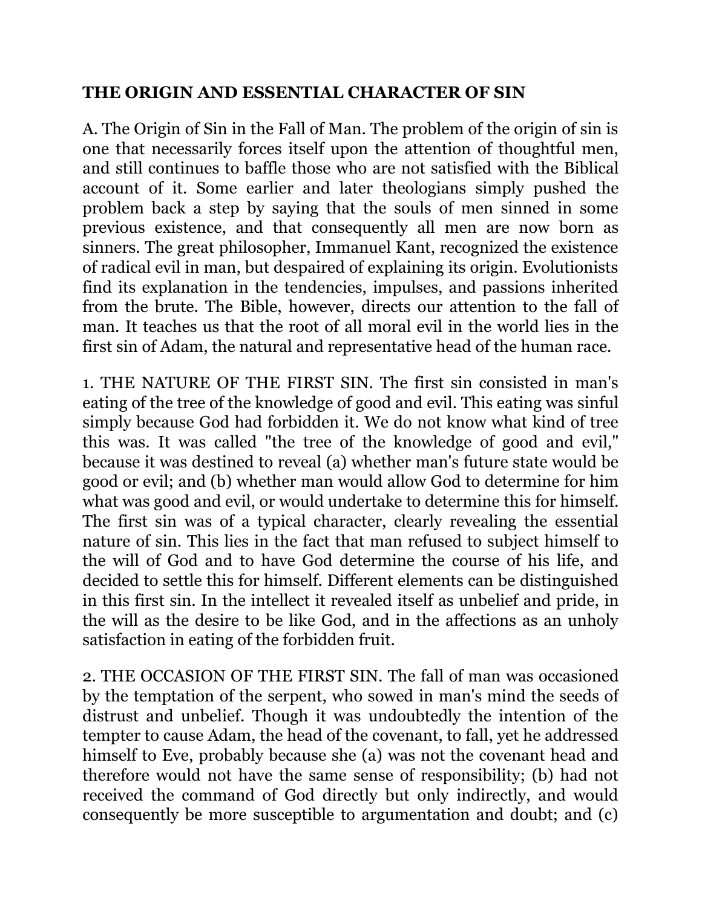## THE ORIGIN AND ESSENTIAL CHARACTER OF SIN

A. The Origin of Sin in the Fall of Man. The problem of the origin of sin is one that necessarily forces itself upon the attention of thoughtful men, and still continues to baffle those who are not satisfied with the Biblical account of it. Some earlier and later theologians simply pushed the problem back a step by saying that the souls of men sinned in some previous existence, and that consequently all men are now born as sinners. The great philosopher, Immanuel Kant, recognized the existence of radical evil in man, but despaired of explaining its origin. Evolutionists find its explanation in the tendencies, impulses, and passions inherited from the brute. The Bible, however, directs our attention to the fall of man. It teaches us that the root of all moral evil in the world lies in the first sin of Adam, the natural and representative head of the human race.

1. THE NATURE OF THE FIRST SIN. The first sin consisted in man's eating of the tree of the knowledge of good and evil. This eating was sinful simply because God had forbidden it. We do not know what kind of tree this was. It was called "the tree of the knowledge of good and evil," because it was destined to reveal (a) whether man's future state would be good or evil; and (b) whether man would allow God to determine for him what was good and evil, or would undertake to determine this for himself. The first sin was of a typical character, clearly revealing the essential nature of sin. This lies in the fact that man refused to subject himself to the will of God and to have God determine the course of his life, and decided to settle this for himself. Different elements can be distinguished in this first sin. In the intellect it revealed itself as unbelief and pride, in the will as the desire to be like God, and in the affections as an unholy satisfaction in eating of the forbidden fruit.

2. THE OCCASION OF THE FIRST SIN. The fall of man was occasioned by the temptation of the serpent, who sowed in man's mind the seeds of distrust and unbelief. Though it was undoubtedly the intention of the tempter to cause Adam, the head of the covenant, to fall, yet he addressed himself to Eve, probably because she (a) was not the covenant head and therefore would not have the same sense of responsibility; (b) had not received the command of God directly but only indirectly, and would consequently be more susceptible to argumentation and doubt; and (c)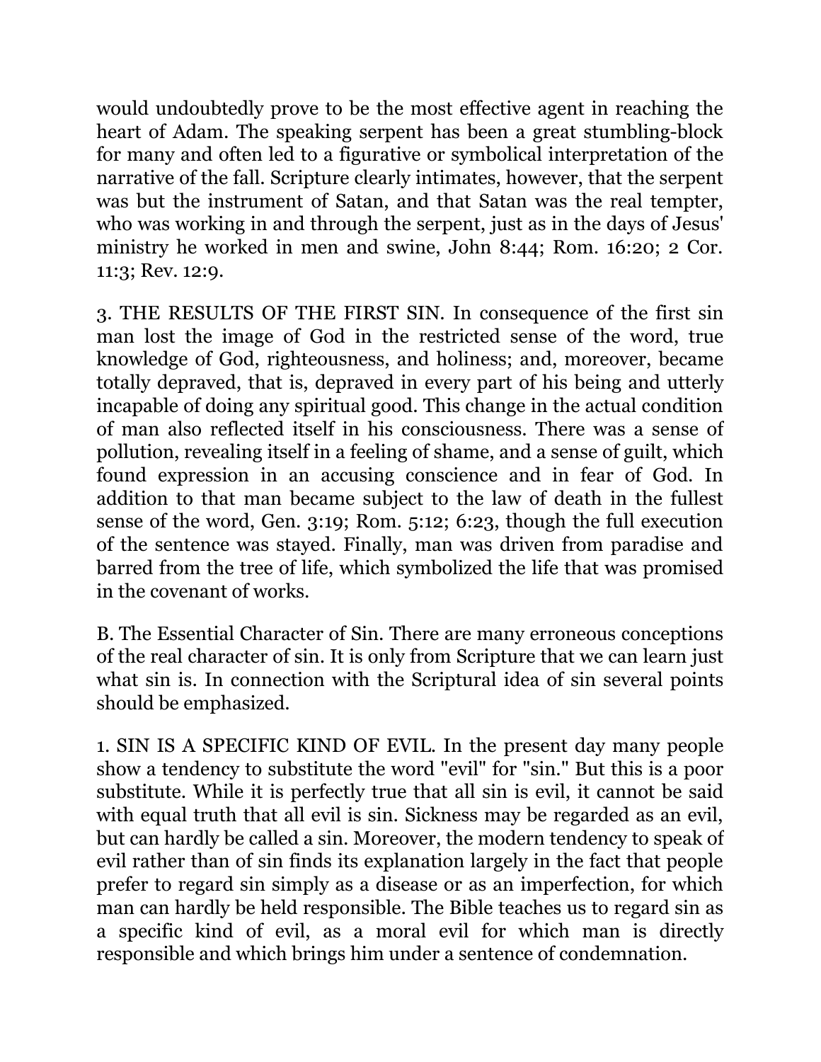would undoubtedly prove to be the most effective agent in reaching the heart of Adam. The speaking serpent has been a great stumbling-block for many and often led to a figurative or symbolical interpretation of the narrative of the fall. Scripture clearly intimates, however, that the serpent was but the instrument of Satan, and that Satan was the real tempter, who was working in and through the serpent, just as in the days of Jesus' ministry he worked in men and swine, John 8:44; Rom. 16:20; 2 Cor. 11:3; Rev. 12:9.

3. THE RESULTS OF THE FIRST SIN. In consequence of the first sin man lost the image of God in the restricted sense of the word, true knowledge of God, righteousness, and holiness; and, moreover, became totally depraved, that is, depraved in every part of his being and utterly incapable of doing any spiritual good. This change in the actual condition of man also reflected itself in his consciousness. There was a sense of pollution, revealing itself in a feeling of shame, and a sense of guilt, which found expression in an accusing conscience and in fear of God. In addition to that man became subject to the law of death in the fullest sense of the word, Gen. 3:19; Rom. 5:12; 6:23, though the full execution of the sentence was stayed. Finally, man was driven from paradise and barred from the tree of life, which symbolized the life that was promised in the covenant of works.

B. The Essential Character of Sin. There are many erroneous conceptions of the real character of sin. It is only from Scripture that we can learn just what sin is. In connection with the Scriptural idea of sin several points should be emphasized.

1. SIN IS A SPECIFIC KIND OF EVIL. In the present day many people show a tendency to substitute the word "evil" for "sin." But this is a poor substitute. While it is perfectly true that all sin is evil, it cannot be said with equal truth that all evil is sin. Sickness may be regarded as an evil, but can hardly be called a sin. Moreover, the modern tendency to speak of evil rather than of sin finds its explanation largely in the fact that people prefer to regard sin simply as a disease or as an imperfection, for which man can hardly be held responsible. The Bible teaches us to regard sin as a specific kind of evil, as a moral evil for which man is directly responsible and which brings him under a sentence of condemnation.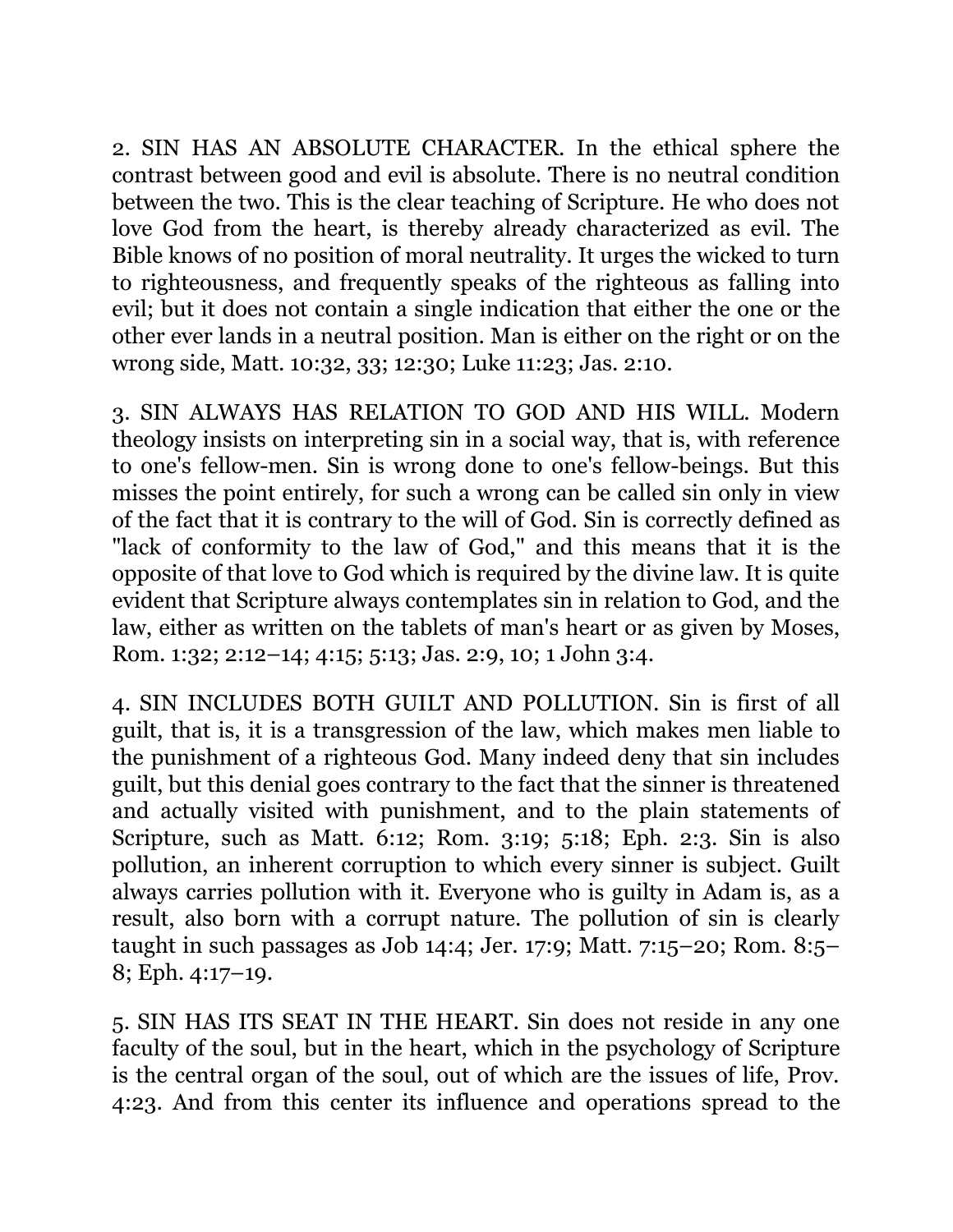2. SIN HAS AN ABSOLUTE CHARACTER. In the ethical sphere the contrast between good and evil is absolute. There is no neutral condition between the two. This is the clear teaching of Scripture. He who does not love God from the heart, is thereby already characterized as evil. The Bible knows of no position of moral neutrality. It urges the wicked to turn to righteousness, and frequently speaks of the righteous as falling into evil; but it does not contain a single indication that either the one or the other ever lands in a neutral position. Man is either on the right or on the wrong side, Matt. 10:32, 33; 12:30; Luke 11:23; Jas. 2:10.

3. SIN ALWAYS HAS RELATION TO GOD AND HIS WILL. Modern theology insists on interpreting sin in a social way, that is, with reference to one's fellow-men. Sin is wrong done to one's fellow-beings. But this misses the point entirely, for such a wrong can be called sin only in view of the fact that it is contrary to the will of God. Sin is correctly defined as "lack of conformity to the law of God," and this means that it is the opposite of that love to God which is required by the divine law. It is quite evident that Scripture always contemplates sin in relation to God, and the law, either as written on the tablets of man's heart or as given by Moses, Rom. 1:32; 2:12–14; 4:15; 5:13; Jas. 2:9, 10; 1 John 3:4.

4. SIN INCLUDES BOTH GUILT AND POLLUTION. Sin is first of all guilt, that is, it is a transgression of the law, which makes men liable to the punishment of a righteous God. Many indeed deny that sin includes guilt, but this denial goes contrary to the fact that the sinner is threatened and actually visited with punishment, and to the plain statements of Scripture, such as Matt. 6:12; Rom. 3:19; 5:18; Eph. 2:3. Sin is also pollution, an inherent corruption to which every sinner is subject. Guilt always carries pollution with it. Everyone who is guilty in Adam is, as a result, also born with a corrupt nature. The pollution of sin is clearly taught in such passages as Job 14:4; Jer. 17:9; Matt. 7:15–20; Rom. 8:5–8; Eph. 4:17–19.

5. SIN HAS ITS SEAT IN THE HEART. Sin does not reside in any one faculty of the soul, but in the heart, which in the psychology of Scripture is the central organ of the soul, out of which are the issues of life, Prov. 4:23. And from this center its influence and operations spread to the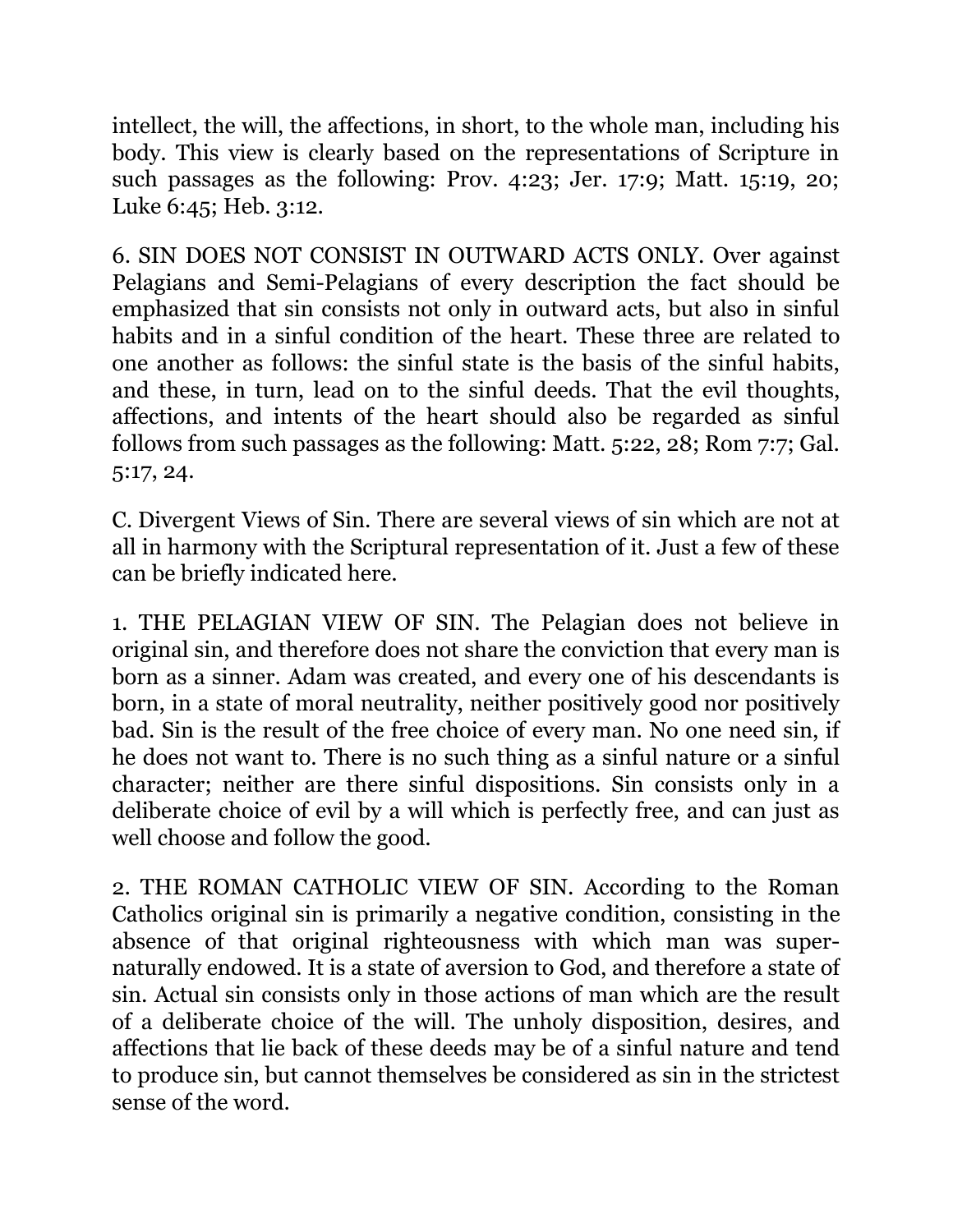intellect, the will, the affections, in short, to the whole man, including his body. This view is clearly based on the representations of Scripture in such passages as the following: Prov. 4:23; Jer. 17:9; Matt. 15:19, 20; Luke 6:45; Heb. 3:12.

6. SIN DOES NOT CONSIST IN OUTWARD ACTS ONLY. Over against Pelagians and Semi-Pelagians of every description the fact should be emphasized that sin consists not only in outward acts, but also in sinful habits and in a sinful condition of the heart. These three are related to one another as follows: the sinful state is the basis of the sinful habits, and these, in turn, lead on to the sinful deeds. That the evil thoughts, affections, and intents of the heart should also be regarded as sinful follows from such passages as the following: Matt. 5:22, 28; Rom 7:7; Gal. 5:17, 24.

C. Divergent Views of Sin. There are several views of sin which are not at all in harmony with the Scriptural representation of it. Just a few of these can be briefly indicated here.

1. THE PELAGIAN VIEW OF SIN. The Pelagian does not believe in original sin, and therefore does not share the conviction that every man is born as a sinner. Adam was created, and every one of his descendants is born, in a state of moral neutrality, neither positively good nor positively bad. Sin is the result of the free choice of every man. No one need sin, if he does not want to. There is no such thing as a sinful nature or a sinful character; neither are there sinful dispositions. Sin consists only in a deliberate choice of evil by a will which is perfectly free, and can just as well choose and follow the good.

2. THE ROMAN CATHOLIC VIEW OF SIN. According to the Roman Catholics original sin is primarily a negative condition, consisting in the absence of that original righteousness with which man was super-naturally endowed. It is a state of aversion to God, and therefore a state of sin. Actual sin consists only in those actions of man which are the result of a deliberate choice of the will. The unholy disposition, desires, and affections that lie back of these deeds may be of a sinful nature and tend to produce sin, but cannot themselves be considered as sin in the strictest sense of the word.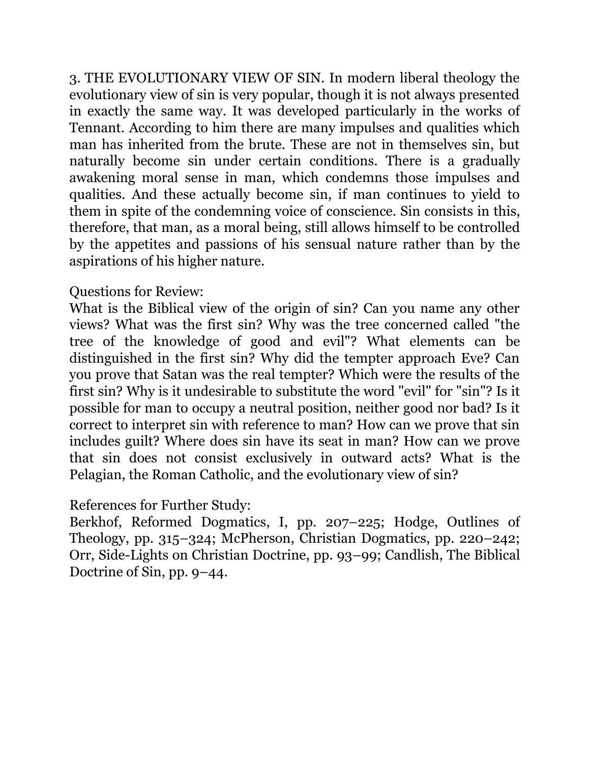3. THE EVOLUTIONARY VIEW OF SIN. In modern liberal theology the evolutionary view of sin is very popular, though it is not always presented in exactly the same way. It was developed particularly in the works of Tennant. According to him there are many impulses and qualities which man has inherited from the brute. These are not in themselves sin, but naturally become sin under certain conditions. There is a gradually awakening moral sense in man, which condemns those impulses and qualities. And these actually become sin, if man continues to yield to them in spite of the condemning voice of conscience. Sin consists in this, therefore, that man, as a moral being, still allows himself to be controlled by the appetites and passions of his sensual nature rather than by the aspirations of his higher nature.

Questions for Review:
What is the Biblical view of the origin of sin? Can you name any other views? What was the first sin? Why was the tree concerned called "the tree of the knowledge of good and evil"? What elements can be distinguished in the first sin? Why did the tempter approach Eve? Can you prove that Satan was the real tempter? Which were the results of the first sin? Why is it undesirable to substitute the word "evil" for "sin"? Is it possible for man to occupy a neutral position, neither good nor bad? Is it correct to interpret sin with reference to man? How can we prove that sin includes guilt? Where does sin have its seat in man? How can we prove that sin does not consist exclusively in outward acts? What is the Pelagian, the Roman Catholic, and the evolutionary view of sin?

References for Further Study:
Berkhof, Reformed Dogmatics, I, pp. 207–225; Hodge, Outlines of Theology, pp. 315–324; McPherson, Christian Dogmatics, pp. 220–242; Orr, Side-Lights on Christian Doctrine, pp. 93–99; Candlish, The Biblical Doctrine of Sin, pp. 9–44.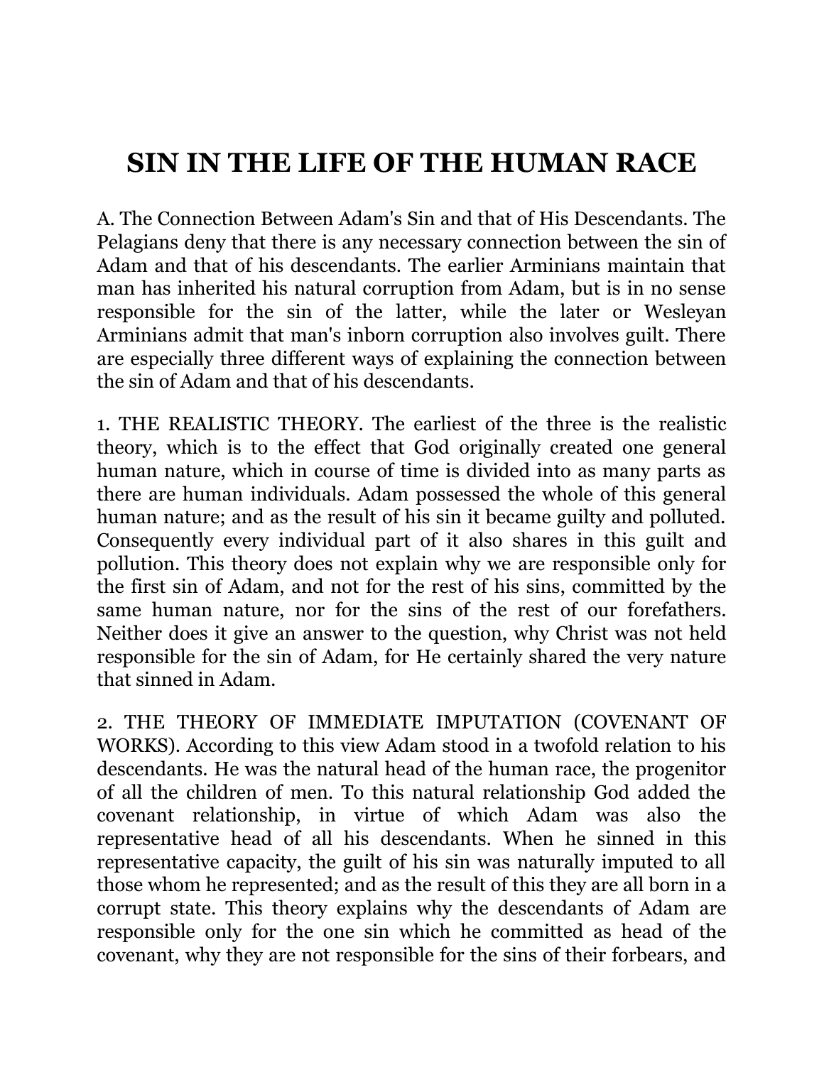# SIN IN THE LIFE OF THE HUMAN RACE

A. The Connection Between Adam's Sin and that of His Descendants. The Pelagians deny that there is any necessary connection between the sin of Adam and that of his descendants. The earlier Arminians maintain that man has inherited his natural corruption from Adam, but is in no sense responsible for the sin of the latter, while the later or Wesleyan Arminians admit that man's inborn corruption also involves guilt. There are especially three different ways of explaining the connection between the sin of Adam and that of his descendants.

1. THE REALISTIC THEORY. The earliest of the three is the realistic theory, which is to the effect that God originally created one general human nature, which in course of time is divided into as many parts as there are human individuals. Adam possessed the whole of this general human nature; and as the result of his sin it became guilty and polluted. Consequently every individual part of it also shares in this guilt and pollution. This theory does not explain why we are responsible only for the first sin of Adam, and not for the rest of his sins, committed by the same human nature, nor for the sins of the rest of our forefathers. Neither does it give an answer to the question, why Christ was not held responsible for the sin of Adam, for He certainly shared the very nature that sinned in Adam.

2. THE THEORY OF IMMEDIATE IMPUTATION (COVENANT OF WORKS). According to this view Adam stood in a twofold relation to his descendants. He was the natural head of the human race, the progenitor of all the children of men. To this natural relationship God added the covenant relationship, in virtue of which Adam was also the representative head of all his descendants. When he sinned in this representative capacity, the guilt of his sin was naturally imputed to all those whom he represented; and as the result of this they are all born in a corrupt state. This theory explains why the descendants of Adam are responsible only for the one sin which he committed as head of the covenant, why they are not responsible for the sins of their forbears, and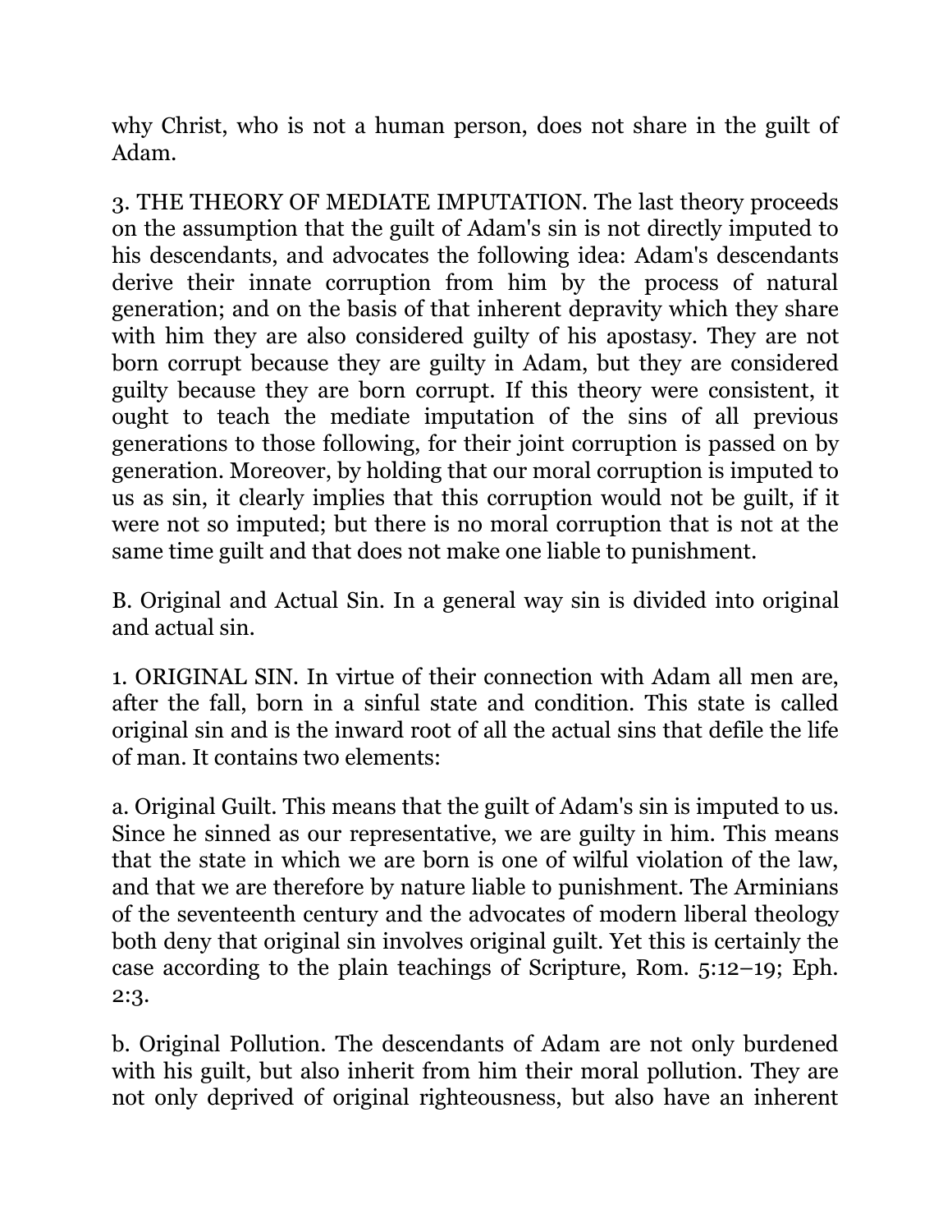why Christ, who is not a human person, does not share in the guilt of Adam.

3. THE THEORY OF MEDIATE IMPUTATION. The last theory proceeds on the assumption that the guilt of Adam's sin is not directly imputed to his descendants, and advocates the following idea: Adam's descendants derive their innate corruption from him by the process of natural generation; and on the basis of that inherent depravity which they share with him they are also considered guilty of his apostasy. They are not born corrupt because they are guilty in Adam, but they are considered guilty because they are born corrupt. If this theory were consistent, it ought to teach the mediate imputation of the sins of all previous generations to those following, for their joint corruption is passed on by generation. Moreover, by holding that our moral corruption is imputed to us as sin, it clearly implies that this corruption would not be guilt, if it were not so imputed; but there is no moral corruption that is not at the same time guilt and that does not make one liable to punishment.

B. Original and Actual Sin. In a general way sin is divided into original and actual sin.

1. ORIGINAL SIN. In virtue of their connection with Adam all men are, after the fall, born in a sinful state and condition. This state is called original sin and is the inward root of all the actual sins that defile the life of man. It contains two elements:

a. Original Guilt. This means that the guilt of Adam's sin is imputed to us. Since he sinned as our representative, we are guilty in him. This means that the state in which we are born is one of wilful violation of the law, and that we are therefore by nature liable to punishment. The Arminians of the seventeenth century and the advocates of modern liberal theology both deny that original sin involves original guilt. Yet this is certainly the case according to the plain teachings of Scripture, Rom. 5:12–19; Eph. 2:3.

b. Original Pollution. The descendants of Adam are not only burdened with his guilt, but also inherit from him their moral pollution. They are not only deprived of original righteousness, but also have an inherent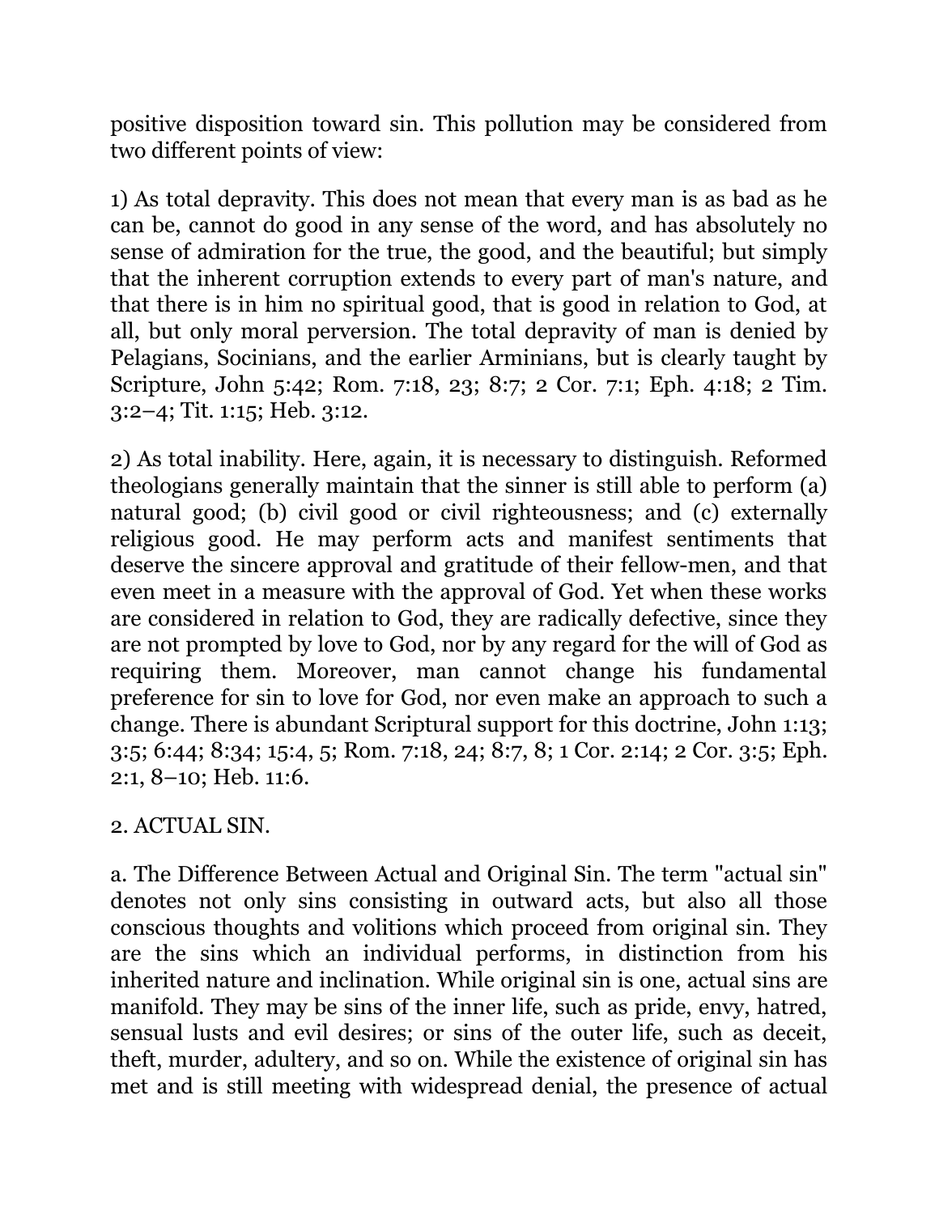positive disposition toward sin. This pollution may be considered from two different points of view:

1) As total depravity. This does not mean that every man is as bad as he can be, cannot do good in any sense of the word, and has absolutely no sense of admiration for the true, the good, and the beautiful; but simply that the inherent corruption extends to every part of man's nature, and that there is in him no spiritual good, that is good in relation to God, at all, but only moral perversion. The total depravity of man is denied by Pelagians, Socinians, and the earlier Arminians, but is clearly taught by Scripture, John 5:42; Rom. 7:18, 23; 8:7; 2 Cor. 7:1; Eph. 4:18; 2 Tim. 3:2–4; Tit. 1:15; Heb. 3:12.

2) As total inability. Here, again, it is necessary to distinguish. Reformed theologians generally maintain that the sinner is still able to perform (a) natural good; (b) civil good or civil righteousness; and (c) externally religious good. He may perform acts and manifest sentiments that deserve the sincere approval and gratitude of their fellow-men, and that even meet in a measure with the approval of God. Yet when these works are considered in relation to God, they are radically defective, since they are not prompted by love to God, nor by any regard for the will of God as requiring them. Moreover, man cannot change his fundamental preference for sin to love for God, nor even make an approach to such a change. There is abundant Scriptural support for this doctrine, John 1:13; 3:5; 6:44; 8:34; 15:4, 5; Rom. 7:18, 24; 8:7, 8; 1 Cor. 2:14; 2 Cor. 3:5; Eph. 2:1, 8–10; Heb. 11:6.

2. ACTUAL SIN.

a. The Difference Between Actual and Original Sin. The term "actual sin" denotes not only sins consisting in outward acts, but also all those conscious thoughts and volitions which proceed from original sin. They are the sins which an individual performs, in distinction from his inherited nature and inclination. While original sin is one, actual sins are manifold. They may be sins of the inner life, such as pride, envy, hatred, sensual lusts and evil desires; or sins of the outer life, such as deceit, theft, murder, adultery, and so on. While the existence of original sin has met and is still meeting with widespread denial, the presence of actual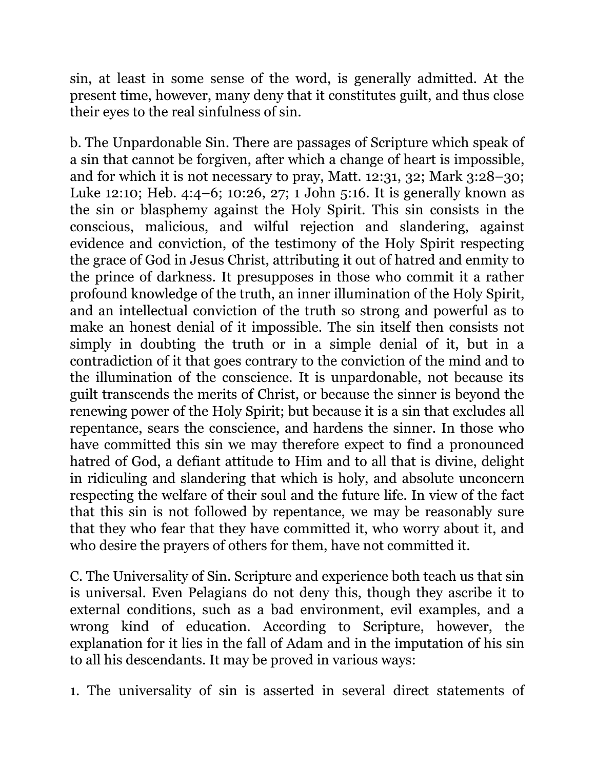sin, at least in some sense of the word, is generally admitted. At the present time, however, many deny that it constitutes guilt, and thus close their eyes to the real sinfulness of sin.

b. The Unpardonable Sin. There are passages of Scripture which speak of a sin that cannot be forgiven, after which a change of heart is impossible, and for which it is not necessary to pray, Matt. 12:31, 32; Mark 3:28–30; Luke 12:10; Heb. 4:4–6; 10:26, 27; 1 John 5:16. It is generally known as the sin or blasphemy against the Holy Spirit. This sin consists in the conscious, malicious, and wilful rejection and slandering, against evidence and conviction, of the testimony of the Holy Spirit respecting the grace of God in Jesus Christ, attributing it out of hatred and enmity to the prince of darkness. It presupposes in those who commit it a rather profound knowledge of the truth, an inner illumination of the Holy Spirit, and an intellectual conviction of the truth so strong and powerful as to make an honest denial of it impossible. The sin itself then consists not simply in doubting the truth or in a simple denial of it, but in a contradiction of it that goes contrary to the conviction of the mind and to the illumination of the conscience. It is unpardonable, not because its guilt transcends the merits of Christ, or because the sinner is beyond the renewing power of the Holy Spirit; but because it is a sin that excludes all repentance, sears the conscience, and hardens the sinner. In those who have committed this sin we may therefore expect to find a pronounced hatred of God, a defiant attitude to Him and to all that is divine, delight in ridiculing and slandering that which is holy, and absolute unconcern respecting the welfare of their soul and the future life. In view of the fact that this sin is not followed by repentance, we may be reasonably sure that they who fear that they have committed it, who worry about it, and who desire the prayers of others for them, have not committed it.

C. The Universality of Sin. Scripture and experience both teach us that sin is universal. Even Pelagians do not deny this, though they ascribe it to external conditions, such as a bad environment, evil examples, and a wrong kind of education. According to Scripture, however, the explanation for it lies in the fall of Adam and in the imputation of his sin to all his descendants. It may be proved in various ways:

1. The universality of sin is asserted in several direct statements of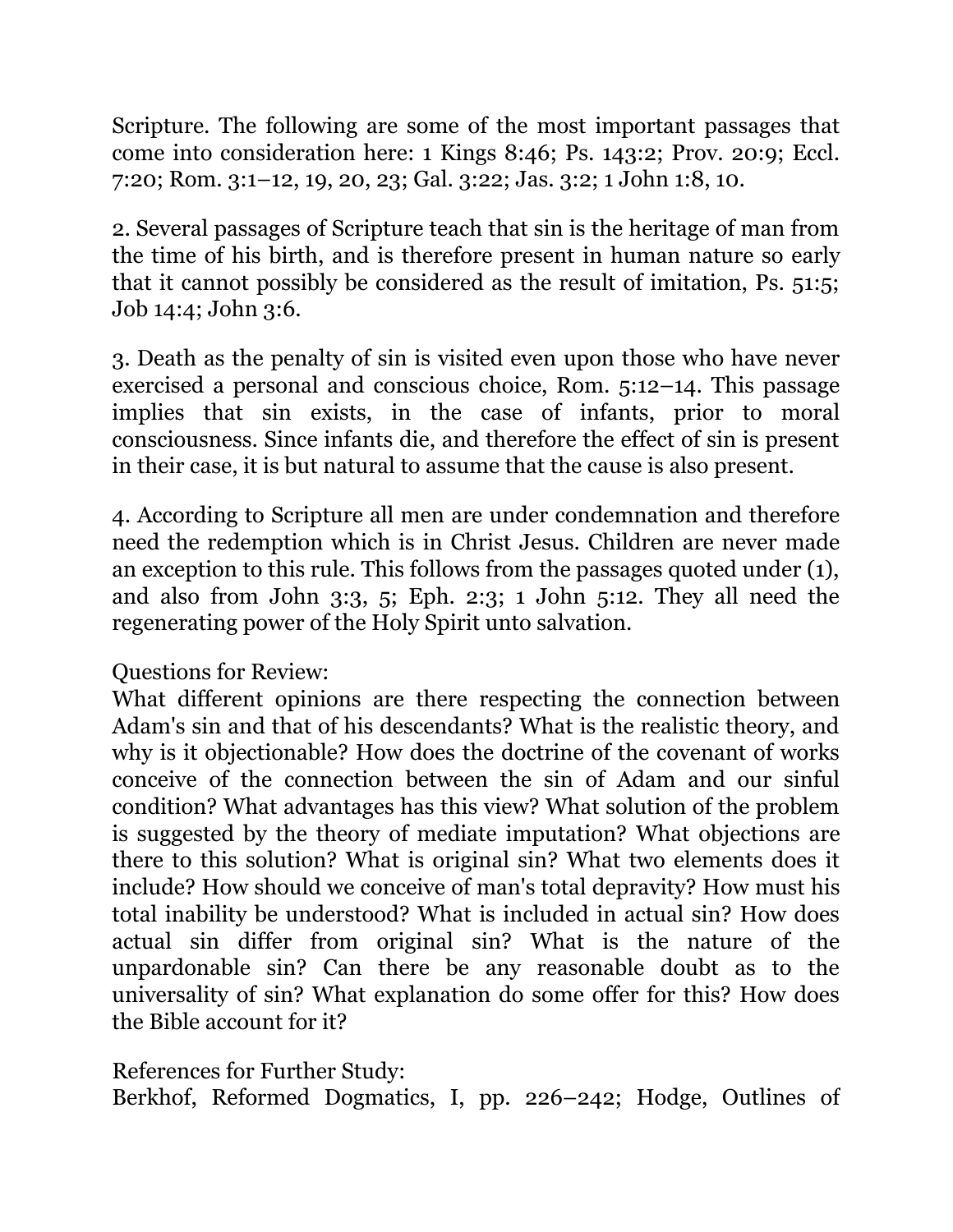Scripture. The following are some of the most important passages that come into consideration here: 1 Kings 8:46; Ps. 143:2; Prov. 20:9; Eccl. 7:20; Rom. 3:1–12, 19, 20, 23; Gal. 3:22; Jas. 3:2; 1 John 1:8, 10.

2. Several passages of Scripture teach that sin is the heritage of man from the time of his birth, and is therefore present in human nature so early that it cannot possibly be considered as the result of imitation, Ps. 51:5; Job 14:4; John 3:6.

3. Death as the penalty of sin is visited even upon those who have never exercised a personal and conscious choice, Rom. 5:12–14. This passage implies that sin exists, in the case of infants, prior to moral consciousness. Since infants die, and therefore the effect of sin is present in their case, it is but natural to assume that the cause is also present.

4. According to Scripture all men are under condemnation and therefore need the redemption which is in Christ Jesus. Children are never made an exception to this rule. This follows from the passages quoted under (1), and also from John 3:3, 5; Eph. 2:3; 1 John 5:12. They all need the regenerating power of the Holy Spirit unto salvation.

Questions for Review:
What different opinions are there respecting the connection between Adam's sin and that of his descendants? What is the realistic theory, and why is it objectionable? How does the doctrine of the covenant of works conceive of the connection between the sin of Adam and our sinful condition? What advantages has this view? What solution of the problem is suggested by the theory of mediate imputation? What objections are there to this solution? What is original sin? What two elements does it include? How should we conceive of man's total depravity? How must his total inability be understood? What is included in actual sin? How does actual sin differ from original sin? What is the nature of the unpardonable sin? Can there be any reasonable doubt as to the universality of sin? What explanation do some offer for this? How does the Bible account for it?

References for Further Study:
Berkhof, Reformed Dogmatics, I, pp. 226–242; Hodge, Outlines of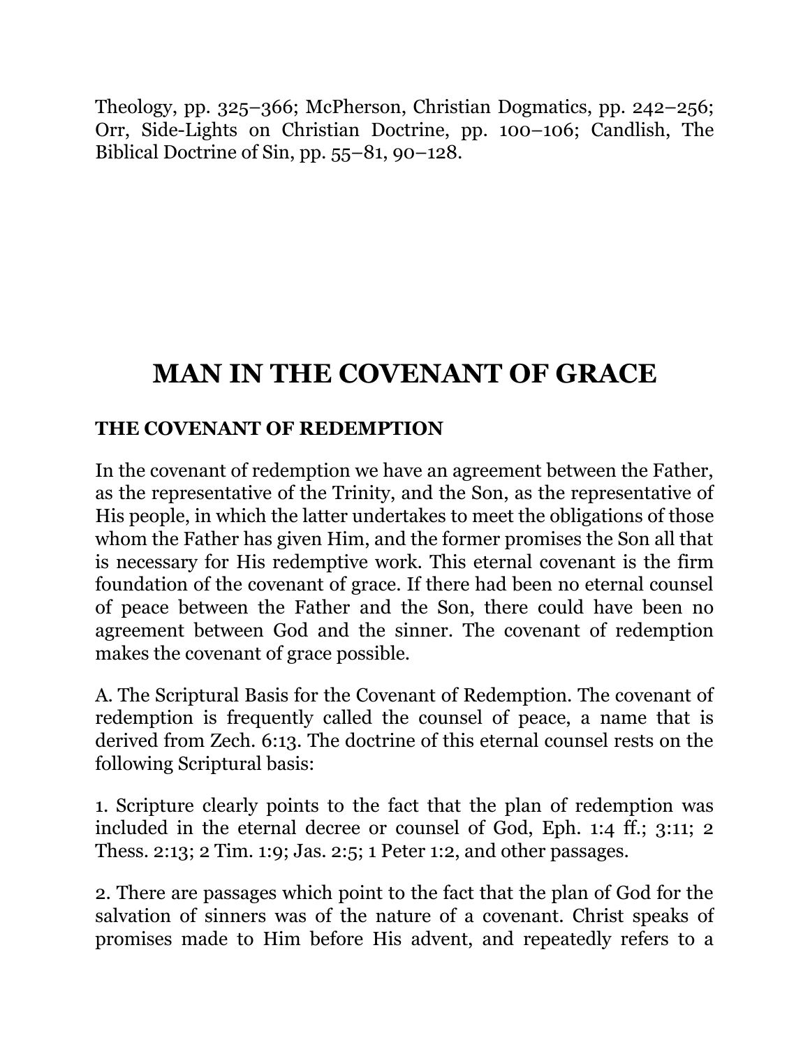Theology, pp. 325–366; McPherson, Christian Dogmatics, pp. 242–256; Orr, Side-Lights on Christian Doctrine, pp. 100–106; Candlish, The Biblical Doctrine of Sin, pp. 55–81, 90–128.

# MAN IN THE COVENANT OF GRACE

## THE COVENANT OF REDEMPTION

In the covenant of redemption we have an agreement between the Father, as the representative of the Trinity, and the Son, as the representative of His people, in which the latter undertakes to meet the obligations of those whom the Father has given Him, and the former promises the Son all that is necessary for His redemptive work. This eternal covenant is the firm foundation of the covenant of grace. If there had been no eternal counsel of peace between the Father and the Son, there could have been no agreement between God and the sinner. The covenant of redemption makes the covenant of grace possible.

A. The Scriptural Basis for the Covenant of Redemption. The covenant of redemption is frequently called the counsel of peace, a name that is derived from Zech. 6:13. The doctrine of this eternal counsel rests on the following Scriptural basis:

1. Scripture clearly points to the fact that the plan of redemption was included in the eternal decree or counsel of God, Eph. 1:4 ff.; 3:11; 2 Thess. 2:13; 2 Tim. 1:9; Jas. 2:5; 1 Peter 1:2, and other passages.

2. There are passages which point to the fact that the plan of God for the salvation of sinners was of the nature of a covenant. Christ speaks of promises made to Him before His advent, and repeatedly refers to a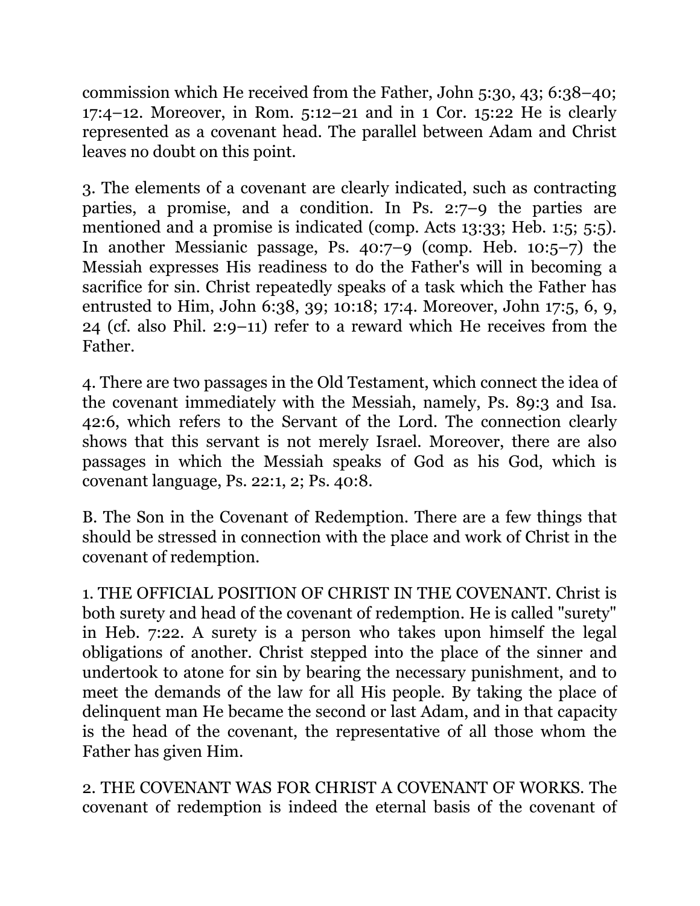commission which He received from the Father, John 5:30, 43; 6:38–40; 17:4–12. Moreover, in Rom. 5:12–21 and in 1 Cor. 15:22 He is clearly represented as a covenant head. The parallel between Adam and Christ leaves no doubt on this point.

3. The elements of a covenant are clearly indicated, such as contracting parties, a promise, and a condition. In Ps. 2:7–9 the parties are mentioned and a promise is indicated (comp. Acts 13:33; Heb. 1:5; 5:5). In another Messianic passage, Ps. 40:7–9 (comp. Heb. 10:5–7) the Messiah expresses His readiness to do the Father's will in becoming a sacrifice for sin. Christ repeatedly speaks of a task which the Father has entrusted to Him, John 6:38, 39; 10:18; 17:4. Moreover, John 17:5, 6, 9, 24 (cf. also Phil. 2:9–11) refer to a reward which He receives from the Father.

4. There are two passages in the Old Testament, which connect the idea of the covenant immediately with the Messiah, namely, Ps. 89:3 and Isa. 42:6, which refers to the Servant of the Lord. The connection clearly shows that this servant is not merely Israel. Moreover, there are also passages in which the Messiah speaks of God as his God, which is covenant language, Ps. 22:1, 2; Ps. 40:8.

B. The Son in the Covenant of Redemption. There are a few things that should be stressed in connection with the place and work of Christ in the covenant of redemption.

1. THE OFFICIAL POSITION OF CHRIST IN THE COVENANT. Christ is both surety and head of the covenant of redemption. He is called "surety" in Heb. 7:22. A surety is a person who takes upon himself the legal obligations of another. Christ stepped into the place of the sinner and undertook to atone for sin by bearing the necessary punishment, and to meet the demands of the law for all His people. By taking the place of delinquent man He became the second or last Adam, and in that capacity is the head of the covenant, the representative of all those whom the Father has given Him.

2. THE COVENANT WAS FOR CHRIST A COVENANT OF WORKS. The covenant of redemption is indeed the eternal basis of the covenant of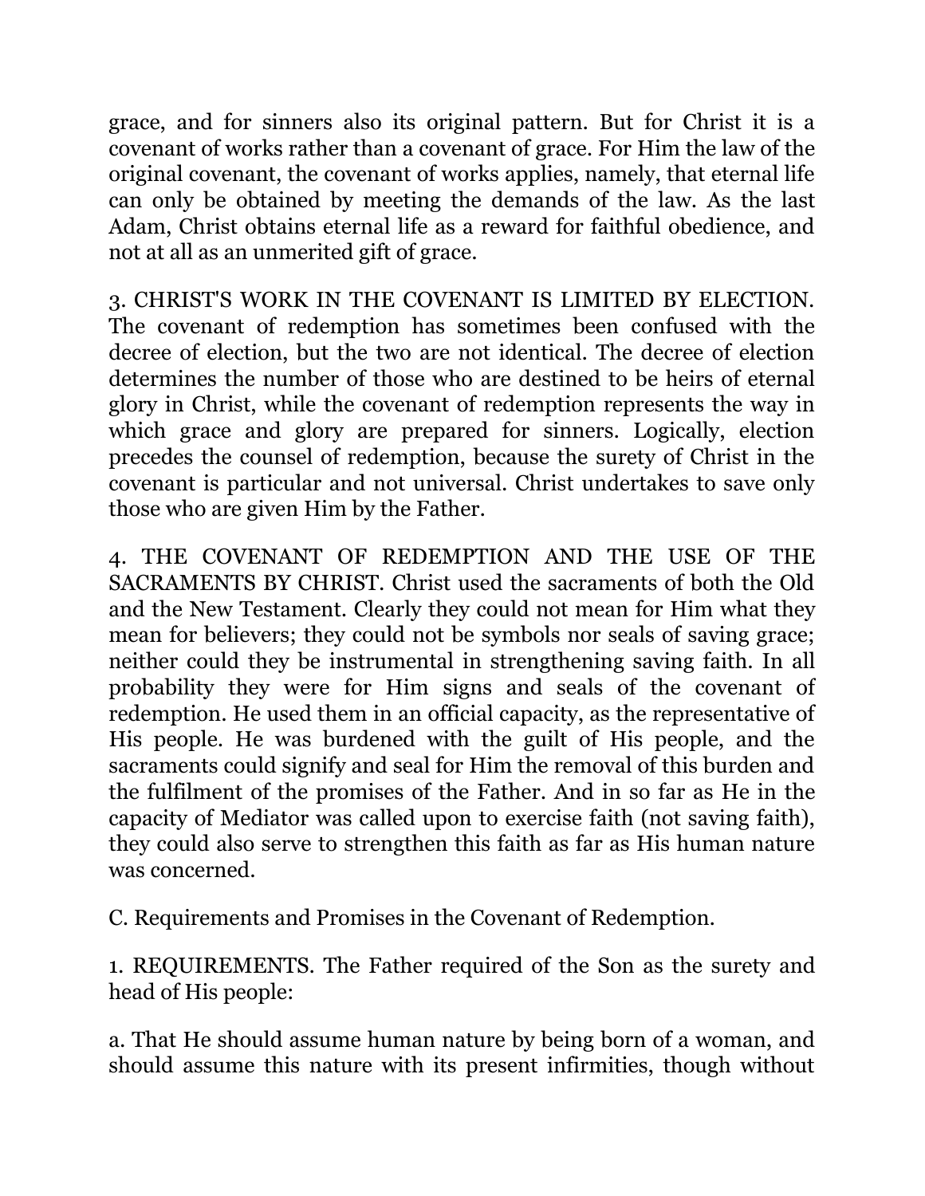grace, and for sinners also its original pattern. But for Christ it is a covenant of works rather than a covenant of grace. For Him the law of the original covenant, the covenant of works applies, namely, that eternal life can only be obtained by meeting the demands of the law. As the last Adam, Christ obtains eternal life as a reward for faithful obedience, and not at all as an unmerited gift of grace.

3. CHRIST'S WORK IN THE COVENANT IS LIMITED BY ELECTION. The covenant of redemption has sometimes been confused with the decree of election, but the two are not identical. The decree of election determines the number of those who are destined to be heirs of eternal glory in Christ, while the covenant of redemption represents the way in which grace and glory are prepared for sinners. Logically, election precedes the counsel of redemption, because the surety of Christ in the covenant is particular and not universal. Christ undertakes to save only those who are given Him by the Father.

4. THE COVENANT OF REDEMPTION AND THE USE OF THE SACRAMENTS BY CHRIST. Christ used the sacraments of both the Old and the New Testament. Clearly they could not mean for Him what they mean for believers; they could not be symbols nor seals of saving grace; neither could they be instrumental in strengthening saving faith. In all probability they were for Him signs and seals of the covenant of redemption. He used them in an official capacity, as the representative of His people. He was burdened with the guilt of His people, and the sacraments could signify and seal for Him the removal of this burden and the fulfilment of the promises of the Father. And in so far as He in the capacity of Mediator was called upon to exercise faith (not saving faith), they could also serve to strengthen this faith as far as His human nature was concerned.

C. Requirements and Promises in the Covenant of Redemption.

1. REQUIREMENTS. The Father required of the Son as the surety and head of His people:

a. That He should assume human nature by being born of a woman, and should assume this nature with its present infirmities, though without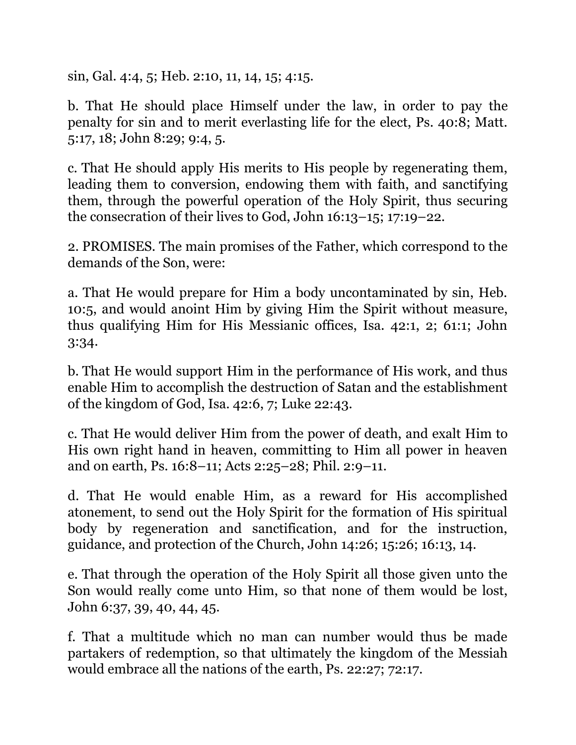sin, Gal. 4:4, 5; Heb. 2:10, 11, 14, 15; 4:15.

b. That He should place Himself under the law, in order to pay the penalty for sin and to merit everlasting life for the elect, Ps. 40:8; Matt. 5:17, 18; John 8:29; 9:4, 5.

c. That He should apply His merits to His people by regenerating them, leading them to conversion, endowing them with faith, and sanctifying them, through the powerful operation of the Holy Spirit, thus securing the consecration of their lives to God, John 16:13–15; 17:19–22.

2. PROMISES. The main promises of the Father, which correspond to the demands of the Son, were:

a. That He would prepare for Him a body uncontaminated by sin, Heb. 10:5, and would anoint Him by giving Him the Spirit without measure, thus qualifying Him for His Messianic offices, Isa. 42:1, 2; 61:1; John 3:34.

b. That He would support Him in the performance of His work, and thus enable Him to accomplish the destruction of Satan and the establishment of the kingdom of God, Isa. 42:6, 7; Luke 22:43.

c. That He would deliver Him from the power of death, and exalt Him to His own right hand in heaven, committing to Him all power in heaven and on earth, Ps. 16:8–11; Acts 2:25–28; Phil. 2:9–11.

d. That He would enable Him, as a reward for His accomplished atonement, to send out the Holy Spirit for the formation of His spiritual body by regeneration and sanctification, and for the instruction, guidance, and protection of the Church, John 14:26; 15:26; 16:13, 14.

e. That through the operation of the Holy Spirit all those given unto the Son would really come unto Him, so that none of them would be lost, John 6:37, 39, 40, 44, 45.

f. That a multitude which no man can number would thus be made partakers of redemption, so that ultimately the kingdom of the Messiah would embrace all the nations of the earth, Ps. 22:27; 72:17.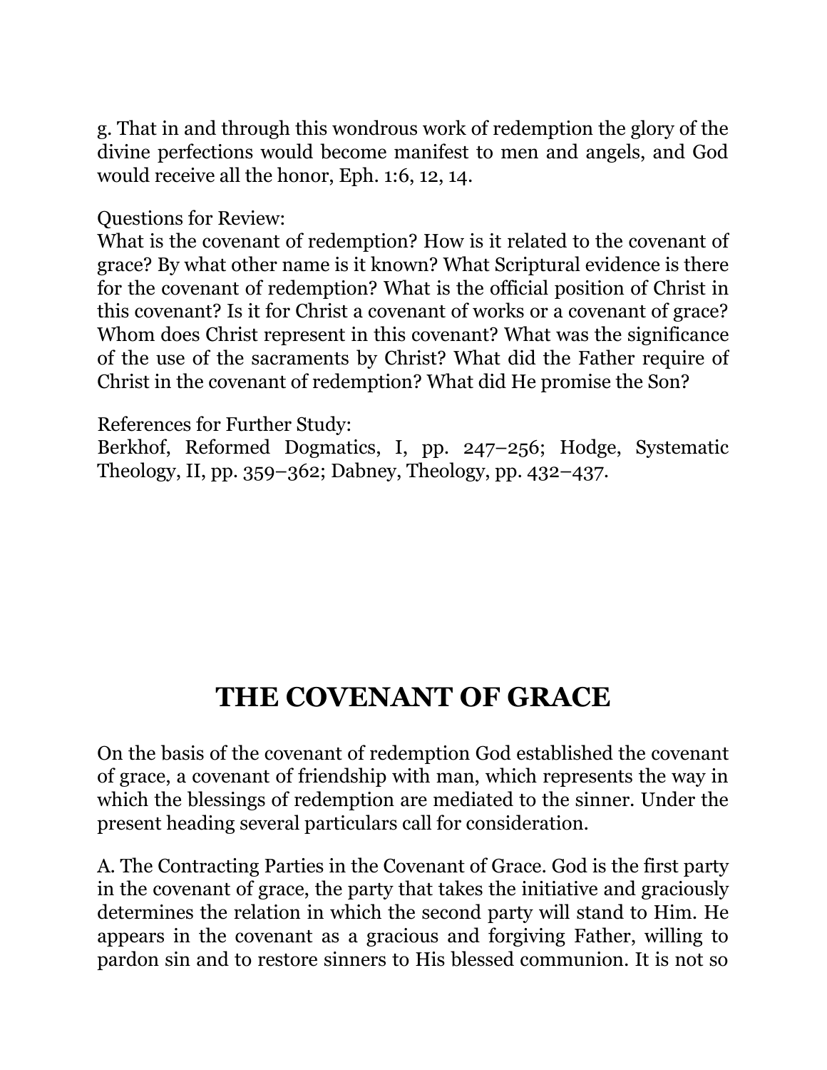g. That in and through this wondrous work of redemption the glory of the divine perfections would become manifest to men and angels, and God would receive all the honor, Eph. 1:6, 12, 14.

Questions for Review:
What is the covenant of redemption? How is it related to the covenant of grace? By what other name is it known? What Scriptural evidence is there for the covenant of redemption? What is the official position of Christ in this covenant? Is it for Christ a covenant of works or a covenant of grace? Whom does Christ represent in this covenant? What was the significance of the use of the sacraments by Christ? What did the Father require of Christ in the covenant of redemption? What did He promise the Son?

References for Further Study:
Berkhof, Reformed Dogmatics, I, pp. 247–256; Hodge, Systematic Theology, II, pp. 359–362; Dabney, Theology, pp. 432–437.

# THE COVENANT OF GRACE

On the basis of the covenant of redemption God established the covenant of grace, a covenant of friendship with man, which represents the way in which the blessings of redemption are mediated to the sinner. Under the present heading several particulars call for consideration.

A. The Contracting Parties in the Covenant of Grace. God is the first party in the covenant of grace, the party that takes the initiative and graciously determines the relation in which the second party will stand to Him. He appears in the covenant as a gracious and forgiving Father, willing to pardon sin and to restore sinners to His blessed communion. It is not so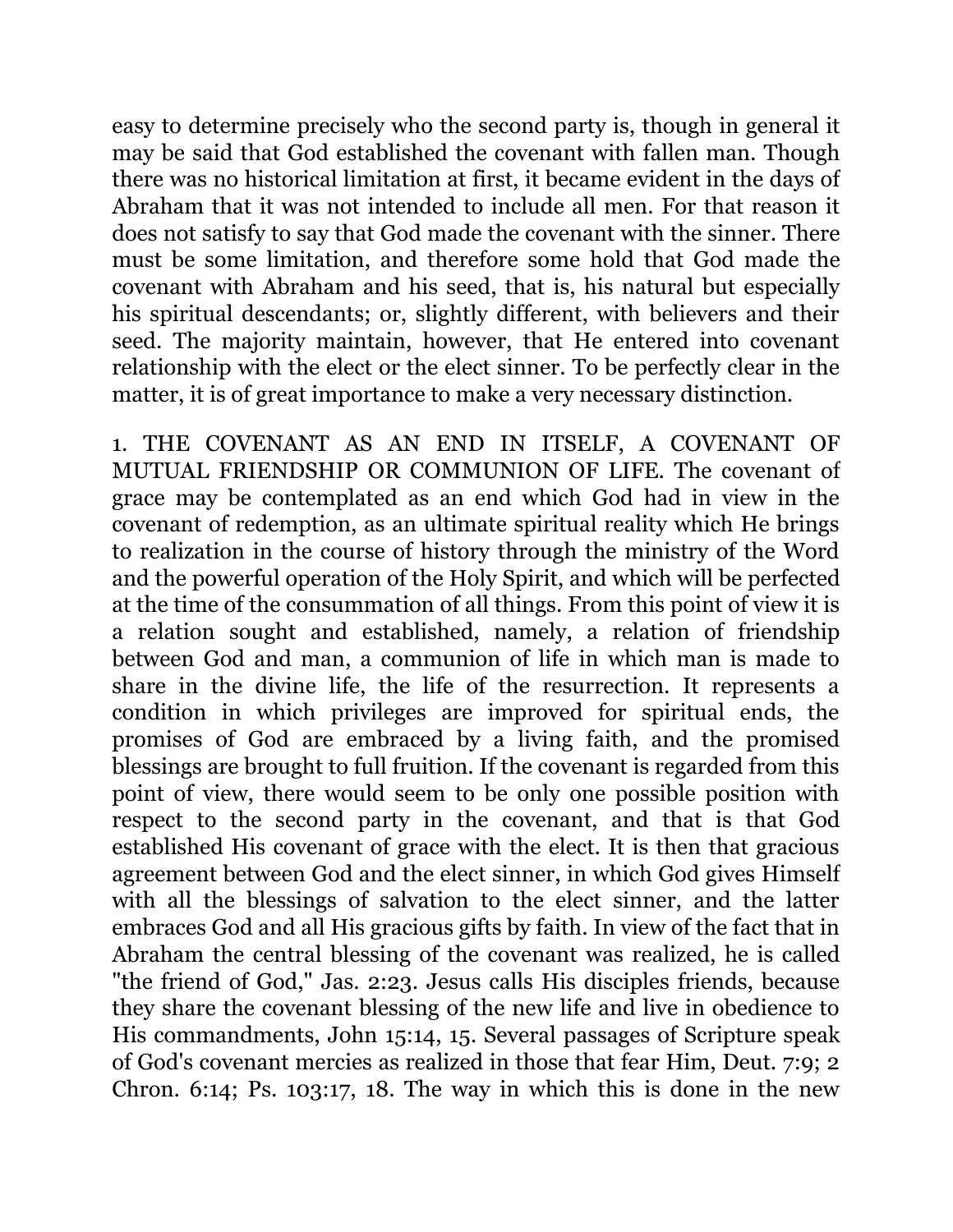easy to determine precisely who the second party is, though in general it may be said that God established the covenant with fallen man. Though there was no historical limitation at first, it became evident in the days of Abraham that it was not intended to include all men. For that reason it does not satisfy to say that God made the covenant with the sinner. There must be some limitation, and therefore some hold that God made the covenant with Abraham and his seed, that is, his natural but especially his spiritual descendants; or, slightly different, with believers and their seed. The majority maintain, however, that He entered into covenant relationship with the elect or the elect sinner. To be perfectly clear in the matter, it is of great importance to make a very necessary distinction.

1. THE COVENANT AS AN END IN ITSELF, A COVENANT OF MUTUAL FRIENDSHIP OR COMMUNION OF LIFE. The covenant of grace may be contemplated as an end which God had in view in the covenant of redemption, as an ultimate spiritual reality which He brings to realization in the course of history through the ministry of the Word and the powerful operation of the Holy Spirit, and which will be perfected at the time of the consummation of all things. From this point of view it is a relation sought and established, namely, a relation of friendship between God and man, a communion of life in which man is made to share in the divine life, the life of the resurrection. It represents a condition in which privileges are improved for spiritual ends, the promises of God are embraced by a living faith, and the promised blessings are brought to full fruition. If the covenant is regarded from this point of view, there would seem to be only one possible position with respect to the second party in the covenant, and that is that God established His covenant of grace with the elect. It is then that gracious agreement between God and the elect sinner, in which God gives Himself with all the blessings of salvation to the elect sinner, and the latter embraces God and all His gracious gifts by faith. In view of the fact that in Abraham the central blessing of the covenant was realized, he is called "the friend of God," Jas. 2:23. Jesus calls His disciples friends, because they share the covenant blessing of the new life and live in obedience to His commandments, John 15:14, 15. Several passages of Scripture speak of God's covenant mercies as realized in those that fear Him, Deut. 7:9; 2 Chron. 6:14; Ps. 103:17, 18. The way in which this is done in the new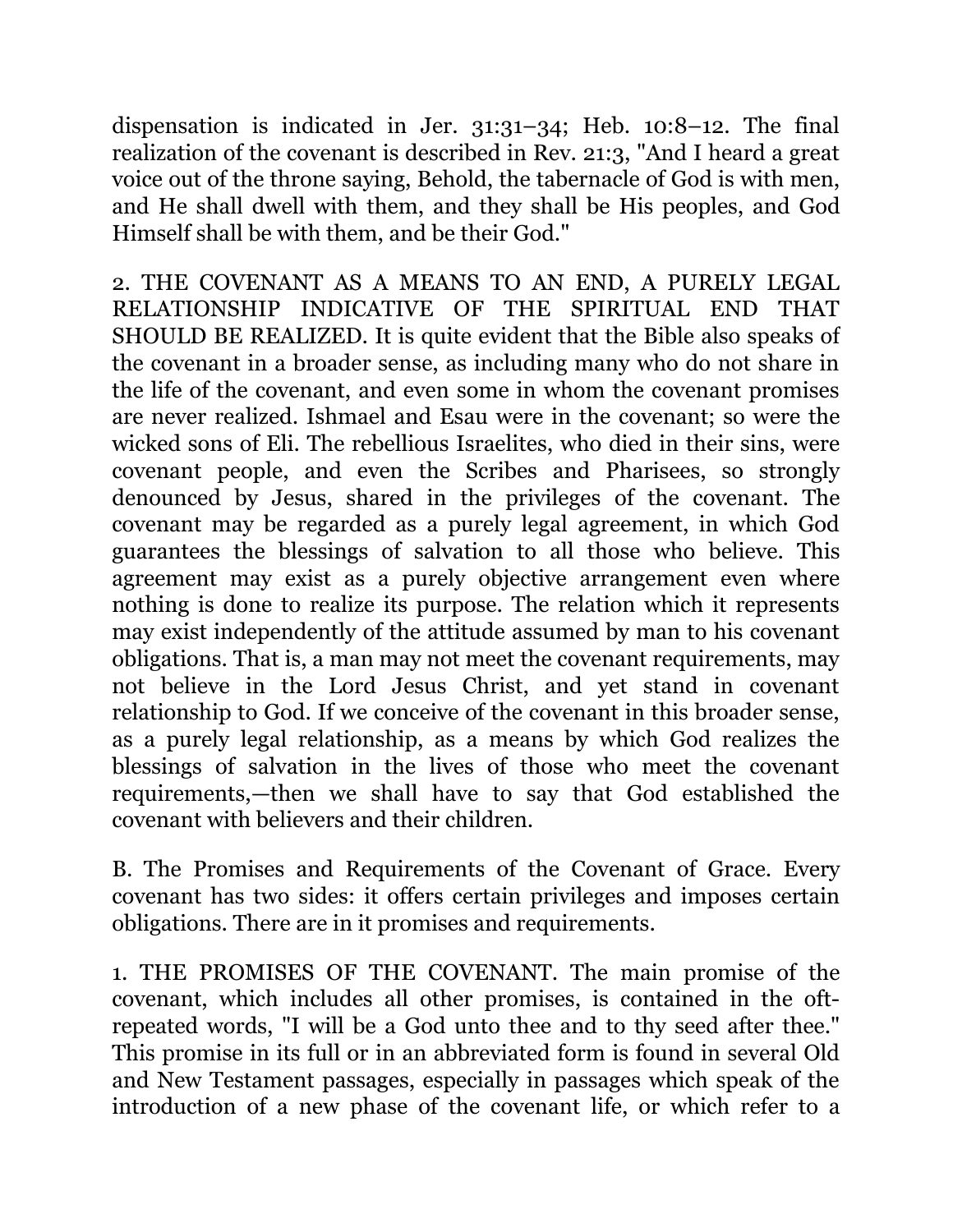dispensation is indicated in Jer. 31:31–34; Heb. 10:8–12. The final realization of the covenant is described in Rev. 21:3, "And I heard a great voice out of the throne saying, Behold, the tabernacle of God is with men, and He shall dwell with them, and they shall be His peoples, and God Himself shall be with them, and be their God."

2. THE COVENANT AS A MEANS TO AN END, A PURELY LEGAL RELATIONSHIP INDICATIVE OF THE SPIRITUAL END THAT SHOULD BE REALIZED. It is quite evident that the Bible also speaks of the covenant in a broader sense, as including many who do not share in the life of the covenant, and even some in whom the covenant promises are never realized. Ishmael and Esau were in the covenant; so were the wicked sons of Eli. The rebellious Israelites, who died in their sins, were covenant people, and even the Scribes and Pharisees, so strongly denounced by Jesus, shared in the privileges of the covenant. The covenant may be regarded as a purely legal agreement, in which God guarantees the blessings of salvation to all those who believe. This agreement may exist as a purely objective arrangement even where nothing is done to realize its purpose. The relation which it represents may exist independently of the attitude assumed by man to his covenant obligations. That is, a man may not meet the covenant requirements, may not believe in the Lord Jesus Christ, and yet stand in covenant relationship to God. If we conceive of the covenant in this broader sense, as a purely legal relationship, as a means by which God realizes the blessings of salvation in the lives of those who meet the covenant requirements,—then we shall have to say that God established the covenant with believers and their children.

B. The Promises and Requirements of the Covenant of Grace. Every covenant has two sides: it offers certain privileges and imposes certain obligations. There are in it promises and requirements.

1. THE PROMISES OF THE COVENANT. The main promise of the covenant, which includes all other promises, is contained in the oft-repeated words, "I will be a God unto thee and to thy seed after thee." This promise in its full or in an abbreviated form is found in several Old and New Testament passages, especially in passages which speak of the introduction of a new phase of the covenant life, or which refer to a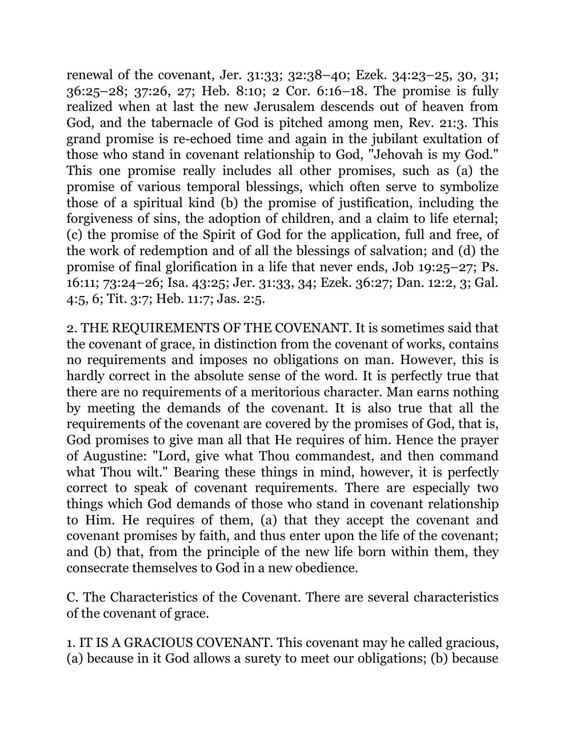renewal of the covenant, Jer. 31:33; 32:38–40; Ezek. 34:23–25, 30, 31; 36:25–28; 37:26, 27; Heb. 8:10; 2 Cor. 6:16–18. The promise is fully realized when at last the new Jerusalem descends out of heaven from God, and the tabernacle of God is pitched among men, Rev. 21:3. This grand promise is re-echoed time and again in the jubilant exultation of those who stand in covenant relationship to God, "Jehovah is my God." This one promise really includes all other promises, such as (a) the promise of various temporal blessings, which often serve to symbolize those of a spiritual kind (b) the promise of justification, including the forgiveness of sins, the adoption of children, and a claim to life eternal; (c) the promise of the Spirit of God for the application, full and free, of the work of redemption and of all the blessings of salvation; and (d) the promise of final glorification in a life that never ends, Job 19:25–27; Ps. 16:11; 73:24–26; Isa. 43:25; Jer. 31:33, 34; Ezek. 36:27; Dan. 12:2, 3; Gal. 4:5, 6; Tit. 3:7; Heb. 11:7; Jas. 2:5.

2. THE REQUIREMENTS OF THE COVENANT. It is sometimes said that the covenant of grace, in distinction from the covenant of works, contains no requirements and imposes no obligations on man. However, this is hardly correct in the absolute sense of the word. It is perfectly true that there are no requirements of a meritorious character. Man earns nothing by meeting the demands of the covenant. It is also true that all the requirements of the covenant are covered by the promises of God, that is, God promises to give man all that He requires of him. Hence the prayer of Augustine: "Lord, give what Thou commandest, and then command what Thou wilt." Bearing these things in mind, however, it is perfectly correct to speak of covenant requirements. There are especially two things which God demands of those who stand in covenant relationship to Him. He requires of them, (a) that they accept the covenant and covenant promises by faith, and thus enter upon the life of the covenant; and (b) that, from the principle of the new life born within them, they consecrate themselves to God in a new obedience.

C. The Characteristics of the Covenant. There are several characteristics of the covenant of grace.

1. IT IS A GRACIOUS COVENANT. This covenant may he called gracious, (a) because in it God allows a surety to meet our obligations; (b) because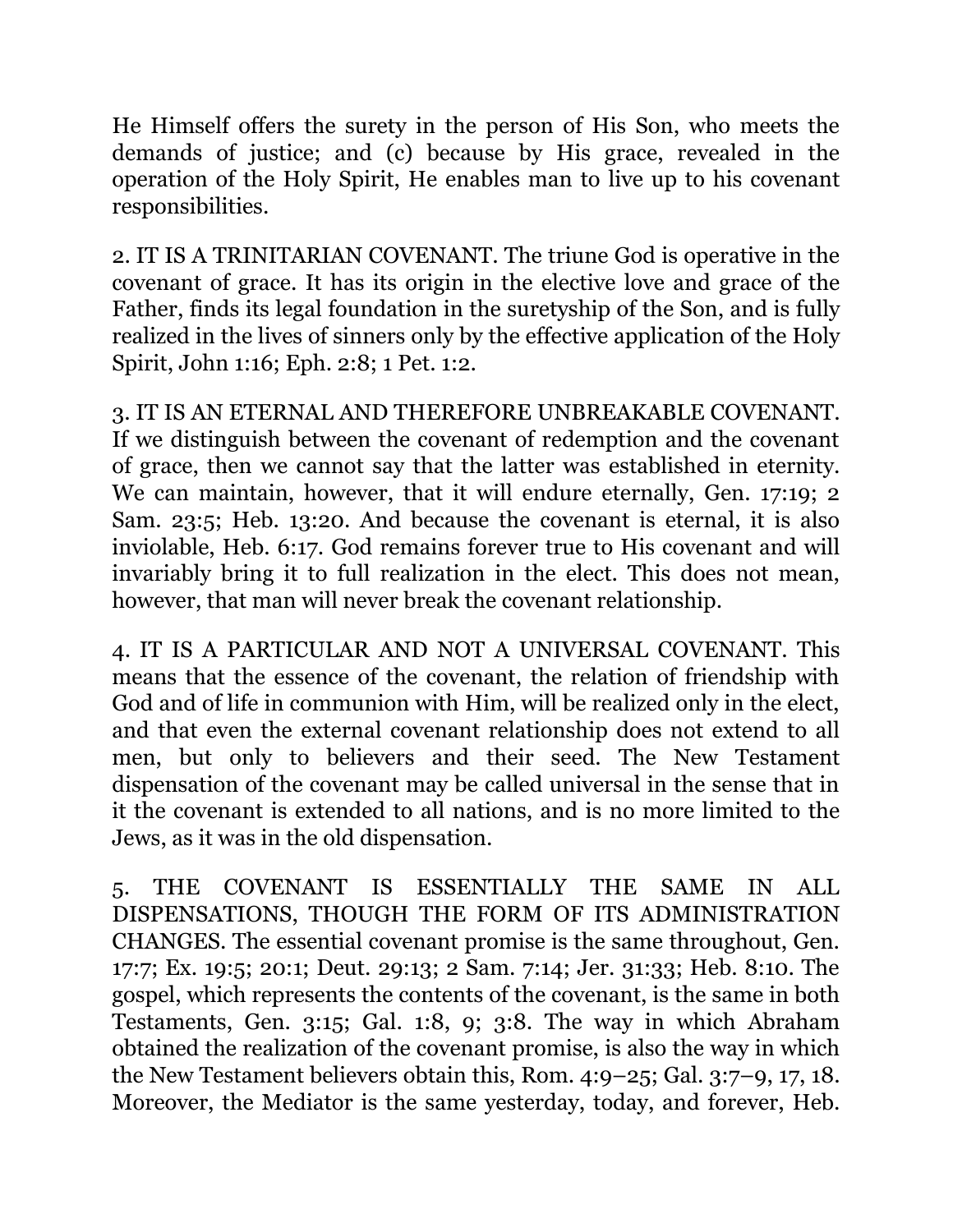He Himself offers the surety in the person of His Son, who meets the demands of justice; and (c) because by His grace, revealed in the operation of the Holy Spirit, He enables man to live up to his covenant responsibilities.

2. IT IS A TRINITARIAN COVENANT. The triune God is operative in the covenant of grace. It has its origin in the elective love and grace of the Father, finds its legal foundation in the suretyship of the Son, and is fully realized in the lives of sinners only by the effective application of the Holy Spirit, John 1:16; Eph. 2:8; 1 Pet. 1:2.

3. IT IS AN ETERNAL AND THEREFORE UNBREAKABLE COVENANT. If we distinguish between the covenant of redemption and the covenant of grace, then we cannot say that the latter was established in eternity. We can maintain, however, that it will endure eternally, Gen. 17:19; 2 Sam. 23:5; Heb. 13:20. And because the covenant is eternal, it is also inviolable, Heb. 6:17. God remains forever true to His covenant and will invariably bring it to full realization in the elect. This does not mean, however, that man will never break the covenant relationship.

4. IT IS A PARTICULAR AND NOT A UNIVERSAL COVENANT. This means that the essence of the covenant, the relation of friendship with God and of life in communion with Him, will be realized only in the elect, and that even the external covenant relationship does not extend to all men, but only to believers and their seed. The New Testament dispensation of the covenant may be called universal in the sense that in it the covenant is extended to all nations, and is no more limited to the Jews, as it was in the old dispensation.

5. THE COVENANT IS ESSENTIALLY THE SAME IN ALL DISPENSATIONS, THOUGH THE FORM OF ITS ADMINISTRATION CHANGES. The essential covenant promise is the same throughout, Gen. 17:7; Ex. 19:5; 20:1; Deut. 29:13; 2 Sam. 7:14; Jer. 31:33; Heb. 8:10. The gospel, which represents the contents of the covenant, is the same in both Testaments, Gen. 3:15; Gal. 1:8, 9; 3:8. The way in which Abraham obtained the realization of the covenant promise, is also the way in which the New Testament believers obtain this, Rom. 4:9–25; Gal. 3:7–9, 17, 18. Moreover, the Mediator is the same yesterday, today, and forever, Heb.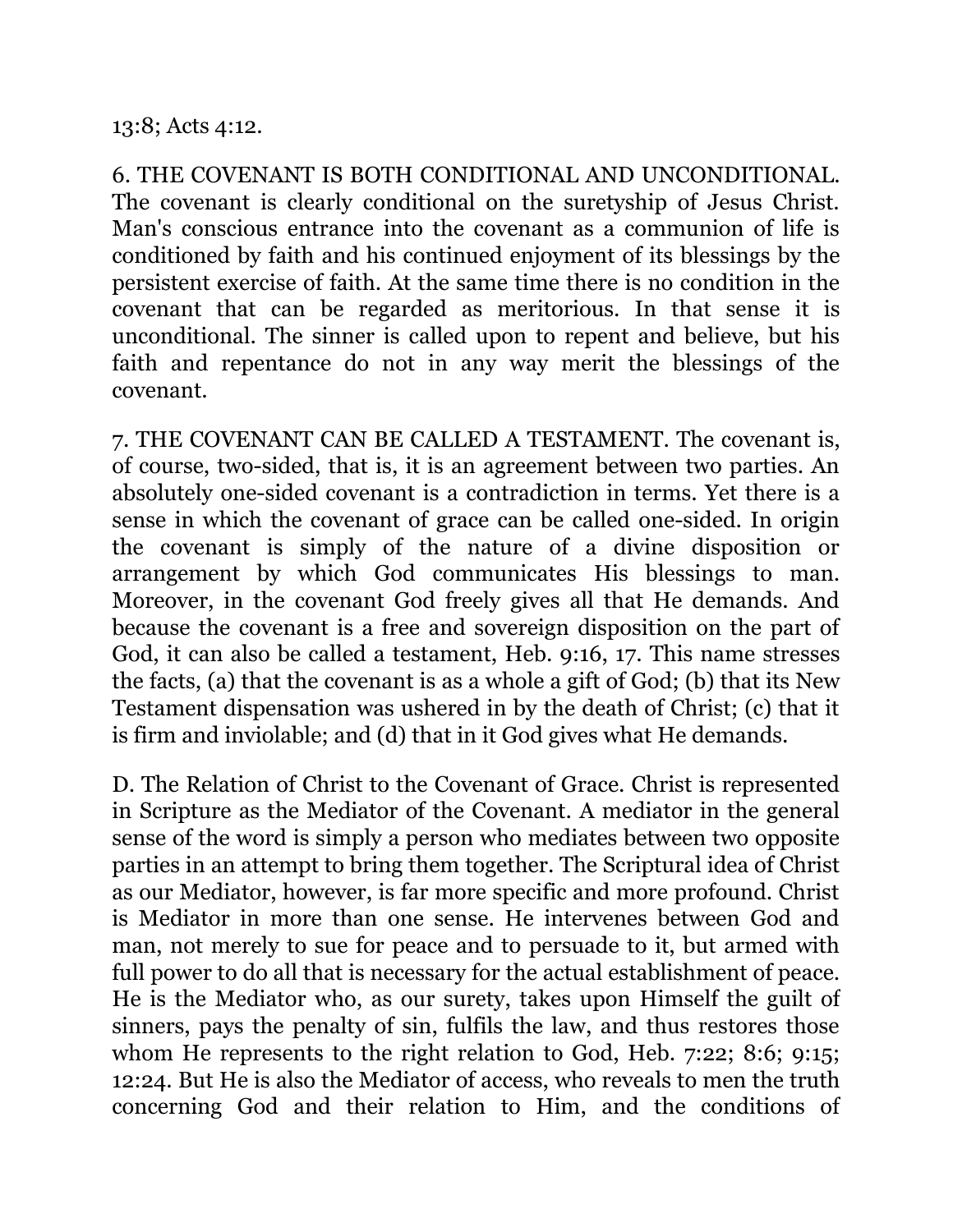13:8; Acts 4:12.

6. THE COVENANT IS BOTH CONDITIONAL AND UNCONDITIONAL. The covenant is clearly conditional on the suretyship of Jesus Christ. Man's conscious entrance into the covenant as a communion of life is conditioned by faith and his continued enjoyment of its blessings by the persistent exercise of faith. At the same time there is no condition in the covenant that can be regarded as meritorious. In that sense it is unconditional. The sinner is called upon to repent and believe, but his faith and repentance do not in any way merit the blessings of the covenant.

7. THE COVENANT CAN BE CALLED A TESTAMENT. The covenant is, of course, two-sided, that is, it is an agreement between two parties. An absolutely one-sided covenant is a contradiction in terms. Yet there is a sense in which the covenant of grace can be called one-sided. In origin the covenant is simply of the nature of a divine disposition or arrangement by which God communicates His blessings to man. Moreover, in the covenant God freely gives all that He demands. And because the covenant is a free and sovereign disposition on the part of God, it can also be called a testament, Heb. 9:16, 17. This name stresses the facts, (a) that the covenant is as a whole a gift of God; (b) that its New Testament dispensation was ushered in by the death of Christ; (c) that it is firm and inviolable; and (d) that in it God gives what He demands.

D. The Relation of Christ to the Covenant of Grace. Christ is represented in Scripture as the Mediator of the Covenant. A mediator in the general sense of the word is simply a person who mediates between two opposite parties in an attempt to bring them together. The Scriptural idea of Christ as our Mediator, however, is far more specific and more profound. Christ is Mediator in more than one sense. He intervenes between God and man, not merely to sue for peace and to persuade to it, but armed with full power to do all that is necessary for the actual establishment of peace. He is the Mediator who, as our surety, takes upon Himself the guilt of sinners, pays the penalty of sin, fulfils the law, and thus restores those whom He represents to the right relation to God, Heb. 7:22; 8:6; 9:15; 12:24. But He is also the Mediator of access, who reveals to men the truth concerning God and their relation to Him, and the conditions of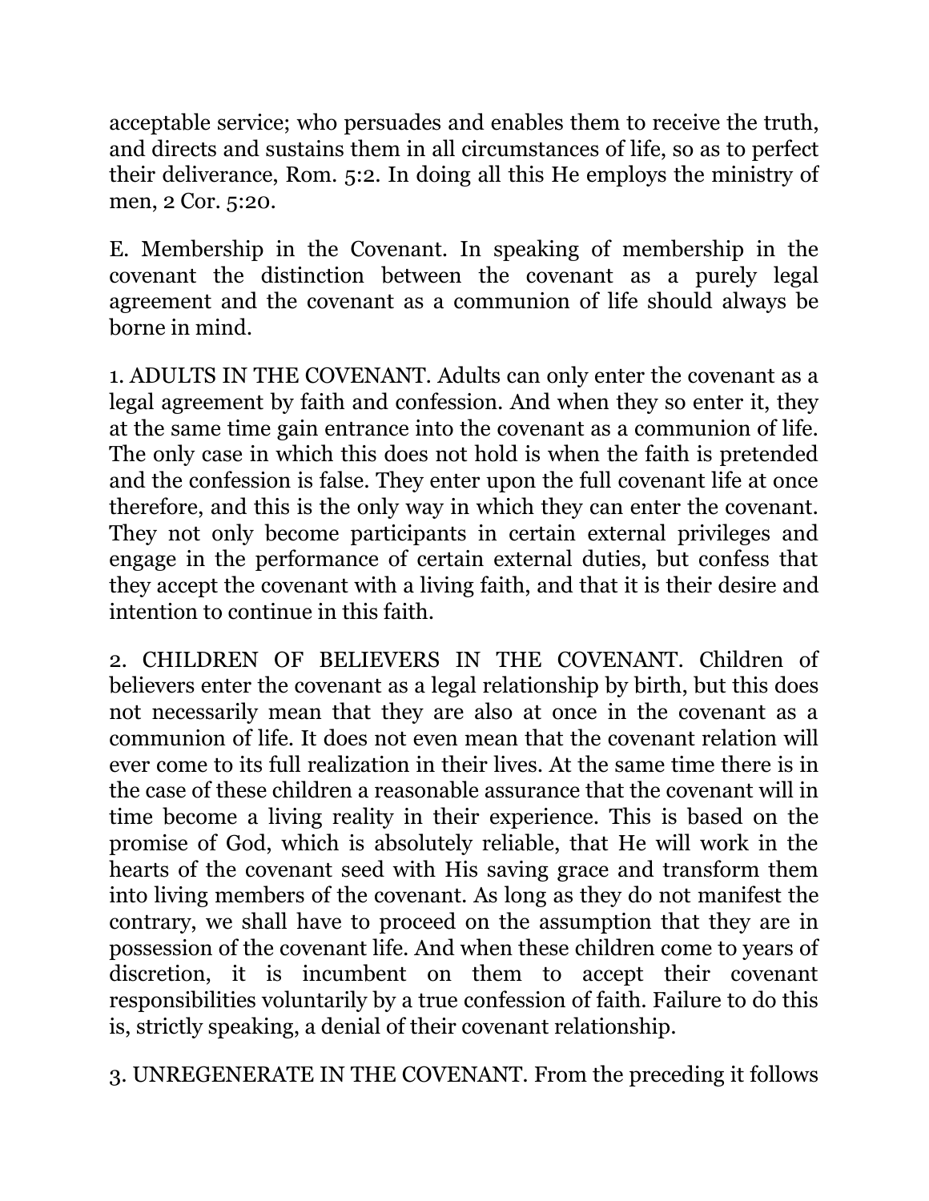acceptable service; who persuades and enables them to receive the truth, and directs and sustains them in all circumstances of life, so as to perfect their deliverance, Rom. 5:2. In doing all this He employs the ministry of men, 2 Cor. 5:20.

E. Membership in the Covenant. In speaking of membership in the covenant the distinction between the covenant as a purely legal agreement and the covenant as a communion of life should always be borne in mind.

1. ADULTS IN THE COVENANT. Adults can only enter the covenant as a legal agreement by faith and confession. And when they so enter it, they at the same time gain entrance into the covenant as a communion of life. The only case in which this does not hold is when the faith is pretended and the confession is false. They enter upon the full covenant life at once therefore, and this is the only way in which they can enter the covenant. They not only become participants in certain external privileges and engage in the performance of certain external duties, but confess that they accept the covenant with a living faith, and that it is their desire and intention to continue in this faith.

2. CHILDREN OF BELIEVERS IN THE COVENANT. Children of believers enter the covenant as a legal relationship by birth, but this does not necessarily mean that they are also at once in the covenant as a communion of life. It does not even mean that the covenant relation will ever come to its full realization in their lives. At the same time there is in the case of these children a reasonable assurance that the covenant will in time become a living reality in their experience. This is based on the promise of God, which is absolutely reliable, that He will work in the hearts of the covenant seed with His saving grace and transform them into living members of the covenant. As long as they do not manifest the contrary, we shall have to proceed on the assumption that they are in possession of the covenant life. And when these children come to years of discretion, it is incumbent on them to accept their covenant responsibilities voluntarily by a true confession of faith. Failure to do this is, strictly speaking, a denial of their covenant relationship.

3. UNREGENERATE IN THE COVENANT. From the preceding it follows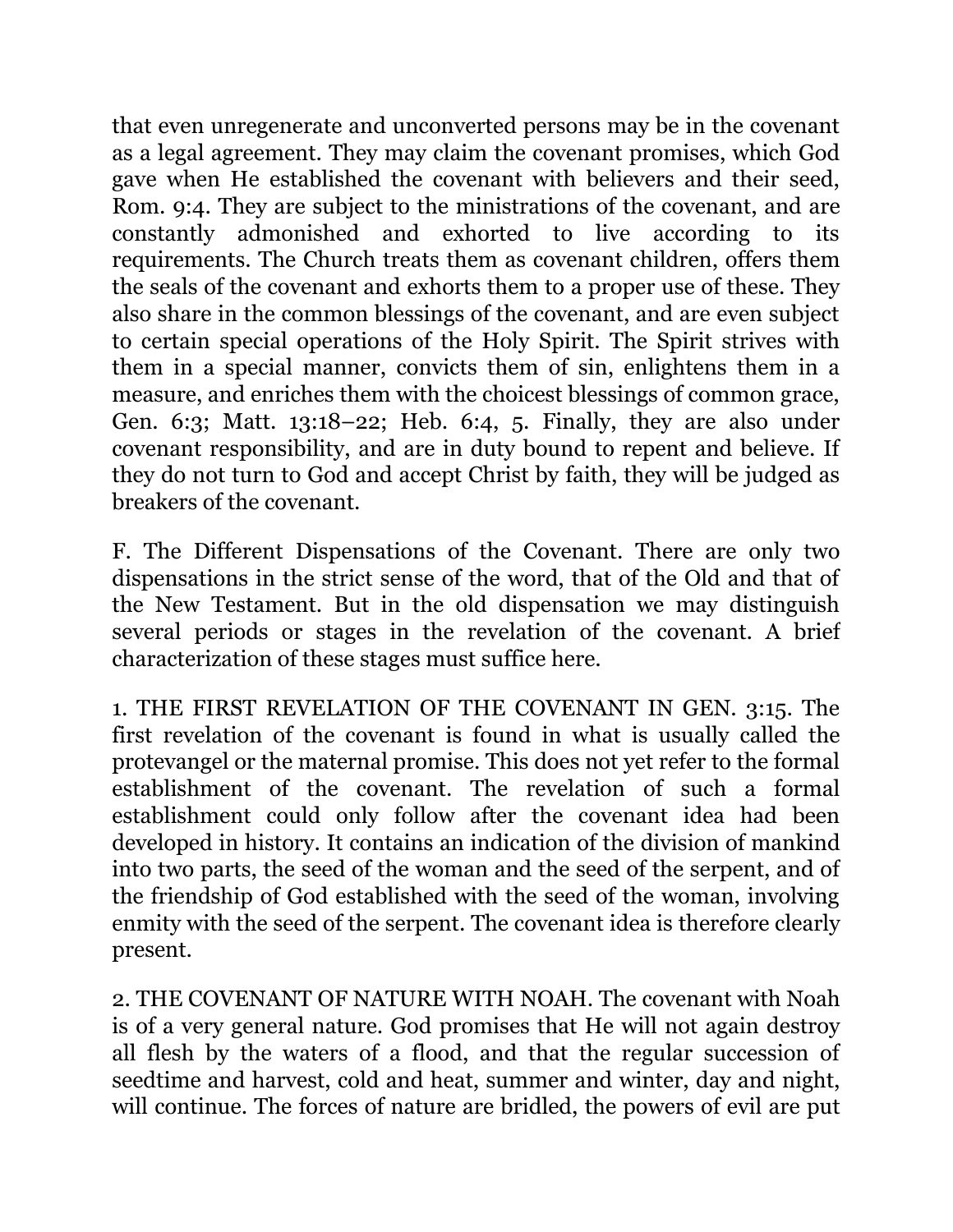that even unregenerate and unconverted persons may be in the covenant as a legal agreement. They may claim the covenant promises, which God gave when He established the covenant with believers and their seed, Rom. 9:4. They are subject to the ministrations of the covenant, and are constantly admonished and exhorted to live according to its requirements. The Church treats them as covenant children, offers them the seals of the covenant and exhorts them to a proper use of these. They also share in the common blessings of the covenant, and are even subject to certain special operations of the Holy Spirit. The Spirit strives with them in a special manner, convicts them of sin, enlightens them in a measure, and enriches them with the choicest blessings of common grace, Gen. 6:3; Matt. 13:18–22; Heb. 6:4, 5. Finally, they are also under covenant responsibility, and are in duty bound to repent and believe. If they do not turn to God and accept Christ by faith, they will be judged as breakers of the covenant.

F. The Different Dispensations of the Covenant. There are only two dispensations in the strict sense of the word, that of the Old and that of the New Testament. But in the old dispensation we may distinguish several periods or stages in the revelation of the covenant. A brief characterization of these stages must suffice here.

1. THE FIRST REVELATION OF THE COVENANT IN GEN. 3:15. The first revelation of the covenant is found in what is usually called the protevangel or the maternal promise. This does not yet refer to the formal establishment of the covenant. The revelation of such a formal establishment could only follow after the covenant idea had been developed in history. It contains an indication of the division of mankind into two parts, the seed of the woman and the seed of the serpent, and of the friendship of God established with the seed of the woman, involving enmity with the seed of the serpent. The covenant idea is therefore clearly present.

2. THE COVENANT OF NATURE WITH NOAH. The covenant with Noah is of a very general nature. God promises that He will not again destroy all flesh by the waters of a flood, and that the regular succession of seedtime and harvest, cold and heat, summer and winter, day and night, will continue. The forces of nature are bridled, the powers of evil are put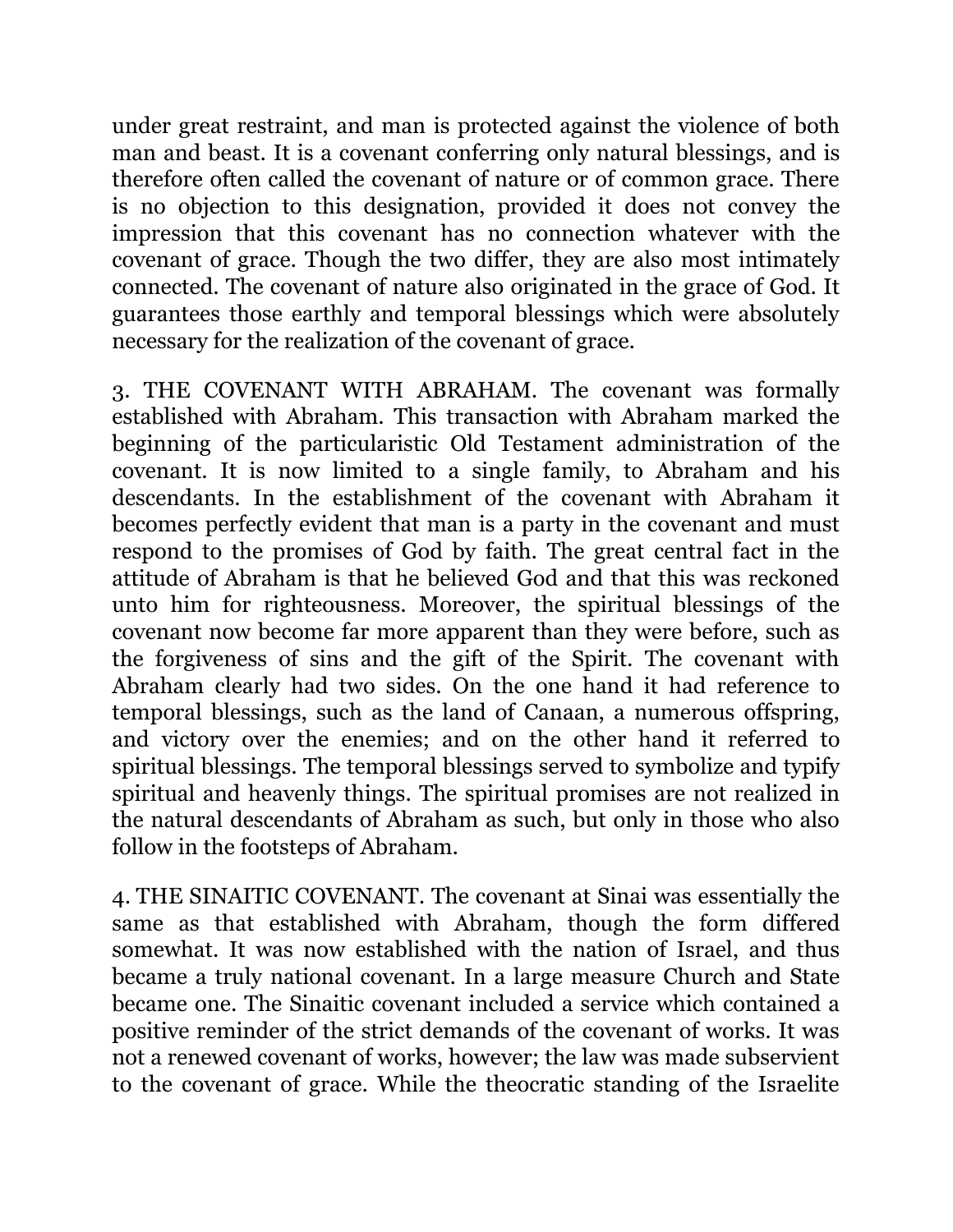under great restraint, and man is protected against the violence of both man and beast. It is a covenant conferring only natural blessings, and is therefore often called the covenant of nature or of common grace. There is no objection to this designation, provided it does not convey the impression that this covenant has no connection whatever with the covenant of grace. Though the two differ, they are also most intimately connected. The covenant of nature also originated in the grace of God. It guarantees those earthly and temporal blessings which were absolutely necessary for the realization of the covenant of grace.

3. THE COVENANT WITH ABRAHAM. The covenant was formally established with Abraham. This transaction with Abraham marked the beginning of the particularistic Old Testament administration of the covenant. It is now limited to a single family, to Abraham and his descendants. In the establishment of the covenant with Abraham it becomes perfectly evident that man is a party in the covenant and must respond to the promises of God by faith. The great central fact in the attitude of Abraham is that he believed God and that this was reckoned unto him for righteousness. Moreover, the spiritual blessings of the covenant now become far more apparent than they were before, such as the forgiveness of sins and the gift of the Spirit. The covenant with Abraham clearly had two sides. On the one hand it had reference to temporal blessings, such as the land of Canaan, a numerous offspring, and victory over the enemies; and on the other hand it referred to spiritual blessings. The temporal blessings served to symbolize and typify spiritual and heavenly things. The spiritual promises are not realized in the natural descendants of Abraham as such, but only in those who also follow in the footsteps of Abraham.

4. THE SINAITIC COVENANT. The covenant at Sinai was essentially the same as that established with Abraham, though the form differed somewhat. It was now established with the nation of Israel, and thus became a truly national covenant. In a large measure Church and State became one. The Sinaitic covenant included a service which contained a positive reminder of the strict demands of the covenant of works. It was not a renewed covenant of works, however; the law was made subservient to the covenant of grace. While the theocratic standing of the Israelite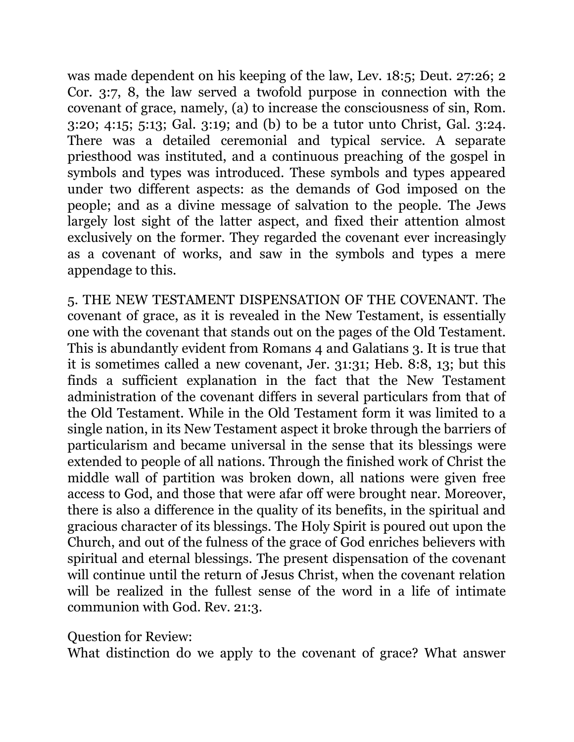was made dependent on his keeping of the law, Lev. 18:5; Deut. 27:26; 2 Cor. 3:7, 8, the law served a twofold purpose in connection with the covenant of grace, namely, (a) to increase the consciousness of sin, Rom. 3:20; 4:15; 5:13; Gal. 3:19; and (b) to be a tutor unto Christ, Gal. 3:24. There was a detailed ceremonial and typical service. A separate priesthood was instituted, and a continuous preaching of the gospel in symbols and types was introduced. These symbols and types appeared under two different aspects: as the demands of God imposed on the people; and as a divine message of salvation to the people. The Jews largely lost sight of the latter aspect, and fixed their attention almost exclusively on the former. They regarded the covenant ever increasingly as a covenant of works, and saw in the symbols and types a mere appendage to this.

5. THE NEW TESTAMENT DISPENSATION OF THE COVENANT. The covenant of grace, as it is revealed in the New Testament, is essentially one with the covenant that stands out on the pages of the Old Testament. This is abundantly evident from Romans 4 and Galatians 3. It is true that it is sometimes called a new covenant, Jer. 31:31; Heb. 8:8, 13; but this finds a sufficient explanation in the fact that the New Testament administration of the covenant differs in several particulars from that of the Old Testament. While in the Old Testament form it was limited to a single nation, in its New Testament aspect it broke through the barriers of particularism and became universal in the sense that its blessings were extended to people of all nations. Through the finished work of Christ the middle wall of partition was broken down, all nations were given free access to God, and those that were afar off were brought near. Moreover, there is also a difference in the quality of its benefits, in the spiritual and gracious character of its blessings. The Holy Spirit is poured out upon the Church, and out of the fulness of the grace of God enriches believers with spiritual and eternal blessings. The present dispensation of the covenant will continue until the return of Jesus Christ, when the covenant relation will be realized in the fullest sense of the word in a life of intimate communion with God. Rev. 21:3.

Question for Review:

What distinction do we apply to the covenant of grace? What answer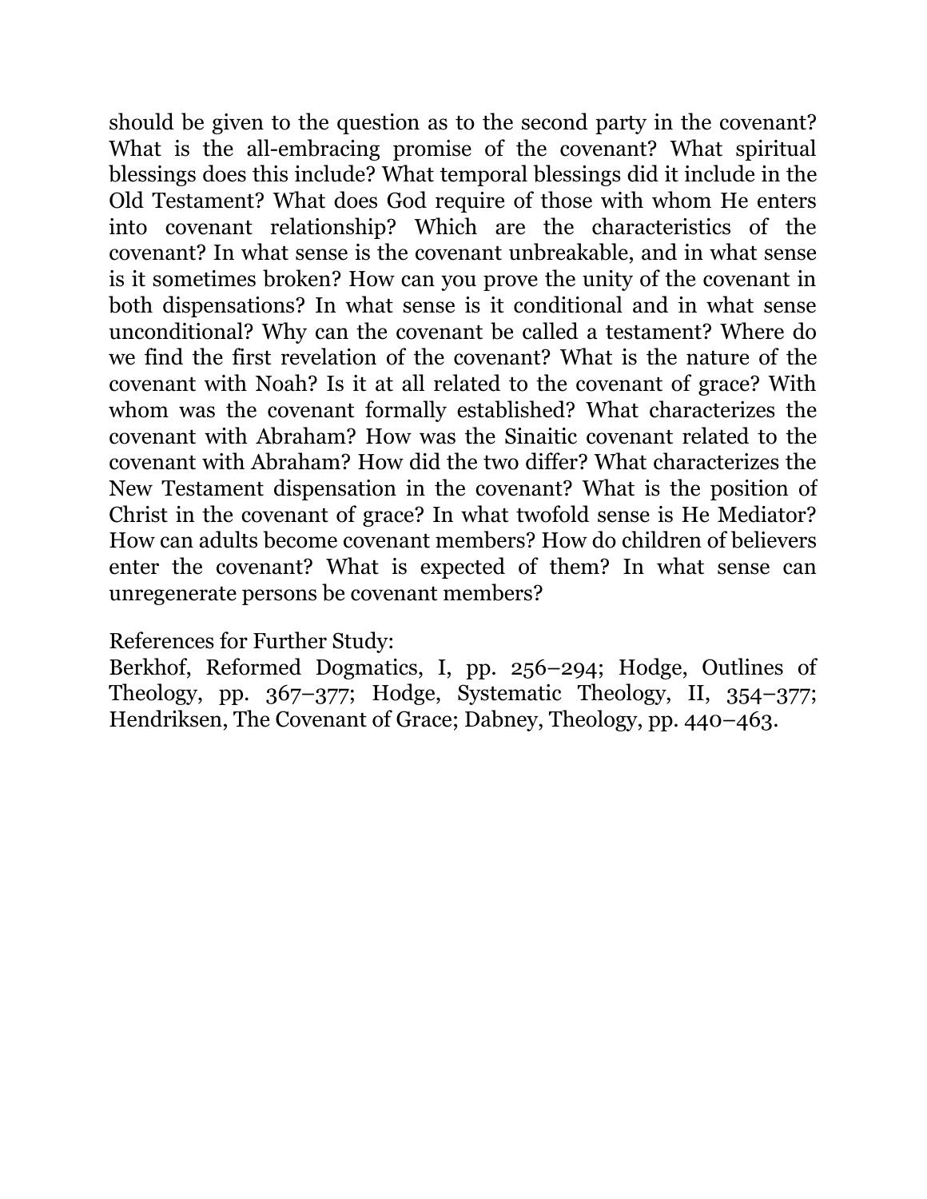should be given to the question as to the second party in the covenant? What is the all-embracing promise of the covenant? What spiritual blessings does this include? What temporal blessings did it include in the Old Testament? What does God require of those with whom He enters into covenant relationship? Which are the characteristics of the covenant? In what sense is the covenant unbreakable, and in what sense is it sometimes broken? How can you prove the unity of the covenant in both dispensations? In what sense is it conditional and in what sense unconditional? Why can the covenant be called a testament? Where do we find the first revelation of the covenant? What is the nature of the covenant with Noah? Is it at all related to the covenant of grace? With whom was the covenant formally established? What characterizes the covenant with Abraham? How was the Sinaitic covenant related to the covenant with Abraham? How did the two differ? What characterizes the New Testament dispensation in the covenant? What is the position of Christ in the covenant of grace? In what twofold sense is He Mediator? How can adults become covenant members? How do children of believers enter the covenant? What is expected of them? In what sense can unregenerate persons be covenant members?

References for Further Study:
Berkhof, Reformed Dogmatics, I, pp. 256–294; Hodge, Outlines of Theology, pp. 367–377; Hodge, Systematic Theology, II, 354–377; Hendriksen, The Covenant of Grace; Dabney, Theology, pp. 440–463.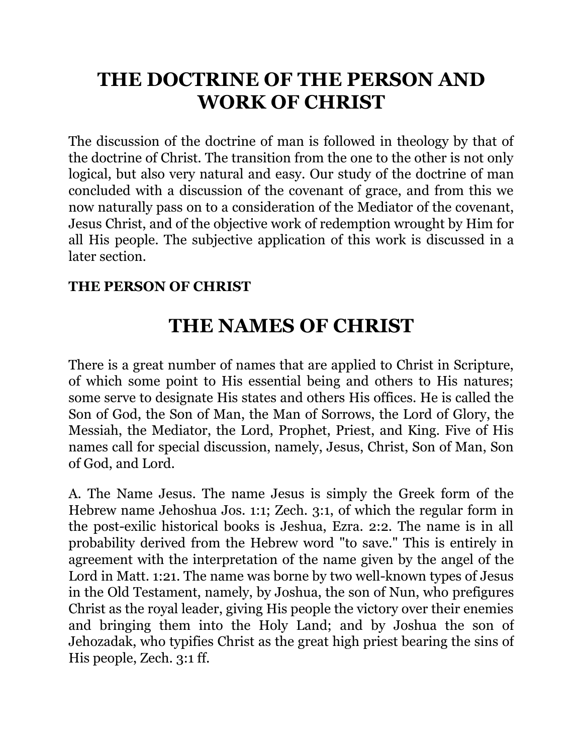# THE DOCTRINE OF THE PERSON AND WORK OF CHRIST

The discussion of the doctrine of man is followed in theology by that of the doctrine of Christ. The transition from the one to the other is not only logical, but also very natural and easy. Our study of the doctrine of man concluded with a discussion of the covenant of grace, and from this we now naturally pass on to a consideration of the Mediator of the covenant, Jesus Christ, and of the objective work of redemption wrought by Him for all His people. The subjective application of this work is discussed in a later section.

**THE PERSON OF CHRIST**

# THE NAMES OF CHRIST

There is a great number of names that are applied to Christ in Scripture, of which some point to His essential being and others to His natures; some serve to designate His states and others His offices. He is called the Son of God, the Son of Man, the Man of Sorrows, the Lord of Glory, the Messiah, the Mediator, the Lord, Prophet, Priest, and King. Five of His names call for special discussion, namely, Jesus, Christ, Son of Man, Son of God, and Lord.

A. The Name Jesus. The name Jesus is simply the Greek form of the Hebrew name Jehoshua Jos. 1:1; Zech. 3:1, of which the regular form in the post-exilic historical books is Jeshua, Ezra. 2:2. The name is in all probability derived from the Hebrew word "to save." This is entirely in agreement with the interpretation of the name given by the angel of the Lord in Matt. 1:21. The name was borne by two well-known types of Jesus in the Old Testament, namely, by Joshua, the son of Nun, who prefigures Christ as the royal leader, giving His people the victory over their enemies and bringing them into the Holy Land; and by Joshua the son of Jehozadak, who typifies Christ as the great high priest bearing the sins of His people, Zech. 3:1 ff.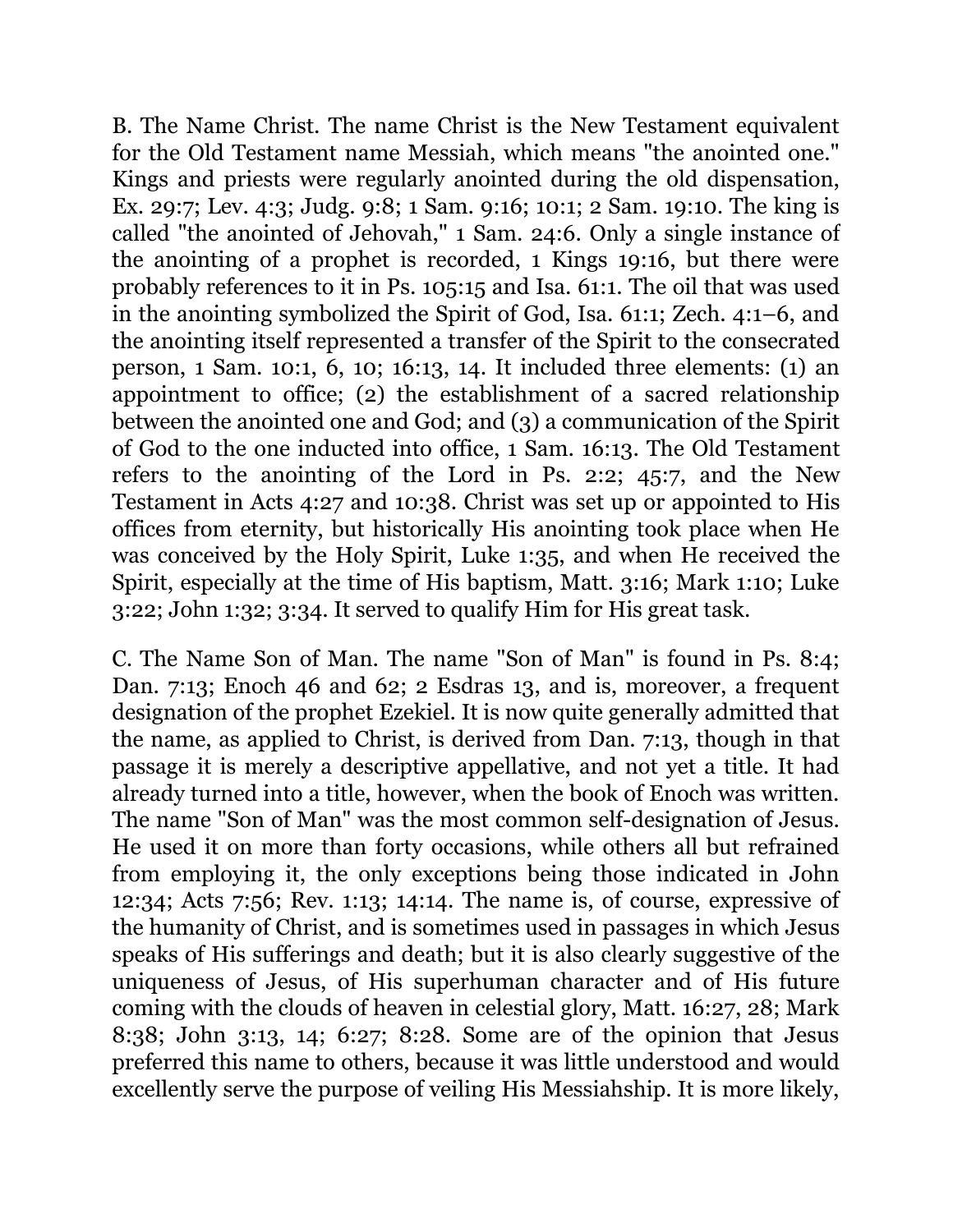B. The Name Christ. The name Christ is the New Testament equivalent for the Old Testament name Messiah, which means "the anointed one." Kings and priests were regularly anointed during the old dispensation, Ex. 29:7; Lev. 4:3; Judg. 9:8; 1 Sam. 9:16; 10:1; 2 Sam. 19:10. The king is called "the anointed of Jehovah," 1 Sam. 24:6. Only a single instance of the anointing of a prophet is recorded, 1 Kings 19:16, but there were probably references to it in Ps. 105:15 and Isa. 61:1. The oil that was used in the anointing symbolized the Spirit of God, Isa. 61:1; Zech. 4:1–6, and the anointing itself represented a transfer of the Spirit to the consecrated person, 1 Sam. 10:1, 6, 10; 16:13, 14. It included three elements: (1) an appointment to office; (2) the establishment of a sacred relationship between the anointed one and God; and (3) a communication of the Spirit of God to the one inducted into office, 1 Sam. 16:13. The Old Testament refers to the anointing of the Lord in Ps. 2:2; 45:7, and the New Testament in Acts 4:27 and 10:38. Christ was set up or appointed to His offices from eternity, but historically His anointing took place when He was conceived by the Holy Spirit, Luke 1:35, and when He received the Spirit, especially at the time of His baptism, Matt. 3:16; Mark 1:10; Luke 3:22; John 1:32; 3:34. It served to qualify Him for His great task.

C. The Name Son of Man. The name "Son of Man" is found in Ps. 8:4; Dan. 7:13; Enoch 46 and 62; 2 Esdras 13, and is, moreover, a frequent designation of the prophet Ezekiel. It is now quite generally admitted that the name, as applied to Christ, is derived from Dan. 7:13, though in that passage it is merely a descriptive appellative, and not yet a title. It had already turned into a title, however, when the book of Enoch was written. The name "Son of Man" was the most common self-designation of Jesus. He used it on more than forty occasions, while others all but refrained from employing it, the only exceptions being those indicated in John 12:34; Acts 7:56; Rev. 1:13; 14:14. The name is, of course, expressive of the humanity of Christ, and is sometimes used in passages in which Jesus speaks of His sufferings and death; but it is also clearly suggestive of the uniqueness of Jesus, of His superhuman character and of His future coming with the clouds of heaven in celestial glory, Matt. 16:27, 28; Mark 8:38; John 3:13, 14; 6:27; 8:28. Some are of the opinion that Jesus preferred this name to others, because it was little understood and would excellently serve the purpose of veiling His Messiahship. It is more likely,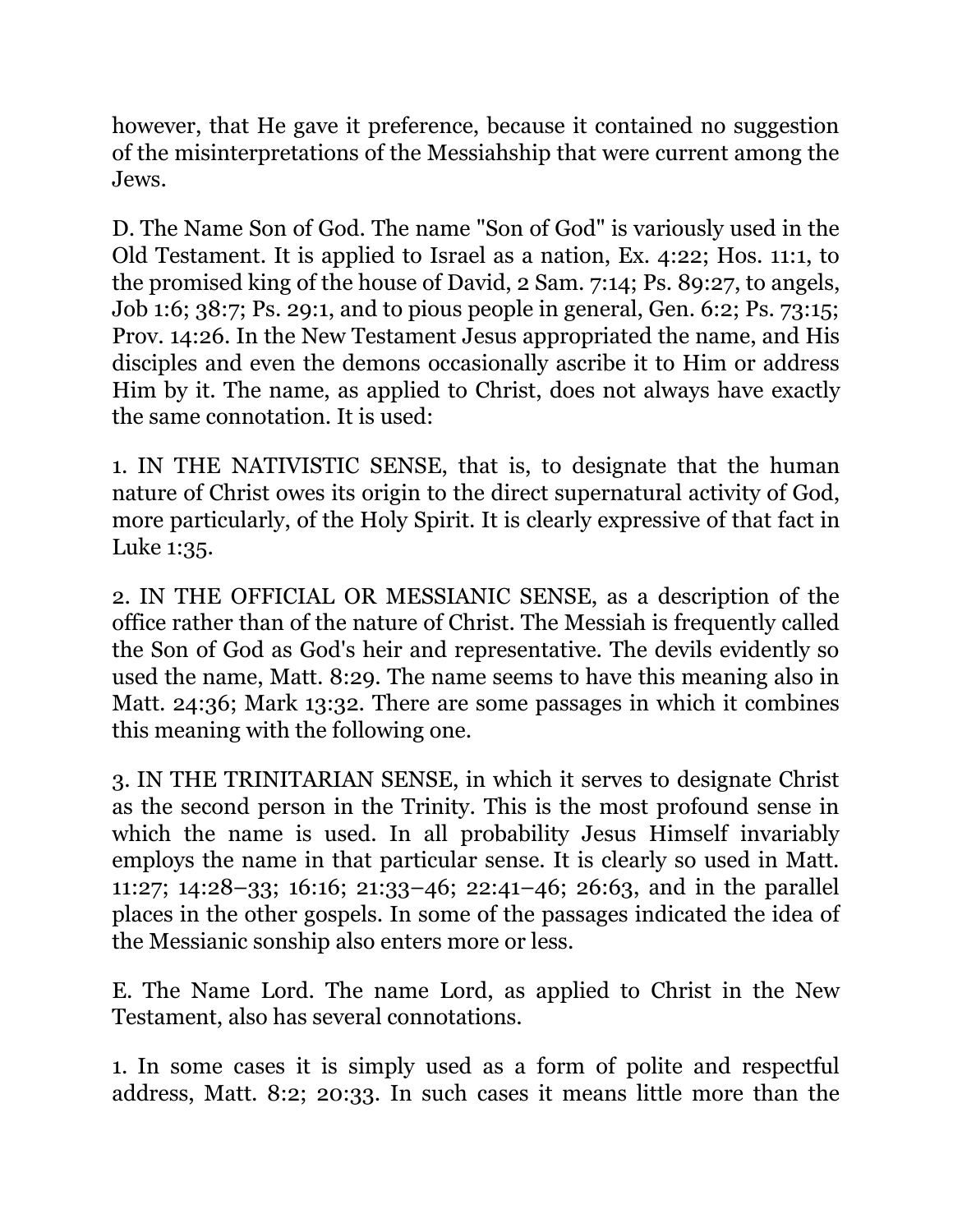however, that He gave it preference, because it contained no suggestion of the misinterpretations of the Messiahship that were current among the Jews.

D. The Name Son of God. The name "Son of God" is variously used in the Old Testament. It is applied to Israel as a nation, Ex. 4:22; Hos. 11:1, to the promised king of the house of David, 2 Sam. 7:14; Ps. 89:27, to angels, Job 1:6; 38:7; Ps. 29:1, and to pious people in general, Gen. 6:2; Ps. 73:15; Prov. 14:26. In the New Testament Jesus appropriated the name, and His disciples and even the demons occasionally ascribe it to Him or address Him by it. The name, as applied to Christ, does not always have exactly the same connotation. It is used:

1. IN THE NATIVISTIC SENSE, that is, to designate that the human nature of Christ owes its origin to the direct supernatural activity of God, more particularly, of the Holy Spirit. It is clearly expressive of that fact in Luke 1:35.

2. IN THE OFFICIAL OR MESSIANIC SENSE, as a description of the office rather than of the nature of Christ. The Messiah is frequently called the Son of God as God's heir and representative. The devils evidently so used the name, Matt. 8:29. The name seems to have this meaning also in Matt. 24:36; Mark 13:32. There are some passages in which it combines this meaning with the following one.

3. IN THE TRINITARIAN SENSE, in which it serves to designate Christ as the second person in the Trinity. This is the most profound sense in which the name is used. In all probability Jesus Himself invariably employs the name in that particular sense. It is clearly so used in Matt. 11:27; 14:28–33; 16:16; 21:33–46; 22:41–46; 26:63, and in the parallel places in the other gospels. In some of the passages indicated the idea of the Messianic sonship also enters more or less.

E. The Name Lord. The name Lord, as applied to Christ in the New Testament, also has several connotations.

1. In some cases it is simply used as a form of polite and respectful address, Matt. 8:2; 20:33. In such cases it means little more than the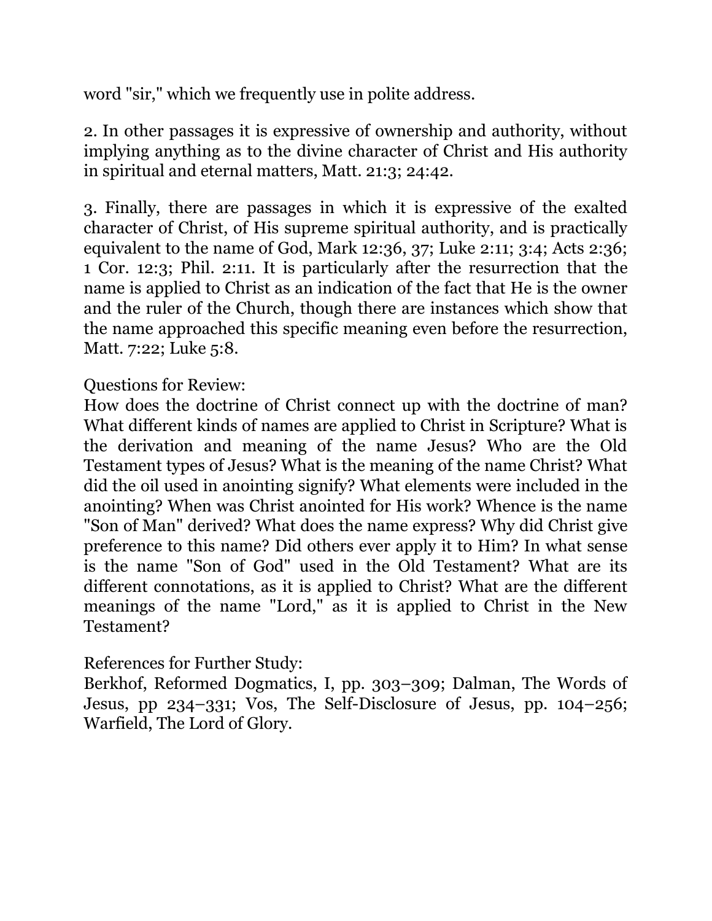word "sir," which we frequently use in polite address.

2. In other passages it is expressive of ownership and authority, without implying anything as to the divine character of Christ and His authority in spiritual and eternal matters, Matt. 21:3; 24:42.

3. Finally, there are passages in which it is expressive of the exalted character of Christ, of His supreme spiritual authority, and is practically equivalent to the name of God, Mark 12:36, 37; Luke 2:11; 3:4; Acts 2:36; 1 Cor. 12:3; Phil. 2:11. It is particularly after the resurrection that the name is applied to Christ as an indication of the fact that He is the owner and the ruler of the Church, though there are instances which show that the name approached this specific meaning even before the resurrection, Matt. 7:22; Luke 5:8.

Questions for Review:
How does the doctrine of Christ connect up with the doctrine of man? What different kinds of names are applied to Christ in Scripture? What is the derivation and meaning of the name Jesus? Who are the Old Testament types of Jesus? What is the meaning of the name Christ? What did the oil used in anointing signify? What elements were included in the anointing? When was Christ anointed for His work? Whence is the name "Son of Man" derived? What does the name express? Why did Christ give preference to this name? Did others ever apply it to Him? In what sense is the name "Son of God" used in the Old Testament? What are its different connotations, as it is applied to Christ? What are the different meanings of the name "Lord," as it is applied to Christ in the New Testament?

References for Further Study:
Berkhof, Reformed Dogmatics, I, pp. 303–309; Dalman, The Words of Jesus, pp 234–331; Vos, The Self-Disclosure of Jesus, pp. 104–256; Warfield, The Lord of Glory.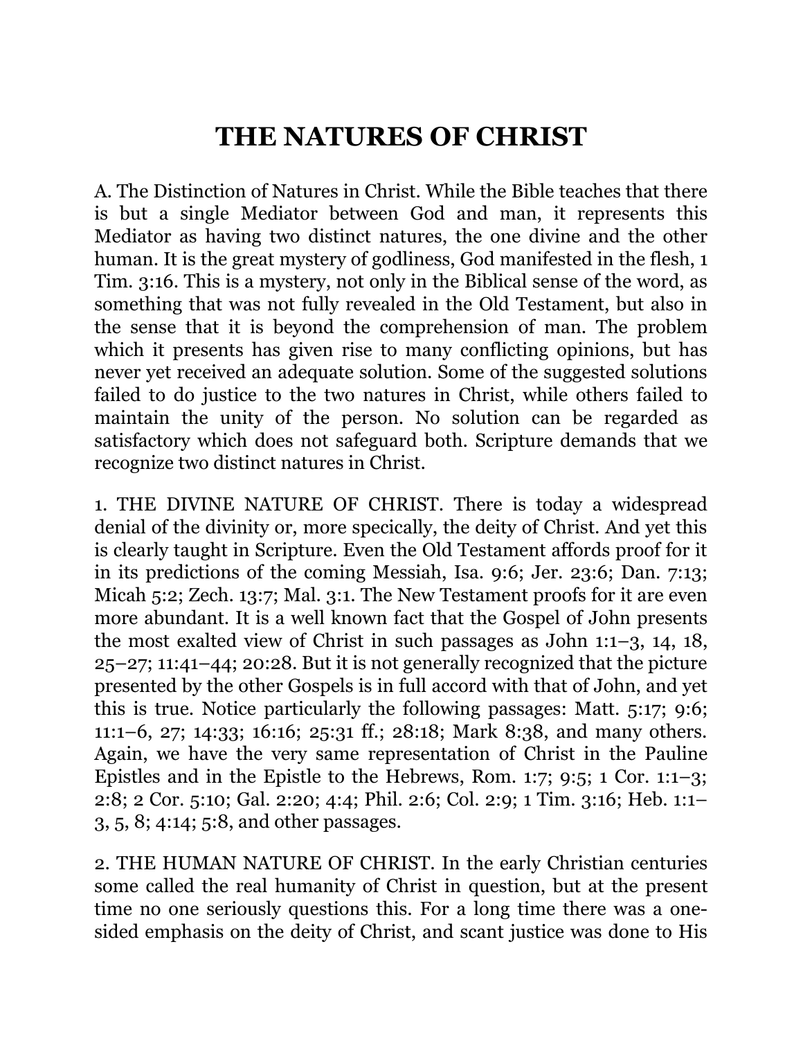# THE NATURES OF CHRIST

A. The Distinction of Natures in Christ. While the Bible teaches that there is but a single Mediator between God and man, it represents this Mediator as having two distinct natures, the one divine and the other human. It is the great mystery of godliness, God manifested in the flesh, 1 Tim. 3:16. This is a mystery, not only in the Biblical sense of the word, as something that was not fully revealed in the Old Testament, but also in the sense that it is beyond the comprehension of man. The problem which it presents has given rise to many conflicting opinions, but has never yet received an adequate solution. Some of the suggested solutions failed to do justice to the two natures in Christ, while others failed to maintain the unity of the person. No solution can be regarded as satisfactory which does not safeguard both. Scripture demands that we recognize two distinct natures in Christ.

1. THE DIVINE NATURE OF CHRIST. There is today a widespread denial of the divinity or, more specically, the deity of Christ. And yet this is clearly taught in Scripture. Even the Old Testament affords proof for it in its predictions of the coming Messiah, Isa. 9:6; Jer. 23:6; Dan. 7:13; Micah 5:2; Zech. 13:7; Mal. 3:1. The New Testament proofs for it are even more abundant. It is a well known fact that the Gospel of John presents the most exalted view of Christ in such passages as John 1:1–3, 14, 18, 25–27; 11:41–44; 20:28. But it is not generally recognized that the picture presented by the other Gospels is in full accord with that of John, and yet this is true. Notice particularly the following passages: Matt. 5:17; 9:6; 11:1–6, 27; 14:33; 16:16; 25:31 ff.; 28:18; Mark 8:38, and many others. Again, we have the very same representation of Christ in the Pauline Epistles and in the Epistle to the Hebrews, Rom. 1:7; 9:5; 1 Cor. 1:1–3; 2:8; 2 Cor. 5:10; Gal. 2:20; 4:4; Phil. 2:6; Col. 2:9; 1 Tim. 3:16; Heb. 1:1–3, 5, 8; 4:14; 5:8, and other passages.

2. THE HUMAN NATURE OF CHRIST. In the early Christian centuries some called the real humanity of Christ in question, but at the present time no one seriously questions this. For a long time there was a one-sided emphasis on the deity of Christ, and scant justice was done to His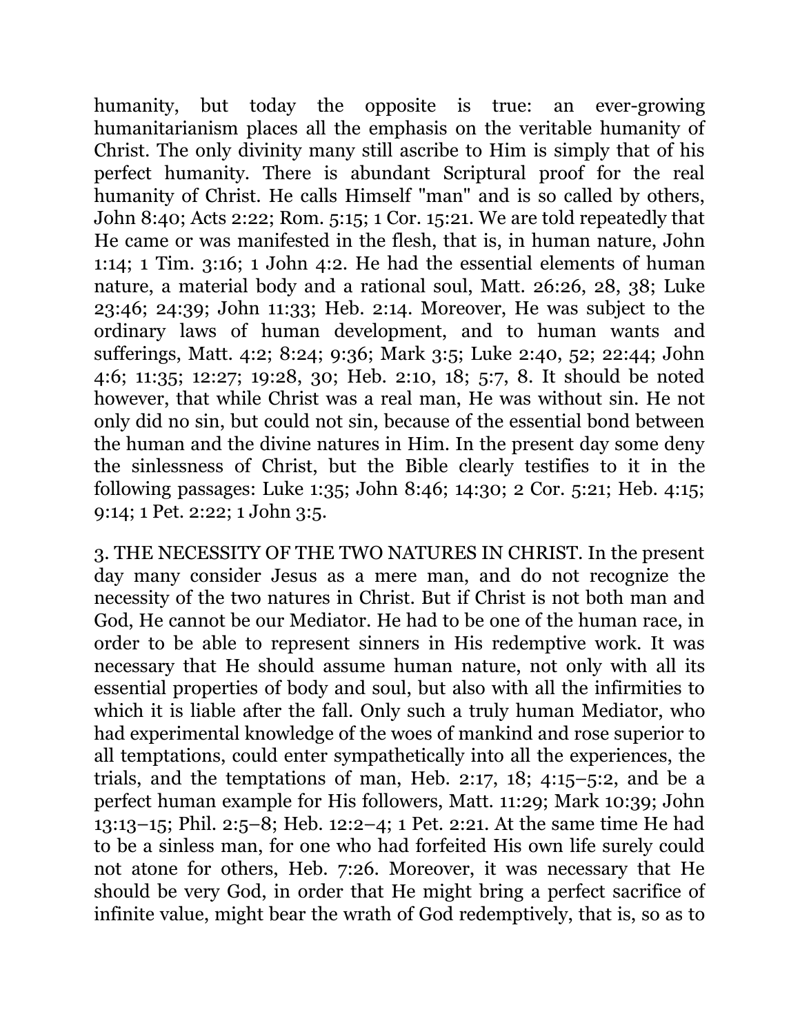humanity, but today the opposite is true: an ever-growing humanitarianism places all the emphasis on the veritable humanity of Christ. The only divinity many still ascribe to Him is simply that of his perfect humanity. There is abundant Scriptural proof for the real humanity of Christ. He calls Himself "man" and is so called by others, John 8:40; Acts 2:22; Rom. 5:15; 1 Cor. 15:21. We are told repeatedly that He came or was manifested in the flesh, that is, in human nature, John 1:14; 1 Tim. 3:16; 1 John 4:2. He had the essential elements of human nature, a material body and a rational soul, Matt. 26:26, 28, 38; Luke 23:46; 24:39; John 11:33; Heb. 2:14. Moreover, He was subject to the ordinary laws of human development, and to human wants and sufferings, Matt. 4:2; 8:24; 9:36; Mark 3:5; Luke 2:40, 52; 22:44; John 4:6; 11:35; 12:27; 19:28, 30; Heb. 2:10, 18; 5:7, 8. It should be noted however, that while Christ was a real man, He was without sin. He not only did no sin, but could not sin, because of the essential bond between the human and the divine natures in Him. In the present day some deny the sinlessness of Christ, but the Bible clearly testifies to it in the following passages: Luke 1:35; John 8:46; 14:30; 2 Cor. 5:21; Heb. 4:15; 9:14; 1 Pet. 2:22; 1 John 3:5.

3. THE NECESSITY OF THE TWO NATURES IN CHRIST. In the present day many consider Jesus as a mere man, and do not recognize the necessity of the two natures in Christ. But if Christ is not both man and God, He cannot be our Mediator. He had to be one of the human race, in order to be able to represent sinners in His redemptive work. It was necessary that He should assume human nature, not only with all its essential properties of body and soul, but also with all the infirmities to which it is liable after the fall. Only such a truly human Mediator, who had experimental knowledge of the woes of mankind and rose superior to all temptations, could enter sympathetically into all the experiences, the trials, and the temptations of man, Heb. 2:17, 18; 4:15–5:2, and be a perfect human example for His followers, Matt. 11:29; Mark 10:39; John 13:13–15; Phil. 2:5–8; Heb. 12:2–4; 1 Pet. 2:21. At the same time He had to be a sinless man, for one who had forfeited His own life surely could not atone for others, Heb. 7:26. Moreover, it was necessary that He should be very God, in order that He might bring a perfect sacrifice of infinite value, might bear the wrath of God redemptively, that is, so as to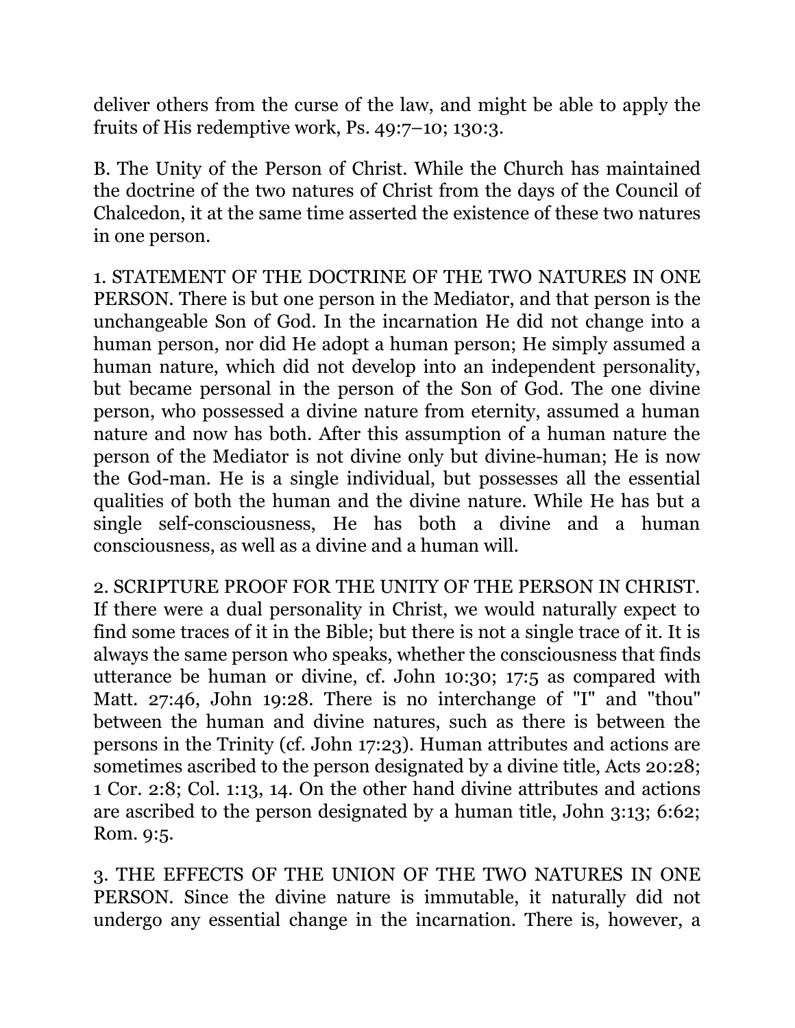deliver others from the curse of the law, and might be able to apply the fruits of His redemptive work, Ps. 49:7–10; 130:3.

B. The Unity of the Person of Christ. While the Church has maintained the doctrine of the two natures of Christ from the days of the Council of Chalcedon, it at the same time asserted the existence of these two natures in one person.

1. STATEMENT OF THE DOCTRINE OF THE TWO NATURES IN ONE PERSON. There is but one person in the Mediator, and that person is the unchangeable Son of God. In the incarnation He did not change into a human person, nor did He adopt a human person; He simply assumed a human nature, which did not develop into an independent personality, but became personal in the person of the Son of God. The one divine person, who possessed a divine nature from eternity, assumed a human nature and now has both. After this assumption of a human nature the person of the Mediator is not divine only but divine-human; He is now the God-man. He is a single individual, but possesses all the essential qualities of both the human and the divine nature. While He has but a single self-consciousness, He has both a divine and a human consciousness, as well as a divine and a human will.

2. SCRIPTURE PROOF FOR THE UNITY OF THE PERSON IN CHRIST. If there were a dual personality in Christ, we would naturally expect to find some traces of it in the Bible; but there is not a single trace of it. It is always the same person who speaks, whether the consciousness that finds utterance be human or divine, cf. John 10:30; 17:5 as compared with Matt. 27:46, John 19:28. There is no interchange of "I" and "thou" between the human and divine natures, such as there is between the persons in the Trinity (cf. John 17:23). Human attributes and actions are sometimes ascribed to the person designated by a divine title, Acts 20:28; 1 Cor. 2:8; Col. 1:13, 14. On the other hand divine attributes and actions are ascribed to the person designated by a human title, John 3:13; 6:62; Rom. 9:5.

3. THE EFFECTS OF THE UNION OF THE TWO NATURES IN ONE PERSON. Since the divine nature is immutable, it naturally did not undergo any essential change in the incarnation. There is, however, a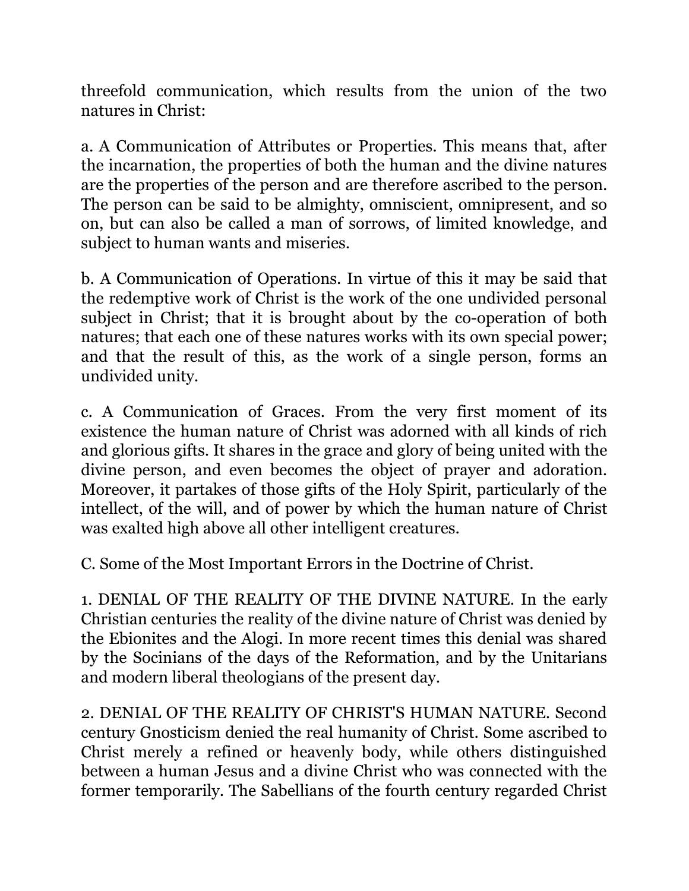threefold communication, which results from the union of the two natures in Christ:

a. A Communication of Attributes or Properties. This means that, after the incarnation, the properties of both the human and the divine natures are the properties of the person and are therefore ascribed to the person. The person can be said to be almighty, omniscient, omnipresent, and so on, but can also be called a man of sorrows, of limited knowledge, and subject to human wants and miseries.

b. A Communication of Operations. In virtue of this it may be said that the redemptive work of Christ is the work of the one undivided personal subject in Christ; that it is brought about by the co-operation of both natures; that each one of these natures works with its own special power; and that the result of this, as the work of a single person, forms an undivided unity.

c. A Communication of Graces. From the very first moment of its existence the human nature of Christ was adorned with all kinds of rich and glorious gifts. It shares in the grace and glory of being united with the divine person, and even becomes the object of prayer and adoration. Moreover, it partakes of those gifts of the Holy Spirit, particularly of the intellect, of the will, and of power by which the human nature of Christ was exalted high above all other intelligent creatures.

## C. Some of the Most Important Errors in the Doctrine of Christ.

1. DENIAL OF THE REALITY OF THE DIVINE NATURE. In the early Christian centuries the reality of the divine nature of Christ was denied by the Ebionites and the Alogi. In more recent times this denial was shared by the Socinians of the days of the Reformation, and by the Unitarians and modern liberal theologians of the present day.

2. DENIAL OF THE REALITY OF CHRIST'S HUMAN NATURE. Second century Gnosticism denied the real humanity of Christ. Some ascribed to Christ merely a refined or heavenly body, while others distinguished between a human Jesus and a divine Christ who was connected with the former temporarily. The Sabellians of the fourth century regarded Christ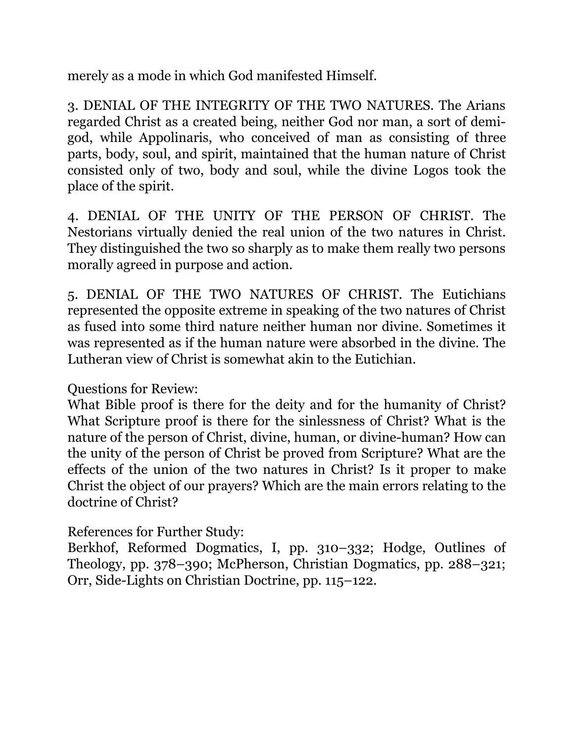merely as a mode in which God manifested Himself.

3. DENIAL OF THE INTEGRITY OF THE TWO NATURES. The Arians regarded Christ as a created being, neither God nor man, a sort of demi-god, while Appolinaris, who conceived of man as consisting of three parts, body, soul, and spirit, maintained that the human nature of Christ consisted only of two, body and soul, while the divine Logos took the place of the spirit.

4. DENIAL OF THE UNITY OF THE PERSON OF CHRIST. The Nestorians virtually denied the real union of the two natures in Christ. They distinguished the two so sharply as to make them really two persons morally agreed in purpose and action.

5. DENIAL OF THE TWO NATURES OF CHRIST. The Eutichians represented the opposite extreme in speaking of the two natures of Christ as fused into some third nature neither human nor divine. Sometimes it was represented as if the human nature were absorbed in the divine. The Lutheran view of Christ is somewhat akin to the Eutichian.

Questions for Review:
What Bible proof is there for the deity and for the humanity of Christ? What Scripture proof is there for the sinlessness of Christ? What is the nature of the person of Christ, divine, human, or divine-human? How can the unity of the person of Christ be proved from Scripture? What are the effects of the union of the two natures in Christ? Is it proper to make Christ the object of our prayers? Which are the main errors relating to the doctrine of Christ?

References for Further Study:
Berkhof, Reformed Dogmatics, I, pp. 310–332; Hodge, Outlines of Theology, pp. 378–390; McPherson, Christian Dogmatics, pp. 288–321; Orr, Side-Lights on Christian Doctrine, pp. 115–122.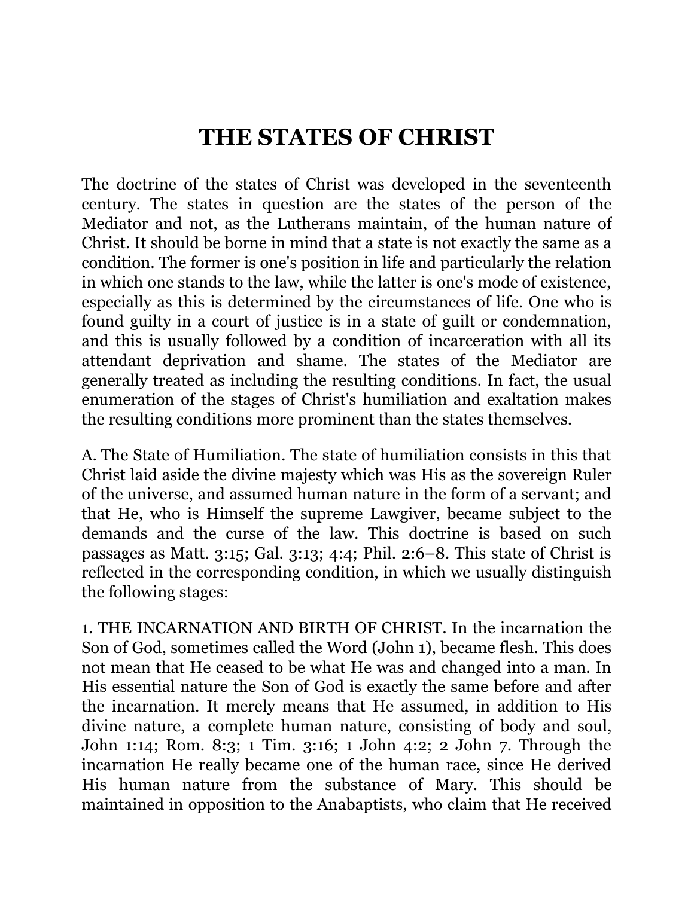# THE STATES OF CHRIST

The doctrine of the states of Christ was developed in the seventeenth century. The states in question are the states of the person of the Mediator and not, as the Lutherans maintain, of the human nature of Christ. It should be borne in mind that a state is not exactly the same as a condition. The former is one's position in life and particularly the relation in which one stands to the law, while the latter is one's mode of existence, especially as this is determined by the circumstances of life. One who is found guilty in a court of justice is in a state of guilt or condemnation, and this is usually followed by a condition of incarceration with all its attendant deprivation and shame. The states of the Mediator are generally treated as including the resulting conditions. In fact, the usual enumeration of the stages of Christ's humiliation and exaltation makes the resulting conditions more prominent than the states themselves.

A. The State of Humiliation. The state of humiliation consists in this that Christ laid aside the divine majesty which was His as the sovereign Ruler of the universe, and assumed human nature in the form of a servant; and that He, who is Himself the supreme Lawgiver, became subject to the demands and the curse of the law. This doctrine is based on such passages as Matt. 3:15; Gal. 3:13; 4:4; Phil. 2:6–8. This state of Christ is reflected in the corresponding condition, in which we usually distinguish the following stages:

1. THE INCARNATION AND BIRTH OF CHRIST. In the incarnation the Son of God, sometimes called the Word (John 1), became flesh. This does not mean that He ceased to be what He was and changed into a man. In His essential nature the Son of God is exactly the same before and after the incarnation. It merely means that He assumed, in addition to His divine nature, a complete human nature, consisting of body and soul, John 1:14; Rom. 8:3; 1 Tim. 3:16; 1 John 4:2; 2 John 7. Through the incarnation He really became one of the human race, since He derived His human nature from the substance of Mary. This should be maintained in opposition to the Anabaptists, who claim that He received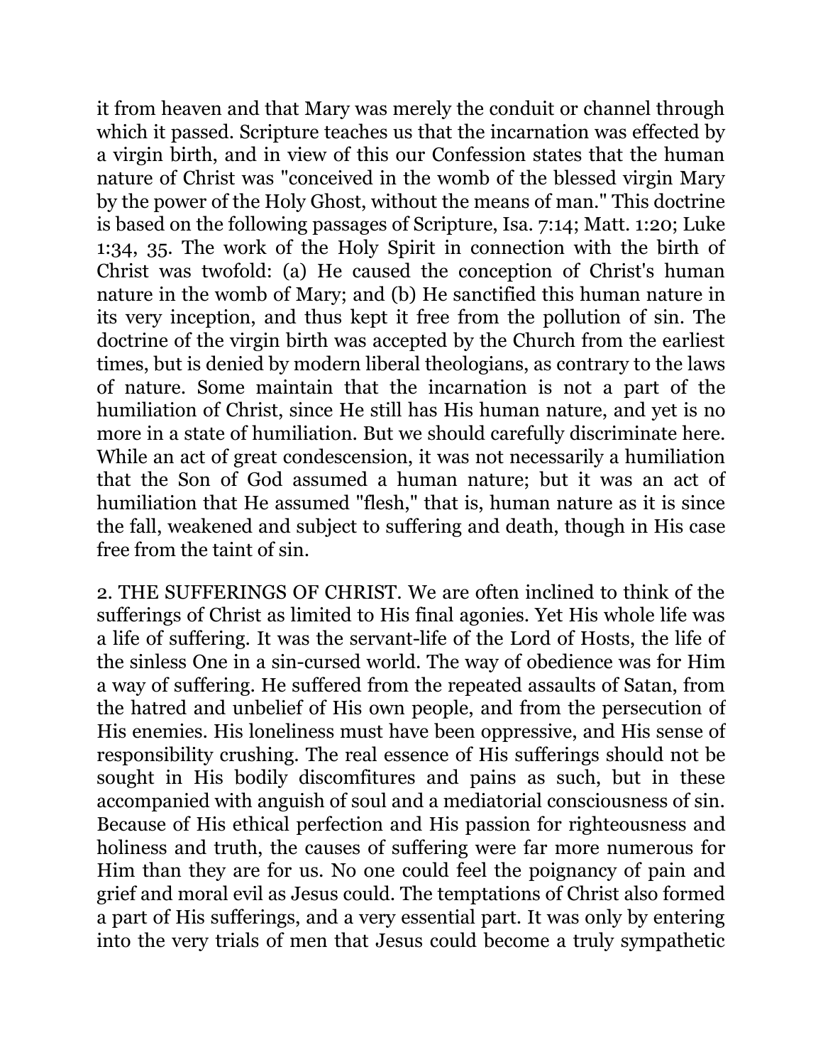it from heaven and that Mary was merely the conduit or channel through which it passed. Scripture teaches us that the incarnation was effected by a virgin birth, and in view of this our Confession states that the human nature of Christ was "conceived in the womb of the blessed virgin Mary by the power of the Holy Ghost, without the means of man." This doctrine is based on the following passages of Scripture, Isa. 7:14; Matt. 1:20; Luke 1:34, 35. The work of the Holy Spirit in connection with the birth of Christ was twofold: (a) He caused the conception of Christ's human nature in the womb of Mary; and (b) He sanctified this human nature in its very inception, and thus kept it free from the pollution of sin. The doctrine of the virgin birth was accepted by the Church from the earliest times, but is denied by modern liberal theologians, as contrary to the laws of nature. Some maintain that the incarnation is not a part of the humiliation of Christ, since He still has His human nature, and yet is no more in a state of humiliation. But we should carefully discriminate here. While an act of great condescension, it was not necessarily a humiliation that the Son of God assumed a human nature; but it was an act of humiliation that He assumed "flesh," that is, human nature as it is since the fall, weakened and subject to suffering and death, though in His case free from the taint of sin.

2. THE SUFFERINGS OF CHRIST. We are often inclined to think of the sufferings of Christ as limited to His final agonies. Yet His whole life was a life of suffering. It was the servant-life of the Lord of Hosts, the life of the sinless One in a sin-cursed world. The way of obedience was for Him a way of suffering. He suffered from the repeated assaults of Satan, from the hatred and unbelief of His own people, and from the persecution of His enemies. His loneliness must have been oppressive, and His sense of responsibility crushing. The real essence of His sufferings should not be sought in His bodily discomfitures and pains as such, but in these accompanied with anguish of soul and a mediatorial consciousness of sin. Because of His ethical perfection and His passion for righteousness and holiness and truth, the causes of suffering were far more numerous for Him than they are for us. No one could feel the poignancy of pain and grief and moral evil as Jesus could. The temptations of Christ also formed a part of His sufferings, and a very essential part. It was only by entering into the very trials of men that Jesus could become a truly sympathetic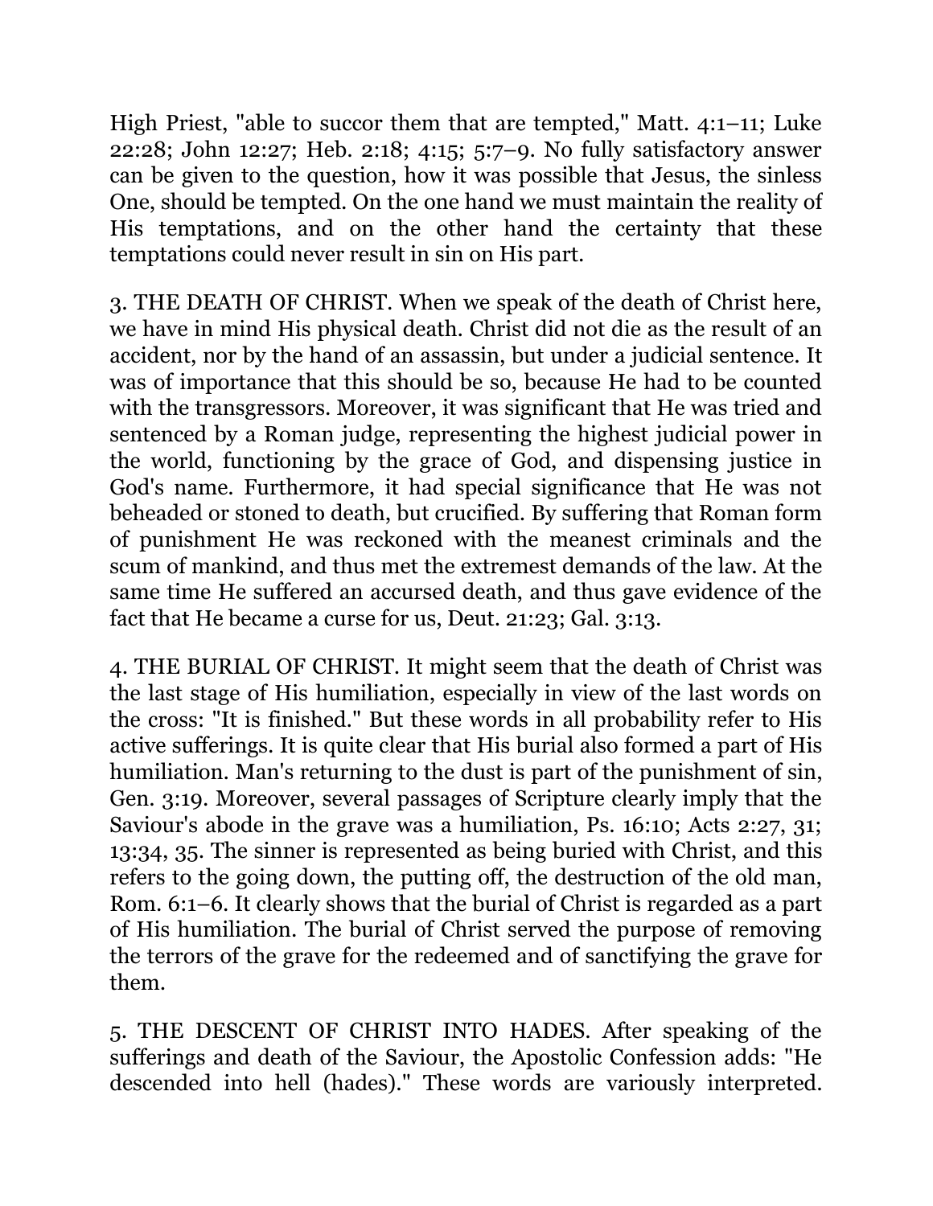High Priest, "able to succor them that are tempted," Matt. 4:1–11; Luke 22:28; John 12:27; Heb. 2:18; 4:15; 5:7–9. No fully satisfactory answer can be given to the question, how it was possible that Jesus, the sinless One, should be tempted. On the one hand we must maintain the reality of His temptations, and on the other hand the certainty that these temptations could never result in sin on His part.

3. THE DEATH OF CHRIST. When we speak of the death of Christ here, we have in mind His physical death. Christ did not die as the result of an accident, nor by the hand of an assassin, but under a judicial sentence. It was of importance that this should be so, because He had to be counted with the transgressors. Moreover, it was significant that He was tried and sentenced by a Roman judge, representing the highest judicial power in the world, functioning by the grace of God, and dispensing justice in God's name. Furthermore, it had special significance that He was not beheaded or stoned to death, but crucified. By suffering that Roman form of punishment He was reckoned with the meanest criminals and the scum of mankind, and thus met the extremest demands of the law. At the same time He suffered an accursed death, and thus gave evidence of the fact that He became a curse for us, Deut. 21:23; Gal. 3:13.

4. THE BURIAL OF CHRIST. It might seem that the death of Christ was the last stage of His humiliation, especially in view of the last words on the cross: "It is finished." But these words in all probability refer to His active sufferings. It is quite clear that His burial also formed a part of His humiliation. Man's returning to the dust is part of the punishment of sin, Gen. 3:19. Moreover, several passages of Scripture clearly imply that the Saviour's abode in the grave was a humiliation, Ps. 16:10; Acts 2:27, 31; 13:34, 35. The sinner is represented as being buried with Christ, and this refers to the going down, the putting off, the destruction of the old man, Rom. 6:1–6. It clearly shows that the burial of Christ is regarded as a part of His humiliation. The burial of Christ served the purpose of removing the terrors of the grave for the redeemed and of sanctifying the grave for them.

5. THE DESCENT OF CHRIST INTO HADES. After speaking of the sufferings and death of the Saviour, the Apostolic Confession adds: "He descended into hell (hades)." These words are variously interpreted.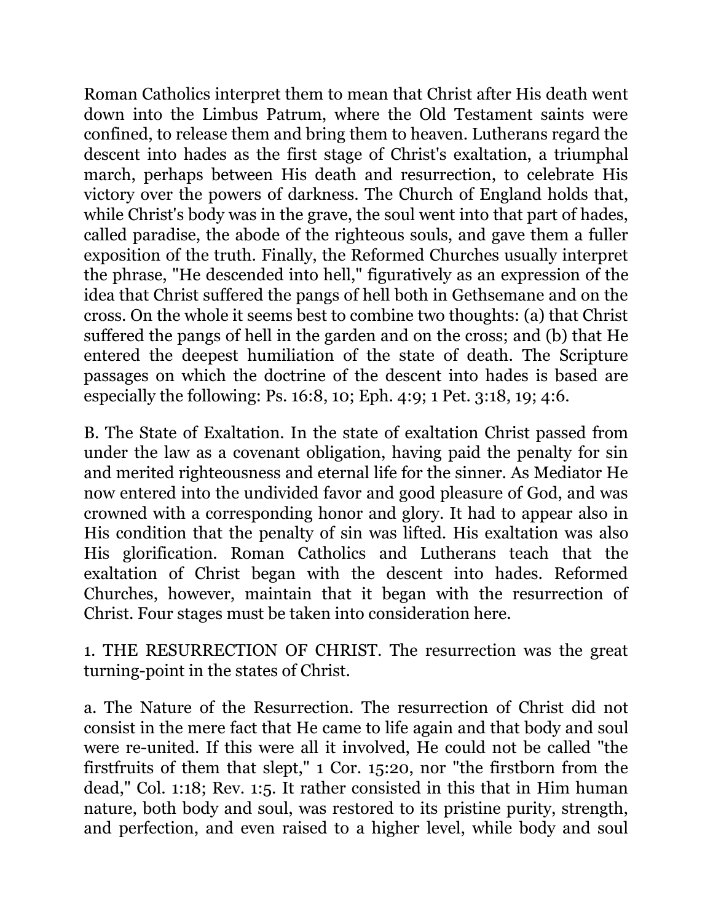Roman Catholics interpret them to mean that Christ after His death went down into the Limbus Patrum, where the Old Testament saints were confined, to release them and bring them to heaven. Lutherans regard the descent into hades as the first stage of Christ's exaltation, a triumphal march, perhaps between His death and resurrection, to celebrate His victory over the powers of darkness. The Church of England holds that, while Christ's body was in the grave, the soul went into that part of hades, called paradise, the abode of the righteous souls, and gave them a fuller exposition of the truth. Finally, the Reformed Churches usually interpret the phrase, "He descended into hell," figuratively as an expression of the idea that Christ suffered the pangs of hell both in Gethsemane and on the cross. On the whole it seems best to combine two thoughts: (a) that Christ suffered the pangs of hell in the garden and on the cross; and (b) that He entered the deepest humiliation of the state of death. The Scripture passages on which the doctrine of the descent into hades is based are especially the following: Ps. 16:8, 10; Eph. 4:9; 1 Pet. 3:18, 19; 4:6.

B. The State of Exaltation. In the state of exaltation Christ passed from under the law as a covenant obligation, having paid the penalty for sin and merited righteousness and eternal life for the sinner. As Mediator He now entered into the undivided favor and good pleasure of God, and was crowned with a corresponding honor and glory. It had to appear also in His condition that the penalty of sin was lifted. His exaltation was also His glorification. Roman Catholics and Lutherans teach that the exaltation of Christ began with the descent into hades. Reformed Churches, however, maintain that it began with the resurrection of Christ. Four stages must be taken into consideration here.

1. THE RESURRECTION OF CHRIST. The resurrection was the great turning-point in the states of Christ.

a. The Nature of the Resurrection. The resurrection of Christ did not consist in the mere fact that He came to life again and that body and soul were re-united. If this were all it involved, He could not be called "the firstfruits of them that slept," 1 Cor. 15:20, nor "the firstborn from the dead," Col. 1:18; Rev. 1:5. It rather consisted in this that in Him human nature, both body and soul, was restored to its pristine purity, strength, and perfection, and even raised to a higher level, while body and soul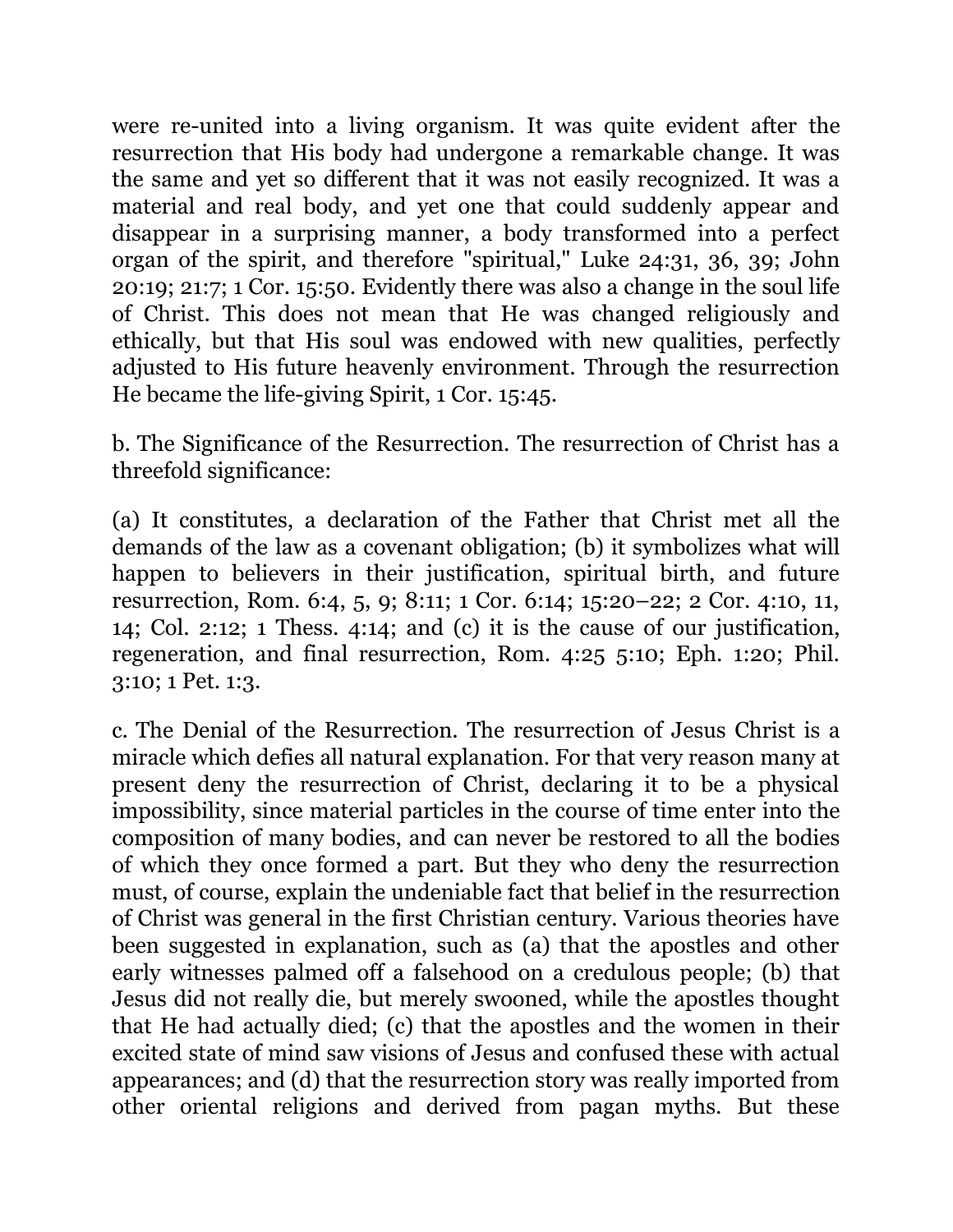were re-united into a living organism. It was quite evident after the resurrection that His body had undergone a remarkable change. It was the same and yet so different that it was not easily recognized. It was a material and real body, and yet one that could suddenly appear and disappear in a surprising manner, a body transformed into a perfect organ of the spirit, and therefore "spiritual," Luke 24:31, 36, 39; John 20:19; 21:7; 1 Cor. 15:50. Evidently there was also a change in the soul life of Christ. This does not mean that He was changed religiously and ethically, but that His soul was endowed with new qualities, perfectly adjusted to His future heavenly environment. Through the resurrection He became the life-giving Spirit, 1 Cor. 15:45.

b. The Significance of the Resurrection. The resurrection of Christ has a threefold significance:

(a) It constitutes, a declaration of the Father that Christ met all the demands of the law as a covenant obligation; (b) it symbolizes what will happen to believers in their justification, spiritual birth, and future resurrection, Rom. 6:4, 5, 9; 8:11; 1 Cor. 6:14; 15:20–22; 2 Cor. 4:10, 11, 14; Col. 2:12; 1 Thess. 4:14; and (c) it is the cause of our justification, regeneration, and final resurrection, Rom. 4:25 5:10; Eph. 1:20; Phil. 3:10; 1 Pet. 1:3.

c. The Denial of the Resurrection. The resurrection of Jesus Christ is a miracle which defies all natural explanation. For that very reason many at present deny the resurrection of Christ, declaring it to be a physical impossibility, since material particles in the course of time enter into the composition of many bodies, and can never be restored to all the bodies of which they once formed a part. But they who deny the resurrection must, of course, explain the undeniable fact that belief in the resurrection of Christ was general in the first Christian century. Various theories have been suggested in explanation, such as (a) that the apostles and other early witnesses palmed off a falsehood on a credulous people; (b) that Jesus did not really die, but merely swooned, while the apostles thought that He had actually died; (c) that the apostles and the women in their excited state of mind saw visions of Jesus and confused these with actual appearances; and (d) that the resurrection story was really imported from other oriental religions and derived from pagan myths. But these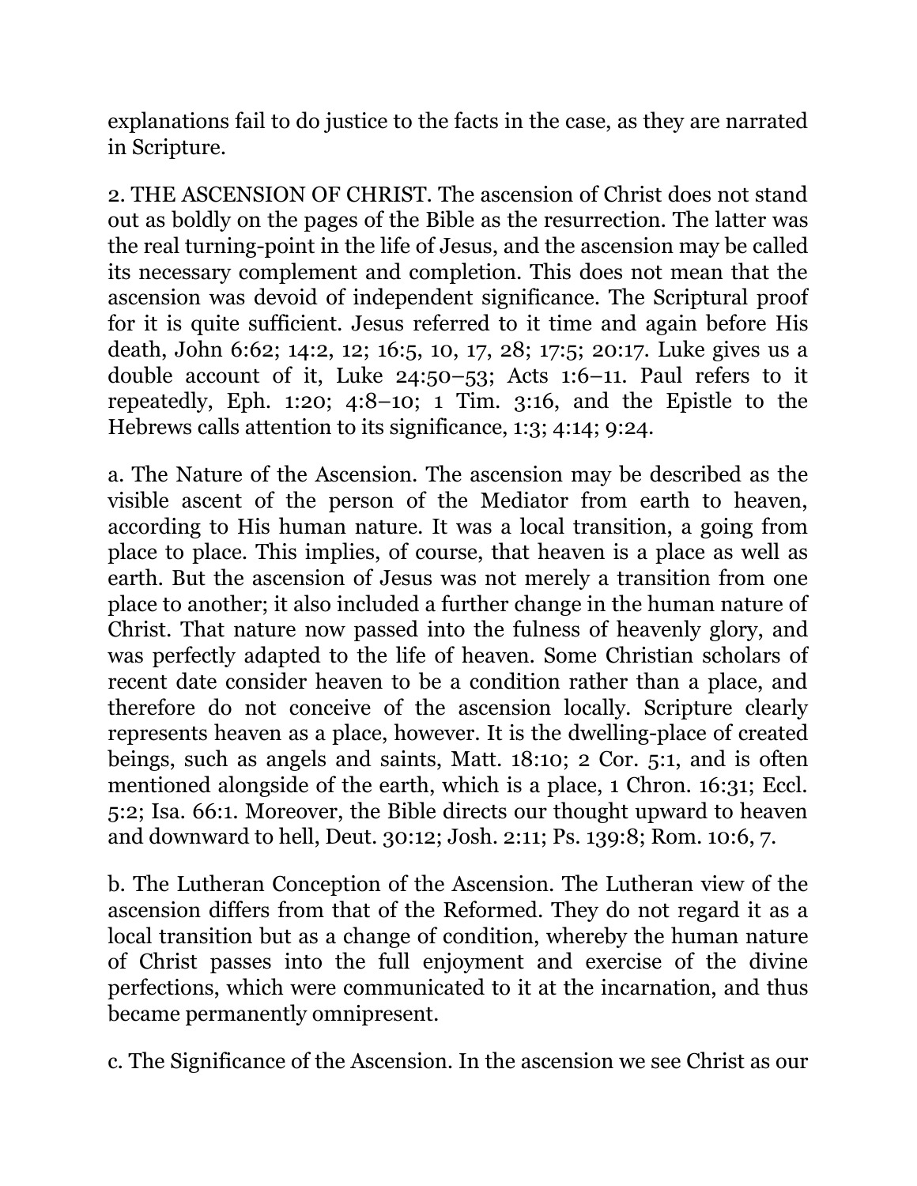explanations fail to do justice to the facts in the case, as they are narrated in Scripture.

2. THE ASCENSION OF CHRIST. The ascension of Christ does not stand out as boldly on the pages of the Bible as the resurrection. The latter was the real turning-point in the life of Jesus, and the ascension may be called its necessary complement and completion. This does not mean that the ascension was devoid of independent significance. The Scriptural proof for it is quite sufficient. Jesus referred to it time and again before His death, John 6:62; 14:2, 12; 16:5, 10, 17, 28; 17:5; 20:17. Luke gives us a double account of it, Luke 24:50–53; Acts 1:6–11. Paul refers to it repeatedly, Eph. 1:20; 4:8–10; 1 Tim. 3:16, and the Epistle to the Hebrews calls attention to its significance, 1:3; 4:14; 9:24.

a. The Nature of the Ascension. The ascension may be described as the visible ascent of the person of the Mediator from earth to heaven, according to His human nature. It was a local transition, a going from place to place. This implies, of course, that heaven is a place as well as earth. But the ascension of Jesus was not merely a transition from one place to another; it also included a further change in the human nature of Christ. That nature now passed into the fulness of heavenly glory, and was perfectly adapted to the life of heaven. Some Christian scholars of recent date consider heaven to be a condition rather than a place, and therefore do not conceive of the ascension locally. Scripture clearly represents heaven as a place, however. It is the dwelling-place of created beings, such as angels and saints, Matt. 18:10; 2 Cor. 5:1, and is often mentioned alongside of the earth, which is a place, 1 Chron. 16:31; Eccl. 5:2; Isa. 66:1. Moreover, the Bible directs our thought upward to heaven and downward to hell, Deut. 30:12; Josh. 2:11; Ps. 139:8; Rom. 10:6, 7.

b. The Lutheran Conception of the Ascension. The Lutheran view of the ascension differs from that of the Reformed. They do not regard it as a local transition but as a change of condition, whereby the human nature of Christ passes into the full enjoyment and exercise of the divine perfections, which were communicated to it at the incarnation, and thus became permanently omnipresent.

c. The Significance of the Ascension. In the ascension we see Christ as our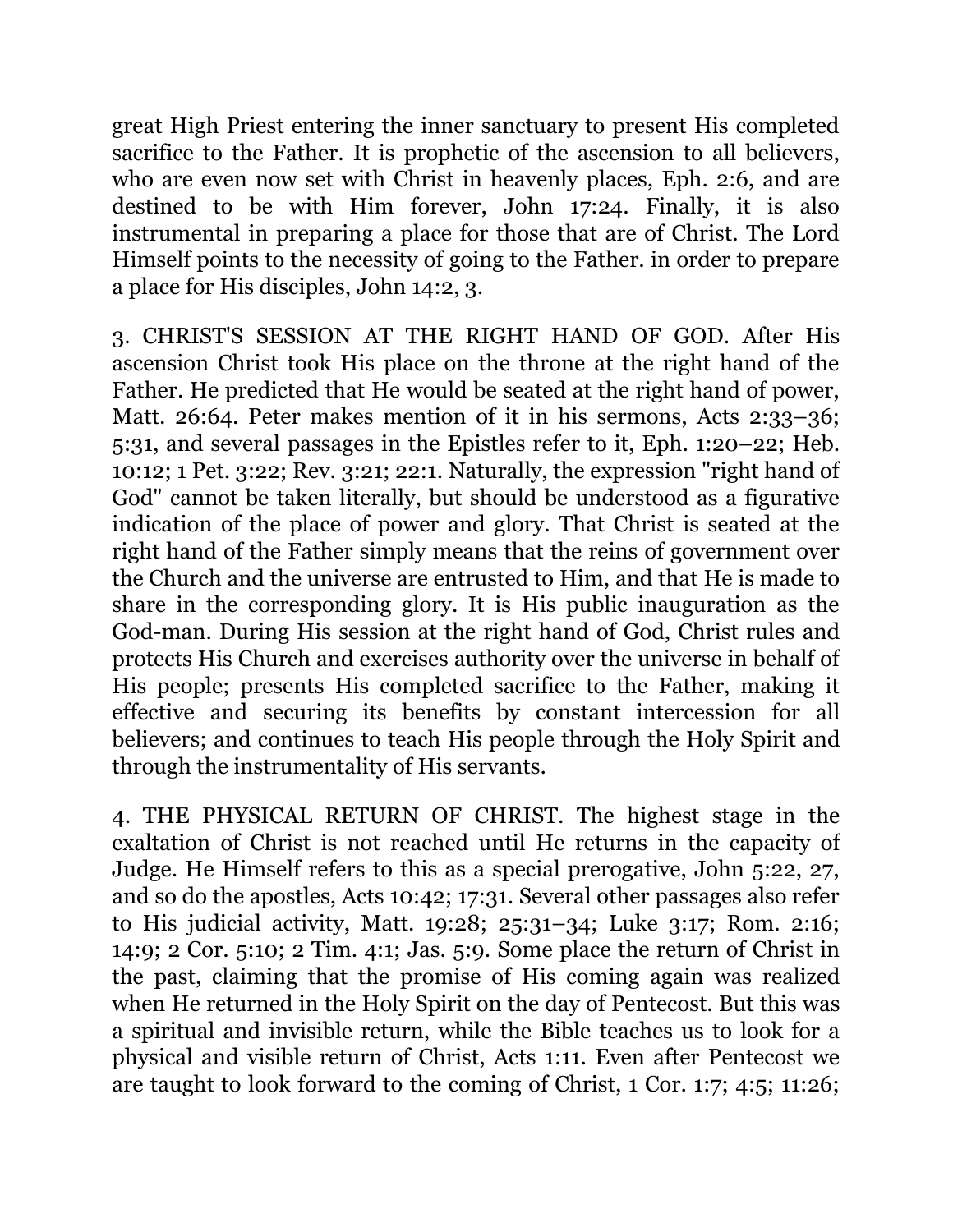great High Priest entering the inner sanctuary to present His completed sacrifice to the Father. It is prophetic of the ascension to all believers, who are even now set with Christ in heavenly places, Eph. 2:6, and are destined to be with Him forever, John 17:24. Finally, it is also instrumental in preparing a place for those that are of Christ. The Lord Himself points to the necessity of going to the Father. in order to prepare a place for His disciples, John 14:2, 3.

3. CHRIST'S SESSION AT THE RIGHT HAND OF GOD. After His ascension Christ took His place on the throne at the right hand of the Father. He predicted that He would be seated at the right hand of power, Matt. 26:64. Peter makes mention of it in his sermons, Acts 2:33–36; 5:31, and several passages in the Epistles refer to it, Eph. 1:20–22; Heb. 10:12; 1 Pet. 3:22; Rev. 3:21; 22:1. Naturally, the expression "right hand of God" cannot be taken literally, but should be understood as a figurative indication of the place of power and glory. That Christ is seated at the right hand of the Father simply means that the reins of government over the Church and the universe are entrusted to Him, and that He is made to share in the corresponding glory. It is His public inauguration as the God-man. During His session at the right hand of God, Christ rules and protects His Church and exercises authority over the universe in behalf of His people; presents His completed sacrifice to the Father, making it effective and securing its benefits by constant intercession for all believers; and continues to teach His people through the Holy Spirit and through the instrumentality of His servants.

4. THE PHYSICAL RETURN OF CHRIST. The highest stage in the exaltation of Christ is not reached until He returns in the capacity of Judge. He Himself refers to this as a special prerogative, John 5:22, 27, and so do the apostles, Acts 10:42; 17:31. Several other passages also refer to His judicial activity, Matt. 19:28; 25:31–34; Luke 3:17; Rom. 2:16; 14:9; 2 Cor. 5:10; 2 Tim. 4:1; Jas. 5:9. Some place the return of Christ in the past, claiming that the promise of His coming again was realized when He returned in the Holy Spirit on the day of Pentecost. But this was a spiritual and invisible return, while the Bible teaches us to look for a physical and visible return of Christ, Acts 1:11. Even after Pentecost we are taught to look forward to the coming of Christ, 1 Cor. 1:7; 4:5; 11:26;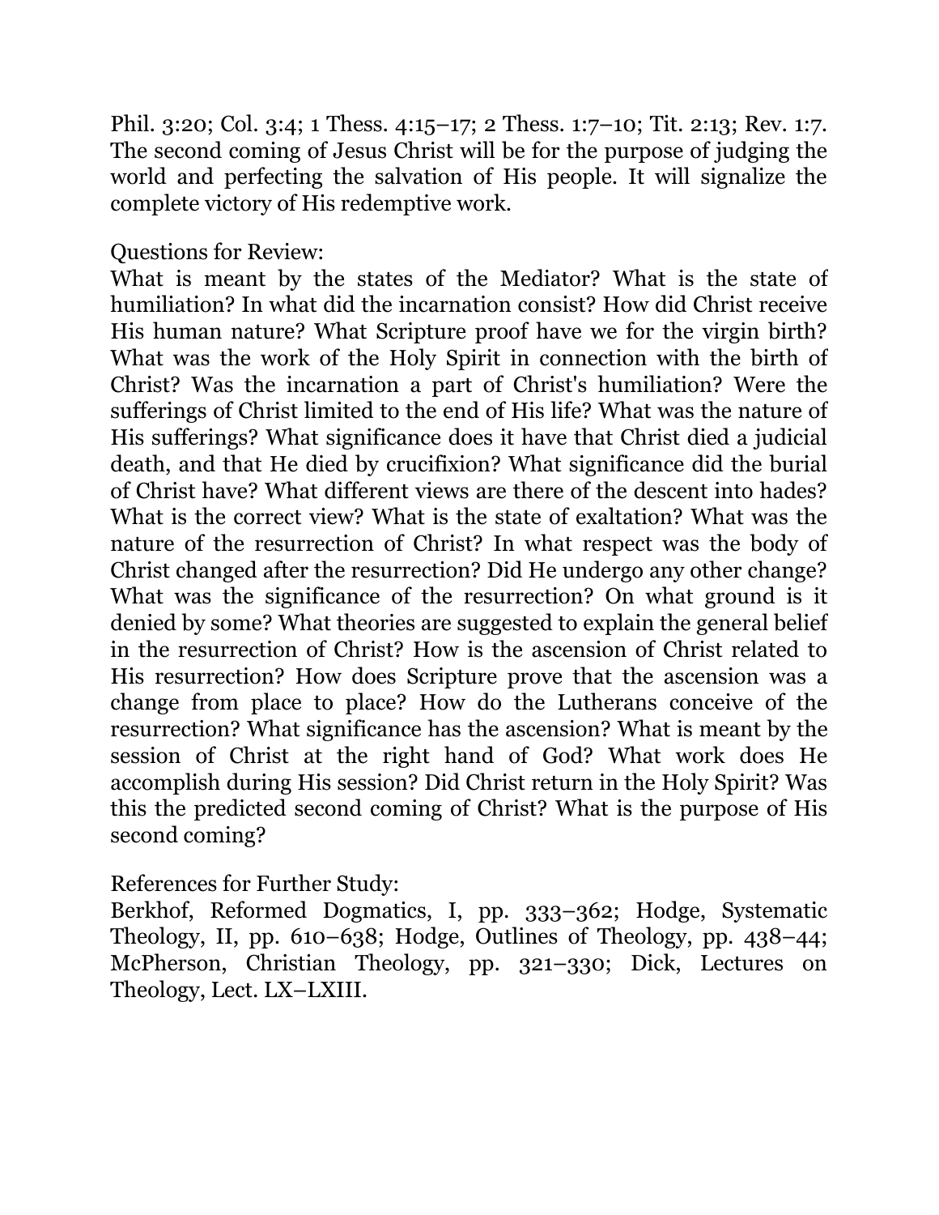Phil. 3:20; Col. 3:4; 1 Thess. 4:15–17; 2 Thess. 1:7–10; Tit. 2:13; Rev. 1:7. The second coming of Jesus Christ will be for the purpose of judging the world and perfecting the salvation of His people. It will signalize the complete victory of His redemptive work.

Questions for Review:
What is meant by the states of the Mediator? What is the state of humiliation? In what did the incarnation consist? How did Christ receive His human nature? What Scripture proof have we for the virgin birth? What was the work of the Holy Spirit in connection with the birth of Christ? Was the incarnation a part of Christ's humiliation? Were the sufferings of Christ limited to the end of His life? What was the nature of His sufferings? What significance does it have that Christ died a judicial death, and that He died by crucifixion? What significance did the burial of Christ have? What different views are there of the descent into hades? What is the correct view? What is the state of exaltation? What was the nature of the resurrection of Christ? In what respect was the body of Christ changed after the resurrection? Did He undergo any other change? What was the significance of the resurrection? On what ground is it denied by some? What theories are suggested to explain the general belief in the resurrection of Christ? How is the ascension of Christ related to His resurrection? How does Scripture prove that the ascension was a change from place to place? How do the Lutherans conceive of the resurrection? What significance has the ascension? What is meant by the session of Christ at the right hand of God? What work does He accomplish during His session? Did Christ return in the Holy Spirit? Was this the predicted second coming of Christ? What is the purpose of His second coming?

References for Further Study:
Berkhof, Reformed Dogmatics, I, pp. 333–362; Hodge, Systematic Theology, II, pp. 610–638; Hodge, Outlines of Theology, pp. 438–44; McPherson, Christian Theology, pp. 321–330; Dick, Lectures on Theology, Lect. LX–LXIII.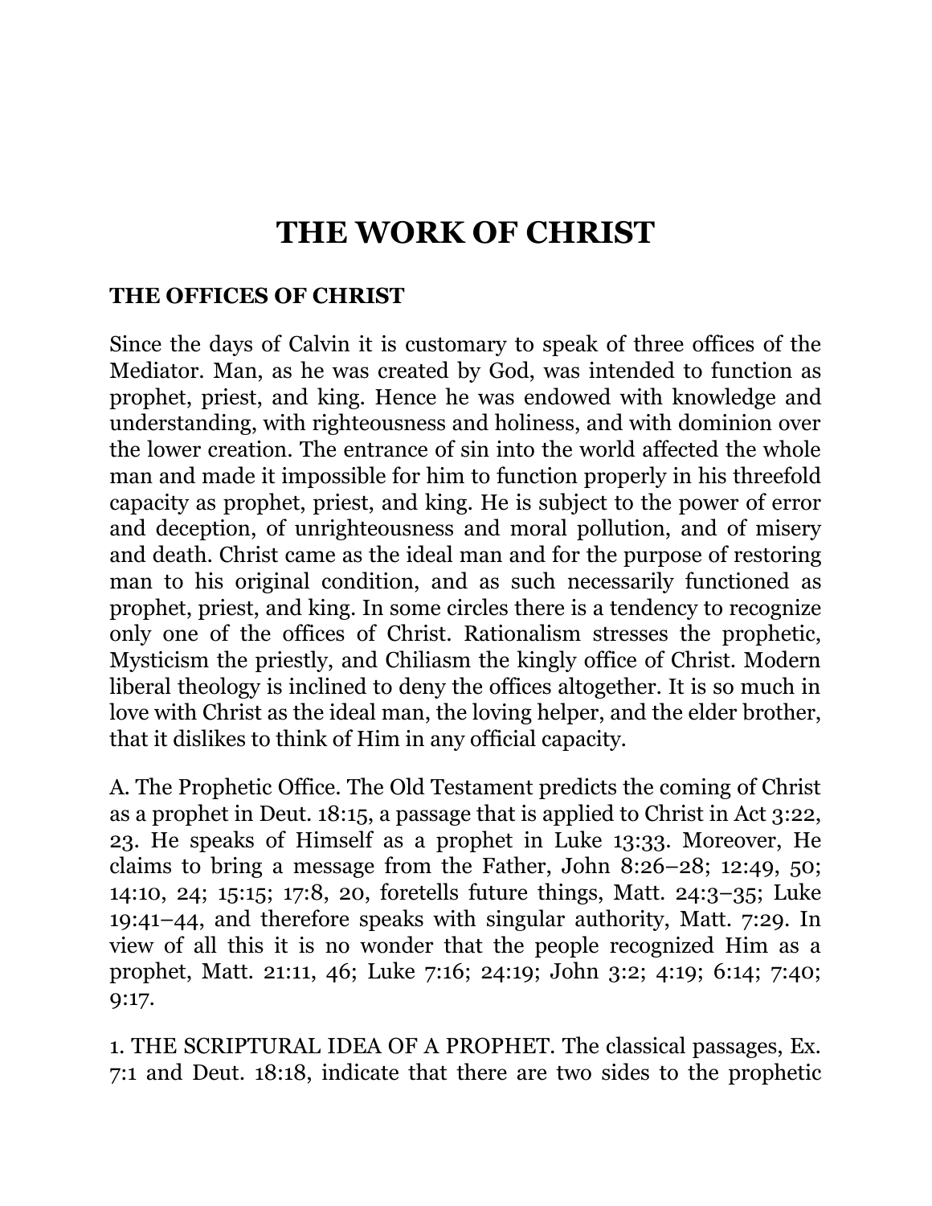# THE WORK OF CHRIST

## THE OFFICES OF CHRIST

Since the days of Calvin it is customary to speak of three offices of the Mediator. Man, as he was created by God, was intended to function as prophet, priest, and king. Hence he was endowed with knowledge and understanding, with righteousness and holiness, and with dominion over the lower creation. The entrance of sin into the world affected the whole man and made it impossible for him to function properly in his threefold capacity as prophet, priest, and king. He is subject to the power of error and deception, of unrighteousness and moral pollution, and of misery and death. Christ came as the ideal man and for the purpose of restoring man to his original condition, and as such necessarily functioned as prophet, priest, and king. In some circles there is a tendency to recognize only one of the offices of Christ. Rationalism stresses the prophetic, Mysticism the priestly, and Chiliasm the kingly office of Christ. Modern liberal theology is inclined to deny the offices altogether. It is so much in love with Christ as the ideal man, the loving helper, and the elder brother, that it dislikes to think of Him in any official capacity.

A. The Prophetic Office. The Old Testament predicts the coming of Christ as a prophet in Deut. 18:15, a passage that is applied to Christ in Act 3:22, 23. He speaks of Himself as a prophet in Luke 13:33. Moreover, He claims to bring a message from the Father, John 8:26–28; 12:49, 50; 14:10, 24; 15:15; 17:8, 20, foretells future things, Matt. 24:3–35; Luke 19:41–44, and therefore speaks with singular authority, Matt. 7:29. In view of all this it is no wonder that the people recognized Him as a prophet, Matt. 21:11, 46; Luke 7:16; 24:19; John 3:2; 4:19; 6:14; 7:40; 9:17.

1. THE SCRIPTURAL IDEA OF A PROPHET. The classical passages, Ex. 7:1 and Deut. 18:18, indicate that there are two sides to the prophetic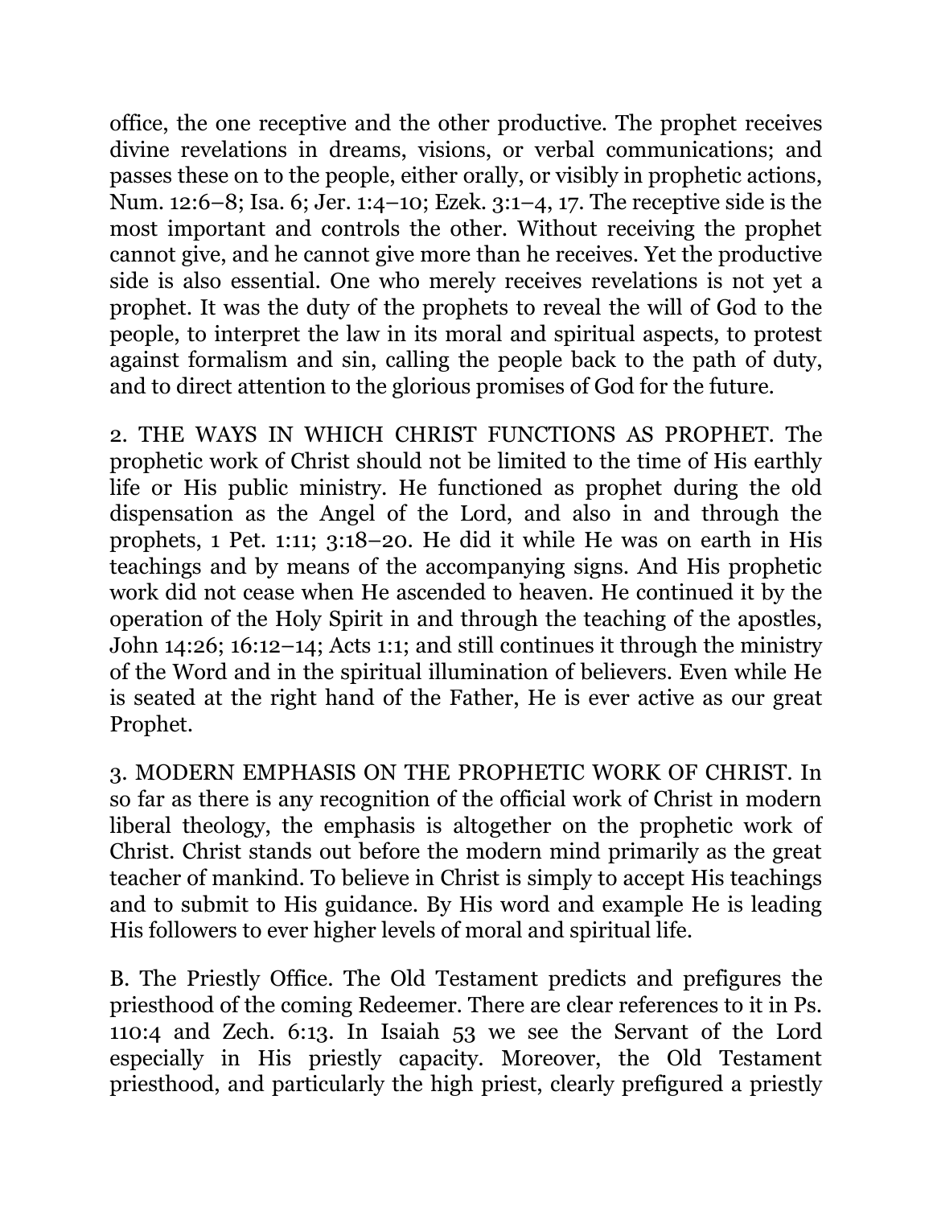office, the one receptive and the other productive. The prophet receives divine revelations in dreams, visions, or verbal communications; and passes these on to the people, either orally, or visibly in prophetic actions, Num. 12:6–8; Isa. 6; Jer. 1:4–10; Ezek. 3:1–4, 17. The receptive side is the most important and controls the other. Without receiving the prophet cannot give, and he cannot give more than he receives. Yet the productive side is also essential. One who merely receives revelations is not yet a prophet. It was the duty of the prophets to reveal the will of God to the people, to interpret the law in its moral and spiritual aspects, to protest against formalism and sin, calling the people back to the path of duty, and to direct attention to the glorious promises of God for the future.

2. THE WAYS IN WHICH CHRIST FUNCTIONS AS PROPHET. The prophetic work of Christ should not be limited to the time of His earthly life or His public ministry. He functioned as prophet during the old dispensation as the Angel of the Lord, and also in and through the prophets, 1 Pet. 1:11; 3:18–20. He did it while He was on earth in His teachings and by means of the accompanying signs. And His prophetic work did not cease when He ascended to heaven. He continued it by the operation of the Holy Spirit in and through the teaching of the apostles, John 14:26; 16:12–14; Acts 1:1; and still continues it through the ministry of the Word and in the spiritual illumination of believers. Even while He is seated at the right hand of the Father, He is ever active as our great Prophet.

3. MODERN EMPHASIS ON THE PROPHETIC WORK OF CHRIST. In so far as there is any recognition of the official work of Christ in modern liberal theology, the emphasis is altogether on the prophetic work of Christ. Christ stands out before the modern mind primarily as the great teacher of mankind. To believe in Christ is simply to accept His teachings and to submit to His guidance. By His word and example He is leading His followers to ever higher levels of moral and spiritual life.

B. The Priestly Office. The Old Testament predicts and prefigures the priesthood of the coming Redeemer. There are clear references to it in Ps. 110:4 and Zech. 6:13. In Isaiah 53 we see the Servant of the Lord especially in His priestly capacity. Moreover, the Old Testament priesthood, and particularly the high priest, clearly prefigured a priestly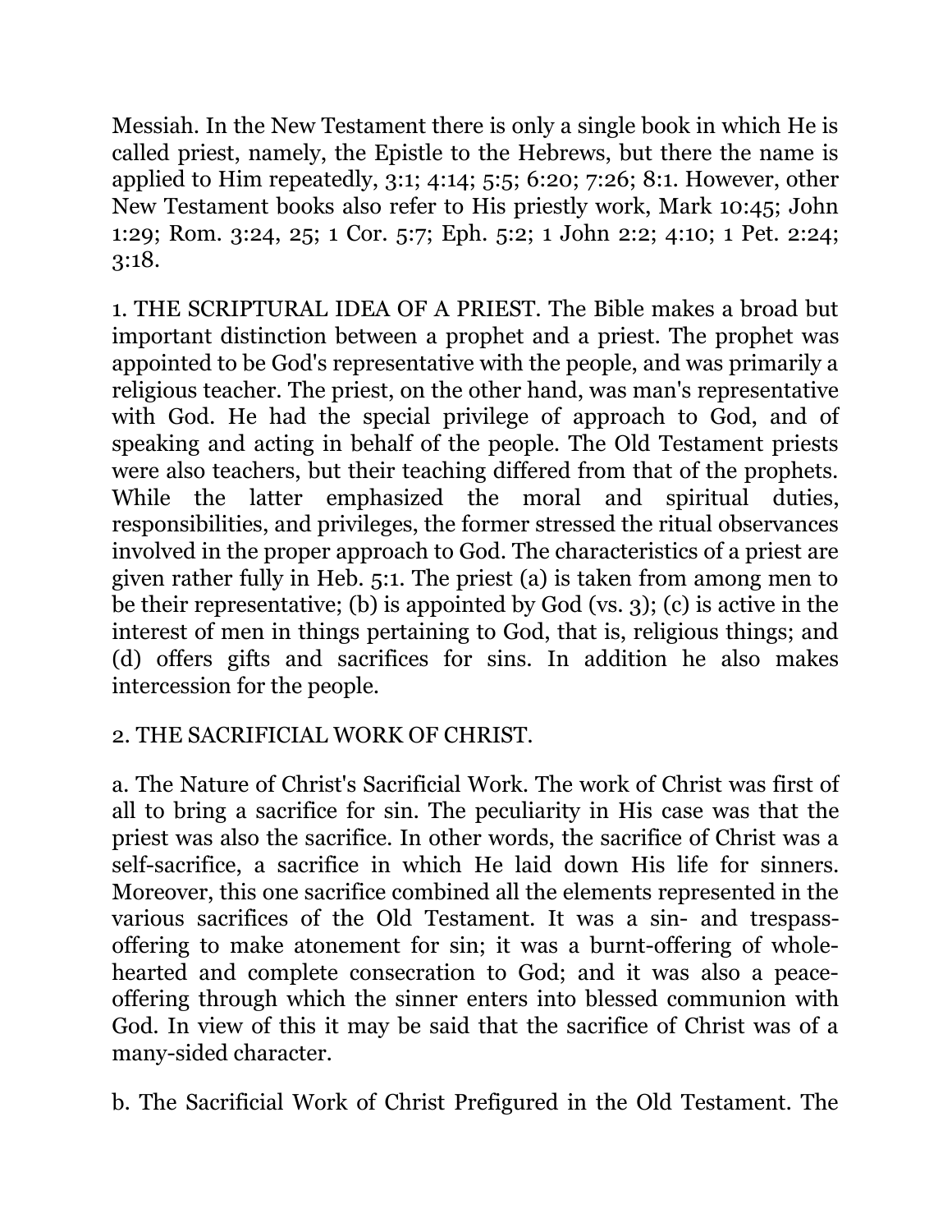Messiah. In the New Testament there is only a single book in which He is called priest, namely, the Epistle to the Hebrews, but there the name is applied to Him repeatedly, 3:1; 4:14; 5:5; 6:20; 7:26; 8:1. However, other New Testament books also refer to His priestly work, Mark 10:45; John 1:29; Rom. 3:24, 25; 1 Cor. 5:7; Eph. 5:2; 1 John 2:2; 4:10; 1 Pet. 2:24; 3:18.

1. THE SCRIPTURAL IDEA OF A PRIEST. The Bible makes a broad but important distinction between a prophet and a priest. The prophet was appointed to be God's representative with the people, and was primarily a religious teacher. The priest, on the other hand, was man's representative with God. He had the special privilege of approach to God, and of speaking and acting in behalf of the people. The Old Testament priests were also teachers, but their teaching differed from that of the prophets. While the latter emphasized the moral and spiritual duties, responsibilities, and privileges, the former stressed the ritual observances involved in the proper approach to God. The characteristics of a priest are given rather fully in Heb. 5:1. The priest (a) is taken from among men to be their representative; (b) is appointed by God (vs. 3); (c) is active in the interest of men in things pertaining to God, that is, religious things; and (d) offers gifts and sacrifices for sins. In addition he also makes intercession for the people.

2. THE SACRIFICIAL WORK OF CHRIST.

a. The Nature of Christ's Sacrificial Work. The work of Christ was first of all to bring a sacrifice for sin. The peculiarity in His case was that the priest was also the sacrifice. In other words, the sacrifice of Christ was a self-sacrifice, a sacrifice in which He laid down His life for sinners. Moreover, this one sacrifice combined all the elements represented in the various sacrifices of the Old Testament. It was a sin- and trespass-offering to make atonement for sin; it was a burnt-offering of whole-hearted and complete consecration to God; and it was also a peace-offering through which the sinner enters into blessed communion with God. In view of this it may be said that the sacrifice of Christ was of a many-sided character.

b. The Sacrificial Work of Christ Prefigured in the Old Testament. The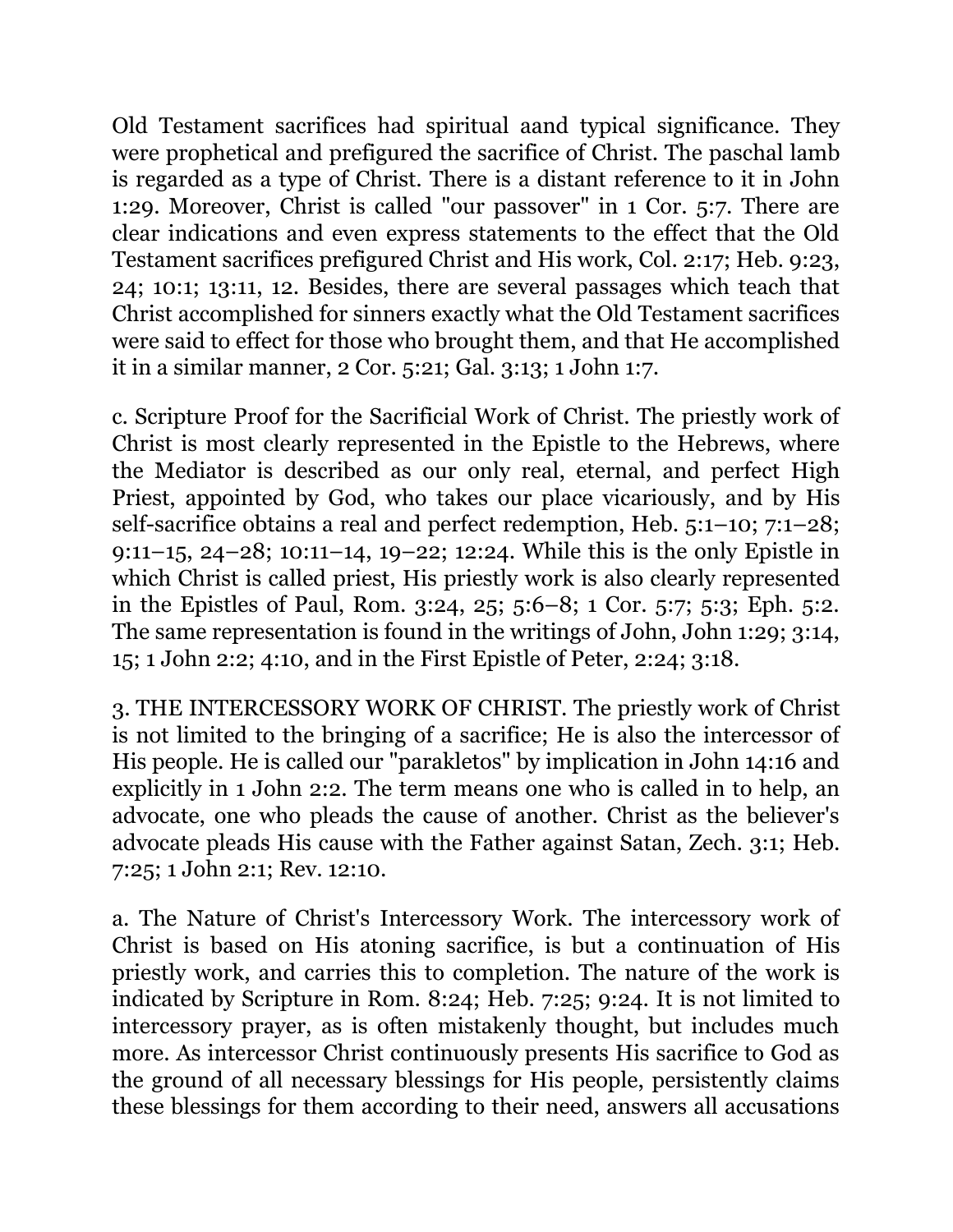Old Testament sacrifices had spiritual aand typical significance. They were prophetical and prefigured the sacrifice of Christ. The paschal lamb is regarded as a type of Christ. There is a distant reference to it in John 1:29. Moreover, Christ is called "our passover" in 1 Cor. 5:7. There are clear indications and even express statements to the effect that the Old Testament sacrifices prefigured Christ and His work, Col. 2:17; Heb. 9:23, 24; 10:1; 13:11, 12. Besides, there are several passages which teach that Christ accomplished for sinners exactly what the Old Testament sacrifices were said to effect for those who brought them, and that He accomplished it in a similar manner, 2 Cor. 5:21; Gal. 3:13; 1 John 1:7.

c. Scripture Proof for the Sacrificial Work of Christ. The priestly work of Christ is most clearly represented in the Epistle to the Hebrews, where the Mediator is described as our only real, eternal, and perfect High Priest, appointed by God, who takes our place vicariously, and by His self-sacrifice obtains a real and perfect redemption, Heb. 5:1–10; 7:1–28; 9:11–15, 24–28; 10:11–14, 19–22; 12:24. While this is the only Epistle in which Christ is called priest, His priestly work is also clearly represented in the Epistles of Paul, Rom. 3:24, 25; 5:6–8; 1 Cor. 5:7; 5:3; Eph. 5:2. The same representation is found in the writings of John, John 1:29; 3:14, 15; 1 John 2:2; 4:10, and in the First Epistle of Peter, 2:24; 3:18.

3. THE INTERCESSORY WORK OF CHRIST. The priestly work of Christ is not limited to the bringing of a sacrifice; He is also the intercessor of His people. He is called our "parakletos" by implication in John 14:16 and explicitly in 1 John 2:2. The term means one who is called in to help, an advocate, one who pleads the cause of another. Christ as the believer's advocate pleads His cause with the Father against Satan, Zech. 3:1; Heb. 7:25; 1 John 2:1; Rev. 12:10.

a. The Nature of Christ's Intercessory Work. The intercessory work of Christ is based on His atoning sacrifice, is but a continuation of His priestly work, and carries this to completion. The nature of the work is indicated by Scripture in Rom. 8:24; Heb. 7:25; 9:24. It is not limited to intercessory prayer, as is often mistakenly thought, but includes much more. As intercessor Christ continuously presents His sacrifice to God as the ground of all necessary blessings for His people, persistently claims these blessings for them according to their need, answers all accusations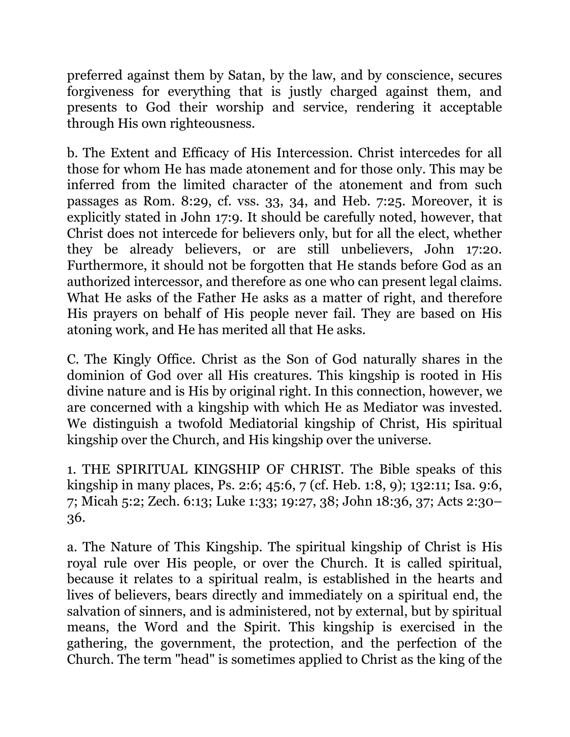preferred against them by Satan, by the law, and by conscience, secures forgiveness for everything that is justly charged against them, and presents to God their worship and service, rendering it acceptable through His own righteousness.

b. The Extent and Efficacy of His Intercession. Christ intercedes for all those for whom He has made atonement and for those only. This may be inferred from the limited character of the atonement and from such passages as Rom. 8:29, cf. vss. 33, 34, and Heb. 7:25. Moreover, it is explicitly stated in John 17:9. It should be carefully noted, however, that Christ does not intercede for believers only, but for all the elect, whether they be already believers, or are still unbelievers, John 17:20. Furthermore, it should not be forgotten that He stands before God as an authorized intercessor, and therefore as one who can present legal claims. What He asks of the Father He asks as a matter of right, and therefore His prayers on behalf of His people never fail. They are based on His atoning work, and He has merited all that He asks.

C. The Kingly Office. Christ as the Son of God naturally shares in the dominion of God over all His creatures. This kingship is rooted in His divine nature and is His by original right. In this connection, however, we are concerned with a kingship with which He as Mediator was invested. We distinguish a twofold Mediatorial kingship of Christ, His spiritual kingship over the Church, and His kingship over the universe.

1. THE SPIRITUAL KINGSHIP OF CHRIST. The Bible speaks of this kingship in many places, Ps. 2:6; 45:6, 7 (cf. Heb. 1:8, 9); 132:11; Isa. 9:6, 7; Micah 5:2; Zech. 6:13; Luke 1:33; 19:27, 38; John 18:36, 37; Acts 2:30–36.

a. The Nature of This Kingship. The spiritual kingship of Christ is His royal rule over His people, or over the Church. It is called spiritual, because it relates to a spiritual realm, is established in the hearts and lives of believers, bears directly and immediately on a spiritual end, the salvation of sinners, and is administered, not by external, but by spiritual means, the Word and the Spirit. This kingship is exercised in the gathering, the government, the protection, and the perfection of the Church. The term "head" is sometimes applied to Christ as the king of the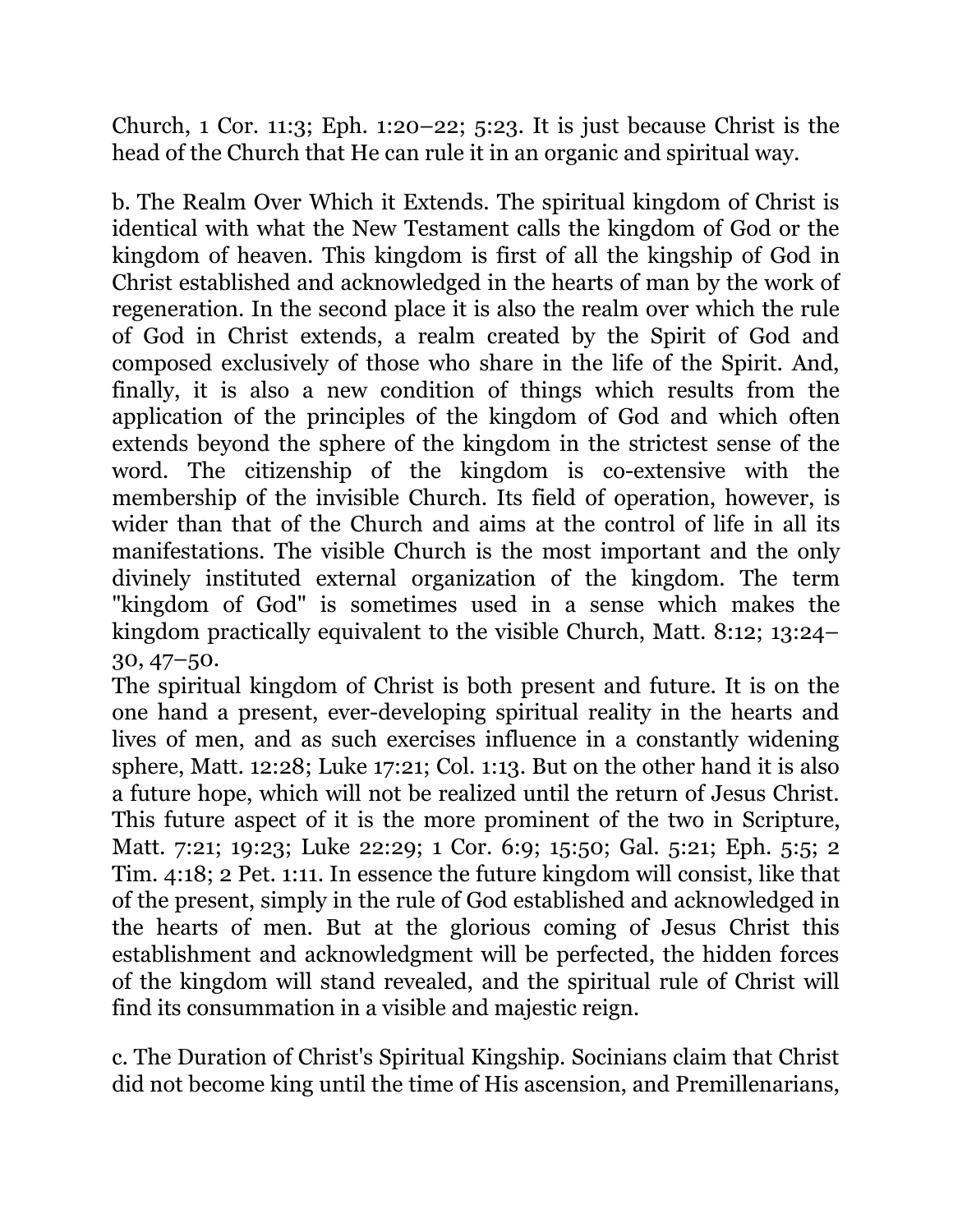Church, 1 Cor. 11:3; Eph. 1:20–22; 5:23. It is just because Christ is the head of the Church that He can rule it in an organic and spiritual way.

b. The Realm Over Which it Extends. The spiritual kingdom of Christ is identical with what the New Testament calls the kingdom of God or the kingdom of heaven. This kingdom is first of all the kingship of God in Christ established and acknowledged in the hearts of man by the work of regeneration. In the second place it is also the realm over which the rule of God in Christ extends, a realm created by the Spirit of God and composed exclusively of those who share in the life of the Spirit. And, finally, it is also a new condition of things which results from the application of the principles of the kingdom of God and which often extends beyond the sphere of the kingdom in the strictest sense of the word. The citizenship of the kingdom is co-extensive with the membership of the invisible Church. Its field of operation, however, is wider than that of the Church and aims at the control of life in all its manifestations. The visible Church is the most important and the only divinely instituted external organization of the kingdom. The term "kingdom of God" is sometimes used in a sense which makes the kingdom practically equivalent to the visible Church, Matt. 8:12; 13:24–30, 47–50.

The spiritual kingdom of Christ is both present and future. It is on the one hand a present, ever-developing spiritual reality in the hearts and lives of men, and as such exercises influence in a constantly widening sphere, Matt. 12:28; Luke 17:21; Col. 1:13. But on the other hand it is also a future hope, which will not be realized until the return of Jesus Christ. This future aspect of it is the more prominent of the two in Scripture, Matt. 7:21; 19:23; Luke 22:29; 1 Cor. 6:9; 15:50; Gal. 5:21; Eph. 5:5; 2 Tim. 4:18; 2 Pet. 1:11. In essence the future kingdom will consist, like that of the present, simply in the rule of God established and acknowledged in the hearts of men. But at the glorious coming of Jesus Christ this establishment and acknowledgment will be perfected, the hidden forces of the kingdom will stand revealed, and the spiritual rule of Christ will find its consummation in a visible and majestic reign.

c. The Duration of Christ's Spiritual Kingship. Socinians claim that Christ did not become king until the time of His ascension, and Premillenarians,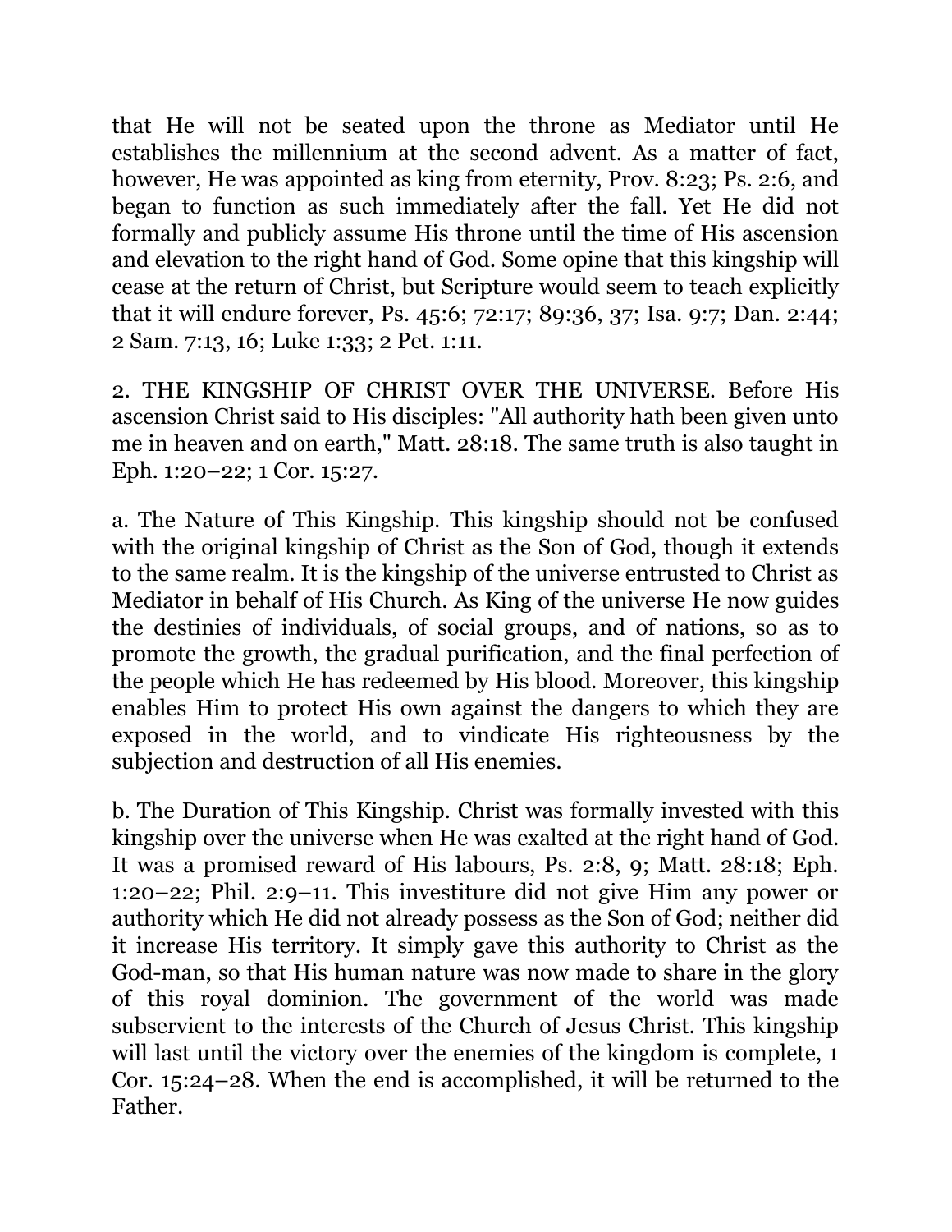that He will not be seated upon the throne as Mediator until He establishes the millennium at the second advent. As a matter of fact, however, He was appointed as king from eternity, Prov. 8:23; Ps. 2:6, and began to function as such immediately after the fall. Yet He did not formally and publicly assume His throne until the time of His ascension and elevation to the right hand of God. Some opine that this kingship will cease at the return of Christ, but Scripture would seem to teach explicitly that it will endure forever, Ps. 45:6; 72:17; 89:36, 37; Isa. 9:7; Dan. 2:44; 2 Sam. 7:13, 16; Luke 1:33; 2 Pet. 1:11.

2. THE KINGSHIP OF CHRIST OVER THE UNIVERSE. Before His ascension Christ said to His disciples: "All authority hath been given unto me in heaven and on earth," Matt. 28:18. The same truth is also taught in Eph. 1:20–22; 1 Cor. 15:27.

a. The Nature of This Kingship. This kingship should not be confused with the original kingship of Christ as the Son of God, though it extends to the same realm. It is the kingship of the universe entrusted to Christ as Mediator in behalf of His Church. As King of the universe He now guides the destinies of individuals, of social groups, and of nations, so as to promote the growth, the gradual purification, and the final perfection of the people which He has redeemed by His blood. Moreover, this kingship enables Him to protect His own against the dangers to which they are exposed in the world, and to vindicate His righteousness by the subjection and destruction of all His enemies.

b. The Duration of This Kingship. Christ was formally invested with this kingship over the universe when He was exalted at the right hand of God. It was a promised reward of His labours, Ps. 2:8, 9; Matt. 28:18; Eph. 1:20–22; Phil. 2:9–11. This investiture did not give Him any power or authority which He did not already possess as the Son of God; neither did it increase His territory. It simply gave this authority to Christ as the God-man, so that His human nature was now made to share in the glory of this royal dominion. The government of the world was made subservient to the interests of the Church of Jesus Christ. This kingship will last until the victory over the enemies of the kingdom is complete, 1 Cor. 15:24–28. When the end is accomplished, it will be returned to the Father.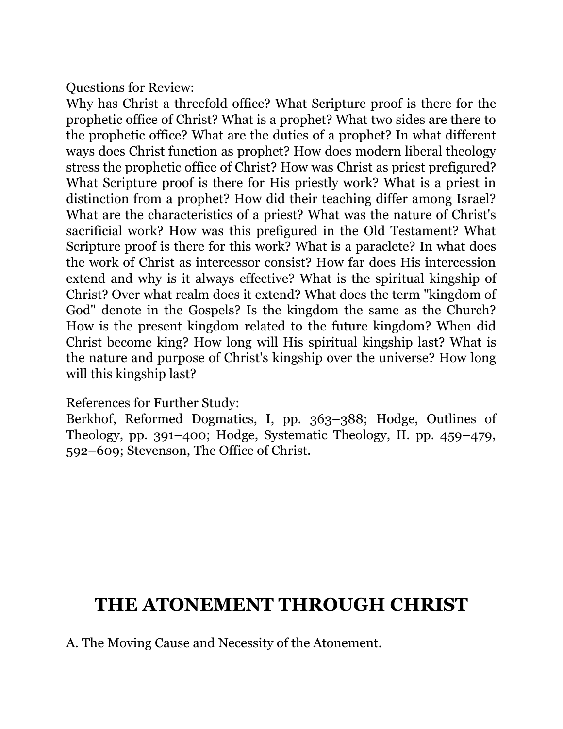Questions for Review:
Why has Christ a threefold office? What Scripture proof is there for the prophetic office of Christ? What is a prophet? What two sides are there to the prophetic office? What are the duties of a prophet? In what different ways does Christ function as prophet? How does modern liberal theology stress the prophetic office of Christ? How was Christ as priest prefigured? What Scripture proof is there for His priestly work? What is a priest in distinction from a prophet? How did their teaching differ among Israel? What are the characteristics of a priest? What was the nature of Christ's sacrificial work? How was this prefigured in the Old Testament? What Scripture proof is there for this work? What is a paraclete? In what does the work of Christ as intercessor consist? How far does His intercession extend and why is it always effective? What is the spiritual kingship of Christ? Over what realm does it extend? What does the term "kingdom of God" denote in the Gospels? Is the kingdom the same as the Church? How is the present kingdom related to the future kingdom? When did Christ become king? How long will His spiritual kingship last? What is the nature and purpose of Christ's kingship over the universe? How long will this kingship last?

References for Further Study:
Berkhof, Reformed Dogmatics, I, pp. 363–388; Hodge, Outlines of Theology, pp. 391–400; Hodge, Systematic Theology, II. pp. 459–479, 592–609; Stevenson, The Office of Christ.

# THE ATONEMENT THROUGH CHRIST

A. The Moving Cause and Necessity of the Atonement.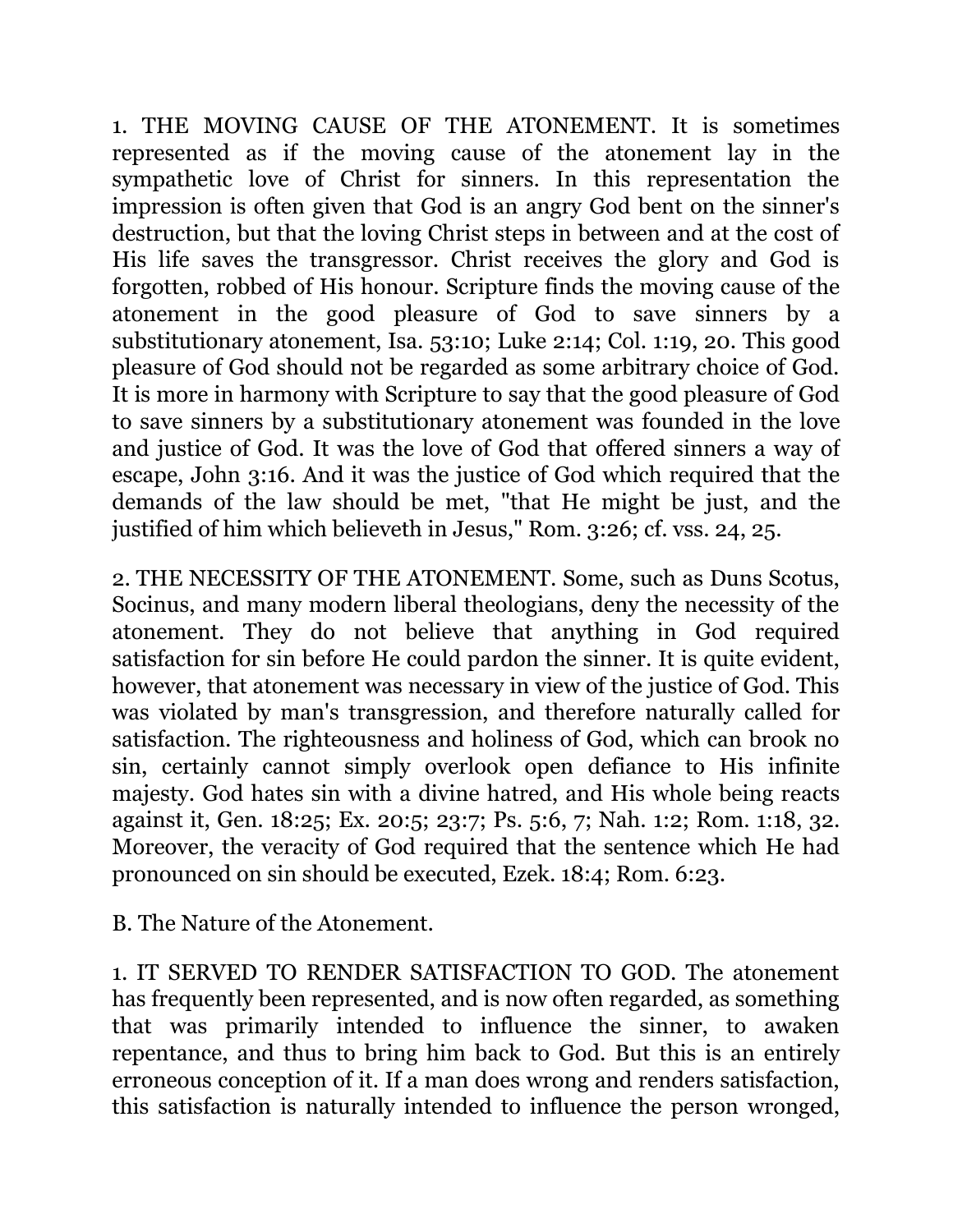1. THE MOVING CAUSE OF THE ATONEMENT. It is sometimes represented as if the moving cause of the atonement lay in the sympathetic love of Christ for sinners. In this representation the impression is often given that God is an angry God bent on the sinner's destruction, but that the loving Christ steps in between and at the cost of His life saves the transgressor. Christ receives the glory and God is forgotten, robbed of His honour. Scripture finds the moving cause of the atonement in the good pleasure of God to save sinners by a substitutionary atonement, Isa. 53:10; Luke 2:14; Col. 1:19, 20. This good pleasure of God should not be regarded as some arbitrary choice of God. It is more in harmony with Scripture to say that the good pleasure of God to save sinners by a substitutionary atonement was founded in the love and justice of God. It was the love of God that offered sinners a way of escape, John 3:16. And it was the justice of God which required that the demands of the law should be met, "that He might be just, and the justified of him which believeth in Jesus," Rom. 3:26; cf. vss. 24, 25.

2. THE NECESSITY OF THE ATONEMENT. Some, such as Duns Scotus, Socinus, and many modern liberal theologians, deny the necessity of the atonement. They do not believe that anything in God required satisfaction for sin before He could pardon the sinner. It is quite evident, however, that atonement was necessary in view of the justice of God. This was violated by man's transgression, and therefore naturally called for satisfaction. The righteousness and holiness of God, which can brook no sin, certainly cannot simply overlook open defiance to His infinite majesty. God hates sin with a divine hatred, and His whole being reacts against it, Gen. 18:25; Ex. 20:5; 23:7; Ps. 5:6, 7; Nah. 1:2; Rom. 1:18, 32. Moreover, the veracity of God required that the sentence which He had pronounced on sin should be executed, Ezek. 18:4; Rom. 6:23.

B. The Nature of the Atonement.

1. IT SERVED TO RENDER SATISFACTION TO GOD. The atonement has frequently been represented, and is now often regarded, as something that was primarily intended to influence the sinner, to awaken repentance, and thus to bring him back to God. But this is an entirely erroneous conception of it. If a man does wrong and renders satisfaction, this satisfaction is naturally intended to influence the person wronged,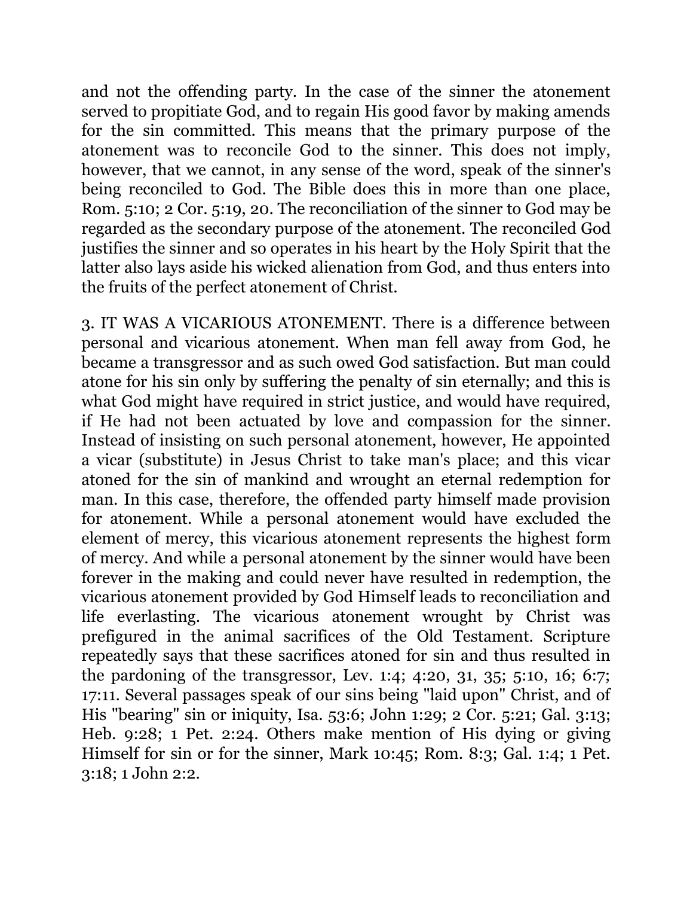and not the offending party. In the case of the sinner the atonement served to propitiate God, and to regain His good favor by making amends for the sin committed. This means that the primary purpose of the atonement was to reconcile God to the sinner. This does not imply, however, that we cannot, in any sense of the word, speak of the sinner's being reconciled to God. The Bible does this in more than one place, Rom. 5:10; 2 Cor. 5:19, 20. The reconciliation of the sinner to God may be regarded as the secondary purpose of the atonement. The reconciled God justifies the sinner and so operates in his heart by the Holy Spirit that the latter also lays aside his wicked alienation from God, and thus enters into the fruits of the perfect atonement of Christ.

3. IT WAS A VICARIOUS ATONEMENT. There is a difference between personal and vicarious atonement. When man fell away from God, he became a transgressor and as such owed God satisfaction. But man could atone for his sin only by suffering the penalty of sin eternally; and this is what God might have required in strict justice, and would have required, if He had not been actuated by love and compassion for the sinner. Instead of insisting on such personal atonement, however, He appointed a vicar (substitute) in Jesus Christ to take man's place; and this vicar atoned for the sin of mankind and wrought an eternal redemption for man. In this case, therefore, the offended party himself made provision for atonement. While a personal atonement would have excluded the element of mercy, this vicarious atonement represents the highest form of mercy. And while a personal atonement by the sinner would have been forever in the making and could never have resulted in redemption, the vicarious atonement provided by God Himself leads to reconciliation and life everlasting. The vicarious atonement wrought by Christ was prefigured in the animal sacrifices of the Old Testament. Scripture repeatedly says that these sacrifices atoned for sin and thus resulted in the pardoning of the transgressor, Lev. 1:4; 4:20, 31, 35; 5:10, 16; 6:7; 17:11. Several passages speak of our sins being "laid upon" Christ, and of His "bearing" sin or iniquity, Isa. 53:6; John 1:29; 2 Cor. 5:21; Gal. 3:13; Heb. 9:28; 1 Pet. 2:24. Others make mention of His dying or giving Himself for sin or for the sinner, Mark 10:45; Rom. 8:3; Gal. 1:4; 1 Pet. 3:18; 1 John 2:2.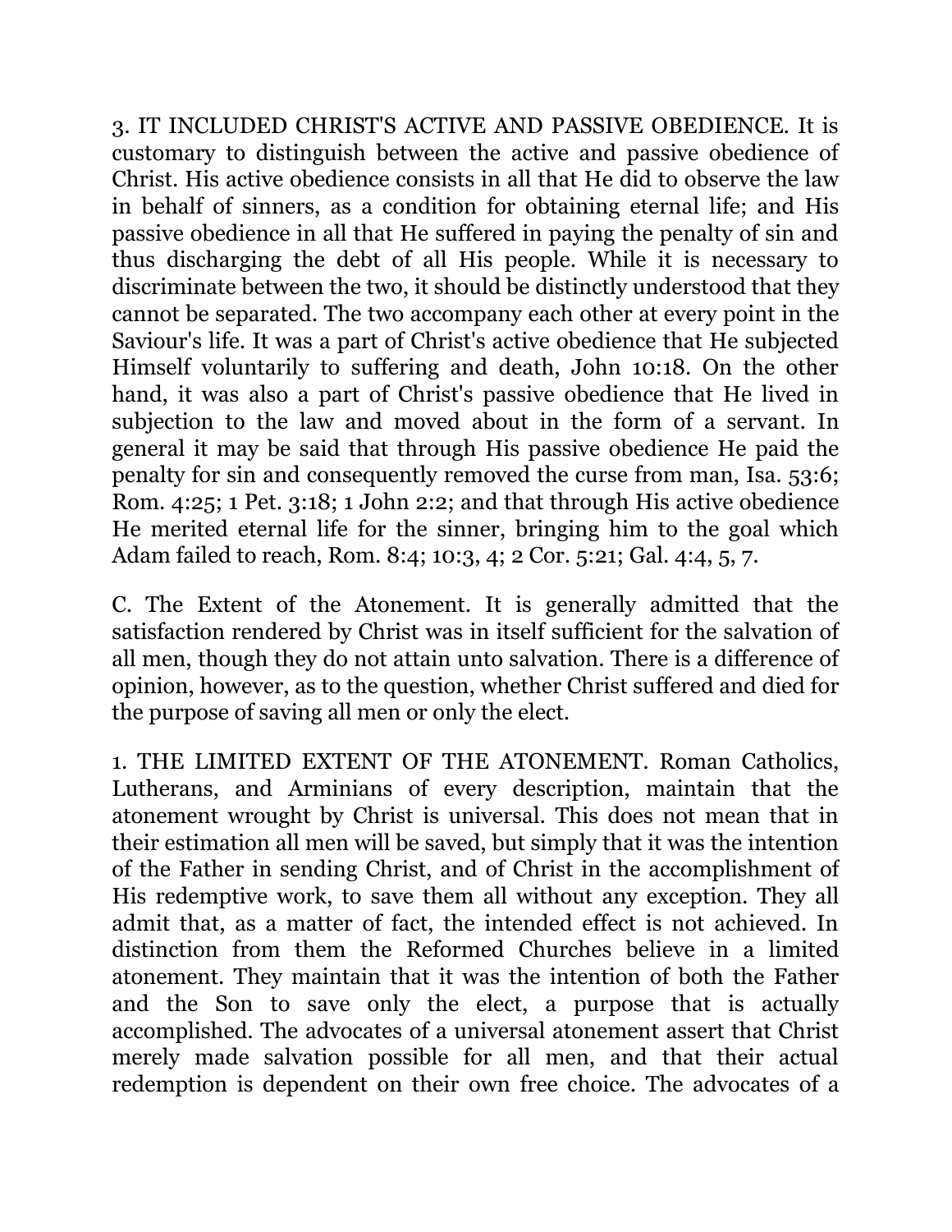3. IT INCLUDED CHRIST'S ACTIVE AND PASSIVE OBEDIENCE. It is customary to distinguish between the active and passive obedience of Christ. His active obedience consists in all that He did to observe the law in behalf of sinners, as a condition for obtaining eternal life; and His passive obedience in all that He suffered in paying the penalty of sin and thus discharging the debt of all His people. While it is necessary to discriminate between the two, it should be distinctly understood that they cannot be separated. The two accompany each other at every point in the Saviour's life. It was a part of Christ's active obedience that He subjected Himself voluntarily to suffering and death, John 10:18. On the other hand, it was also a part of Christ's passive obedience that He lived in subjection to the law and moved about in the form of a servant. In general it may be said that through His passive obedience He paid the penalty for sin and consequently removed the curse from man, Isa. 53:6; Rom. 4:25; 1 Pet. 3:18; 1 John 2:2; and that through His active obedience He merited eternal life for the sinner, bringing him to the goal which Adam failed to reach, Rom. 8:4; 10:3, 4; 2 Cor. 5:21; Gal. 4:4, 5, 7.

C. The Extent of the Atonement. It is generally admitted that the satisfaction rendered by Christ was in itself sufficient for the salvation of all men, though they do not attain unto salvation. There is a difference of opinion, however, as to the question, whether Christ suffered and died for the purpose of saving all men or only the elect.

1. THE LIMITED EXTENT OF THE ATONEMENT. Roman Catholics, Lutherans, and Arminians of every description, maintain that the atonement wrought by Christ is universal. This does not mean that in their estimation all men will be saved, but simply that it was the intention of the Father in sending Christ, and of Christ in the accomplishment of His redemptive work, to save them all without any exception. They all admit that, as a matter of fact, the intended effect is not achieved. In distinction from them the Reformed Churches believe in a limited atonement. They maintain that it was the intention of both the Father and the Son to save only the elect, a purpose that is actually accomplished. The advocates of a universal atonement assert that Christ merely made salvation possible for all men, and that their actual redemption is dependent on their own free choice. The advocates of a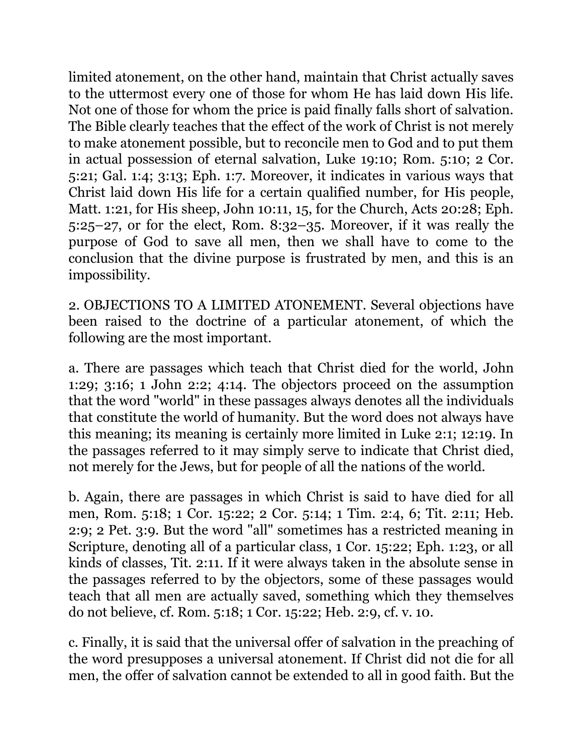limited atonement, on the other hand, maintain that Christ actually saves to the uttermost every one of those for whom He has laid down His life. Not one of those for whom the price is paid finally falls short of salvation. The Bible clearly teaches that the effect of the work of Christ is not merely to make atonement possible, but to reconcile men to God and to put them in actual possession of eternal salvation, Luke 19:10; Rom. 5:10; 2 Cor. 5:21; Gal. 1:4; 3:13; Eph. 1:7. Moreover, it indicates in various ways that Christ laid down His life for a certain qualified number, for His people, Matt. 1:21, for His sheep, John 10:11, 15, for the Church, Acts 20:28; Eph. 5:25–27, or for the elect, Rom. 8:32–35. Moreover, if it was really the purpose of God to save all men, then we shall have to come to the conclusion that the divine purpose is frustrated by men, and this is an impossibility.

2. OBJECTIONS TO A LIMITED ATONEMENT. Several objections have been raised to the doctrine of a particular atonement, of which the following are the most important.

a. There are passages which teach that Christ died for the world, John 1:29; 3:16; 1 John 2:2; 4:14. The objectors proceed on the assumption that the word "world" in these passages always denotes all the individuals that constitute the world of humanity. But the word does not always have this meaning; its meaning is certainly more limited in Luke 2:1; 12:19. In the passages referred to it may simply serve to indicate that Christ died, not merely for the Jews, but for people of all the nations of the world.

b. Again, there are passages in which Christ is said to have died for all men, Rom. 5:18; 1 Cor. 15:22; 2 Cor. 5:14; 1 Tim. 2:4, 6; Tit. 2:11; Heb. 2:9; 2 Pet. 3:9. But the word "all" sometimes has a restricted meaning in Scripture, denoting all of a particular class, 1 Cor. 15:22; Eph. 1:23, or all kinds of classes, Tit. 2:11. If it were always taken in the absolute sense in the passages referred to by the objectors, some of these passages would teach that all men are actually saved, something which they themselves do not believe, cf. Rom. 5:18; 1 Cor. 15:22; Heb. 2:9, cf. v. 10.

c. Finally, it is said that the universal offer of salvation in the preaching of the word presupposes a universal atonement. If Christ did not die for all men, the offer of salvation cannot be extended to all in good faith. But the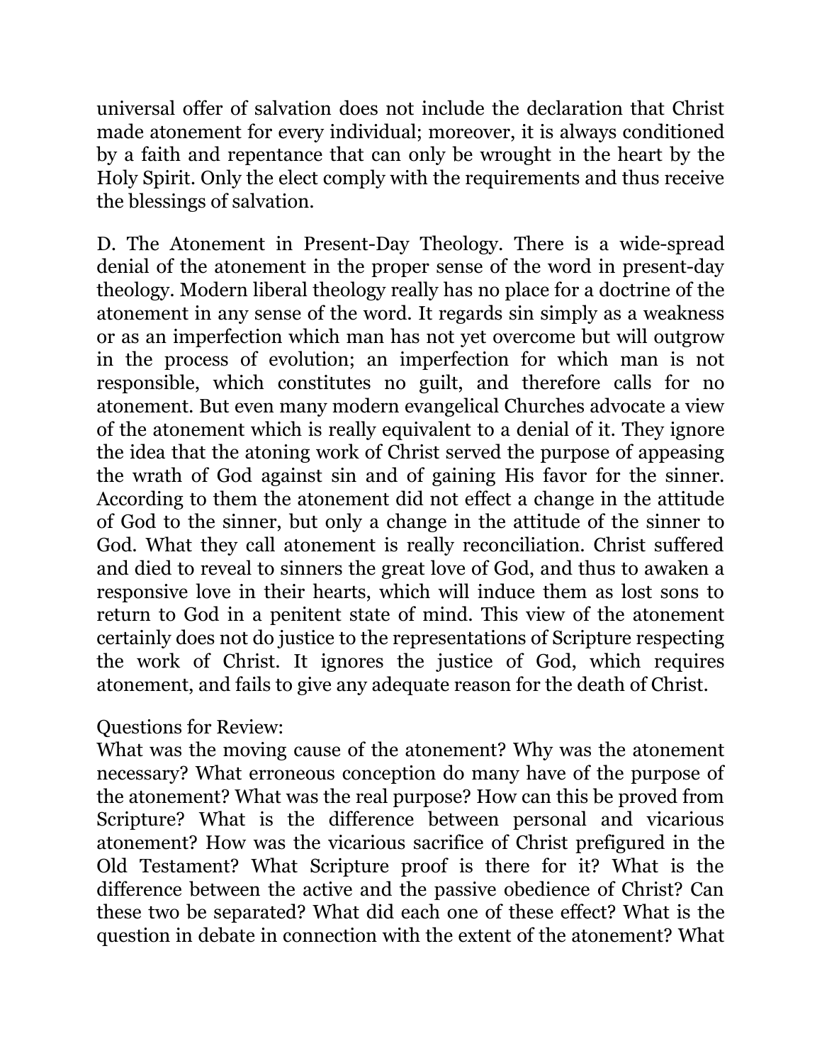universal offer of salvation does not include the declaration that Christ made atonement for every individual; moreover, it is always conditioned by a faith and repentance that can only be wrought in the heart by the Holy Spirit. Only the elect comply with the requirements and thus receive the blessings of salvation.

D. The Atonement in Present-Day Theology. There is a wide-spread denial of the atonement in the proper sense of the word in present-day theology. Modern liberal theology really has no place for a doctrine of the atonement in any sense of the word. It regards sin simply as a weakness or as an imperfection which man has not yet overcome but will outgrow in the process of evolution; an imperfection for which man is not responsible, which constitutes no guilt, and therefore calls for no atonement. But even many modern evangelical Churches advocate a view of the atonement which is really equivalent to a denial of it. They ignore the idea that the atoning work of Christ served the purpose of appeasing the wrath of God against sin and of gaining His favor for the sinner. According to them the atonement did not effect a change in the attitude of God to the sinner, but only a change in the attitude of the sinner to God. What they call atonement is really reconciliation. Christ suffered and died to reveal to sinners the great love of God, and thus to awaken a responsive love in their hearts, which will induce them as lost sons to return to God in a penitent state of mind. This view of the atonement certainly does not do justice to the representations of Scripture respecting the work of Christ. It ignores the justice of God, which requires atonement, and fails to give any adequate reason for the death of Christ.

Questions for Review:
What was the moving cause of the atonement? Why was the atonement necessary? What erroneous conception do many have of the purpose of the atonement? What was the real purpose? How can this be proved from Scripture? What is the difference between personal and vicarious atonement? How was the vicarious sacrifice of Christ prefigured in the Old Testament? What Scripture proof is there for it? What is the difference between the active and the passive obedience of Christ? Can these two be separated? What did each one of these effect? What is the question in debate in connection with the extent of the atonement? What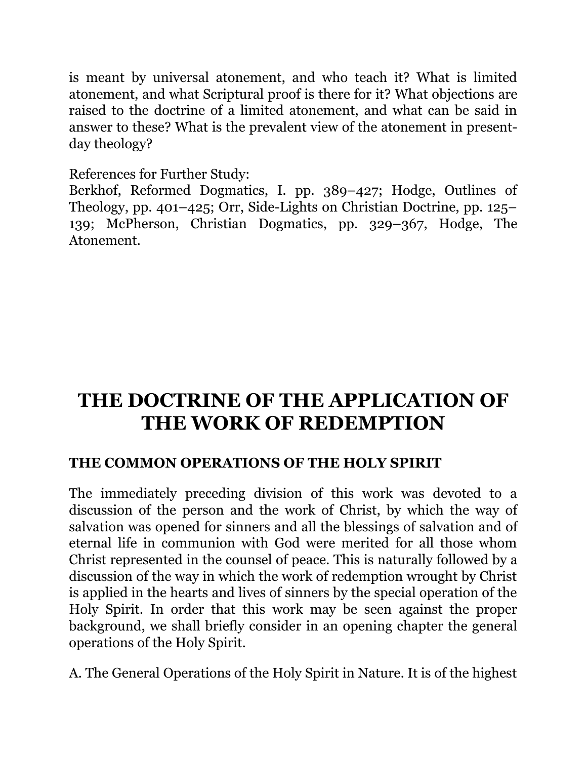is meant by universal atonement, and who teach it? What is limited atonement, and what Scriptural proof is there for it? What objections are raised to the doctrine of a limited atonement, and what can be said in answer to these? What is the prevalent view of the atonement in present-day theology?

References for Further Study:
Berkhof, Reformed Dogmatics, I. pp. 389–427; Hodge, Outlines of Theology, pp. 401–425; Orr, Side-Lights on Christian Doctrine, pp. 125–139; McPherson, Christian Dogmatics, pp. 329–367, Hodge, The Atonement.

# THE DOCTRINE OF THE APPLICATION OF THE WORK OF REDEMPTION

### THE COMMON OPERATIONS OF THE HOLY SPIRIT

The immediately preceding division of this work was devoted to a discussion of the person and the work of Christ, by which the way of salvation was opened for sinners and all the blessings of salvation and of eternal life in communion with God were merited for all those whom Christ represented in the counsel of peace. This is naturally followed by a discussion of the way in which the work of redemption wrought by Christ is applied in the hearts and lives of sinners by the special operation of the Holy Spirit. In order that this work may be seen against the proper background, we shall briefly consider in an opening chapter the general operations of the Holy Spirit.

A. The General Operations of the Holy Spirit in Nature. It is of the highest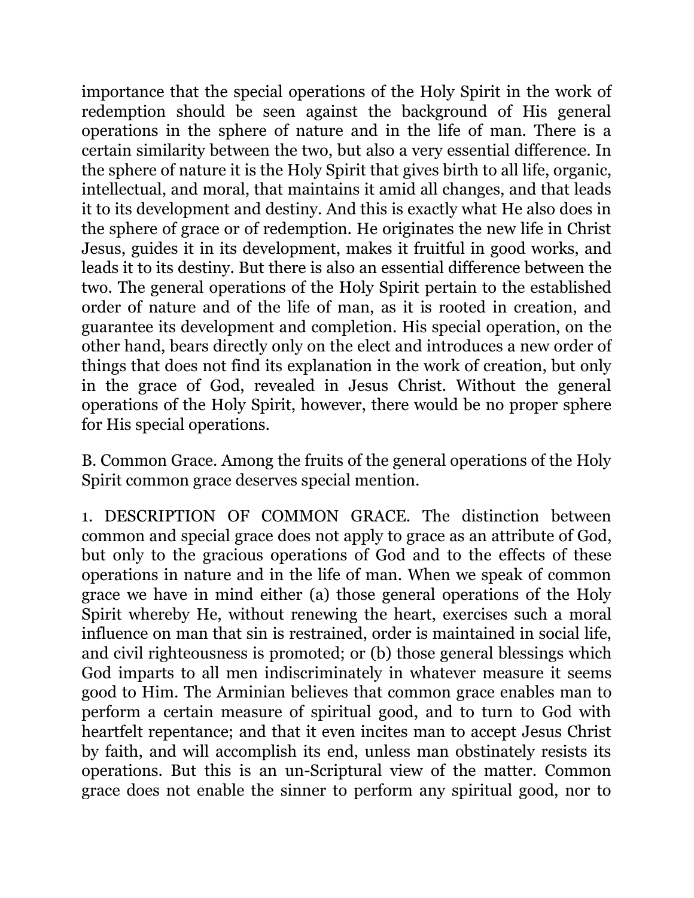importance that the special operations of the Holy Spirit in the work of redemption should be seen against the background of His general operations in the sphere of nature and in the life of man. There is a certain similarity between the two, but also a very essential difference. In the sphere of nature it is the Holy Spirit that gives birth to all life, organic, intellectual, and moral, that maintains it amid all changes, and that leads it to its development and destiny. And this is exactly what He also does in the sphere of grace or of redemption. He originates the new life in Christ Jesus, guides it in its development, makes it fruitful in good works, and leads it to its destiny. But there is also an essential difference between the two. The general operations of the Holy Spirit pertain to the established order of nature and of the life of man, as it is rooted in creation, and guarantee its development and completion. His special operation, on the other hand, bears directly only on the elect and introduces a new order of things that does not find its explanation in the work of creation, but only in the grace of God, revealed in Jesus Christ. Without the general operations of the Holy Spirit, however, there would be no proper sphere for His special operations.

B. Common Grace. Among the fruits of the general operations of the Holy Spirit common grace deserves special mention.

1. DESCRIPTION OF COMMON GRACE. The distinction between common and special grace does not apply to grace as an attribute of God, but only to the gracious operations of God and to the effects of these operations in nature and in the life of man. When we speak of common grace we have in mind either (a) those general operations of the Holy Spirit whereby He, without renewing the heart, exercises such a moral influence on man that sin is restrained, order is maintained in social life, and civil righteousness is promoted; or (b) those general blessings which God imparts to all men indiscriminately in whatever measure it seems good to Him. The Arminian believes that common grace enables man to perform a certain measure of spiritual good, and to turn to God with heartfelt repentance; and that it even incites man to accept Jesus Christ by faith, and will accomplish its end, unless man obstinately resists its operations. But this is an un-Scriptural view of the matter. Common grace does not enable the sinner to perform any spiritual good, nor to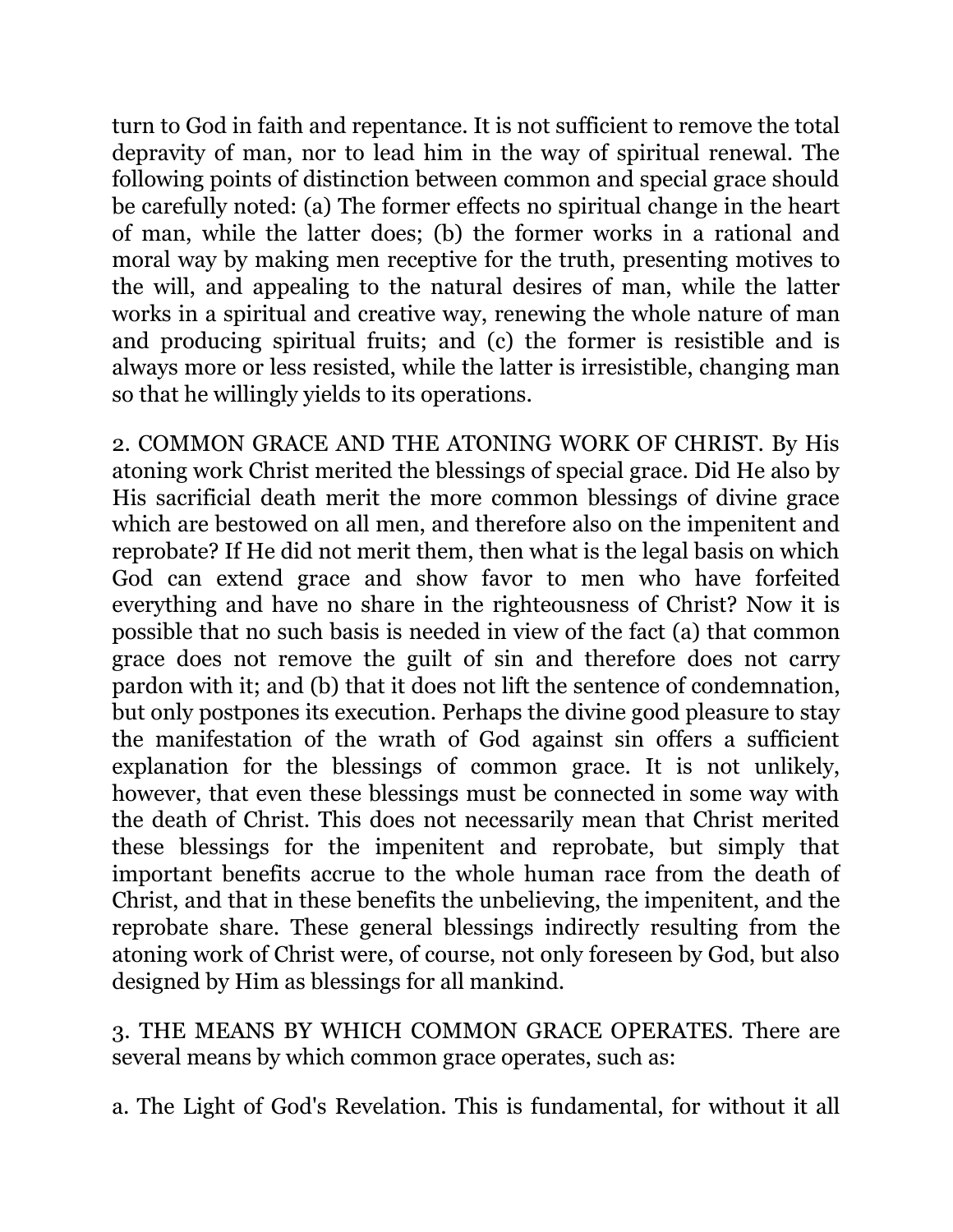turn to God in faith and repentance. It is not sufficient to remove the total depravity of man, nor to lead him in the way of spiritual renewal. The following points of distinction between common and special grace should be carefully noted: (a) The former effects no spiritual change in the heart of man, while the latter does; (b) the former works in a rational and moral way by making men receptive for the truth, presenting motives to the will, and appealing to the natural desires of man, while the latter works in a spiritual and creative way, renewing the whole nature of man and producing spiritual fruits; and (c) the former is resistible and is always more or less resisted, while the latter is irresistible, changing man so that he willingly yields to its operations.

2. COMMON GRACE AND THE ATONING WORK OF CHRIST. By His atoning work Christ merited the blessings of special grace. Did He also by His sacrificial death merit the more common blessings of divine grace which are bestowed on all men, and therefore also on the impenitent and reprobate? If He did not merit them, then what is the legal basis on which God can extend grace and show favor to men who have forfeited everything and have no share in the righteousness of Christ? Now it is possible that no such basis is needed in view of the fact (a) that common grace does not remove the guilt of sin and therefore does not carry pardon with it; and (b) that it does not lift the sentence of condemnation, but only postpones its execution. Perhaps the divine good pleasure to stay the manifestation of the wrath of God against sin offers a sufficient explanation for the blessings of common grace. It is not unlikely, however, that even these blessings must be connected in some way with the death of Christ. This does not necessarily mean that Christ merited these blessings for the impenitent and reprobate, but simply that important benefits accrue to the whole human race from the death of Christ, and that in these benefits the unbelieving, the impenitent, and the reprobate share. These general blessings indirectly resulting from the atoning work of Christ were, of course, not only foreseen by God, but also designed by Him as blessings for all mankind.

3. THE MEANS BY WHICH COMMON GRACE OPERATES. There are several means by which common grace operates, such as:

a. The Light of God's Revelation. This is fundamental, for without it all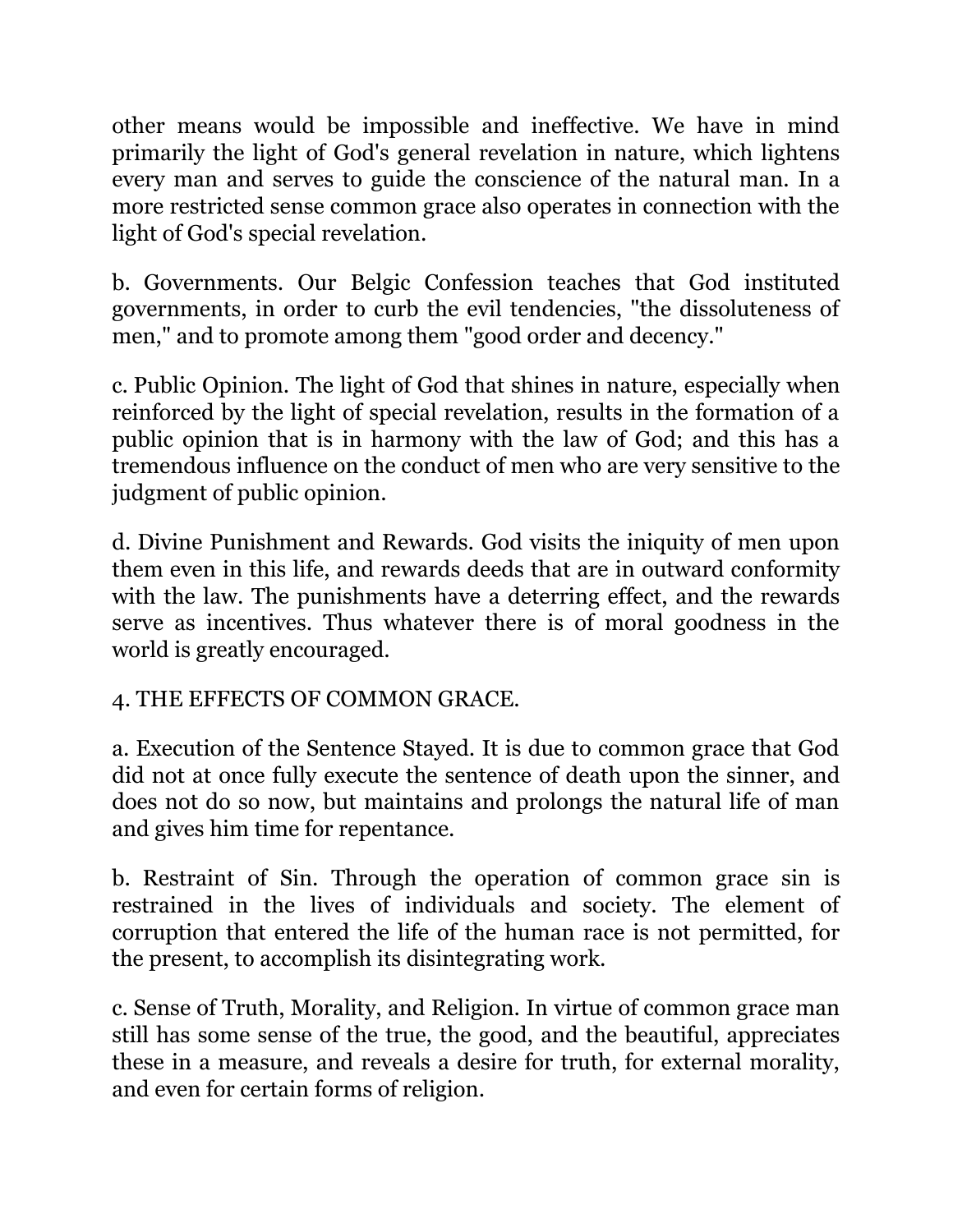other means would be impossible and ineffective. We have in mind primarily the light of God's general revelation in nature, which lightens every man and serves to guide the conscience of the natural man. In a more restricted sense common grace also operates in connection with the light of God's special revelation.

b. Governments. Our Belgic Confession teaches that God instituted governments, in order to curb the evil tendencies, "the dissoluteness of men," and to promote among them "good order and decency."

c. Public Opinion. The light of God that shines in nature, especially when reinforced by the light of special revelation, results in the formation of a public opinion that is in harmony with the law of God; and this has a tremendous influence on the conduct of men who are very sensitive to the judgment of public opinion.

d. Divine Punishment and Rewards. God visits the iniquity of men upon them even in this life, and rewards deeds that are in outward conformity with the law. The punishments have a deterring effect, and the rewards serve as incentives. Thus whatever there is of moral goodness in the world is greatly encouraged.

4. THE EFFECTS OF COMMON GRACE.

a. Execution of the Sentence Stayed. It is due to common grace that God did not at once fully execute the sentence of death upon the sinner, and does not do so now, but maintains and prolongs the natural life of man and gives him time for repentance.

b. Restraint of Sin. Through the operation of common grace sin is restrained in the lives of individuals and society. The element of corruption that entered the life of the human race is not permitted, for the present, to accomplish its disintegrating work.

c. Sense of Truth, Morality, and Religion. In virtue of common grace man still has some sense of the true, the good, and the beautiful, appreciates these in a measure, and reveals a desire for truth, for external morality, and even for certain forms of religion.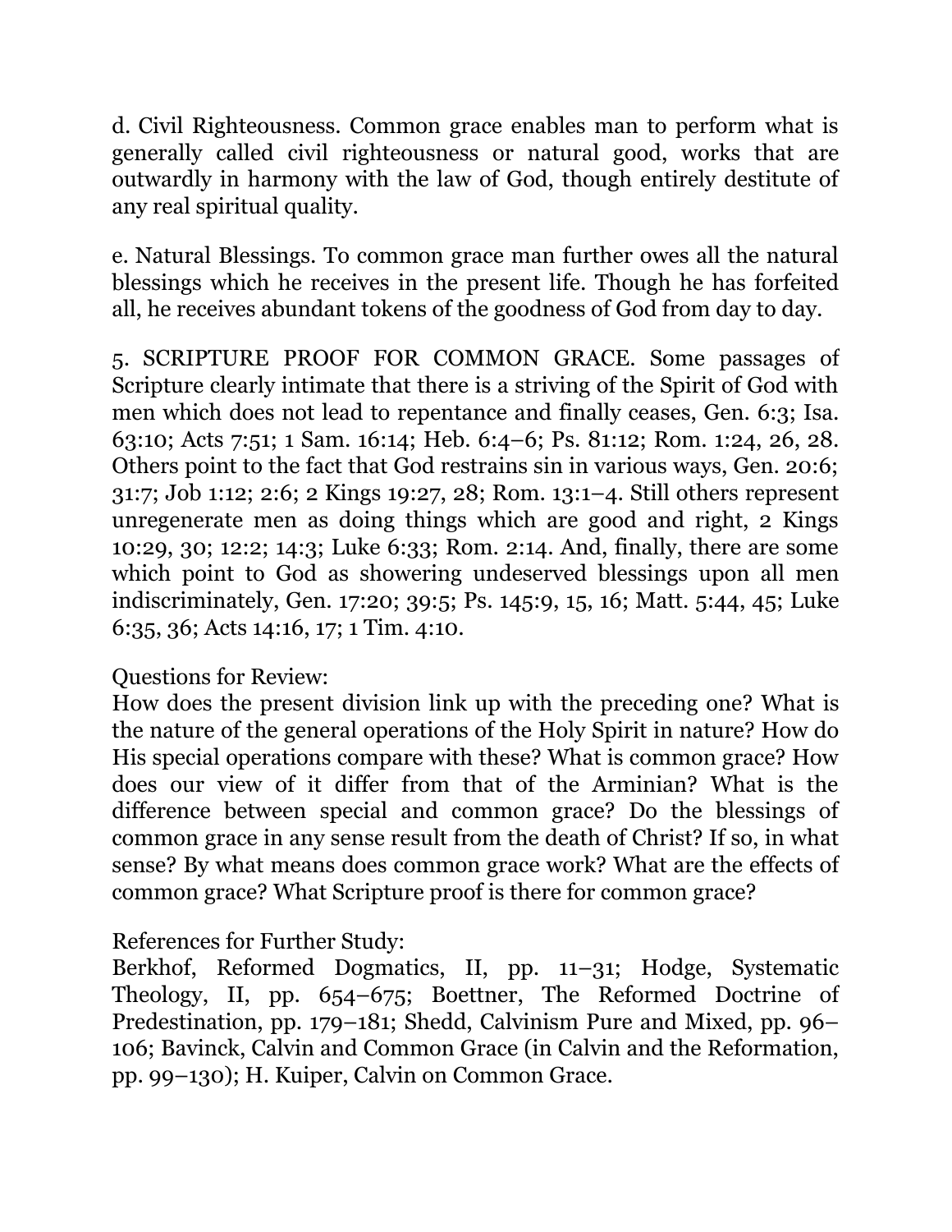d. Civil Righteousness. Common grace enables man to perform what is generally called civil righteousness or natural good, works that are outwardly in harmony with the law of God, though entirely destitute of any real spiritual quality.

e. Natural Blessings. To common grace man further owes all the natural blessings which he receives in the present life. Though he has forfeited all, he receives abundant tokens of the goodness of God from day to day.

5. SCRIPTURE PROOF FOR COMMON GRACE. Some passages of Scripture clearly intimate that there is a striving of the Spirit of God with men which does not lead to repentance and finally ceases, Gen. 6:3; Isa. 63:10; Acts 7:51; 1 Sam. 16:14; Heb. 6:4–6; Ps. 81:12; Rom. 1:24, 26, 28. Others point to the fact that God restrains sin in various ways, Gen. 20:6; 31:7; Job 1:12; 2:6; 2 Kings 19:27, 28; Rom. 13:1–4. Still others represent unregenerate men as doing things which are good and right, 2 Kings 10:29, 30; 12:2; 14:3; Luke 6:33; Rom. 2:14. And, finally, there are some which point to God as showering undeserved blessings upon all men indiscriminately, Gen. 17:20; 39:5; Ps. 145:9, 15, 16; Matt. 5:44, 45; Luke 6:35, 36; Acts 14:16, 17; 1 Tim. 4:10.

Questions for Review:
How does the present division link up with the preceding one? What is the nature of the general operations of the Holy Spirit in nature? How do His special operations compare with these? What is common grace? How does our view of it differ from that of the Arminian? What is the difference between special and common grace? Do the blessings of common grace in any sense result from the death of Christ? If so, in what sense? By what means does common grace work? What are the effects of common grace? What Scripture proof is there for common grace?

References for Further Study:
Berkhof, Reformed Dogmatics, II, pp. 11–31; Hodge, Systematic Theology, II, pp. 654–675; Boettner, The Reformed Doctrine of Predestination, pp. 179–181; Shedd, Calvinism Pure and Mixed, pp. 96–106; Bavinck, Calvin and Common Grace (in Calvin and the Reformation, pp. 99–130); H. Kuiper, Calvin on Common Grace.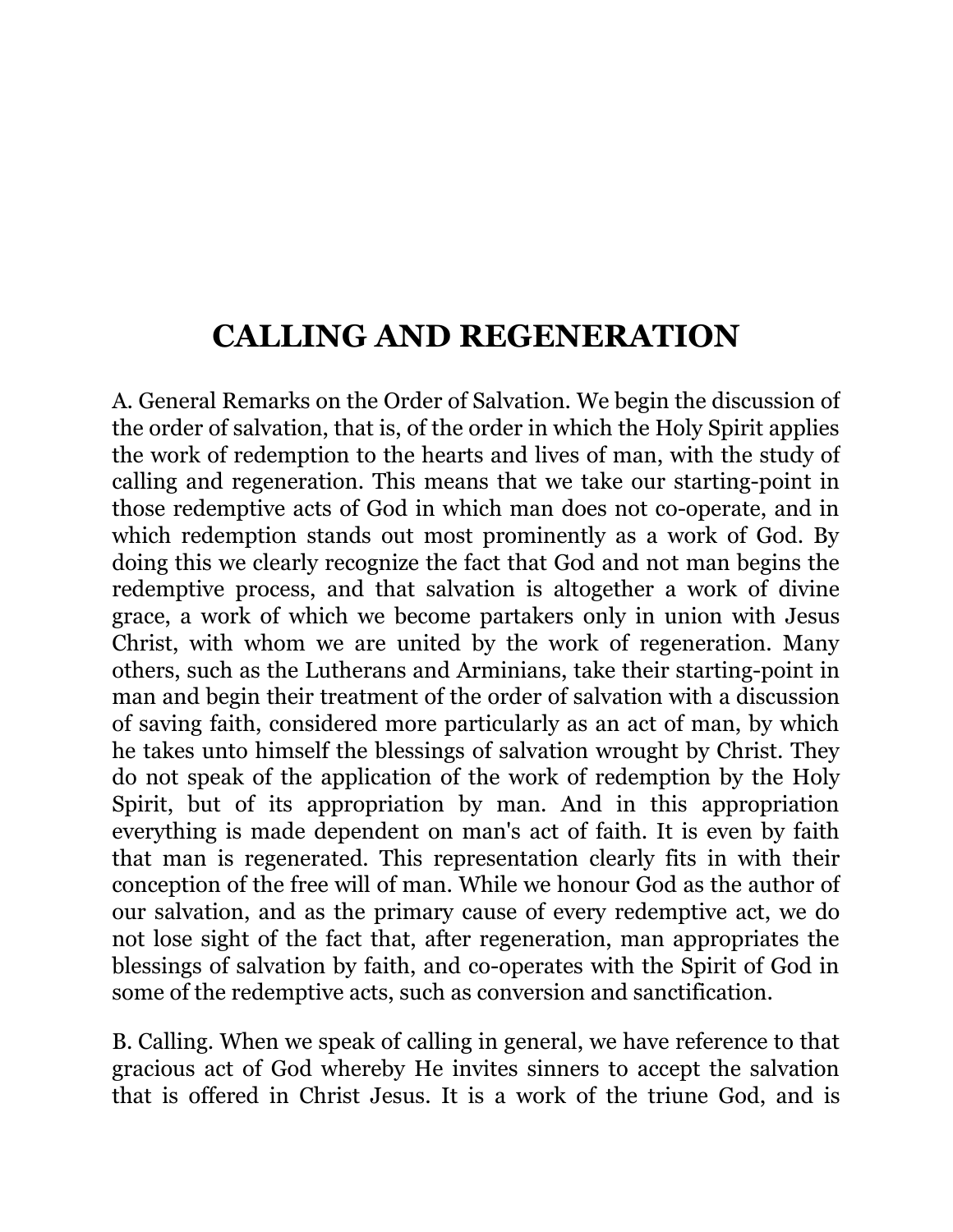# CALLING AND REGENERATION

A. General Remarks on the Order of Salvation. We begin the discussion of the order of salvation, that is, of the order in which the Holy Spirit applies the work of redemption to the hearts and lives of man, with the study of calling and regeneration. This means that we take our starting-point in those redemptive acts of God in which man does not co-operate, and in which redemption stands out most prominently as a work of God. By doing this we clearly recognize the fact that God and not man begins the redemptive process, and that salvation is altogether a work of divine grace, a work of which we become partakers only in union with Jesus Christ, with whom we are united by the work of regeneration. Many others, such as the Lutherans and Arminians, take their starting-point in man and begin their treatment of the order of salvation with a discussion of saving faith, considered more particularly as an act of man, by which he takes unto himself the blessings of salvation wrought by Christ. They do not speak of the application of the work of redemption by the Holy Spirit, but of its appropriation by man. And in this appropriation everything is made dependent on man's act of faith. It is even by faith that man is regenerated. This representation clearly fits in with their conception of the free will of man. While we honour God as the author of our salvation, and as the primary cause of every redemptive act, we do not lose sight of the fact that, after regeneration, man appropriates the blessings of salvation by faith, and co-operates with the Spirit of God in some of the redemptive acts, such as conversion and sanctification.

B. Calling. When we speak of calling in general, we have reference to that gracious act of God whereby He invites sinners to accept the salvation that is offered in Christ Jesus. It is a work of the triune God, and is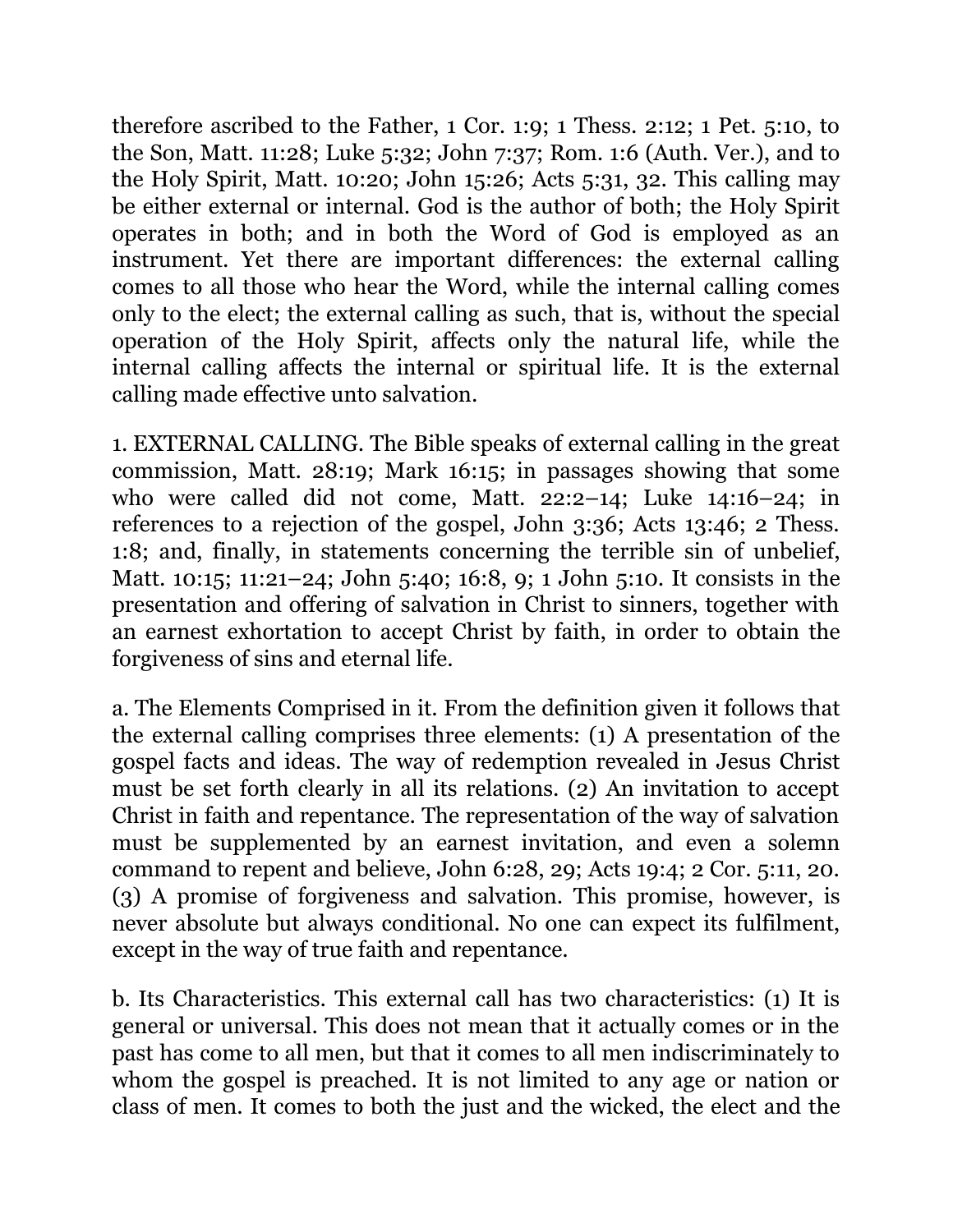therefore ascribed to the Father, 1 Cor. 1:9; 1 Thess. 2:12; 1 Pet. 5:10, to the Son, Matt. 11:28; Luke 5:32; John 7:37; Rom. 1:6 (Auth. Ver.), and to the Holy Spirit, Matt. 10:20; John 15:26; Acts 5:31, 32. This calling may be either external or internal. God is the author of both; the Holy Spirit operates in both; and in both the Word of God is employed as an instrument. Yet there are important differences: the external calling comes to all those who hear the Word, while the internal calling comes only to the elect; the external calling as such, that is, without the special operation of the Holy Spirit, affects only the natural life, while the internal calling affects the internal or spiritual life. It is the external calling made effective unto salvation.

1. EXTERNAL CALLING. The Bible speaks of external calling in the great commission, Matt. 28:19; Mark 16:15; in passages showing that some who were called did not come, Matt. 22:2–14; Luke 14:16–24; in references to a rejection of the gospel, John 3:36; Acts 13:46; 2 Thess. 1:8; and, finally, in statements concerning the terrible sin of unbelief, Matt. 10:15; 11:21–24; John 5:40; 16:8, 9; 1 John 5:10. It consists in the presentation and offering of salvation in Christ to sinners, together with an earnest exhortation to accept Christ by faith, in order to obtain the forgiveness of sins and eternal life.

a. The Elements Comprised in it. From the definition given it follows that the external calling comprises three elements: (1) A presentation of the gospel facts and ideas. The way of redemption revealed in Jesus Christ must be set forth clearly in all its relations. (2) An invitation to accept Christ in faith and repentance. The representation of the way of salvation must be supplemented by an earnest invitation, and even a solemn command to repent and believe, John 6:28, 29; Acts 19:4; 2 Cor. 5:11, 20. (3) A promise of forgiveness and salvation. This promise, however, is never absolute but always conditional. No one can expect its fulfilment, except in the way of true faith and repentance.

b. Its Characteristics. This external call has two characteristics: (1) It is general or universal. This does not mean that it actually comes or in the past has come to all men, but that it comes to all men indiscriminately to whom the gospel is preached. It is not limited to any age or nation or class of men. It comes to both the just and the wicked, the elect and the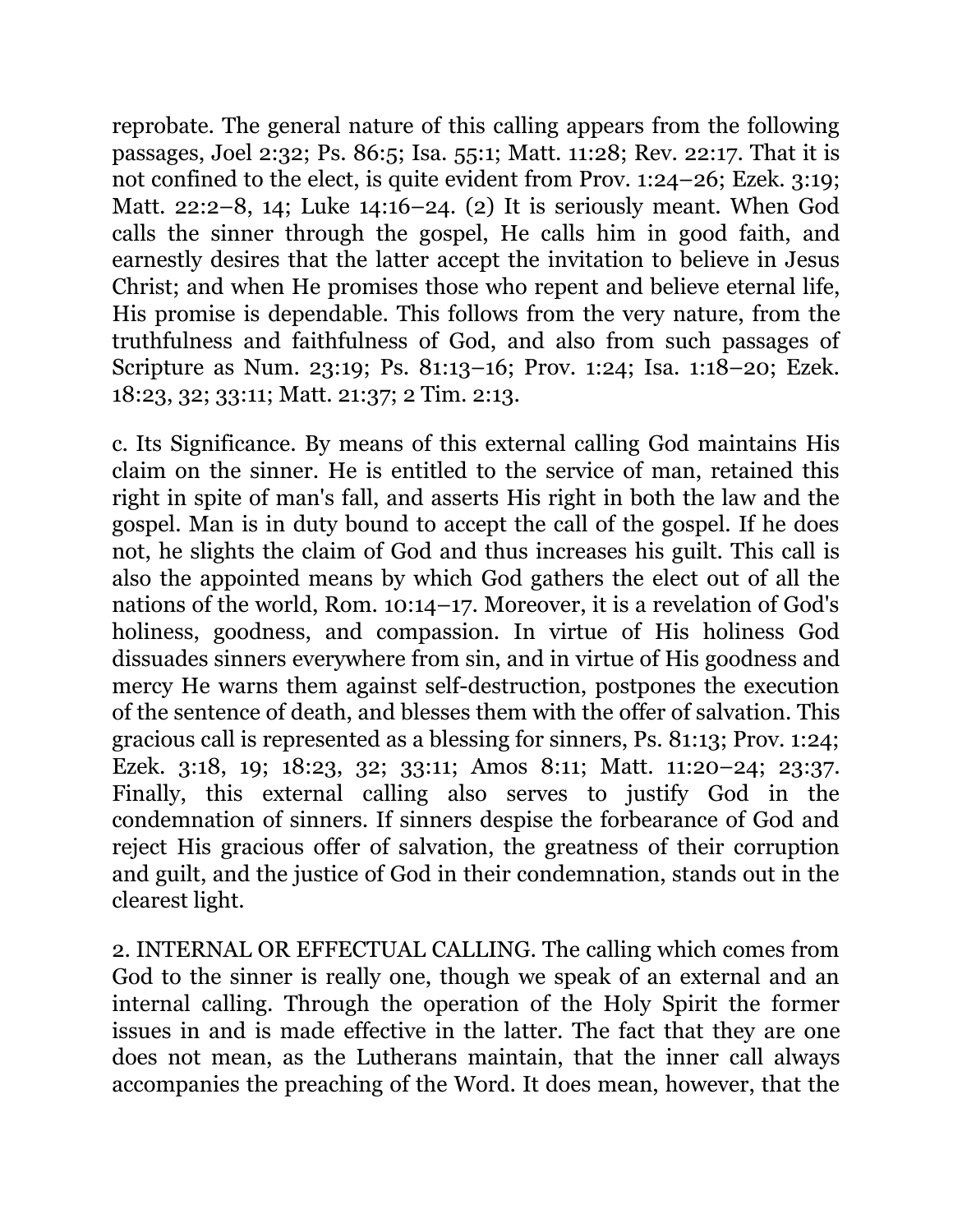reprobate. The general nature of this calling appears from the following passages, Joel 2:32; Ps. 86:5; Isa. 55:1; Matt. 11:28; Rev. 22:17. That it is not confined to the elect, is quite evident from Prov. 1:24–26; Ezek. 3:19; Matt. 22:2–8, 14; Luke 14:16–24. (2) It is seriously meant. When God calls the sinner through the gospel, He calls him in good faith, and earnestly desires that the latter accept the invitation to believe in Jesus Christ; and when He promises those who repent and believe eternal life, His promise is dependable. This follows from the very nature, from the truthfulness and faithfulness of God, and also from such passages of Scripture as Num. 23:19; Ps. 81:13–16; Prov. 1:24; Isa. 1:18–20; Ezek. 18:23, 32; 33:11; Matt. 21:37; 2 Tim. 2:13.

c. Its Significance. By means of this external calling God maintains His claim on the sinner. He is entitled to the service of man, retained this right in spite of man's fall, and asserts His right in both the law and the gospel. Man is in duty bound to accept the call of the gospel. If he does not, he slights the claim of God and thus increases his guilt. This call is also the appointed means by which God gathers the elect out of all the nations of the world, Rom. 10:14–17. Moreover, it is a revelation of God's holiness, goodness, and compassion. In virtue of His holiness God dissuades sinners everywhere from sin, and in virtue of His goodness and mercy He warns them against self-destruction, postpones the execution of the sentence of death, and blesses them with the offer of salvation. This gracious call is represented as a blessing for sinners, Ps. 81:13; Prov. 1:24; Ezek. 3:18, 19; 18:23, 32; 33:11; Amos 8:11; Matt. 11:20–24; 23:37. Finally, this external calling also serves to justify God in the condemnation of sinners. If sinners despise the forbearance of God and reject His gracious offer of salvation, the greatness of their corruption and guilt, and the justice of God in their condemnation, stands out in the clearest light.

2. INTERNAL OR EFFECTUAL CALLING. The calling which comes from God to the sinner is really one, though we speak of an external and an internal calling. Through the operation of the Holy Spirit the former issues in and is made effective in the latter. The fact that they are one does not mean, as the Lutherans maintain, that the inner call always accompanies the preaching of the Word. It does mean, however, that the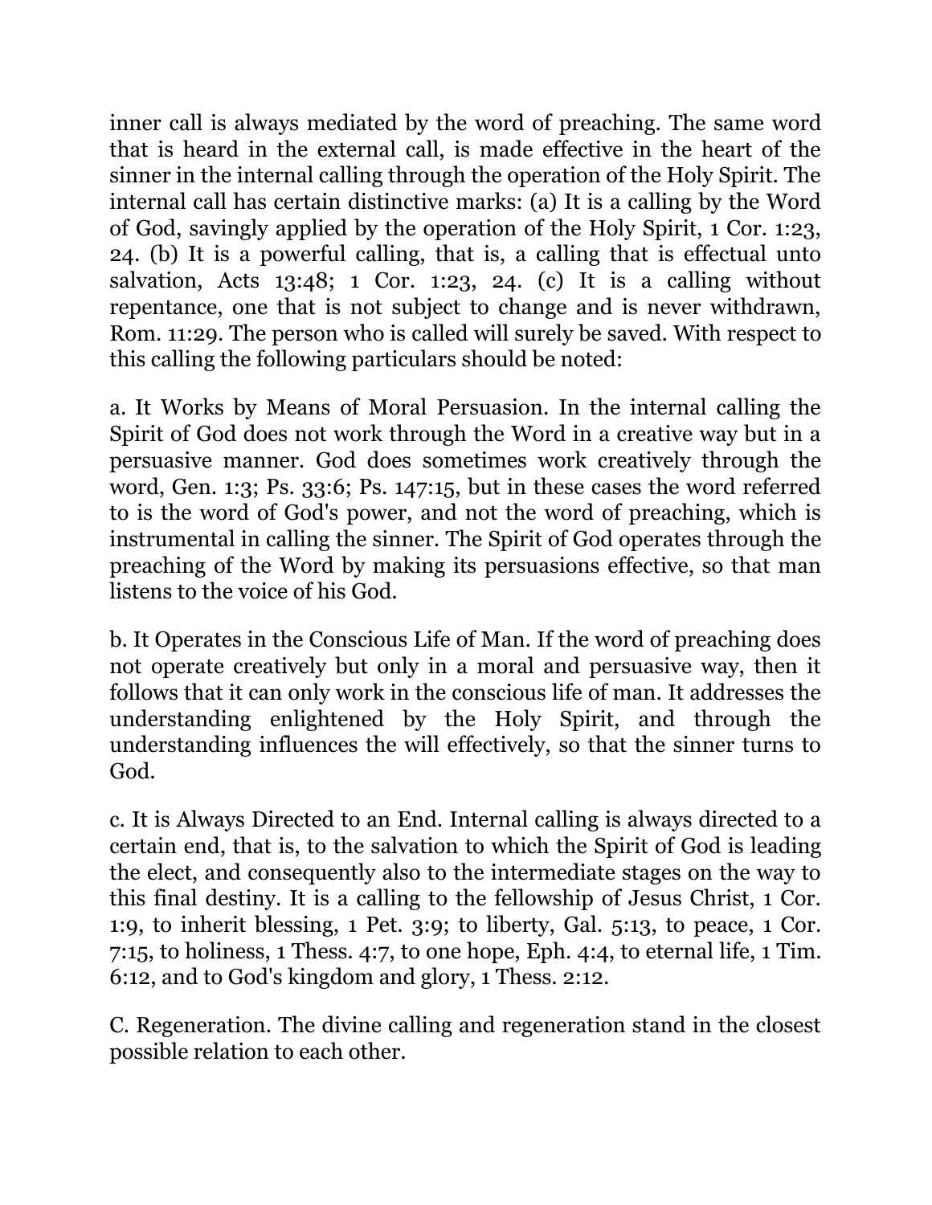inner call is always mediated by the word of preaching. The same word that is heard in the external call, is made effective in the heart of the sinner in the internal calling through the operation of the Holy Spirit. The internal call has certain distinctive marks: (a) It is a calling by the Word of God, savingly applied by the operation of the Holy Spirit, 1 Cor. 1:23, 24. (b) It is a powerful calling, that is, a calling that is effectual unto salvation, Acts 13:48; 1 Cor. 1:23, 24. (c) It is a calling without repentance, one that is not subject to change and is never withdrawn, Rom. 11:29. The person who is called will surely be saved. With respect to this calling the following particulars should be noted:

a. It Works by Means of Moral Persuasion. In the internal calling the Spirit of God does not work through the Word in a creative way but in a persuasive manner. God does sometimes work creatively through the word, Gen. 1:3; Ps. 33:6; Ps. 147:15, but in these cases the word referred to is the word of God's power, and not the word of preaching, which is instrumental in calling the sinner. The Spirit of God operates through the preaching of the Word by making its persuasions effective, so that man listens to the voice of his God.

b. It Operates in the Conscious Life of Man. If the word of preaching does not operate creatively but only in a moral and persuasive way, then it follows that it can only work in the conscious life of man. It addresses the understanding enlightened by the Holy Spirit, and through the understanding influences the will effectively, so that the sinner turns to God.

c. It is Always Directed to an End. Internal calling is always directed to a certain end, that is, to the salvation to which the Spirit of God is leading the elect, and consequently also to the intermediate stages on the way to this final destiny. It is a calling to the fellowship of Jesus Christ, 1 Cor. 1:9, to inherit blessing, 1 Pet. 3:9; to liberty, Gal. 5:13, to peace, 1 Cor. 7:15, to holiness, 1 Thess. 4:7, to one hope, Eph. 4:4, to eternal life, 1 Tim. 6:12, and to God's kingdom and glory, 1 Thess. 2:12.

C. Regeneration. The divine calling and regeneration stand in the closest possible relation to each other.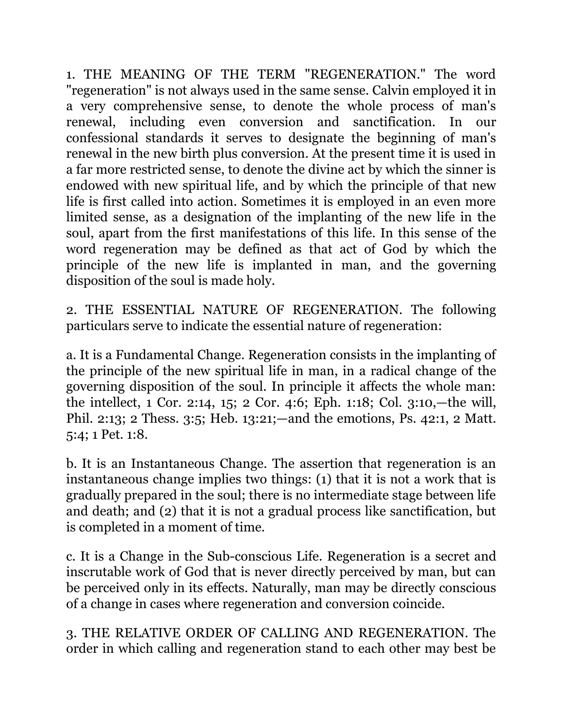1. THE MEANING OF THE TERM "REGENERATION." The word "regeneration" is not always used in the same sense. Calvin employed it in a very comprehensive sense, to denote the whole process of man's renewal, including even conversion and sanctification. In our confessional standards it serves to designate the beginning of man's renewal in the new birth plus conversion. At the present time it is used in a far more restricted sense, to denote the divine act by which the sinner is endowed with new spiritual life, and by which the principle of that new life is first called into action. Sometimes it is employed in an even more limited sense, as a designation of the implanting of the new life in the soul, apart from the first manifestations of this life. In this sense of the word regeneration may be defined as that act of God by which the principle of the new life is implanted in man, and the governing disposition of the soul is made holy.

2. THE ESSENTIAL NATURE OF REGENERATION. The following particulars serve to indicate the essential nature of regeneration:

a. It is a Fundamental Change. Regeneration consists in the implanting of the principle of the new spiritual life in man, in a radical change of the governing disposition of the soul. In principle it affects the whole man: the intellect, 1 Cor. 2:14, 15; 2 Cor. 4:6; Eph. 1:18; Col. 3:10,—the will, Phil. 2:13; 2 Thess. 3:5; Heb. 13:21;—and the emotions, Ps. 42:1, 2 Matt. 5:4; 1 Pet. 1:8.

b. It is an Instantaneous Change. The assertion that regeneration is an instantaneous change implies two things: (1) that it is not a work that is gradually prepared in the soul; there is no intermediate stage between life and death; and (2) that it is not a gradual process like sanctification, but is completed in a moment of time.

c. It is a Change in the Sub-conscious Life. Regeneration is a secret and inscrutable work of God that is never directly perceived by man, but can be perceived only in its effects. Naturally, man may be directly conscious of a change in cases where regeneration and conversion coincide.

3. THE RELATIVE ORDER OF CALLING AND REGENERATION. The order in which calling and regeneration stand to each other may best be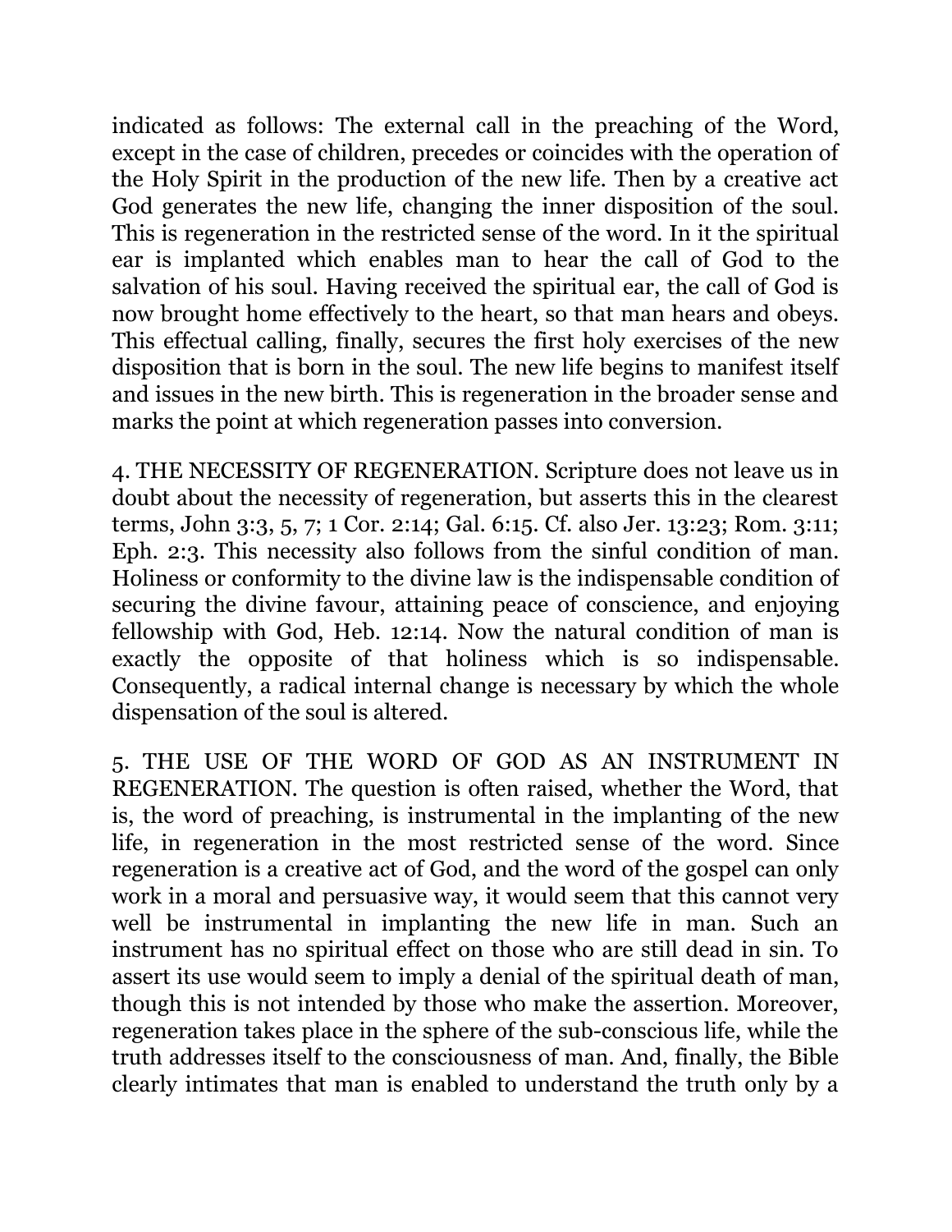indicated as follows: The external call in the preaching of the Word, except in the case of children, precedes or coincides with the operation of the Holy Spirit in the production of the new life. Then by a creative act God generates the new life, changing the inner disposition of the soul. This is regeneration in the restricted sense of the word. In it the spiritual ear is implanted which enables man to hear the call of God to the salvation of his soul. Having received the spiritual ear, the call of God is now brought home effectively to the heart, so that man hears and obeys. This effectual calling, finally, secures the first holy exercises of the new disposition that is born in the soul. The new life begins to manifest itself and issues in the new birth. This is regeneration in the broader sense and marks the point at which regeneration passes into conversion.

4. THE NECESSITY OF REGENERATION. Scripture does not leave us in doubt about the necessity of regeneration, but asserts this in the clearest terms, John 3:3, 5, 7; 1 Cor. 2:14; Gal. 6:15. Cf. also Jer. 13:23; Rom. 3:11; Eph. 2:3. This necessity also follows from the sinful condition of man. Holiness or conformity to the divine law is the indispensable condition of securing the divine favour, attaining peace of conscience, and enjoying fellowship with God, Heb. 12:14. Now the natural condition of man is exactly the opposite of that holiness which is so indispensable. Consequently, a radical internal change is necessary by which the whole dispensation of the soul is altered.

5. THE USE OF THE WORD OF GOD AS AN INSTRUMENT IN REGENERATION. The question is often raised, whether the Word, that is, the word of preaching, is instrumental in the implanting of the new life, in regeneration in the most restricted sense of the word. Since regeneration is a creative act of God, and the word of the gospel can only work in a moral and persuasive way, it would seem that this cannot very well be instrumental in implanting the new life in man. Such an instrument has no spiritual effect on those who are still dead in sin. To assert its use would seem to imply a denial of the spiritual death of man, though this is not intended by those who make the assertion. Moreover, regeneration takes place in the sphere of the sub-conscious life, while the truth addresses itself to the consciousness of man. And, finally, the Bible clearly intimates that man is enabled to understand the truth only by a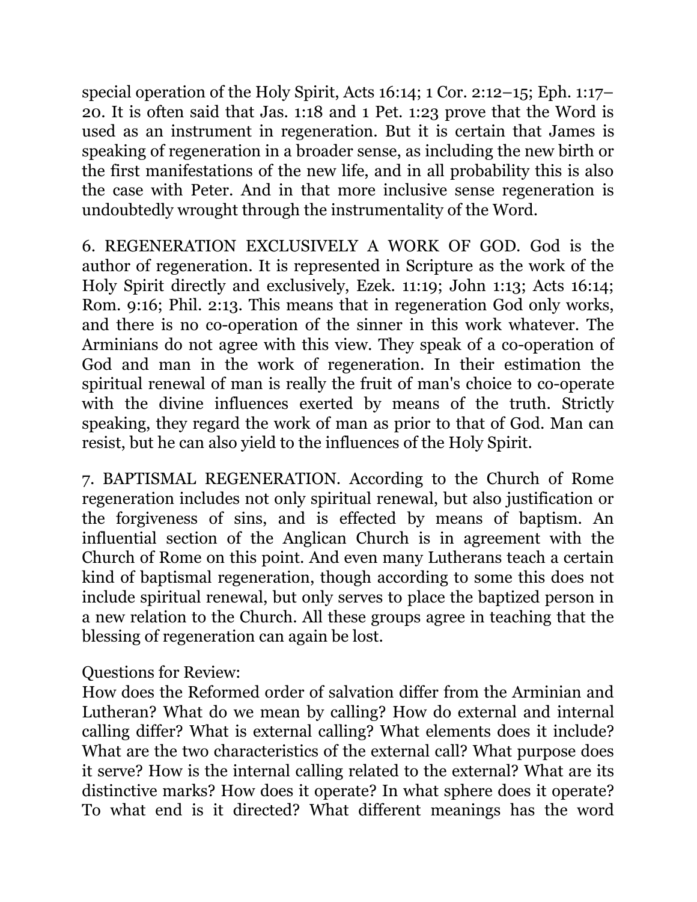special operation of the Holy Spirit, Acts 16:14; 1 Cor. 2:12–15; Eph. 1:17–20. It is often said that Jas. 1:18 and 1 Pet. 1:23 prove that the Word is used as an instrument in regeneration. But it is certain that James is speaking of regeneration in a broader sense, as including the new birth or the first manifestations of the new life, and in all probability this is also the case with Peter. And in that more inclusive sense regeneration is undoubtedly wrought through the instrumentality of the Word.

6. REGENERATION EXCLUSIVELY A WORK OF GOD. God is the author of regeneration. It is represented in Scripture as the work of the Holy Spirit directly and exclusively, Ezek. 11:19; John 1:13; Acts 16:14; Rom. 9:16; Phil. 2:13. This means that in regeneration God only works, and there is no co-operation of the sinner in this work whatever. The Arminians do not agree with this view. They speak of a co-operation of God and man in the work of regeneration. In their estimation the spiritual renewal of man is really the fruit of man's choice to co-operate with the divine influences exerted by means of the truth. Strictly speaking, they regard the work of man as prior to that of God. Man can resist, but he can also yield to the influences of the Holy Spirit.

7. BAPTISMAL REGENERATION. According to the Church of Rome regeneration includes not only spiritual renewal, but also justification or the forgiveness of sins, and is effected by means of baptism. An influential section of the Anglican Church is in agreement with the Church of Rome on this point. And even many Lutherans teach a certain kind of baptismal regeneration, though according to some this does not include spiritual renewal, but only serves to place the baptized person in a new relation to the Church. All these groups agree in teaching that the blessing of regeneration can again be lost.

Questions for Review:
How does the Reformed order of salvation differ from the Arminian and Lutheran? What do we mean by calling? How do external and internal calling differ? What is external calling? What elements does it include? What are the two characteristics of the external call? What purpose does it serve? How is the internal calling related to the external? What are its distinctive marks? How does it operate? In what sphere does it operate? To what end is it directed? What different meanings has the word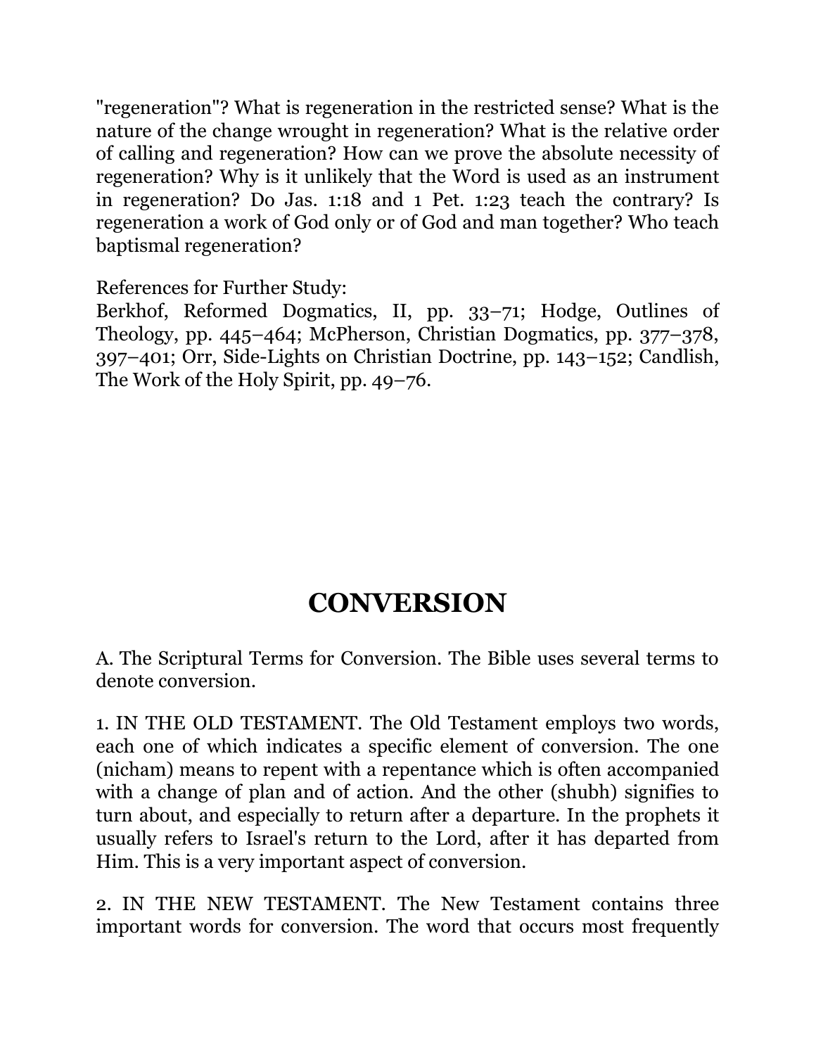"regeneration"? What is regeneration in the restricted sense? What is the nature of the change wrought in regeneration? What is the relative order of calling and regeneration? How can we prove the absolute necessity of regeneration? Why is it unlikely that the Word is used as an instrument in regeneration? Do Jas. 1:18 and 1 Pet. 1:23 teach the contrary? Is regeneration a work of God only or of God and man together? Who teach baptismal regeneration?

References for Further Study:
Berkhof, Reformed Dogmatics, II, pp. 33–71; Hodge, Outlines of Theology, pp. 445–464; McPherson, Christian Dogmatics, pp. 377–378, 397–401; Orr, Side-Lights on Christian Doctrine, pp. 143–152; Candlish, The Work of the Holy Spirit, pp. 49–76.

# CONVERSION

A. The Scriptural Terms for Conversion. The Bible uses several terms to denote conversion.

1. IN THE OLD TESTAMENT. The Old Testament employs two words, each one of which indicates a specific element of conversion. The one (nicham) means to repent with a repentance which is often accompanied with a change of plan and of action. And the other (shubh) signifies to turn about, and especially to return after a departure. In the prophets it usually refers to Israel's return to the Lord, after it has departed from Him. This is a very important aspect of conversion.

2. IN THE NEW TESTAMENT. The New Testament contains three important words for conversion. The word that occurs most frequently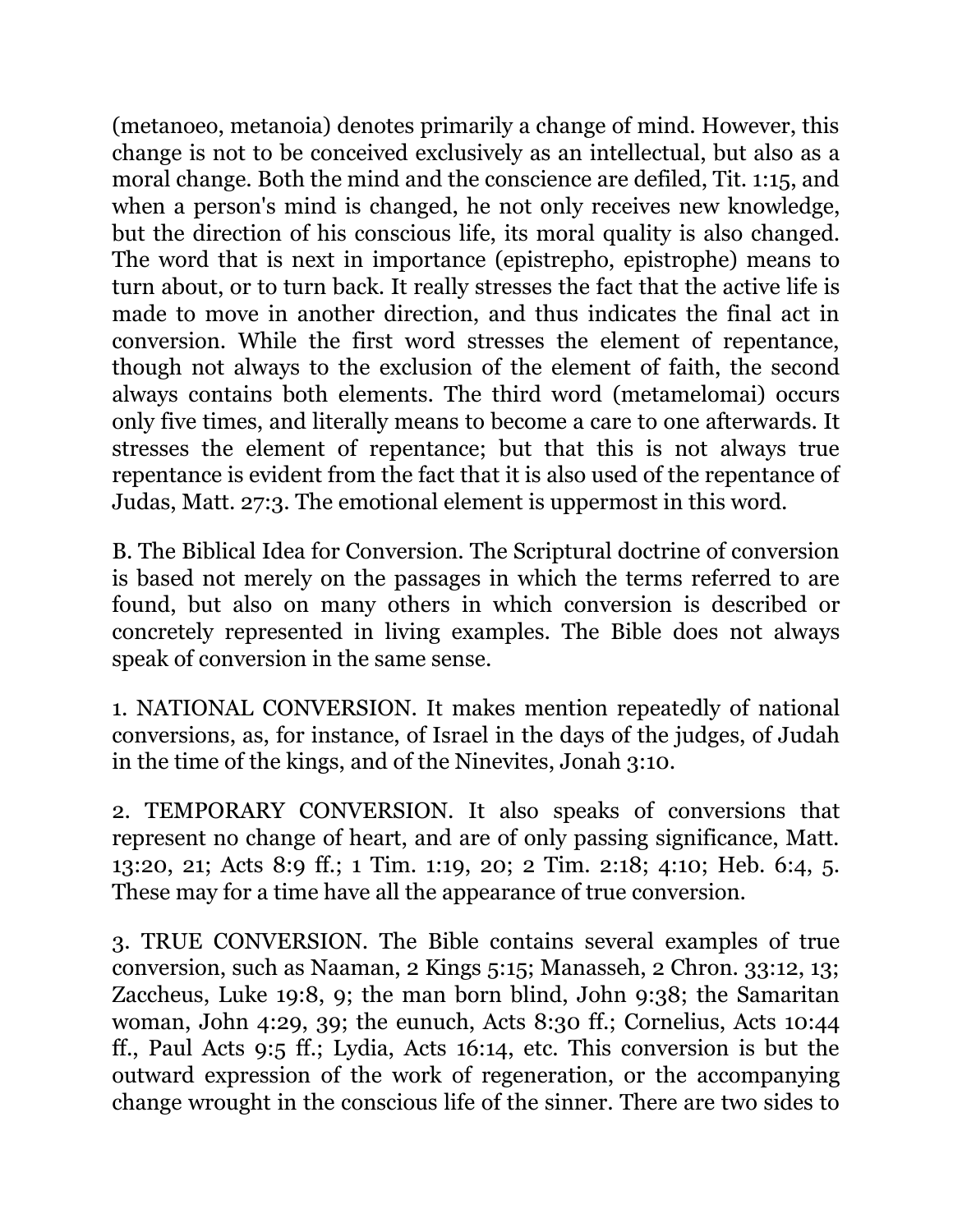(metanoeo, metanoia) denotes primarily a change of mind. However, this change is not to be conceived exclusively as an intellectual, but also as a moral change. Both the mind and the conscience are defiled, Tit. 1:15, and when a person's mind is changed, he not only receives new knowledge, but the direction of his conscious life, its moral quality is also changed. The word that is next in importance (epistrepho, epistrophe) means to turn about, or to turn back. It really stresses the fact that the active life is made to move in another direction, and thus indicates the final act in conversion. While the first word stresses the element of repentance, though not always to the exclusion of the element of faith, the second always contains both elements. The third word (metamelomai) occurs only five times, and literally means to become a care to one afterwards. It stresses the element of repentance; but that this is not always true repentance is evident from the fact that it is also used of the repentance of Judas, Matt. 27:3. The emotional element is uppermost in this word.

B. The Biblical Idea for Conversion. The Scriptural doctrine of conversion is based not merely on the passages in which the terms referred to are found, but also on many others in which conversion is described or concretely represented in living examples. The Bible does not always speak of conversion in the same sense.

1. NATIONAL CONVERSION. It makes mention repeatedly of national conversions, as, for instance, of Israel in the days of the judges, of Judah in the time of the kings, and of the Ninevites, Jonah 3:10.

2. TEMPORARY CONVERSION. It also speaks of conversions that represent no change of heart, and are of only passing significance, Matt. 13:20, 21; Acts 8:9 ff.; 1 Tim. 1:19, 20; 2 Tim. 2:18; 4:10; Heb. 6:4, 5. These may for a time have all the appearance of true conversion.

3. TRUE CONVERSION. The Bible contains several examples of true conversion, such as Naaman, 2 Kings 5:15; Manasseh, 2 Chron. 33:12, 13; Zaccheus, Luke 19:8, 9; the man born blind, John 9:38; the Samaritan woman, John 4:29, 39; the eunuch, Acts 8:30 ff.; Cornelius, Acts 10:44 ff., Paul Acts 9:5 ff.; Lydia, Acts 16:14, etc. This conversion is but the outward expression of the work of regeneration, or the accompanying change wrought in the conscious life of the sinner. There are two sides to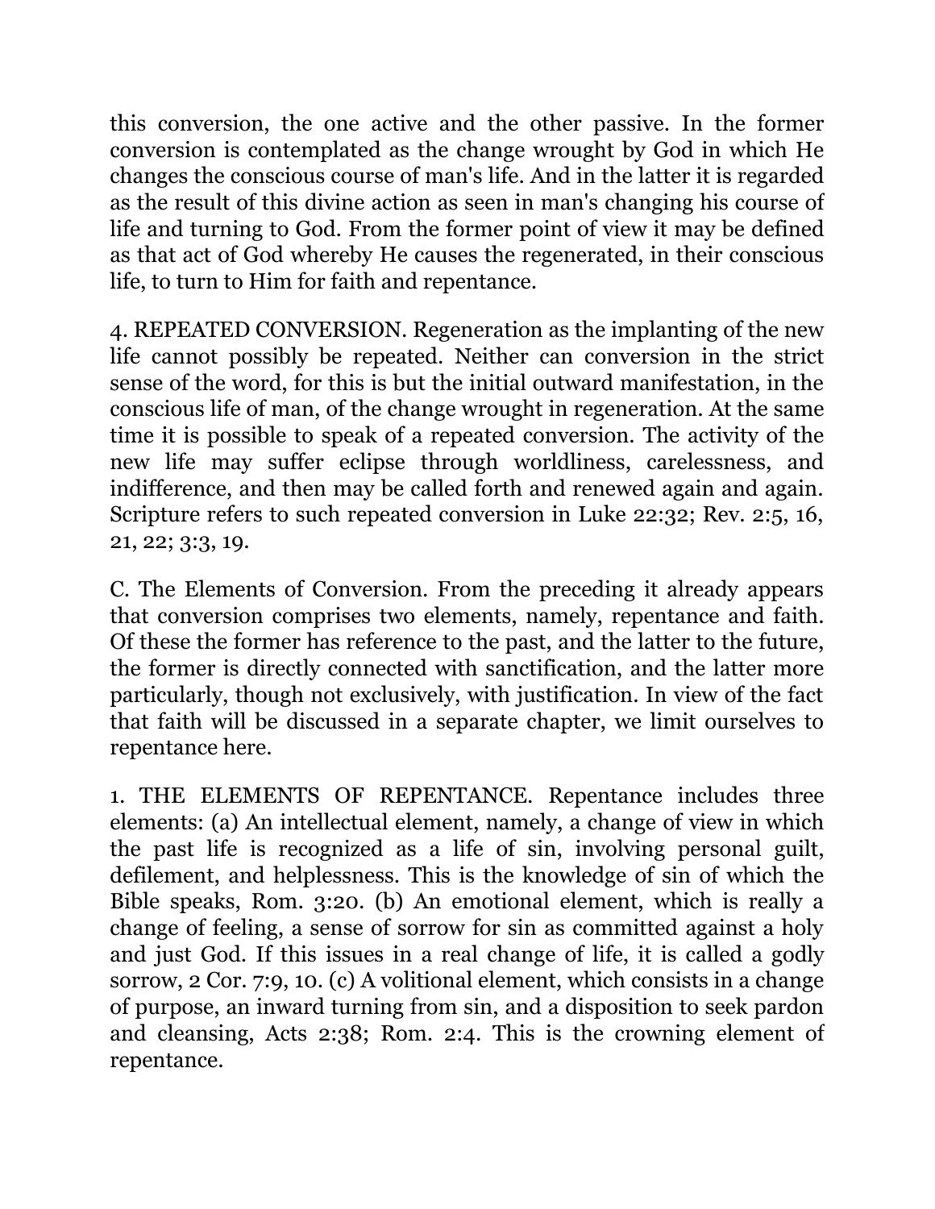this conversion, the one active and the other passive. In the former conversion is contemplated as the change wrought by God in which He changes the conscious course of man's life. And in the latter it is regarded as the result of this divine action as seen in man's changing his course of life and turning to God. From the former point of view it may be defined as that act of God whereby He causes the regenerated, in their conscious life, to turn to Him for faith and repentance.

4. REPEATED CONVERSION. Regeneration as the implanting of the new life cannot possibly be repeated. Neither can conversion in the strict sense of the word, for this is but the initial outward manifestation, in the conscious life of man, of the change wrought in regeneration. At the same time it is possible to speak of a repeated conversion. The activity of the new life may suffer eclipse through worldliness, carelessness, and indifference, and then may be called forth and renewed again and again. Scripture refers to such repeated conversion in Luke 22:32; Rev. 2:5, 16, 21, 22; 3:3, 19.

C. The Elements of Conversion. From the preceding it already appears that conversion comprises two elements, namely, repentance and faith. Of these the former has reference to the past, and the latter to the future, the former is directly connected with sanctification, and the latter more particularly, though not exclusively, with justification. In view of the fact that faith will be discussed in a separate chapter, we limit ourselves to repentance here.

1. THE ELEMENTS OF REPENTANCE. Repentance includes three elements: (a) An intellectual element, namely, a change of view in which the past life is recognized as a life of sin, involving personal guilt, defilement, and helplessness. This is the knowledge of sin of which the Bible speaks, Rom. 3:20. (b) An emotional element, which is really a change of feeling, a sense of sorrow for sin as committed against a holy and just God. If this issues in a real change of life, it is called a godly sorrow, 2 Cor. 7:9, 10. (c) A volitional element, which consists in a change of purpose, an inward turning from sin, and a disposition to seek pardon and cleansing, Acts 2:38; Rom. 2:4. This is the crowning element of repentance.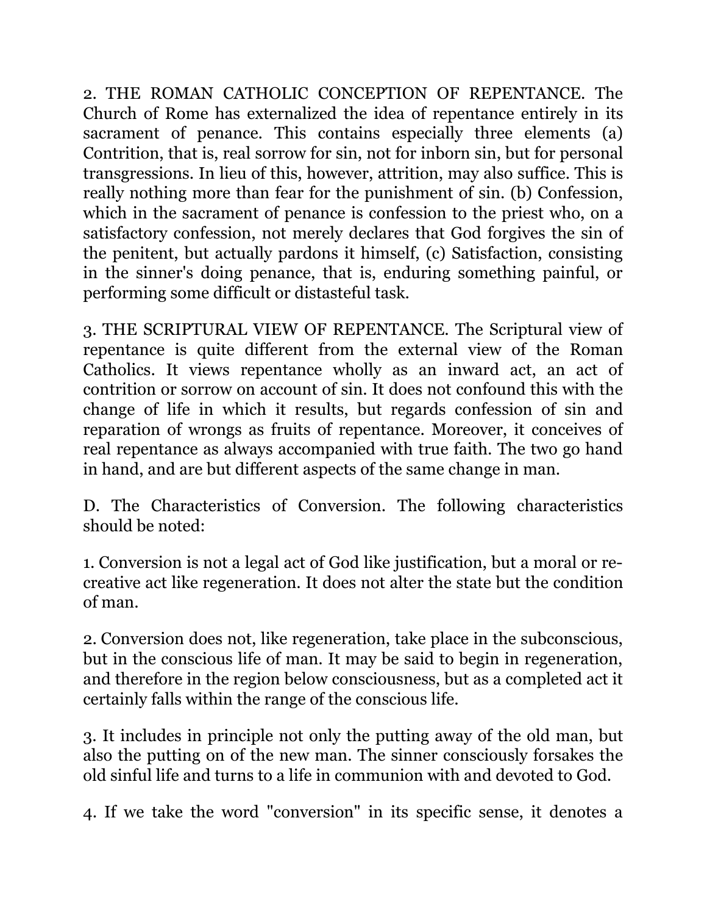2. THE ROMAN CATHOLIC CONCEPTION OF REPENTANCE. The Church of Rome has externalized the idea of repentance entirely in its sacrament of penance. This contains especially three elements (a) Contrition, that is, real sorrow for sin, not for inborn sin, but for personal transgressions. In lieu of this, however, attrition, may also suffice. This is really nothing more than fear for the punishment of sin. (b) Confession, which in the sacrament of penance is confession to the priest who, on a satisfactory confession, not merely declares that God forgives the sin of the penitent, but actually pardons it himself, (c) Satisfaction, consisting in the sinner's doing penance, that is, enduring something painful, or performing some difficult or distasteful task.

3. THE SCRIPTURAL VIEW OF REPENTANCE. The Scriptural view of repentance is quite different from the external view of the Roman Catholics. It views repentance wholly as an inward act, an act of contrition or sorrow on account of sin. It does not confound this with the change of life in which it results, but regards confession of sin and reparation of wrongs as fruits of repentance. Moreover, it conceives of real repentance as always accompanied with true faith. The two go hand in hand, and are but different aspects of the same change in man.

D. The Characteristics of Conversion. The following characteristics should be noted:

1. Conversion is not a legal act of God like justification, but a moral or re-creative act like regeneration. It does not alter the state but the condition of man.

2. Conversion does not, like regeneration, take place in the subconscious, but in the conscious life of man. It may be said to begin in regeneration, and therefore in the region below consciousness, but as a completed act it certainly falls within the range of the conscious life.

3. It includes in principle not only the putting away of the old man, but also the putting on of the new man. The sinner consciously forsakes the old sinful life and turns to a life in communion with and devoted to God.

4. If we take the word "conversion" in its specific sense, it denotes a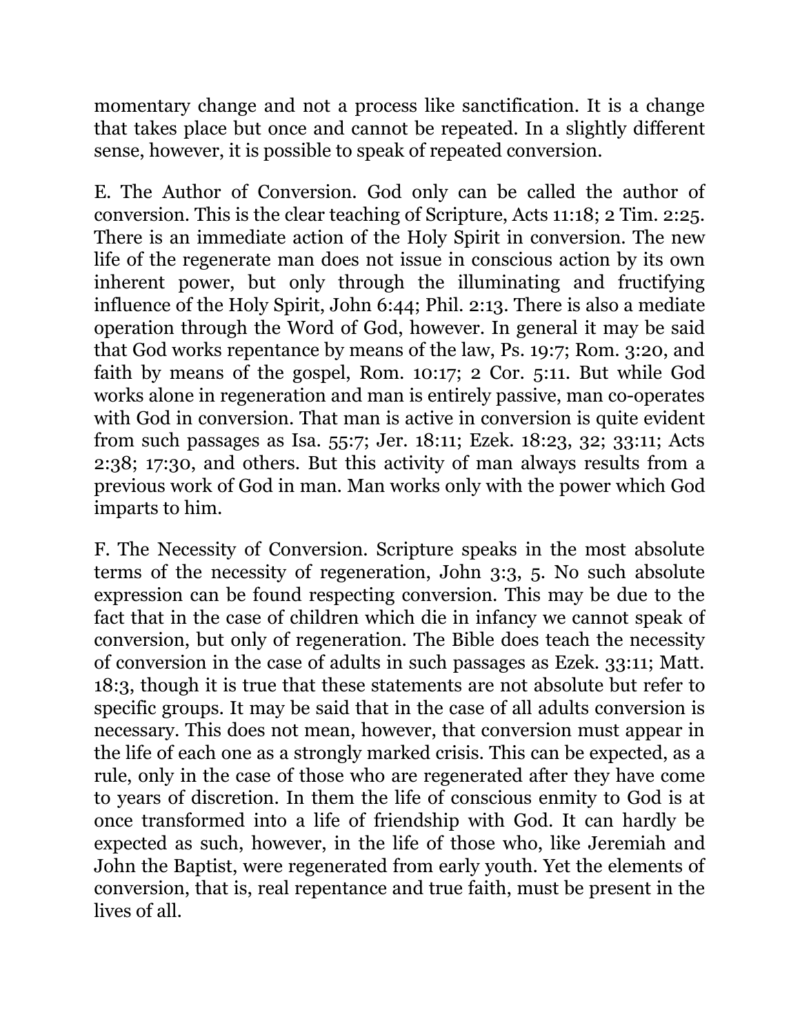momentary change and not a process like sanctification. It is a change that takes place but once and cannot be repeated. In a slightly different sense, however, it is possible to speak of repeated conversion.

E. The Author of Conversion. God only can be called the author of conversion. This is the clear teaching of Scripture, Acts 11:18; 2 Tim. 2:25. There is an immediate action of the Holy Spirit in conversion. The new life of the regenerate man does not issue in conscious action by its own inherent power, but only through the illuminating and fructifying influence of the Holy Spirit, John 6:44; Phil. 2:13. There is also a mediate operation through the Word of God, however. In general it may be said that God works repentance by means of the law, Ps. 19:7; Rom. 3:20, and faith by means of the gospel, Rom. 10:17; 2 Cor. 5:11. But while God works alone in regeneration and man is entirely passive, man co-operates with God in conversion. That man is active in conversion is quite evident from such passages as Isa. 55:7; Jer. 18:11; Ezek. 18:23, 32; 33:11; Acts 2:38; 17:30, and others. But this activity of man always results from a previous work of God in man. Man works only with the power which God imparts to him.

F. The Necessity of Conversion. Scripture speaks in the most absolute terms of the necessity of regeneration, John 3:3, 5. No such absolute expression can be found respecting conversion. This may be due to the fact that in the case of children which die in infancy we cannot speak of conversion, but only of regeneration. The Bible does teach the necessity of conversion in the case of adults in such passages as Ezek. 33:11; Matt. 18:3, though it is true that these statements are not absolute but refer to specific groups. It may be said that in the case of all adults conversion is necessary. This does not mean, however, that conversion must appear in the life of each one as a strongly marked crisis. This can be expected, as a rule, only in the case of those who are regenerated after they have come to years of discretion. In them the life of conscious enmity to God is at once transformed into a life of friendship with God. It can hardly be expected as such, however, in the life of those who, like Jeremiah and John the Baptist, were regenerated from early youth. Yet the elements of conversion, that is, real repentance and true faith, must be present in the lives of all.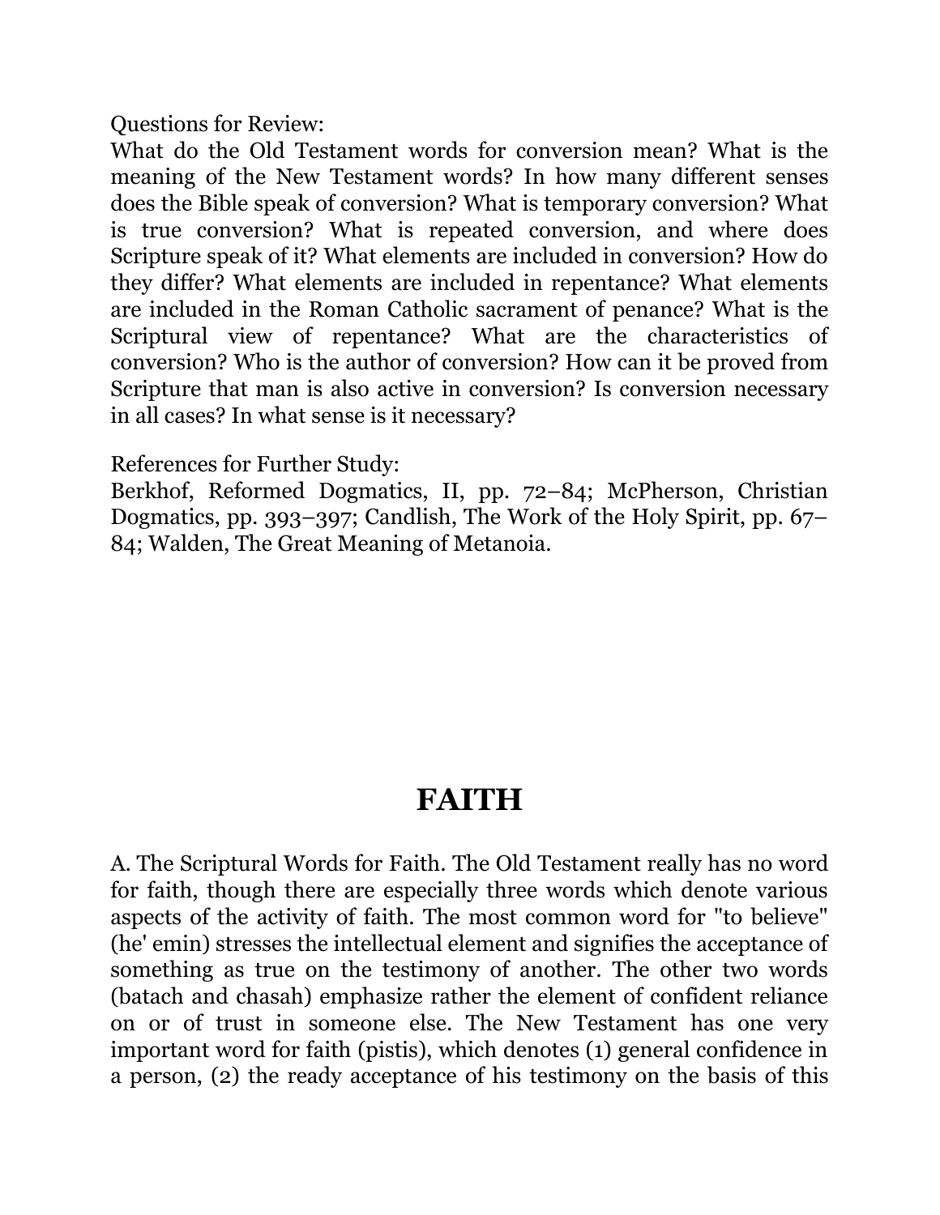Questions for Review:

What do the Old Testament words for conversion mean? What is the meaning of the New Testament words? In how many different senses does the Bible speak of conversion? What is temporary conversion? What is true conversion? What is repeated conversion, and where does Scripture speak of it? What elements are included in conversion? How do they differ? What elements are included in repentance? What elements are included in the Roman Catholic sacrament of penance? What is the Scriptural view of repentance? What are the characteristics of conversion? Who is the author of conversion? How can it be proved from Scripture that man is also active in conversion? Is conversion necessary in all cases? In what sense is it necessary?

References for Further Study:

Berkhof, Reformed Dogmatics, II, pp. 72–84; McPherson, Christian Dogmatics, pp. 393–397; Candlish, The Work of the Holy Spirit, pp. 67–84; Walden, The Great Meaning of Metanoia.

# FAITH

A. The Scriptural Words for Faith. The Old Testament really has no word for faith, though there are especially three words which denote various aspects of the activity of faith. The most common word for "to believe" (he' emin) stresses the intellectual element and signifies the acceptance of something as true on the testimony of another. The other two words (batach and chasah) emphasize rather the element of confident reliance on or of trust in someone else. The New Testament has one very important word for faith (pistis), which denotes (1) general confidence in a person, (2) the ready acceptance of his testimony on the basis of this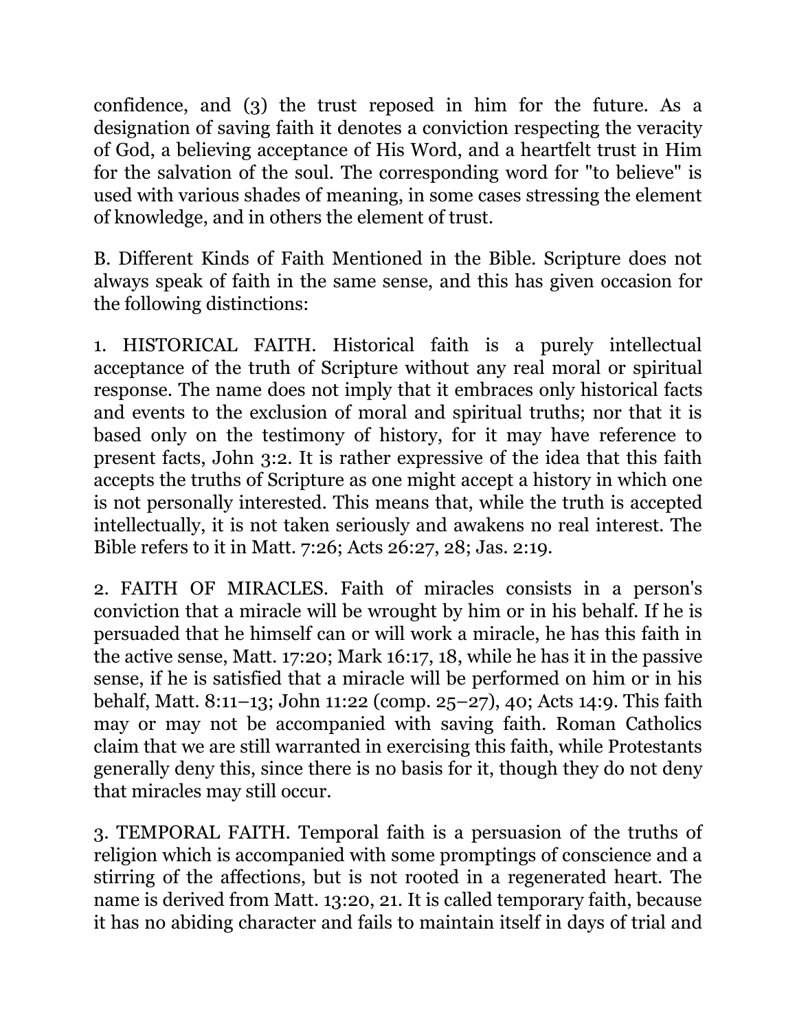confidence, and (3) the trust reposed in him for the future. As a designation of saving faith it denotes a conviction respecting the veracity of God, a believing acceptance of His Word, and a heartfelt trust in Him for the salvation of the soul. The corresponding word for "to believe" is used with various shades of meaning, in some cases stressing the element of knowledge, and in others the element of trust.

B. Different Kinds of Faith Mentioned in the Bible. Scripture does not always speak of faith in the same sense, and this has given occasion for the following distinctions:

1. HISTORICAL FAITH. Historical faith is a purely intellectual acceptance of the truth of Scripture without any real moral or spiritual response. The name does not imply that it embraces only historical facts and events to the exclusion of moral and spiritual truths; nor that it is based only on the testimony of history, for it may have reference to present facts, John 3:2. It is rather expressive of the idea that this faith accepts the truths of Scripture as one might accept a history in which one is not personally interested. This means that, while the truth is accepted intellectually, it is not taken seriously and awakens no real interest. The Bible refers to it in Matt. 7:26; Acts 26:27, 28; Jas. 2:19.

2. FAITH OF MIRACLES. Faith of miracles consists in a person's conviction that a miracle will be wrought by him or in his behalf. If he is persuaded that he himself can or will work a miracle, he has this faith in the active sense, Matt. 17:20; Mark 16:17, 18, while he has it in the passive sense, if he is satisfied that a miracle will be performed on him or in his behalf, Matt. 8:11–13; John 11:22 (comp. 25–27), 40; Acts 14:9. This faith may or may not be accompanied with saving faith. Roman Catholics claim that we are still warranted in exercising this faith, while Protestants generally deny this, since there is no basis for it, though they do not deny that miracles may still occur.

3. TEMPORAL FAITH. Temporal faith is a persuasion of the truths of religion which is accompanied with some promptings of conscience and a stirring of the affections, but is not rooted in a regenerated heart. The name is derived from Matt. 13:20, 21. It is called temporary faith, because it has no abiding character and fails to maintain itself in days of trial and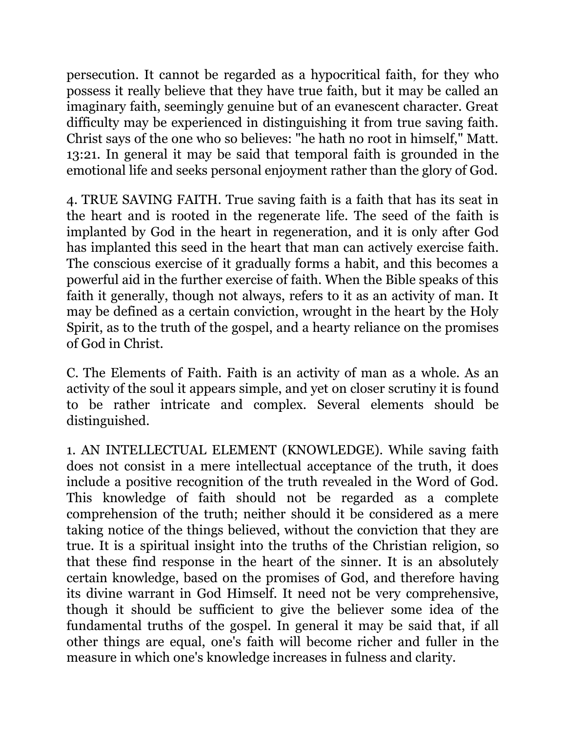persecution. It cannot be regarded as a hypocritical faith, for they who possess it really believe that they have true faith, but it may be called an imaginary faith, seemingly genuine but of an evanescent character. Great difficulty may be experienced in distinguishing it from true saving faith. Christ says of the one who so believes: "he hath no root in himself," Matt. 13:21. In general it may be said that temporal faith is grounded in the emotional life and seeks personal enjoyment rather than the glory of God.

4. TRUE SAVING FAITH. True saving faith is a faith that has its seat in the heart and is rooted in the regenerate life. The seed of the faith is implanted by God in the heart in regeneration, and it is only after God has implanted this seed in the heart that man can actively exercise faith. The conscious exercise of it gradually forms a habit, and this becomes a powerful aid in the further exercise of faith. When the Bible speaks of this faith it generally, though not always, refers to it as an activity of man. It may be defined as a certain conviction, wrought in the heart by the Holy Spirit, as to the truth of the gospel, and a hearty reliance on the promises of God in Christ.

C. The Elements of Faith. Faith is an activity of man as a whole. As an activity of the soul it appears simple, and yet on closer scrutiny it is found to be rather intricate and complex. Several elements should be distinguished.

1. AN INTELLECTUAL ELEMENT (KNOWLEDGE). While saving faith does not consist in a mere intellectual acceptance of the truth, it does include a positive recognition of the truth revealed in the Word of God. This knowledge of faith should not be regarded as a complete comprehension of the truth; neither should it be considered as a mere taking notice of the things believed, without the conviction that they are true. It is a spiritual insight into the truths of the Christian religion, so that these find response in the heart of the sinner. It is an absolutely certain knowledge, based on the promises of God, and therefore having its divine warrant in God Himself. It need not be very comprehensive, though it should be sufficient to give the believer some idea of the fundamental truths of the gospel. In general it may be said that, if all other things are equal, one's faith will become richer and fuller in the measure in which one's knowledge increases in fulness and clarity.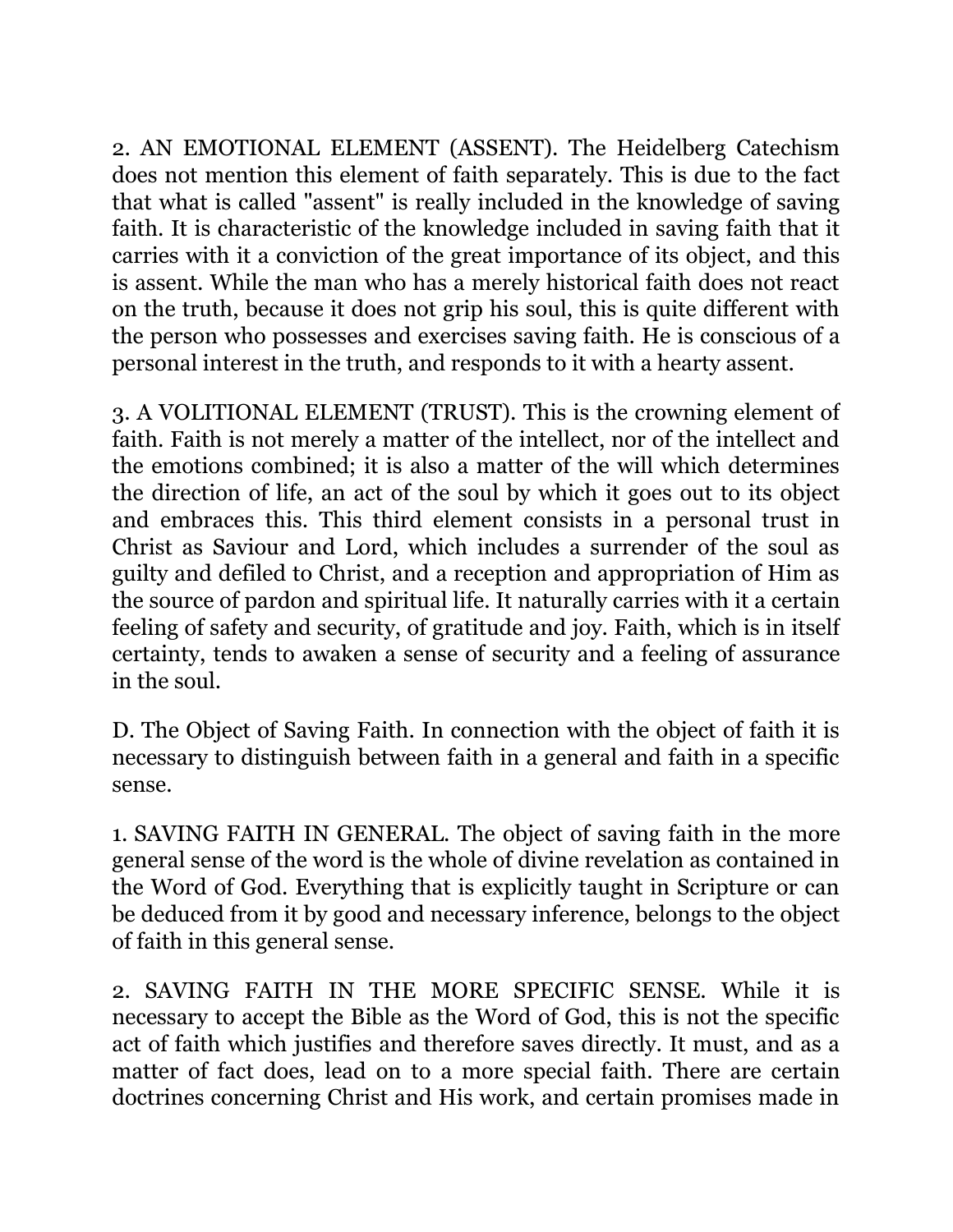2. AN EMOTIONAL ELEMENT (ASSENT). The Heidelberg Catechism does not mention this element of faith separately. This is due to the fact that what is called "assent" is really included in the knowledge of saving faith. It is characteristic of the knowledge included in saving faith that it carries with it a conviction of the great importance of its object, and this is assent. While the man who has a merely historical faith does not react on the truth, because it does not grip his soul, this is quite different with the person who possesses and exercises saving faith. He is conscious of a personal interest in the truth, and responds to it with a hearty assent.

3. A VOLITIONAL ELEMENT (TRUST). This is the crowning element of faith. Faith is not merely a matter of the intellect, nor of the intellect and the emotions combined; it is also a matter of the will which determines the direction of life, an act of the soul by which it goes out to its object and embraces this. This third element consists in a personal trust in Christ as Saviour and Lord, which includes a surrender of the soul as guilty and defiled to Christ, and a reception and appropriation of Him as the source of pardon and spiritual life. It naturally carries with it a certain feeling of safety and security, of gratitude and joy. Faith, which is in itself certainty, tends to awaken a sense of security and a feeling of assurance in the soul.

D. The Object of Saving Faith. In connection with the object of faith it is necessary to distinguish between faith in a general and faith in a specific sense.

1. SAVING FAITH IN GENERAL. The object of saving faith in the more general sense of the word is the whole of divine revelation as contained in the Word of God. Everything that is explicitly taught in Scripture or can be deduced from it by good and necessary inference, belongs to the object of faith in this general sense.

2. SAVING FAITH IN THE MORE SPECIFIC SENSE. While it is necessary to accept the Bible as the Word of God, this is not the specific act of faith which justifies and therefore saves directly. It must, and as a matter of fact does, lead on to a more special faith. There are certain doctrines concerning Christ and His work, and certain promises made in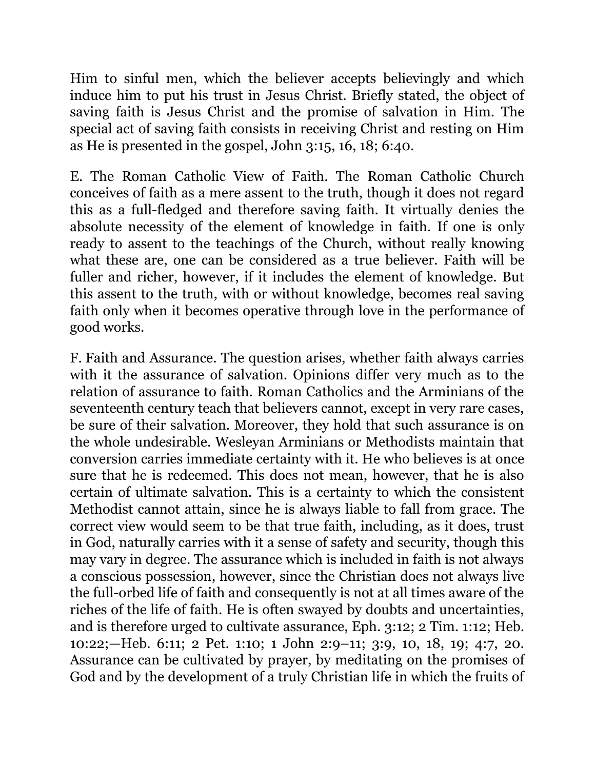Him to sinful men, which the believer accepts believingly and which induce him to put his trust in Jesus Christ. Briefly stated, the object of saving faith is Jesus Christ and the promise of salvation in Him. The special act of saving faith consists in receiving Christ and resting on Him as He is presented in the gospel, John 3:15, 16, 18; 6:40.

E. The Roman Catholic View of Faith. The Roman Catholic Church conceives of faith as a mere assent to the truth, though it does not regard this as a full-fledged and therefore saving faith. It virtually denies the absolute necessity of the element of knowledge in faith. If one is only ready to assent to the teachings of the Church, without really knowing what these are, one can be considered as a true believer. Faith will be fuller and richer, however, if it includes the element of knowledge. But this assent to the truth, with or without knowledge, becomes real saving faith only when it becomes operative through love in the performance of good works.

F. Faith and Assurance. The question arises, whether faith always carries with it the assurance of salvation. Opinions differ very much as to the relation of assurance to faith. Roman Catholics and the Arminians of the seventeenth century teach that believers cannot, except in very rare cases, be sure of their salvation. Moreover, they hold that such assurance is on the whole undesirable. Wesleyan Arminians or Methodists maintain that conversion carries immediate certainty with it. He who believes is at once sure that he is redeemed. This does not mean, however, that he is also certain of ultimate salvation. This is a certainty to which the consistent Methodist cannot attain, since he is always liable to fall from grace. The correct view would seem to be that true faith, including, as it does, trust in God, naturally carries with it a sense of safety and security, though this may vary in degree. The assurance which is included in faith is not always a conscious possession, however, since the Christian does not always live the full-orbed life of faith and consequently is not at all times aware of the riches of the life of faith. He is often swayed by doubts and uncertainties, and is therefore urged to cultivate assurance, Eph. 3:12; 2 Tim. 1:12; Heb. 10:22;—Heb. 6:11; 2 Pet. 1:10; 1 John 2:9–11; 3:9, 10, 18, 19; 4:7, 20. Assurance can be cultivated by prayer, by meditating on the promises of God and by the development of a truly Christian life in which the fruits of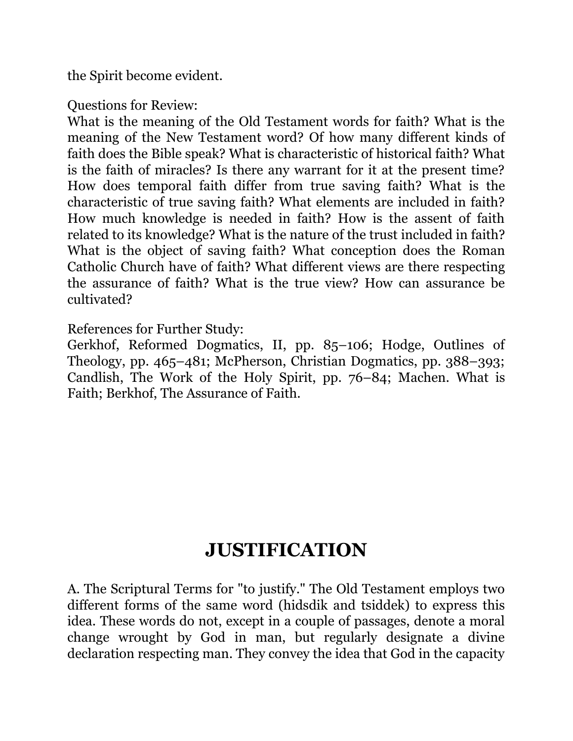the Spirit become evident.

Questions for Review:
What is the meaning of the Old Testament words for faith? What is the meaning of the New Testament word? Of how many different kinds of faith does the Bible speak? What is characteristic of historical faith? What is the faith of miracles? Is there any warrant for it at the present time? How does temporal faith differ from true saving faith? What is the characteristic of true saving faith? What elements are included in faith? How much knowledge is needed in faith? How is the assent of faith related to its knowledge? What is the nature of the trust included in faith? What is the object of saving faith? What conception does the Roman Catholic Church have of faith? What different views are there respecting the assurance of faith? What is the true view? How can assurance be cultivated?

References for Further Study:
Gerkhof, Reformed Dogmatics, II, pp. 85–106; Hodge, Outlines of Theology, pp. 465–481; McPherson, Christian Dogmatics, pp. 388–393; Candlish, The Work of the Holy Spirit, pp. 76–84; Machen. What is Faith; Berkhof, The Assurance of Faith.

# JUSTIFICATION

A. The Scriptural Terms for "to justify." The Old Testament employs two different forms of the same word (hidsdik and tsiddek) to express this idea. These words do not, except in a couple of passages, denote a moral change wrought by God in man, but regularly designate a divine declaration respecting man. They convey the idea that God in the capacity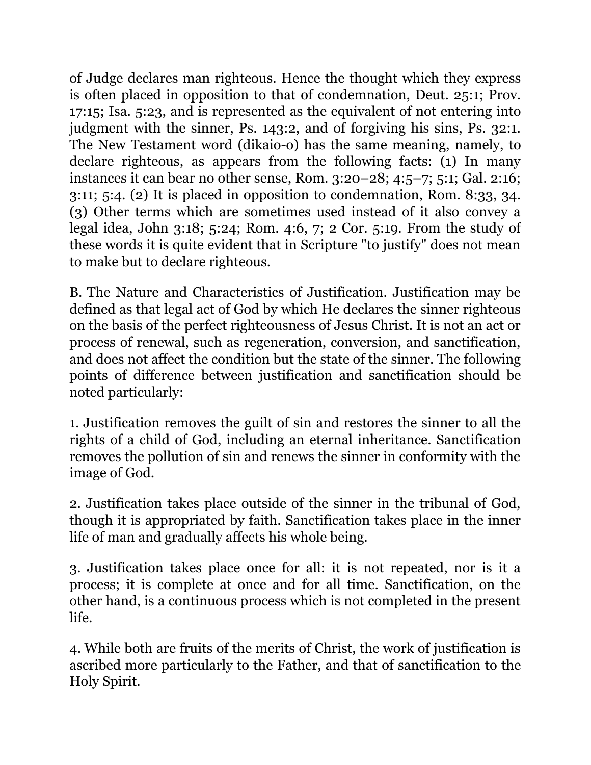of Judge declares man righteous. Hence the thought which they express is often placed in opposition to that of condemnation, Deut. 25:1; Prov. 17:15; Isa. 5:23, and is represented as the equivalent of not entering into judgment with the sinner, Ps. 143:2, and of forgiving his sins, Ps. 32:1. The New Testament word (dikaio-o) has the same meaning, namely, to declare righteous, as appears from the following facts: (1) In many instances it can bear no other sense, Rom. 3:20–28; 4:5–7; 5:1; Gal. 2:16; 3:11; 5:4. (2) It is placed in opposition to condemnation, Rom. 8:33, 34. (3) Other terms which are sometimes used instead of it also convey a legal idea, John 3:18; 5:24; Rom. 4:6, 7; 2 Cor. 5:19. From the study of these words it is quite evident that in Scripture "to justify" does not mean to make but to declare righteous.

B. The Nature and Characteristics of Justification. Justification may be defined as that legal act of God by which He declares the sinner righteous on the basis of the perfect righteousness of Jesus Christ. It is not an act or process of renewal, such as regeneration, conversion, and sanctification, and does not affect the condition but the state of the sinner. The following points of difference between justification and sanctification should be noted particularly:

1. Justification removes the guilt of sin and restores the sinner to all the rights of a child of God, including an eternal inheritance. Sanctification removes the pollution of sin and renews the sinner in conformity with the image of God.

2. Justification takes place outside of the sinner in the tribunal of God, though it is appropriated by faith. Sanctification takes place in the inner life of man and gradually affects his whole being.

3. Justification takes place once for all: it is not repeated, nor is it a process; it is complete at once and for all time. Sanctification, on the other hand, is a continuous process which is not completed in the present life.

4. While both are fruits of the merits of Christ, the work of justification is ascribed more particularly to the Father, and that of sanctification to the Holy Spirit.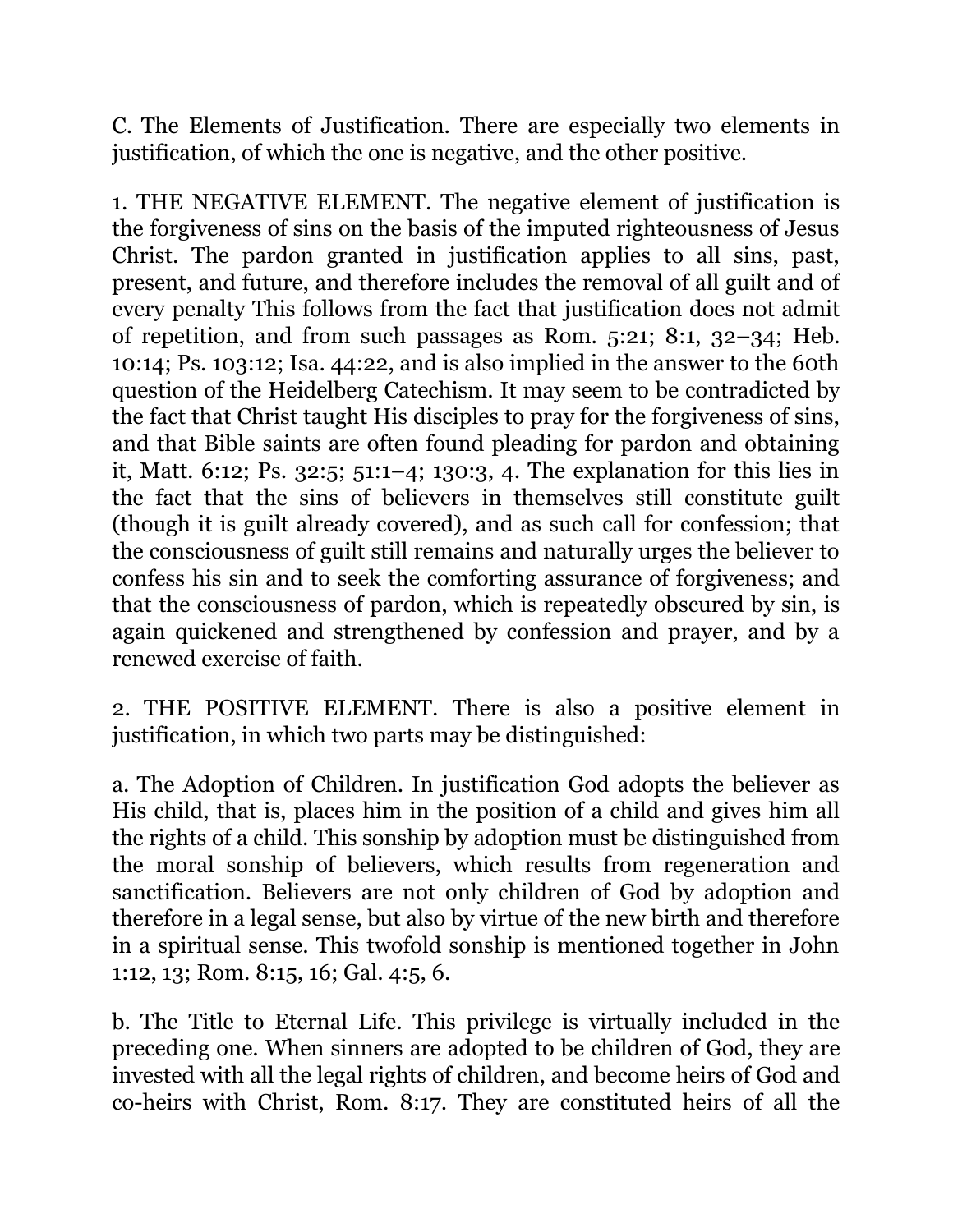C. The Elements of Justification. There are especially two elements in justification, of which the one is negative, and the other positive.

1. THE NEGATIVE ELEMENT. The negative element of justification is the forgiveness of sins on the basis of the imputed righteousness of Jesus Christ. The pardon granted in justification applies to all sins, past, present, and future, and therefore includes the removal of all guilt and of every penalty This follows from the fact that justification does not admit of repetition, and from such passages as Rom. 5:21; 8:1, 32–34; Heb. 10:14; Ps. 103:12; Isa. 44:22, and is also implied in the answer to the 60th question of the Heidelberg Catechism. It may seem to be contradicted by the fact that Christ taught His disciples to pray for the forgiveness of sins, and that Bible saints are often found pleading for pardon and obtaining it, Matt. 6:12; Ps. 32:5; 51:1–4; 130:3, 4. The explanation for this lies in the fact that the sins of believers in themselves still constitute guilt (though it is guilt already covered), and as such call for confession; that the consciousness of guilt still remains and naturally urges the believer to confess his sin and to seek the comforting assurance of forgiveness; and that the consciousness of pardon, which is repeatedly obscured by sin, is again quickened and strengthened by confession and prayer, and by a renewed exercise of faith.

2. THE POSITIVE ELEMENT. There is also a positive element in justification, in which two parts may be distinguished:

a. The Adoption of Children. In justification God adopts the believer as His child, that is, places him in the position of a child and gives him all the rights of a child. This sonship by adoption must be distinguished from the moral sonship of believers, which results from regeneration and sanctification. Believers are not only children of God by adoption and therefore in a legal sense, but also by virtue of the new birth and therefore in a spiritual sense. This twofold sonship is mentioned together in John 1:12, 13; Rom. 8:15, 16; Gal. 4:5, 6.

b. The Title to Eternal Life. This privilege is virtually included in the preceding one. When sinners are adopted to be children of God, they are invested with all the legal rights of children, and become heirs of God and co-heirs with Christ, Rom. 8:17. They are constituted heirs of all the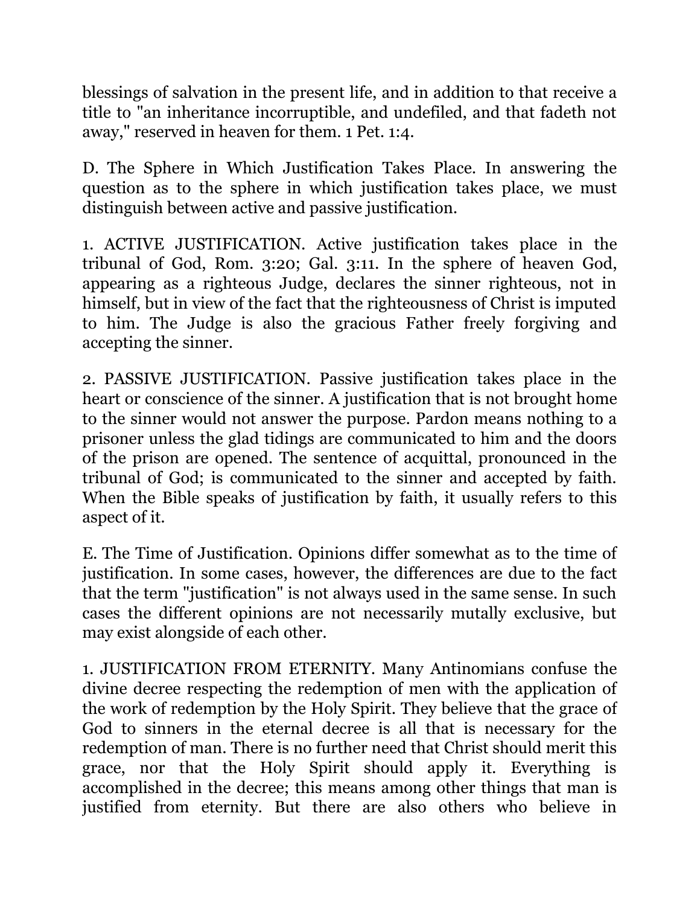blessings of salvation in the present life, and in addition to that receive a title to "an inheritance incorruptible, and undefiled, and that fadeth not away," reserved in heaven for them. 1 Pet. 1:4.

D. The Sphere in Which Justification Takes Place. In answering the question as to the sphere in which justification takes place, we must distinguish between active and passive justification.

1. ACTIVE JUSTIFICATION. Active justification takes place in the tribunal of God, Rom. 3:20; Gal. 3:11. In the sphere of heaven God, appearing as a righteous Judge, declares the sinner righteous, not in himself, but in view of the fact that the righteousness of Christ is imputed to him. The Judge is also the gracious Father freely forgiving and accepting the sinner.

2. PASSIVE JUSTIFICATION. Passive justification takes place in the heart or conscience of the sinner. A justification that is not brought home to the sinner would not answer the purpose. Pardon means nothing to a prisoner unless the glad tidings are communicated to him and the doors of the prison are opened. The sentence of acquittal, pronounced in the tribunal of God; is communicated to the sinner and accepted by faith. When the Bible speaks of justification by faith, it usually refers to this aspect of it.

E. The Time of Justification. Opinions differ somewhat as to the time of justification. In some cases, however, the differences are due to the fact that the term "justification" is not always used in the same sense. In such cases the different opinions are not necessarily mutally exclusive, but may exist alongside of each other.

1. JUSTIFICATION FROM ETERNITY. Many Antinomians confuse the divine decree respecting the redemption of men with the application of the work of redemption by the Holy Spirit. They believe that the grace of God to sinners in the eternal decree is all that is necessary for the redemption of man. There is no further need that Christ should merit this grace, nor that the Holy Spirit should apply it. Everything is accomplished in the decree; this means among other things that man is justified from eternity. But there are also others who believe in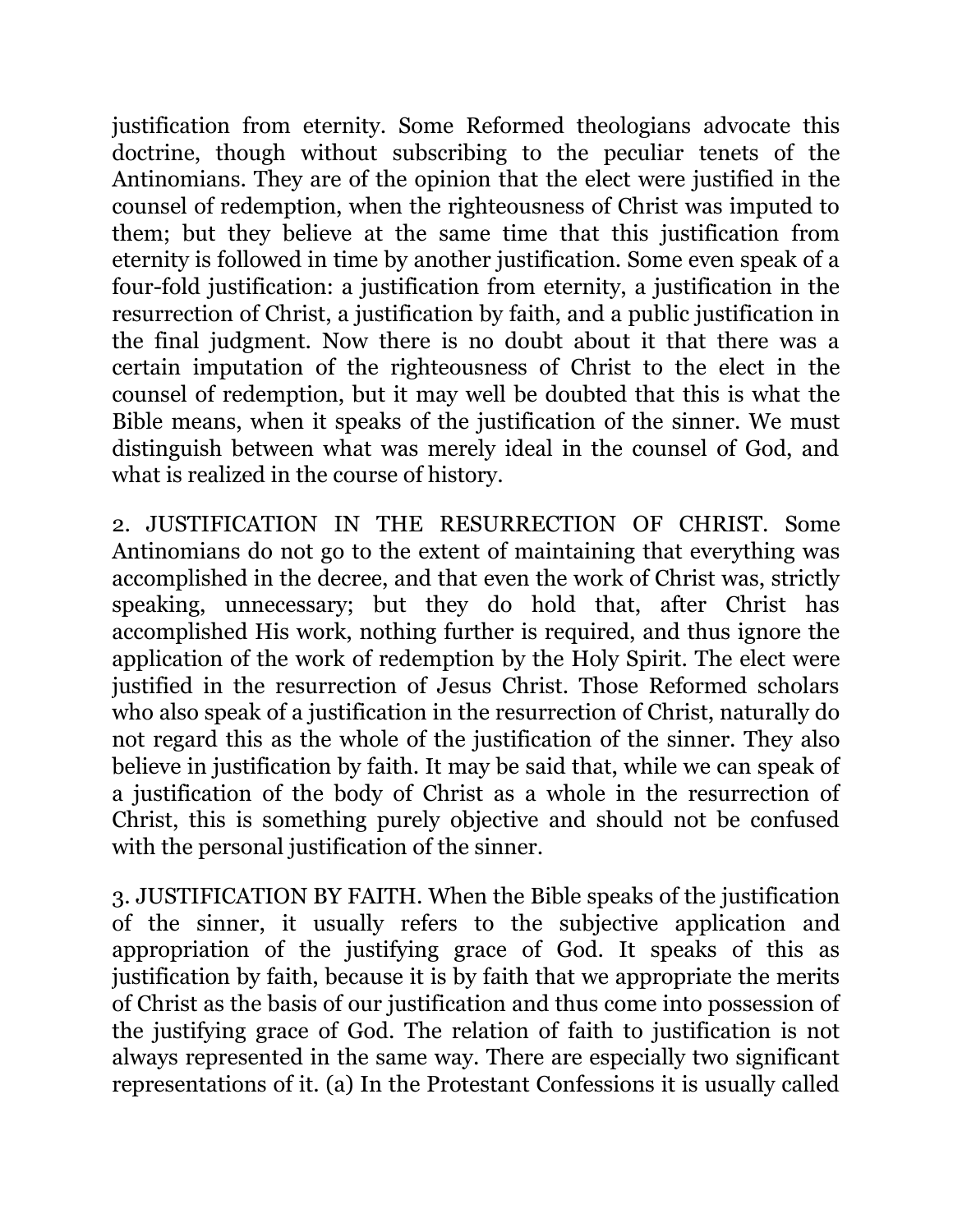justification from eternity. Some Reformed theologians advocate this doctrine, though without subscribing to the peculiar tenets of the Antinomians. They are of the opinion that the elect were justified in the counsel of redemption, when the righteousness of Christ was imputed to them; but they believe at the same time that this justification from eternity is followed in time by another justification. Some even speak of a four-fold justification: a justification from eternity, a justification in the resurrection of Christ, a justification by faith, and a public justification in the final judgment. Now there is no doubt about it that there was a certain imputation of the righteousness of Christ to the elect in the counsel of redemption, but it may well be doubted that this is what the Bible means, when it speaks of the justification of the sinner. We must distinguish between what was merely ideal in the counsel of God, and what is realized in the course of history.

2. JUSTIFICATION IN THE RESURRECTION OF CHRIST. Some Antinomians do not go to the extent of maintaining that everything was accomplished in the decree, and that even the work of Christ was, strictly speaking, unnecessary; but they do hold that, after Christ has accomplished His work, nothing further is required, and thus ignore the application of the work of redemption by the Holy Spirit. The elect were justified in the resurrection of Jesus Christ. Those Reformed scholars who also speak of a justification in the resurrection of Christ, naturally do not regard this as the whole of the justification of the sinner. They also believe in justification by faith. It may be said that, while we can speak of a justification of the body of Christ as a whole in the resurrection of Christ, this is something purely objective and should not be confused with the personal justification of the sinner.

3. JUSTIFICATION BY FAITH. When the Bible speaks of the justification of the sinner, it usually refers to the subjective application and appropriation of the justifying grace of God. It speaks of this as justification by faith, because it is by faith that we appropriate the merits of Christ as the basis of our justification and thus come into possession of the justifying grace of God. The relation of faith to justification is not always represented in the same way. There are especially two significant representations of it. (a) In the Protestant Confessions it is usually called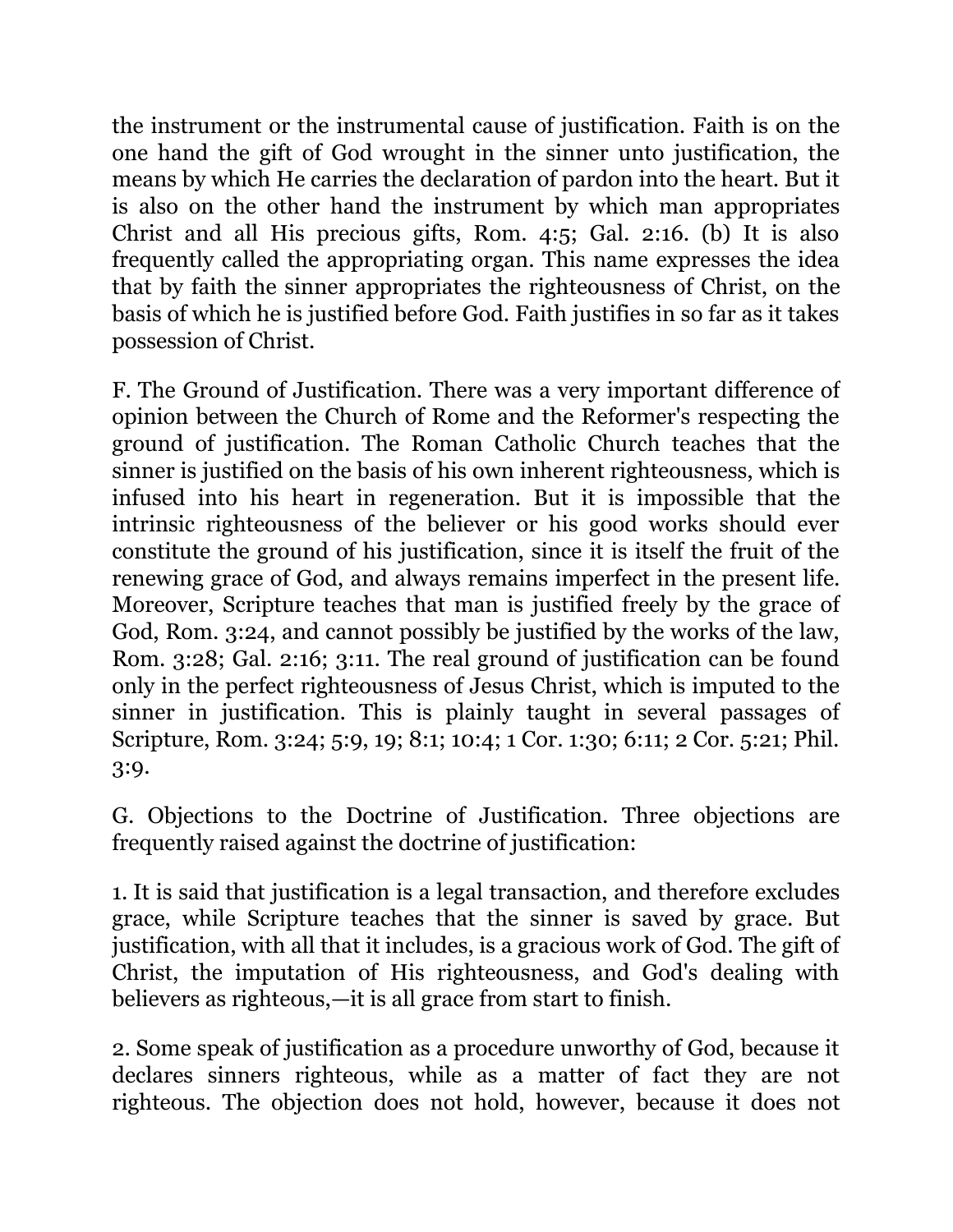the instrument or the instrumental cause of justification. Faith is on the one hand the gift of God wrought in the sinner unto justification, the means by which He carries the declaration of pardon into the heart. But it is also on the other hand the instrument by which man appropriates Christ and all His precious gifts, Rom. 4:5; Gal. 2:16. (b) It is also frequently called the appropriating organ. This name expresses the idea that by faith the sinner appropriates the righteousness of Christ, on the basis of which he is justified before God. Faith justifies in so far as it takes possession of Christ.

F. The Ground of Justification. There was a very important difference of opinion between the Church of Rome and the Reformer's respecting the ground of justification. The Roman Catholic Church teaches that the sinner is justified on the basis of his own inherent righteousness, which is infused into his heart in regeneration. But it is impossible that the intrinsic righteousness of the believer or his good works should ever constitute the ground of his justification, since it is itself the fruit of the renewing grace of God, and always remains imperfect in the present life. Moreover, Scripture teaches that man is justified freely by the grace of God, Rom. 3:24, and cannot possibly be justified by the works of the law, Rom. 3:28; Gal. 2:16; 3:11. The real ground of justification can be found only in the perfect righteousness of Jesus Christ, which is imputed to the sinner in justification. This is plainly taught in several passages of Scripture, Rom. 3:24; 5:9, 19; 8:1; 10:4; 1 Cor. 1:30; 6:11; 2 Cor. 5:21; Phil. 3:9.

G. Objections to the Doctrine of Justification. Three objections are frequently raised against the doctrine of justification:

1. It is said that justification is a legal transaction, and therefore excludes grace, while Scripture teaches that the sinner is saved by grace. But justification, with all that it includes, is a gracious work of God. The gift of Christ, the imputation of His righteousness, and God's dealing with believers as righteous,—it is all grace from start to finish.

2. Some speak of justification as a procedure unworthy of God, because it declares sinners righteous, while as a matter of fact they are not righteous. The objection does not hold, however, because it does not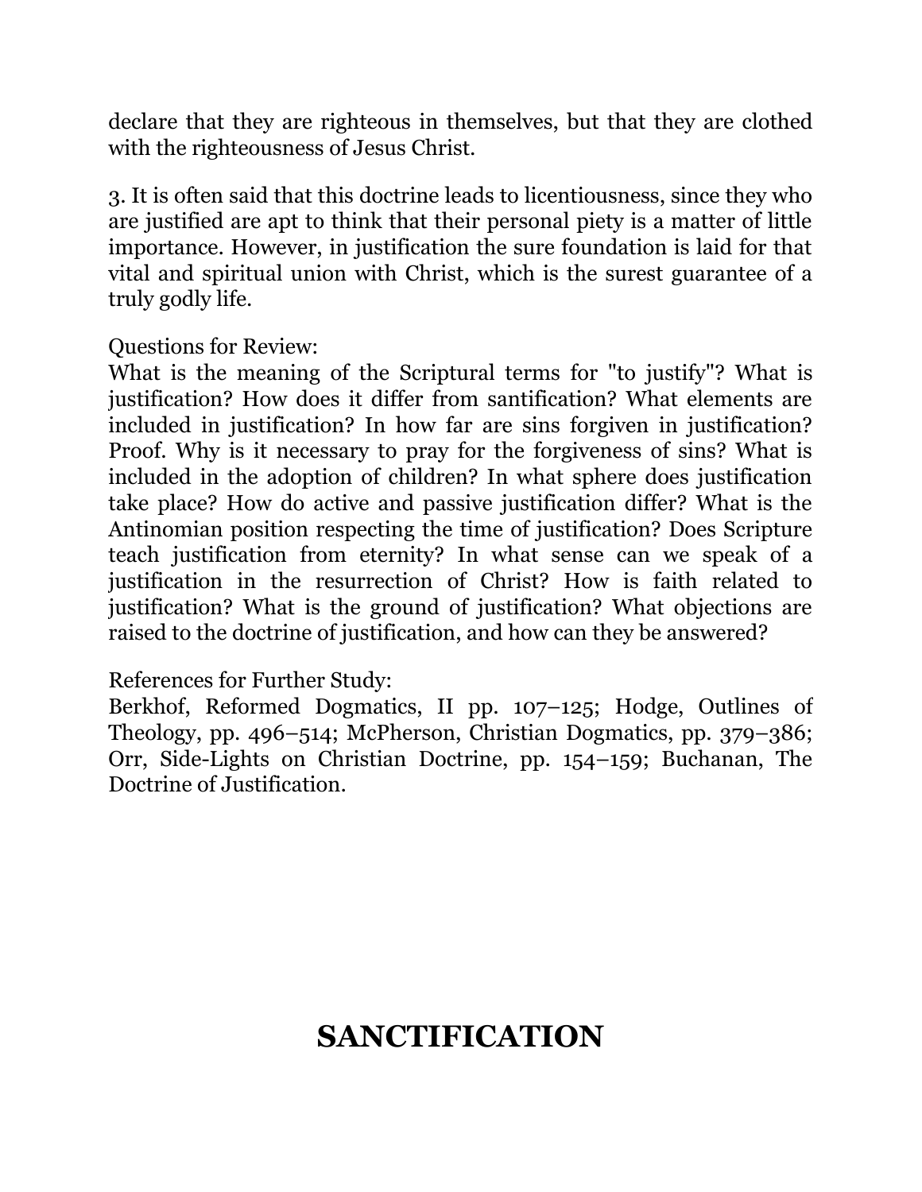declare that they are righteous in themselves, but that they are clothed with the righteousness of Jesus Christ.

3. It is often said that this doctrine leads to licentiousness, since they who are justified are apt to think that their personal piety is a matter of little importance. However, in justification the sure foundation is laid for that vital and spiritual union with Christ, which is the surest guarantee of a truly godly life.

Questions for Review:
What is the meaning of the Scriptural terms for "to justify"? What is justification? How does it differ from santification? What elements are included in justification? In how far are sins forgiven in justification? Proof. Why is it necessary to pray for the forgiveness of sins? What is included in the adoption of children? In what sphere does justification take place? How do active and passive justification differ? What is the Antinomian position respecting the time of justification? Does Scripture teach justification from eternity? In what sense can we speak of a justification in the resurrection of Christ? How is faith related to justification? What is the ground of justification? What objections are raised to the doctrine of justification, and how can they be answered?

References for Further Study:
Berkhof, Reformed Dogmatics, II pp. 107–125; Hodge, Outlines of Theology, pp. 496–514; McPherson, Christian Dogmatics, pp. 379–386; Orr, Side-Lights on Christian Doctrine, pp. 154–159; Buchanan, The Doctrine of Justification.

# SANCTIFICATION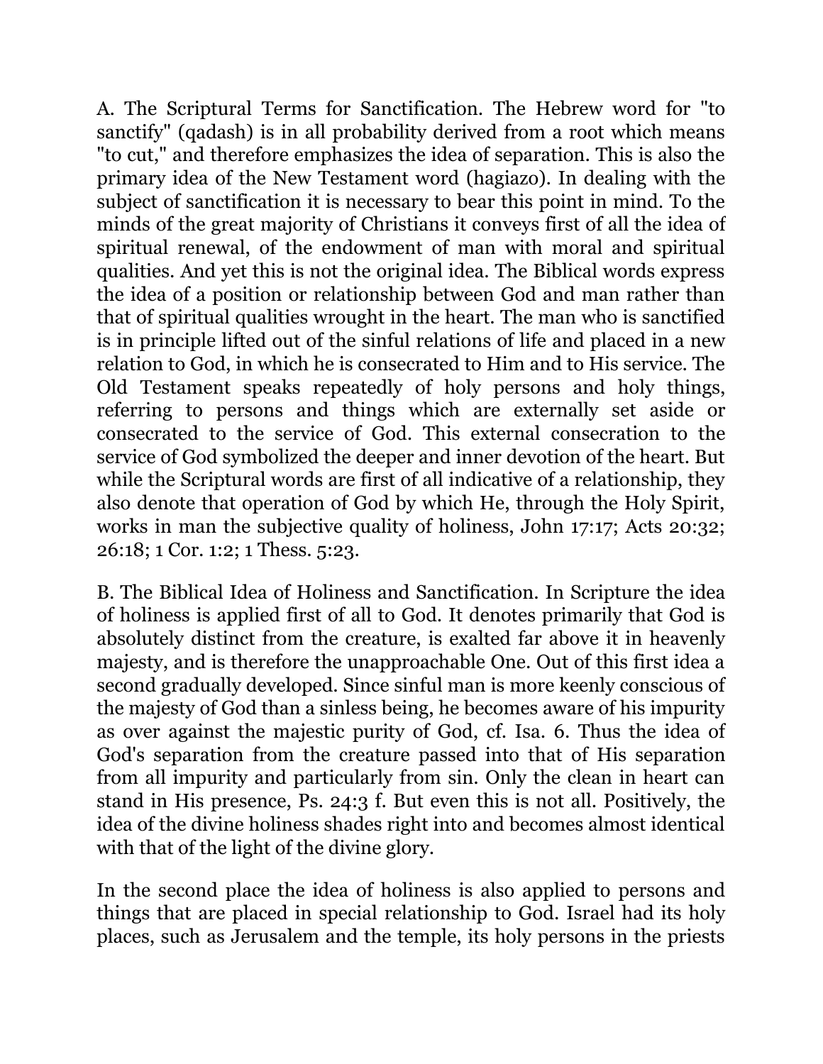A. The Scriptural Terms for Sanctification. The Hebrew word for "to sanctify" (qadash) is in all probability derived from a root which means "to cut," and therefore emphasizes the idea of separation. This is also the primary idea of the New Testament word (hagiazo). In dealing with the subject of sanctification it is necessary to bear this point in mind. To the minds of the great majority of Christians it conveys first of all the idea of spiritual renewal, of the endowment of man with moral and spiritual qualities. And yet this is not the original idea. The Biblical words express the idea of a position or relationship between God and man rather than that of spiritual qualities wrought in the heart. The man who is sanctified is in principle lifted out of the sinful relations of life and placed in a new relation to God, in which he is consecrated to Him and to His service. The Old Testament speaks repeatedly of holy persons and holy things, referring to persons and things which are externally set aside or consecrated to the service of God. This external consecration to the service of God symbolized the deeper and inner devotion of the heart. But while the Scriptural words are first of all indicative of a relationship, they also denote that operation of God by which He, through the Holy Spirit, works in man the subjective quality of holiness, John 17:17; Acts 20:32; 26:18; 1 Cor. 1:2; 1 Thess. 5:23.

B. The Biblical Idea of Holiness and Sanctification. In Scripture the idea of holiness is applied first of all to God. It denotes primarily that God is absolutely distinct from the creature, is exalted far above it in heavenly majesty, and is therefore the unapproachable One. Out of this first idea a second gradually developed. Since sinful man is more keenly conscious of the majesty of God than a sinless being, he becomes aware of his impurity as over against the majestic purity of God, cf. Isa. 6. Thus the idea of God's separation from the creature passed into that of His separation from all impurity and particularly from sin. Only the clean in heart can stand in His presence, Ps. 24:3 f. But even this is not all. Positively, the idea of the divine holiness shades right into and becomes almost identical with that of the light of the divine glory.

In the second place the idea of holiness is also applied to persons and things that are placed in special relationship to God. Israel had its holy places, such as Jerusalem and the temple, its holy persons in the priests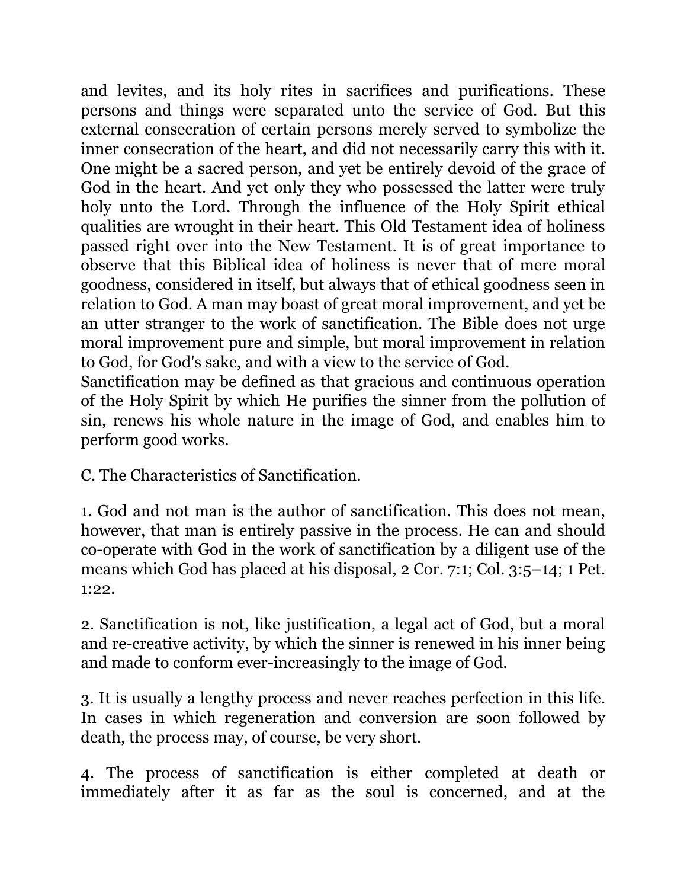and levites, and its holy rites in sacrifices and purifications. These persons and things were separated unto the service of God. But this external consecration of certain persons merely served to symbolize the inner consecration of the heart, and did not necessarily carry this with it. One might be a sacred person, and yet be entirely devoid of the grace of God in the heart. And yet only they who possessed the latter were truly holy unto the Lord. Through the influence of the Holy Spirit ethical qualities are wrought in their heart. This Old Testament idea of holiness passed right over into the New Testament. It is of great importance to observe that this Biblical idea of holiness is never that of mere moral goodness, considered in itself, but always that of ethical goodness seen in relation to God. A man may boast of great moral improvement, and yet be an utter stranger to the work of sanctification. The Bible does not urge moral improvement pure and simple, but moral improvement in relation to God, for God's sake, and with a view to the service of God.
Sanctification may be defined as that gracious and continuous operation of the Holy Spirit by which He purifies the sinner from the pollution of sin, renews his whole nature in the image of God, and enables him to perform good works.

C. The Characteristics of Sanctification.

1. God and not man is the author of sanctification. This does not mean, however, that man is entirely passive in the process. He can and should co-operate with God in the work of sanctification by a diligent use of the means which God has placed at his disposal, 2 Cor. 7:1; Col. 3:5–14; 1 Pet. 1:22.

2. Sanctification is not, like justification, a legal act of God, but a moral and re-creative activity, by which the sinner is renewed in his inner being and made to conform ever-increasingly to the image of God.

3. It is usually a lengthy process and never reaches perfection in this life. In cases in which regeneration and conversion are soon followed by death, the process may, of course, be very short.

4. The process of sanctification is either completed at death or immediately after it as far as the soul is concerned, and at the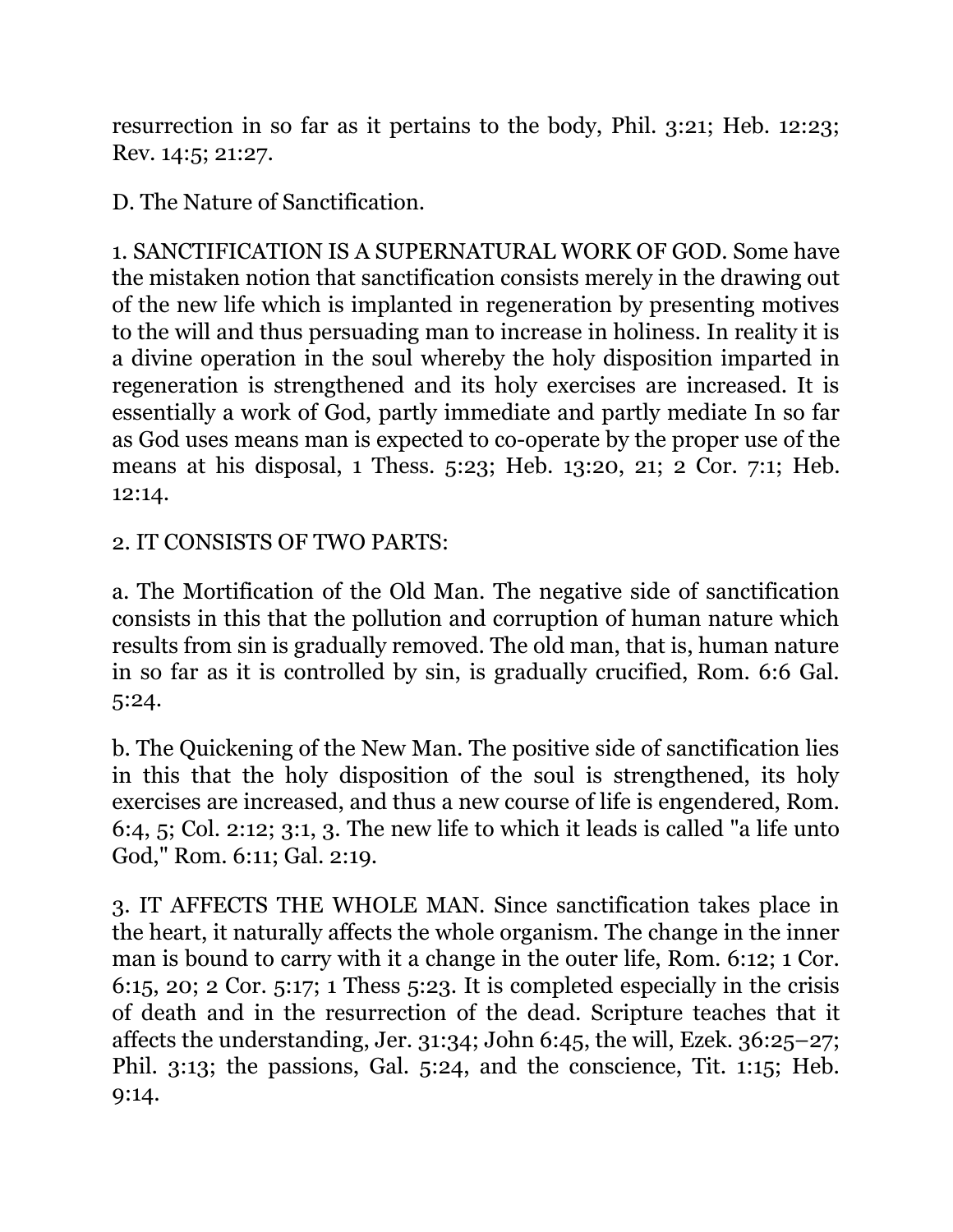resurrection in so far as it pertains to the body, Phil. 3:21; Heb. 12:23; Rev. 14:5; 21:27.

D. The Nature of Sanctification.

1. SANCTIFICATION IS A SUPERNATURAL WORK OF GOD. Some have the mistaken notion that sanctification consists merely in the drawing out of the new life which is implanted in regeneration by presenting motives to the will and thus persuading man to increase in holiness. In reality it is a divine operation in the soul whereby the holy disposition imparted in regeneration is strengthened and its holy exercises are increased. It is essentially a work of God, partly immediate and partly mediate In so far as God uses means man is expected to co-operate by the proper use of the means at his disposal, 1 Thess. 5:23; Heb. 13:20, 21; 2 Cor. 7:1; Heb. 12:14.

2. IT CONSISTS OF TWO PARTS:

a. The Mortification of the Old Man. The negative side of sanctification consists in this that the pollution and corruption of human nature which results from sin is gradually removed. The old man, that is, human nature in so far as it is controlled by sin, is gradually crucified, Rom. 6:6 Gal. 5:24.

b. The Quickening of the New Man. The positive side of sanctification lies in this that the holy disposition of the soul is strengthened, its holy exercises are increased, and thus a new course of life is engendered, Rom. 6:4, 5; Col. 2:12; 3:1, 3. The new life to which it leads is called "a life unto God," Rom. 6:11; Gal. 2:19.

3. IT AFFECTS THE WHOLE MAN. Since sanctification takes place in the heart, it naturally affects the whole organism. The change in the inner man is bound to carry with it a change in the outer life, Rom. 6:12; 1 Cor. 6:15, 20; 2 Cor. 5:17; 1 Thess 5:23. It is completed especially in the crisis of death and in the resurrection of the dead. Scripture teaches that it affects the understanding, Jer. 31:34; John 6:45, the will, Ezek. 36:25–27; Phil. 3:13; the passions, Gal. 5:24, and the conscience, Tit. 1:15; Heb. 9:14.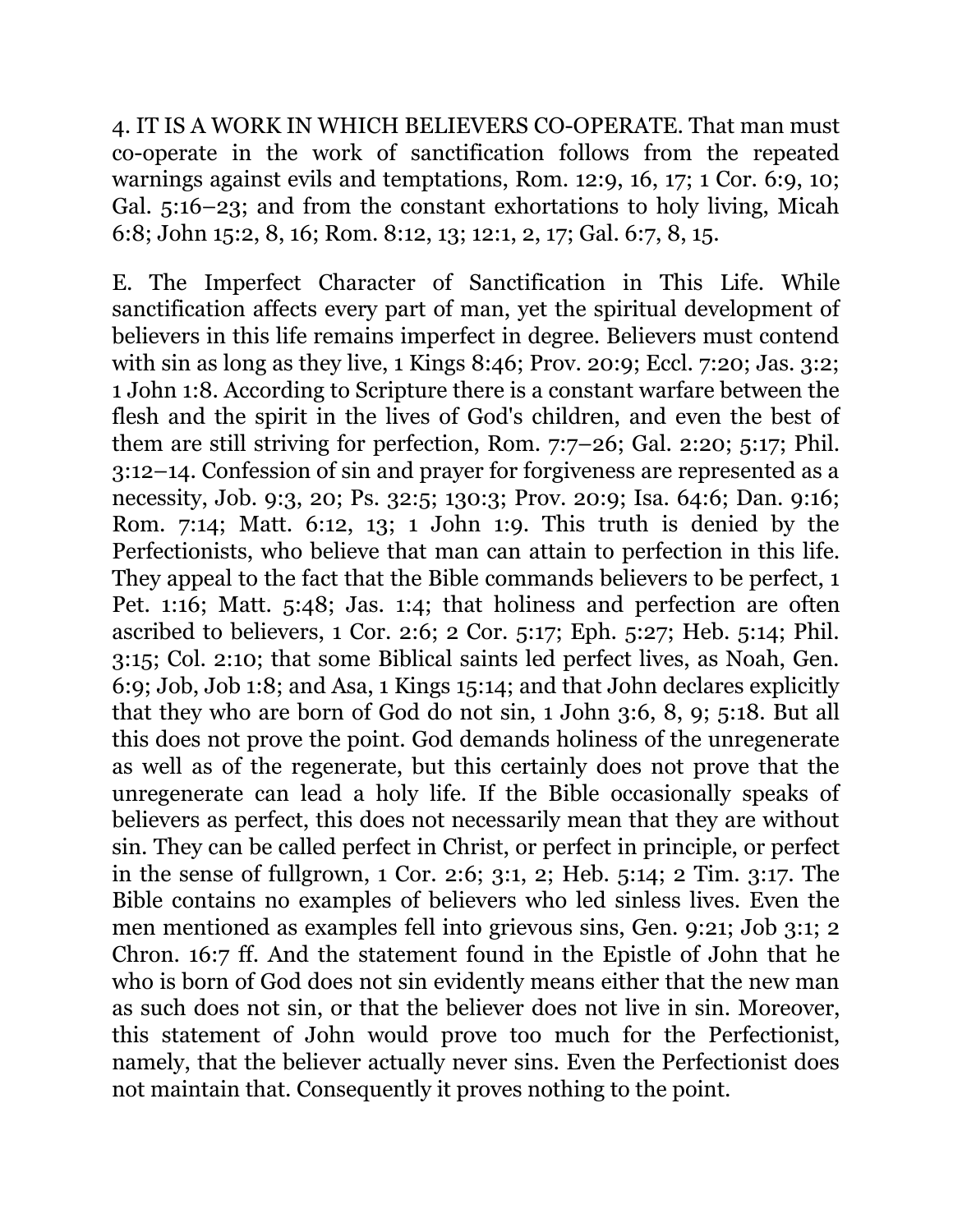4. IT IS A WORK IN WHICH BELIEVERS CO-OPERATE. That man must co-operate in the work of sanctification follows from the repeated warnings against evils and temptations, Rom. 12:9, 16, 17; 1 Cor. 6:9, 10; Gal. 5:16–23; and from the constant exhortations to holy living, Micah 6:8; John 15:2, 8, 16; Rom. 8:12, 13; 12:1, 2, 17; Gal. 6:7, 8, 15.

E. The Imperfect Character of Sanctification in This Life. While sanctification affects every part of man, yet the spiritual development of believers in this life remains imperfect in degree. Believers must contend with sin as long as they live, 1 Kings 8:46; Prov. 20:9; Eccl. 7:20; Jas. 3:2; 1 John 1:8. According to Scripture there is a constant warfare between the flesh and the spirit in the lives of God's children, and even the best of them are still striving for perfection, Rom. 7:7–26; Gal. 2:20; 5:17; Phil. 3:12–14. Confession of sin and prayer for forgiveness are represented as a necessity, Job. 9:3, 20; Ps. 32:5; 130:3; Prov. 20:9; Isa. 64:6; Dan. 9:16; Rom. 7:14; Matt. 6:12, 13; 1 John 1:9. This truth is denied by the Perfectionists, who believe that man can attain to perfection in this life. They appeal to the fact that the Bible commands believers to be perfect, 1 Pet. 1:16; Matt. 5:48; Jas. 1:4; that holiness and perfection are often ascribed to believers, 1 Cor. 2:6; 2 Cor. 5:17; Eph. 5:27; Heb. 5:14; Phil. 3:15; Col. 2:10; that some Biblical saints led perfect lives, as Noah, Gen. 6:9; Job, Job 1:8; and Asa, 1 Kings 15:14; and that John declares explicitly that they who are born of God do not sin, 1 John 3:6, 8, 9; 5:18. But all this does not prove the point. God demands holiness of the unregenerate as well as of the regenerate, but this certainly does not prove that the unregenerate can lead a holy life. If the Bible occasionally speaks of believers as perfect, this does not necessarily mean that they are without sin. They can be called perfect in Christ, or perfect in principle, or perfect in the sense of fullgrown, 1 Cor. 2:6; 3:1, 2; Heb. 5:14; 2 Tim. 3:17. The Bible contains no examples of believers who led sinless lives. Even the men mentioned as examples fell into grievous sins, Gen. 9:21; Job 3:1; 2 Chron. 16:7 ff. And the statement found in the Epistle of John that he who is born of God does not sin evidently means either that the new man as such does not sin, or that the believer does not live in sin. Moreover, this statement of John would prove too much for the Perfectionist, namely, that the believer actually never sins. Even the Perfectionist does not maintain that. Consequently it proves nothing to the point.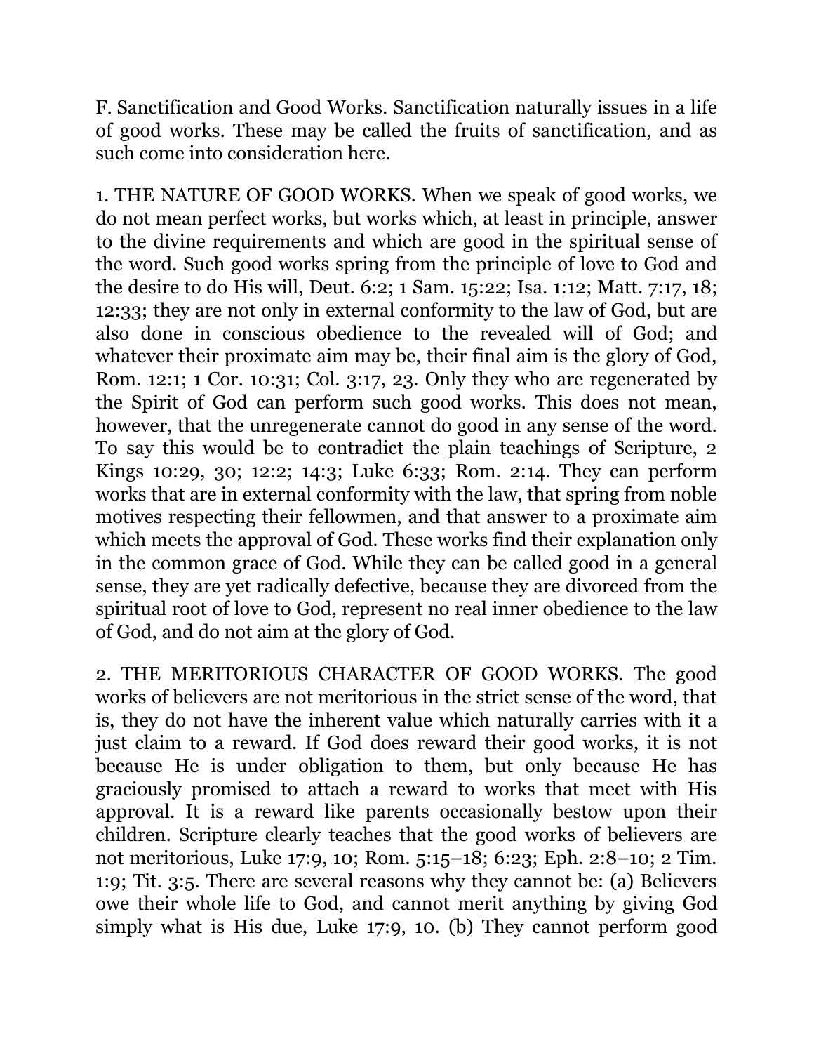F. Sanctification and Good Works. Sanctification naturally issues in a life of good works. These may be called the fruits of sanctification, and as such come into consideration here.

1. THE NATURE OF GOOD WORKS. When we speak of good works, we do not mean perfect works, but works which, at least in principle, answer to the divine requirements and which are good in the spiritual sense of the word. Such good works spring from the principle of love to God and the desire to do His will, Deut. 6:2; 1 Sam. 15:22; Isa. 1:12; Matt. 7:17, 18; 12:33; they are not only in external conformity to the law of God, but are also done in conscious obedience to the revealed will of God; and whatever their proximate aim may be, their final aim is the glory of God, Rom. 12:1; 1 Cor. 10:31; Col. 3:17, 23. Only they who are regenerated by the Spirit of God can perform such good works. This does not mean, however, that the unregenerate cannot do good in any sense of the word. To say this would be to contradict the plain teachings of Scripture, 2 Kings 10:29, 30; 12:2; 14:3; Luke 6:33; Rom. 2:14. They can perform works that are in external conformity with the law, that spring from noble motives respecting their fellowmen, and that answer to a proximate aim which meets the approval of God. These works find their explanation only in the common grace of God. While they can be called good in a general sense, they are yet radically defective, because they are divorced from the spiritual root of love to God, represent no real inner obedience to the law of God, and do not aim at the glory of God.

2. THE MERITORIOUS CHARACTER OF GOOD WORKS. The good works of believers are not meritorious in the strict sense of the word, that is, they do not have the inherent value which naturally carries with it a just claim to a reward. If God does reward their good works, it is not because He is under obligation to them, but only because He has graciously promised to attach a reward to works that meet with His approval. It is a reward like parents occasionally bestow upon their children. Scripture clearly teaches that the good works of believers are not meritorious, Luke 17:9, 10; Rom. 5:15–18; 6:23; Eph. 2:8–10; 2 Tim. 1:9; Tit. 3:5. There are several reasons why they cannot be: (a) Believers owe their whole life to God, and cannot merit anything by giving God simply what is His due, Luke 17:9, 10. (b) They cannot perform good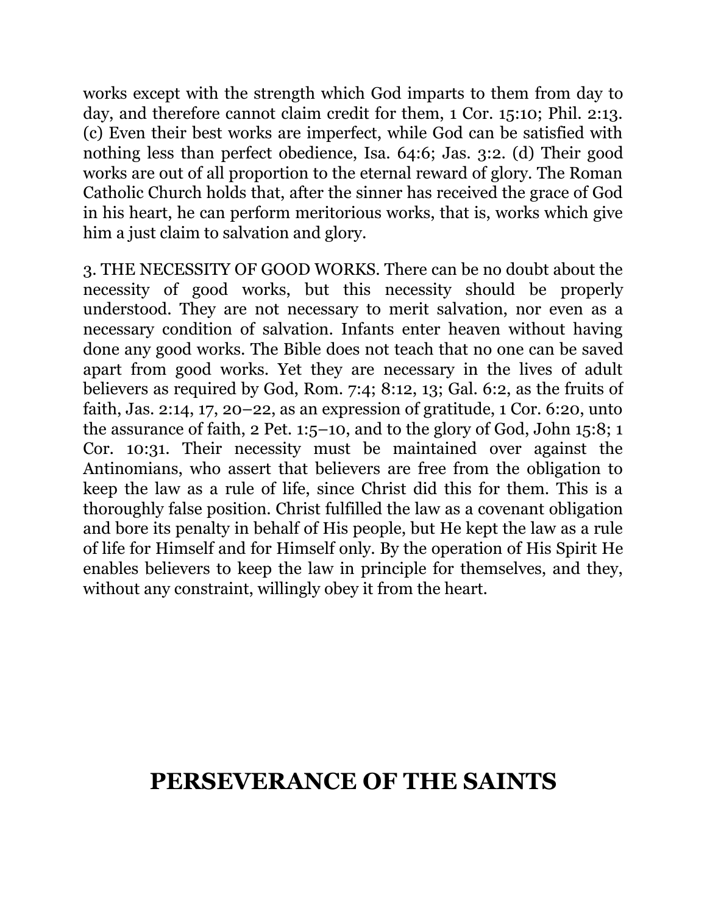works except with the strength which God imparts to them from day to day, and therefore cannot claim credit for them, 1 Cor. 15:10; Phil. 2:13. (c) Even their best works are imperfect, while God can be satisfied with nothing less than perfect obedience, Isa. 64:6; Jas. 3:2. (d) Their good works are out of all proportion to the eternal reward of glory. The Roman Catholic Church holds that, after the sinner has received the grace of God in his heart, he can perform meritorious works, that is, works which give him a just claim to salvation and glory.

3. THE NECESSITY OF GOOD WORKS. There can be no doubt about the necessity of good works, but this necessity should be properly understood. They are not necessary to merit salvation, nor even as a necessary condition of salvation. Infants enter heaven without having done any good works. The Bible does not teach that no one can be saved apart from good works. Yet they are necessary in the lives of adult believers as required by God, Rom. 7:4; 8:12, 13; Gal. 6:2, as the fruits of faith, Jas. 2:14, 17, 20–22, as an expression of gratitude, 1 Cor. 6:20, unto the assurance of faith, 2 Pet. 1:5–10, and to the glory of God, John 15:8; 1 Cor. 10:31. Their necessity must be maintained over against the Antinomians, who assert that believers are free from the obligation to keep the law as a rule of life, since Christ did this for them. This is a thoroughly false position. Christ fulfilled the law as a covenant obligation and bore its penalty in behalf of His people, but He kept the law as a rule of life for Himself and for Himself only. By the operation of His Spirit He enables believers to keep the law in principle for themselves, and they, without any constraint, willingly obey it from the heart.

# PERSEVERANCE OF THE SAINTS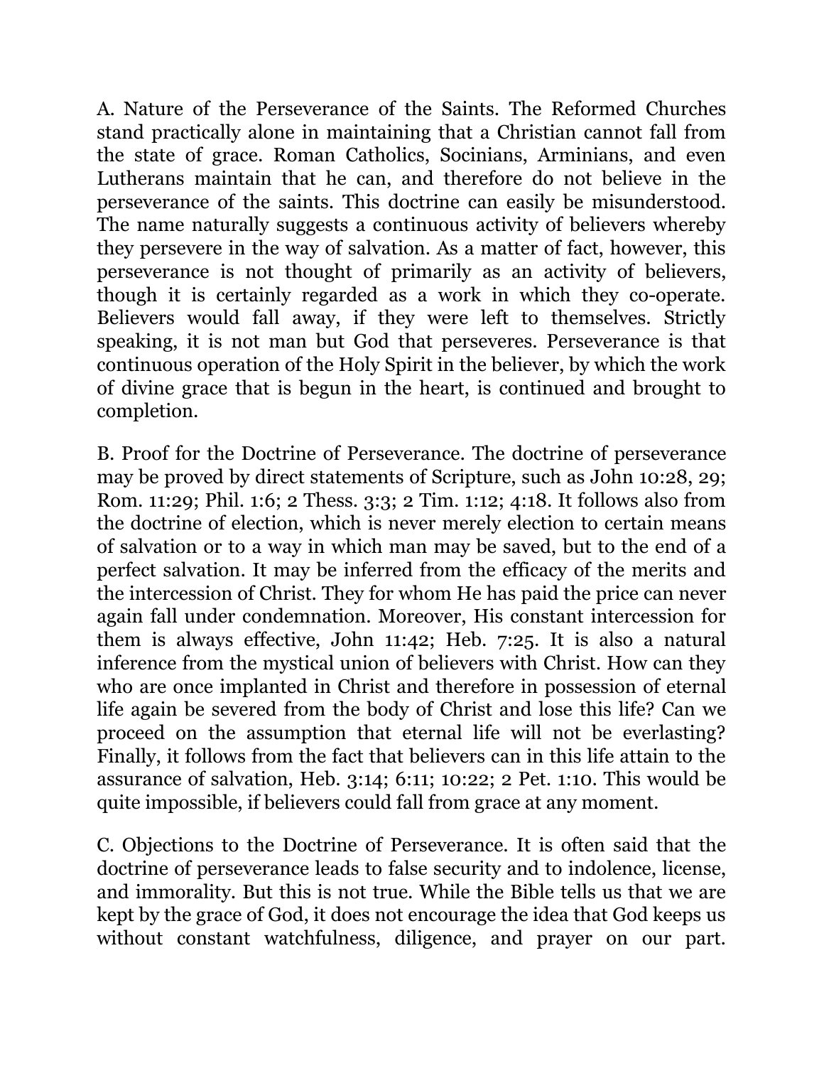A. Nature of the Perseverance of the Saints. The Reformed Churches stand practically alone in maintaining that a Christian cannot fall from the state of grace. Roman Catholics, Socinians, Arminians, and even Lutherans maintain that he can, and therefore do not believe in the perseverance of the saints. This doctrine can easily be misunderstood. The name naturally suggests a continuous activity of believers whereby they persevere in the way of salvation. As a matter of fact, however, this perseverance is not thought of primarily as an activity of believers, though it is certainly regarded as a work in which they co-operate. Believers would fall away, if they were left to themselves. Strictly speaking, it is not man but God that perseveres. Perseverance is that continuous operation of the Holy Spirit in the believer, by which the work of divine grace that is begun in the heart, is continued and brought to completion.

B. Proof for the Doctrine of Perseverance. The doctrine of perseverance may be proved by direct statements of Scripture, such as John 10:28, 29; Rom. 11:29; Phil. 1:6; 2 Thess. 3:3; 2 Tim. 1:12; 4:18. It follows also from the doctrine of election, which is never merely election to certain means of salvation or to a way in which man may be saved, but to the end of a perfect salvation. It may be inferred from the efficacy of the merits and the intercession of Christ. They for whom He has paid the price can never again fall under condemnation. Moreover, His constant intercession for them is always effective, John 11:42; Heb. 7:25. It is also a natural inference from the mystical union of believers with Christ. How can they who are once implanted in Christ and therefore in possession of eternal life again be severed from the body of Christ and lose this life? Can we proceed on the assumption that eternal life will not be everlasting? Finally, it follows from the fact that believers can in this life attain to the assurance of salvation, Heb. 3:14; 6:11; 10:22; 2 Pet. 1:10. This would be quite impossible, if believers could fall from grace at any moment.

C. Objections to the Doctrine of Perseverance. It is often said that the doctrine of perseverance leads to false security and to indolence, license, and immorality. But this is not true. While the Bible tells us that we are kept by the grace of God, it does not encourage the idea that God keeps us without constant watchfulness, diligence, and prayer on our part.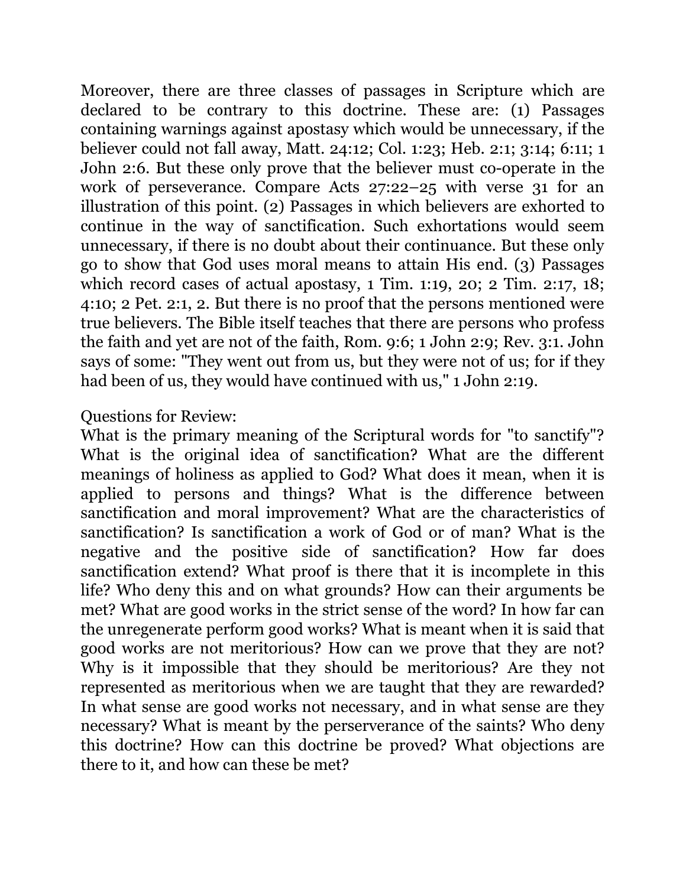Moreover, there are three classes of passages in Scripture which are declared to be contrary to this doctrine. These are: (1) Passages containing warnings against apostasy which would be unnecessary, if the believer could not fall away, Matt. 24:12; Col. 1:23; Heb. 2:1; 3:14; 6:11; 1 John 2:6. But these only prove that the believer must co-operate in the work of perseverance. Compare Acts 27:22–25 with verse 31 for an illustration of this point. (2) Passages in which believers are exhorted to continue in the way of sanctification. Such exhortations would seem unnecessary, if there is no doubt about their continuance. But these only go to show that God uses moral means to attain His end. (3) Passages which record cases of actual apostasy, 1 Tim. 1:19, 20; 2 Tim. 2:17, 18; 4:10; 2 Pet. 2:1, 2. But there is no proof that the persons mentioned were true believers. The Bible itself teaches that there are persons who profess the faith and yet are not of the faith, Rom. 9:6; 1 John 2:9; Rev. 3:1. John says of some: "They went out from us, but they were not of us; for if they had been of us, they would have continued with us," 1 John 2:19.

Questions for Review:
What is the primary meaning of the Scriptural words for "to sanctify"? What is the original idea of sanctification? What are the different meanings of holiness as applied to God? What does it mean, when it is applied to persons and things? What is the difference between sanctification and moral improvement? What are the characteristics of sanctification? Is sanctification a work of God or of man? What is the negative and the positive side of sanctification? How far does sanctification extend? What proof is there that it is incomplete in this life? Who deny this and on what grounds? How can their arguments be met? What are good works in the strict sense of the word? In how far can the unregenerate perform good works? What is meant when it is said that good works are not meritorious? How can we prove that they are not? Why is it impossible that they should be meritorious? Are they not represented as meritorious when we are taught that they are rewarded? In what sense are good works not necessary, and in what sense are they necessary? What is meant by the perserverance of the saints? Who deny this doctrine? How can this doctrine be proved? What objections are there to it, and how can these be met?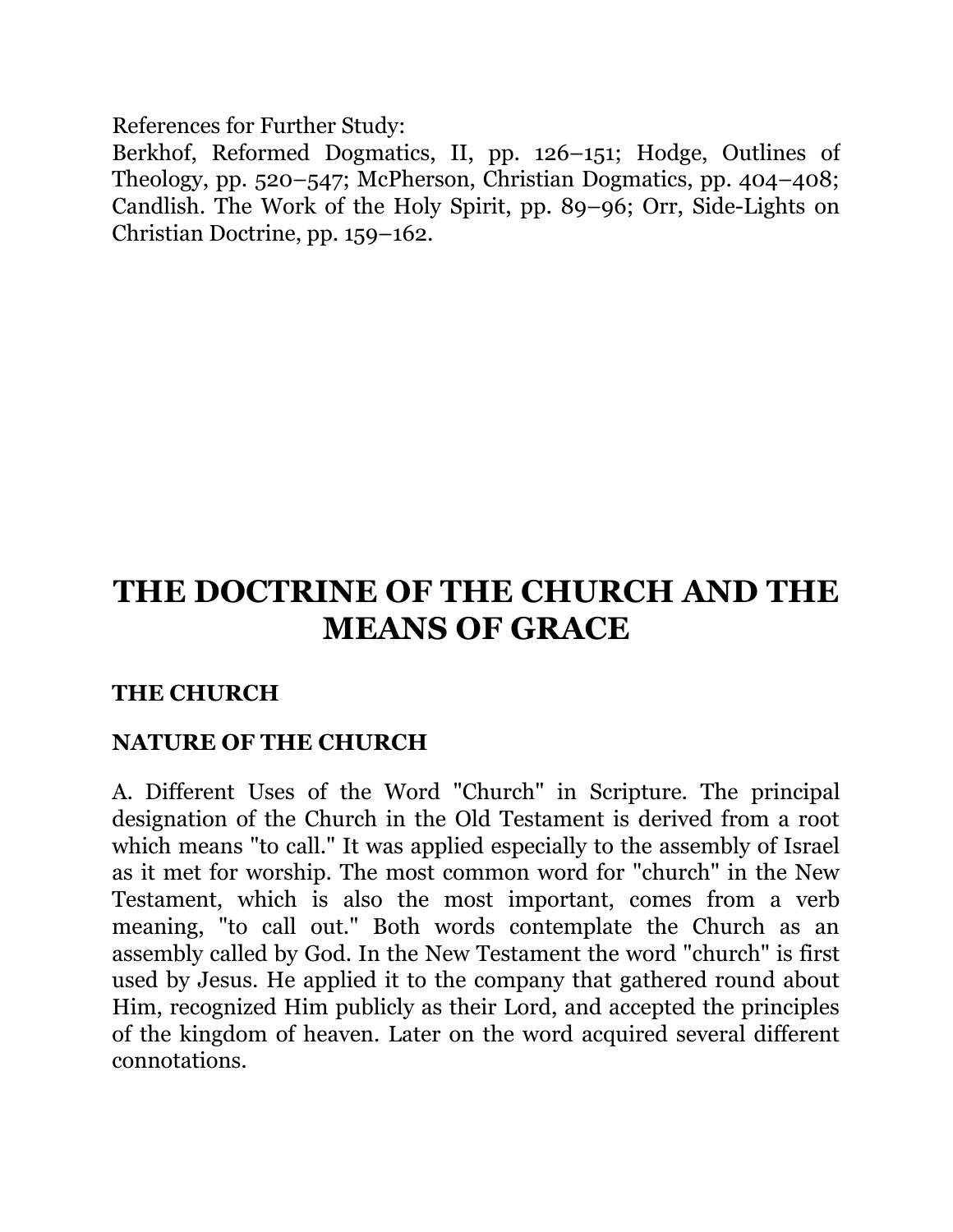References for Further Study:
Berkhof, Reformed Dogmatics, II, pp. 126–151; Hodge, Outlines of Theology, pp. 520–547; McPherson, Christian Dogmatics, pp. 404–408; Candlish. The Work of the Holy Spirit, pp. 89–96; Orr, Side-Lights on Christian Doctrine, pp. 159–162.

# THE DOCTRINE OF THE CHURCH AND THE MEANS OF GRACE

## THE CHURCH

### NATURE OF THE CHURCH

A. Different Uses of the Word "Church" in Scripture. The principal designation of the Church in the Old Testament is derived from a root which means "to call." It was applied especially to the assembly of Israel as it met for worship. The most common word for "church" in the New Testament, which is also the most important, comes from a verb meaning, "to call out." Both words contemplate the Church as an assembly called by God. In the New Testament the word "church" is first used by Jesus. He applied it to the company that gathered round about Him, recognized Him publicly as their Lord, and accepted the principles of the kingdom of heaven. Later on the word acquired several different connotations.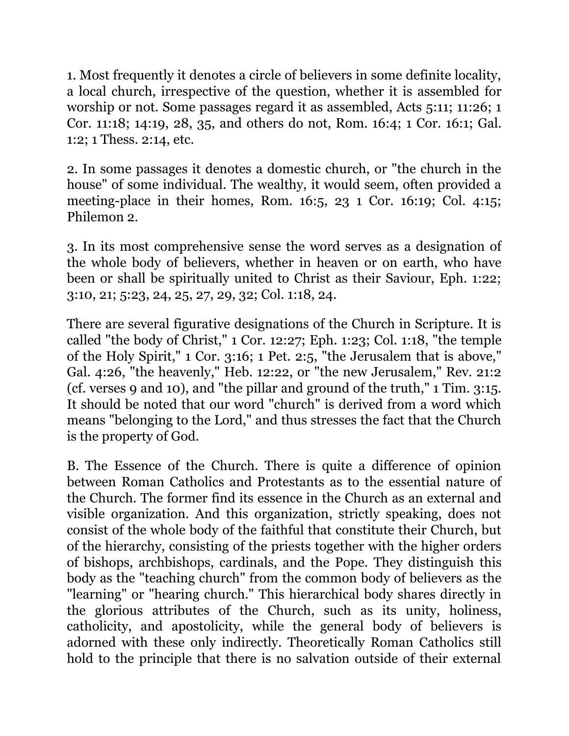1. Most frequently it denotes a circle of believers in some definite locality, a local church, irrespective of the question, whether it is assembled for worship or not. Some passages regard it as assembled, Acts 5:11; 11:26; 1 Cor. 11:18; 14:19, 28, 35, and others do not, Rom. 16:4; 1 Cor. 16:1; Gal. 1:2; 1 Thess. 2:14, etc.

2. In some passages it denotes a domestic church, or "the church in the house" of some individual. The wealthy, it would seem, often provided a meeting-place in their homes, Rom. 16:5, 23 1 Cor. 16:19; Col. 4:15; Philemon 2.

3. In its most comprehensive sense the word serves as a designation of the whole body of believers, whether in heaven or on earth, who have been or shall be spiritually united to Christ as their Saviour, Eph. 1:22; 3:10, 21; 5:23, 24, 25, 27, 29, 32; Col. 1:18, 24.

There are several figurative designations of the Church in Scripture. It is called "the body of Christ," 1 Cor. 12:27; Eph. 1:23; Col. 1:18, "the temple of the Holy Spirit," 1 Cor. 3:16; 1 Pet. 2:5, "the Jerusalem that is above," Gal. 4:26, "the heavenly," Heb. 12:22, or "the new Jerusalem," Rev. 21:2 (cf. verses 9 and 10), and "the pillar and ground of the truth," 1 Tim. 3:15. It should be noted that our word "church" is derived from a word which means "belonging to the Lord," and thus stresses the fact that the Church is the property of God.

B. The Essence of the Church. There is quite a difference of opinion between Roman Catholics and Protestants as to the essential nature of the Church. The former find its essence in the Church as an external and visible organization. And this organization, strictly speaking, does not consist of the whole body of the faithful that constitute their Church, but of the hierarchy, consisting of the priests together with the higher orders of bishops, archbishops, cardinals, and the Pope. They distinguish this body as the "teaching church" from the common body of believers as the "learning" or "hearing church." This hierarchical body shares directly in the glorious attributes of the Church, such as its unity, holiness, catholicity, and apostolicity, while the general body of believers is adorned with these only indirectly. Theoretically Roman Catholics still hold to the principle that there is no salvation outside of their external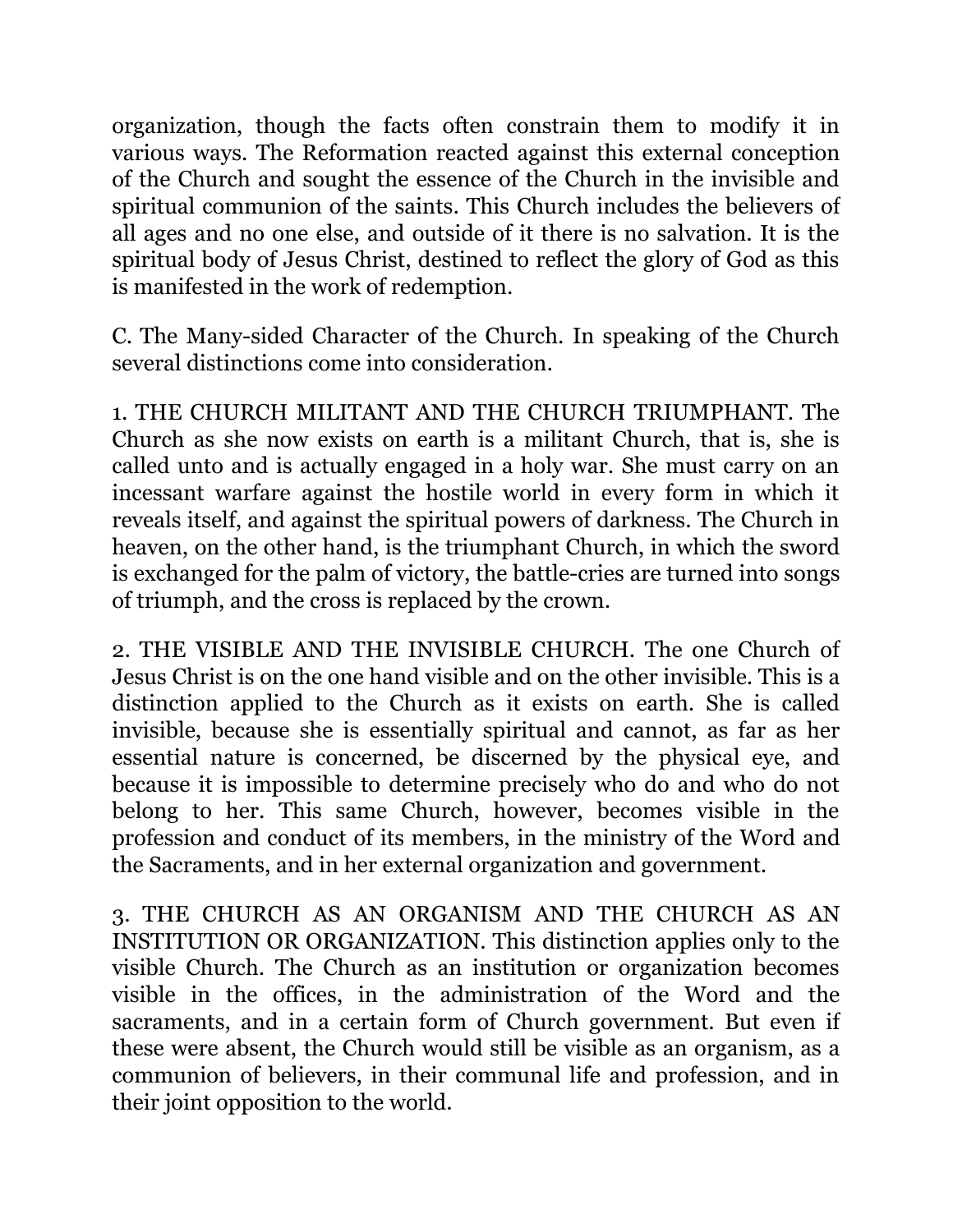organization, though the facts often constrain them to modify it in various ways. The Reformation reacted against this external conception of the Church and sought the essence of the Church in the invisible and spiritual communion of the saints. This Church includes the believers of all ages and no one else, and outside of it there is no salvation. It is the spiritual body of Jesus Christ, destined to reflect the glory of God as this is manifested in the work of redemption.

C. The Many-sided Character of the Church. In speaking of the Church several distinctions come into consideration.

1. THE CHURCH MILITANT AND THE CHURCH TRIUMPHANT. The Church as she now exists on earth is a militant Church, that is, she is called unto and is actually engaged in a holy war. She must carry on an incessant warfare against the hostile world in every form in which it reveals itself, and against the spiritual powers of darkness. The Church in heaven, on the other hand, is the triumphant Church, in which the sword is exchanged for the palm of victory, the battle-cries are turned into songs of triumph, and the cross is replaced by the crown.

2. THE VISIBLE AND THE INVISIBLE CHURCH. The one Church of Jesus Christ is on the one hand visible and on the other invisible. This is a distinction applied to the Church as it exists on earth. She is called invisible, because she is essentially spiritual and cannot, as far as her essential nature is concerned, be discerned by the physical eye, and because it is impossible to determine precisely who do and who do not belong to her. This same Church, however, becomes visible in the profession and conduct of its members, in the ministry of the Word and the Sacraments, and in her external organization and government.

3. THE CHURCH AS AN ORGANISM AND THE CHURCH AS AN INSTITUTION OR ORGANIZATION. This distinction applies only to the visible Church. The Church as an institution or organization becomes visible in the offices, in the administration of the Word and the sacraments, and in a certain form of Church government. But even if these were absent, the Church would still be visible as an organism, as a communion of believers, in their communal life and profession, and in their joint opposition to the world.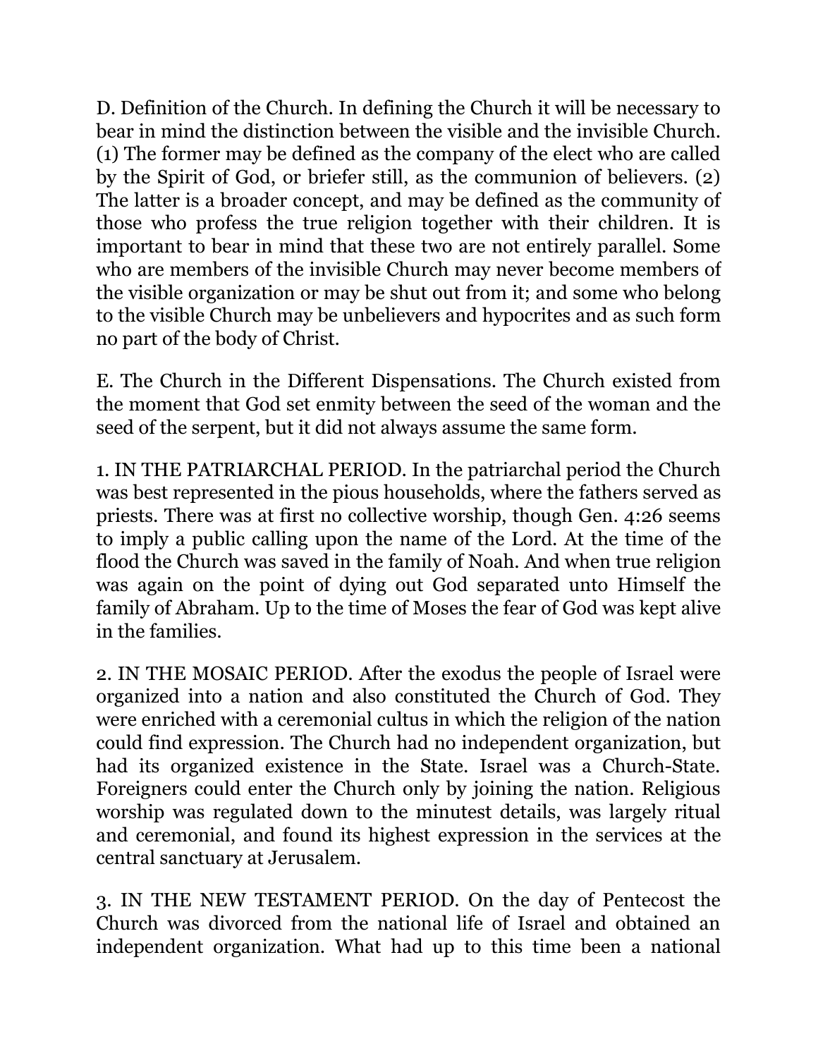D. Definition of the Church. In defining the Church it will be necessary to bear in mind the distinction between the visible and the invisible Church. (1) The former may be defined as the company of the elect who are called by the Spirit of God, or briefer still, as the communion of believers. (2) The latter is a broader concept, and may be defined as the community of those who profess the true religion together with their children. It is important to bear in mind that these two are not entirely parallel. Some who are members of the invisible Church may never become members of the visible organization or may be shut out from it; and some who belong to the visible Church may be unbelievers and hypocrites and as such form no part of the body of Christ.

E. The Church in the Different Dispensations. The Church existed from the moment that God set enmity between the seed of the woman and the seed of the serpent, but it did not always assume the same form.

1. IN THE PATRIARCHAL PERIOD. In the patriarchal period the Church was best represented in the pious households, where the fathers served as priests. There was at first no collective worship, though Gen. 4:26 seems to imply a public calling upon the name of the Lord. At the time of the flood the Church was saved in the family of Noah. And when true religion was again on the point of dying out God separated unto Himself the family of Abraham. Up to the time of Moses the fear of God was kept alive in the families.

2. IN THE MOSAIC PERIOD. After the exodus the people of Israel were organized into a nation and also constituted the Church of God. They were enriched with a ceremonial cultus in which the religion of the nation could find expression. The Church had no independent organization, but had its organized existence in the State. Israel was a Church-State. Foreigners could enter the Church only by joining the nation. Religious worship was regulated down to the minutest details, was largely ritual and ceremonial, and found its highest expression in the services at the central sanctuary at Jerusalem.

3. IN THE NEW TESTAMENT PERIOD. On the day of Pentecost the Church was divorced from the national life of Israel and obtained an independent organization. What had up to this time been a national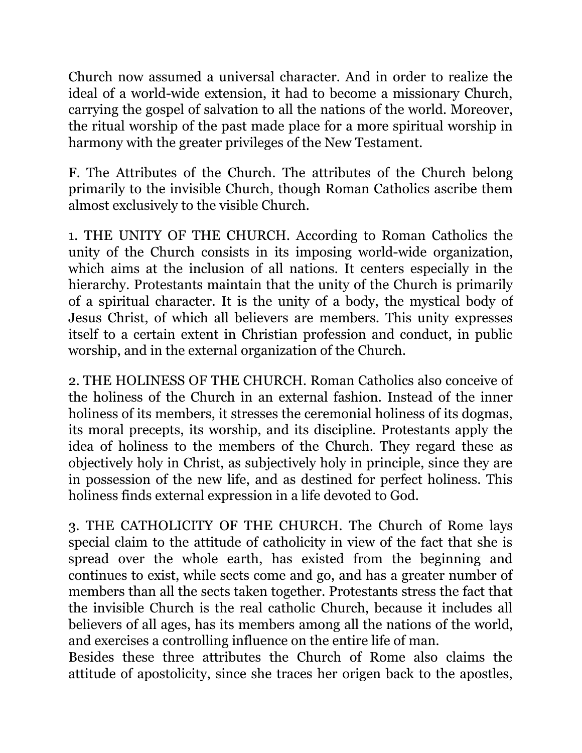Church now assumed a universal character. And in order to realize the ideal of a world-wide extension, it had to become a missionary Church, carrying the gospel of salvation to all the nations of the world. Moreover, the ritual worship of the past made place for a more spiritual worship in harmony with the greater privileges of the New Testament.

F. The Attributes of the Church. The attributes of the Church belong primarily to the invisible Church, though Roman Catholics ascribe them almost exclusively to the visible Church.

1. THE UNITY OF THE CHURCH. According to Roman Catholics the unity of the Church consists in its imposing world-wide organization, which aims at the inclusion of all nations. It centers especially in the hierarchy. Protestants maintain that the unity of the Church is primarily of a spiritual character. It is the unity of a body, the mystical body of Jesus Christ, of which all believers are members. This unity expresses itself to a certain extent in Christian profession and conduct, in public worship, and in the external organization of the Church.

2. THE HOLINESS OF THE CHURCH. Roman Catholics also conceive of the holiness of the Church in an external fashion. Instead of the inner holiness of its members, it stresses the ceremonial holiness of its dogmas, its moral precepts, its worship, and its discipline. Protestants apply the idea of holiness to the members of the Church. They regard these as objectively holy in Christ, as subjectively holy in principle, since they are in possession of the new life, and as destined for perfect holiness. This holiness finds external expression in a life devoted to God.

3. THE CATHOLICITY OF THE CHURCH. The Church of Rome lays special claim to the attitude of catholicity in view of the fact that she is spread over the whole earth, has existed from the beginning and continues to exist, while sects come and go, and has a greater number of members than all the sects taken together. Protestants stress the fact that the invisible Church is the real catholic Church, because it includes all believers of all ages, has its members among all the nations of the world, and exercises a controlling influence on the entire life of man.

Besides these three attributes the Church of Rome also claims the attitude of apostolicity, since she traces her origen back to the apostles,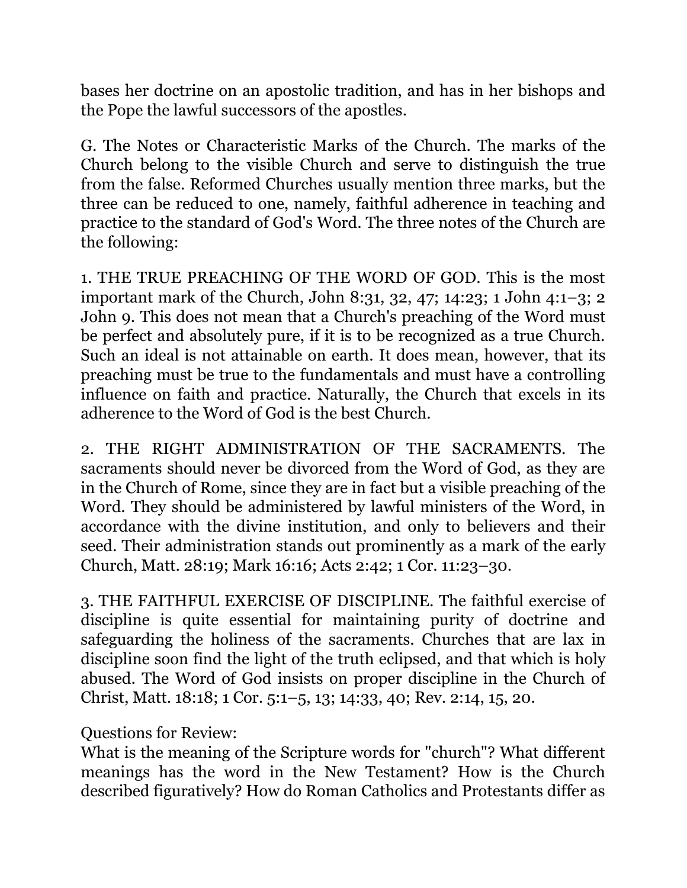bases her doctrine on an apostolic tradition, and has in her bishops and the Pope the lawful successors of the apostles.

G. The Notes or Characteristic Marks of the Church. The marks of the Church belong to the visible Church and serve to distinguish the true from the false. Reformed Churches usually mention three marks, but the three can be reduced to one, namely, faithful adherence in teaching and practice to the standard of God's Word. The three notes of the Church are the following:

1. THE TRUE PREACHING OF THE WORD OF GOD. This is the most important mark of the Church, John 8:31, 32, 47; 14:23; 1 John 4:1–3; 2 John 9. This does not mean that a Church's preaching of the Word must be perfect and absolutely pure, if it is to be recognized as a true Church. Such an ideal is not attainable on earth. It does mean, however, that its preaching must be true to the fundamentals and must have a controlling influence on faith and practice. Naturally, the Church that excels in its adherence to the Word of God is the best Church.

2. THE RIGHT ADMINISTRATION OF THE SACRAMENTS. The sacraments should never be divorced from the Word of God, as they are in the Church of Rome, since they are in fact but a visible preaching of the Word. They should be administered by lawful ministers of the Word, in accordance with the divine institution, and only to believers and their seed. Their administration stands out prominently as a mark of the early Church, Matt. 28:19; Mark 16:16; Acts 2:42; 1 Cor. 11:23–30.

3. THE FAITHFUL EXERCISE OF DISCIPLINE. The faithful exercise of discipline is quite essential for maintaining purity of doctrine and safeguarding the holiness of the sacraments. Churches that are lax in discipline soon find the light of the truth eclipsed, and that which is holy abused. The Word of God insists on proper discipline in the Church of Christ, Matt. 18:18; 1 Cor. 5:1–5, 13; 14:33, 40; Rev. 2:14, 15, 20.

Questions for Review:
What is the meaning of the Scripture words for "church"? What different meanings has the word in the New Testament? How is the Church described figuratively? How do Roman Catholics and Protestants differ as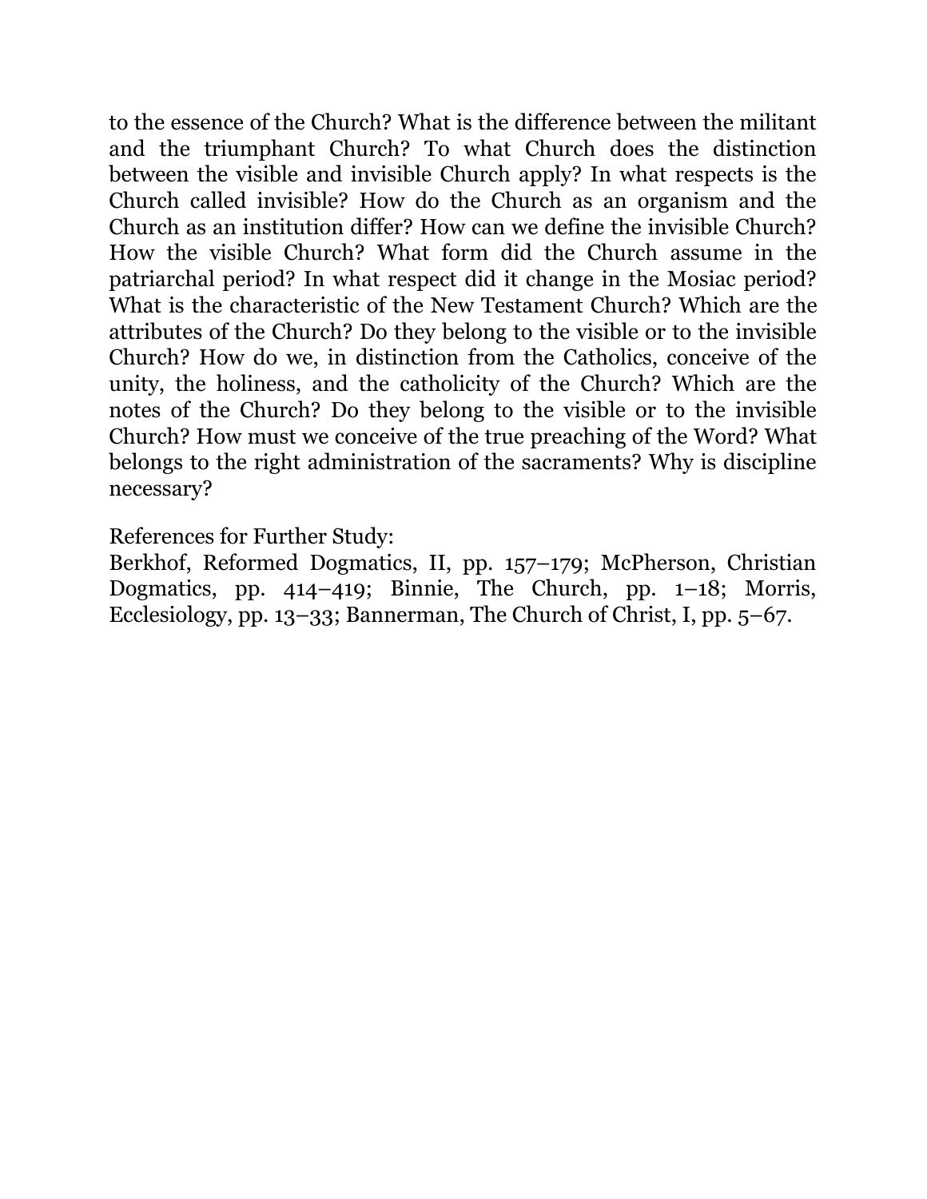to the essence of the Church? What is the difference between the militant and the triumphant Church? To what Church does the distinction between the visible and invisible Church apply? In what respects is the Church called invisible? How do the Church as an organism and the Church as an institution differ? How can we define the invisible Church? How the visible Church? What form did the Church assume in the patriarchal period? In what respect did it change in the Mosiac period? What is the characteristic of the New Testament Church? Which are the attributes of the Church? Do they belong to the visible or to the invisible Church? How do we, in distinction from the Catholics, conceive of the unity, the holiness, and the catholicity of the Church? Which are the notes of the Church? Do they belong to the visible or to the invisible Church? How must we conceive of the true preaching of the Word? What belongs to the right administration of the sacraments? Why is discipline necessary?

References for Further Study:
Berkhof, Reformed Dogmatics, II, pp. 157–179; McPherson, Christian Dogmatics, pp. 414–419; Binnie, The Church, pp. 1–18; Morris, Ecclesiology, pp. 13–33; Bannerman, The Church of Christ, I, pp. 5–67.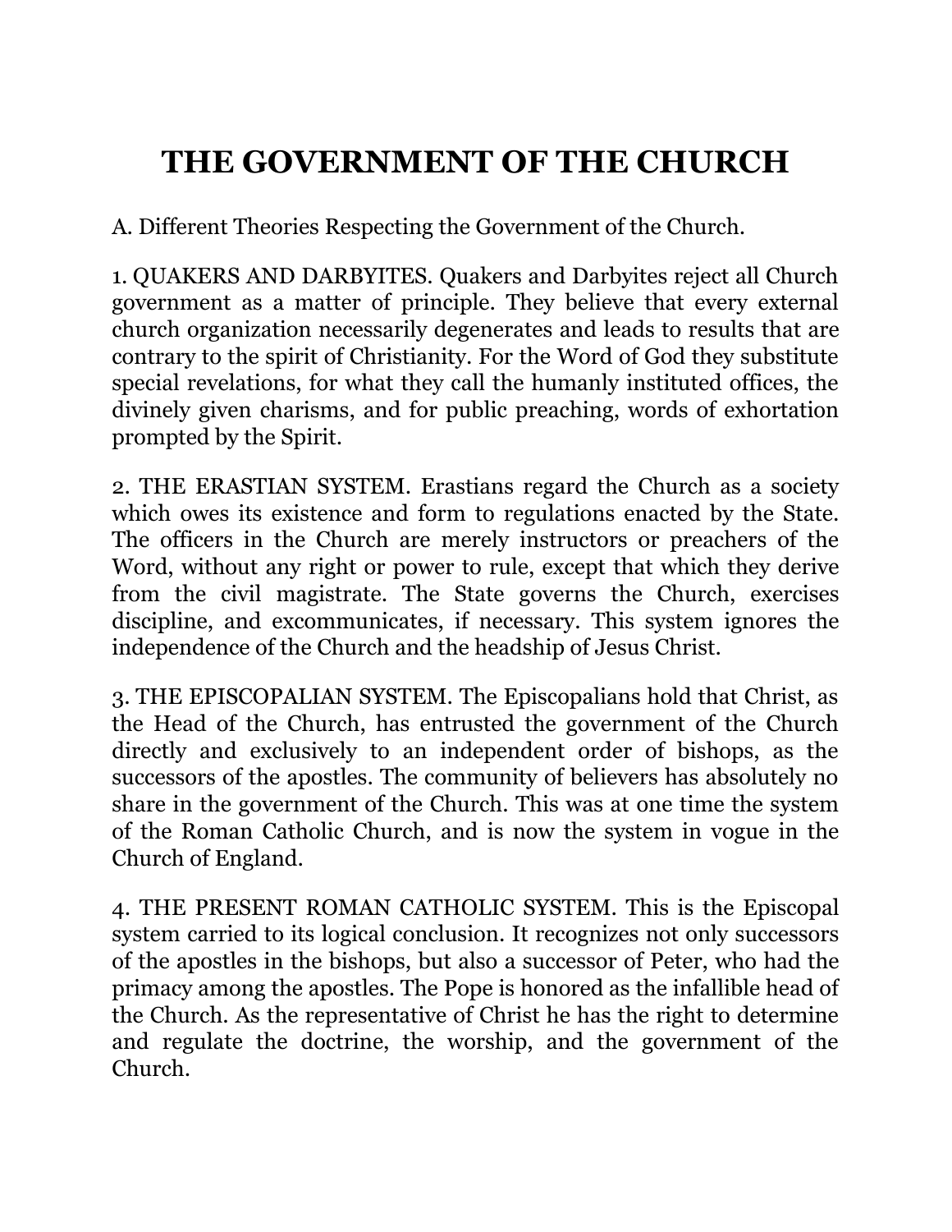# THE GOVERNMENT OF THE CHURCH

A. Different Theories Respecting the Government of the Church.

1. QUAKERS AND DARBYITES. Quakers and Darbyites reject all Church government as a matter of principle. They believe that every external church organization necessarily degenerates and leads to results that are contrary to the spirit of Christianity. For the Word of God they substitute special revelations, for what they call the humanly instituted offices, the divinely given charisms, and for public preaching, words of exhortation prompted by the Spirit.

2. THE ERASTIAN SYSTEM. Erastians regard the Church as a society which owes its existence and form to regulations enacted by the State. The officers in the Church are merely instructors or preachers of the Word, without any right or power to rule, except that which they derive from the civil magistrate. The State governs the Church, exercises discipline, and excommunicates, if necessary. This system ignores the independence of the Church and the headship of Jesus Christ.

3. THE EPISCOPALIAN SYSTEM. The Episcopalians hold that Christ, as the Head of the Church, has entrusted the government of the Church directly and exclusively to an independent order of bishops, as the successors of the apostles. The community of believers has absolutely no share in the government of the Church. This was at one time the system of the Roman Catholic Church, and is now the system in vogue in the Church of England.

4. THE PRESENT ROMAN CATHOLIC SYSTEM. This is the Episcopal system carried to its logical conclusion. It recognizes not only successors of the apostles in the bishops, but also a successor of Peter, who had the primacy among the apostles. The Pope is honored as the infallible head of the Church. As the representative of Christ he has the right to determine and regulate the doctrine, the worship, and the government of the Church.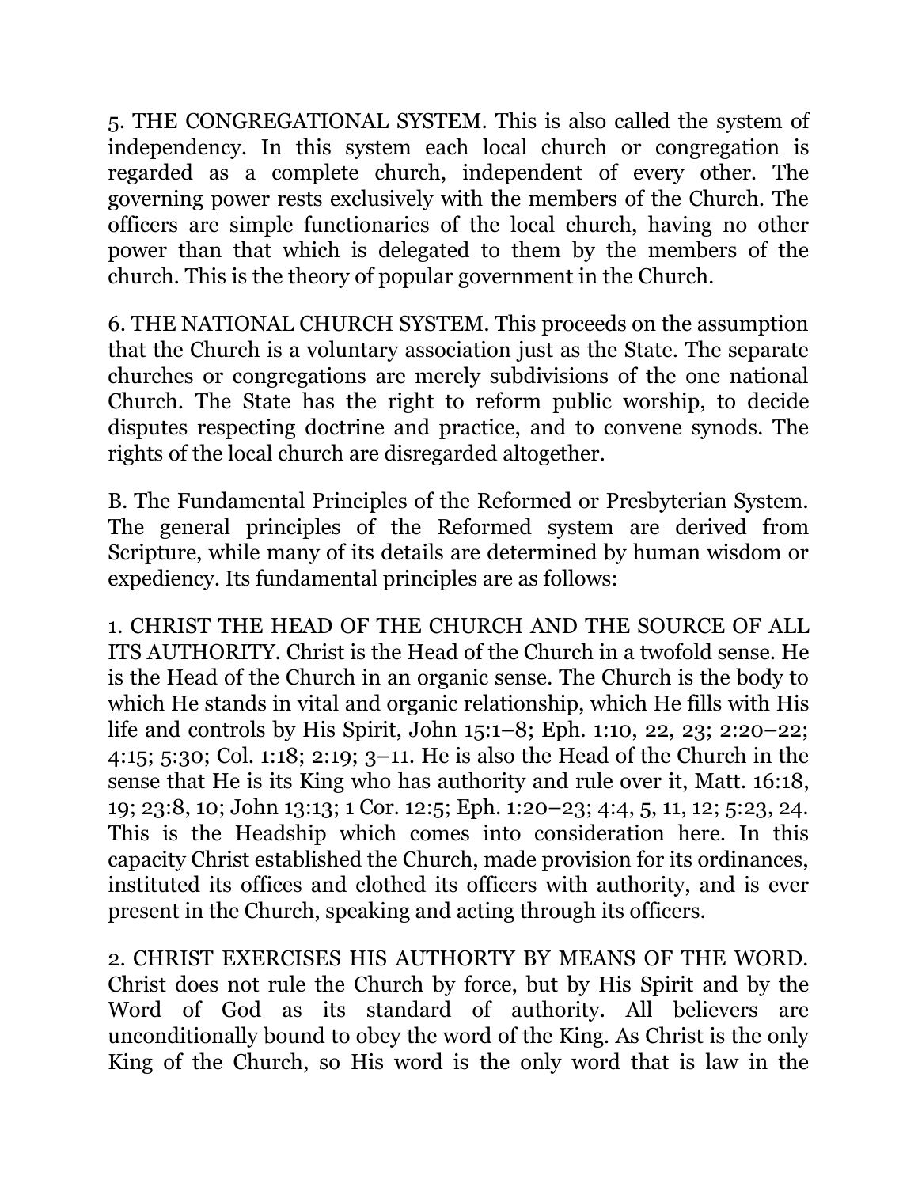5. THE CONGREGATIONAL SYSTEM. This is also called the system of independency. In this system each local church or congregation is regarded as a complete church, independent of every other. The governing power rests exclusively with the members of the Church. The officers are simple functionaries of the local church, having no other power than that which is delegated to them by the members of the church. This is the theory of popular government in the Church.

6. THE NATIONAL CHURCH SYSTEM. This proceeds on the assumption that the Church is a voluntary association just as the State. The separate churches or congregations are merely subdivisions of the one national Church. The State has the right to reform public worship, to decide disputes respecting doctrine and practice, and to convene synods. The rights of the local church are disregarded altogether.

B. The Fundamental Principles of the Reformed or Presbyterian System. The general principles of the Reformed system are derived from Scripture, while many of its details are determined by human wisdom or expediency. Its fundamental principles are as follows:

1. CHRIST THE HEAD OF THE CHURCH AND THE SOURCE OF ALL ITS AUTHORITY. Christ is the Head of the Church in a twofold sense. He is the Head of the Church in an organic sense. The Church is the body to which He stands in vital and organic relationship, which He fills with His life and controls by His Spirit, John 15:1–8; Eph. 1:10, 22, 23; 2:20–22; 4:15; 5:30; Col. 1:18; 2:19; 3–11. He is also the Head of the Church in the sense that He is its King who has authority and rule over it, Matt. 16:18, 19; 23:8, 10; John 13:13; 1 Cor. 12:5; Eph. 1:20–23; 4:4, 5, 11, 12; 5:23, 24. This is the Headship which comes into consideration here. In this capacity Christ established the Church, made provision for its ordinances, instituted its offices and clothed its officers with authority, and is ever present in the Church, speaking and acting through its officers.

2. CHRIST EXERCISES HIS AUTHORTY BY MEANS OF THE WORD. Christ does not rule the Church by force, but by His Spirit and by the Word of God as its standard of authority. All believers are unconditionally bound to obey the word of the King. As Christ is the only King of the Church, so His word is the only word that is law in the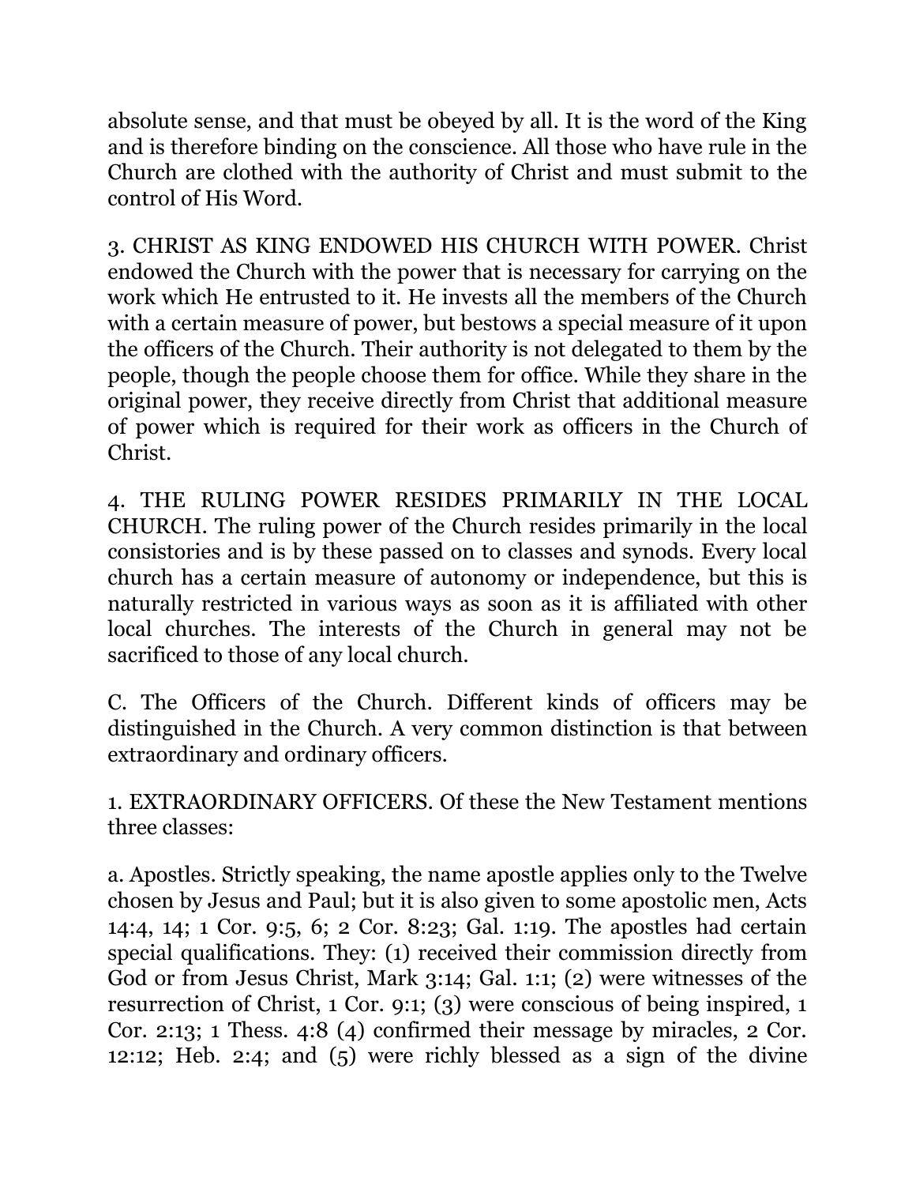absolute sense, and that must be obeyed by all. It is the word of the King and is therefore binding on the conscience. All those who have rule in the Church are clothed with the authority of Christ and must submit to the control of His Word.

3. CHRIST AS KING ENDOWED HIS CHURCH WITH POWER. Christ endowed the Church with the power that is necessary for carrying on the work which He entrusted to it. He invests all the members of the Church with a certain measure of power, but bestows a special measure of it upon the officers of the Church. Their authority is not delegated to them by the people, though the people choose them for office. While they share in the original power, they receive directly from Christ that additional measure of power which is required for their work as officers in the Church of Christ.

4. THE RULING POWER RESIDES PRIMARILY IN THE LOCAL CHURCH. The ruling power of the Church resides primarily in the local consistories and is by these passed on to classes and synods. Every local church has a certain measure of autonomy or independence, but this is naturally restricted in various ways as soon as it is affiliated with other local churches. The interests of the Church in general may not be sacrificed to those of any local church.

C. The Officers of the Church. Different kinds of officers may be distinguished in the Church. A very common distinction is that between extraordinary and ordinary officers.

1. EXTRAORDINARY OFFICERS. Of these the New Testament mentions three classes:

a. Apostles. Strictly speaking, the name apostle applies only to the Twelve chosen by Jesus and Paul; but it is also given to some apostolic men, Acts 14:4, 14; 1 Cor. 9:5, 6; 2 Cor. 8:23; Gal. 1:19. The apostles had certain special qualifications. They: (1) received their commission directly from God or from Jesus Christ, Mark 3:14; Gal. 1:1; (2) were witnesses of the resurrection of Christ, 1 Cor. 9:1; (3) were conscious of being inspired, 1 Cor. 2:13; 1 Thess. 4:8 (4) confirmed their message by miracles, 2 Cor. 12:12; Heb. 2:4; and (5) were richly blessed as a sign of the divine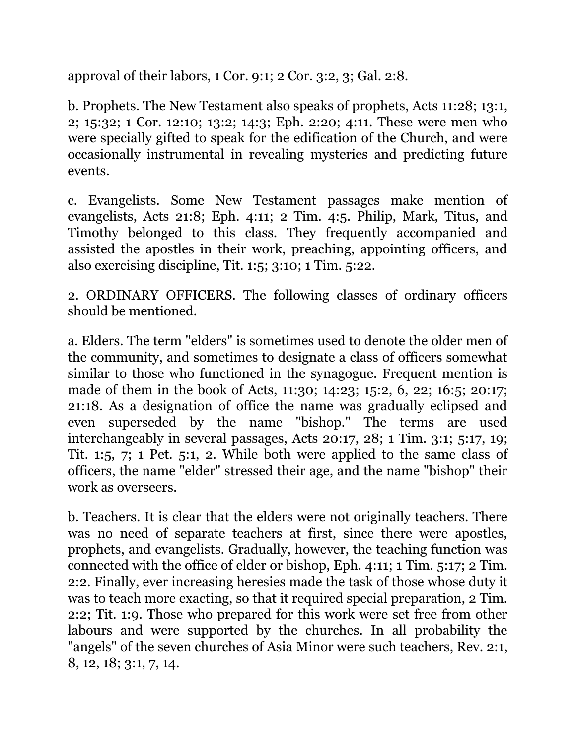approval of their labors, 1 Cor. 9:1; 2 Cor. 3:2, 3; Gal. 2:8.

b. Prophets. The New Testament also speaks of prophets, Acts 11:28; 13:1, 2; 15:32; 1 Cor. 12:10; 13:2; 14:3; Eph. 2:20; 4:11. These were men who were specially gifted to speak for the edification of the Church, and were occasionally instrumental in revealing mysteries and predicting future events.

c. Evangelists. Some New Testament passages make mention of evangelists, Acts 21:8; Eph. 4:11; 2 Tim. 4:5. Philip, Mark, Titus, and Timothy belonged to this class. They frequently accompanied and assisted the apostles in their work, preaching, appointing officers, and also exercising discipline, Tit. 1:5; 3:10; 1 Tim. 5:22.

2. ORDINARY OFFICERS. The following classes of ordinary officers should be mentioned.

a. Elders. The term "elders" is sometimes used to denote the older men of the community, and sometimes to designate a class of officers somewhat similar to those who functioned in the synagogue. Frequent mention is made of them in the book of Acts, 11:30; 14:23; 15:2, 6, 22; 16:5; 20:17; 21:18. As a designation of office the name was gradually eclipsed and even superseded by the name "bishop." The terms are used interchangeably in several passages, Acts 20:17, 28; 1 Tim. 3:1; 5:17, 19; Tit. 1:5, 7; 1 Pet. 5:1, 2. While both were applied to the same class of officers, the name "elder" stressed their age, and the name "bishop" their work as overseers.

b. Teachers. It is clear that the elders were not originally teachers. There was no need of separate teachers at first, since there were apostles, prophets, and evangelists. Gradually, however, the teaching function was connected with the office of elder or bishop, Eph. 4:11; 1 Tim. 5:17; 2 Tim. 2:2. Finally, ever increasing heresies made the task of those whose duty it was to teach more exacting, so that it required special preparation, 2 Tim. 2:2; Tit. 1:9. Those who prepared for this work were set free from other labours and were supported by the churches. In all probability the "angels" of the seven churches of Asia Minor were such teachers, Rev. 2:1, 8, 12, 18; 3:1, 7, 14.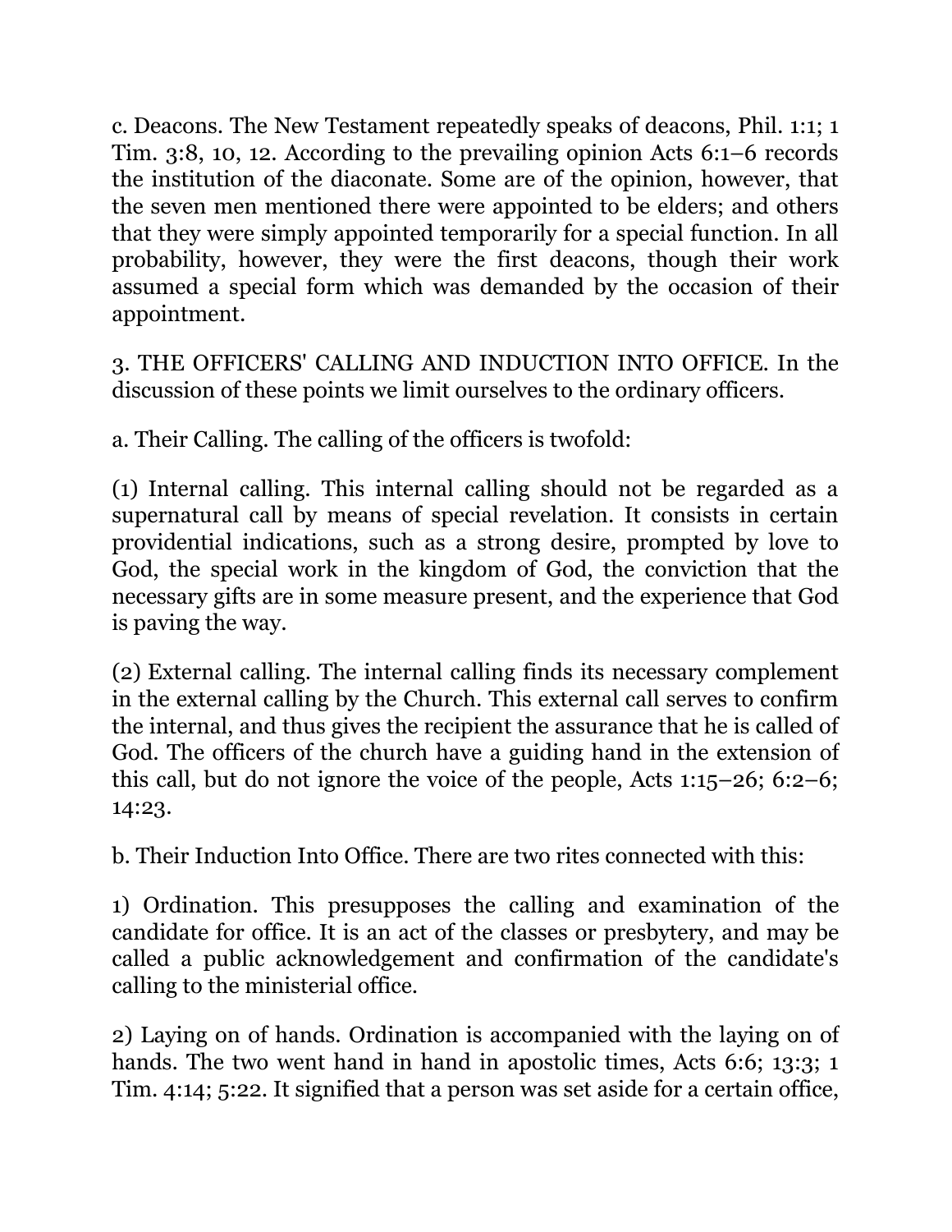c. Deacons. The New Testament repeatedly speaks of deacons, Phil. 1:1; 1 Tim. 3:8, 10, 12. According to the prevailing opinion Acts 6:1–6 records the institution of the diaconate. Some are of the opinion, however, that the seven men mentioned there were appointed to be elders; and others that they were simply appointed temporarily for a special function. In all probability, however, they were the first deacons, though their work assumed a special form which was demanded by the occasion of their appointment.

3. THE OFFICERS' CALLING AND INDUCTION INTO OFFICE. In the discussion of these points we limit ourselves to the ordinary officers.

a. Their Calling. The calling of the officers is twofold:

(1) Internal calling. This internal calling should not be regarded as a supernatural call by means of special revelation. It consists in certain providential indications, such as a strong desire, prompted by love to God, the special work in the kingdom of God, the conviction that the necessary gifts are in some measure present, and the experience that God is paving the way.

(2) External calling. The internal calling finds its necessary complement in the external calling by the Church. This external call serves to confirm the internal, and thus gives the recipient the assurance that he is called of God. The officers of the church have a guiding hand in the extension of this call, but do not ignore the voice of the people, Acts 1:15–26; 6:2–6; 14:23.

b. Their Induction Into Office. There are two rites connected with this:

1) Ordination. This presupposes the calling and examination of the candidate for office. It is an act of the classes or presbytery, and may be called a public acknowledgement and confirmation of the candidate's calling to the ministerial office.

2) Laying on of hands. Ordination is accompanied with the laying on of hands. The two went hand in hand in apostolic times, Acts 6:6; 13:3; 1 Tim. 4:14; 5:22. It signified that a person was set aside for a certain office,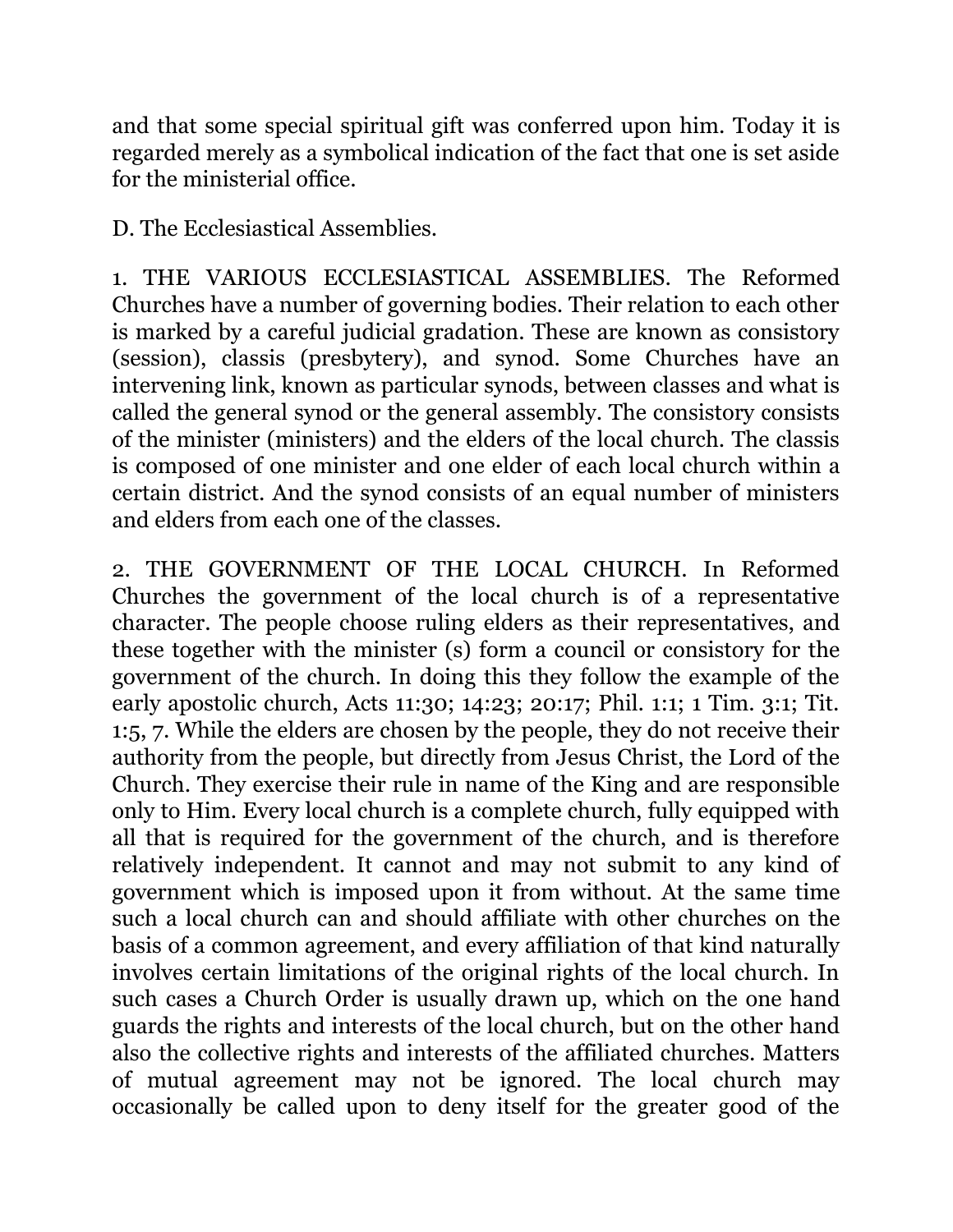and that some special spiritual gift was conferred upon him. Today it is regarded merely as a symbolical indication of the fact that one is set aside for the ministerial office.

### D. The Ecclesiastical Assemblies.

1. THE VARIOUS ECCLESIASTICAL ASSEMBLIES. The Reformed Churches have a number of governing bodies. Their relation to each other is marked by a careful judicial gradation. These are known as consistory (session), classis (presbytery), and synod. Some Churches have an intervening link, known as particular synods, between classes and what is called the general synod or the general assembly. The consistory consists of the minister (ministers) and the elders of the local church. The classis is composed of one minister and one elder of each local church within a certain district. And the synod consists of an equal number of ministers and elders from each one of the classes.

2. THE GOVERNMENT OF THE LOCAL CHURCH. In Reformed Churches the government of the local church is of a representative character. The people choose ruling elders as their representatives, and these together with the minister (s) form a council or consistory for the government of the church. In doing this they follow the example of the early apostolic church, Acts 11:30; 14:23; 20:17; Phil. 1:1; 1 Tim. 3:1; Tit. 1:5, 7. While the elders are chosen by the people, they do not receive their authority from the people, but directly from Jesus Christ, the Lord of the Church. They exercise their rule in name of the King and are responsible only to Him. Every local church is a complete church, fully equipped with all that is required for the government of the church, and is therefore relatively independent. It cannot and may not submit to any kind of government which is imposed upon it from without. At the same time such a local church can and should affiliate with other churches on the basis of a common agreement, and every affiliation of that kind naturally involves certain limitations of the original rights of the local church. In such cases a Church Order is usually drawn up, which on the one hand guards the rights and interests of the local church, but on the other hand also the collective rights and interests of the affiliated churches. Matters of mutual agreement may not be ignored. The local church may occasionally be called upon to deny itself for the greater good of the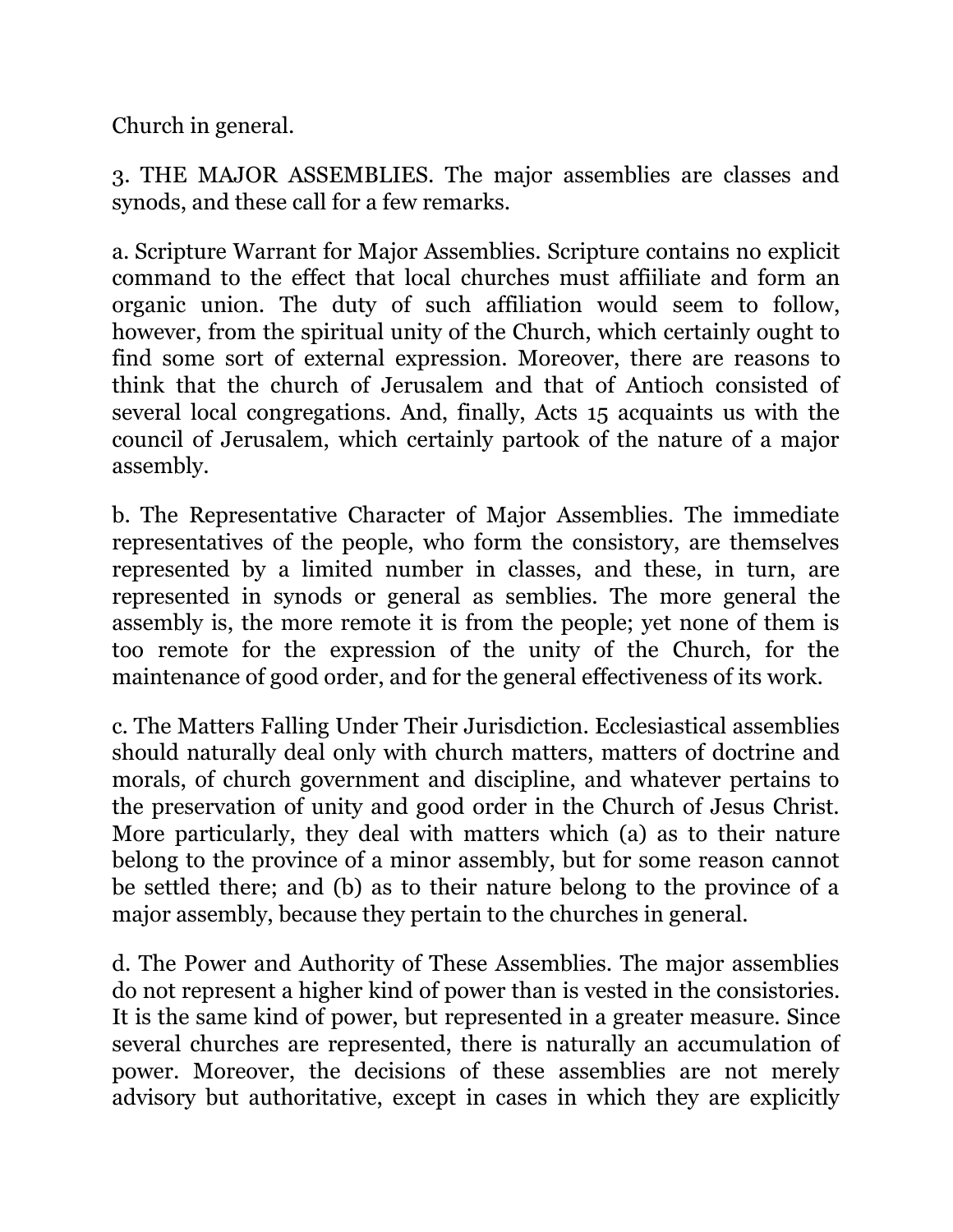Church in general.

3. THE MAJOR ASSEMBLIES. The major assemblies are classes and synods, and these call for a few remarks.

a. Scripture Warrant for Major Assemblies. Scripture contains no explicit command to the effect that local churches must affiiliate and form an organic union. The duty of such affiliation would seem to follow, however, from the spiritual unity of the Church, which certainly ought to find some sort of external expression. Moreover, there are reasons to think that the church of Jerusalem and that of Antioch consisted of several local congregations. And, finally, Acts 15 acquaints us with the council of Jerusalem, which certainly partook of the nature of a major assembly.

b. The Representative Character of Major Assemblies. The immediate representatives of the people, who form the consistory, are themselves represented by a limited number in classes, and these, in turn, are represented in synods or general as semblies. The more general the assembly is, the more remote it is from the people; yet none of them is too remote for the expression of the unity of the Church, for the maintenance of good order, and for the general effectiveness of its work.

c. The Matters Falling Under Their Jurisdiction. Ecclesiastical assemblies should naturally deal only with church matters, matters of doctrine and morals, of church government and discipline, and whatever pertains to the preservation of unity and good order in the Church of Jesus Christ. More particularly, they deal with matters which (a) as to their nature belong to the province of a minor assembly, but for some reason cannot be settled there; and (b) as to their nature belong to the province of a major assembly, because they pertain to the churches in general.

d. The Power and Authority of These Assemblies. The major assemblies do not represent a higher kind of power than is vested in the consistories. It is the same kind of power, but represented in a greater measure. Since several churches are represented, there is naturally an accumulation of power. Moreover, the decisions of these assemblies are not merely advisory but authoritative, except in cases in which they are explicitly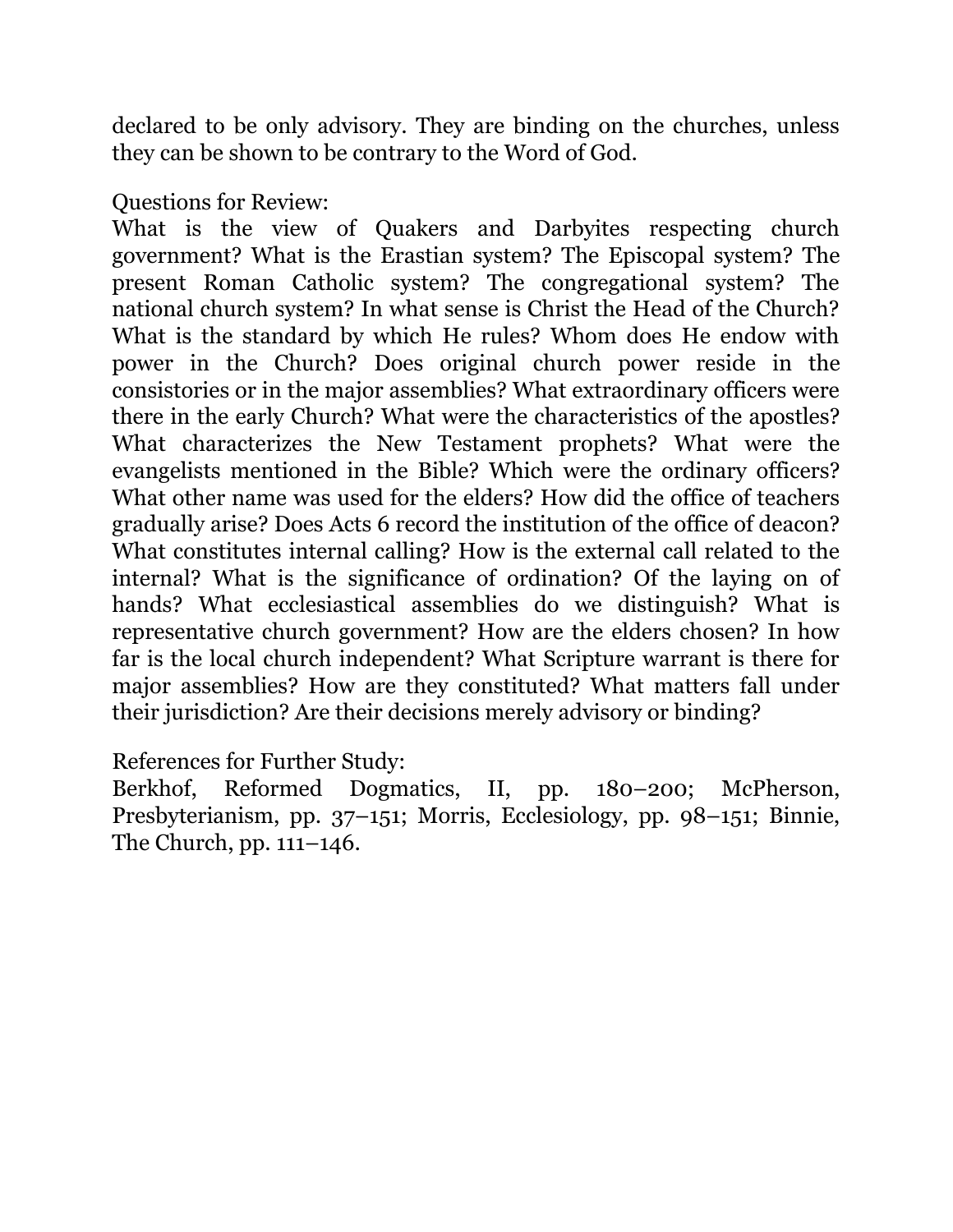declared to be only advisory. They are binding on the churches, unless they can be shown to be contrary to the Word of God.

Questions for Review:
What is the view of Quakers and Darbyites respecting church government? What is the Erastian system? The Episcopal system? The present Roman Catholic system? The congregational system? The national church system? In what sense is Christ the Head of the Church? What is the standard by which He rules? Whom does He endow with power in the Church? Does original church power reside in the consistories or in the major assemblies? What extraordinary officers were there in the early Church? What were the characteristics of the apostles? What characterizes the New Testament prophets? What were the evangelists mentioned in the Bible? Which were the ordinary officers? What other name was used for the elders? How did the office of teachers gradually arise? Does Acts 6 record the institution of the office of deacon? What constitutes internal calling? How is the external call related to the internal? What is the significance of ordination? Of the laying on of hands? What ecclesiastical assemblies do we distinguish? What is representative church government? How are the elders chosen? In how far is the local church independent? What Scripture warrant is there for major assemblies? How are they constituted? What matters fall under their jurisdiction? Are their decisions merely advisory or binding?

References for Further Study:
Berkhof, Reformed Dogmatics, II, pp. 180–200; McPherson, Presbyterianism, pp. 37–151; Morris, Ecclesiology, pp. 98–151; Binnie, The Church, pp. 111–146.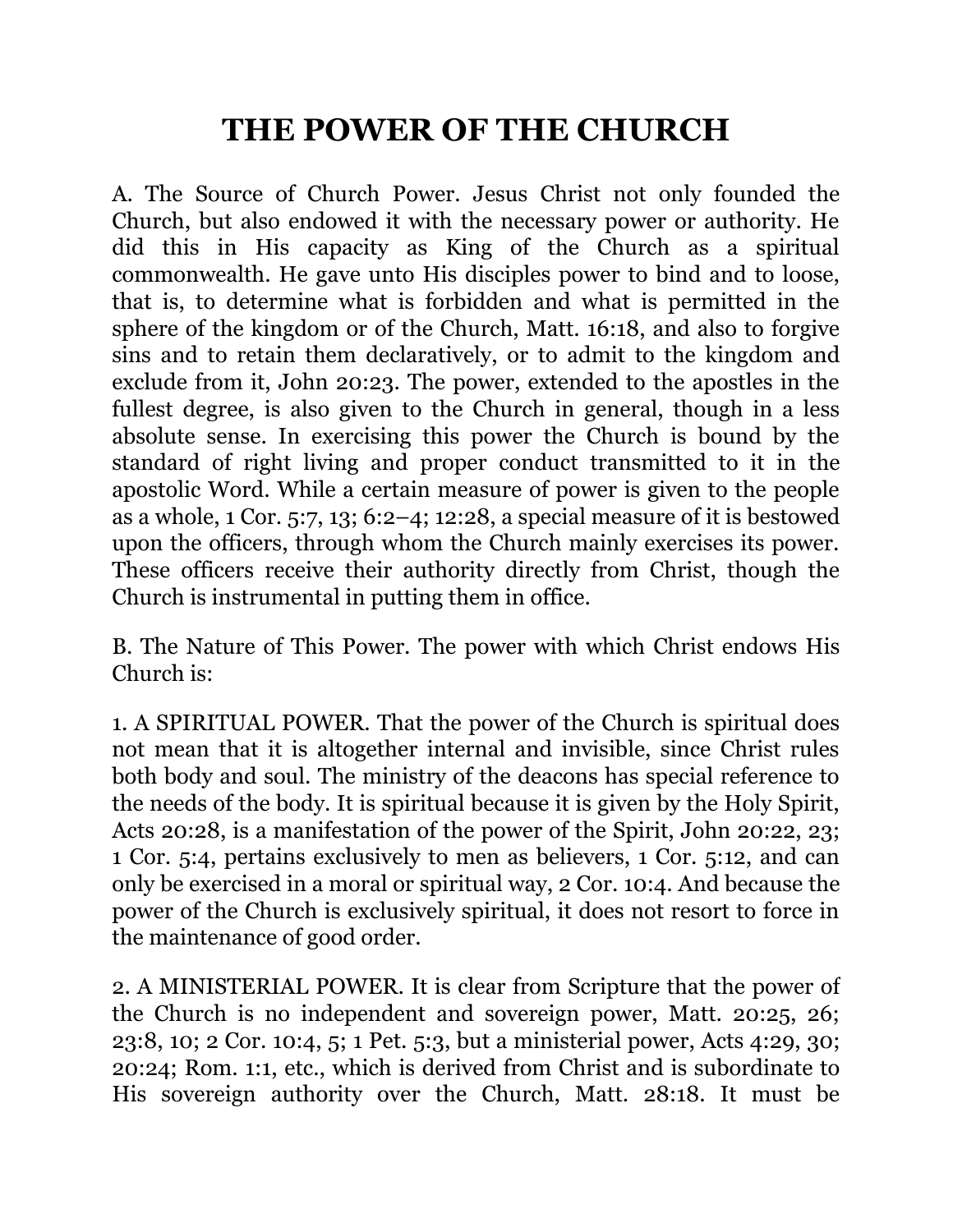# THE POWER OF THE CHURCH

A. The Source of Church Power. Jesus Christ not only founded the Church, but also endowed it with the necessary power or authority. He did this in His capacity as King of the Church as a spiritual commonwealth. He gave unto His disciples power to bind and to loose, that is, to determine what is forbidden and what is permitted in the sphere of the kingdom or of the Church, Matt. 16:18, and also to forgive sins and to retain them declaratively, or to admit to the kingdom and exclude from it, John 20:23. The power, extended to the apostles in the fullest degree, is also given to the Church in general, though in a less absolute sense. In exercising this power the Church is bound by the standard of right living and proper conduct transmitted to it in the apostolic Word. While a certain measure of power is given to the people as a whole, 1 Cor. 5:7, 13; 6:2–4; 12:28, a special measure of it is bestowed upon the officers, through whom the Church mainly exercises its power. These officers receive their authority directly from Christ, though the Church is instrumental in putting them in office.

B. The Nature of This Power. The power with which Christ endows His Church is:

1. A SPIRITUAL POWER. That the power of the Church is spiritual does not mean that it is altogether internal and invisible, since Christ rules both body and soul. The ministry of the deacons has special reference to the needs of the body. It is spiritual because it is given by the Holy Spirit, Acts 20:28, is a manifestation of the power of the Spirit, John 20:22, 23; 1 Cor. 5:4, pertains exclusively to men as believers, 1 Cor. 5:12, and can only be exercised in a moral or spiritual way, 2 Cor. 10:4. And because the power of the Church is exclusively spiritual, it does not resort to force in the maintenance of good order.

2. A MINISTERIAL POWER. It is clear from Scripture that the power of the Church is no independent and sovereign power, Matt. 20:25, 26; 23:8, 10; 2 Cor. 10:4, 5; 1 Pet. 5:3, but a ministerial power, Acts 4:29, 30; 20:24; Rom. 1:1, etc., which is derived from Christ and is subordinate to His sovereign authority over the Church, Matt. 28:18. It must be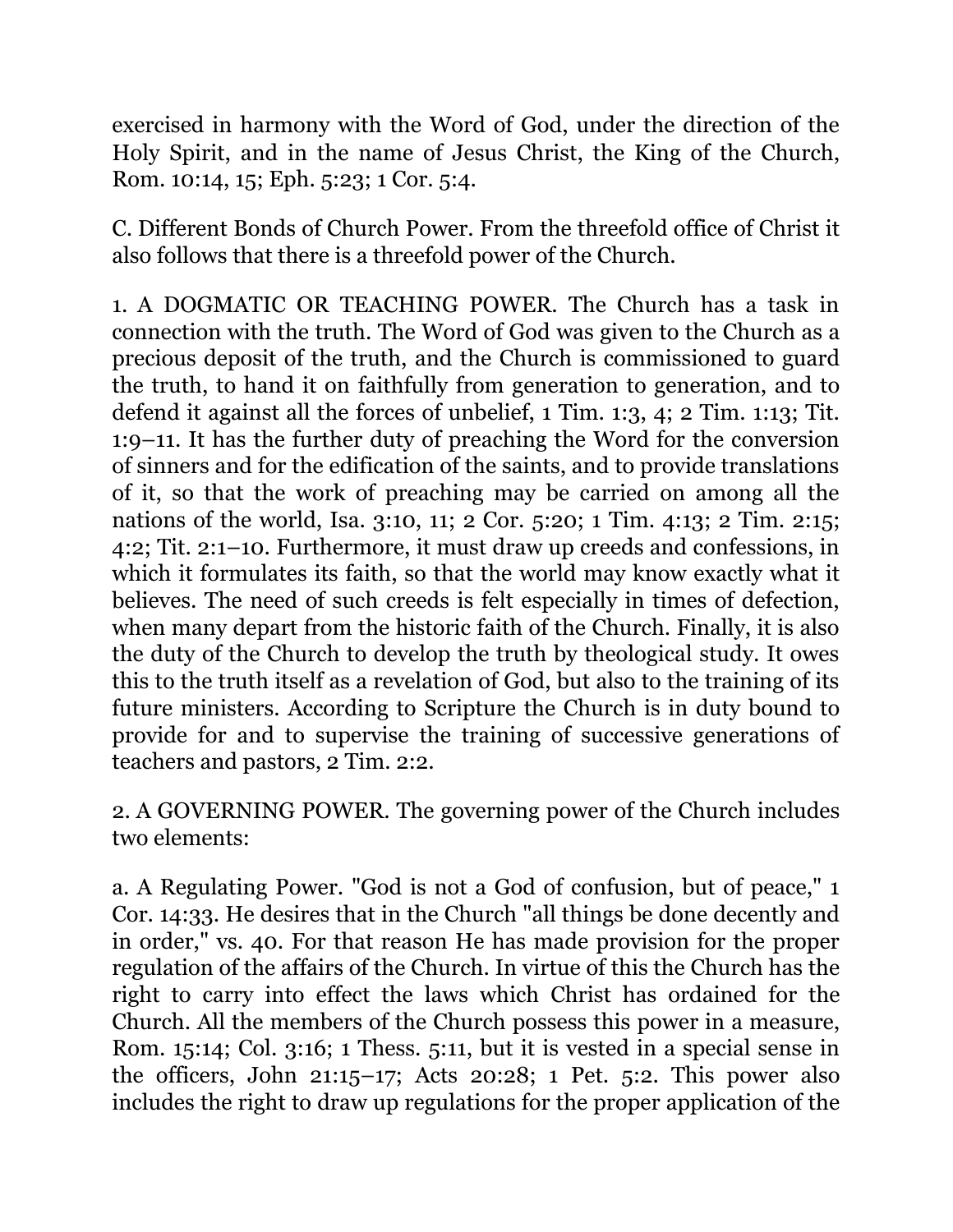exercised in harmony with the Word of God, under the direction of the Holy Spirit, and in the name of Jesus Christ, the King of the Church, Rom. 10:14, 15; Eph. 5:23; 1 Cor. 5:4.

C. Different Bonds of Church Power. From the threefold office of Christ it also follows that there is a threefold power of the Church.

1. A DOGMATIC OR TEACHING POWER. The Church has a task in connection with the truth. The Word of God was given to the Church as a precious deposit of the truth, and the Church is commissioned to guard the truth, to hand it on faithfully from generation to generation, and to defend it against all the forces of unbelief, 1 Tim. 1:3, 4; 2 Tim. 1:13; Tit. 1:9–11. It has the further duty of preaching the Word for the conversion of sinners and for the edification of the saints, and to provide translations of it, so that the work of preaching may be carried on among all the nations of the world, Isa. 3:10, 11; 2 Cor. 5:20; 1 Tim. 4:13; 2 Tim. 2:15; 4:2; Tit. 2:1–10. Furthermore, it must draw up creeds and confessions, in which it formulates its faith, so that the world may know exactly what it believes. The need of such creeds is felt especially in times of defection, when many depart from the historic faith of the Church. Finally, it is also the duty of the Church to develop the truth by theological study. It owes this to the truth itself as a revelation of God, but also to the training of its future ministers. According to Scripture the Church is in duty bound to provide for and to supervise the training of successive generations of teachers and pastors, 2 Tim. 2:2.

2. A GOVERNING POWER. The governing power of the Church includes two elements:

a. A Regulating Power. "God is not a God of confusion, but of peace," 1 Cor. 14:33. He desires that in the Church "all things be done decently and in order," vs. 40. For that reason He has made provision for the proper regulation of the affairs of the Church. In virtue of this the Church has the right to carry into effect the laws which Christ has ordained for the Church. All the members of the Church possess this power in a measure, Rom. 15:14; Col. 3:16; 1 Thess. 5:11, but it is vested in a special sense in the officers, John 21:15–17; Acts 20:28; 1 Pet. 5:2. This power also includes the right to draw up regulations for the proper application of the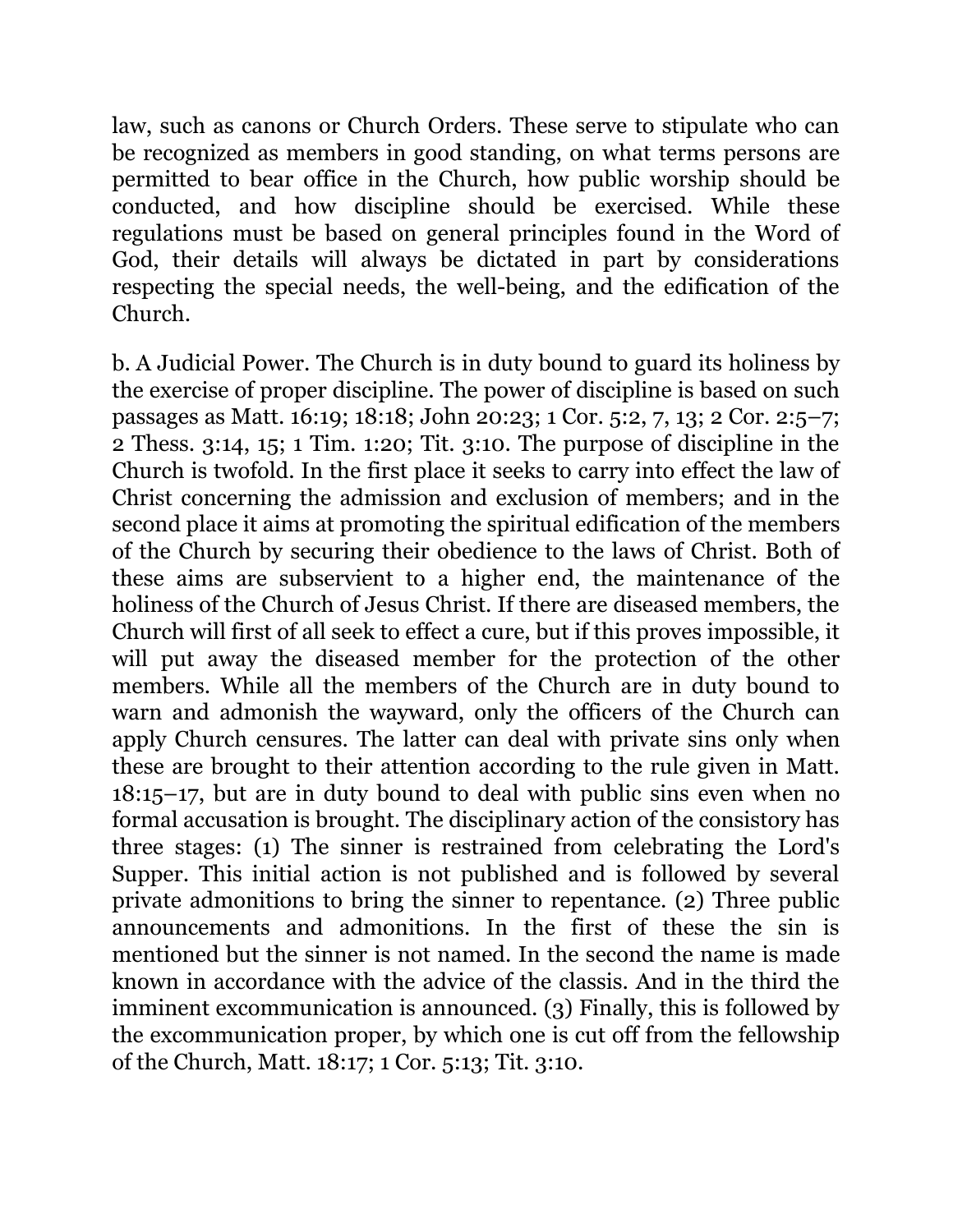law, such as canons or Church Orders. These serve to stipulate who can be recognized as members in good standing, on what terms persons are permitted to bear office in the Church, how public worship should be conducted, and how discipline should be exercised. While these regulations must be based on general principles found in the Word of God, their details will always be dictated in part by considerations respecting the special needs, the well-being, and the edification of the Church.

b. A Judicial Power. The Church is in duty bound to guard its holiness by the exercise of proper discipline. The power of discipline is based on such passages as Matt. 16:19; 18:18; John 20:23; 1 Cor. 5:2, 7, 13; 2 Cor. 2:5–7; 2 Thess. 3:14, 15; 1 Tim. 1:20; Tit. 3:10. The purpose of discipline in the Church is twofold. In the first place it seeks to carry into effect the law of Christ concerning the admission and exclusion of members; and in the second place it aims at promoting the spiritual edification of the members of the Church by securing their obedience to the laws of Christ. Both of these aims are subservient to a higher end, the maintenance of the holiness of the Church of Jesus Christ. If there are diseased members, the Church will first of all seek to effect a cure, but if this proves impossible, it will put away the diseased member for the protection of the other members. While all the members of the Church are in duty bound to warn and admonish the wayward, only the officers of the Church can apply Church censures. The latter can deal with private sins only when these are brought to their attention according to the rule given in Matt. 18:15–17, but are in duty bound to deal with public sins even when no formal accusation is brought. The disciplinary action of the consistory has three stages: (1) The sinner is restrained from celebrating the Lord's Supper. This initial action is not published and is followed by several private admonitions to bring the sinner to repentance. (2) Three public announcements and admonitions. In the first of these the sin is mentioned but the sinner is not named. In the second the name is made known in accordance with the advice of the classis. And in the third the imminent excommunication is announced. (3) Finally, this is followed by the excommunication proper, by which one is cut off from the fellowship of the Church, Matt. 18:17; 1 Cor. 5:13; Tit. 3:10.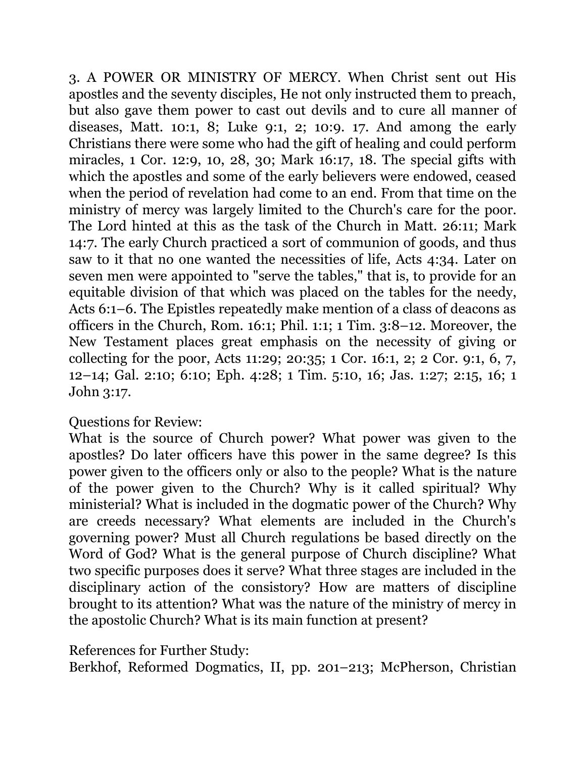3. A POWER OR MINISTRY OF MERCY. When Christ sent out His apostles and the seventy disciples, He not only instructed them to preach, but also gave them power to cast out devils and to cure all manner of diseases, Matt. 10:1, 8; Luke 9:1, 2; 10:9. 17. And among the early Christians there were some who had the gift of healing and could perform miracles, 1 Cor. 12:9, 10, 28, 30; Mark 16:17, 18. The special gifts with which the apostles and some of the early believers were endowed, ceased when the period of revelation had come to an end. From that time on the ministry of mercy was largely limited to the Church's care for the poor. The Lord hinted at this as the task of the Church in Matt. 26:11; Mark 14:7. The early Church practiced a sort of communion of goods, and thus saw to it that no one wanted the necessities of life, Acts 4:34. Later on seven men were appointed to "serve the tables," that is, to provide for an equitable division of that which was placed on the tables for the needy, Acts 6:1–6. The Epistles repeatedly make mention of a class of deacons as officers in the Church, Rom. 16:1; Phil. 1:1; 1 Tim. 3:8–12. Moreover, the New Testament places great emphasis on the necessity of giving or collecting for the poor, Acts 11:29; 20:35; 1 Cor. 16:1, 2; 2 Cor. 9:1, 6, 7, 12–14; Gal. 2:10; 6:10; Eph. 4:28; 1 Tim. 5:10, 16; Jas. 1:27; 2:15, 16; 1 John 3:17.

Questions for Review:
What is the source of Church power? What power was given to the apostles? Do later officers have this power in the same degree? Is this power given to the officers only or also to the people? What is the nature of the power given to the Church? Why is it called spiritual? Why ministerial? What is included in the dogmatic power of the Church? Why are creeds necessary? What elements are included in the Church's governing power? Must all Church regulations be based directly on the Word of God? What is the general purpose of Church discipline? What two specific purposes does it serve? What three stages are included in the disciplinary action of the consistory? How are matters of discipline brought to its attention? What was the nature of the ministry of mercy in the apostolic Church? What is its main function at present?

References for Further Study:
Berkhof, Reformed Dogmatics, II, pp. 201–213; McPherson, Christian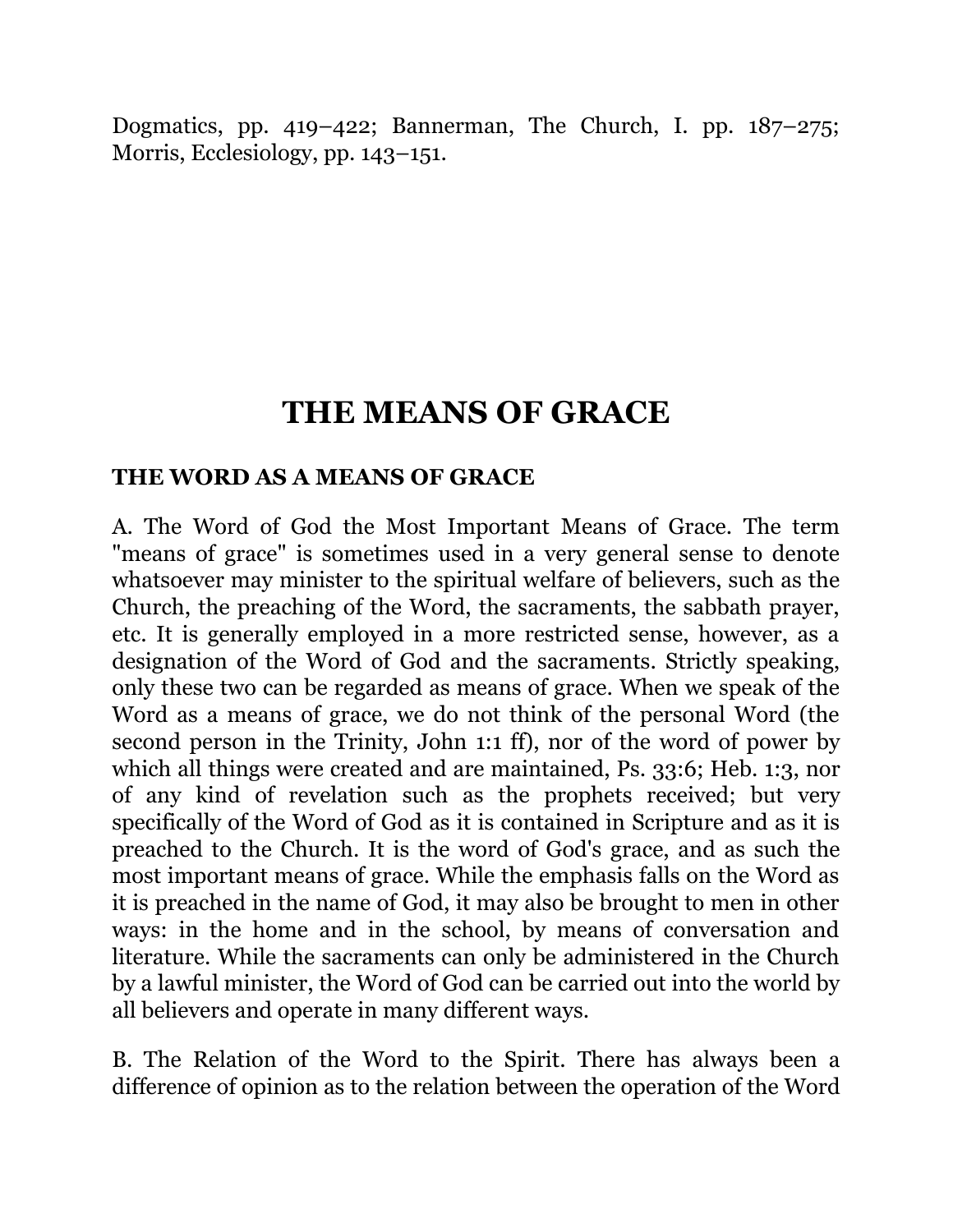Dogmatics, pp. 419–422; Bannerman, The Church, I. pp. 187–275; Morris, Ecclesiology, pp. 143–151.

# THE MEANS OF GRACE

## THE WORD AS A MEANS OF GRACE

A. The Word of God the Most Important Means of Grace. The term "means of grace" is sometimes used in a very general sense to denote whatsoever may minister to the spiritual welfare of believers, such as the Church, the preaching of the Word, the sacraments, the sabbath prayer, etc. It is generally employed in a more restricted sense, however, as a designation of the Word of God and the sacraments. Strictly speaking, only these two can be regarded as means of grace. When we speak of the Word as a means of grace, we do not think of the personal Word (the second person in the Trinity, John 1:1 ff), nor of the word of power by which all things were created and are maintained, Ps. 33:6; Heb. 1:3, nor of any kind of revelation such as the prophets received; but very specifically of the Word of God as it is contained in Scripture and as it is preached to the Church. It is the word of God's grace, and as such the most important means of grace. While the emphasis falls on the Word as it is preached in the name of God, it may also be brought to men in other ways: in the home and in the school, by means of conversation and literature. While the sacraments can only be administered in the Church by a lawful minister, the Word of God can be carried out into the world by all believers and operate in many different ways.

B. The Relation of the Word to the Spirit. There has always been a difference of opinion as to the relation between the operation of the Word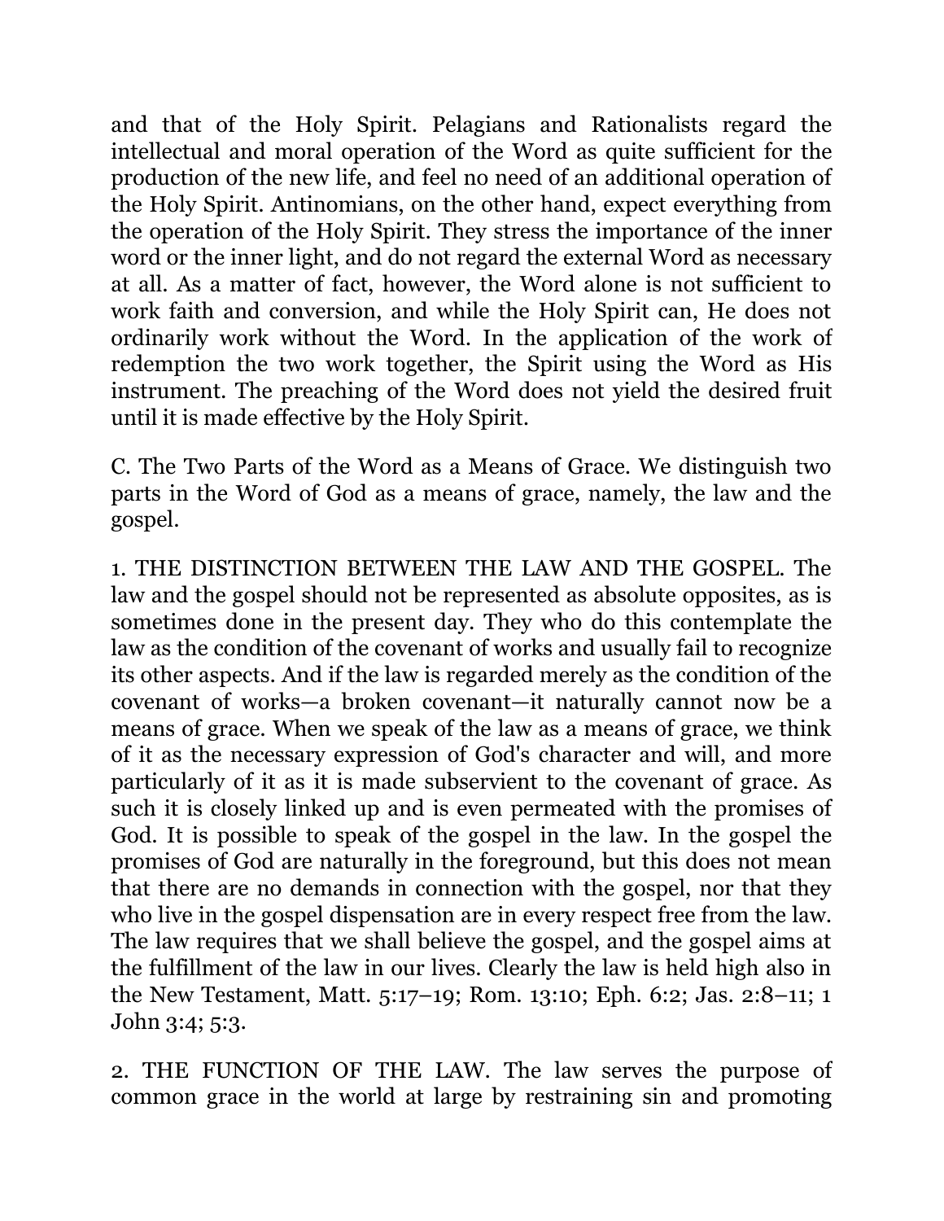and that of the Holy Spirit. Pelagians and Rationalists regard the intellectual and moral operation of the Word as quite sufficient for the production of the new life, and feel no need of an additional operation of the Holy Spirit. Antinomians, on the other hand, expect everything from the operation of the Holy Spirit. They stress the importance of the inner word or the inner light, and do not regard the external Word as necessary at all. As a matter of fact, however, the Word alone is not sufficient to work faith and conversion, and while the Holy Spirit can, He does not ordinarily work without the Word. In the application of the work of redemption the two work together, the Spirit using the Word as His instrument. The preaching of the Word does not yield the desired fruit until it is made effective by the Holy Spirit.

C. The Two Parts of the Word as a Means of Grace. We distinguish two parts in the Word of God as a means of grace, namely, the law and the gospel.

1. THE DISTINCTION BETWEEN THE LAW AND THE GOSPEL. The law and the gospel should not be represented as absolute opposites, as is sometimes done in the present day. They who do this contemplate the law as the condition of the covenant of works and usually fail to recognize its other aspects. And if the law is regarded merely as the condition of the covenant of works—a broken covenant—it naturally cannot now be a means of grace. When we speak of the law as a means of grace, we think of it as the necessary expression of God's character and will, and more particularly of it as it is made subservient to the covenant of grace. As such it is closely linked up and is even permeated with the promises of God. It is possible to speak of the gospel in the law. In the gospel the promises of God are naturally in the foreground, but this does not mean that there are no demands in connection with the gospel, nor that they who live in the gospel dispensation are in every respect free from the law. The law requires that we shall believe the gospel, and the gospel aims at the fulfillment of the law in our lives. Clearly the law is held high also in the New Testament, Matt. 5:17–19; Rom. 13:10; Eph. 6:2; Jas. 2:8–11; 1 John 3:4; 5:3.

2. THE FUNCTION OF THE LAW. The law serves the purpose of common grace in the world at large by restraining sin and promoting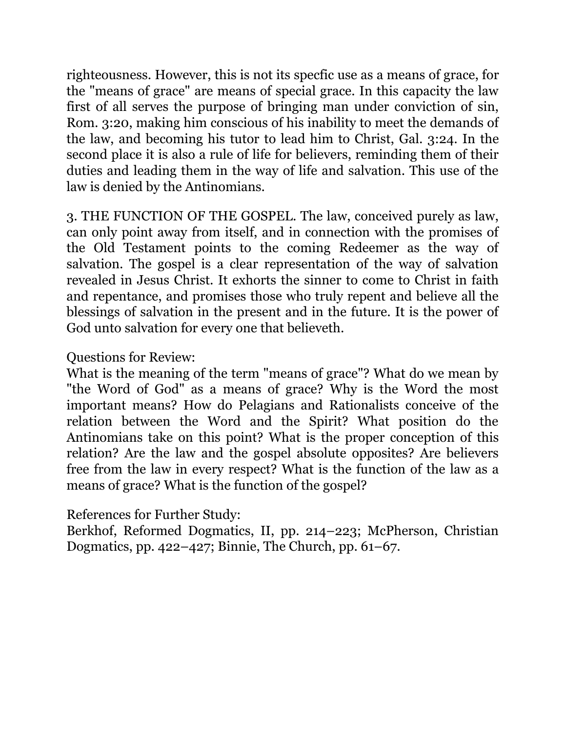righteousness. However, this is not its specfic use as a means of grace, for the "means of grace" are means of special grace. In this capacity the law first of all serves the purpose of bringing man under conviction of sin, Rom. 3:20, making him conscious of his inability to meet the demands of the law, and becoming his tutor to lead him to Christ, Gal. 3:24. In the second place it is also a rule of life for believers, reminding them of their duties and leading them in the way of life and salvation. This use of the law is denied by the Antinomians.

3. THE FUNCTION OF THE GOSPEL. The law, conceived purely as law, can only point away from itself, and in connection with the promises of the Old Testament points to the coming Redeemer as the way of salvation. The gospel is a clear representation of the way of salvation revealed in Jesus Christ. It exhorts the sinner to come to Christ in faith and repentance, and promises those who truly repent and believe all the blessings of salvation in the present and in the future. It is the power of God unto salvation for every one that believeth.

Questions for Review:
What is the meaning of the term "means of grace"? What do we mean by "the Word of God" as a means of grace? Why is the Word the most important means? How do Pelagians and Rationalists conceive of the relation between the Word and the Spirit? What position do the Antinomians take on this point? What is the proper conception of this relation? Are the law and the gospel absolute opposites? Are believers free from the law in every respect? What is the function of the law as a means of grace? What is the function of the gospel?

References for Further Study:
Berkhof, Reformed Dogmatics, II, pp. 214–223; McPherson, Christian Dogmatics, pp. 422–427; Binnie, The Church, pp. 61–67.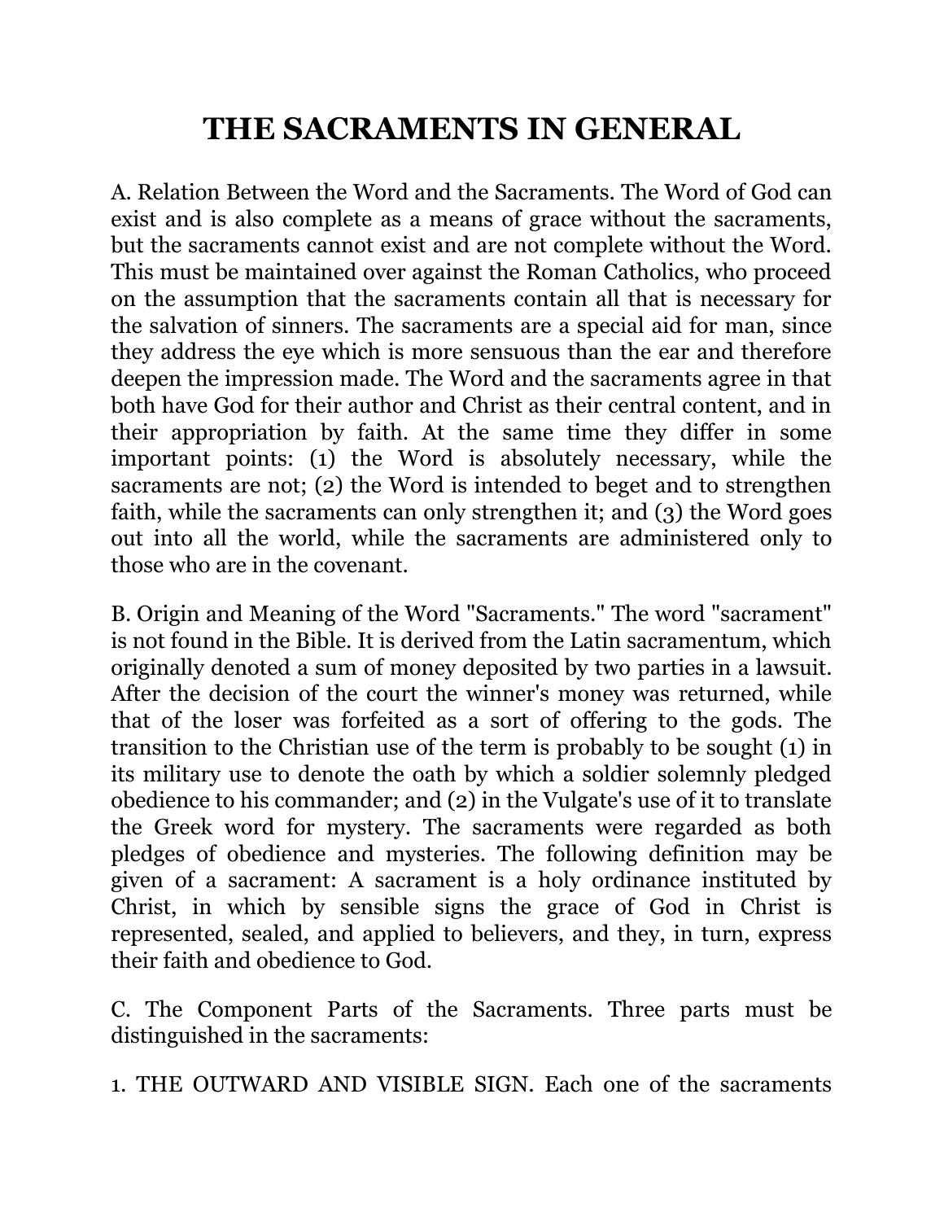# THE SACRAMENTS IN GENERAL

A. Relation Between the Word and the Sacraments. The Word of God can exist and is also complete as a means of grace without the sacraments, but the sacraments cannot exist and are not complete without the Word. This must be maintained over against the Roman Catholics, who proceed on the assumption that the sacraments contain all that is necessary for the salvation of sinners. The sacraments are a special aid for man, since they address the eye which is more sensuous than the ear and therefore deepen the impression made. The Word and the sacraments agree in that both have God for their author and Christ as their central content, and in their appropriation by faith. At the same time they differ in some important points: (1) the Word is absolutely necessary, while the sacraments are not; (2) the Word is intended to beget and to strengthen faith, while the sacraments can only strengthen it; and (3) the Word goes out into all the world, while the sacraments are administered only to those who are in the covenant.

B. Origin and Meaning of the Word "Sacraments." The word "sacrament" is not found in the Bible. It is derived from the Latin sacramentum, which originally denoted a sum of money deposited by two parties in a lawsuit. After the decision of the court the winner's money was returned, while that of the loser was forfeited as a sort of offering to the gods. The transition to the Christian use of the term is probably to be sought (1) in its military use to denote the oath by which a soldier solemnly pledged obedience to his commander; and (2) in the Vulgate's use of it to translate the Greek word for mystery. The sacraments were regarded as both pledges of obedience and mysteries. The following definition may be given of a sacrament: A sacrament is a holy ordinance instituted by Christ, in which by sensible signs the grace of God in Christ is represented, sealed, and applied to believers, and they, in turn, express their faith and obedience to God.

C. The Component Parts of the Sacraments. Three parts must be distinguished in the sacraments:

1. THE OUTWARD AND VISIBLE SIGN. Each one of the sacraments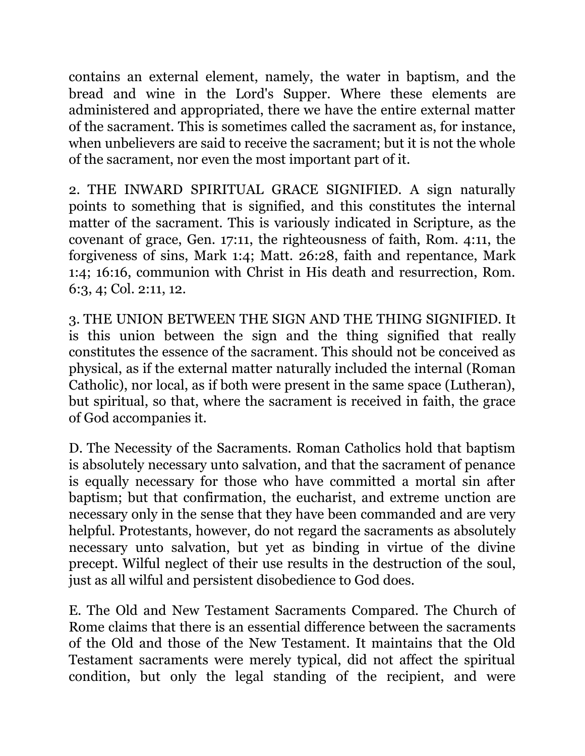contains an external element, namely, the water in baptism, and the bread and wine in the Lord's Supper. Where these elements are administered and appropriated, there we have the entire external matter of the sacrament. This is sometimes called the sacrament as, for instance, when unbelievers are said to receive the sacrament; but it is not the whole of the sacrament, nor even the most important part of it.

2. THE INWARD SPIRITUAL GRACE SIGNIFIED. A sign naturally points to something that is signified, and this constitutes the internal matter of the sacrament. This is variously indicated in Scripture, as the covenant of grace, Gen. 17:11, the righteousness of faith, Rom. 4:11, the forgiveness of sins, Mark 1:4; Matt. 26:28, faith and repentance, Mark 1:4; 16:16, communion with Christ in His death and resurrection, Rom. 6:3, 4; Col. 2:11, 12.

3. THE UNION BETWEEN THE SIGN AND THE THING SIGNIFIED. It is this union between the sign and the thing signified that really constitutes the essence of the sacrament. This should not be conceived as physical, as if the external matter naturally included the internal (Roman Catholic), nor local, as if both were present in the same space (Lutheran), but spiritual, so that, where the sacrament is received in faith, the grace of God accompanies it.

D. The Necessity of the Sacraments. Roman Catholics hold that baptism is absolutely necessary unto salvation, and that the sacrament of penance is equally necessary for those who have committed a mortal sin after baptism; but that confirmation, the eucharist, and extreme unction are necessary only in the sense that they have been commanded and are very helpful. Protestants, however, do not regard the sacraments as absolutely necessary unto salvation, but yet as binding in virtue of the divine precept. Wilful neglect of their use results in the destruction of the soul, just as all wilful and persistent disobedience to God does.

E. The Old and New Testament Sacraments Compared. The Church of Rome claims that there is an essential difference between the sacraments of the Old and those of the New Testament. It maintains that the Old Testament sacraments were merely typical, did not affect the spiritual condition, but only the legal standing of the recipient, and were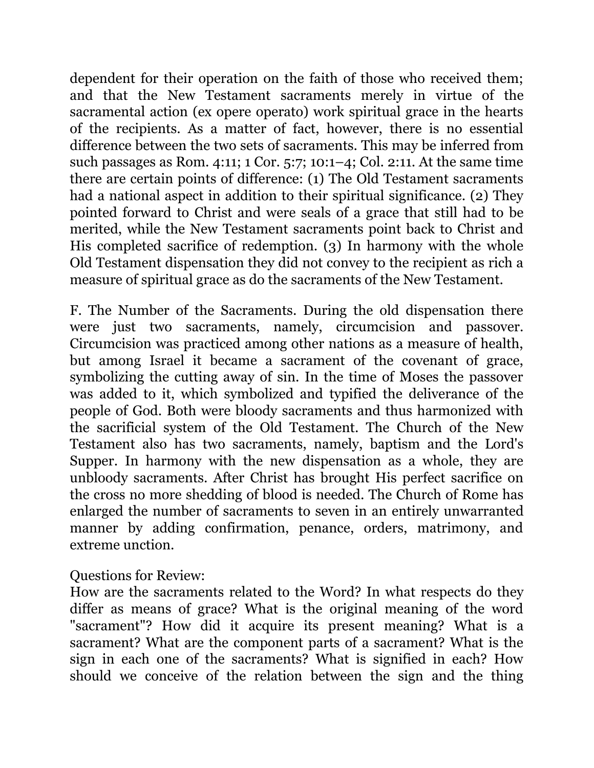dependent for their operation on the faith of those who received them; and that the New Testament sacraments merely in virtue of the sacramental action (ex opere operato) work spiritual grace in the hearts of the recipients. As a matter of fact, however, there is no essential difference between the two sets of sacraments. This may be inferred from such passages as Rom. 4:11; 1 Cor. 5:7; 10:1–4; Col. 2:11. At the same time there are certain points of difference: (1) The Old Testament sacraments had a national aspect in addition to their spiritual significance. (2) They pointed forward to Christ and were seals of a grace that still had to be merited, while the New Testament sacraments point back to Christ and His completed sacrifice of redemption. (3) In harmony with the whole Old Testament dispensation they did not convey to the recipient as rich a measure of spiritual grace as do the sacraments of the New Testament.

F. The Number of the Sacraments. During the old dispensation there were just two sacraments, namely, circumcision and passover. Circumcision was practiced among other nations as a measure of health, but among Israel it became a sacrament of the covenant of grace, symbolizing the cutting away of sin. In the time of Moses the passover was added to it, which symbolized and typified the deliverance of the people of God. Both were bloody sacraments and thus harmonized with the sacrificial system of the Old Testament. The Church of the New Testament also has two sacraments, namely, baptism and the Lord's Supper. In harmony with the new dispensation as a whole, they are unbloody sacraments. After Christ has brought His perfect sacrifice on the cross no more shedding of blood is needed. The Church of Rome has enlarged the number of sacraments to seven in an entirely unwarranted manner by adding confirmation, penance, orders, matrimony, and extreme unction.

Questions for Review:
How are the sacraments related to the Word? In what respects do they differ as means of grace? What is the original meaning of the word "sacrament"? How did it acquire its present meaning? What is a sacrament? What are the component parts of a sacrament? What is the sign in each one of the sacraments? What is signified in each? How should we conceive of the relation between the sign and the thing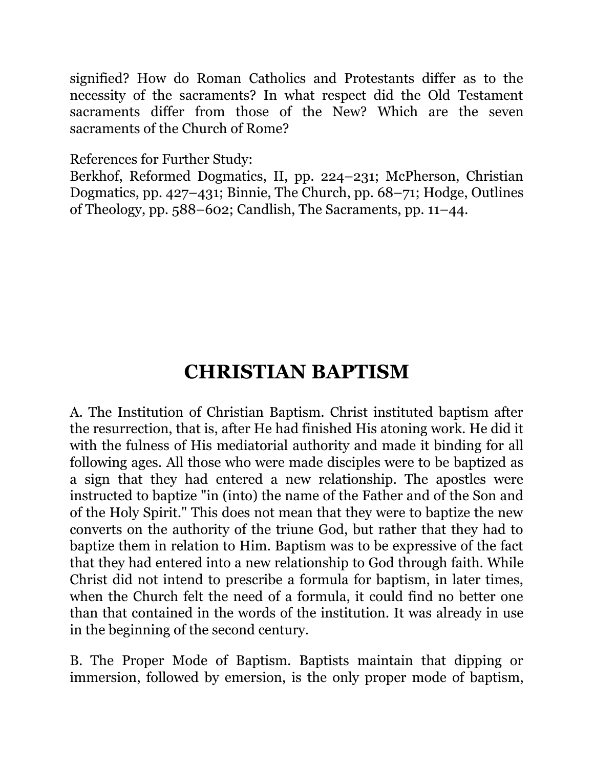signified? How do Roman Catholics and Protestants differ as to the necessity of the sacraments? In what respect did the Old Testament sacraments differ from those of the New? Which are the seven sacraments of the Church of Rome?

References for Further Study:
Berkhof, Reformed Dogmatics, II, pp. 224–231; McPherson, Christian Dogmatics, pp. 427–431; Binnie, The Church, pp. 68–71; Hodge, Outlines of Theology, pp. 588–602; Candlish, The Sacraments, pp. 11–44.

# CHRISTIAN BAPTISM

A. The Institution of Christian Baptism. Christ instituted baptism after the resurrection, that is, after He had finished His atoning work. He did it with the fulness of His mediatorial authority and made it binding for all following ages. All those who were made disciples were to be baptized as a sign that they had entered a new relationship. The apostles were instructed to baptize "in (into) the name of the Father and of the Son and of the Holy Spirit." This does not mean that they were to baptize the new converts on the authority of the triune God, but rather that they had to baptize them in relation to Him. Baptism was to be expressive of the fact that they had entered into a new relationship to God through faith. While Christ did not intend to prescribe a formula for baptism, in later times, when the Church felt the need of a formula, it could find no better one than that contained in the words of the institution. It was already in use in the beginning of the second century.

B. The Proper Mode of Baptism. Baptists maintain that dipping or immersion, followed by emersion, is the only proper mode of baptism,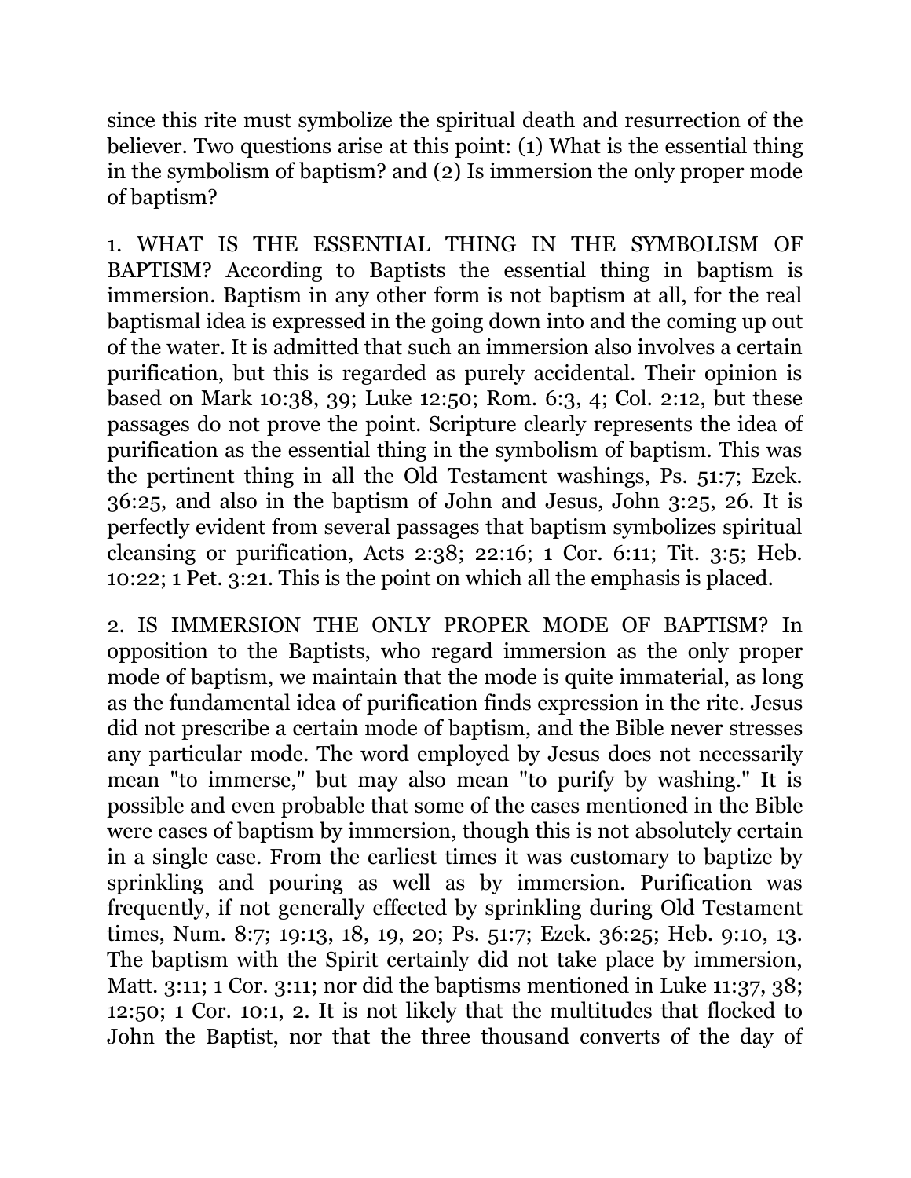since this rite must symbolize the spiritual death and resurrection of the believer. Two questions arise at this point: (1) What is the essential thing in the symbolism of baptism? and (2) Is immersion the only proper mode of baptism?

1. WHAT IS THE ESSENTIAL THING IN THE SYMBOLISM OF BAPTISM? According to Baptists the essential thing in baptism is immersion. Baptism in any other form is not baptism at all, for the real baptismal idea is expressed in the going down into and the coming up out of the water. It is admitted that such an immersion also involves a certain purification, but this is regarded as purely accidental. Their opinion is based on Mark 10:38, 39; Luke 12:50; Rom. 6:3, 4; Col. 2:12, but these passages do not prove the point. Scripture clearly represents the idea of purification as the essential thing in the symbolism of baptism. This was the pertinent thing in all the Old Testament washings, Ps. 51:7; Ezek. 36:25, and also in the baptism of John and Jesus, John 3:25, 26. It is perfectly evident from several passages that baptism symbolizes spiritual cleansing or purification, Acts 2:38; 22:16; 1 Cor. 6:11; Tit. 3:5; Heb. 10:22; 1 Pet. 3:21. This is the point on which all the emphasis is placed.

2. IS IMMERSION THE ONLY PROPER MODE OF BAPTISM? In opposition to the Baptists, who regard immersion as the only proper mode of baptism, we maintain that the mode is quite immaterial, as long as the fundamental idea of purification finds expression in the rite. Jesus did not prescribe a certain mode of baptism, and the Bible never stresses any particular mode. The word employed by Jesus does not necessarily mean "to immerse," but may also mean "to purify by washing." It is possible and even probable that some of the cases mentioned in the Bible were cases of baptism by immersion, though this is not absolutely certain in a single case. From the earliest times it was customary to baptize by sprinkling and pouring as well as by immersion. Purification was frequently, if not generally effected by sprinkling during Old Testament times, Num. 8:7; 19:13, 18, 19, 20; Ps. 51:7; Ezek. 36:25; Heb. 9:10, 13. The baptism with the Spirit certainly did not take place by immersion, Matt. 3:11; 1 Cor. 3:11; nor did the baptisms mentioned in Luke 11:37, 38; 12:50; 1 Cor. 10:1, 2. It is not likely that the multitudes that flocked to John the Baptist, nor that the three thousand converts of the day of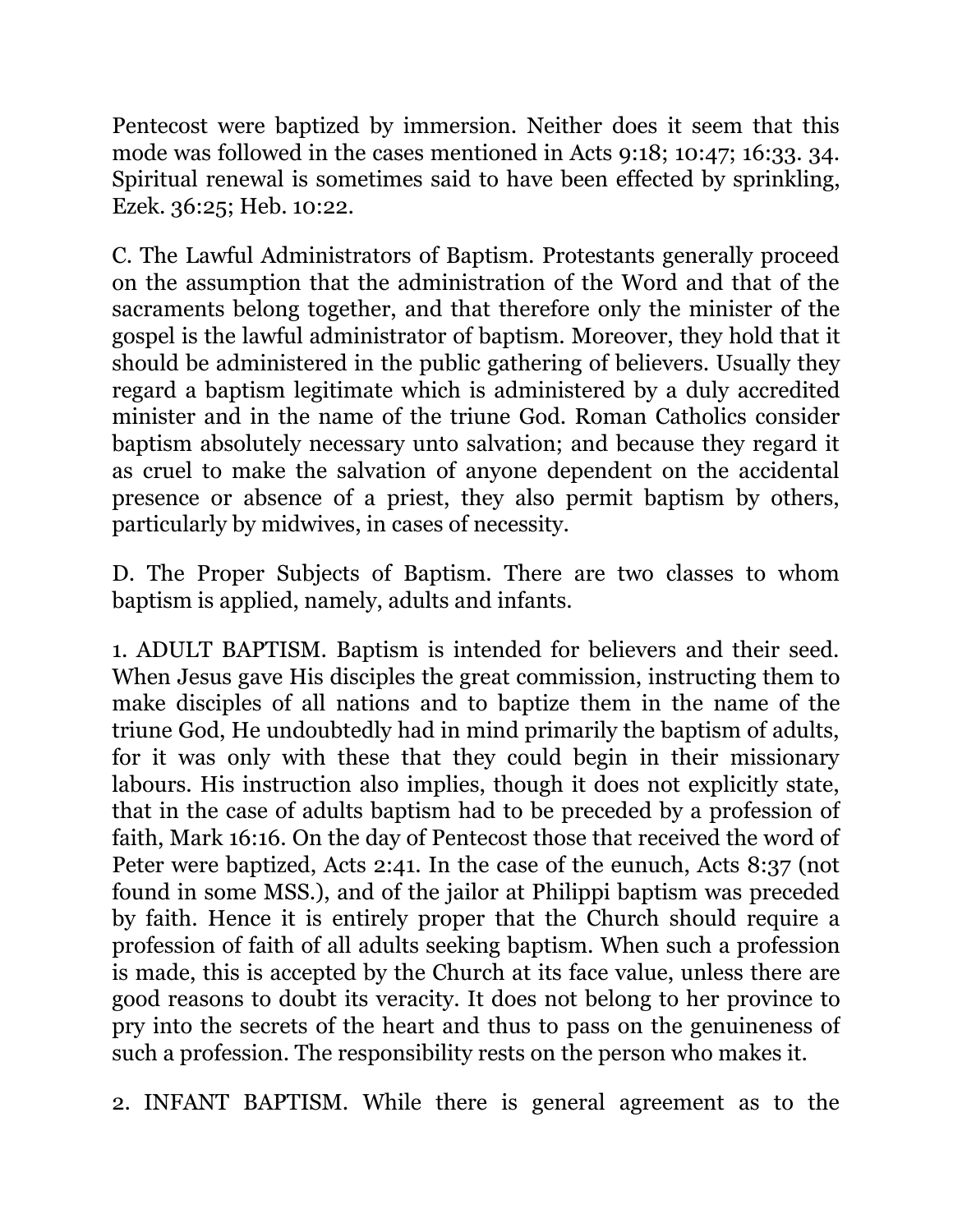Pentecost were baptized by immersion. Neither does it seem that this mode was followed in the cases mentioned in Acts 9:18; 10:47; 16:33. 34. Spiritual renewal is sometimes said to have been effected by sprinkling, Ezek. 36:25; Heb. 10:22.

C. The Lawful Administrators of Baptism. Protestants generally proceed on the assumption that the administration of the Word and that of the sacraments belong together, and that therefore only the minister of the gospel is the lawful administrator of baptism. Moreover, they hold that it should be administered in the public gathering of believers. Usually they regard a baptism legitimate which is administered by a duly accredited minister and in the name of the triune God. Roman Catholics consider baptism absolutely necessary unto salvation; and because they regard it as cruel to make the salvation of anyone dependent on the accidental presence or absence of a priest, they also permit baptism by others, particularly by midwives, in cases of necessity.

D. The Proper Subjects of Baptism. There are two classes to whom baptism is applied, namely, adults and infants.

1. ADULT BAPTISM. Baptism is intended for believers and their seed. When Jesus gave His disciples the great commission, instructing them to make disciples of all nations and to baptize them in the name of the triune God, He undoubtedly had in mind primarily the baptism of adults, for it was only with these that they could begin in their missionary labours. His instruction also implies, though it does not explicitly state, that in the case of adults baptism had to be preceded by a profession of faith, Mark 16:16. On the day of Pentecost those that received the word of Peter were baptized, Acts 2:41. In the case of the eunuch, Acts 8:37 (not found in some MSS.), and of the jailor at Philippi baptism was preceded by faith. Hence it is entirely proper that the Church should require a profession of faith of all adults seeking baptism. When such a profession is made, this is accepted by the Church at its face value, unless there are good reasons to doubt its veracity. It does not belong to her province to pry into the secrets of the heart and thus to pass on the genuineness of such a profession. The responsibility rests on the person who makes it.

2. INFANT BAPTISM. While there is general agreement as to the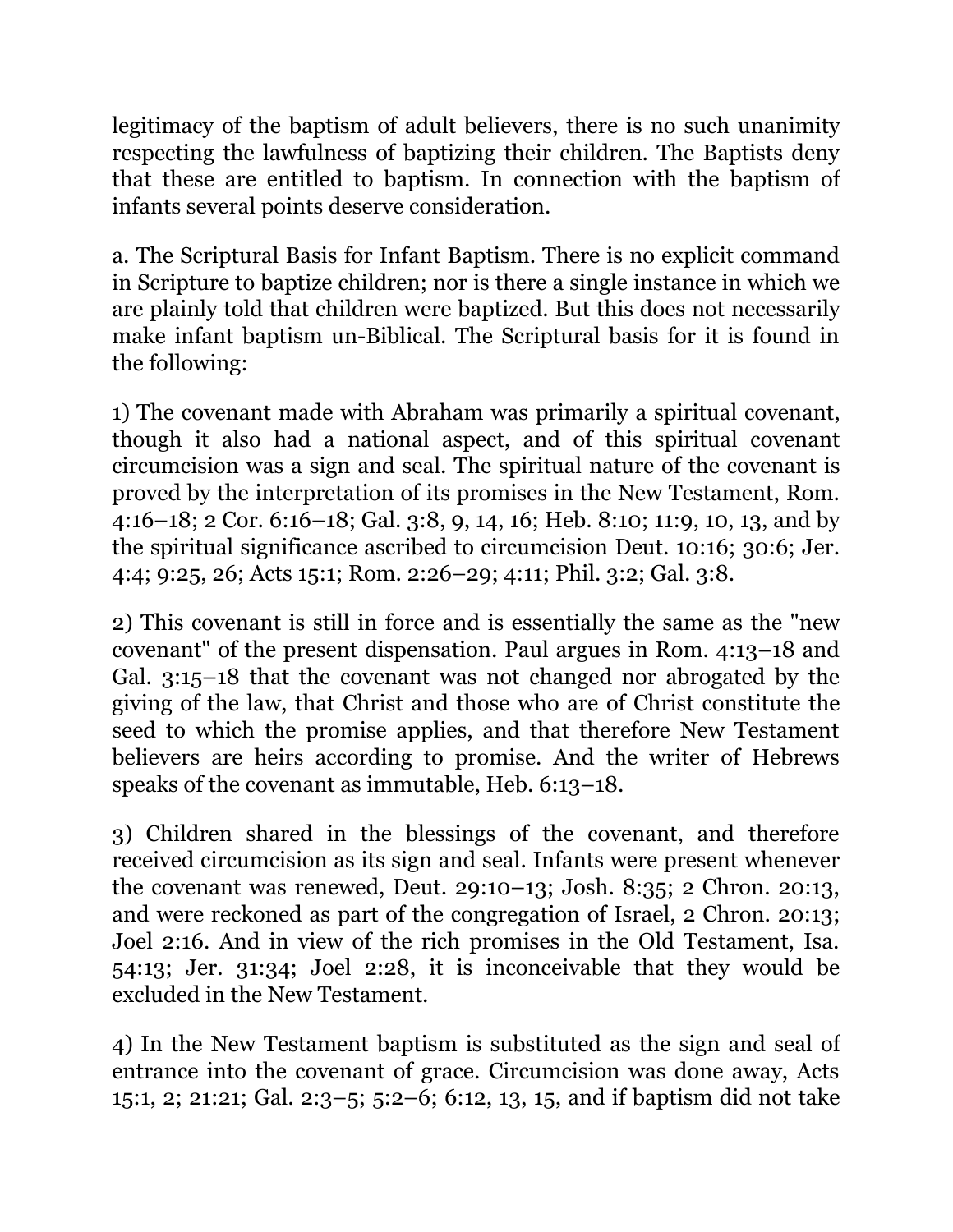legitimacy of the baptism of adult believers, there is no such unanimity respecting the lawfulness of baptizing their children. The Baptists deny that these are entitled to baptism. In connection with the baptism of infants several points deserve consideration.

a. The Scriptural Basis for Infant Baptism. There is no explicit command in Scripture to baptize children; nor is there a single instance in which we are plainly told that children were baptized. But this does not necessarily make infant baptism un-Biblical. The Scriptural basis for it is found in the following:

1) The covenant made with Abraham was primarily a spiritual covenant, though it also had a national aspect, and of this spiritual covenant circumcision was a sign and seal. The spiritual nature of the covenant is proved by the interpretation of its promises in the New Testament, Rom. 4:16–18; 2 Cor. 6:16–18; Gal. 3:8, 9, 14, 16; Heb. 8:10; 11:9, 10, 13, and by the spiritual significance ascribed to circumcision Deut. 10:16; 30:6; Jer. 4:4; 9:25, 26; Acts 15:1; Rom. 2:26–29; 4:11; Phil. 3:2; Gal. 3:8.

2) This covenant is still in force and is essentially the same as the "new covenant" of the present dispensation. Paul argues in Rom. 4:13–18 and Gal. 3:15–18 that the covenant was not changed nor abrogated by the giving of the law, that Christ and those who are of Christ constitute the seed to which the promise applies, and that therefore New Testament believers are heirs according to promise. And the writer of Hebrews speaks of the covenant as immutable, Heb. 6:13–18.

3) Children shared in the blessings of the covenant, and therefore received circumcision as its sign and seal. Infants were present whenever the covenant was renewed, Deut. 29:10–13; Josh. 8:35; 2 Chron. 20:13, and were reckoned as part of the congregation of Israel, 2 Chron. 20:13; Joel 2:16. And in view of the rich promises in the Old Testament, Isa. 54:13; Jer. 31:34; Joel 2:28, it is inconceivable that they would be excluded in the New Testament.

4) In the New Testament baptism is substituted as the sign and seal of entrance into the covenant of grace. Circumcision was done away, Acts 15:1, 2; 21:21; Gal. 2:3–5; 5:2–6; 6:12, 13, 15, and if baptism did not take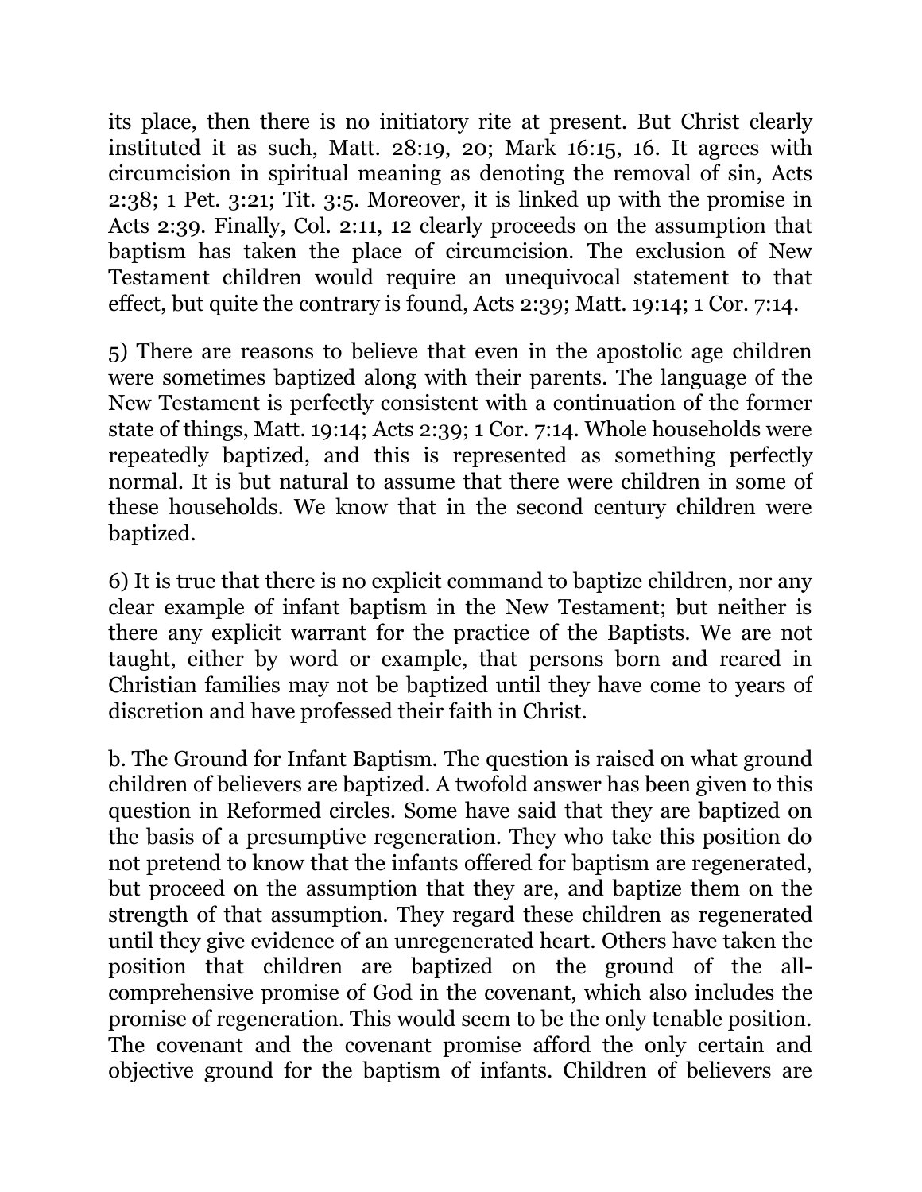its place, then there is no initiatory rite at present. But Christ clearly instituted it as such, Matt. 28:19, 20; Mark 16:15, 16. It agrees with circumcision in spiritual meaning as denoting the removal of sin, Acts 2:38; 1 Pet. 3:21; Tit. 3:5. Moreover, it is linked up with the promise in Acts 2:39. Finally, Col. 2:11, 12 clearly proceeds on the assumption that baptism has taken the place of circumcision. The exclusion of New Testament children would require an unequivocal statement to that effect, but quite the contrary is found, Acts 2:39; Matt. 19:14; 1 Cor. 7:14.

5) There are reasons to believe that even in the apostolic age children were sometimes baptized along with their parents. The language of the New Testament is perfectly consistent with a continuation of the former state of things, Matt. 19:14; Acts 2:39; 1 Cor. 7:14. Whole households were repeatedly baptized, and this is represented as something perfectly normal. It is but natural to assume that there were children in some of these households. We know that in the second century children were baptized.

6) It is true that there is no explicit command to baptize children, nor any clear example of infant baptism in the New Testament; but neither is there any explicit warrant for the practice of the Baptists. We are not taught, either by word or example, that persons born and reared in Christian families may not be baptized until they have come to years of discretion and have professed their faith in Christ.

b. The Ground for Infant Baptism. The question is raised on what ground children of believers are baptized. A twofold answer has been given to this question in Reformed circles. Some have said that they are baptized on the basis of a presumptive regeneration. They who take this position do not pretend to know that the infants offered for baptism are regenerated, but proceed on the assumption that they are, and baptize them on the strength of that assumption. They regard these children as regenerated until they give evidence of an unregenerated heart. Others have taken the position that children are baptized on the ground of the all-comprehensive promise of God in the covenant, which also includes the promise of regeneration. This would seem to be the only tenable position. The covenant and the covenant promise afford the only certain and objective ground for the baptism of infants. Children of believers are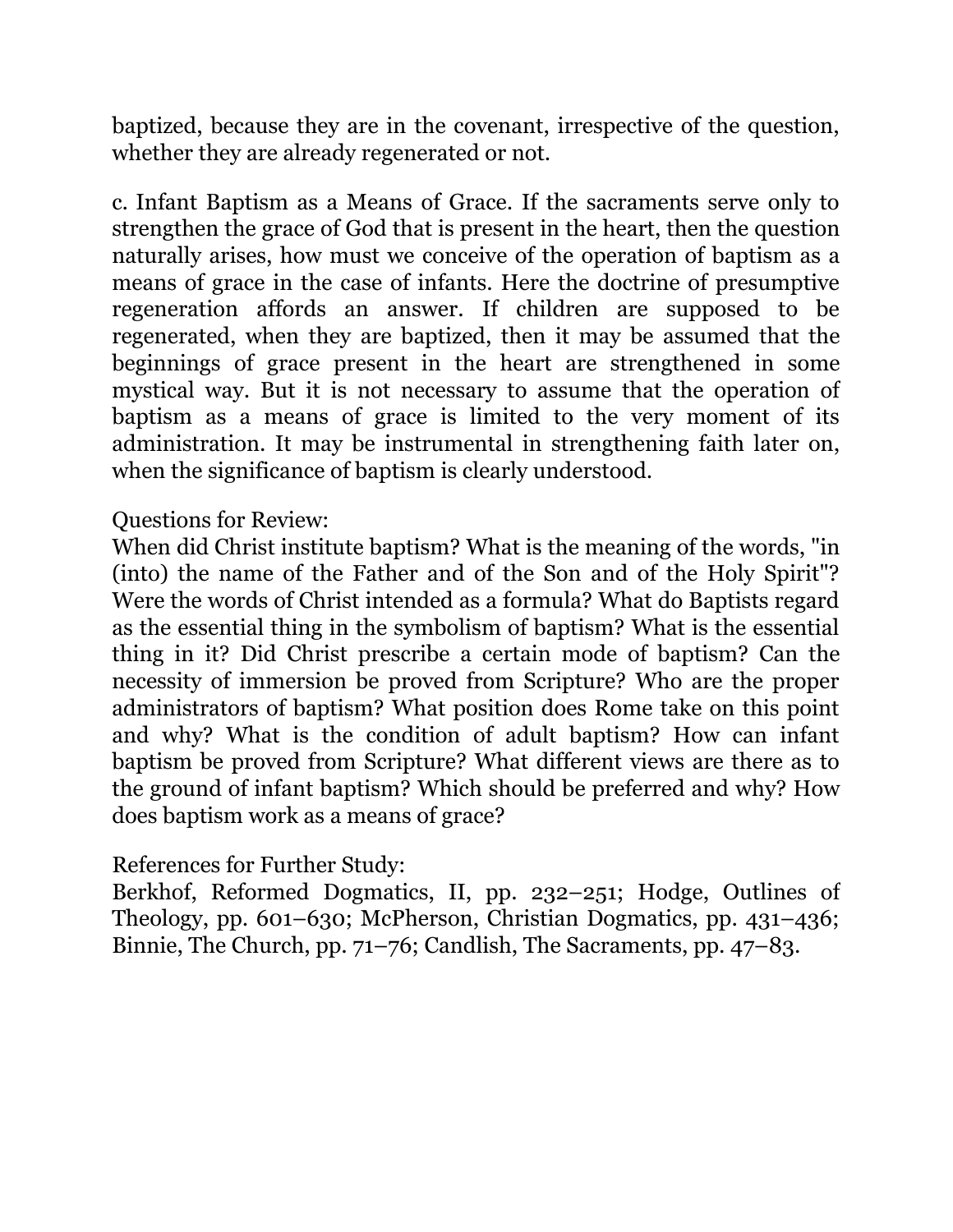baptized, because they are in the covenant, irrespective of the question, whether they are already regenerated or not.

c. Infant Baptism as a Means of Grace. If the sacraments serve only to strengthen the grace of God that is present in the heart, then the question naturally arises, how must we conceive of the operation of baptism as a means of grace in the case of infants. Here the doctrine of presumptive regeneration affords an answer. If children are supposed to be regenerated, when they are baptized, then it may be assumed that the beginnings of grace present in the heart are strengthened in some mystical way. But it is not necessary to assume that the operation of baptism as a means of grace is limited to the very moment of its administration. It may be instrumental in strengthening faith later on, when the significance of baptism is clearly understood.

Questions for Review:
When did Christ institute baptism? What is the meaning of the words, "in (into) the name of the Father and of the Son and of the Holy Spirit"? Were the words of Christ intended as a formula? What do Baptists regard as the essential thing in the symbolism of baptism? What is the essential thing in it? Did Christ prescribe a certain mode of baptism? Can the necessity of immersion be proved from Scripture? Who are the proper administrators of baptism? What position does Rome take on this point and why? What is the condition of adult baptism? How can infant baptism be proved from Scripture? What different views are there as to the ground of infant baptism? Which should be preferred and why? How does baptism work as a means of grace?

References for Further Study:
Berkhof, Reformed Dogmatics, II, pp. 232–251; Hodge, Outlines of Theology, pp. 601–630; McPherson, Christian Dogmatics, pp. 431–436; Binnie, The Church, pp. 71–76; Candlish, The Sacraments, pp. 47–83.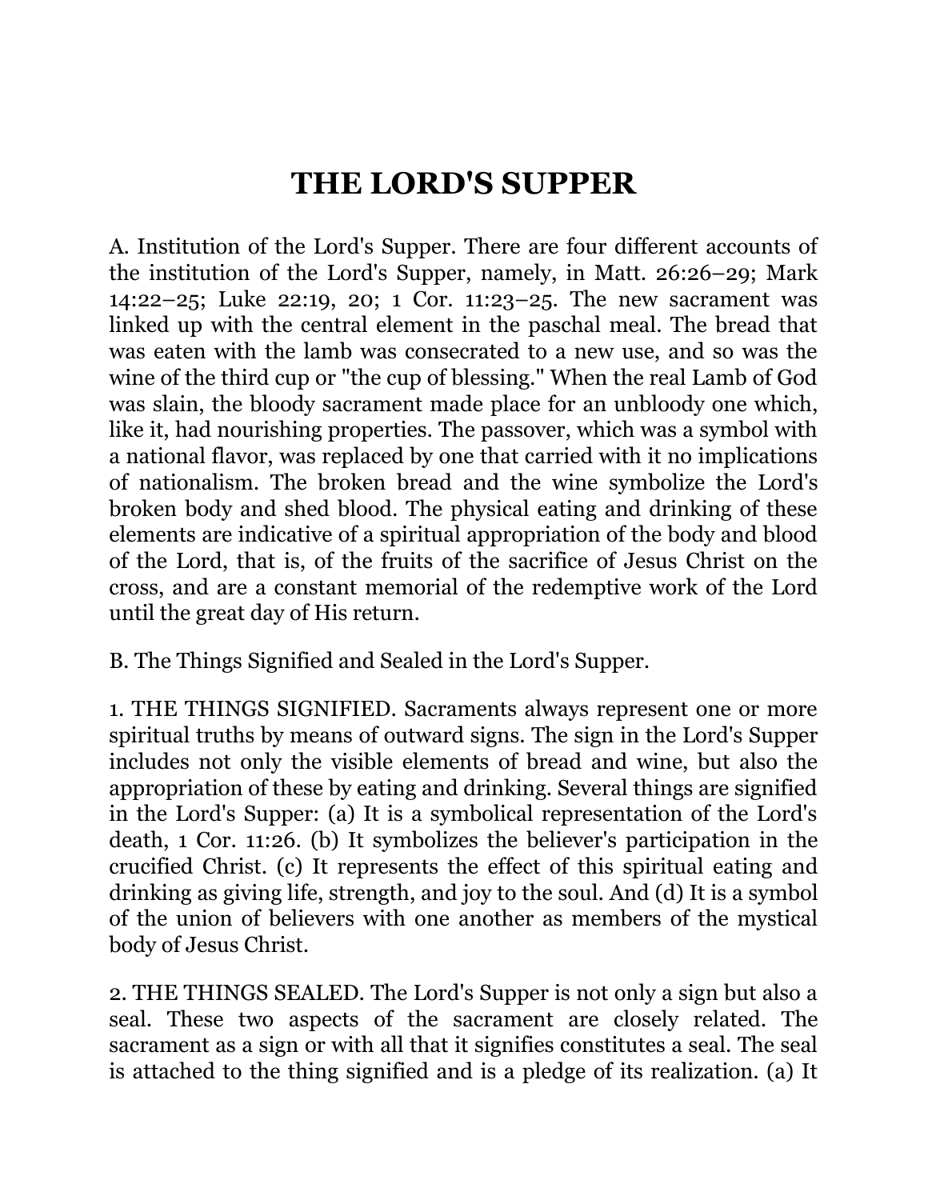# THE LORD'S SUPPER

A. Institution of the Lord's Supper. There are four different accounts of the institution of the Lord's Supper, namely, in Matt. 26:26–29; Mark 14:22–25; Luke 22:19, 20; 1 Cor. 11:23–25. The new sacrament was linked up with the central element in the paschal meal. The bread that was eaten with the lamb was consecrated to a new use, and so was the wine of the third cup or "the cup of blessing." When the real Lamb of God was slain, the bloody sacrament made place for an unbloody one which, like it, had nourishing properties. The passover, which was a symbol with a national flavor, was replaced by one that carried with it no implications of nationalism. The broken bread and the wine symbolize the Lord's broken body and shed blood. The physical eating and drinking of these elements are indicative of a spiritual appropriation of the body and blood of the Lord, that is, of the fruits of the sacrifice of Jesus Christ on the cross, and are a constant memorial of the redemptive work of the Lord until the great day of His return.

B. The Things Signified and Sealed in the Lord's Supper.

1. THE THINGS SIGNIFIED. Sacraments always represent one or more spiritual truths by means of outward signs. The sign in the Lord's Supper includes not only the visible elements of bread and wine, but also the appropriation of these by eating and drinking. Several things are signified in the Lord's Supper: (a) It is a symbolical representation of the Lord's death, 1 Cor. 11:26. (b) It symbolizes the believer's participation in the crucified Christ. (c) It represents the effect of this spiritual eating and drinking as giving life, strength, and joy to the soul. And (d) It is a symbol of the union of believers with one another as members of the mystical body of Jesus Christ.

2. THE THINGS SEALED. The Lord's Supper is not only a sign but also a seal. These two aspects of the sacrament are closely related. The sacrament as a sign or with all that it signifies constitutes a seal. The seal is attached to the thing signified and is a pledge of its realization. (a) It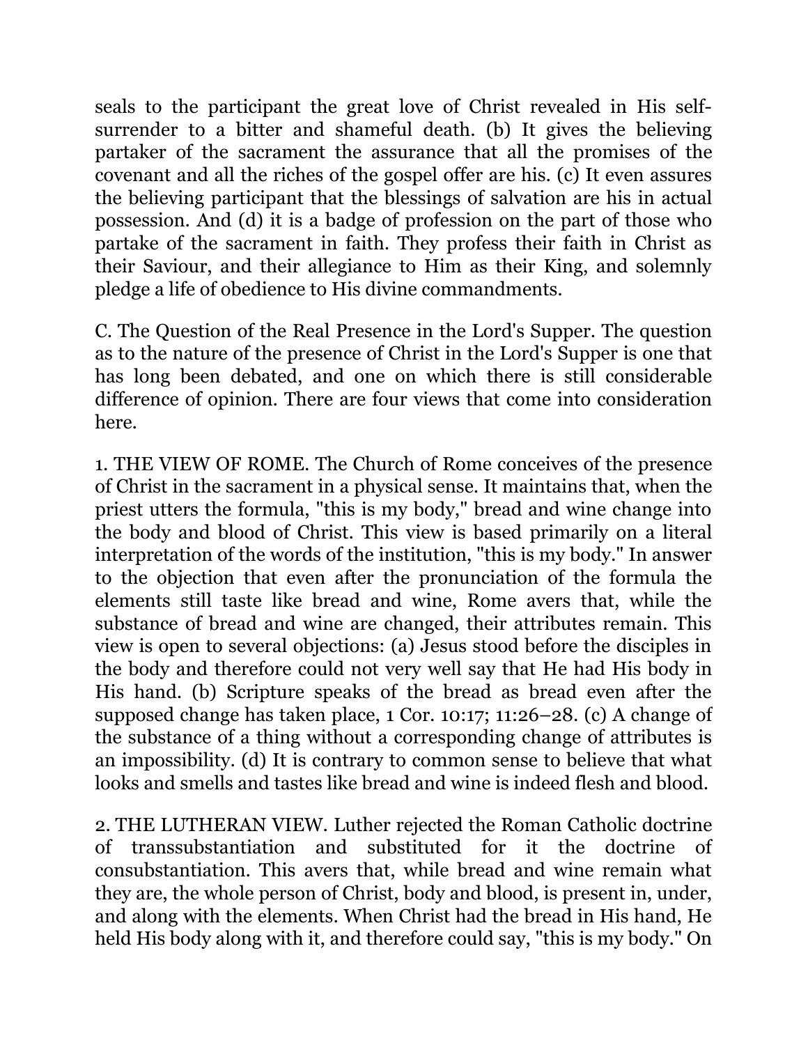seals to the participant the great love of Christ revealed in His self-surrender to a bitter and shameful death. (b) It gives the believing partaker of the sacrament the assurance that all the promises of the covenant and all the riches of the gospel offer are his. (c) It even assures the believing participant that the blessings of salvation are his in actual possession. And (d) it is a badge of profession on the part of those who partake of the sacrament in faith. They profess their faith in Christ as their Saviour, and their allegiance to Him as their King, and solemnly pledge a life of obedience to His divine commandments.

C. The Question of the Real Presence in the Lord's Supper. The question as to the nature of the presence of Christ in the Lord's Supper is one that has long been debated, and one on which there is still considerable difference of opinion. There are four views that come into consideration here.

1. THE VIEW OF ROME. The Church of Rome conceives of the presence of Christ in the sacrament in a physical sense. It maintains that, when the priest utters the formula, "this is my body," bread and wine change into the body and blood of Christ. This view is based primarily on a literal interpretation of the words of the institution, "this is my body." In answer to the objection that even after the pronunciation of the formula the elements still taste like bread and wine, Rome avers that, while the substance of bread and wine are changed, their attributes remain. This view is open to several objections: (a) Jesus stood before the disciples in the body and therefore could not very well say that He had His body in His hand. (b) Scripture speaks of the bread as bread even after the supposed change has taken place, 1 Cor. 10:17; 11:26–28. (c) A change of the substance of a thing without a corresponding change of attributes is an impossibility. (d) It is contrary to common sense to believe that what looks and smells and tastes like bread and wine is indeed flesh and blood.

2. THE LUTHERAN VIEW. Luther rejected the Roman Catholic doctrine of transsubstantiation and substituted for it the doctrine of consubstantiation. This avers that, while bread and wine remain what they are, the whole person of Christ, body and blood, is present in, under, and along with the elements. When Christ had the bread in His hand, He held His body along with it, and therefore could say, "this is my body." On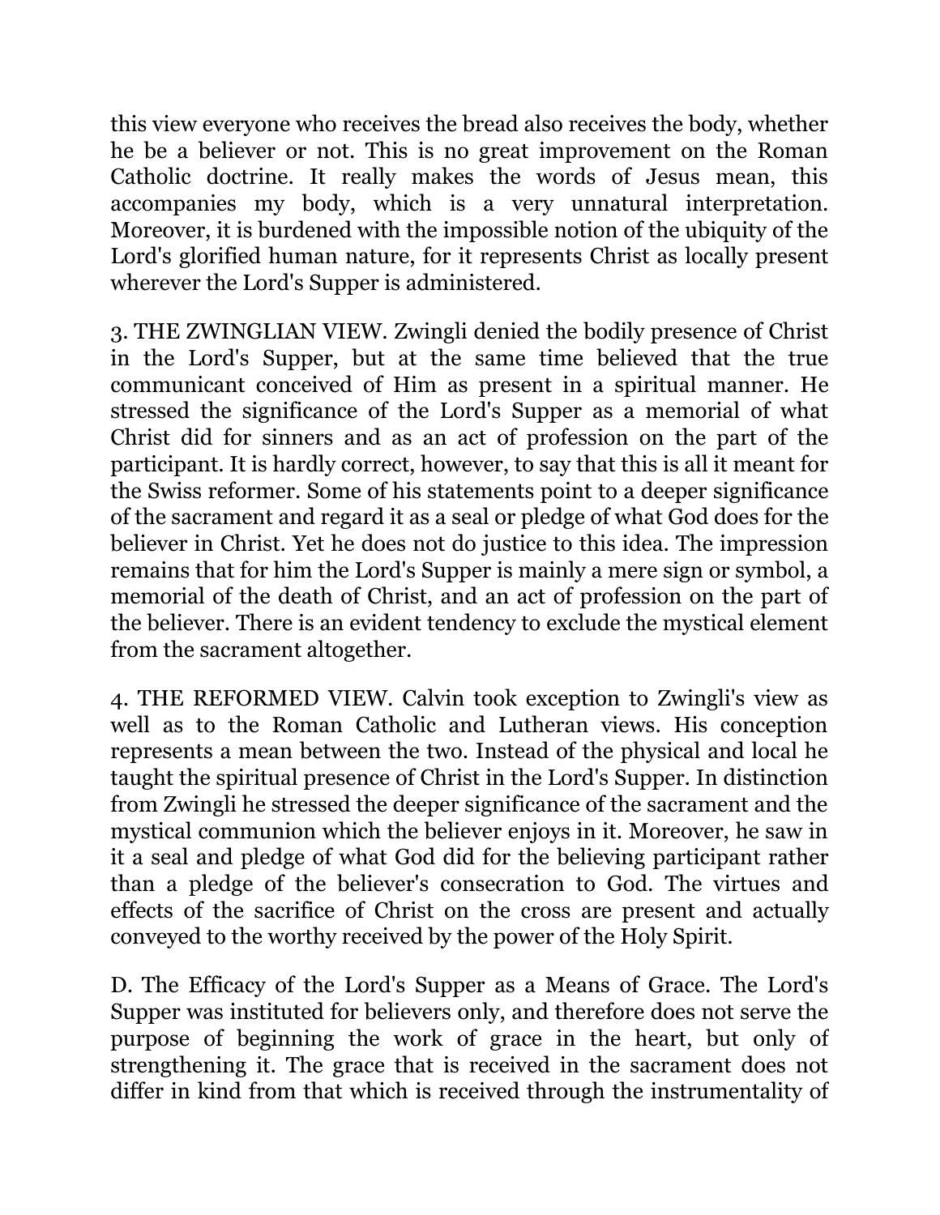this view everyone who receives the bread also receives the body, whether he be a believer or not. This is no great improvement on the Roman Catholic doctrine. It really makes the words of Jesus mean, this accompanies my body, which is a very unnatural interpretation. Moreover, it is burdened with the impossible notion of the ubiquity of the Lord's glorified human nature, for it represents Christ as locally present wherever the Lord's Supper is administered.

3. THE ZWINGLIAN VIEW. Zwingli denied the bodily presence of Christ in the Lord's Supper, but at the same time believed that the true communicant conceived of Him as present in a spiritual manner. He stressed the significance of the Lord's Supper as a memorial of what Christ did for sinners and as an act of profession on the part of the participant. It is hardly correct, however, to say that this is all it meant for the Swiss reformer. Some of his statements point to a deeper significance of the sacrament and regard it as a seal or pledge of what God does for the believer in Christ. Yet he does not do justice to this idea. The impression remains that for him the Lord's Supper is mainly a mere sign or symbol, a memorial of the death of Christ, and an act of profession on the part of the believer. There is an evident tendency to exclude the mystical element from the sacrament altogether.

4. THE REFORMED VIEW. Calvin took exception to Zwingli's view as well as to the Roman Catholic and Lutheran views. His conception represents a mean between the two. Instead of the physical and local he taught the spiritual presence of Christ in the Lord's Supper. In distinction from Zwingli he stressed the deeper significance of the sacrament and the mystical communion which the believer enjoys in it. Moreover, he saw in it a seal and pledge of what God did for the believing participant rather than a pledge of the believer's consecration to God. The virtues and effects of the sacrifice of Christ on the cross are present and actually conveyed to the worthy received by the power of the Holy Spirit.

D. The Efficacy of the Lord's Supper as a Means of Grace. The Lord's Supper was instituted for believers only, and therefore does not serve the purpose of beginning the work of grace in the heart, but only of strengthening it. The grace that is received in the sacrament does not differ in kind from that which is received through the instrumentality of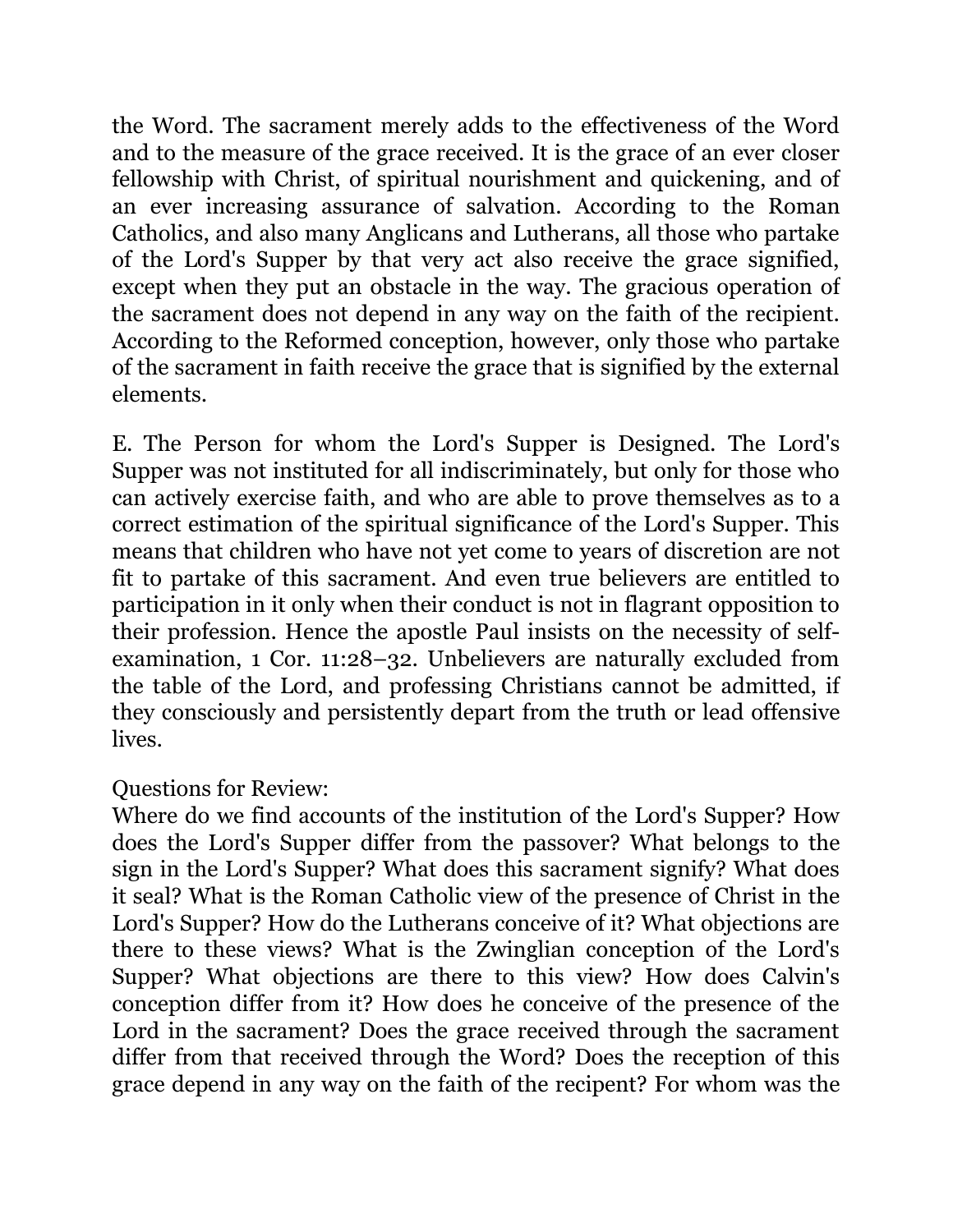the Word. The sacrament merely adds to the effectiveness of the Word and to the measure of the grace received. It is the grace of an ever closer fellowship with Christ, of spiritual nourishment and quickening, and of an ever increasing assurance of salvation. According to the Roman Catholics, and also many Anglicans and Lutherans, all those who partake of the Lord's Supper by that very act also receive the grace signified, except when they put an obstacle in the way. The gracious operation of the sacrament does not depend in any way on the faith of the recipient. According to the Reformed conception, however, only those who partake of the sacrament in faith receive the grace that is signified by the external elements.

E. The Person for whom the Lord's Supper is Designed. The Lord's Supper was not instituted for all indiscriminately, but only for those who can actively exercise faith, and who are able to prove themselves as to a correct estimation of the spiritual significance of the Lord's Supper. This means that children who have not yet come to years of discretion are not fit to partake of this sacrament. And even true believers are entitled to participation in it only when their conduct is not in flagrant opposition to their profession. Hence the apostle Paul insists on the necessity of self-examination, 1 Cor. 11:28–32. Unbelievers are naturally excluded from the table of the Lord, and professing Christians cannot be admitted, if they consciously and persistently depart from the truth or lead offensive lives.

Questions for Review:
Where do we find accounts of the institution of the Lord's Supper? How does the Lord's Supper differ from the passover? What belongs to the sign in the Lord's Supper? What does this sacrament signify? What does it seal? What is the Roman Catholic view of the presence of Christ in the Lord's Supper? How do the Lutherans conceive of it? What objections are there to these views? What is the Zwinglian conception of the Lord's Supper? What objections are there to this view? How does Calvin's conception differ from it? How does he conceive of the presence of the Lord in the sacrament? Does the grace received through the sacrament differ from that received through the Word? Does the reception of this grace depend in any way on the faith of the recipent? For whom was the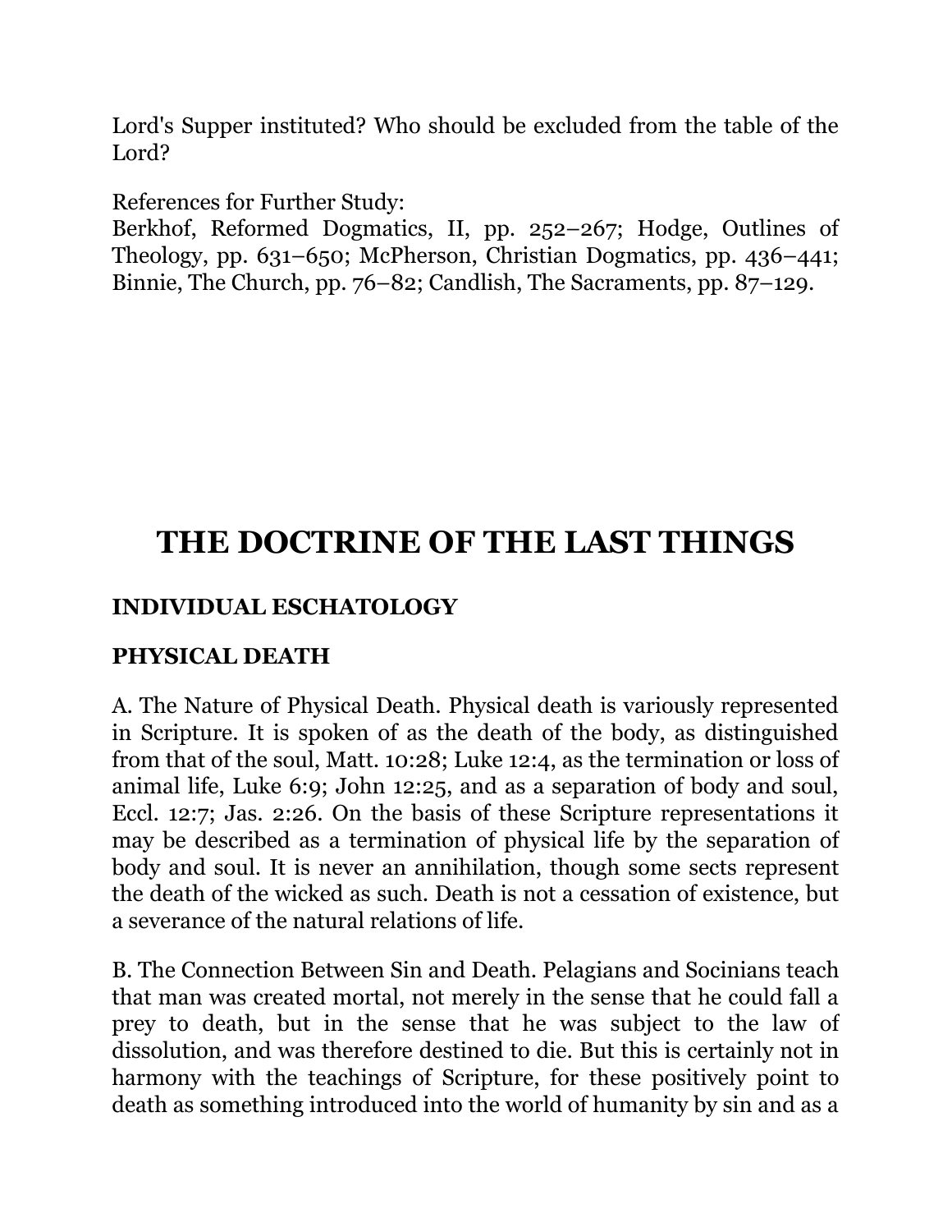Lord's Supper instituted? Who should be excluded from the table of the Lord?

References for Further Study:
Berkhof, Reformed Dogmatics, II, pp. 252–267; Hodge, Outlines of Theology, pp. 631–650; McPherson, Christian Dogmatics, pp. 436–441; Binnie, The Church, pp. 76–82; Candlish, The Sacraments, pp. 87–129.

# THE DOCTRINE OF THE LAST THINGS

## INDIVIDUAL ESCHATOLOGY

### PHYSICAL DEATH

A. The Nature of Physical Death. Physical death is variously represented in Scripture. It is spoken of as the death of the body, as distinguished from that of the soul, Matt. 10:28; Luke 12:4, as the termination or loss of animal life, Luke 6:9; John 12:25, and as a separation of body and soul, Eccl. 12:7; Jas. 2:26. On the basis of these Scripture representations it may be described as a termination of physical life by the separation of body and soul. It is never an annihilation, though some sects represent the death of the wicked as such. Death is not a cessation of existence, but a severance of the natural relations of life.

B. The Connection Between Sin and Death. Pelagians and Socinians teach that man was created mortal, not merely in the sense that he could fall a prey to death, but in the sense that he was subject to the law of dissolution, and was therefore destined to die. But this is certainly not in harmony with the teachings of Scripture, for these positively point to death as something introduced into the world of humanity by sin and as a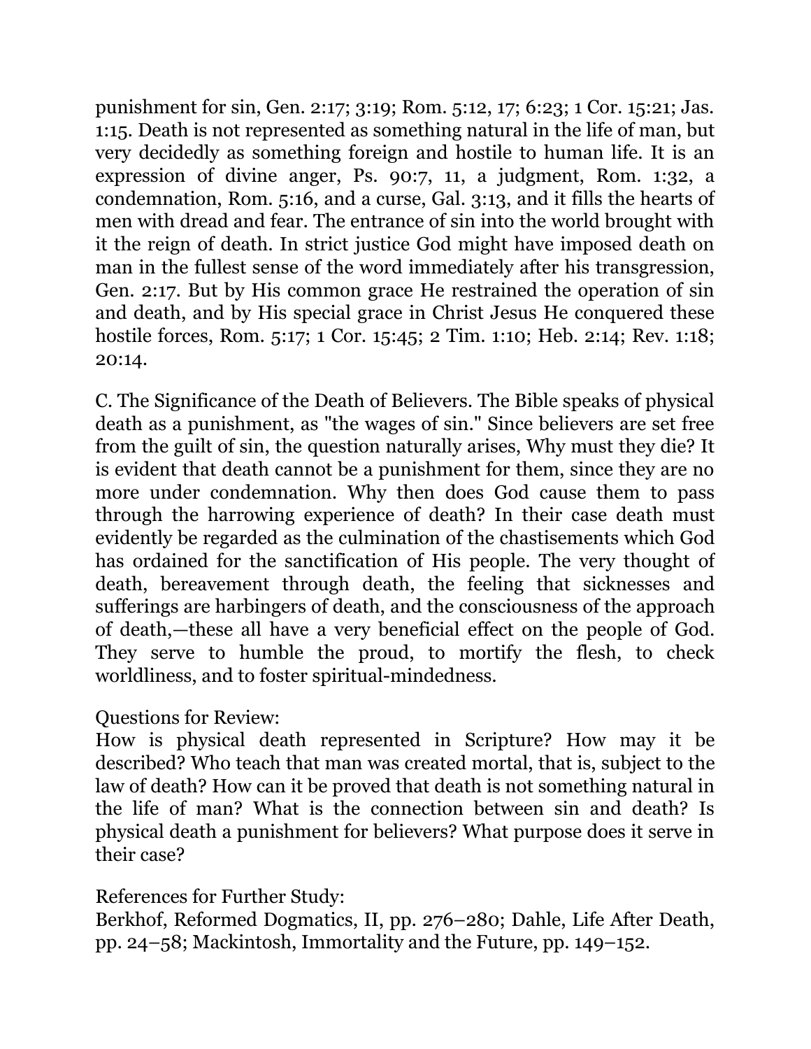punishment for sin, Gen. 2:17; 3:19; Rom. 5:12, 17; 6:23; 1 Cor. 15:21; Jas. 1:15. Death is not represented as something natural in the life of man, but very decidedly as something foreign and hostile to human life. It is an expression of divine anger, Ps. 90:7, 11, a judgment, Rom. 1:32, a condemnation, Rom. 5:16, and a curse, Gal. 3:13, and it fills the hearts of men with dread and fear. The entrance of sin into the world brought with it the reign of death. In strict justice God might have imposed death on man in the fullest sense of the word immediately after his transgression, Gen. 2:17. But by His common grace He restrained the operation of sin and death, and by His special grace in Christ Jesus He conquered these hostile forces, Rom. 5:17; 1 Cor. 15:45; 2 Tim. 1:10; Heb. 2:14; Rev. 1:18; 20:14.

C. The Significance of the Death of Believers. The Bible speaks of physical death as a punishment, as "the wages of sin." Since believers are set free from the guilt of sin, the question naturally arises, Why must they die? It is evident that death cannot be a punishment for them, since they are no more under condemnation. Why then does God cause them to pass through the harrowing experience of death? In their case death must evidently be regarded as the culmination of the chastisements which God has ordained for the sanctification of His people. The very thought of death, bereavement through death, the feeling that sicknesses and sufferings are harbingers of death, and the consciousness of the approach of death,—these all have a very beneficial effect on the people of God. They serve to humble the proud, to mortify the flesh, to check worldliness, and to foster spiritual-mindedness.

Questions for Review:
How is physical death represented in Scripture? How may it be described? Who teach that man was created mortal, that is, subject to the law of death? How can it be proved that death is not something natural in the life of man? What is the connection between sin and death? Is physical death a punishment for believers? What purpose does it serve in their case?

References for Further Study:
Berkhof, Reformed Dogmatics, II, pp. 276–280; Dahle, Life After Death, pp. 24–58; Mackintosh, Immortality and the Future, pp. 149–152.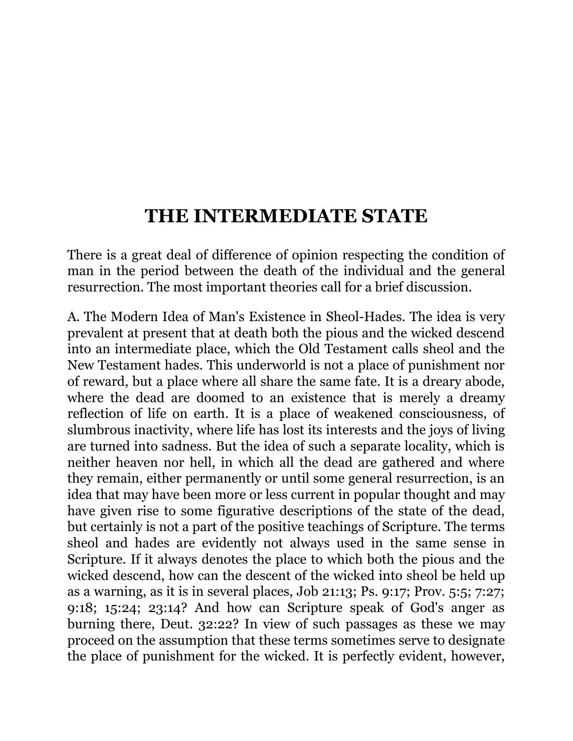# THE INTERMEDIATE STATE

There is a great deal of difference of opinion respecting the condition of man in the period between the death of the individual and the general resurrection. The most important theories call for a brief discussion.

A. The Modern Idea of Man's Existence in Sheol-Hades. The idea is very prevalent at present that at death both the pious and the wicked descend into an intermediate place, which the Old Testament calls sheol and the New Testament hades. This underworld is not a place of punishment nor of reward, but a place where all share the same fate. It is a dreary abode, where the dead are doomed to an existence that is merely a dreamy reflection of life on earth. It is a place of weakened consciousness, of slumbrous inactivity, where life has lost its interests and the joys of living are turned into sadness. But the idea of such a separate locality, which is neither heaven nor hell, in which all the dead are gathered and where they remain, either permanently or until some general resurrection, is an idea that may have been more or less current in popular thought and may have given rise to some figurative descriptions of the state of the dead, but certainly is not a part of the positive teachings of Scripture. The terms sheol and hades are evidently not always used in the same sense in Scripture. If it always denotes the place to which both the pious and the wicked descend, how can the descent of the wicked into sheol be held up as a warning, as it is in several places, Job 21:13; Ps. 9:17; Prov. 5:5; 7:27; 9:18; 15:24; 23:14? And how can Scripture speak of God's anger as burning there, Deut. 32:22? In view of such passages as these we may proceed on the assumption that these terms sometimes serve to designate the place of punishment for the wicked. It is perfectly evident, however,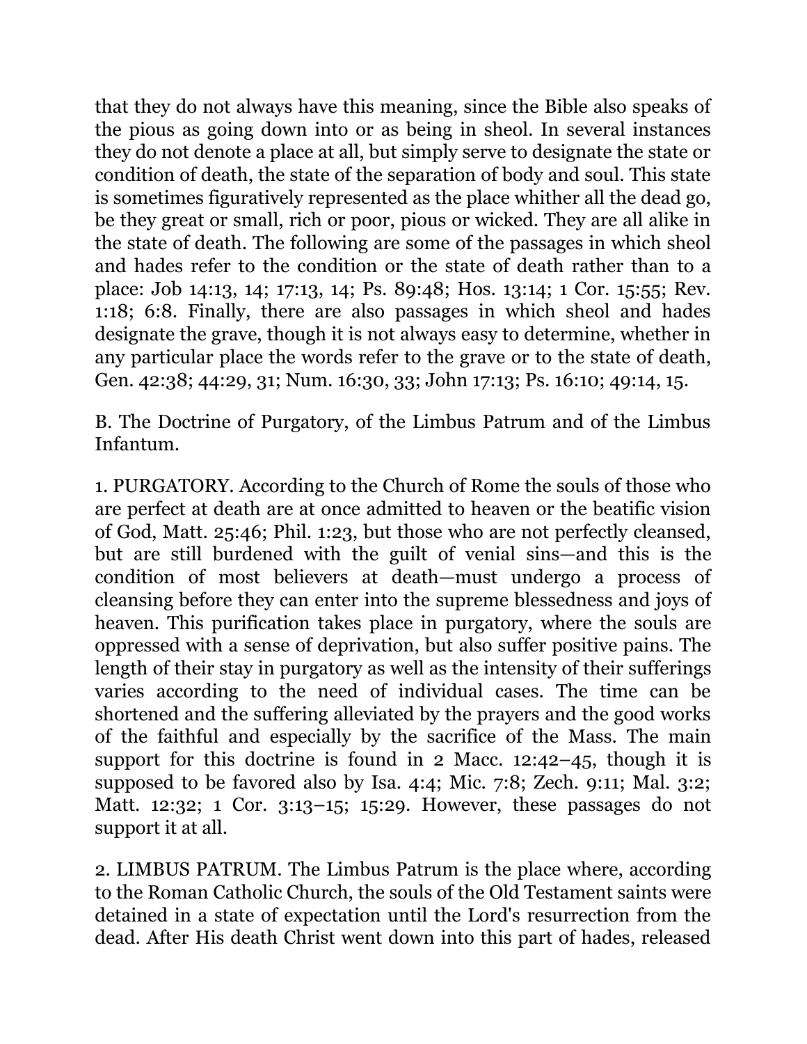that they do not always have this meaning, since the Bible also speaks of the pious as going down into or as being in sheol. In several instances they do not denote a place at all, but simply serve to designate the state or condition of death, the state of the separation of body and soul. This state is sometimes figuratively represented as the place whither all the dead go, be they great or small, rich or poor, pious or wicked. They are all alike in the state of death. The following are some of the passages in which sheol and hades refer to the condition or the state of death rather than to a place: Job 14:13, 14; 17:13, 14; Ps. 89:48; Hos. 13:14; 1 Cor. 15:55; Rev. 1:18; 6:8. Finally, there are also passages in which sheol and hades designate the grave, though it is not always easy to determine, whether in any particular place the words refer to the grave or to the state of death, Gen. 42:38; 44:29, 31; Num. 16:30, 33; John 17:13; Ps. 16:10; 49:14, 15.

B. The Doctrine of Purgatory, of the Limbus Patrum and of the Limbus Infantum.

1. PURGATORY. According to the Church of Rome the souls of those who are perfect at death are at once admitted to heaven or the beatific vision of God, Matt. 25:46; Phil. 1:23, but those who are not perfectly cleansed, but are still burdened with the guilt of venial sins—and this is the condition of most believers at death—must undergo a process of cleansing before they can enter into the supreme blessedness and joys of heaven. This purification takes place in purgatory, where the souls are oppressed with a sense of deprivation, but also suffer positive pains. The length of their stay in purgatory as well as the intensity of their sufferings varies according to the need of individual cases. The time can be shortened and the suffering alleviated by the prayers and the good works of the faithful and especially by the sacrifice of the Mass. The main support for this doctrine is found in 2 Macc. 12:42–45, though it is supposed to be favored also by Isa. 4:4; Mic. 7:8; Zech. 9:11; Mal. 3:2; Matt. 12:32; 1 Cor. 3:13–15; 15:29. However, these passages do not support it at all.

2. LIMBUS PATRUM. The Limbus Patrum is the place where, according to the Roman Catholic Church, the souls of the Old Testament saints were detained in a state of expectation until the Lord's resurrection from the dead. After His death Christ went down into this part of hades, released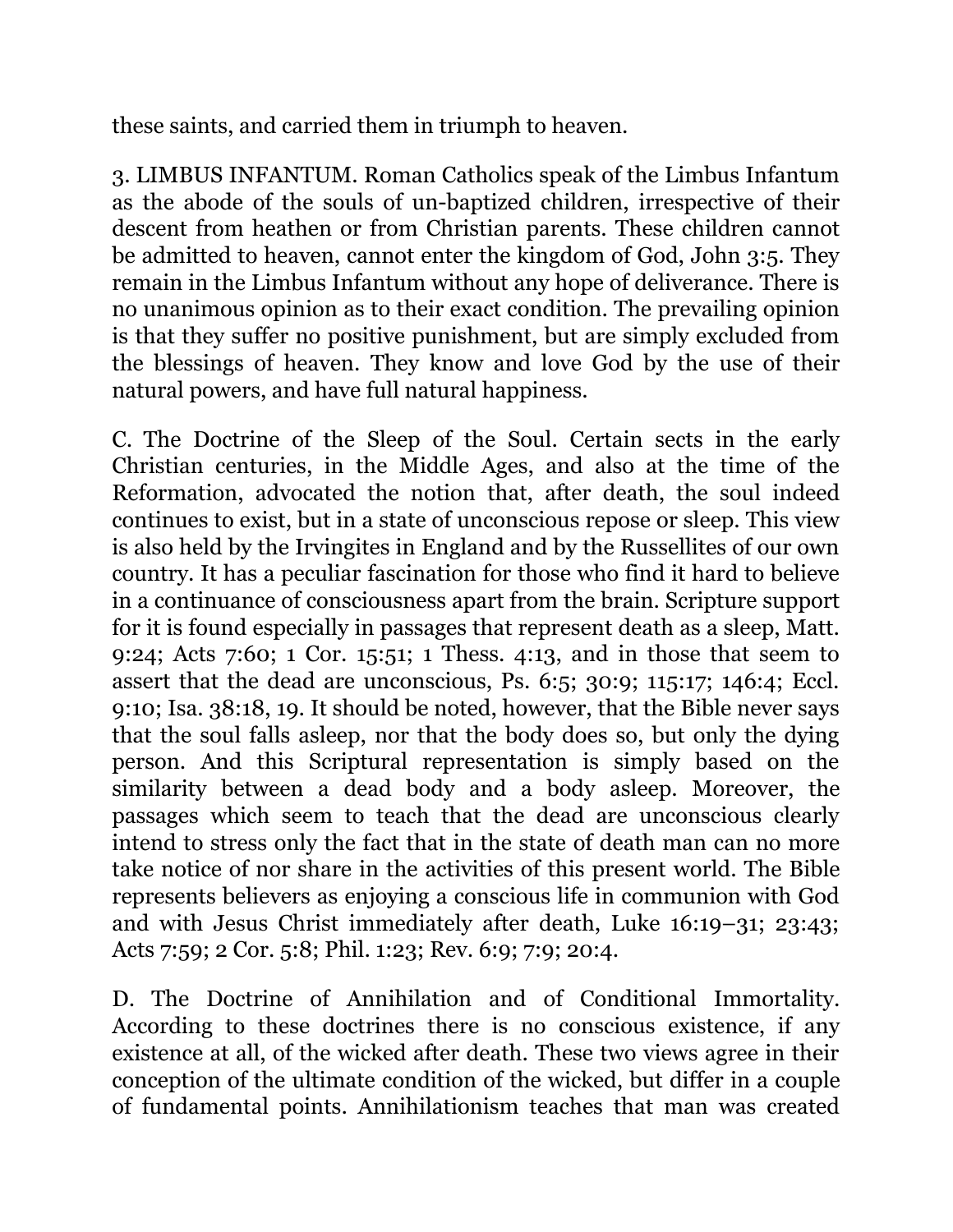these saints, and carried them in triumph to heaven.

3. LIMBUS INFANTUM. Roman Catholics speak of the Limbus Infantum as the abode of the souls of un-baptized children, irrespective of their descent from heathen or from Christian parents. These children cannot be admitted to heaven, cannot enter the kingdom of God, John 3:5. They remain in the Limbus Infantum without any hope of deliverance. There is no unanimous opinion as to their exact condition. The prevailing opinion is that they suffer no positive punishment, but are simply excluded from the blessings of heaven. They know and love God by the use of their natural powers, and have full natural happiness.

C. The Doctrine of the Sleep of the Soul. Certain sects in the early Christian centuries, in the Middle Ages, and also at the time of the Reformation, advocated the notion that, after death, the soul indeed continues to exist, but in a state of unconscious repose or sleep. This view is also held by the Irvingites in England and by the Russellites of our own country. It has a peculiar fascination for those who find it hard to believe in a continuance of consciousness apart from the brain. Scripture support for it is found especially in passages that represent death as a sleep, Matt. 9:24; Acts 7:60; 1 Cor. 15:51; 1 Thess. 4:13, and in those that seem to assert that the dead are unconscious, Ps. 6:5; 30:9; 115:17; 146:4; Eccl. 9:10; Isa. 38:18, 19. It should be noted, however, that the Bible never says that the soul falls asleep, nor that the body does so, but only the dying person. And this Scriptural representation is simply based on the similarity between a dead body and a body asleep. Moreover, the passages which seem to teach that the dead are unconscious clearly intend to stress only the fact that in the state of death man can no more take notice of nor share in the activities of this present world. The Bible represents believers as enjoying a conscious life in communion with God and with Jesus Christ immediately after death, Luke 16:19–31; 23:43; Acts 7:59; 2 Cor. 5:8; Phil. 1:23; Rev. 6:9; 7:9; 20:4.

D. The Doctrine of Annihilation and of Conditional Immortality. According to these doctrines there is no conscious existence, if any existence at all, of the wicked after death. These two views agree in their conception of the ultimate condition of the wicked, but differ in a couple of fundamental points. Annihilationism teaches that man was created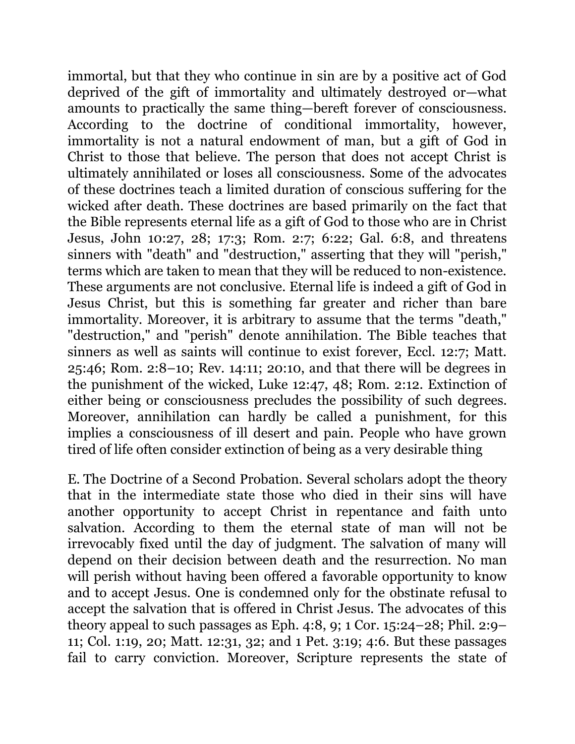immortal, but that they who continue in sin are by a positive act of God deprived of the gift of immortality and ultimately destroyed or—what amounts to practically the same thing—bereft forever of consciousness. According to the doctrine of conditional immortality, however, immortality is not a natural endowment of man, but a gift of God in Christ to those that believe. The person that does not accept Christ is ultimately annihilated or loses all consciousness. Some of the advocates of these doctrines teach a limited duration of conscious suffering for the wicked after death. These doctrines are based primarily on the fact that the Bible represents eternal life as a gift of God to those who are in Christ Jesus, John 10:27, 28; 17:3; Rom. 2:7; 6:22; Gal. 6:8, and threatens sinners with "death" and "destruction," asserting that they will "perish," terms which are taken to mean that they will be reduced to non-existence. These arguments are not conclusive. Eternal life is indeed a gift of God in Jesus Christ, but this is something far greater and richer than bare immortality. Moreover, it is arbitrary to assume that the terms "death," "destruction," and "perish" denote annihilation. The Bible teaches that sinners as well as saints will continue to exist forever, Eccl. 12:7; Matt. 25:46; Rom. 2:8–10; Rev. 14:11; 20:10, and that there will be degrees in the punishment of the wicked, Luke 12:47, 48; Rom. 2:12. Extinction of either being or consciousness precludes the possibility of such degrees. Moreover, annihilation can hardly be called a punishment, for this implies a consciousness of ill desert and pain. People who have grown tired of life often consider extinction of being as a very desirable thing

E. The Doctrine of a Second Probation. Several scholars adopt the theory that in the intermediate state those who died in their sins will have another opportunity to accept Christ in repentance and faith unto salvation. According to them the eternal state of man will not be irrevocably fixed until the day of judgment. The salvation of many will depend on their decision between death and the resurrection. No man will perish without having been offered a favorable opportunity to know and to accept Jesus. One is condemned only for the obstinate refusal to accept the salvation that is offered in Christ Jesus. The advocates of this theory appeal to such passages as Eph. 4:8, 9; 1 Cor. 15:24–28; Phil. 2:9–11; Col. 1:19, 20; Matt. 12:31, 32; and 1 Pet. 3:19; 4:6. But these passages fail to carry conviction. Moreover, Scripture represents the state of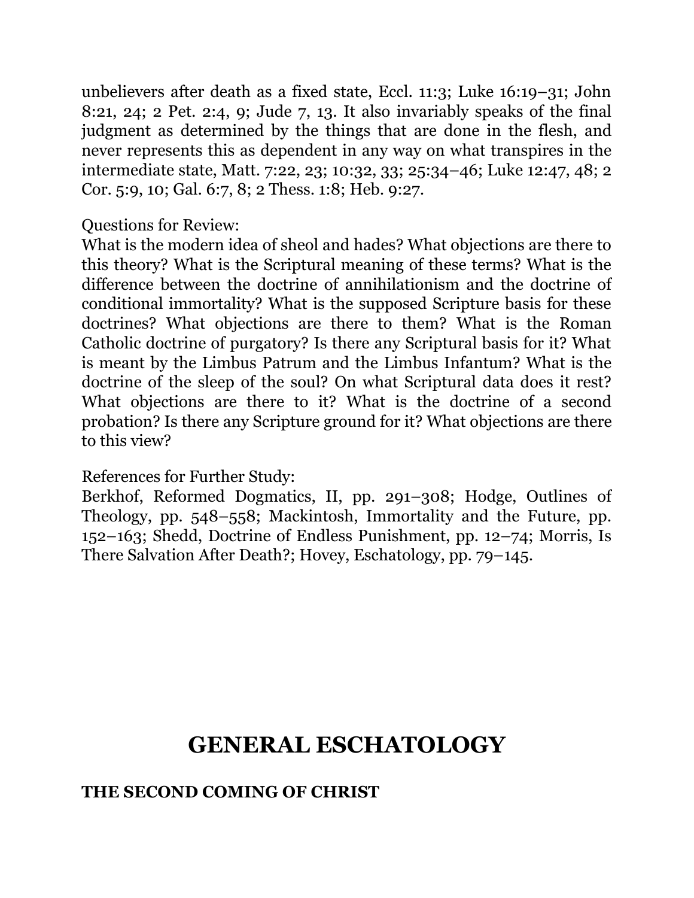unbelievers after death as a fixed state, Eccl. 11:3; Luke 16:19–31; John 8:21, 24; 2 Pet. 2:4, 9; Jude 7, 13. It also invariably speaks of the final judgment as determined by the things that are done in the flesh, and never represents this as dependent in any way on what transpires in the intermediate state, Matt. 7:22, 23; 10:32, 33; 25:34–46; Luke 12:47, 48; 2 Cor. 5:9, 10; Gal. 6:7, 8; 2 Thess. 1:8; Heb. 9:27.

Questions for Review:
What is the modern idea of sheol and hades? What objections are there to this theory? What is the Scriptural meaning of these terms? What is the difference between the doctrine of annihilationism and the doctrine of conditional immortality? What is the supposed Scripture basis for these doctrines? What objections are there to them? What is the Roman Catholic doctrine of purgatory? Is there any Scriptural basis for it? What is meant by the Limbus Patrum and the Limbus Infantum? What is the doctrine of the sleep of the soul? On what Scriptural data does it rest? What objections are there to it? What is the doctrine of a second probation? Is there any Scripture ground for it? What objections are there to this view?

References for Further Study:
Berkhof, Reformed Dogmatics, II, pp. 291–308; Hodge, Outlines of Theology, pp. 548–558; Mackintosh, Immortality and the Future, pp. 152–163; Shedd, Doctrine of Endless Punishment, pp. 12–74; Morris, Is There Salvation After Death?; Hovey, Eschatology, pp. 79–145.

# GENERAL ESCHATOLOGY

## THE SECOND COMING OF CHRIST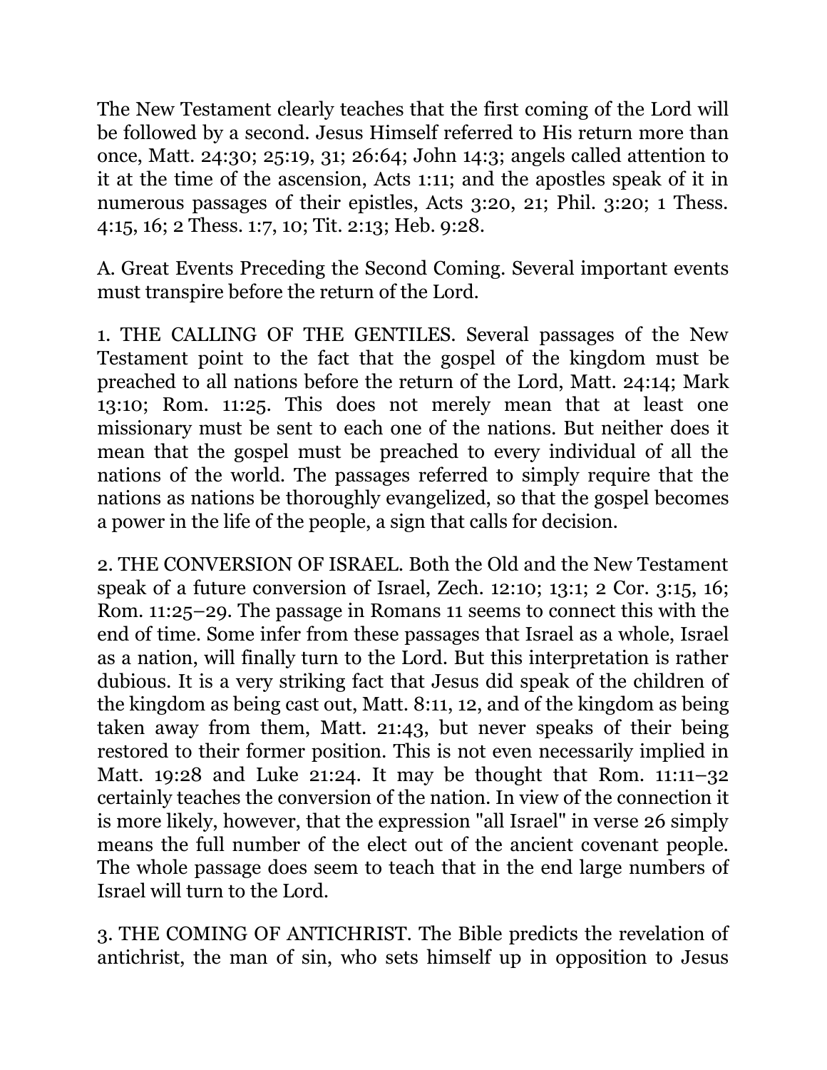The New Testament clearly teaches that the first coming of the Lord will be followed by a second. Jesus Himself referred to His return more than once, Matt. 24:30; 25:19, 31; 26:64; John 14:3; angels called attention to it at the time of the ascension, Acts 1:11; and the apostles speak of it in numerous passages of their epistles, Acts 3:20, 21; Phil. 3:20; 1 Thess. 4:15, 16; 2 Thess. 1:7, 10; Tit. 2:13; Heb. 9:28.

A. Great Events Preceding the Second Coming. Several important events must transpire before the return of the Lord.

1. THE CALLING OF THE GENTILES. Several passages of the New Testament point to the fact that the gospel of the kingdom must be preached to all nations before the return of the Lord, Matt. 24:14; Mark 13:10; Rom. 11:25. This does not merely mean that at least one missionary must be sent to each one of the nations. But neither does it mean that the gospel must be preached to every individual of all the nations of the world. The passages referred to simply require that the nations as nations be thoroughly evangelized, so that the gospel becomes a power in the life of the people, a sign that calls for decision.

2. THE CONVERSION OF ISRAEL. Both the Old and the New Testament speak of a future conversion of Israel, Zech. 12:10; 13:1; 2 Cor. 3:15, 16; Rom. 11:25–29. The passage in Romans 11 seems to connect this with the end of time. Some infer from these passages that Israel as a whole, Israel as a nation, will finally turn to the Lord. But this interpretation is rather dubious. It is a very striking fact that Jesus did speak of the children of the kingdom as being cast out, Matt. 8:11, 12, and of the kingdom as being taken away from them, Matt. 21:43, but never speaks of their being restored to their former position. This is not even necessarily implied in Matt. 19:28 and Luke 21:24. It may be thought that Rom. 11:11–32 certainly teaches the conversion of the nation. In view of the connection it is more likely, however, that the expression "all Israel" in verse 26 simply means the full number of the elect out of the ancient covenant people. The whole passage does seem to teach that in the end large numbers of Israel will turn to the Lord.

3. THE COMING OF ANTICHRIST. The Bible predicts the revelation of antichrist, the man of sin, who sets himself up in opposition to Jesus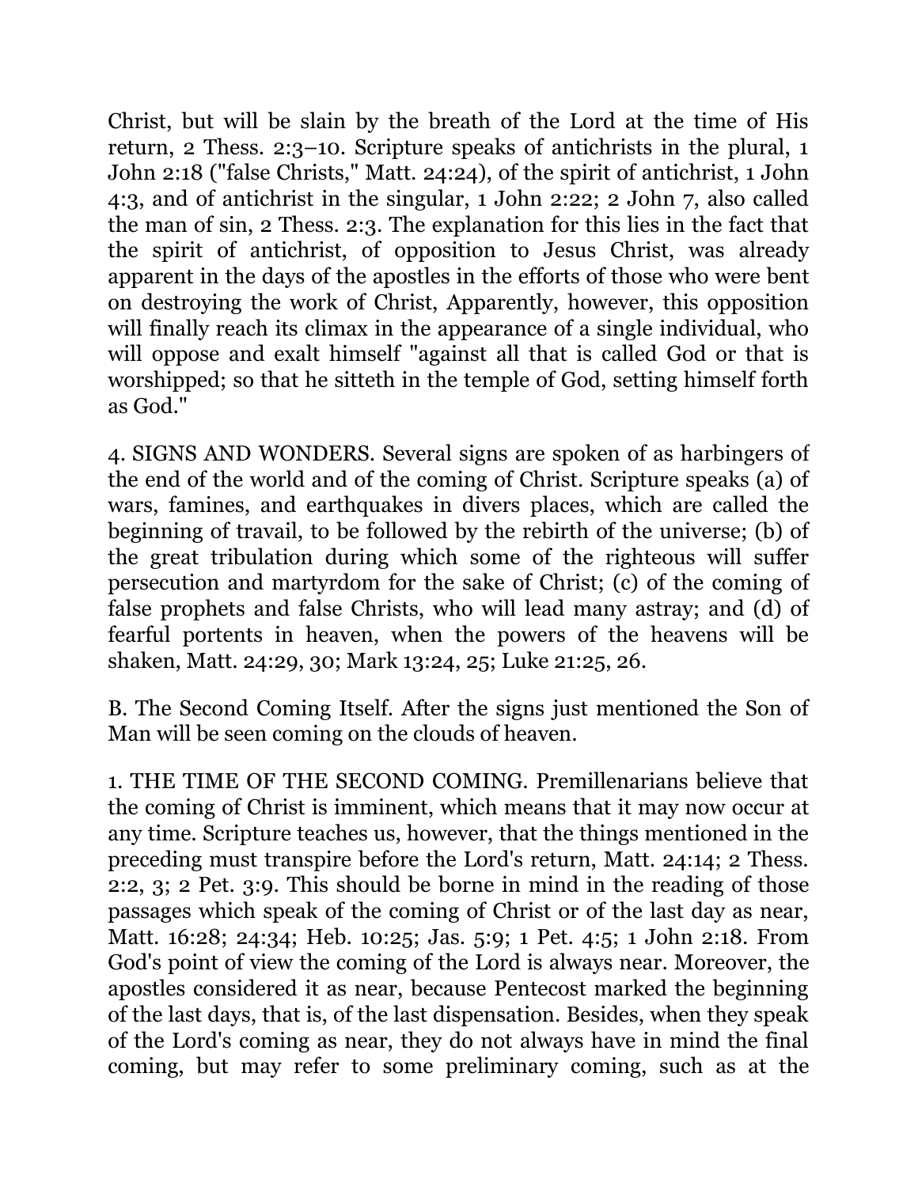Christ, but will be slain by the breath of the Lord at the time of His return, 2 Thess. 2:3–10. Scripture speaks of antichrists in the plural, 1 John 2:18 ("false Christs," Matt. 24:24), of the spirit of antichrist, 1 John 4:3, and of antichrist in the singular, 1 John 2:22; 2 John 7, also called the man of sin, 2 Thess. 2:3. The explanation for this lies in the fact that the spirit of antichrist, of opposition to Jesus Christ, was already apparent in the days of the apostles in the efforts of those who were bent on destroying the work of Christ, Apparently, however, this opposition will finally reach its climax in the appearance of a single individual, who will oppose and exalt himself "against all that is called God or that is worshipped; so that he sitteth in the temple of God, setting himself forth as God."

4. SIGNS AND WONDERS. Several signs are spoken of as harbingers of the end of the world and of the coming of Christ. Scripture speaks (a) of wars, famines, and earthquakes in divers places, which are called the beginning of travail, to be followed by the rebirth of the universe; (b) of the great tribulation during which some of the righteous will suffer persecution and martyrdom for the sake of Christ; (c) of the coming of false prophets and false Christs, who will lead many astray; and (d) of fearful portents in heaven, when the powers of the heavens will be shaken, Matt. 24:29, 30; Mark 13:24, 25; Luke 21:25, 26.

B. The Second Coming Itself. After the signs just mentioned the Son of Man will be seen coming on the clouds of heaven.

1. THE TIME OF THE SECOND COMING. Premillenarians believe that the coming of Christ is imminent, which means that it may now occur at any time. Scripture teaches us, however, that the things mentioned in the preceding must transpire before the Lord's return, Matt. 24:14; 2 Thess. 2:2, 3; 2 Pet. 3:9. This should be borne in mind in the reading of those passages which speak of the coming of Christ or of the last day as near, Matt. 16:28; 24:34; Heb. 10:25; Jas. 5:9; 1 Pet. 4:5; 1 John 2:18. From God's point of view the coming of the Lord is always near. Moreover, the apostles considered it as near, because Pentecost marked the beginning of the last days, that is, of the last dispensation. Besides, when they speak of the Lord's coming as near, they do not always have in mind the final coming, but may refer to some preliminary coming, such as at the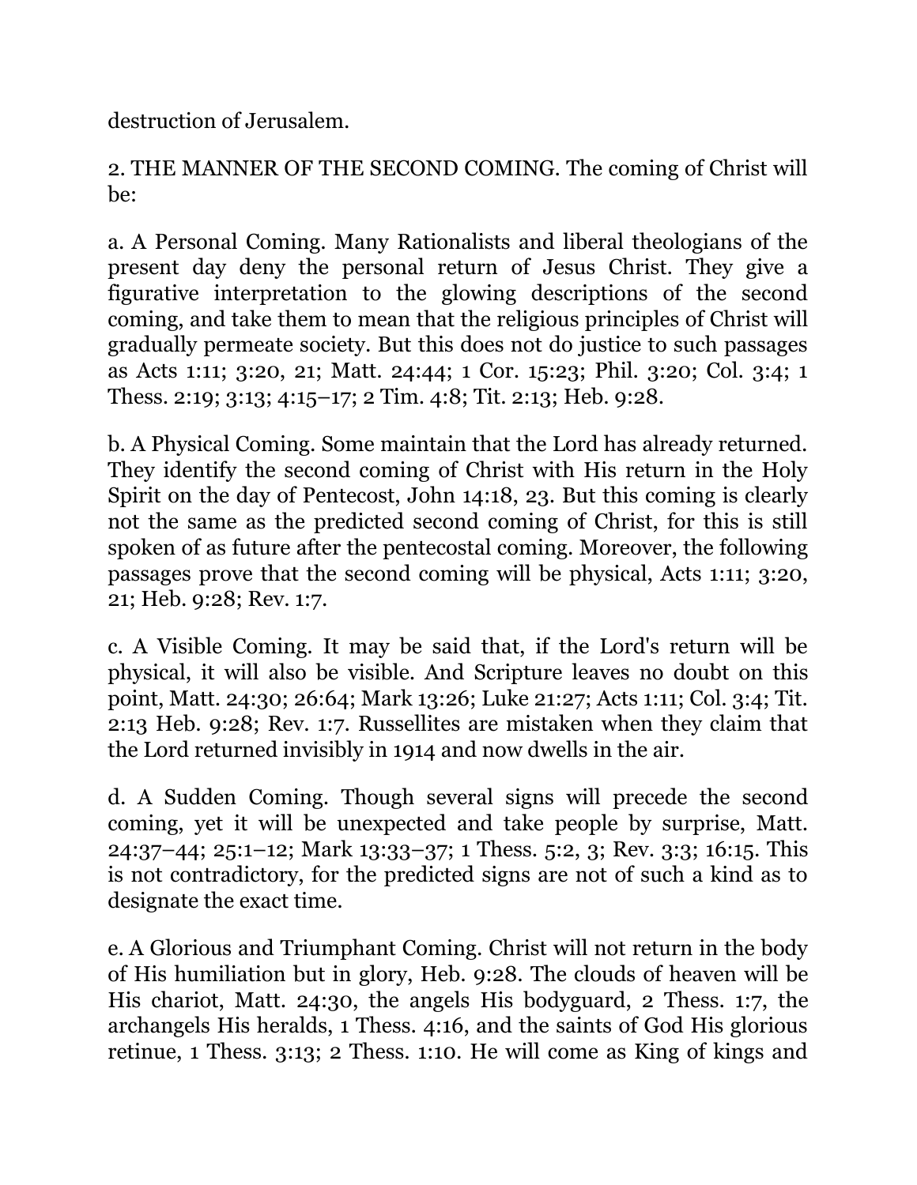destruction of Jerusalem.

2. THE MANNER OF THE SECOND COMING. The coming of Christ will be:

a. A Personal Coming. Many Rationalists and liberal theologians of the present day deny the personal return of Jesus Christ. They give a figurative interpretation to the glowing descriptions of the second coming, and take them to mean that the religious principles of Christ will gradually permeate society. But this does not do justice to such passages as Acts 1:11; 3:20, 21; Matt. 24:44; 1 Cor. 15:23; Phil. 3:20; Col. 3:4; 1 Thess. 2:19; 3:13; 4:15–17; 2 Tim. 4:8; Tit. 2:13; Heb. 9:28.

b. A Physical Coming. Some maintain that the Lord has already returned. They identify the second coming of Christ with His return in the Holy Spirit on the day of Pentecost, John 14:18, 23. But this coming is clearly not the same as the predicted second coming of Christ, for this is still spoken of as future after the pentecostal coming. Moreover, the following passages prove that the second coming will be physical, Acts 1:11; 3:20, 21; Heb. 9:28; Rev. 1:7.

c. A Visible Coming. It may be said that, if the Lord's return will be physical, it will also be visible. And Scripture leaves no doubt on this point, Matt. 24:30; 26:64; Mark 13:26; Luke 21:27; Acts 1:11; Col. 3:4; Tit. 2:13 Heb. 9:28; Rev. 1:7. Russellites are mistaken when they claim that the Lord returned invisibly in 1914 and now dwells in the air.

d. A Sudden Coming. Though several signs will precede the second coming, yet it will be unexpected and take people by surprise, Matt. 24:37–44; 25:1–12; Mark 13:33–37; 1 Thess. 5:2, 3; Rev. 3:3; 16:15. This is not contradictory, for the predicted signs are not of such a kind as to designate the exact time.

e. A Glorious and Triumphant Coming. Christ will not return in the body of His humiliation but in glory, Heb. 9:28. The clouds of heaven will be His chariot, Matt. 24:30, the angels His bodyguard, 2 Thess. 1:7, the archangels His heralds, 1 Thess. 4:16, and the saints of God His glorious retinue, 1 Thess. 3:13; 2 Thess. 1:10. He will come as King of kings and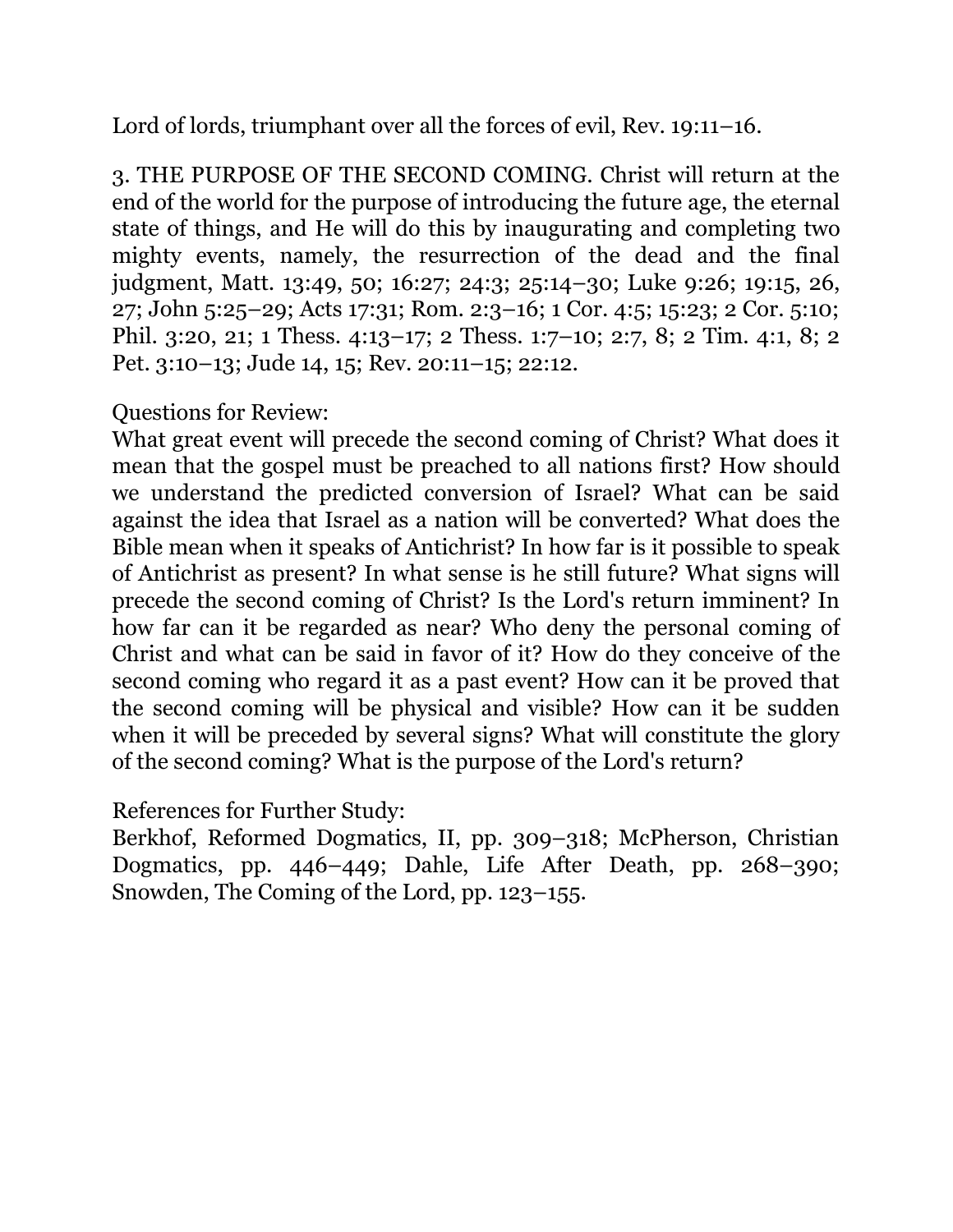Lord of lords, triumphant over all the forces of evil, Rev. 19:11–16.

3. THE PURPOSE OF THE SECOND COMING. Christ will return at the end of the world for the purpose of introducing the future age, the eternal state of things, and He will do this by inaugurating and completing two mighty events, namely, the resurrection of the dead and the final judgment, Matt. 13:49, 50; 16:27; 24:3; 25:14–30; Luke 9:26; 19:15, 26, 27; John 5:25–29; Acts 17:31; Rom. 2:3–16; 1 Cor. 4:5; 15:23; 2 Cor. 5:10; Phil. 3:20, 21; 1 Thess. 4:13–17; 2 Thess. 1:7–10; 2:7, 8; 2 Tim. 4:1, 8; 2 Pet. 3:10–13; Jude 14, 15; Rev. 20:11–15; 22:12.

Questions for Review:
What great event will precede the second coming of Christ? What does it mean that the gospel must be preached to all nations first? How should we understand the predicted conversion of Israel? What can be said against the idea that Israel as a nation will be converted? What does the Bible mean when it speaks of Antichrist? In how far is it possible to speak of Antichrist as present? In what sense is he still future? What signs will precede the second coming of Christ? Is the Lord's return imminent? In how far can it be regarded as near? Who deny the personal coming of Christ and what can be said in favor of it? How do they conceive of the second coming who regard it as a past event? How can it be proved that the second coming will be physical and visible? How can it be sudden when it will be preceded by several signs? What will constitute the glory of the second coming? What is the purpose of the Lord's return?

References for Further Study:
Berkhof, Reformed Dogmatics, II, pp. 309–318; McPherson, Christian Dogmatics, pp. 446–449; Dahle, Life After Death, pp. 268–390; Snowden, The Coming of the Lord, pp. 123–155.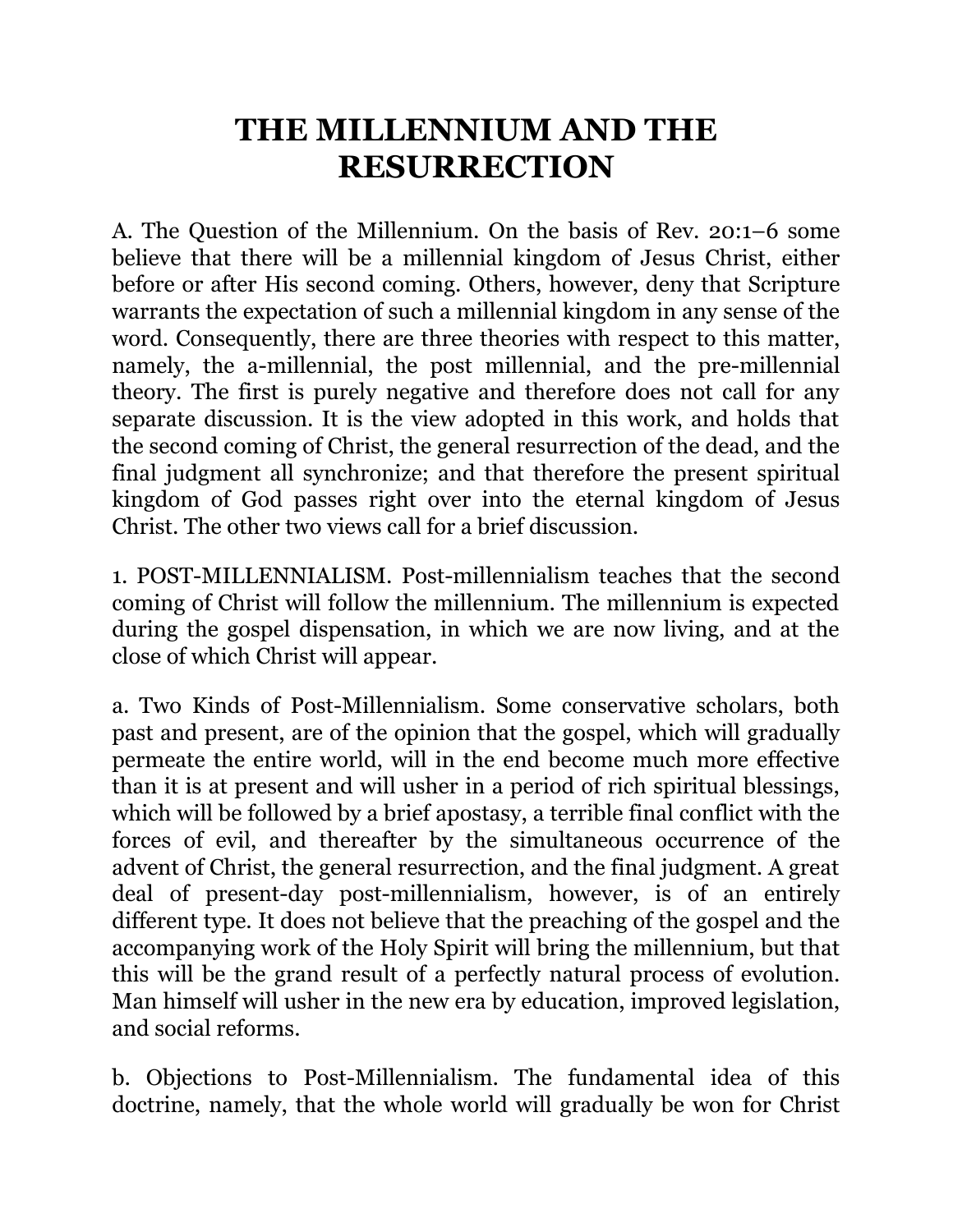# THE MILLENNIUM AND THE RESURRECTION

A. The Question of the Millennium. On the basis of Rev. 20:1–6 some believe that there will be a millennial kingdom of Jesus Christ, either before or after His second coming. Others, however, deny that Scripture warrants the expectation of such a millennial kingdom in any sense of the word. Consequently, there are three theories with respect to this matter, namely, the a-millennial, the post millennial, and the pre-millennial theory. The first is purely negative and therefore does not call for any separate discussion. It is the view adopted in this work, and holds that the second coming of Christ, the general resurrection of the dead, and the final judgment all synchronize; and that therefore the present spiritual kingdom of God passes right over into the eternal kingdom of Jesus Christ. The other two views call for a brief discussion.

1. POST-MILLENNIALISM. Post-millennialism teaches that the second coming of Christ will follow the millennium. The millennium is expected during the gospel dispensation, in which we are now living, and at the close of which Christ will appear.

a. Two Kinds of Post-Millennialism. Some conservative scholars, both past and present, are of the opinion that the gospel, which will gradually permeate the entire world, will in the end become much more effective than it is at present and will usher in a period of rich spiritual blessings, which will be followed by a brief apostasy, a terrible final conflict with the forces of evil, and thereafter by the simultaneous occurrence of the advent of Christ, the general resurrection, and the final judgment. A great deal of present-day post-millennialism, however, is of an entirely different type. It does not believe that the preaching of the gospel and the accompanying work of the Holy Spirit will bring the millennium, but that this will be the grand result of a perfectly natural process of evolution. Man himself will usher in the new era by education, improved legislation, and social reforms.

b. Objections to Post-Millennialism. The fundamental idea of this doctrine, namely, that the whole world will gradually be won for Christ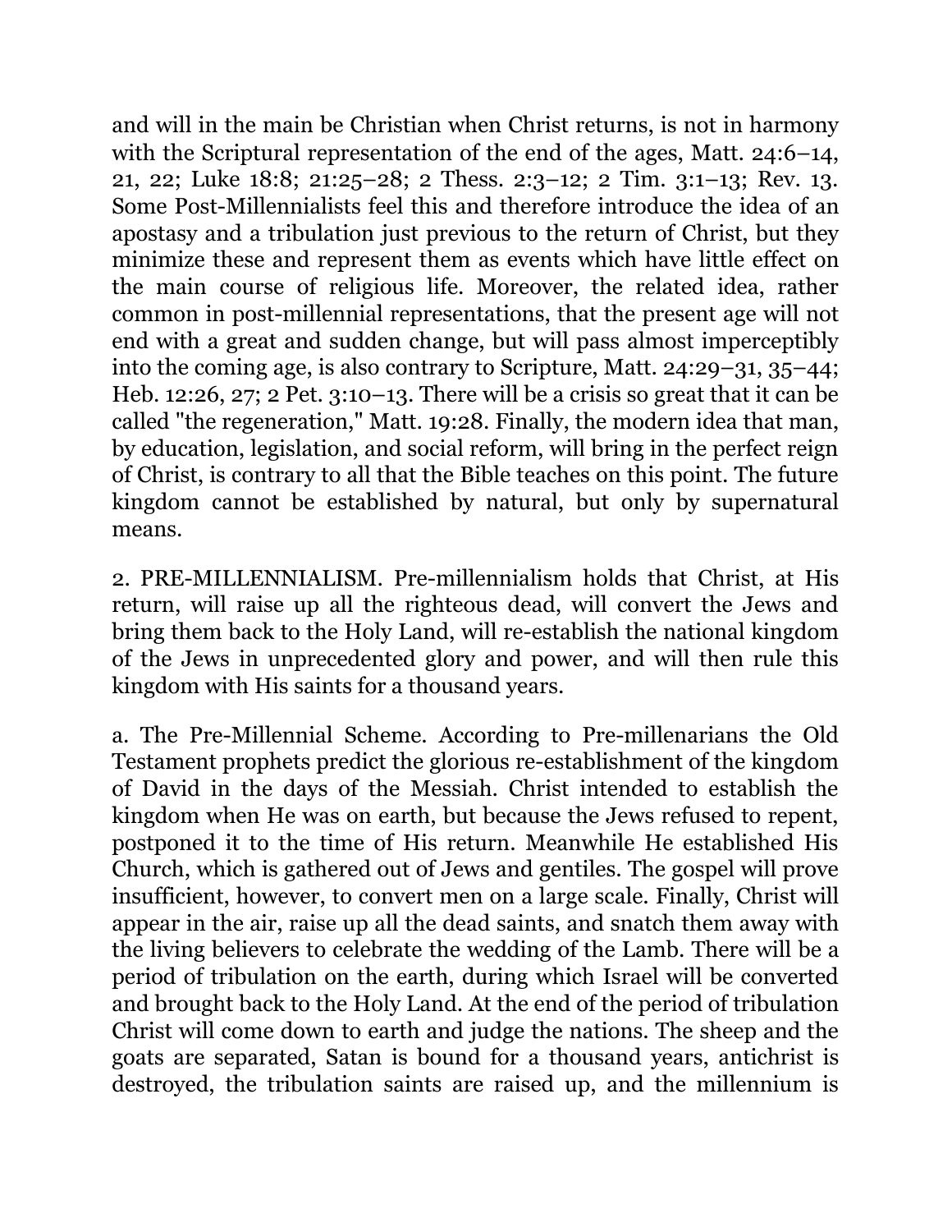and will in the main be Christian when Christ returns, is not in harmony with the Scriptural representation of the end of the ages, Matt. 24:6–14, 21, 22; Luke 18:8; 21:25–28; 2 Thess. 2:3–12; 2 Tim. 3:1–13; Rev. 13. Some Post-Millennialists feel this and therefore introduce the idea of an apostasy and a tribulation just previous to the return of Christ, but they minimize these and represent them as events which have little effect on the main course of religious life. Moreover, the related idea, rather common in post-millennial representations, that the present age will not end with a great and sudden change, but will pass almost imperceptibly into the coming age, is also contrary to Scripture, Matt. 24:29–31, 35–44; Heb. 12:26, 27; 2 Pet. 3:10–13. There will be a crisis so great that it can be called "the regeneration," Matt. 19:28. Finally, the modern idea that man, by education, legislation, and social reform, will bring in the perfect reign of Christ, is contrary to all that the Bible teaches on this point. The future kingdom cannot be established by natural, but only by supernatural means.

2. PRE-MILLENNIALISM. Pre-millennialism holds that Christ, at His return, will raise up all the righteous dead, will convert the Jews and bring them back to the Holy Land, will re-establish the national kingdom of the Jews in unprecedented glory and power, and will then rule this kingdom with His saints for a thousand years.

a. The Pre-Millennial Scheme. According to Pre-millenarians the Old Testament prophets predict the glorious re-establishment of the kingdom of David in the days of the Messiah. Christ intended to establish the kingdom when He was on earth, but because the Jews refused to repent, postponed it to the time of His return. Meanwhile He established His Church, which is gathered out of Jews and gentiles. The gospel will prove insufficient, however, to convert men on a large scale. Finally, Christ will appear in the air, raise up all the dead saints, and snatch them away with the living believers to celebrate the wedding of the Lamb. There will be a period of tribulation on the earth, during which Israel will be converted and brought back to the Holy Land. At the end of the period of tribulation Christ will come down to earth and judge the nations. The sheep and the goats are separated, Satan is bound for a thousand years, antichrist is destroyed, the tribulation saints are raised up, and the millennium is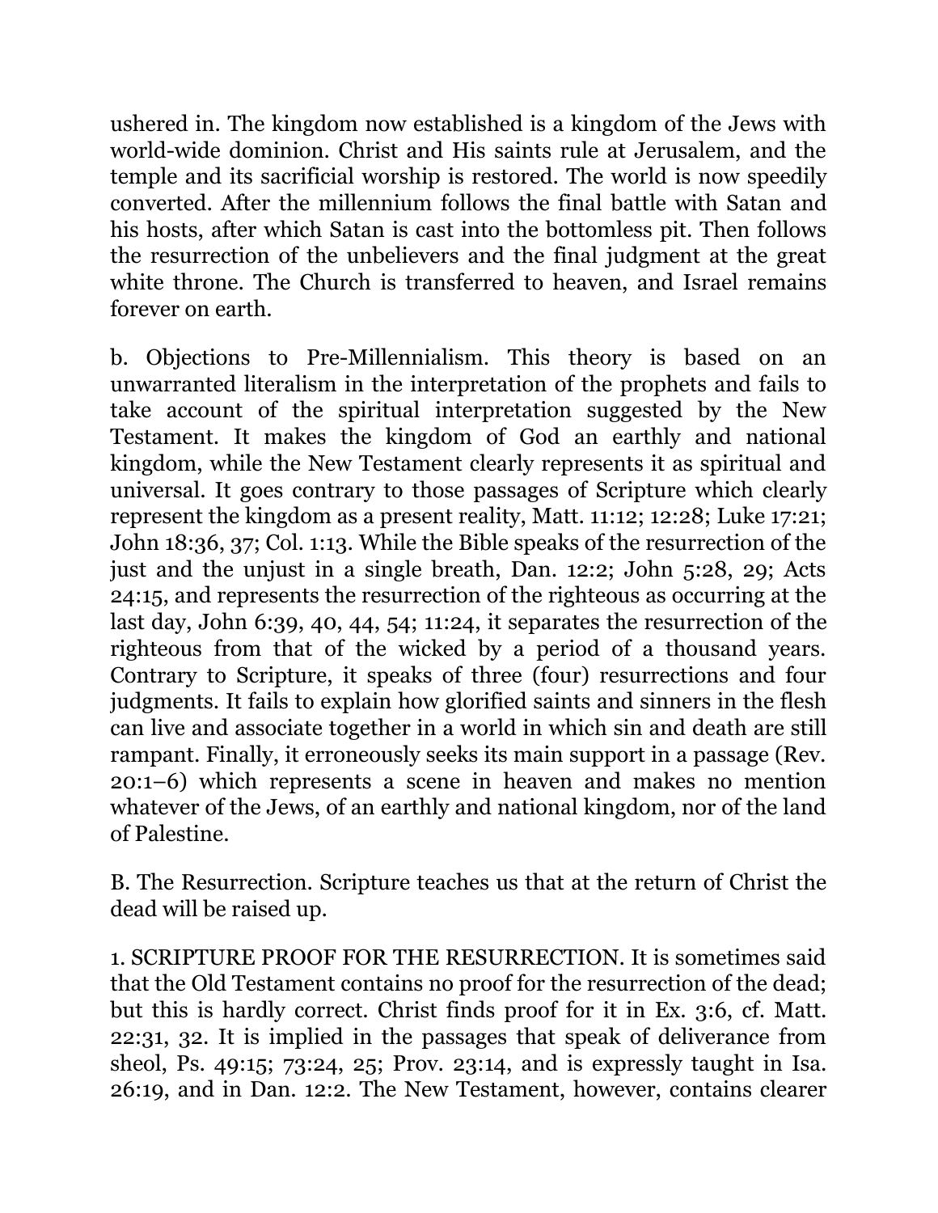ushered in. The kingdom now established is a kingdom of the Jews with world-wide dominion. Christ and His saints rule at Jerusalem, and the temple and its sacrificial worship is restored. The world is now speedily converted. After the millennium follows the final battle with Satan and his hosts, after which Satan is cast into the bottomless pit. Then follows the resurrection of the unbelievers and the final judgment at the great white throne. The Church is transferred to heaven, and Israel remains forever on earth.

b. Objections to Pre-Millennialism. This theory is based on an unwarranted literalism in the interpretation of the prophets and fails to take account of the spiritual interpretation suggested by the New Testament. It makes the kingdom of God an earthly and national kingdom, while the New Testament clearly represents it as spiritual and universal. It goes contrary to those passages of Scripture which clearly represent the kingdom as a present reality, Matt. 11:12; 12:28; Luke 17:21; John 18:36, 37; Col. 1:13. While the Bible speaks of the resurrection of the just and the unjust in a single breath, Dan. 12:2; John 5:28, 29; Acts 24:15, and represents the resurrection of the righteous as occurring at the last day, John 6:39, 40, 44, 54; 11:24, it separates the resurrection of the righteous from that of the wicked by a period of a thousand years. Contrary to Scripture, it speaks of three (four) resurrections and four judgments. It fails to explain how glorified saints and sinners in the flesh can live and associate together in a world in which sin and death are still rampant. Finally, it erroneously seeks its main support in a passage (Rev. 20:1–6) which represents a scene in heaven and makes no mention whatever of the Jews, of an earthly and national kingdom, nor of the land of Palestine.

B. The Resurrection. Scripture teaches us that at the return of Christ the dead will be raised up.

1. SCRIPTURE PROOF FOR THE RESURRECTION. It is sometimes said that the Old Testament contains no proof for the resurrection of the dead; but this is hardly correct. Christ finds proof for it in Ex. 3:6, cf. Matt. 22:31, 32. It is implied in the passages that speak of deliverance from sheol, Ps. 49:15; 73:24, 25; Prov. 23:14, and is expressly taught in Isa. 26:19, and in Dan. 12:2. The New Testament, however, contains clearer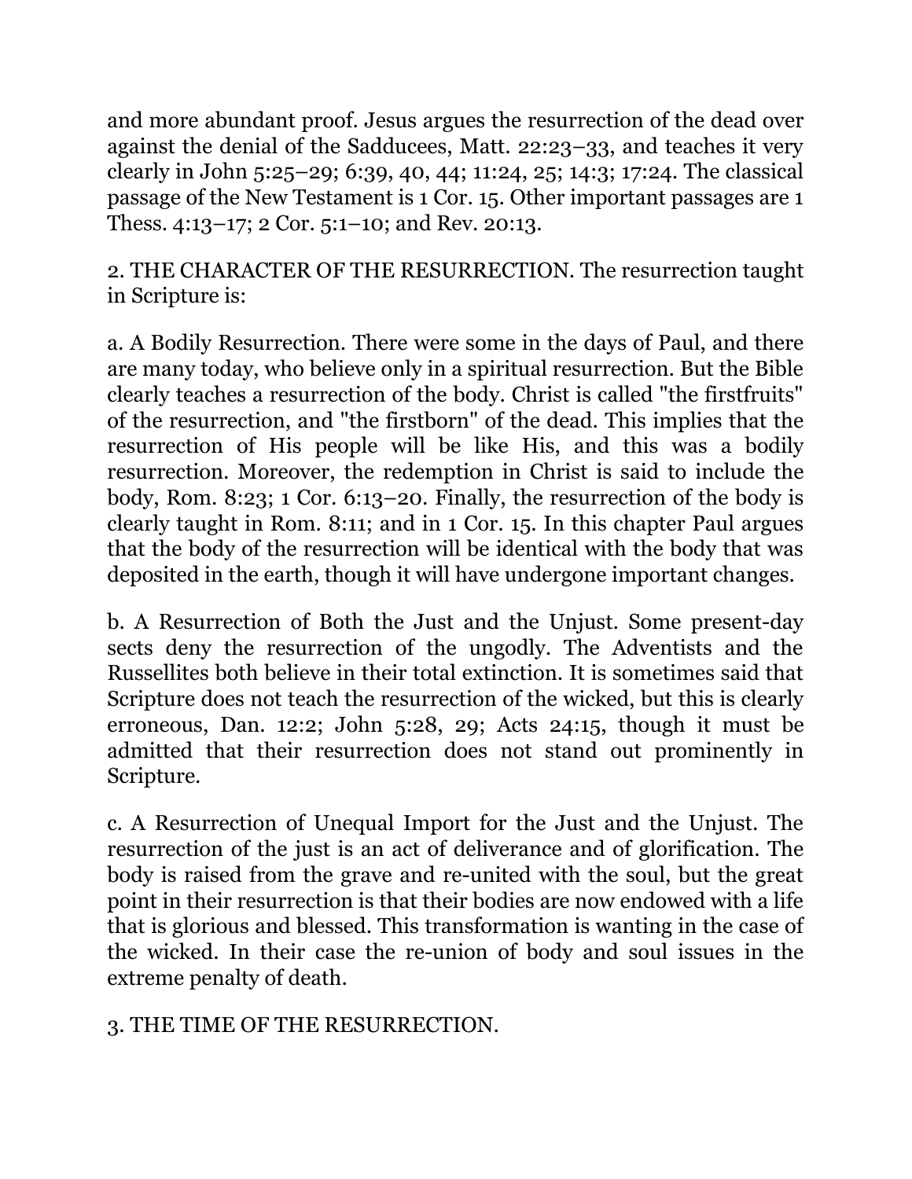and more abundant proof. Jesus argues the resurrection of the dead over against the denial of the Sadducees, Matt. 22:23–33, and teaches it very clearly in John 5:25–29; 6:39, 40, 44; 11:24, 25; 14:3; 17:24. The classical passage of the New Testament is 1 Cor. 15. Other important passages are 1 Thess. 4:13–17; 2 Cor. 5:1–10; and Rev. 20:13.

2. THE CHARACTER OF THE RESURRECTION. The resurrection taught in Scripture is:

a. A Bodily Resurrection. There were some in the days of Paul, and there are many today, who believe only in a spiritual resurrection. But the Bible clearly teaches a resurrection of the body. Christ is called "the firstfruits" of the resurrection, and "the firstborn" of the dead. This implies that the resurrection of His people will be like His, and this was a bodily resurrection. Moreover, the redemption in Christ is said to include the body, Rom. 8:23; 1 Cor. 6:13–20. Finally, the resurrection of the body is clearly taught in Rom. 8:11; and in 1 Cor. 15. In this chapter Paul argues that the body of the resurrection will be identical with the body that was deposited in the earth, though it will have undergone important changes.

b. A Resurrection of Both the Just and the Unjust. Some present-day sects deny the resurrection of the ungodly. The Adventists and the Russellites both believe in their total extinction. It is sometimes said that Scripture does not teach the resurrection of the wicked, but this is clearly erroneous, Dan. 12:2; John 5:28, 29; Acts 24:15, though it must be admitted that their resurrection does not stand out prominently in Scripture.

c. A Resurrection of Unequal Import for the Just and the Unjust. The resurrection of the just is an act of deliverance and of glorification. The body is raised from the grave and re-united with the soul, but the great point in their resurrection is that their bodies are now endowed with a life that is glorious and blessed. This transformation is wanting in the case of the wicked. In their case the re-union of body and soul issues in the extreme penalty of death.

3. THE TIME OF THE RESURRECTION.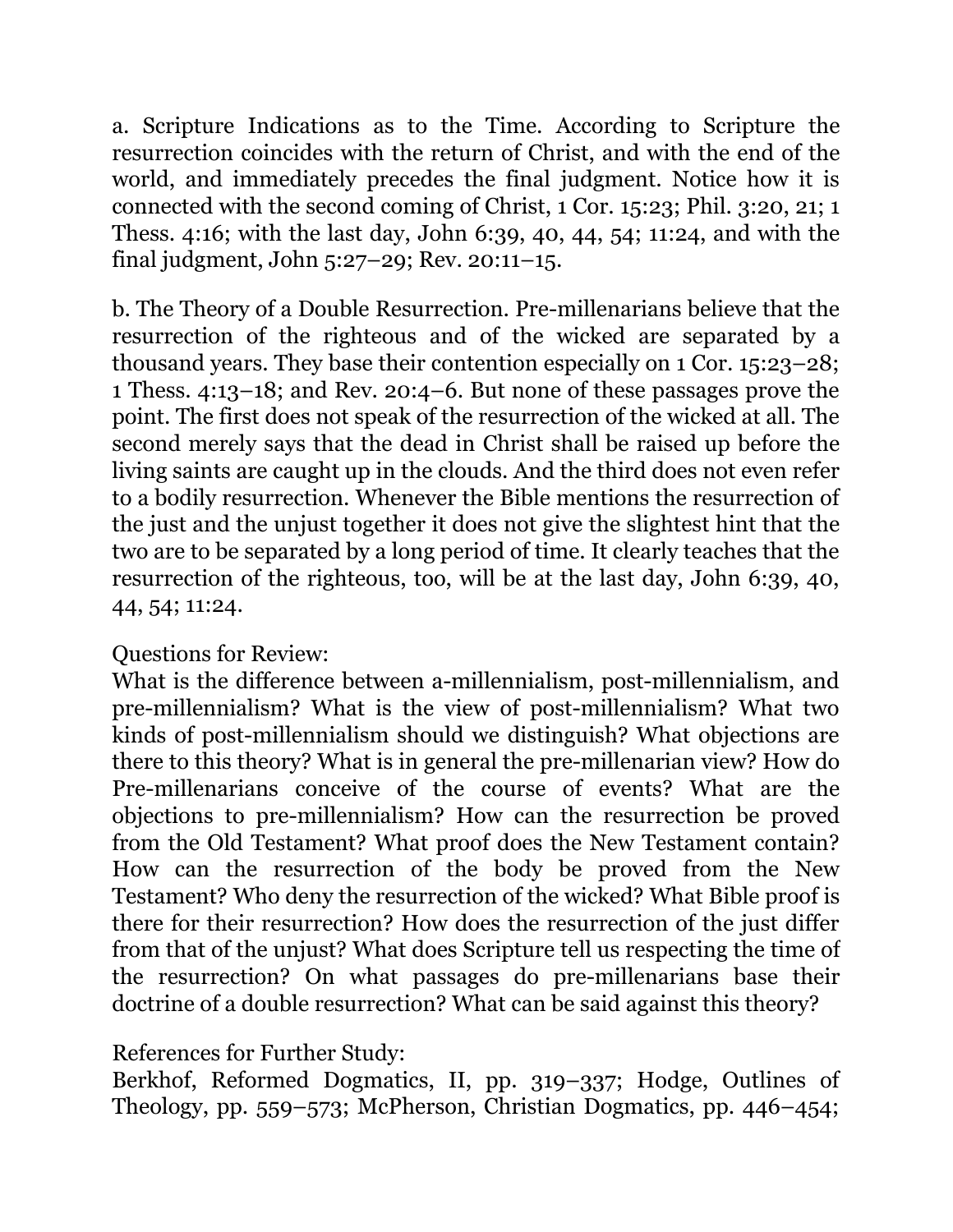a. Scripture Indications as to the Time. According to Scripture the resurrection coincides with the return of Christ, and with the end of the world, and immediately precedes the final judgment. Notice how it is connected with the second coming of Christ, 1 Cor. 15:23; Phil. 3:20, 21; 1 Thess. 4:16; with the last day, John 6:39, 40, 44, 54; 11:24, and with the final judgment, John 5:27–29; Rev. 20:11–15.

b. The Theory of a Double Resurrection. Pre-millenarians believe that the resurrection of the righteous and of the wicked are separated by a thousand years. They base their contention especially on 1 Cor. 15:23–28; 1 Thess. 4:13–18; and Rev. 20:4–6. But none of these passages prove the point. The first does not speak of the resurrection of the wicked at all. The second merely says that the dead in Christ shall be raised up before the living saints are caught up in the clouds. And the third does not even refer to a bodily resurrection. Whenever the Bible mentions the resurrection of the just and the unjust together it does not give the slightest hint that the two are to be separated by a long period of time. It clearly teaches that the resurrection of the righteous, too, will be at the last day, John 6:39, 40, 44, 54; 11:24.

Questions for Review:
What is the difference between a-millennialism, post-millennialism, and pre-millennialism? What is the view of post-millennialism? What two kinds of post-millennialism should we distinguish? What objections are there to this theory? What is in general the pre-millenarian view? How do Pre-millenarians conceive of the course of events? What are the objections to pre-millennialism? How can the resurrection be proved from the Old Testament? What proof does the New Testament contain? How can the resurrection of the body be proved from the New Testament? Who deny the resurrection of the wicked? What Bible proof is there for their resurrection? How does the resurrection of the just differ from that of the unjust? What does Scripture tell us respecting the time of the resurrection? On what passages do pre-millenarians base their doctrine of a double resurrection? What can be said against this theory?

References for Further Study:
Berkhof, Reformed Dogmatics, II, pp. 319–337; Hodge, Outlines of Theology, pp. 559–573; McPherson, Christian Dogmatics, pp. 446–454;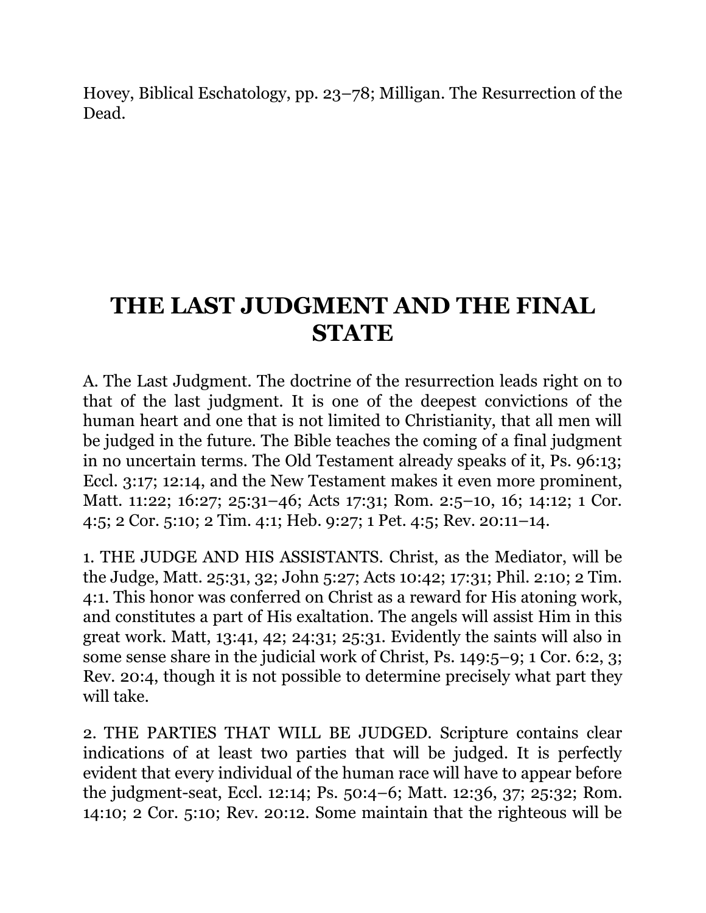Hovey, Biblical Eschatology, pp. 23–78; Milligan. The Resurrection of the Dead.

# THE LAST JUDGMENT AND THE FINAL STATE

A. The Last Judgment. The doctrine of the resurrection leads right on to that of the last judgment. It is one of the deepest convictions of the human heart and one that is not limited to Christianity, that all men will be judged in the future. The Bible teaches the coming of a final judgment in no uncertain terms. The Old Testament already speaks of it, Ps. 96:13; Eccl. 3:17; 12:14, and the New Testament makes it even more prominent, Matt. 11:22; 16:27; 25:31–46; Acts 17:31; Rom. 2:5–10, 16; 14:12; 1 Cor. 4:5; 2 Cor. 5:10; 2 Tim. 4:1; Heb. 9:27; 1 Pet. 4:5; Rev. 20:11–14.

1. THE JUDGE AND HIS ASSISTANTS. Christ, as the Mediator, will be the Judge, Matt. 25:31, 32; John 5:27; Acts 10:42; 17:31; Phil. 2:10; 2 Tim. 4:1. This honor was conferred on Christ as a reward for His atoning work, and constitutes a part of His exaltation. The angels will assist Him in this great work. Matt, 13:41, 42; 24:31; 25:31. Evidently the saints will also in some sense share in the judicial work of Christ, Ps. 149:5–9; 1 Cor. 6:2, 3; Rev. 20:4, though it is not possible to determine precisely what part they will take.

2. THE PARTIES THAT WILL BE JUDGED. Scripture contains clear indications of at least two parties that will be judged. It is perfectly evident that every individual of the human race will have to appear before the judgment-seat, Eccl. 12:14; Ps. 50:4–6; Matt. 12:36, 37; 25:32; Rom. 14:10; 2 Cor. 5:10; Rev. 20:12. Some maintain that the righteous will be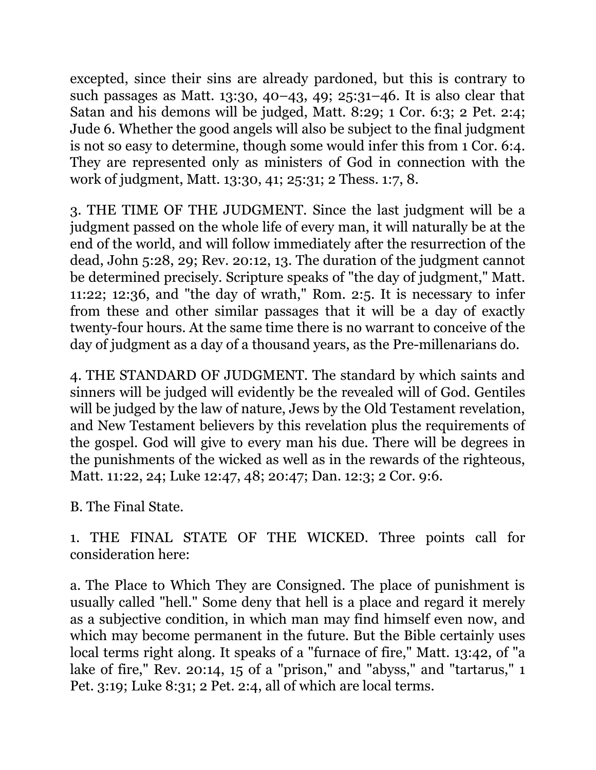excepted, since their sins are already pardoned, but this is contrary to such passages as Matt. 13:30, 40–43, 49; 25:31–46. It is also clear that Satan and his demons will be judged, Matt. 8:29; 1 Cor. 6:3; 2 Pet. 2:4; Jude 6. Whether the good angels will also be subject to the final judgment is not so easy to determine, though some would infer this from 1 Cor. 6:4. They are represented only as ministers of God in connection with the work of judgment, Matt. 13:30, 41; 25:31; 2 Thess. 1:7, 8.

3. THE TIME OF THE JUDGMENT. Since the last judgment will be a judgment passed on the whole life of every man, it will naturally be at the end of the world, and will follow immediately after the resurrection of the dead, John 5:28, 29; Rev. 20:12, 13. The duration of the judgment cannot be determined precisely. Scripture speaks of "the day of judgment," Matt. 11:22; 12:36, and "the day of wrath," Rom. 2:5. It is necessary to infer from these and other similar passages that it will be a day of exactly twenty-four hours. At the same time there is no warrant to conceive of the day of judgment as a day of a thousand years, as the Pre-millenarians do.

4. THE STANDARD OF JUDGMENT. The standard by which saints and sinners will be judged will evidently be the revealed will of God. Gentiles will be judged by the law of nature, Jews by the Old Testament revelation, and New Testament believers by this revelation plus the requirements of the gospel. God will give to every man his due. There will be degrees in the punishments of the wicked as well as in the rewards of the righteous, Matt. 11:22, 24; Luke 12:47, 48; 20:47; Dan. 12:3; 2 Cor. 9:6.

B. The Final State.

1. THE FINAL STATE OF THE WICKED. Three points call for consideration here:

a. The Place to Which They are Consigned. The place of punishment is usually called "hell." Some deny that hell is a place and regard it merely as a subjective condition, in which man may find himself even now, and which may become permanent in the future. But the Bible certainly uses local terms right along. It speaks of a "furnace of fire," Matt. 13:42, of "a lake of fire," Rev. 20:14, 15 of a "prison," and "abyss," and "tartarus," 1 Pet. 3:19; Luke 8:31; 2 Pet. 2:4, all of which are local terms.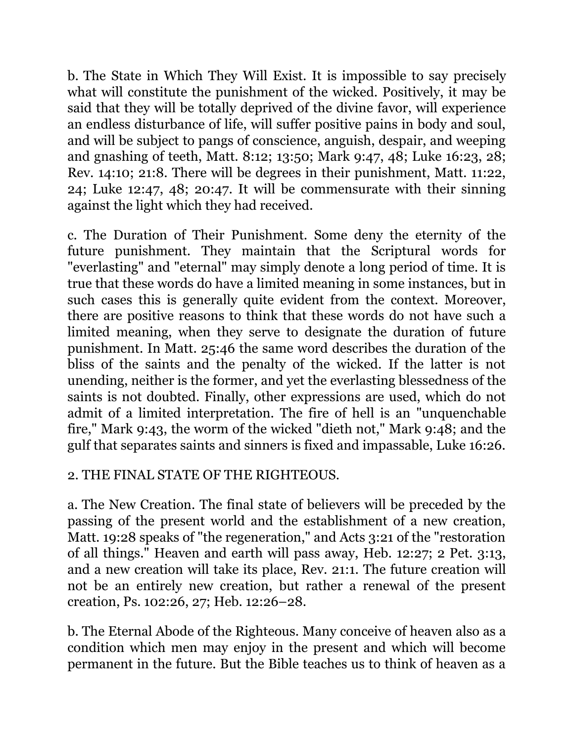b. The State in Which They Will Exist. It is impossible to say precisely what will constitute the punishment of the wicked. Positively, it may be said that they will be totally deprived of the divine favor, will experience an endless disturbance of life, will suffer positive pains in body and soul, and will be subject to pangs of conscience, anguish, despair, and weeping and gnashing of teeth, Matt. 8:12; 13:50; Mark 9:47, 48; Luke 16:23, 28; Rev. 14:10; 21:8. There will be degrees in their punishment, Matt. 11:22, 24; Luke 12:47, 48; 20:47. It will be commensurate with their sinning against the light which they had received.

c. The Duration of Their Punishment. Some deny the eternity of the future punishment. They maintain that the Scriptural words for "everlasting" and "eternal" may simply denote a long period of time. It is true that these words do have a limited meaning in some instances, but in such cases this is generally quite evident from the context. Moreover, there are positive reasons to think that these words do not have such a limited meaning, when they serve to designate the duration of future punishment. In Matt. 25:46 the same word describes the duration of the bliss of the saints and the penalty of the wicked. If the latter is not unending, neither is the former, and yet the everlasting blessedness of the saints is not doubted. Finally, other expressions are used, which do not admit of a limited interpretation. The fire of hell is an "unquenchable fire," Mark 9:43, the worm of the wicked "dieth not," Mark 9:48; and the gulf that separates saints and sinners is fixed and impassable, Luke 16:26.

2. THE FINAL STATE OF THE RIGHTEOUS.

a. The New Creation. The final state of believers will be preceded by the passing of the present world and the establishment of a new creation, Matt. 19:28 speaks of "the regeneration," and Acts 3:21 of the "restoration of all things." Heaven and earth will pass away, Heb. 12:27; 2 Pet. 3:13, and a new creation will take its place, Rev. 21:1. The future creation will not be an entirely new creation, but rather a renewal of the present creation, Ps. 102:26, 27; Heb. 12:26–28.

b. The Eternal Abode of the Righteous. Many conceive of heaven also as a condition which men may enjoy in the present and which will become permanent in the future. But the Bible teaches us to think of heaven as a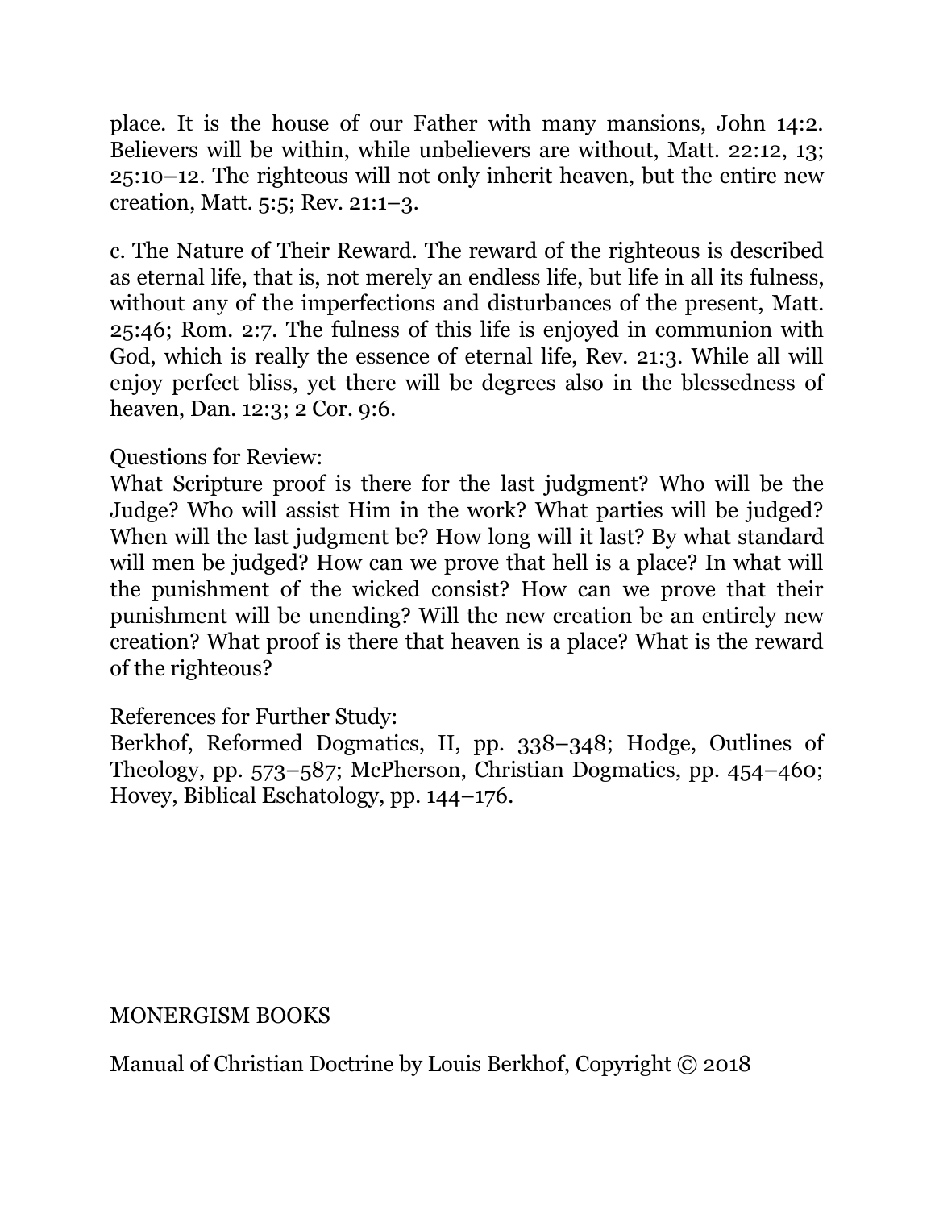place. It is the house of our Father with many mansions, John 14:2. Believers will be within, while unbelievers are without, Matt. 22:12, 13; 25:10–12. The righteous will not only inherit heaven, but the entire new creation, Matt. 5:5; Rev. 21:1–3.

c. The Nature of Their Reward. The reward of the righteous is described as eternal life, that is, not merely an endless life, but life in all its fulness, without any of the imperfections and disturbances of the present, Matt. 25:46; Rom. 2:7. The fulness of this life is enjoyed in communion with God, which is really the essence of eternal life, Rev. 21:3. While all will enjoy perfect bliss, yet there will be degrees also in the blessedness of heaven, Dan. 12:3; 2 Cor. 9:6.

Questions for Review:
What Scripture proof is there for the last judgment? Who will be the Judge? Who will assist Him in the work? What parties will be judged? When will the last judgment be? How long will it last? By what standard will men be judged? How can we prove that hell is a place? In what will the punishment of the wicked consist? How can we prove that their punishment will be unending? Will the new creation be an entirely new creation? What proof is there that heaven is a place? What is the reward of the righteous?

References for Further Study:
Berkhof, Reformed Dogmatics, II, pp. 338–348; Hodge, Outlines of Theology, pp. 573–587; McPherson, Christian Dogmatics, pp. 454–460; Hovey, Biblical Eschatology, pp. 144–176.

MONERGISM BOOKS

Manual of Christian Doctrine by Louis Berkhof, Copyright © 2018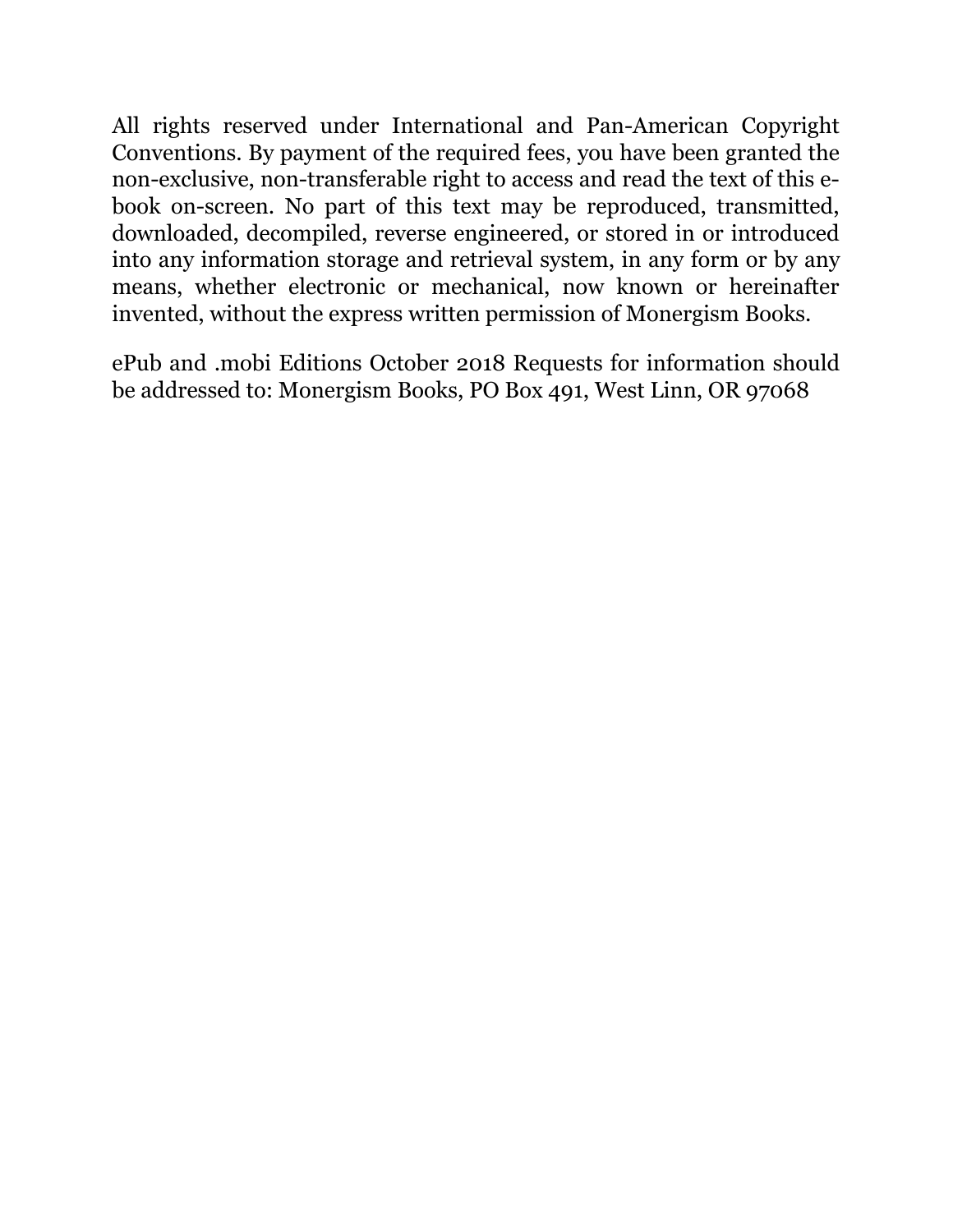All rights reserved under International and Pan-American Copyright Conventions. By payment of the required fees, you have been granted the non-exclusive, non-transferable right to access and read the text of this e-book on-screen. No part of this text may be reproduced, transmitted, downloaded, decompiled, reverse engineered, or stored in or introduced into any information storage and retrieval system, in any form or by any means, whether electronic or mechanical, now known or hereinafter invented, without the express written permission of Monergism Books.

ePub and .mobi Editions October 2018 Requests for information should be addressed to: Monergism Books, PO Box 491, West Linn, OR 97068